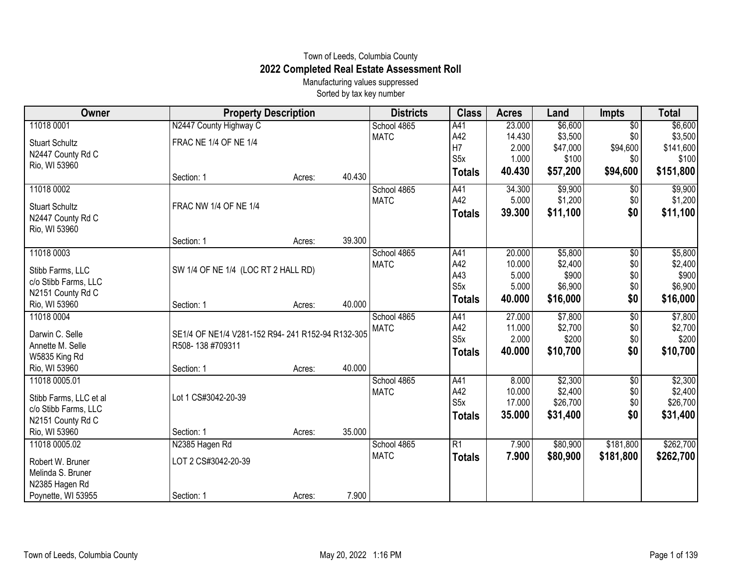Town of Leeds, Columbia County

# 2022 Completed Real Estate Assessment Roll

Manufacturing values suppressed

Sorted by tax key number

| Owner | Property Description | | | Districts | Class | Acres | Land | Impts | Total |
|---|---|---|---|---|---|---|---|---|---|
| 11018 0001 | N2447 County Highway C | | | School 4865 | A41 | 23.000 | $6,600 | $0 | $6,600 |
| Stuart Schultz | FRAC NE 1/4 OF NE 1/4 | | | MATC | A42 | 14.430 | $3,500 | $0 | $3,500 |
| N2447 County Rd C | | | | | H7 | 2.000 | $47,000 | $94,600 | $141,600 |
| Rio, WI 53960 | | | | | S5x | 1.000 | $100 | $0 | $100 |
| | Section: 1 | Acres: | 40.430 | | **Totals** | **40.430** | **$57,200** | **$94,600** | **$151,800** |
| 11018 0002 | | | | School 4865 | A41 | 34.300 | $9,900 | $0 | $9,900 |
| Stuart Schultz | FRAC NW 1/4 OF NE 1/4 | | | MATC | A42 | 5.000 | $1,200 | $0 | $1,200 |
| N2447 County Rd C | | | | | **Totals** | **39.300** | **$11,100** | **$0** | **$11,100** |
| Rio, WI 53960 | | | | | | | | | |
| | Section: 1 | Acres: | 39.300 | | | | | | |
| 11018 0003 | | | | School 4865 | A41 | 20.000 | $5,800 | $0 | $5,800 |
| Stibb Farms, LLC | SW 1/4 OF NE 1/4 (LOC RT 2 HALL RD) | | | MATC | A42 | 10.000 | $2,400 | $0 | $2,400 |
| c/o Stibb Farms, LLC | | | | | A43 | 5.000 | $900 | $0 | $900 |
| N2151 County Rd C | | | | | S5x | 5.000 | $6,900 | $0 | $6,900 |
| Rio, WI 53960 | Section: 1 | Acres: | 40.000 | | **Totals** | **40.000** | **$16,000** | **$0** | **$16,000** |
| 11018 0004 | | | | School 4865 | A41 | 27.000 | $7,800 | $0 | $7,800 |
| Darwin C. Selle | SE1/4 OF NE1/4 V281-152 R94- 241 R152-94 R132-305 | | | MATC | A42 | 11.000 | $2,700 | $0 | $2,700 |
| Annette M. Selle | R508- 138 #709311 | | | | S5x | 2.000 | $200 | $0 | $200 |
| W5835 King Rd | | | | | **Totals** | **40.000** | **$10,700** | **$0** | **$10,700** |
| Rio, WI 53960 | Section: 1 | Acres: | 40.000 | | | | | | |
| 11018 0005.01 | | | | School 4865 | A41 | 8.000 | $2,300 | $0 | $2,300 |
| Stibb Farms, LLC et al | Lot 1 CS#3042-20-39 | | | MATC | A42 | 10.000 | $2,400 | $0 | $2,400 |
| c/o Stibb Farms, LLC | | | | | S5x | 17.000 | $26,700 | $0 | $26,700 |
| N2151 County Rd C | | | | | **Totals** | **35.000** | **$31,400** | **$0** | **$31,400** |
| Rio, WI 53960 | Section: 1 | Acres: | 35.000 | | | | | | |
| 11018 0005.02 | N2385 Hagen Rd | | | School 4865 | R1 | 7.900 | $80,900 | $181,800 | $262,700 |
| Robert W. Bruner | LOT 2 CS#3042-20-39 | | | MATC | **Totals** | **7.900** | **$80,900** | **$181,800** | **$262,700** |
| Melinda S. Bruner | | | | | | | | | |
| N2385 Hagen Rd | | | | | | | | | |
| Poynette, WI 53955 | Section: 1 | Acres: | 7.900 | | | | | | |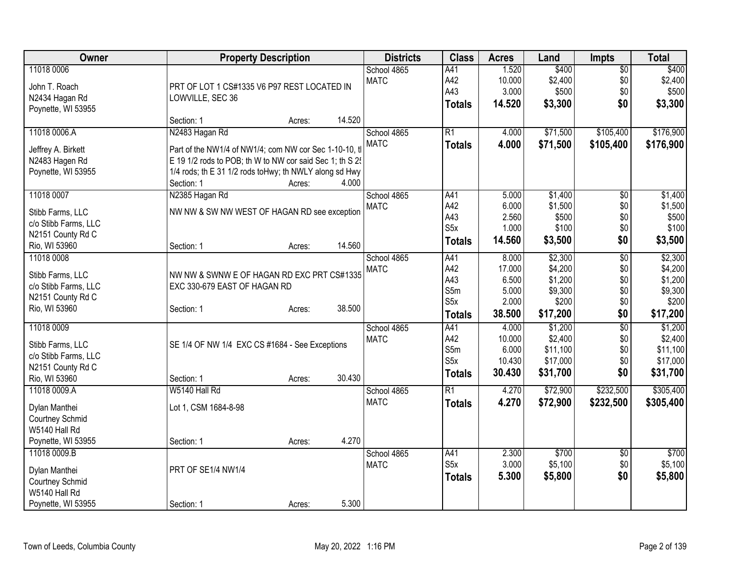| Owner | Property Description | Districts | Class | Acres | Land | Impts | Total |
|---|---|---|---|---|---|---|---|
| 11018 0006<br><br>John T. Roach<br>N2434 Hagan Rd<br>Poynette, WI 53955 | PRT OF LOT 1 CS#1335 V6 P97 REST LOCATED IN LOWVILLE, SEC 36<br><br>Section: 1 Acres: 14.520 | School 4865<br>MATC | A41<br>A42<br>A43<br>**Totals** | 1.520<br>10.000<br>3.000<br>**14.520** | $400<br>$2,400<br>$500<br>**$3,300** | $0<br>$0<br>$0<br>**$0** | $400<br>$2,400<br>$500<br>**$3,300** |
| 11018 0006.A<br><br>Jeffrey A. Birkett<br>N2483 Hagen Rd<br>Poynette, WI 53955 | N2483 Hagan Rd<br><br>Part of the NW1/4 of NW1/4; com NW cor Sec 1-10-10, tl E 19 1/2 rods to POB; th W to NW cor said Sec 1; th S 2! 1/4 rods; th E 31 1/2 rods toHwy; th NWLY along sd Hwy<br>Section: 1 Acres: 4.000 | School 4865<br>MATC | R1<br>**Totals** | 4.000<br>**4.000** | $71,500<br>**$71,500** | $105,400<br>**$105,400** | $176,900<br>**$176,900** |
| 11018 0007<br><br>Stibb Farms, LLC<br>c/o Stibb Farms, LLC<br>N2151 County Rd C<br>Rio, WI 53960 | N2385 Hagan Rd<br><br>NW NW & SW NW WEST OF HAGAN RD see exception<br><br>Section: 1 Acres: 14.560 | School 4865<br>MATC | A41<br>A42<br>A43<br>S5x<br>**Totals** | 5.000<br>6.000<br>2.560<br>1.000<br>**14.560** | $1,400<br>$1,500<br>$500<br>$100<br>**$3,500** | $0<br>$0<br>$0<br>$0<br>**$0** | $1,400<br>$1,500<br>$500<br>$100<br>**$3,500** |
| 11018 0008<br><br>Stibb Farms, LLC<br>c/o Stibb Farms, LLC<br>N2151 County Rd C<br>Rio, WI 53960 | NW NW & SWNW E OF HAGAN RD EXC PRT CS#1335 EXC 330-679 EAST OF HAGAN RD<br><br>Section: 1 Acres: 38.500 | School 4865<br>MATC | A41<br>A42<br>A43<br>S5m<br>S5x<br>**Totals** | 8.000<br>17.000<br>6.500<br>5.000<br>2.000<br>**38.500** | $2,300<br>$4,200<br>$1,200<br>$9,300<br>$200<br>**$17,200** | $0<br>$0<br>$0<br>$0<br>$0<br>**$0** | $2,300<br>$4,200<br>$1,200<br>$9,300<br>$200<br>**$17,200** |
| 11018 0009<br><br>Stibb Farms, LLC<br>c/o Stibb Farms, LLC<br>N2151 County Rd C<br>Rio, WI 53960 | SE 1/4 OF NW 1/4 EXC CS #1684 - See Exceptions<br><br>Section: 1 Acres: 30.430 | School 4865<br>MATC | A41<br>A42<br>S5m<br>S5x<br>**Totals** | 4.000<br>10.000<br>6.000<br>10.430<br>**30.430** | $1,200<br>$2,400<br>$11,100<br>$17,000<br>**$31,700** | $0<br>$0<br>$0<br>$0<br>**$0** | $1,200<br>$2,400<br>$11,100<br>$17,000<br>**$31,700** |
| 11018 0009.A<br><br>Dylan Manthei<br>Courtney Schmid<br>W5140 Hall Rd<br>Poynette, WI 53955 | W5140 Hall Rd<br><br>Lot 1, CSM 1684-8-98<br><br>Section: 1 Acres: 4.270 | School 4865<br>MATC | R1<br>**Totals** | 4.270<br>**4.270** | $72,900<br>**$72,900** | $232,500<br>**$232,500** | $305,400<br>**$305,400** |
| 11018 0009.B<br><br>Dylan Manthei<br>Courtney Schmid<br>W5140 Hall Rd<br>Poynette, WI 53955 | PRT OF SE1/4 NW1/4<br><br>Section: 1 Acres: 5.300 | School 4865<br>MATC | A41<br>S5x<br>**Totals** | 2.300<br>3.000<br>**5.300** | $700<br>$5,100<br>**$5,800** | $0<br>$0<br>**$0** | $700<br>$5,100<br>**$5,800** |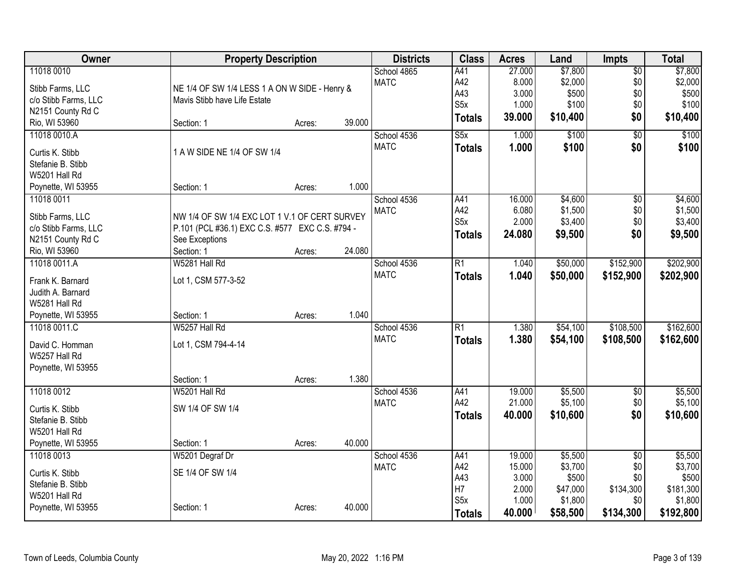| Owner | Property Description | | | Districts | Class | Acres | Land | Impts | Total |
|---|---|---|---|---|---|---|---|---|---|
| 11018 0010 | | | | School 4865 | A41 | 27.000 | $7,800 | $0 | $7,800 |
| Stibb Farms, LLC | NE 1/4 OF SW 1/4 LESS 1 A ON W SIDE - Henry & | | | MATC | A42 | 8.000 | $2,000 | $0 | $2,000 |
| c/o Stibb Farms, LLC | Mavis Stibb have Life Estate | | | | A43 | 3.000 | $500 | $0 | $500 |
| N2151 County Rd C | | | | | S5x | 1.000 | $100 | $0 | $100 |
| Rio, WI 53960 | Section: 1 | Acres: | 39.000 | | **Totals** | **39.000** | **$10,400** | **$0** | **$10,400** |
| 11018 0010.A | | | | School 4536 | S5x | 1.000 | $100 | $0 | $100 |
| Curtis K. Stibb | 1 A W SIDE NE 1/4 OF SW 1/4 | | | MATC | **Totals** | **1.000** | **$100** | **$0** | **$100** |
| Stefanie B. Stibb | | | | | | | | | |
| W5201 Hall Rd | | | | | | | | | |
| Poynette, WI 53955 | Section: 1 | Acres: | 1.000 | | | | | | |
| 11018 0011 | | | | School 4536 | A41 | 16.000 | $4,600 | $0 | $4,600 |
| Stibb Farms, LLC | NW 1/4 OF SW 1/4 EXC LOT 1 V.1 OF CERT SURVEY | | | MATC | A42 | 6.080 | $1,500 | $0 | $1,500 |
| c/o Stibb Farms, LLC | P.101 (PCL #36.1) EXC C.S. #577 EXC C.S. #794 - | | | | S5x | 2.000 | $3,400 | $0 | $3,400 |
| N2151 County Rd C | See Exceptions | | | | **Totals** | **24.080** | **$9,500** | **$0** | **$9,500** |
| Rio, WI 53960 | Section: 1 | Acres: | 24.080 | | | | | | |
| 11018 0011.A | W5281 Hall Rd | | | School 4536 | R1 | 1.040 | $50,000 | $152,900 | $202,900 |
| Frank K. Barnard | Lot 1, CSM 577-3-52 | | | MATC | **Totals** | **1.040** | **$50,000** | **$152,900** | **$202,900** |
| Judith A. Barnard | | | | | | | | | |
| W5281 Hall Rd | | | | | | | | | |
| Poynette, WI 53955 | Section: 1 | Acres: | 1.040 | | | | | | |
| 11018 0011.C | W5257 Hall Rd | | | School 4536 | R1 | 1.380 | $54,100 | $108,500 | $162,600 |
| David C. Homman | Lot 1, CSM 794-4-14 | | | MATC | **Totals** | **1.380** | **$54,100** | **$108,500** | **$162,600** |
| W5257 Hall Rd | | | | | | | | | |
| Poynette, WI 53955 | | | | | | | | | |
| | Section: 1 | Acres: | 1.380 | | | | | | |
| 11018 0012 | W5201 Hall Rd | | | School 4536 | A41 | 19.000 | $5,500 | $0 | $5,500 |
| Curtis K. Stibb | SW 1/4 OF SW 1/4 | | | MATC | A42 | 21.000 | $5,100 | $0 | $5,100 |
| Stefanie B. Stibb | | | | | **Totals** | **40.000** | **$10,600** | **$0** | **$10,600** |
| W5201 Hall Rd | | | | | | | | | |
| Poynette, WI 53955 | Section: 1 | Acres: | 40.000 | | | | | | |
| 11018 0013 | W5201 Degraf Dr | | | School 4536 | A41 | 19.000 | $5,500 | $0 | $5,500 |
| Curtis K. Stibb | SE 1/4 OF SW 1/4 | | | MATC | A42 | 15.000 | $3,700 | $0 | $3,700 |
| Stefanie B. Stibb | | | | | A43 | 3.000 | $500 | $0 | $500 |
| W5201 Hall Rd | | | | | H7 | 2.000 | $47,000 | $134,300 | $181,300 |
| Poynette, WI 53955 | Section: 1 | Acres: | 40.000 | | S5x | 1.000 | $1,800 | $0 | $1,800 |
| | | | | | **Totals** | **40.000** | **$58,500** | **$134,300** | **$192,800** |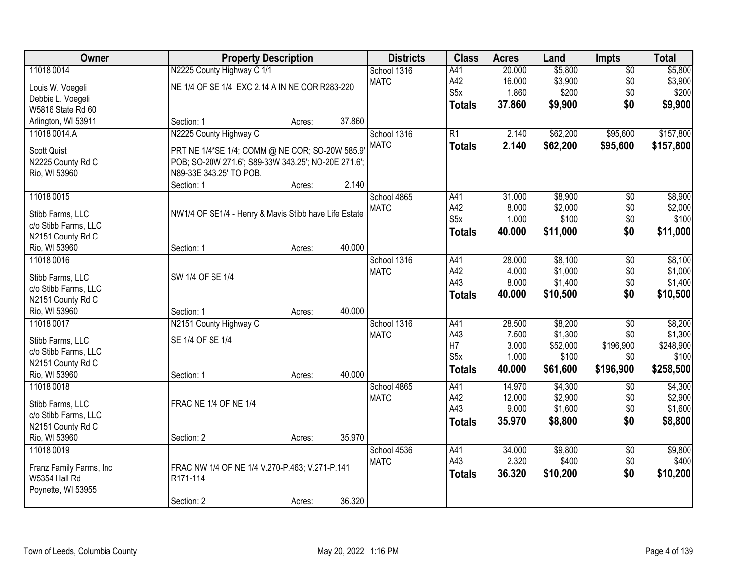| Owner | Property Description | Districts | Class | Acres | Land | Impts | Total |
|---|---|---|---|---|---|---|---|
| 11018 0014<br>Louis W. Voegeli<br>Debbie L. Voegeli<br>W5816 State Rd 60<br>Arlington, WI 53911 | N2225 County Highway C 1/1<br>NE 1/4 OF SE 1/4 EXC 2.14 A IN NE COR R283-220<br>Section: 1 Acres: 37.860 | School 1316<br>MATC | A41<br>A42<br>S5x<br>**Totals** | 20.000<br>16.000<br>1.860<br>**37.860** | $5,800<br>$3,900<br>$200<br>**$9,900** | $0<br>$0<br>$0<br>**$0** | $5,800<br>$3,900<br>$200<br>**$9,900** |
| 11018 0014.A<br>Scott Quist<br>N2225 County Rd C<br>Rio, WI 53960 | N2225 County Highway C<br>PRT NE 1/4*SE 1/4; COMM @ NE COR; SO-20W 585.9' POB; SO-20W 271.6'; S89-33W 343.25'; NO-20E 271.6'; N89-33E 343.25' TO POB.<br>Section: 1 Acres: 2.140 | School 1316<br>MATC | R1<br>**Totals** | 2.140<br>**2.140** | $62,200<br>**$62,200** | $95,600<br>**$95,600** | $157,800<br>**$157,800** |
| 11018 0015<br>Stibb Farms, LLC<br>c/o Stibb Farms, LLC<br>N2151 County Rd C<br>Rio, WI 53960 | NW1/4 OF SE1/4 - Henry & Mavis Stibb have Life Estate<br>Section: 1 Acres: 40.000 | School 4865<br>MATC | A41<br>A42<br>S5x<br>**Totals** | 31.000<br>8.000<br>1.000<br>**40.000** | $8,900<br>$2,000<br>$100<br>**$11,000** | $0<br>$0<br>$0<br>**$0** | $8,900<br>$2,000<br>$100<br>**$11,000** |
| 11018 0016<br>Stibb Farms, LLC<br>c/o Stibb Farms, LLC<br>N2151 County Rd C<br>Rio, WI 53960 | SW 1/4 OF SE 1/4<br>Section: 1 Acres: 40.000 | School 1316<br>MATC | A41<br>A42<br>A43<br>**Totals** | 28.000<br>4.000<br>8.000<br>**40.000** | $8,100<br>$1,000<br>$1,400<br>**$10,500** | $0<br>$0<br>$0<br>**$0** | $8,100<br>$1,000<br>$1,400<br>**$10,500** |
| 11018 0017<br>Stibb Farms, LLC<br>c/o Stibb Farms, LLC<br>N2151 County Rd C<br>Rio, WI 53960 | N2151 County Highway C<br>SE 1/4 OF SE 1/4<br>Section: 1 Acres: 40.000 | School 1316<br>MATC | A41<br>A43<br>H7<br>S5x<br>**Totals** | 28.500<br>7.500<br>3.000<br>1.000<br>**40.000** | $8,200<br>$1,300<br>$52,000<br>$100<br>**$61,600** | $0<br>$0<br>$196,900<br>$0<br>**$196,900** | $8,200<br>$1,300<br>$248,900<br>$100<br>**$258,500** |
| 11018 0018<br>Stibb Farms, LLC<br>c/o Stibb Farms, LLC<br>N2151 County Rd C<br>Rio, WI 53960 | FRAC NE 1/4 OF NE 1/4<br>Section: 2 Acres: 35.970 | School 4865<br>MATC | A41<br>A42<br>A43<br>**Totals** | 14.970<br>12.000<br>9.000<br>**35.970** | $4,300<br>$2,900<br>$1,600<br>**$8,800** | $0<br>$0<br>$0<br>**$0** | $4,300<br>$2,900<br>$1,600<br>**$8,800** |
| 11018 0019<br>Franz Family Farms, Inc<br>W5354 Hall Rd<br>Poynette, WI 53955 | FRAC NW 1/4 OF NE 1/4 V.270-P.463; V.271-P.141 R171-114<br>Section: 2 Acres: 36.320 | School 4536<br>MATC | A41<br>A43<br>**Totals** | 34.000<br>2.320<br>**36.320** | $9,800<br>$400<br>**$10,200** | $0<br>$0<br>**$0** | $9,800<br>$400<br>**$10,200** |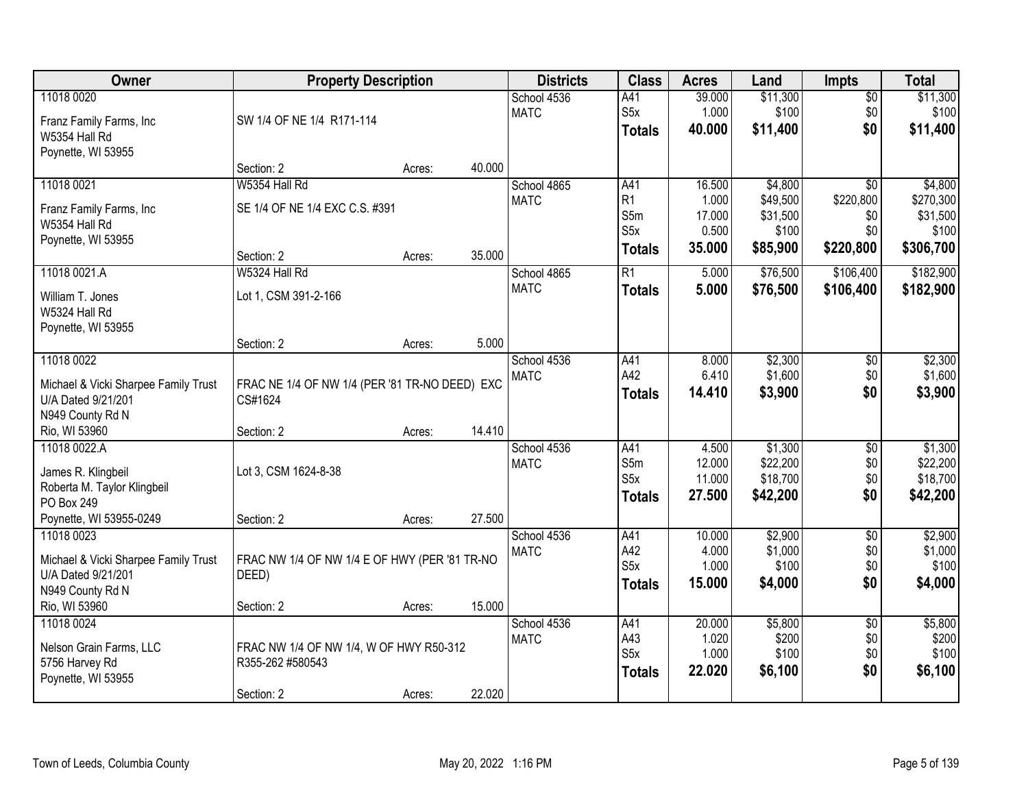| Owner | Property Description | | | Districts | Class | Acres | Land | Impts | Total |
|---|---|---|---|---|---|---|---|---|---|
| 11018 0020 | | | | School 4536 | A41 | 39.000 | $11,300 | $0 | $11,300 |
| Franz Family Farms, Inc | SW 1/4 OF NE 1/4 R171-114 | | | MATC | S5x | 1.000 | $100 | $0 | $100 |
| W5354 Hall Rd | | | | | **Totals** | **40.000** | **$11,400** | **$0** | **$11,400** |
| Poynette, WI 53955 | | | | | | | | | |
| | Section: 2 | Acres: | 40.000 | | | | | | |
| 11018 0021 | W5354 Hall Rd | | | School 4865 | A41 | 16.500 | $4,800 | $0 | $4,800 |
| Franz Family Farms, Inc | SE 1/4 OF NE 1/4 EXC C.S. #391 | | | MATC | R1 | 1.000 | $49,500 | $220,800 | $270,300 |
| W5354 Hall Rd | | | | | S5m | 17.000 | $31,500 | $0 | $31,500 |
| Poynette, WI 53955 | | | | | S5x | 0.500 | $100 | $0 | $100 |
| | Section: 2 | Acres: | 35.000 | | **Totals** | **35.000** | **$85,900** | **$220,800** | **$306,700** |
| 11018 0021.A | W5324 Hall Rd | | | School 4865 | R1 | 5.000 | $76,500 | $106,400 | $182,900 |
| William T. Jones | Lot 1, CSM 391-2-166 | | | MATC | **Totals** | **5.000** | **$76,500** | **$106,400** | **$182,900** |
| W5324 Hall Rd | | | | | | | | | |
| Poynette, WI 53955 | | | | | | | | | |
| | Section: 2 | Acres: | 5.000 | | | | | | |
| 11018 0022 | | | | School 4536 | A41 | 8.000 | $2,300 | $0 | $2,300 |
| Michael & Vicki Sharpee Family Trust | FRAC NE 1/4 OF NW 1/4 (PER '81 TR-NO DEED) EXC | | | MATC | A42 | 6.410 | $1,600 | $0 | $1,600 |
| U/A Dated 9/21/201 | CS#1624 | | | | **Totals** | **14.410** | **$3,900** | **$0** | **$3,900** |
| N949 County Rd N | | | | | | | | | |
| Rio, WI 53960 | Section: 2 | Acres: | 14.410 | | | | | | |
| 11018 0022.A | | | | School 4536 | A41 | 4.500 | $1,300 | $0 | $1,300 |
| James R. Klingbeil | Lot 3, CSM 1624-8-38 | | | MATC | S5m | 12.000 | $22,200 | $0 | $22,200 |
| Roberta M. Taylor Klingbeil | | | | | S5x | 11.000 | $18,700 | $0 | $18,700 |
| PO Box 249 | | | | | **Totals** | **27.500** | **$42,200** | **$0** | **$42,200** |
| Poynette, WI 53955-0249 | Section: 2 | Acres: | 27.500 | | | | | | |
| 11018 0023 | | | | School 4536 | A41 | 10.000 | $2,900 | $0 | $2,900 |
| Michael & Vicki Sharpee Family Trust | FRAC NW 1/4 OF NW 1/4 E OF HWY (PER '81 TR-NO | | | MATC | A42 | 4.000 | $1,000 | $0 | $1,000 |
| U/A Dated 9/21/201 | DEED) | | | | S5x | 1.000 | $100 | $0 | $100 |
| N949 County Rd N | | | | | **Totals** | **15.000** | **$4,000** | **$0** | **$4,000** |
| Rio, WI 53960 | Section: 2 | Acres: | 15.000 | | | | | | |
| 11018 0024 | | | | School 4536 | A41 | 20.000 | $5,800 | $0 | $5,800 |
| Nelson Grain Farms, LLC | FRAC NW 1/4 OF NW 1/4, W OF HWY R50-312 | | | MATC | A43 | 1.020 | $200 | $0 | $200 |
| 5756 Harvey Rd | R355-262 #580543 | | | | S5x | 1.000 | $100 | $0 | $100 |
| Poynette, WI 53955 | | | | | **Totals** | **22.020** | **$6,100** | **$0** | **$6,100** |
| | Section: 2 | Acres: | 22.020 | | | | | | |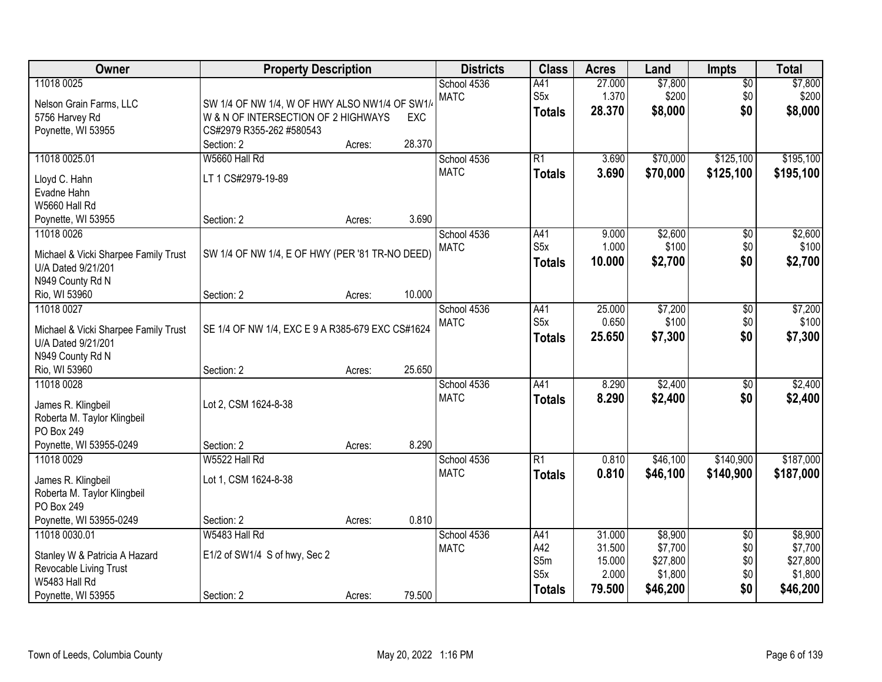| Owner | Property Description | | | Districts | Class | Acres | Land | Impts | Total |
|---|---|---|---|---|---|---|---|---|---|
| 11018 0025 | | | | School 4536 | A41 | 27.000 | $7,800 | $0 | $7,800 |
| Nelson Grain Farms, LLC | SW 1/4 OF NW 1/4, W OF HWY ALSO NW1/4 OF SW1/4 | | | MATC | S5x | 1.370 | $200 | $0 | $200 |
| 5756 Harvey Rd | W & N OF INTERSECTION OF 2 HIGHWAYS EXC | | | | **Totals** | **28.370** | **$8,000** | **$0** | **$8,000** |
| Poynette, WI 53955 | CS#2979 R355-262 #580543 | | | | | | | | |
| | Section: 2 | Acres: | 28.370 | | | | | | |
| 11018 0025.01 | W5660 Hall Rd | | | School 4536 | R1 | 3.690 | $70,000 | $125,100 | $195,100 |
| Lloyd C. Hahn | LT 1 CS#2979-19-89 | | | MATC | **Totals** | **3.690** | **$70,000** | **$125,100** | **$195,100** |
| Evadne Hahn | | | | | | | | | |
| W5660 Hall Rd | | | | | | | | | |
| Poynette, WI 53955 | Section: 2 | Acres: | 3.690 | | | | | | |
| 11018 0026 | | | | School 4536 | A41 | 9.000 | $2,600 | $0 | $2,600 |
| Michael & Vicki Sharpee Family Trust | SW 1/4 OF NW 1/4, E OF HWY (PER '81 TR-NO DEED) | | | MATC | S5x | 1.000 | $100 | $0 | $100 |
| U/A Dated 9/21/201 | | | | | **Totals** | **10.000** | **$2,700** | **$0** | **$2,700** |
| N949 County Rd N | | | | | | | | | |
| Rio, WI 53960 | Section: 2 | Acres: | 10.000 | | | | | | |
| 11018 0027 | | | | School 4536 | A41 | 25.000 | $7,200 | $0 | $7,200 |
| Michael & Vicki Sharpee Family Trust | SE 1/4 OF NW 1/4, EXC E 9 A R385-679 EXC CS#1624 | | | MATC | S5x | 0.650 | $100 | $0 | $100 |
| U/A Dated 9/21/201 | | | | | **Totals** | **25.650** | **$7,300** | **$0** | **$7,300** |
| N949 County Rd N | | | | | | | | | |
| Rio, WI 53960 | Section: 2 | Acres: | 25.650 | | | | | | |
| 11018 0028 | | | | School 4536 | A41 | 8.290 | $2,400 | $0 | $2,400 |
| James R. Klingbeil | Lot 2, CSM 1624-8-38 | | | MATC | **Totals** | **8.290** | **$2,400** | **$0** | **$2,400** |
| Roberta M. Taylor Klingbeil | | | | | | | | | |
| PO Box 249 | | | | | | | | | |
| Poynette, WI 53955-0249 | Section: 2 | Acres: | 8.290 | | | | | | |
| 11018 0029 | W5522 Hall Rd | | | School 4536 | R1 | 0.810 | $46,100 | $140,900 | $187,000 |
| James R. Klingbeil | Lot 1, CSM 1624-8-38 | | | MATC | **Totals** | **0.810** | **$46,100** | **$140,900** | **$187,000** |
| Roberta M. Taylor Klingbeil | | | | | | | | | |
| PO Box 249 | | | | | | | | | |
| Poynette, WI 53955-0249 | Section: 2 | Acres: | 0.810 | | | | | | |
| 11018 0030.01 | W5483 Hall Rd | | | School 4536 | A41 | 31.000 | $8,900 | $0 | $8,900 |
| Stanley W & Patricia A Hazard | E1/2 of SW1/4 S of hwy, Sec 2 | | | MATC | A42 | 31.500 | $7,700 | $0 | $7,700 |
| Revocable Living Trust | | | | | S5m | 15.000 | $27,800 | $0 | $27,800 |
| W5483 Hall Rd | | | | | S5x | 2.000 | $1,800 | $0 | $1,800 |
| Poynette, WI 53955 | Section: 2 | Acres: | 79.500 | | **Totals** | **79.500** | **$46,200** | **$0** | **$46,200** |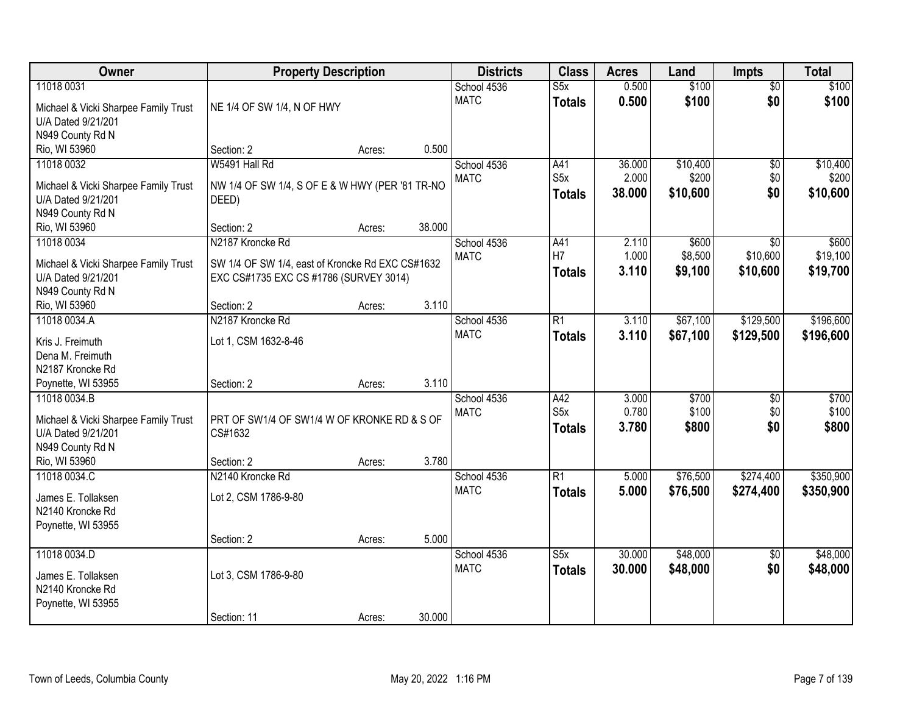| Owner | Property Description | Districts | Class | Acres | Land | Impts | Total |
|---|---|---|---|---|---|---|---|
| 11018 0031<br>Michael & Vicki Sharpee Family Trust<br>U/A Dated 9/21/201<br>N949 County Rd N<br>Rio, WI 53960 | NE 1/4 OF SW 1/4, N OF HWY<br>Section: 2 Acres: 0.500 | School 4536<br>MATC | S5x<br>**Totals** | 0.500<br>**0.500** | $100<br>**$100** | $0<br>**$0** | $100<br>**$100** |
| 11018 0032<br>Michael & Vicki Sharpee Family Trust<br>U/A Dated 9/21/201<br>N949 County Rd N<br>Rio, WI 53960 | W5491 Hall Rd<br>NW 1/4 OF SW 1/4, S OF E & W HWY (PER '81 TR-NO DEED)<br>Section: 2 Acres: 38.000 | School 4536<br>MATC | A41<br>S5x<br>**Totals** | 36.000<br>2.000<br>**38.000** | $10,400<br>$200<br>**$10,600** | $0<br>$0<br>**$0** | $10,400<br>$200<br>**$10,600** |
| 11018 0034<br>Michael & Vicki Sharpee Family Trust<br>U/A Dated 9/21/201<br>N949 County Rd N<br>Rio, WI 53960 | N2187 Kroncke Rd<br>SW 1/4 OF SW 1/4, east of Kroncke Rd EXC CS#1632 EXC CS#1735 EXC CS #1786 (SURVEY 3014)<br>Section: 2 Acres: 3.110 | School 4536<br>MATC | A41<br>H7<br>**Totals** | 2.110<br>1.000<br>**3.110** | $600<br>$8,500<br>**$9,100** | $0<br>$10,600<br>**$10,600** | $600<br>$19,100<br>**$19,700** |
| 11018 0034.A<br>Kris J. Freimuth<br>Dena M. Freimuth<br>N2187 Kroncke Rd<br>Poynette, WI 53955 | N2187 Kroncke Rd<br>Lot 1, CSM 1632-8-46<br>Section: 2 Acres: 3.110 | School 4536<br>MATC | R1<br>**Totals** | 3.110<br>**3.110** | $67,100<br>**$67,100** | $129,500<br>**$129,500** | $196,600<br>**$196,600** |
| 11018 0034.B<br>Michael & Vicki Sharpee Family Trust<br>U/A Dated 9/21/201<br>N949 County Rd N<br>Rio, WI 53960 | PRT OF SW1/4 OF SW1/4 W OF KRONKE RD & S OF CS#1632<br>Section: 2 Acres: 3.780 | School 4536<br>MATC | A42<br>S5x<br>**Totals** | 3.000<br>0.780<br>**3.780** | $700<br>$100<br>**$800** | $0<br>$0<br>**$0** | $700<br>$100<br>**$800** |
| 11018 0034.C<br>James E. Tollaksen<br>N2140 Kroncke Rd<br>Poynette, WI 53955 | N2140 Kroncke Rd<br>Lot 2, CSM 1786-9-80<br>Section: 2 Acres: 5.000 | School 4536<br>MATC | R1<br>**Totals** | 5.000<br>**5.000** | $76,500<br>**$76,500** | $274,400<br>**$274,400** | $350,900<br>**$350,900** |
| 11018 0034.D<br>James E. Tollaksen<br>N2140 Kroncke Rd<br>Poynette, WI 53955 | Lot 3, CSM 1786-9-80<br>Section: 11 Acres: 30.000 | School 4536<br>MATC | S5x<br>**Totals** | 30.000<br>**30.000** | $48,000<br>**$48,000** | $0<br>**$0** | $48,000<br>**$48,000** |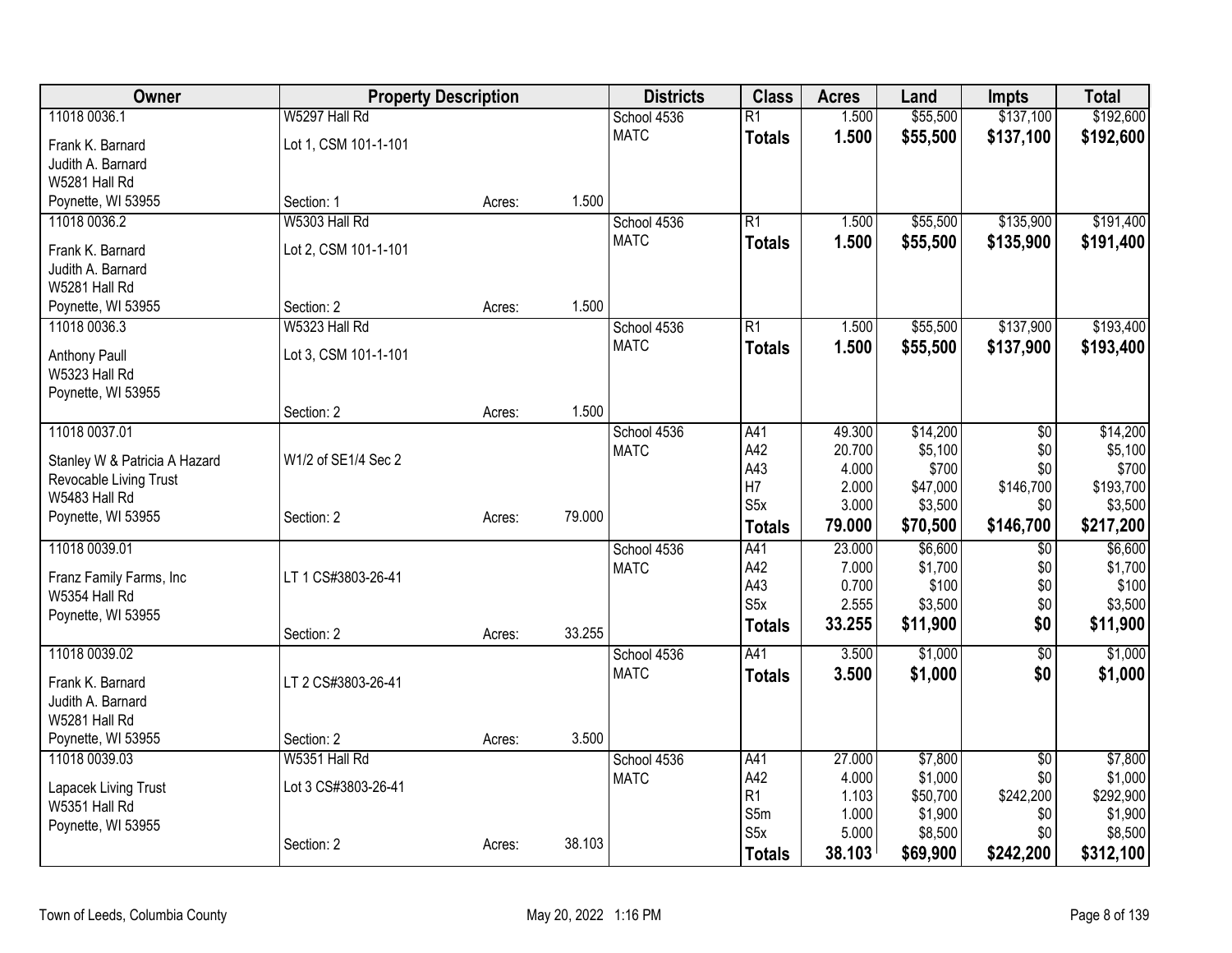| Owner | Property Description | | | Districts | Class | Acres | Land | Impts | Total |
|---|---|---|---|---|---|---|---|---|---|
| 11018 0036.1 | W5297 Hall Rd | | | School 4536 | R1 | 1.500 | $55,500 | $137,100 | $192,600 |
| Frank K. Barnard | Lot 1, CSM 101-1-101 | | | MATC | **Totals** | **1.500** | **$55,500** | **$137,100** | **$192,600** |
| Judith A. Barnard | | | | | | | | | |
| W5281 Hall Rd | | | | | | | | | |
| Poynette, WI 53955 | Section: 1 | Acres: | 1.500 | | | | | | |
| 11018 0036.2 | W5303 Hall Rd | | | School 4536 | R1 | 1.500 | $55,500 | $135,900 | $191,400 |
| Frank K. Barnard | Lot 2, CSM 101-1-101 | | | MATC | **Totals** | **1.500** | **$55,500** | **$135,900** | **$191,400** |
| Judith A. Barnard | | | | | | | | | |
| W5281 Hall Rd | | | | | | | | | |
| Poynette, WI 53955 | Section: 2 | Acres: | 1.500 | | | | | | |
| 11018 0036.3 | W5323 Hall Rd | | | School 4536 | R1 | 1.500 | $55,500 | $137,900 | $193,400 |
| Anthony Paull | Lot 3, CSM 101-1-101 | | | MATC | **Totals** | **1.500** | **$55,500** | **$137,900** | **$193,400** |
| W5323 Hall Rd | | | | | | | | | |
| Poynette, WI 53955 | | | | | | | | | |
| | Section: 2 | Acres: | 1.500 | | | | | | |
| 11018 0037.01 | | | | School 4536 | A41 | 49.300 | $14,200 | $0 | $14,200 |
| Stanley W & Patricia A Hazard | W1/2 of SE1/4 Sec 2 | | | MATC | A42 | 20.700 | $5,100 | $0 | $5,100 |
| Revocable Living Trust | | | | | A43 | 4.000 | $700 | $0 | $700 |
| W5483 Hall Rd | | | | | H7 | 2.000 | $47,000 | $146,700 | $193,700 |
| Poynette, WI 53955 | Section: 2 | Acres: | 79.000 | | S5x | 3.000 | $3,500 | $0 | $3,500 |
| | | | | | **Totals** | **79.000** | **$70,500** | **$146,700** | **$217,200** |
| 11018 0039.01 | | | | School 4536 | A41 | 23.000 | $6,600 | $0 | $6,600 |
| Franz Family Farms, Inc | LT 1 CS#3803-26-41 | | | MATC | A42 | 7.000 | $1,700 | $0 | $1,700 |
| W5354 Hall Rd | | | | | A43 | 0.700 | $100 | $0 | $100 |
| Poynette, WI 53955 | | | | | S5x | 2.555 | $3,500 | $0 | $3,500 |
| | Section: 2 | Acres: | 33.255 | | **Totals** | **33.255** | **$11,900** | **$0** | **$11,900** |
| 11018 0039.02 | | | | School 4536 | A41 | 3.500 | $1,000 | $0 | $1,000 |
| Frank K. Barnard | LT 2 CS#3803-26-41 | | | MATC | **Totals** | **3.500** | **$1,000** | **$0** | **$1,000** |
| Judith A. Barnard | | | | | | | | | |
| W5281 Hall Rd | | | | | | | | | |
| Poynette, WI 53955 | Section: 2 | Acres: | 3.500 | | | | | | |
| 11018 0039.03 | W5351 Hall Rd | | | School 4536 | A41 | 27.000 | $7,800 | $0 | $7,800 |
| Lapacek Living Trust | Lot 3 CS#3803-26-41 | | | MATC | A42 | 4.000 | $1,000 | $0 | $1,000 |
| W5351 Hall Rd | | | | | R1 | 1.103 | $50,700 | $242,200 | $292,900 |
| Poynette, WI 53955 | | | | | S5m | 1.000 | $1,900 | $0 | $1,900 |
| | Section: 2 | Acres: | 38.103 | | S5x | 5.000 | $8,500 | $0 | $8,500 |
| | | | | | **Totals** | **38.103** | **$69,900** | **$242,200** | **$312,100** |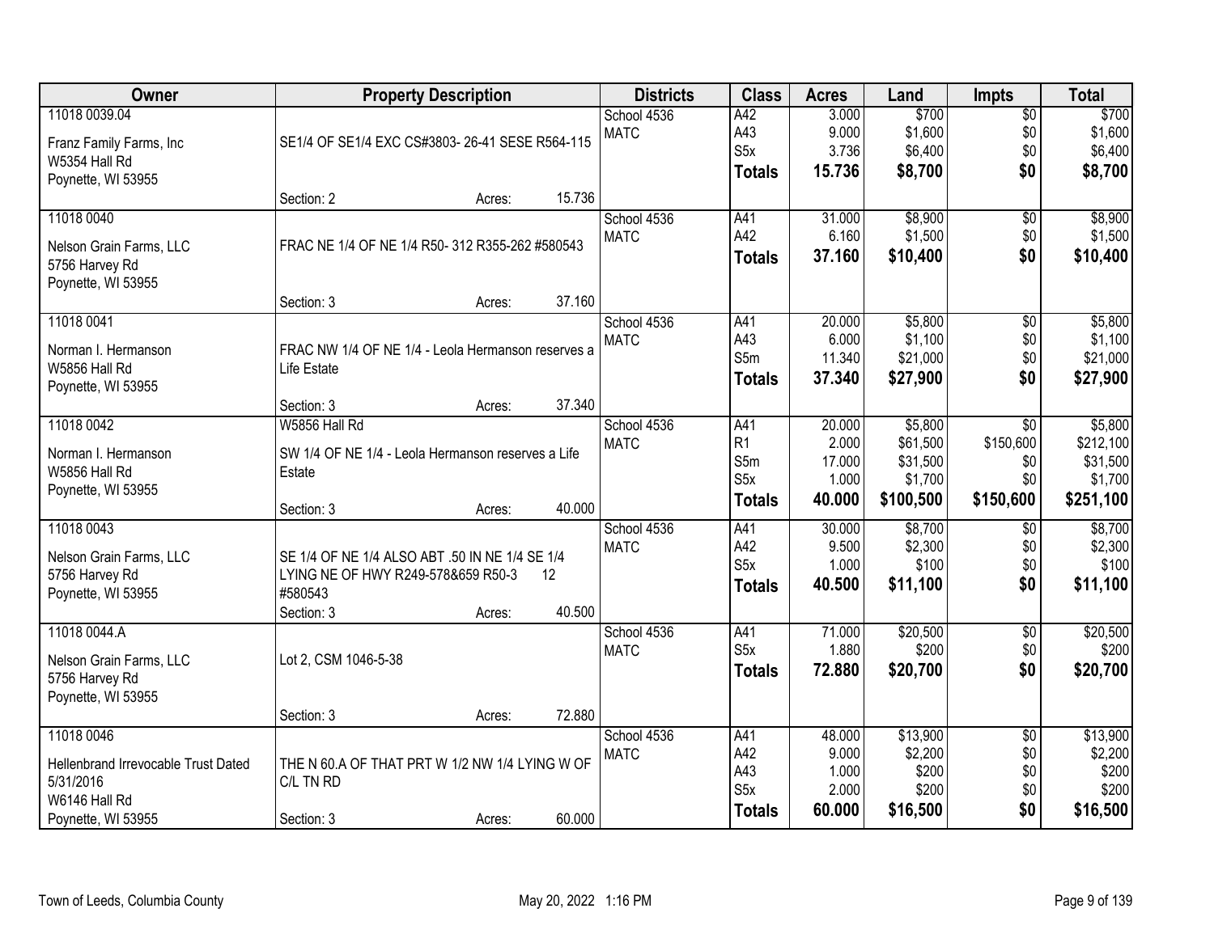| Owner | Property Description | Districts | Class | Acres | Land | Impts | Total |
|---|---|---|---|---|---|---|---|
| 11018 0039.04<br>Franz Family Farms, Inc<br>W5354 Hall Rd<br>Poynette, WI 53955 | SE1/4 OF SE1/4 EXC CS#3803- 26-41 SESE R564-115<br>Section: 2 Acres: 15.736 | School 4536<br>MATC | A42<br>A43<br>S5x<br>**Totals** | 3.000<br>9.000<br>3.736<br>**15.736** | $700<br>$1,600<br>$6,400<br>**$8,700** | $0<br>$0<br>$0<br>**$0** | $700<br>$1,600<br>$6,400<br>**$8,700** |
| 11018 0040<br>Nelson Grain Farms, LLC<br>5756 Harvey Rd<br>Poynette, WI 53955 | FRAC NE 1/4 OF NE 1/4 R50- 312 R355-262 #580543<br>Section: 3 Acres: 37.160 | School 4536<br>MATC | A41<br>A42<br>**Totals** | 31.000<br>6.160<br>**37.160** | $8,900<br>$1,500<br>**$10,400** | $0<br>$0<br>**$0** | $8,900<br>$1,500<br>**$10,400** |
| 11018 0041<br>Norman I. Hermanson<br>W5856 Hall Rd<br>Poynette, WI 53955 | FRAC NW 1/4 OF NE 1/4 - Leola Hermanson reserves a Life Estate<br>Section: 3 Acres: 37.340 | School 4536<br>MATC | A41<br>A43<br>S5m<br>**Totals** | 20.000<br>6.000<br>11.340<br>**37.340** | $5,800<br>$1,100<br>$21,000<br>**$27,900** | $0<br>$0<br>$0<br>**$0** | $5,800<br>$1,100<br>$21,000<br>**$27,900** |
| 11018 0042<br>Norman I. Hermanson<br>W5856 Hall Rd<br>Poynette, WI 53955 | W5856 Hall Rd<br>SW 1/4 OF NE 1/4 - Leola Hermanson reserves a Life Estate<br>Section: 3 Acres: 40.000 | School 4536<br>MATC | A41<br>R1<br>S5m<br>S5x<br>**Totals** | 20.000<br>2.000<br>17.000<br>1.000<br>**40.000** | $5,800<br>$61,500<br>$31,500<br>$1,700<br>**$100,500** | $0<br>$150,600<br>$0<br>$0<br>**$150,600** | $5,800<br>$212,100<br>$31,500<br>$1,700<br>**$251,100** |
| 11018 0043<br>Nelson Grain Farms, LLC<br>5756 Harvey Rd<br>Poynette, WI 53955 | SE 1/4 OF NE 1/4 ALSO ABT .50 IN NE 1/4 SE 1/4 LYING NE OF HWY R249-578&659 R50-3 12 #580543<br>Section: 3 Acres: 40.500 | School 4536<br>MATC | A41<br>A42<br>S5x<br>**Totals** | 30.000<br>9.500<br>1.000<br>**40.500** | $8,700<br>$2,300<br>$100<br>**$11,100** | $0<br>$0<br>$0<br>**$0** | $8,700<br>$2,300<br>$100<br>**$11,100** |
| 11018 0044.A<br>Nelson Grain Farms, LLC<br>5756 Harvey Rd<br>Poynette, WI 53955 | Lot 2, CSM 1046-5-38<br>Section: 3 Acres: 72.880 | School 4536<br>MATC | A41<br>S5x<br>**Totals** | 71.000<br>1.880<br>**72.880** | $20,500<br>$200<br>**$20,700** | $0<br>$0<br>**$0** | $20,500<br>$200<br>**$20,700** |
| 11018 0046<br>Hellenbrand Irrevocable Trust Dated 5/31/2016<br>W6146 Hall Rd<br>Poynette, WI 53955 | THE N 60.A OF THAT PRT W 1/2 NW 1/4 LYING W OF C/L TN RD<br>Section: 3 Acres: 60.000 | School 4536<br>MATC | A41<br>A42<br>A43<br>S5x<br>**Totals** | 48.000<br>9.000<br>1.000<br>2.000<br>**60.000** | $13,900<br>$2,200<br>$200<br>$200<br>**$16,500** | $0<br>$0<br>$0<br>$0<br>**$0** | $13,900<br>$2,200<br>$200<br>$200<br>**$16,500** |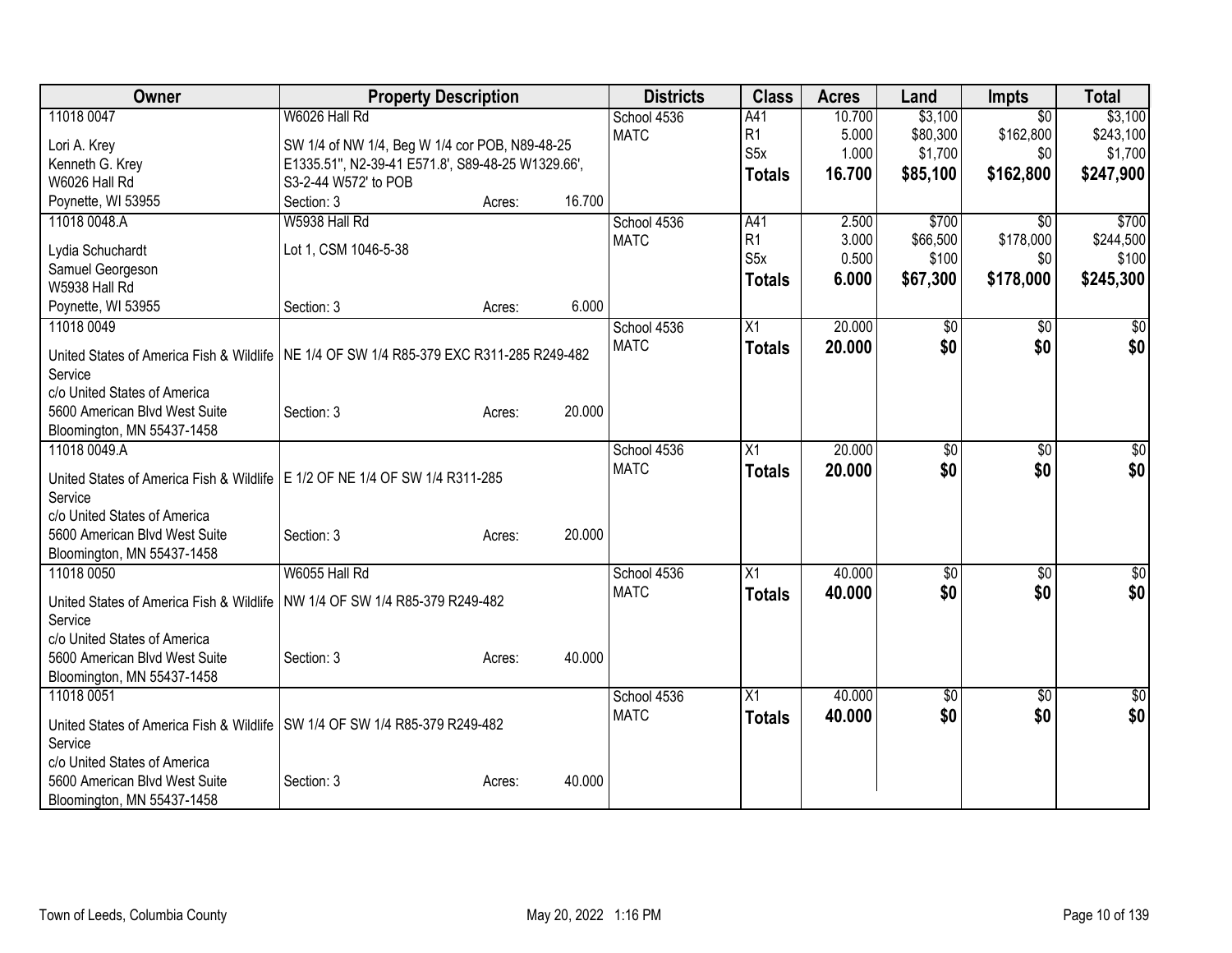| Owner | Property Description | Districts | Class | Acres | Land | Impts | Total |
|---|---|---|---|---|---|---|---|
| 11018 0047<br>Lori A. Krey<br>Kenneth G. Krey<br>W6026 Hall Rd<br>Poynette, WI 53955 | W6026 Hall Rd<br>SW 1/4 of NW 1/4, Beg W 1/4 cor POB, N89-48-25 E1335.51'', N2-39-41 E571.8', S89-48-25 W1329.66', S3-2-44 W572' to POB<br>Section: 3 Acres: 16.700 | School 4536<br>MATC | A41<br>R1<br>S5x<br>**Totals** | 10.700<br>5.000<br>1.000<br>**16.700** | $3,100<br>$80,300<br>$1,700<br>**$85,100** | $0<br>$162,800<br>$0<br>**$162,800** | $3,100<br>$243,100<br>$1,700<br>**$247,900** |
| 11018 0048.A<br>Lydia Schuchardt<br>Samuel Georgeson<br>W5938 Hall Rd<br>Poynette, WI 53955 | W5938 Hall Rd<br>Lot 1, CSM 1046-5-38<br>Section: 3 Acres: 6.000 | School 4536<br>MATC | A41<br>R1<br>S5x<br>**Totals** | 2.500<br>3.000<br>0.500<br>**6.000** | $700<br>$66,500<br>$100<br>**$67,300** | $0<br>$178,000<br>$0<br>**$178,000** | $700<br>$244,500<br>$100<br>**$245,300** |
| 11018 0049<br>United States of America Fish & Wildlife Service<br>c/o United States of America<br>5600 American Blvd West Suite<br>Bloomington, MN 55437-1458 | NE 1/4 OF SW 1/4 R85-379 EXC R311-285 R249-482<br>Section: 3 Acres: 20.000 | School 4536<br>MATC | X1<br>**Totals** | 20.000<br>**20.000** | $0<br>**$0** | $0<br>**$0** | $0<br>**$0** |
| 11018 0049.A<br>United States of America Fish & Wildlife Service<br>c/o United States of America<br>5600 American Blvd West Suite<br>Bloomington, MN 55437-1458 | E 1/2 OF NE 1/4 OF SW 1/4 R311-285<br>Section: 3 Acres: 20.000 | School 4536<br>MATC | X1<br>**Totals** | 20.000<br>**20.000** | $0<br>**$0** | $0<br>**$0** | $0<br>**$0** |
| 11018 0050<br>United States of America Fish & Wildlife Service<br>c/o United States of America<br>5600 American Blvd West Suite<br>Bloomington, MN 55437-1458 | W6055 Hall Rd<br>NW 1/4 OF SW 1/4 R85-379 R249-482<br>Section: 3 Acres: 40.000 | School 4536<br>MATC | X1<br>**Totals** | 40.000<br>**40.000** | $0<br>**$0** | $0<br>**$0** | $0<br>**$0** |
| 11018 0051<br>United States of America Fish & Wildlife Service<br>c/o United States of America<br>5600 American Blvd West Suite<br>Bloomington, MN 55437-1458 | SW 1/4 OF SW 1/4 R85-379 R249-482<br>Section: 3 Acres: 40.000 | School 4536<br>MATC | X1<br>**Totals** | 40.000<br>**40.000** | $0<br>**$0** | $0<br>**$0** | $0<br>**$0** |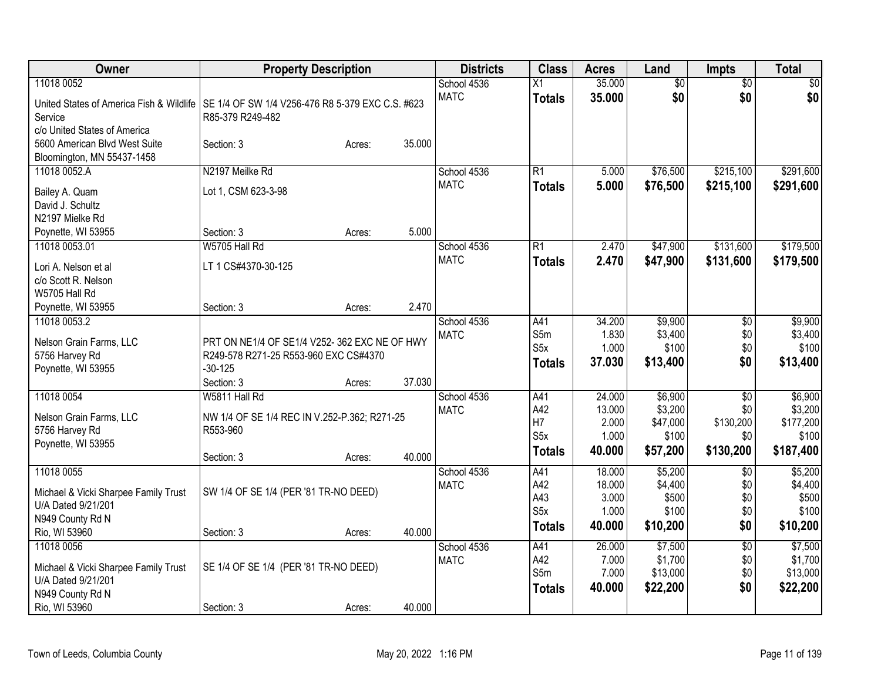| Owner | Property Description | | | Districts | Class | Acres | Land | Impts | Total |
|---|---|---|---|---|---|---|---|---|---|
| 11018 0052 | | | | School 4536 | X1 | 35.000 | $0 | $0 | $0 |
| United States of America Fish & Wildlife Service | SE 1/4 OF SW 1/4 V256-476 R8 5-379 EXC C.S. #623 R85-379 R249-482 | | | MATC | **Totals** | **35.000** | **$0** | **$0** | **$0** |
| c/o United States of America | | | | | | | | | |
| 5600 American Blvd West Suite | Section: 3 | Acres: | 35.000 | | | | | | |
| Bloomington, MN 55437-1458 | | | | | | | | | |
| 11018 0052.A | N2197 Meilke Rd | | | School 4536 | R1 | 5.000 | $76,500 | $215,100 | $291,600 |
| Bailey A. Quam | Lot 1, CSM 623-3-98 | | | MATC | **Totals** | **5.000** | **$76,500** | **$215,100** | **$291,600** |
| David J. Schultz | | | | | | | | | |
| N2197 Mielke Rd | | | | | | | | | |
| Poynette, WI 53955 | Section: 3 | Acres: | 5.000 | | | | | | |
| 11018 0053.01 | W5705 Hall Rd | | | School 4536 | R1 | 2.470 | $47,900 | $131,600 | $179,500 |
| Lori A. Nelson et al | LT 1 CS#4370-30-125 | | | MATC | **Totals** | **2.470** | **$47,900** | **$131,600** | **$179,500** |
| c/o Scott R. Nelson | | | | | | | | | |
| W5705 Hall Rd | | | | | | | | | |
| Poynette, WI 53955 | Section: 3 | Acres: | 2.470 | | | | | | |
| 11018 0053.2 | | | | School 4536 | A41 | 34.200 | $9,900 | $0 | $9,900 |
| Nelson Grain Farms, LLC | PRT ON NE1/4 OF SE1/4 V252- 362 EXC NE OF HWY | | | MATC | S5m | 1.830 | $3,400 | $0 | $3,400 |
| 5756 Harvey Rd | R249-578 R271-25 R553-960 EXC CS#4370 | | | | S5x | 1.000 | $100 | $0 | $100 |
| Poynette, WI 53955 | -30-125 | | | | **Totals** | **37.030** | **$13,400** | **$0** | **$13,400** |
| | Section: 3 | Acres: | 37.030 | | | | | | |
| 11018 0054 | W5811 Hall Rd | | | School 4536 | A41 | 24.000 | $6,900 | $0 | $6,900 |
| Nelson Grain Farms, LLC | NW 1/4 OF SE 1/4 REC IN V.252-P.362; R271-25 | | | MATC | A42 | 13.000 | $3,200 | $0 | $3,200 |
| 5756 Harvey Rd | R553-960 | | | | H7 | 2.000 | $47,000 | $130,200 | $177,200 |
| Poynette, WI 53955 | | | | | S5x | 1.000 | $100 | $0 | $100 |
| | Section: 3 | Acres: | 40.000 | | **Totals** | **40.000** | **$57,200** | **$130,200** | **$187,400** |
| 11018 0055 | | | | School 4536 | A41 | 18.000 | $5,200 | $0 | $5,200 |
| Michael & Vicki Sharpee Family Trust | SW 1/4 OF SE 1/4 (PER '81 TR-NO DEED) | | | MATC | A42 | 18.000 | $4,400 | $0 | $4,400 |
| U/A Dated 9/21/201 | | | | | A43 | 3.000 | $500 | $0 | $500 |
| N949 County Rd N | | | | | S5x | 1.000 | $100 | $0 | $100 |
| Rio, WI 53960 | Section: 3 | Acres: | 40.000 | | **Totals** | **40.000** | **$10,200** | **$0** | **$10,200** |
| 11018 0056 | | | | School 4536 | A41 | 26.000 | $7,500 | $0 | $7,500 |
| Michael & Vicki Sharpee Family Trust | SE 1/4 OF SE 1/4 (PER '81 TR-NO DEED) | | | MATC | A42 | 7.000 | $1,700 | $0 | $1,700 |
| U/A Dated 9/21/201 | | | | | S5m | 7.000 | $13,000 | $0 | $13,000 |
| N949 County Rd N | | | | | **Totals** | **40.000** | **$22,200** | **$0** | **$22,200** |
| Rio, WI 53960 | Section: 3 | Acres: | 40.000 | | | | | | |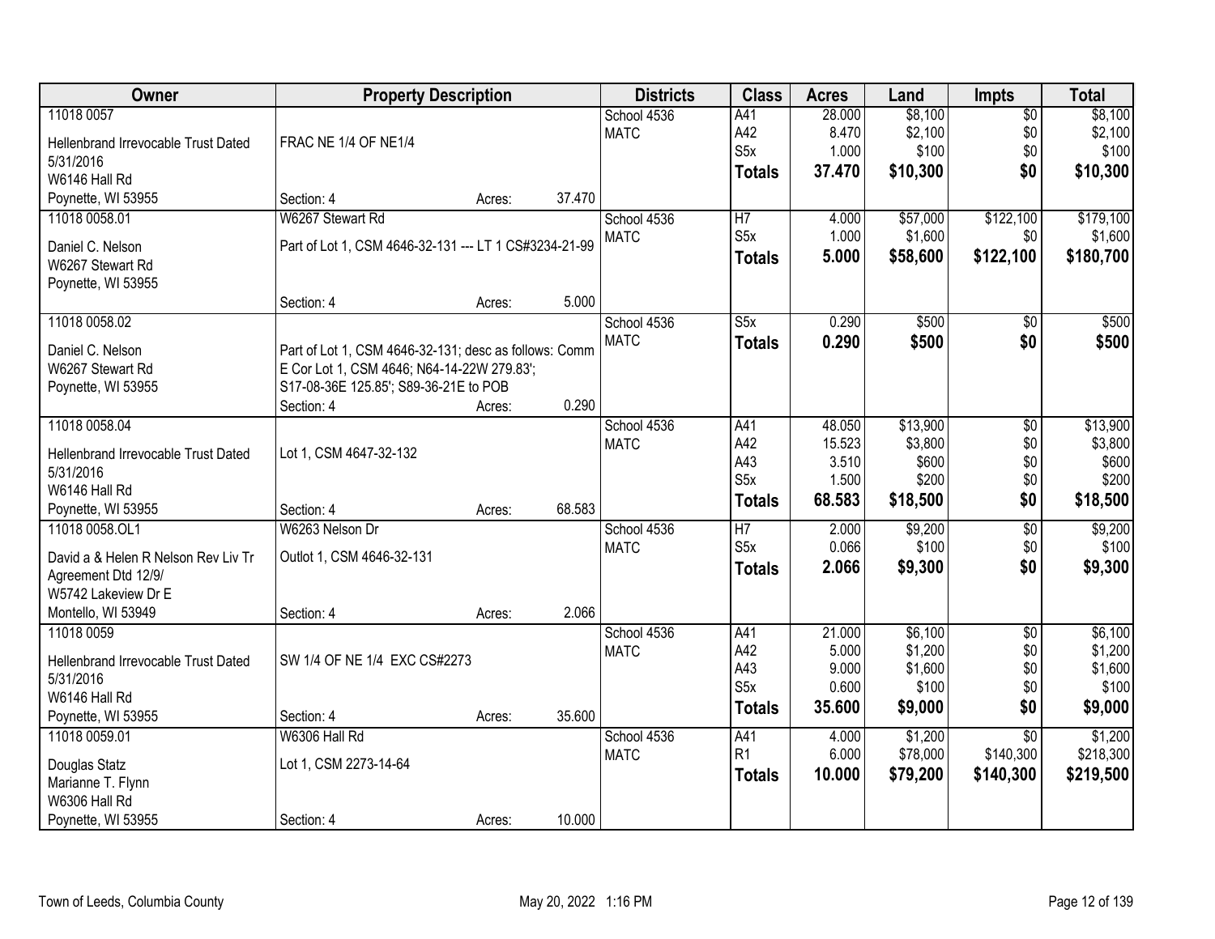| Owner | Property Description | Districts | Class | Acres | Land | Impts | Total |
|---|---|---|---|---|---|---|---|
| 11018 0057<br>Hellenbrand Irrevocable Trust Dated 5/31/2016<br>W6146 Hall Rd<br>Poynette, WI 53955 | FRAC NE 1/4 OF NE1/4<br>Section: 4 Acres: 37.470 | School 4536<br>MATC | A41<br>A42<br>S5x<br>**Totals** | 28.000<br>8.470<br>1.000<br>**37.470** | $8,100<br>$2,100<br>$100<br>**$10,300** | $0<br>$0<br>$0<br>**$0** | $8,100<br>$2,100<br>$100<br>**$10,300** |
| 11018 0058.01<br>Daniel C. Nelson<br>W6267 Stewart Rd<br>Poynette, WI 53955 | W6267 Stewart Rd<br>Part of Lot 1, CSM 4646-32-131 --- LT 1 CS#3234-21-99<br>Section: 4 Acres: 5.000 | School 4536<br>MATC | H7<br>S5x<br>**Totals** | 4.000<br>1.000<br>**5.000** | $57,000<br>$1,600<br>**$58,600** | $122,100<br>$0<br>**$122,100** | $179,100<br>$1,600<br>**$180,700** |
| 11018 0058.02<br>Daniel C. Nelson<br>W6267 Stewart Rd<br>Poynette, WI 53955 | Part of Lot 1, CSM 4646-32-131; desc as follows: Comm E Cor Lot 1, CSM 4646; N64-14-22W 279.83'; S17-08-36E 125.85'; S89-36-21E to POB<br>Section: 4 Acres: 0.290 | School 4536<br>MATC | S5x<br>**Totals** | 0.290<br>**0.290** | $500<br>**$500** | $0<br>**$0** | $500<br>**$500** |
| 11018 0058.04<br>Hellenbrand Irrevocable Trust Dated 5/31/2016<br>W6146 Hall Rd<br>Poynette, WI 53955 | Lot 1, CSM 4647-32-132<br>Section: 4 Acres: 68.583 | School 4536<br>MATC | A41<br>A42<br>A43<br>S5x<br>**Totals** | 48.050<br>15.523<br>3.510<br>1.500<br>**68.583** | $13,900<br>$3,800<br>$600<br>$200<br>**$18,500** | $0<br>$0<br>$0<br>$0<br>**$0** | $13,900<br>$3,800<br>$600<br>$200<br>**$18,500** |
| 11018 0058.OL1<br>David a & Helen R Nelson Rev Liv Tr Agreement Dtd 12/9/<br>W5742 Lakeview Dr E<br>Montello, WI 53949 | W6263 Nelson Dr<br>Outlot 1, CSM 4646-32-131<br>Section: 4 Acres: 2.066 | School 4536<br>MATC | H7<br>S5x<br>**Totals** | 2.000<br>0.066<br>**2.066** | $9,200<br>$100<br>**$9,300** | $0<br>$0<br>**$0** | $9,200<br>$100<br>**$9,300** |
| 11018 0059<br>Hellenbrand Irrevocable Trust Dated 5/31/2016<br>W6146 Hall Rd<br>Poynette, WI 53955 | SW 1/4 OF NE 1/4 EXC CS#2273<br>Section: 4 Acres: 35.600 | School 4536<br>MATC | A41<br>A42<br>A43<br>S5x<br>**Totals** | 21.000<br>5.000<br>9.000<br>0.600<br>**35.600** | $6,100<br>$1,200<br>$1,600<br>$100<br>**$9,000** | $0<br>$0<br>$0<br>$0<br>**$0** | $6,100<br>$1,200<br>$1,600<br>$100<br>**$9,000** |
| 11018 0059.01<br>Douglas Statz<br>Marianne T. Flynn<br>W6306 Hall Rd<br>Poynette, WI 53955 | W6306 Hall Rd<br>Lot 1, CSM 2273-14-64<br>Section: 4 Acres: 10.000 | School 4536<br>MATC | A41<br>R1<br>**Totals** | 4.000<br>6.000<br>**10.000** | $1,200<br>$78,000<br>**$79,200** | $0<br>$140,300<br>**$140,300** | $1,200<br>$218,300<br>**$219,500** |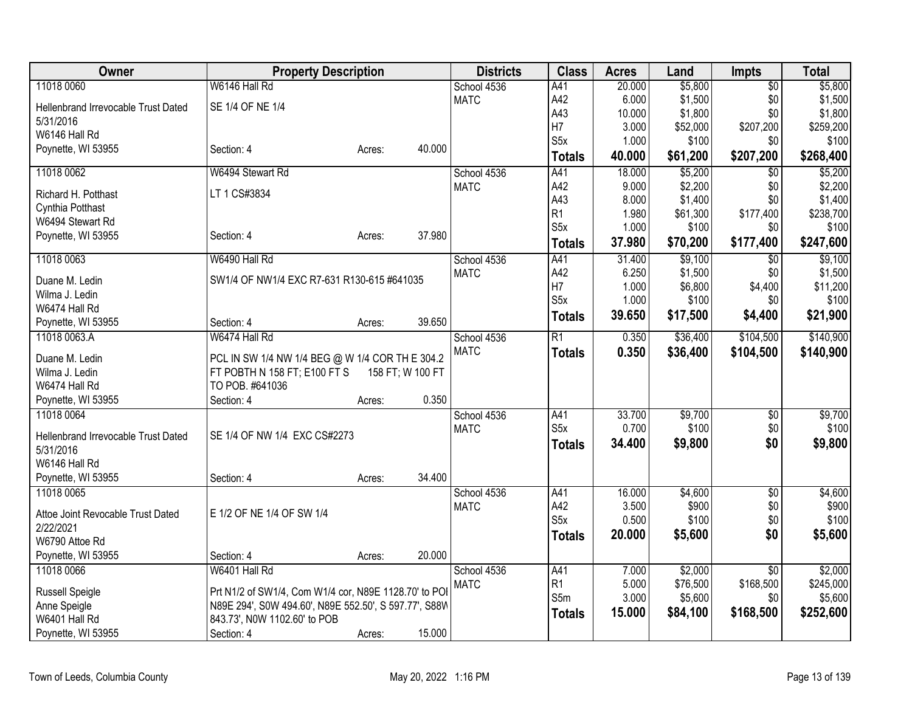| Owner | Property Description | Districts | Class | Acres | Land | Impts | Total |
|---|---|---|---|---|---|---|---|
| 11018 0060 | W6146 Hall Rd | School 4536 | A41 | 20.000 | $5,800 | $0 | $5,800 |
| Hellenbrand Irrevocable Trust Dated 5/31/2016 | SE 1/4 OF NE 1/4 | MATC | A42 | 6.000 | $1,500 | $0 | $1,500 |
| W6146 Hall Rd | | | A43 | 10.000 | $1,800 | $0 | $1,800 |
| Poynette, WI 53955 | | | H7 | 3.000 | $52,000 | $207,200 | $259,200 |
| | Section: 4 Acres: 40.000 | | S5x | 1.000 | $100 | $0 | $100 |
| | | | **Totals** | **40.000** | **$61,200** | **$207,200** | **$268,400** |
| 11018 0062 | W6494 Stewart Rd | School 4536 | A41 | 18.000 | $5,200 | $0 | $5,200 |
| Richard H. Potthast | LT 1 CS#3834 | MATC | A42 | 9.000 | $2,200 | $0 | $2,200 |
| Cynthia Potthast | | | A43 | 8.000 | $1,400 | $0 | $1,400 |
| W6494 Stewart Rd | | | R1 | 1.980 | $61,300 | $177,400 | $238,700 |
| Poynette, WI 53955 | Section: 4 Acres: 37.980 | | S5x | 1.000 | $100 | $0 | $100 |
| | | | **Totals** | **37.980** | **$70,200** | **$177,400** | **$247,600** |
| 11018 0063 | W6490 Hall Rd | School 4536 | A41 | 31.400 | $9,100 | $0 | $9,100 |
| Duane M. Ledin | SW1/4 OF NW1/4 EXC R7-631 R130-615 #641035 | MATC | A42 | 6.250 | $1,500 | $0 | $1,500 |
| Wilma J. Ledin | | | H7 | 1.000 | $6,800 | $4,400 | $11,200 |
| W6474 Hall Rd | | | S5x | 1.000 | $100 | $0 | $100 |
| Poynette, WI 53955 | Section: 4 Acres: 39.650 | | **Totals** | **39.650** | **$17,500** | **$4,400** | **$21,900** |
| 11018 0063.A | W6474 Hall Rd | School 4536 | R1 | 0.350 | $36,400 | $104,500 | $140,900 |
| Duane M. Ledin | PCL IN SW 1/4 NW 1/4 BEG @ W 1/4 COR TH E 304.2 FT POBTH N 158 FT; E100 FT S 158 FT; W 100 FT TO POB. #641036 | MATC | **Totals** | **0.350** | **$36,400** | **$104,500** | **$140,900** |
| Wilma J. Ledin | | | | | | | |
| W6474 Hall Rd | | | | | | | |
| Poynette, WI 53955 | Section: 4 Acres: 0.350 | | | | | | |
| 11018 0064 | | School 4536 | A41 | 33.700 | $9,700 | $0 | $9,700 |
| Hellenbrand Irrevocable Trust Dated 5/31/2016 | SE 1/4 OF NW 1/4 EXC CS#2273 | MATC | S5x | 0.700 | $100 | $0 | $100 |
| W6146 Hall Rd | | | **Totals** | **34.400** | **$9,800** | **$0** | **$9,800** |
| Poynette, WI 53955 | Section: 4 Acres: 34.400 | | | | | | |
| 11018 0065 | | School 4536 | A41 | 16.000 | $4,600 | $0 | $4,600 |
| Attoe Joint Revocable Trust Dated 2/22/2021 | E 1/2 OF NE 1/4 OF SW 1/4 | MATC | A42 | 3.500 | $900 | $0 | $900 |
| W6790 Attoe Rd | | | S5x | 0.500 | $100 | $0 | $100 |
| Poynette, WI 53955 | Section: 4 Acres: 20.000 | | **Totals** | **20.000** | **$5,600** | **$0** | **$5,600** |
| 11018 0066 | W6401 Hall Rd | School 4536 | A41 | 7.000 | $2,000 | $0 | $2,000 |
| Russell Speigle | Prt N1/2 of SW1/4, Com W1/4 cor, N89E 1128.70' to POI N89E 294', S0W 494.60', N89E 552.50', S 597.77', S88W 843.73', N0W 1102.60' to POB | MATC | R1 | 5.000 | $76,500 | $168,500 | $245,000 |
| Anne Speigle | | | S5m | 3.000 | $5,600 | $0 | $5,600 |
| W6401 Hall Rd | | | **Totals** | **15.000** | **$84,100** | **$168,500** | **$252,600** |
| Poynette, WI 53955 | Section: 4 Acres: 15.000 | | | | | | |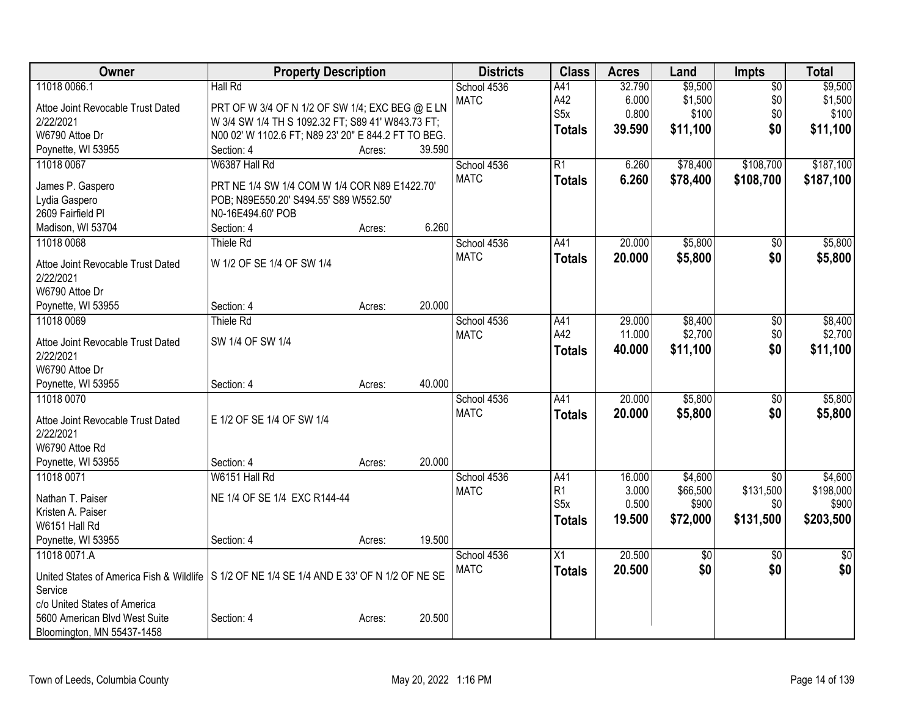| Owner | Property Description | Districts | Class | Acres | Land | Impts | Total |
|---|---|---|---|---|---|---|---|
| 11018 0066.1<br>Attoe Joint Revocable Trust Dated 2/22/2021<br>W6790 Attoe Dr<br>Poynette, WI 53955 | Hall Rd<br>PRT OF W 3/4 OF N 1/2 OF SW 1/4; EXC BEG @ E LN W 3/4 SW 1/4 TH S 1092.32 FT; S89 41' W843.73 FT; N00 02' W 1102.6 FT; N89 23' 20" E 844.2 FT TO BEG.<br>Section: 4 Acres: 39.590 | School 4536<br>MATC | A41<br>A42<br>S5x<br>**Totals** | 32.790<br>6.000<br>0.800<br>**39.590** | $9,500<br>$1,500<br>$100<br>**$11,100** | $0<br>$0<br>$0<br>**$0** | $9,500<br>$1,500<br>$100<br>**$11,100** |
| 11018 0067<br>James P. Gaspero<br>Lydia Gaspero<br>2609 Fairfield Pl<br>Madison, WI 53704 | W6387 Hall Rd<br>PRT NE 1/4 SW 1/4 COM W 1/4 COR N89 E1422.70' POB; N89E550.20' S494.55' S89 W552.50' N0-16E494.60' POB<br>Section: 4 Acres: 6.260 | School 4536<br>MATC | R1<br>**Totals** | 6.260<br>**6.260** | $78,400<br>**$78,400** | $108,700<br>**$108,700** | $187,100<br>**$187,100** |
| 11018 0068<br>Attoe Joint Revocable Trust Dated 2/22/2021<br>W6790 Attoe Dr<br>Poynette, WI 53955 | Thiele Rd<br>W 1/2 OF SE 1/4 OF SW 1/4<br>Section: 4 Acres: 20.000 | School 4536<br>MATC | A41<br>**Totals** | 20.000<br>**20.000** | $5,800<br>**$5,800** | $0<br>**$0** | $5,800<br>**$5,800** |
| 11018 0069<br>Attoe Joint Revocable Trust Dated 2/22/2021<br>W6790 Attoe Dr<br>Poynette, WI 53955 | Thiele Rd<br>SW 1/4 OF SW 1/4<br>Section: 4 Acres: 40.000 | School 4536<br>MATC | A41<br>A42<br>**Totals** | 29.000<br>11.000<br>**40.000** | $8,400<br>$2,700<br>**$11,100** | $0<br>$0<br>**$0** | $8,400<br>$2,700<br>**$11,100** |
| 11018 0070<br>Attoe Joint Revocable Trust Dated 2/22/2021<br>W6790 Attoe Rd<br>Poynette, WI 53955 | E 1/2 OF SE 1/4 OF SW 1/4<br>Section: 4 Acres: 20.000 | School 4536<br>MATC | A41<br>**Totals** | 20.000<br>**20.000** | $5,800<br>**$5,800** | $0<br>**$0** | $5,800<br>**$5,800** |
| 11018 0071<br>Nathan T. Paiser<br>Kristen A. Paiser<br>W6151 Hall Rd<br>Poynette, WI 53955 | W6151 Hall Rd<br>NE 1/4 OF SE 1/4 EXC R144-44<br>Section: 4 Acres: 19.500 | School 4536<br>MATC | A41<br>R1<br>S5x<br>**Totals** | 16.000<br>3.000<br>0.500<br>**19.500** | $4,600<br>$66,500<br>$900<br>**$72,000** | $0<br>$131,500<br>$0<br>**$131,500** | $4,600<br>$198,000<br>$900<br>**$203,500** |
| 11018 0071.A<br>United States of America Fish & Wildlife Service<br>c/o United States of America<br>5600 American Blvd West Suite<br>Bloomington, MN 55437-1458 | S 1/2 OF NE 1/4 SE 1/4 AND E 33' OF N 1/2 OF NE SE<br>Section: 4 Acres: 20.500 | School 4536<br>MATC | X1<br>**Totals** | 20.500<br>**20.500** | $0<br>**$0** | $0<br>**$0** | $0<br>**$0** |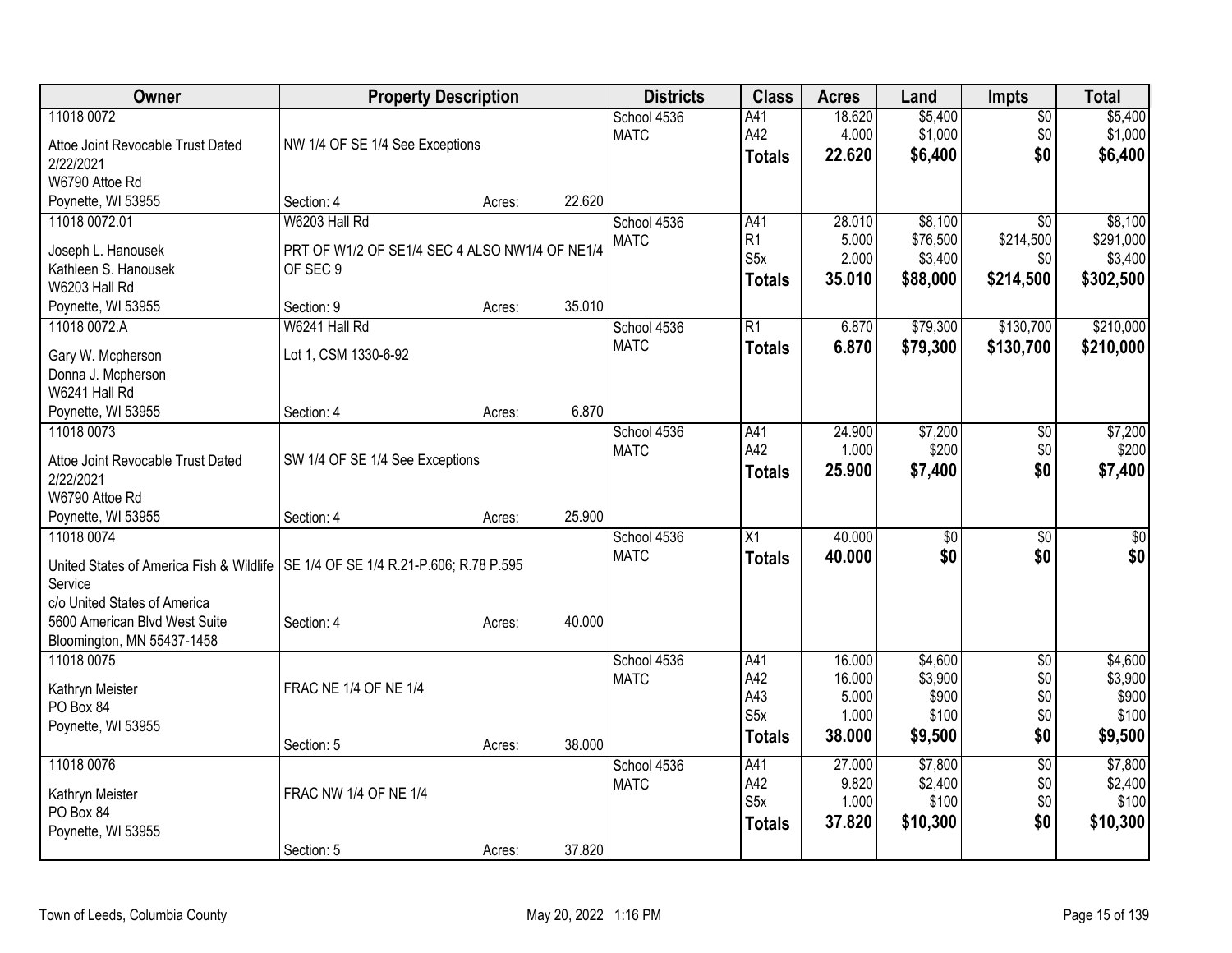| Owner | Property Description | | | Districts | Class | Acres | Land | Impts | Total |
|---|---|---|---|---|---|---|---|---|---|
| 11018 0072 | | | | School 4536 | A41 | 18.620 | $5,400 | $0 | $5,400 |
| Attoe Joint Revocable Trust Dated 2/22/2021 | NW 1/4 OF SE 1/4 See Exceptions | | | MATC | A42 | 4.000 | $1,000 | $0 | $1,000 |
| W6790 Attoe Rd | | | | | **Totals** | **22.620** | **$6,400** | **$0** | **$6,400** |
| Poynette, WI 53955 | Section: 4 | Acres: | 22.620 | | | | | | |
| 11018 0072.01 | W6203 Hall Rd | | | School 4536 | A41 | 28.010 | $8,100 | $0 | $8,100 |
| Joseph L. Hanousek | PRT OF W1/2 OF SE1/4 SEC 4 ALSO NW1/4 OF NE1/4 OF SEC 9 | | | MATC | R1 | 5.000 | $76,500 | $214,500 | $291,000 |
| Kathleen S. Hanousek | | | | | S5x | 2.000 | $3,400 | $0 | $3,400 |
| W6203 Hall Rd | | | | | **Totals** | **35.010** | **$88,000** | **$214,500** | **$302,500** |
| Poynette, WI 53955 | Section: 9 | Acres: | 35.010 | | | | | | |
| 11018 0072.A | W6241 Hall Rd | | | School 4536 | R1 | 6.870 | $79,300 | $130,700 | $210,000 |
| Gary W. Mcpherson | Lot 1, CSM 1330-6-92 | | | MATC | **Totals** | **6.870** | **$79,300** | **$130,700** | **$210,000** |
| Donna J. Mcpherson | | | | | | | | | |
| W6241 Hall Rd | | | | | | | | | |
| Poynette, WI 53955 | Section: 4 | Acres: | 6.870 | | | | | | |
| 11018 0073 | | | | School 4536 | A41 | 24.900 | $7,200 | $0 | $7,200 |
| Attoe Joint Revocable Trust Dated 2/22/2021 | SW 1/4 OF SE 1/4 See Exceptions | | | MATC | A42 | 1.000 | $200 | $0 | $200 |
| W6790 Attoe Rd | | | | | **Totals** | **25.900** | **$7,400** | **$0** | **$7,400** |
| Poynette, WI 53955 | Section: 4 | Acres: | 25.900 | | | | | | |
| 11018 0074 | | | | School 4536 | X1 | 40.000 | $0 | $0 | $0 |
| United States of America Fish & Wildlife Service | SE 1/4 OF SE 1/4 R.21-P.606; R.78 P.595 | | | MATC | **Totals** | **40.000** | **$0** | **$0** | **$0** |
| c/o United States of America | | | | | | | | | |
| 5600 American Blvd West Suite | Section: 4 | Acres: | 40.000 | | | | | | |
| Bloomington, MN 55437-1458 | | | | | | | | | |
| 11018 0075 | | | | School 4536 | A41 | 16.000 | $4,600 | $0 | $4,600 |
| Kathryn Meister | FRAC NE 1/4 OF NE 1/4 | | | MATC | A42 | 16.000 | $3,900 | $0 | $3,900 |
| PO Box 84 | | | | | A43 | 5.000 | $900 | $0 | $900 |
| Poynette, WI 53955 | | | | | S5x | 1.000 | $100 | $0 | $100 |
| | Section: 5 | Acres: | 38.000 | | **Totals** | **38.000** | **$9,500** | **$0** | **$9,500** |
| 11018 0076 | | | | School 4536 | A41 | 27.000 | $7,800 | $0 | $7,800 |
| Kathryn Meister | FRAC NW 1/4 OF NE 1/4 | | | MATC | A42 | 9.820 | $2,400 | $0 | $2,400 |
| PO Box 84 | | | | | S5x | 1.000 | $100 | $0 | $100 |
| Poynette, WI 53955 | | | | | **Totals** | **37.820** | **$10,300** | **$0** | **$10,300** |
| | Section: 5 | Acres: | 37.820 | | | | | | |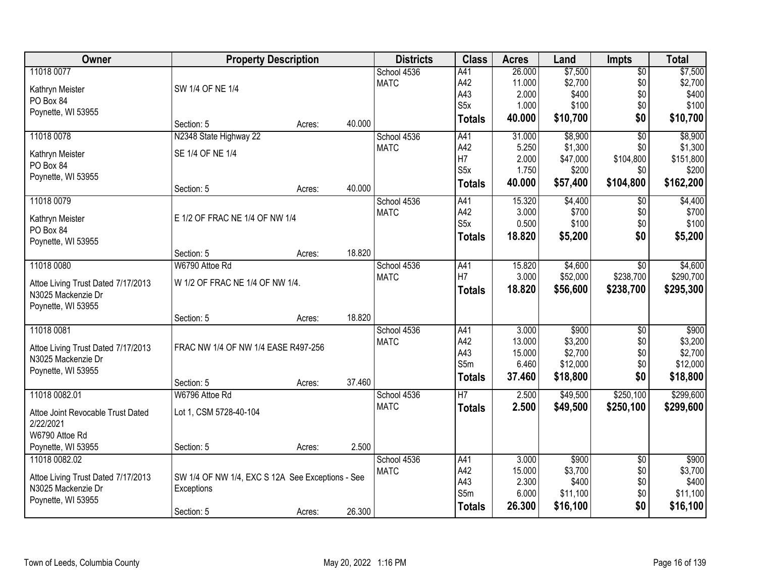| Owner | Property Description | Districts | Class | Acres | Land | Impts | Total |
|---|---|---|---|---|---|---|---|
| 11018 0077<br>Kathryn Meister<br>PO Box 84<br>Poynette, WI 53955 | SW 1/4 OF NE 1/4<br>Section: 5 Acres: 40.000 | School 4536<br>MATC | A41<br>A42<br>A43<br>S5x<br>**Totals** | 26.000<br>11.000<br>2.000<br>1.000<br>**40.000** | $7,500<br>$2,700<br>$400<br>$100<br>**$10,700** | $0<br>$0<br>$0<br>$0<br>**$0** | $7,500<br>$2,700<br>$400<br>$100<br>**$10,700** |
| 11018 0078<br>Kathryn Meister<br>PO Box 84<br>Poynette, WI 53955 | N2348 State Highway 22<br>SE 1/4 OF NE 1/4<br>Section: 5 Acres: 40.000 | School 4536<br>MATC | A41<br>A42<br>H7<br>S5x<br>**Totals** | 31.000<br>5.250<br>2.000<br>1.750<br>**40.000** | $8,900<br>$1,300<br>$47,000<br>$200<br>**$57,400** | $0<br>$0<br>$104,800<br>$0<br>**$104,800** | $8,900<br>$1,300<br>$151,800<br>$200<br>**$162,200** |
| 11018 0079<br>Kathryn Meister<br>PO Box 84<br>Poynette, WI 53955 | E 1/2 OF FRAC NE 1/4 OF NW 1/4<br>Section: 5 Acres: 18.820 | School 4536<br>MATC | A41<br>A42<br>S5x<br>**Totals** | 15.320<br>3.000<br>0.500<br>**18.820** | $4,400<br>$700<br>$100<br>**$5,200** | $0<br>$0<br>$0<br>**$0** | $4,400<br>$700<br>$100<br>**$5,200** |
| 11018 0080<br>Attoe Living Trust Dated 7/17/2013<br>N3025 Mackenzie Dr<br>Poynette, WI 53955 | W6790 Attoe Rd<br>W 1/2 OF FRAC NE 1/4 OF NW 1/4.<br>Section: 5 Acres: 18.820 | School 4536<br>MATC | A41<br>H7<br>**Totals** | 15.820<br>3.000<br>**18.820** | $4,600<br>$52,000<br>**$56,600** | $0<br>$238,700<br>**$238,700** | $4,600<br>$290,700<br>**$295,300** |
| 11018 0081<br>Attoe Living Trust Dated 7/17/2013<br>N3025 Mackenzie Dr<br>Poynette, WI 53955 | FRAC NW 1/4 OF NW 1/4 EASE R497-256<br>Section: 5 Acres: 37.460 | School 4536<br>MATC | A41<br>A42<br>A43<br>S5m<br>**Totals** | 3.000<br>13.000<br>15.000<br>6.460<br>**37.460** | $900<br>$3,200<br>$2,700<br>$12,000<br>**$18,800** | $0<br>$0<br>$0<br>$0<br>**$0** | $900<br>$3,200<br>$2,700<br>$12,000<br>**$18,800** |
| 11018 0082.01<br>Attoe Joint Revocable Trust Dated 2/22/2021<br>W6790 Attoe Rd<br>Poynette, WI 53955 | W6796 Attoe Rd<br>Lot 1, CSM 5728-40-104<br>Section: 5 Acres: 2.500 | School 4536<br>MATC | H7<br>**Totals** | 2.500<br>**2.500** | $49,500<br>**$49,500** | $250,100<br>**$250,100** | $299,600<br>**$299,600** |
| 11018 0082.02<br>Attoe Living Trust Dated 7/17/2013<br>N3025 Mackenzie Dr<br>Poynette, WI 53955 | SW 1/4 OF NW 1/4, EXC S 12A See Exceptions - See Exceptions<br>Section: 5 Acres: 26.300 | School 4536<br>MATC | A41<br>A42<br>A43<br>S5m<br>**Totals** | 3.000<br>15.000<br>2.300<br>6.000<br>**26.300** | $900<br>$3,700<br>$400<br>$11,100<br>**$16,100** | $0<br>$0<br>$0<br>$0<br>**$0** | $900<br>$3,700<br>$400<br>$11,100<br>**$16,100** |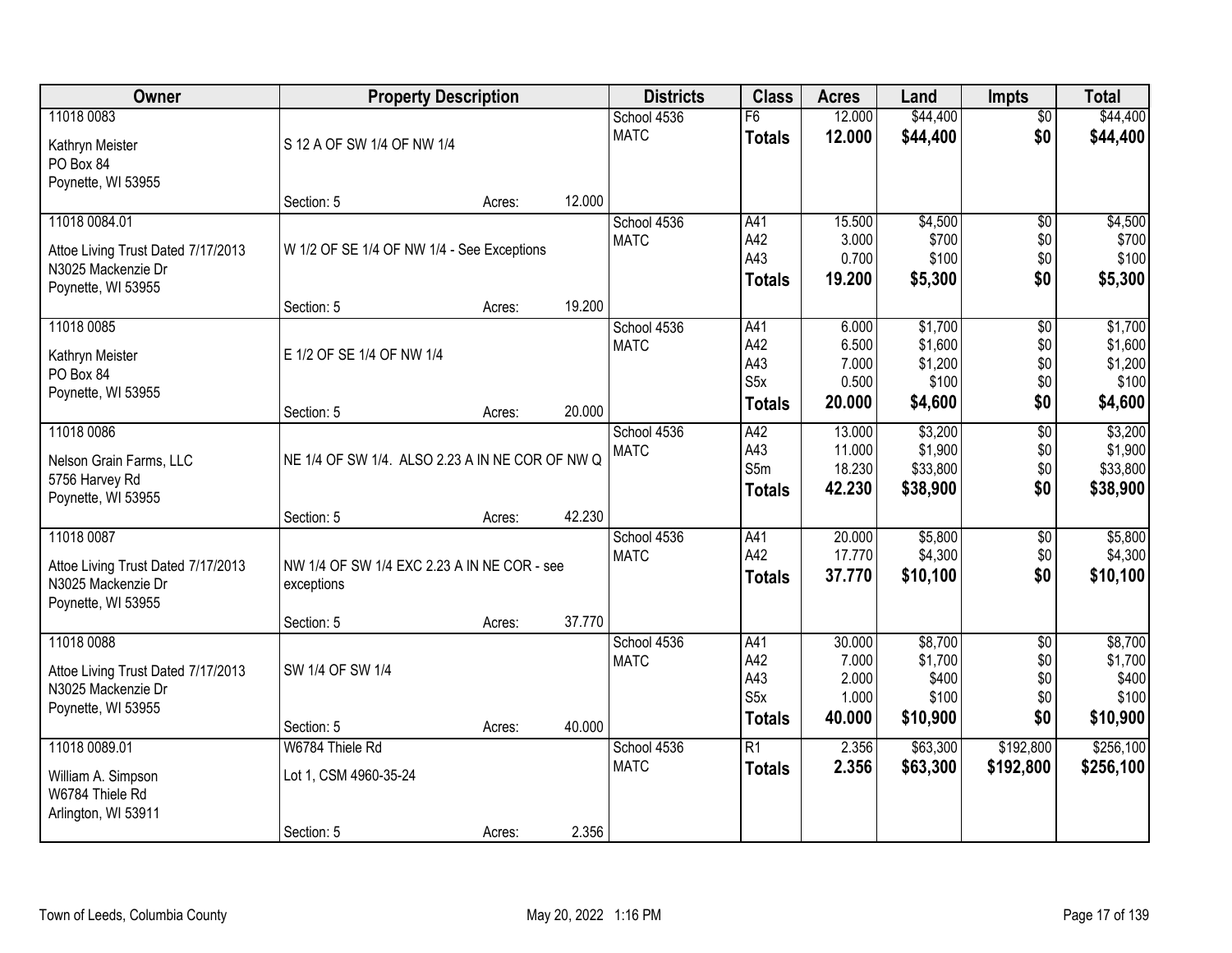| Owner | Property Description | | | Districts | Class | Acres | Land | Impts | Total |
|---|---|---|---|---|---|---|---|---|---|
| 11018 0083 | | | | School 4536 | F6 | 12.000 | $44,400 | $0 | $44,400 |
| Kathryn Meister | S 12 A OF SW 1/4 OF NW 1/4 | | | MATC | **Totals** | **12.000** | **$44,400** | **$0** | **$44,400** |
| PO Box 84 | | | | | | | | | |
| Poynette, WI 53955 | | | | | | | | | |
| | Section: 5 | Acres: | 12.000 | | | | | | |
| 11018 0084.01 | | | | School 4536 | A41 | 15.500 | $4,500 | $0 | $4,500 |
| Attoe Living Trust Dated 7/17/2013 | W 1/2 OF SE 1/4 OF NW 1/4 - See Exceptions | | | MATC | A42 | 3.000 | $700 | $0 | $700 |
| N3025 Mackenzie Dr | | | | | A43 | 0.700 | $100 | $0 | $100 |
| Poynette, WI 53955 | | | | | **Totals** | **19.200** | **$5,300** | **$0** | **$5,300** |
| | Section: 5 | Acres: | 19.200 | | | | | | |
| 11018 0085 | | | | School 4536 | A41 | 6.000 | $1,700 | $0 | $1,700 |
| Kathryn Meister | E 1/2 OF SE 1/4 OF NW 1/4 | | | MATC | A42 | 6.500 | $1,600 | $0 | $1,600 |
| PO Box 84 | | | | | A43 | 7.000 | $1,200 | $0 | $1,200 |
| Poynette, WI 53955 | | | | | S5x | 0.500 | $100 | $0 | $100 |
| | Section: 5 | Acres: | 20.000 | | **Totals** | **20.000** | **$4,600** | **$0** | **$4,600** |
| 11018 0086 | | | | School 4536 | A42 | 13.000 | $3,200 | $0 | $3,200 |
| Nelson Grain Farms, LLC | NE 1/4 OF SW 1/4. ALSO 2.23 A IN NE COR OF NW Q | | | MATC | A43 | 11.000 | $1,900 | $0 | $1,900 |
| 5756 Harvey Rd | | | | | S5m | 18.230 | $33,800 | $0 | $33,800 |
| Poynette, WI 53955 | | | | | **Totals** | **42.230** | **$38,900** | **$0** | **$38,900** |
| | Section: 5 | Acres: | 42.230 | | | | | | |
| 11018 0087 | | | | School 4536 | A41 | 20.000 | $5,800 | $0 | $5,800 |
| Attoe Living Trust Dated 7/17/2013 | NW 1/4 OF SW 1/4 EXC 2.23 A IN NE COR - see exceptions | | | MATC | A42 | 17.770 | $4,300 | $0 | $4,300 |
| N3025 Mackenzie Dr | | | | | **Totals** | **37.770** | **$10,100** | **$0** | **$10,100** |
| Poynette, WI 53955 | | | | | | | | | |
| | Section: 5 | Acres: | 37.770 | | | | | | |
| 11018 0088 | | | | School 4536 | A41 | 30.000 | $8,700 | $0 | $8,700 |
| Attoe Living Trust Dated 7/17/2013 | SW 1/4 OF SW 1/4 | | | MATC | A42 | 7.000 | $1,700 | $0 | $1,700 |
| N3025 Mackenzie Dr | | | | | A43 | 2.000 | $400 | $0 | $400 |
| Poynette, WI 53955 | | | | | S5x | 1.000 | $100 | $0 | $100 |
| | Section: 5 | Acres: | 40.000 | | **Totals** | **40.000** | **$10,900** | **$0** | **$10,900** |
| 11018 0089.01 | W6784 Thiele Rd | | | School 4536 | R1 | 2.356 | $63,300 | $192,800 | $256,100 |
| William A. Simpson | Lot 1, CSM 4960-35-24 | | | MATC | **Totals** | **2.356** | **$63,300** | **$192,800** | **$256,100** |
| W6784 Thiele Rd | | | | | | | | | |
| Arlington, WI 53911 | | | | | | | | | |
| | Section: 5 | Acres: | 2.356 | | | | | | |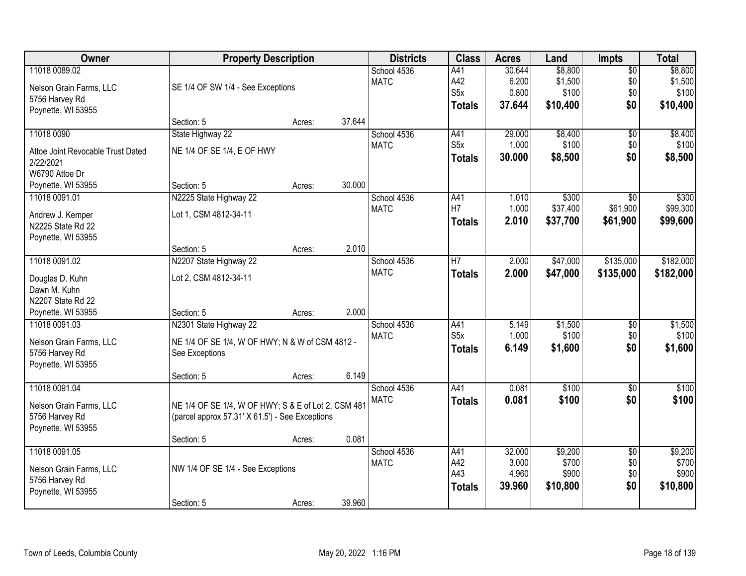| Owner | Property Description | | | Districts | Class | Acres | Land | Impts | Total |
|---|---|---|---|---|---|---|---|---|---|
| 11018 0089.02<br>Nelson Grain Farms, LLC<br>5756 Harvey Rd<br>Poynette, WI 53955 | SE 1/4 OF SW 1/4 - See Exceptions<br>Section: 5 | Acres: | 37.644 | School 4536<br>MATC | A41<br>A42<br>S5x<br>**Totals** | 30.644<br>6.200<br>0.800<br>**37.644** | $8,800<br>$1,500<br>$100<br>**$10,400** | $0<br>$0<br>$0<br>**$0** | $8,800<br>$1,500<br>$100<br>**$10,400** |
| 11018 0090<br>Attoe Joint Revocable Trust Dated 2/22/2021<br>W6790 Attoe Dr<br>Poynette, WI 53955 | State Highway 22<br>NE 1/4 OF SE 1/4, E OF HWY<br>Section: 5 | Acres: | 30.000 | School 4536<br>MATC | A41<br>S5x<br>**Totals** | 29.000<br>1.000<br>**30.000** | $8,400<br>$100<br>**$8,500** | $0<br>$0<br>**$0** | $8,400<br>$100<br>**$8,500** |
| 11018 0091.01<br>Andrew J. Kemper<br>N2225 State Rd 22<br>Poynette, WI 53955 | N2225 State Highway 22<br>Lot 1, CSM 4812-34-11<br>Section: 5 | Acres: | 2.010 | School 4536<br>MATC | A41<br>H7<br>**Totals** | 1.010<br>1.000<br>**2.010** | $300<br>$37,400<br>**$37,700** | $0<br>$61,900<br>**$61,900** | $300<br>$99,300<br>**$99,600** |
| 11018 0091.02<br>Douglas D. Kuhn<br>Dawn M. Kuhn<br>N2207 State Rd 22<br>Poynette, WI 53955 | N2207 State Highway 22<br>Lot 2, CSM 4812-34-11<br>Section: 5 | Acres: | 2.000 | School 4536<br>MATC | H7<br>**Totals** | 2.000<br>**2.000** | $47,000<br>**$47,000** | $135,000<br>**$135,000** | $182,000<br>**$182,000** |
| 11018 0091.03<br>Nelson Grain Farms, LLC<br>5756 Harvey Rd<br>Poynette, WI 53955 | N2301 State Highway 22<br>NE 1/4 OF SE 1/4, W OF HWY; N & W of CSM 4812 - See Exceptions<br>Section: 5 | Acres: | 6.149 | School 4536<br>MATC | A41<br>S5x<br>**Totals** | 5.149<br>1.000<br>**6.149** | $1,500<br>$100<br>**$1,600** | $0<br>$0<br>**$0** | $1,500<br>$100<br>**$1,600** |
| 11018 0091.04<br>Nelson Grain Farms, LLC<br>5756 Harvey Rd<br>Poynette, WI 53955 | NE 1/4 OF SE 1/4, W OF HWY; S & E of Lot 2, CSM 481 (parcel approx 57.31' X 61.5') - See Exceptions<br>Section: 5 | Acres: | 0.081 | School 4536<br>MATC | A41<br>**Totals** | 0.081<br>**0.081** | $100<br>**$100** | $0<br>**$0** | $100<br>**$100** |
| 11018 0091.05<br>Nelson Grain Farms, LLC<br>5756 Harvey Rd<br>Poynette, WI 53955 | NW 1/4 OF SE 1/4 - See Exceptions<br>Section: 5 | Acres: | 39.960 | School 4536<br>MATC | A41<br>A42<br>A43<br>**Totals** | 32.000<br>3.000<br>4.960<br>**39.960** | $9,200<br>$700<br>$900<br>**$10,800** | $0<br>$0<br>$0<br>**$0** | $9,200<br>$700<br>$900<br>**$10,800** |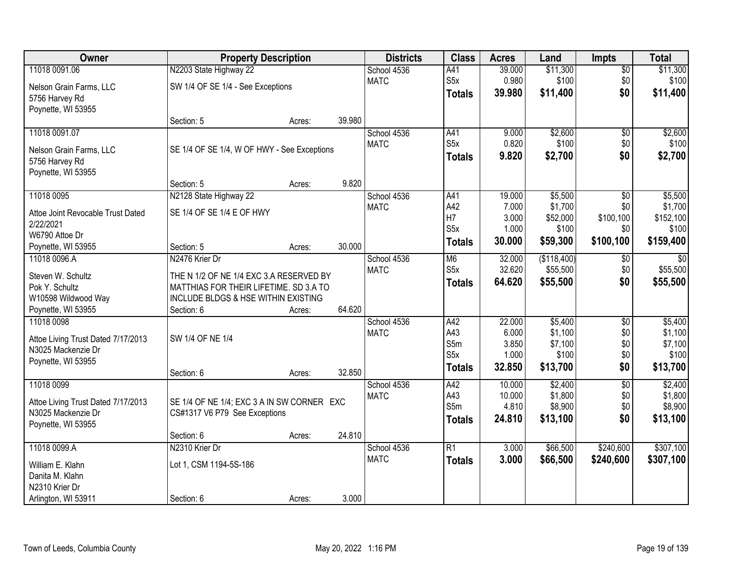| Owner | Property Description | | | Districts | Class | Acres | Land | Impts | Total |
|---|---|---|---|---|---|---|---|---|---|
| 11018 0091.06 | N2203 State Highway 22 | | | School 4536 | A41 | 39.000 | $11,300 | $0 | $11,300 |
| Nelson Grain Farms, LLC | SW 1/4 OF SE 1/4 - See Exceptions | | | MATC | S5x | 0.980 | $100 | $0 | $100 |
| 5756 Harvey Rd | | | | | **Totals** | **39.980** | **$11,400** | **$0** | **$11,400** |
| Poynette, WI 53955 | | | | | | | | | |
| | Section: 5 | Acres: | 39.980 | | | | | | |
| 11018 0091.07 | | | | School 4536 | A41 | 9.000 | $2,600 | $0 | $2,600 |
| Nelson Grain Farms, LLC | SE 1/4 OF SE 1/4, W OF HWY - See Exceptions | | | MATC | S5x | 0.820 | $100 | $0 | $100 |
| 5756 Harvey Rd | | | | | **Totals** | **9.820** | **$2,700** | **$0** | **$2,700** |
| Poynette, WI 53955 | | | | | | | | | |
| | Section: 5 | Acres: | 9.820 | | | | | | |
| 11018 0095 | N2128 State Highway 22 | | | School 4536 | A41 | 19.000 | $5,500 | $0 | $5,500 |
| Attoe Joint Revocable Trust Dated | SE 1/4 OF SE 1/4 E OF HWY | | | MATC | A42 | 7.000 | $1,700 | $0 | $1,700 |
| 2/22/2021 | | | | | H7 | 3.000 | $52,000 | $100,100 | $152,100 |
| W6790 Attoe Dr | | | | | S5x | 1.000 | $100 | $0 | $100 |
| Poynette, WI 53955 | Section: 5 | Acres: | 30.000 | | **Totals** | **30.000** | **$59,300** | **$100,100** | **$159,400** |
| 11018 0096.A | N2476 Krier Dr | | | School 4536 | M6 | 32.000 | ($118,400) | $0 | $0 |
| Steven W. Schultz | THE N 1/2 OF NE 1/4 EXC 3.A RESERVED BY | | | MATC | S5x | 32.620 | $55,500 | $0 | $55,500 |
| Pok Y. Schultz | MATTHIAS FOR THEIR LIFETIME. SD 3.A TO | | | | **Totals** | **64.620** | **$55,500** | **$0** | **$55,500** |
| W10598 Wildwood Way | INCLUDE BLDGS & HSE WITHIN EXISTING | | | | | | | | |
| Poynette, WI 53955 | Section: 6 | Acres: | 64.620 | | | | | | |
| 11018 0098 | | | | School 4536 | A42 | 22.000 | $5,400 | $0 | $5,400 |
| Attoe Living Trust Dated 7/17/2013 | SW 1/4 OF NE 1/4 | | | MATC | A43 | 6.000 | $1,100 | $0 | $1,100 |
| N3025 Mackenzie Dr | | | | | S5m | 3.850 | $7,100 | $0 | $7,100 |
| Poynette, WI 53955 | | | | | S5x | 1.000 | $100 | $0 | $100 |
| | Section: 6 | Acres: | 32.850 | | **Totals** | **32.850** | **$13,700** | **$0** | **$13,700** |
| 11018 0099 | | | | School 4536 | A42 | 10.000 | $2,400 | $0 | $2,400 |
| Attoe Living Trust Dated 7/17/2013 | SE 1/4 OF NE 1/4; EXC 3 A IN SW CORNER EXC | | | MATC | A43 | 10.000 | $1,800 | $0 | $1,800 |
| N3025 Mackenzie Dr | CS#1317 V6 P79 See Exceptions | | | | S5m | 4.810 | $8,900 | $0 | $8,900 |
| Poynette, WI 53955 | | | | | **Totals** | **24.810** | **$13,100** | **$0** | **$13,100** |
| | Section: 6 | Acres: | 24.810 | | | | | | |
| 11018 0099.A | N2310 Krier Dr | | | School 4536 | R1 | 3.000 | $66,500 | $240,600 | $307,100 |
| William E. Klahn | Lot 1, CSM 1194-5S-186 | | | MATC | **Totals** | **3.000** | **$66,500** | **$240,600** | **$307,100** |
| Danita M. Klahn | | | | | | | | | |
| N2310 Krier Dr | | | | | | | | | |
| Arlington, WI 53911 | Section: 6 | Acres: | 3.000 | | | | | | |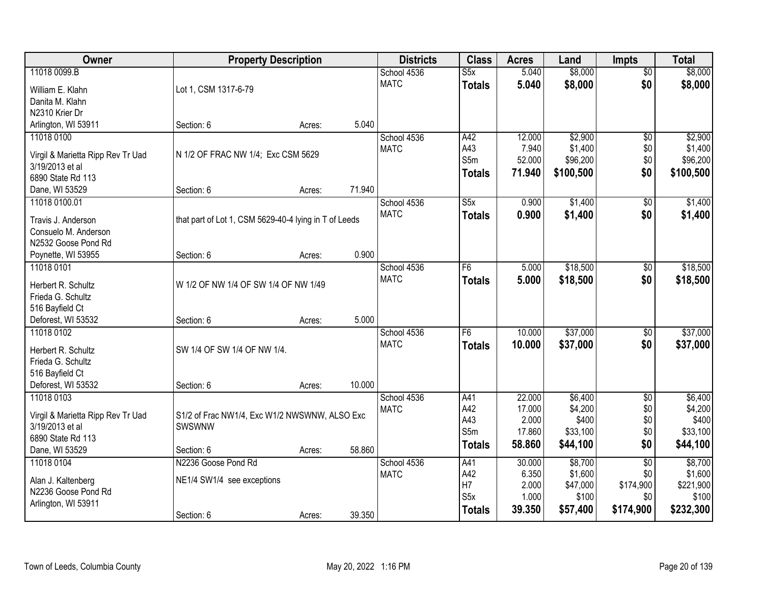| Owner | Property Description | Districts | Class | Acres | Land | Impts | Total |
|---|---|---|---|---|---|---|---|
| 11018 0099.B<br>William E. Klahn<br>Danita M. Klahn<br>N2310 Krier Dr<br>Arlington, WI 53911 | Lot 1, CSM 1317-6-79<br>Section: 6 Acres: 5.040 | School 4536<br>MATC | S5x<br>**Totals** | 5.040<br>**5.040** | $8,000<br>**$8,000** | $0<br>**$0** | $8,000<br>**$8,000** |
| 11018 0100<br>Virgil & Marietta Ripp Rev Tr Uad 3/19/2013 et al<br>6890 State Rd 113<br>Dane, WI 53529 | N 1/2 OF FRAC NW 1/4; Exc CSM 5629<br>Section: 6 Acres: 71.940 | School 4536<br>MATC | A42<br>A43<br>S5m<br>**Totals** | 12.000<br>7.940<br>52.000<br>**71.940** | $2,900<br>$1,400<br>$96,200<br>**$100,500** | $0<br>$0<br>$0<br>**$0** | $2,900<br>$1,400<br>$96,200<br>**$100,500** |
| 11018 0100.01<br>Travis J. Anderson<br>Consuelo M. Anderson<br>N2532 Goose Pond Rd<br>Poynette, WI 53955 | that part of Lot 1, CSM 5629-40-4 lying in T of Leeds<br>Section: 6 Acres: 0.900 | School 4536<br>MATC | S5x<br>**Totals** | 0.900<br>**0.900** | $1,400<br>**$1,400** | $0<br>**$0** | $1,400<br>**$1,400** |
| 11018 0101<br>Herbert R. Schultz<br>Frieda G. Schultz<br>516 Bayfield Ct<br>Deforest, WI 53532 | W 1/2 OF NW 1/4 OF SW 1/4 OF NW 1/49<br>Section: 6 Acres: 5.000 | School 4536<br>MATC | F6<br>**Totals** | 5.000<br>**5.000** | $18,500<br>**$18,500** | $0<br>**$0** | $18,500<br>**$18,500** |
| 11018 0102<br>Herbert R. Schultz<br>Frieda G. Schultz<br>516 Bayfield Ct<br>Deforest, WI 53532 | SW 1/4 OF SW 1/4 OF NW 1/4.<br>Section: 6 Acres: 10.000 | School 4536<br>MATC | F6<br>**Totals** | 10.000<br>**10.000** | $37,000<br>**$37,000** | $0<br>**$0** | $37,000<br>**$37,000** |
| 11018 0103<br>Virgil & Marietta Ripp Rev Tr Uad 3/19/2013 et al<br>6890 State Rd 113<br>Dane, WI 53529 | S1/2 of Frac NW1/4, Exc W1/2 NWSWNW, ALSO Exc SWSWNW<br>Section: 6 Acres: 58.860 | School 4536<br>MATC | A41<br>A42<br>A43<br>S5m<br>**Totals** | 22.000<br>17.000<br>2.000<br>17.860<br>**58.860** | $6,400<br>$4,200<br>$400<br>$33,100<br>**$44,100** | $0<br>$0<br>$0<br>$0<br>**$0** | $6,400<br>$4,200<br>$400<br>$33,100<br>**$44,100** |
| 11018 0104<br>Alan J. Kaltenberg<br>N2236 Goose Pond Rd<br>Arlington, WI 53911 | N2236 Goose Pond Rd<br>NE1/4 SW1/4 see exceptions<br>Section: 6 Acres: 39.350 | School 4536<br>MATC | A41<br>A42<br>H7<br>S5x<br>**Totals** | 30.000<br>6.350<br>2.000<br>1.000<br>**39.350** | $8,700<br>$1,600<br>$47,000<br>$100<br>**$57,400** | $0<br>$0<br>$174,900<br>$0<br>**$174,900** | $8,700<br>$1,600<br>$221,900<br>$100<br>**$232,300** |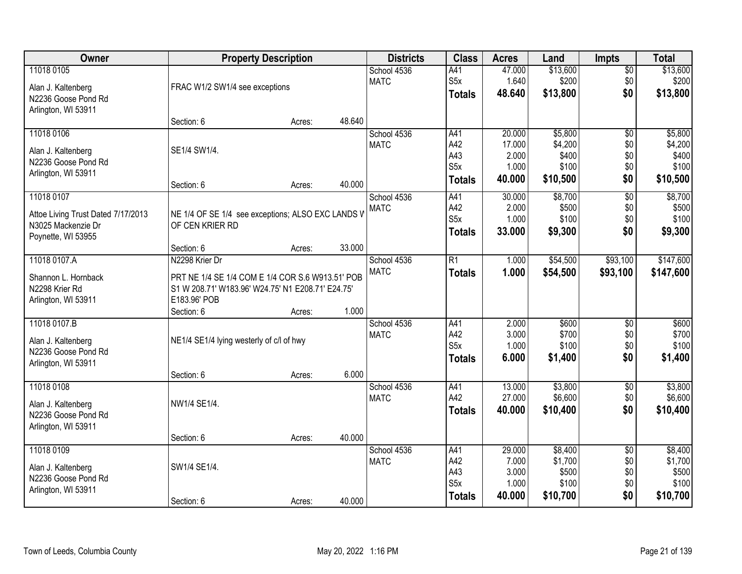| Owner | Property Description | Districts | Class | Acres | Land | Impts | Total |
|---|---|---|---|---|---|---|---|
| 11018 0105<br>Alan J. Kaltenberg<br>N2236 Goose Pond Rd<br>Arlington, WI 53911 | FRAC W1/2 SW1/4 see exceptions<br>Section: 6 Acres: 48.640 | School 4536<br>MATC | A41<br>S5x<br>**Totals** | 47.000<br>1.640<br>**48.640** | $13,600<br>$200<br>**$13,800** | $0<br>$0<br>**$0** | $13,600<br>$200<br>**$13,800** |
| 11018 0106<br>Alan J. Kaltenberg<br>N2236 Goose Pond Rd<br>Arlington, WI 53911 | SE1/4 SW1/4.<br>Section: 6 Acres: 40.000 | School 4536<br>MATC | A41<br>A42<br>A43<br>S5x<br>**Totals** | 20.000<br>17.000<br>2.000<br>1.000<br>**40.000** | $5,800<br>$4,200<br>$400<br>$100<br>**$10,500** | $0<br>$0<br>$0<br>$0<br>**$0** | $5,800<br>$4,200<br>$400<br>$100<br>**$10,500** |
| 11018 0107<br>Attoe Living Trust Dated 7/17/2013<br>N3025 Mackenzie Dr<br>Poynette, WI 53955 | NE 1/4 OF SE 1/4 see exceptions; ALSO EXC LANDS W OF CEN KRIER RD<br>Section: 6 Acres: 33.000 | School 4536<br>MATC | A41<br>A42<br>S5x<br>**Totals** | 30.000<br>2.000<br>1.000<br>**33.000** | $8,700<br>$500<br>$100<br>**$9,300** | $0<br>$0<br>$0<br>**$0** | $8,700<br>$500<br>$100<br>**$9,300** |
| 11018 0107.A<br>Shannon L. Hornback<br>N2298 Krier Rd<br>Arlington, WI 53911 | N2298 Krier Dr<br>PRT NE 1/4 SE 1/4 COM E 1/4 COR S.6 W913.51' POB S1 W 208.71' W183.96' W24.75' N1 E208.71' E24.75' E183.96' POB<br>Section: 6 Acres: 1.000 | School 4536<br>MATC | R1<br>**Totals** | 1.000<br>**1.000** | $54,500<br>**$54,500** | $93,100<br>**$93,100** | $147,600<br>**$147,600** |
| 11018 0107.B<br>Alan J. Kaltenberg<br>N2236 Goose Pond Rd<br>Arlington, WI 53911 | NE1/4 SE1/4 lying westerly of c/l of hwy<br>Section: 6 Acres: 6.000 | School 4536<br>MATC | A41<br>A42<br>S5x<br>**Totals** | 2.000<br>3.000<br>1.000<br>**6.000** | $600<br>$700<br>$100<br>**$1,400** | $0<br>$0<br>$0<br>**$0** | $600<br>$700<br>$100<br>**$1,400** |
| 11018 0108<br>Alan J. Kaltenberg<br>N2236 Goose Pond Rd<br>Arlington, WI 53911 | NW1/4 SE1/4.<br>Section: 6 Acres: 40.000 | School 4536<br>MATC | A41<br>A42<br>**Totals** | 13.000<br>27.000<br>**40.000** | $3,800<br>$6,600<br>**$10,400** | $0<br>$0<br>**$0** | $3,800<br>$6,600<br>**$10,400** |
| 11018 0109<br>Alan J. Kaltenberg<br>N2236 Goose Pond Rd<br>Arlington, WI 53911 | SW1/4 SE1/4.<br>Section: 6 Acres: 40.000 | School 4536<br>MATC | A41<br>A42<br>A43<br>S5x<br>**Totals** | 29.000<br>7.000<br>3.000<br>1.000<br>**40.000** | $8,400<br>$1,700<br>$500<br>$100<br>**$10,700** | $0<br>$0<br>$0<br>$0<br>**$0** | $8,400<br>$1,700<br>$500<br>$100<br>**$10,700** |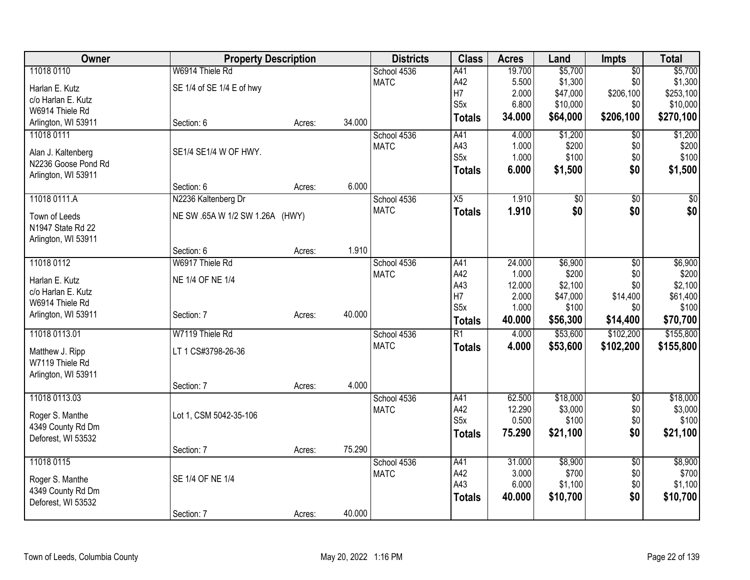| Owner | Property Description | | Districts | Class | Acres | Land | Impts | Total |
|---|---|---|---|---|---|---|---|---|
| 11018 0110 | W6914 Thiele Rd | | School 4536 | A41 | 19.700 | $5,700 | $0 | $5,700 |
| Harlan E. Kutz | SE 1/4 of SE 1/4 E of hwy | | MATC | A42 | 5.500 | $1,300 | $0 | $1,300 |
| c/o Harlan E. Kutz | | | | H7 | 2.000 | $47,000 | $206,100 | $253,100 |
| W6914 Thiele Rd | | | | S5x | 6.800 | $10,000 | $0 | $10,000 |
| Arlington, WI 53911 | Section: 6 | Acres: 34.000 | | **Totals** | **34.000** | **$64,000** | **$206,100** | **$270,100** |
| 11018 0111 | | | School 4536 | A41 | 4.000 | $1,200 | $0 | $1,200 |
| Alan J. Kaltenberg | SE1/4 SE1/4 W OF HWY. | | MATC | A43 | 1.000 | $200 | $0 | $200 |
| N2236 Goose Pond Rd | | | | S5x | 1.000 | $100 | $0 | $100 |
| Arlington, WI 53911 | | | | **Totals** | **6.000** | **$1,500** | **$0** | **$1,500** |
| | Section: 6 | Acres: 6.000 | | | | | | |
| 11018 0111.A | N2236 Kaltenberg Dr | | School 4536 | X5 | 1.910 | $0 | $0 | $0 |
| Town of Leeds | NE SW .65A W 1/2 SW 1.26A (HWY) | | MATC | **Totals** | **1.910** | **$0** | **$0** | **$0** |
| N1947 State Rd 22 | | | | | | | | |
| Arlington, WI 53911 | | | | | | | | |
| | Section: 6 | Acres: 1.910 | | | | | | |
| 11018 0112 | W6917 Thiele Rd | | School 4536 | A41 | 24.000 | $6,900 | $0 | $6,900 |
| Harlan E. Kutz | NE 1/4 OF NE 1/4 | | MATC | A42 | 1.000 | $200 | $0 | $200 |
| c/o Harlan E. Kutz | | | | A43 | 12.000 | $2,100 | $0 | $2,100 |
| W6914 Thiele Rd | | | | H7 | 2.000 | $47,000 | $14,400 | $61,400 |
| Arlington, WI 53911 | Section: 7 | Acres: 40.000 | | S5x | 1.000 | $100 | $0 | $100 |
| | | | | **Totals** | **40.000** | **$56,300** | **$14,400** | **$70,700** |
| 11018 0113.01 | W7119 Thiele Rd | | School 4536 | R1 | 4.000 | $53,600 | $102,200 | $155,800 |
| Matthew J. Ripp | LT 1 CS#3798-26-36 | | MATC | **Totals** | **4.000** | **$53,600** | **$102,200** | **$155,800** |
| W7119 Thiele Rd | | | | | | | | |
| Arlington, WI 53911 | | | | | | | | |
| | Section: 7 | Acres: 4.000 | | | | | | |
| 11018 0113.03 | | | School 4536 | A41 | 62.500 | $18,000 | $0 | $18,000 |
| Roger S. Manthe | Lot 1, CSM 5042-35-106 | | MATC | A42 | 12.290 | $3,000 | $0 | $3,000 |
| 4349 County Rd Dm | | | | S5x | 0.500 | $100 | $0 | $100 |
| Deforest, WI 53532 | | | | **Totals** | **75.290** | **$21,100** | **$0** | **$21,100** |
| | Section: 7 | Acres: 75.290 | | | | | | |
| 11018 0115 | | | School 4536 | A41 | 31.000 | $8,900 | $0 | $8,900 |
| Roger S. Manthe | SE 1/4 OF NE 1/4 | | MATC | A42 | 3.000 | $700 | $0 | $700 |
| 4349 County Rd Dm | | | | A43 | 6.000 | $1,100 | $0 | $1,100 |
| Deforest, WI 53532 | | | | **Totals** | **40.000** | **$10,700** | **$0** | **$10,700** |
| | Section: 7 | Acres: 40.000 | | | | | | |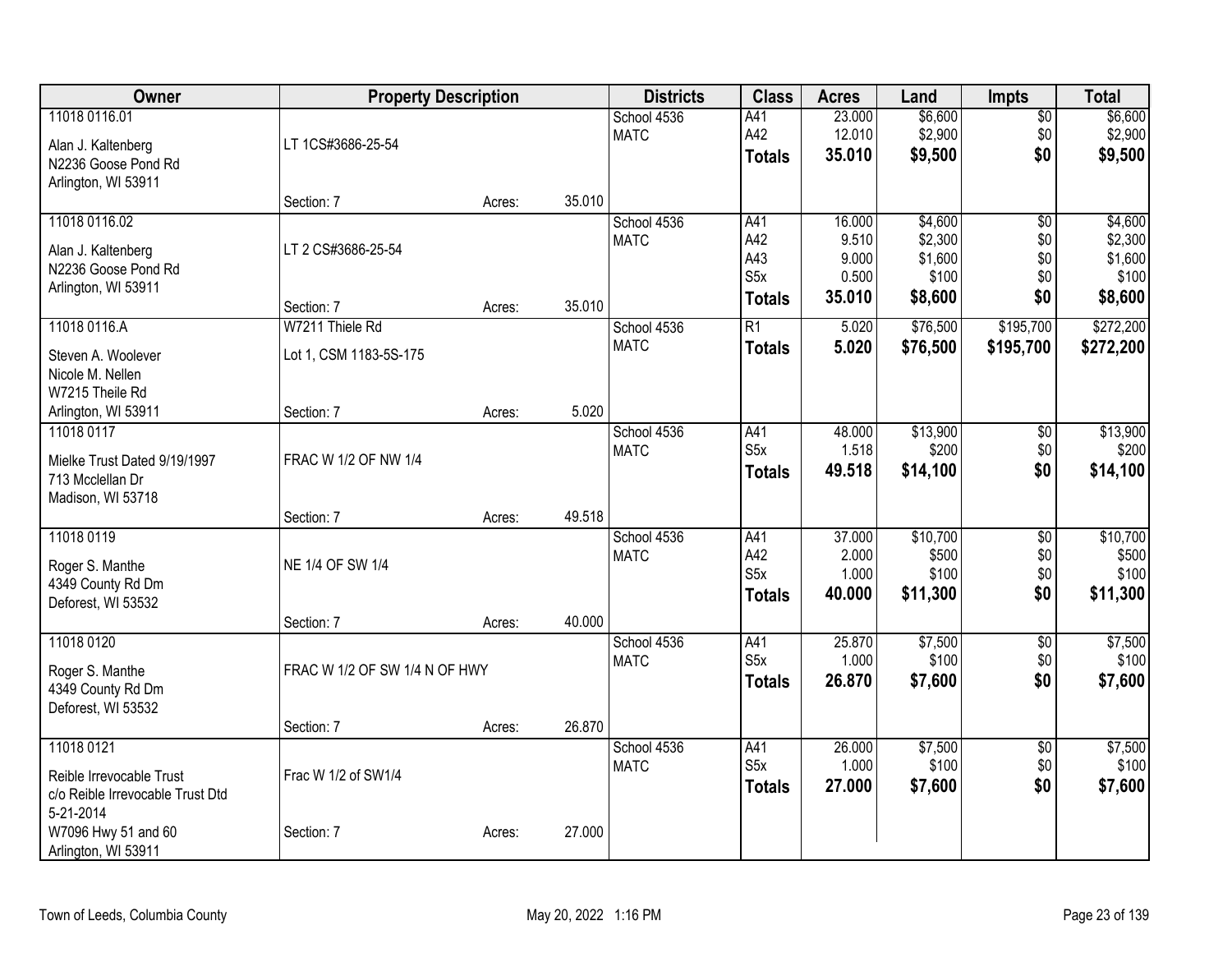| Owner | Property Description | | | Districts | Class | Acres | Land | Impts | Total |
|---|---|---|---|---|---|---|---|---|---|
| 11018 0116.01<br><br>Alan J. Kaltenberg<br>N2236 Goose Pond Rd<br>Arlington, WI 53911 | LT 1CS#3686-25-54<br><br>Section: 7 | Acres: | 35.010 | School 4536<br>MATC | A41<br>A42<br>**Totals** | 23.000<br>12.010<br>**35.010** | \$6,600<br>\$2,900<br>**\$9,500** | \$0<br>\$0<br>**\$0** | \$6,600<br>\$2,900<br>**\$9,500** |
| 11018 0116.02<br><br>Alan J. Kaltenberg<br>N2236 Goose Pond Rd<br>Arlington, WI 53911 | LT 2 CS#3686-25-54<br><br>Section: 7 | Acres: | 35.010 | School 4536<br>MATC | A41<br>A42<br>A43<br>S5x<br>**Totals** | 16.000<br>9.510<br>9.000<br>0.500<br>**35.010** | \$4,600<br>\$2,300<br>\$1,600<br>\$100<br>**\$8,600** | \$0<br>\$0<br>\$0<br>\$0<br>**\$0** | \$4,600<br>\$2,300<br>\$1,600<br>\$100<br>**\$8,600** |
| 11018 0116.A<br><br>Steven A. Woolever<br>Nicole M. Nellen<br>W7215 Theile Rd<br>Arlington, WI 53911 | W7211 Thiele Rd<br>Lot 1, CSM 1183-5S-175<br><br>Section: 7 | Acres: | 5.020 | School 4536<br>MATC | R1<br>**Totals** | 5.020<br>**5.020** | \$76,500<br>**\$76,500** | \$195,700<br>**\$195,700** | \$272,200<br>**\$272,200** |
| 11018 0117<br><br>Mielke Trust Dated 9/19/1997<br>713 Mcclellan Dr<br>Madison, WI 53718 | FRAC W 1/2 OF NW 1/4<br><br>Section: 7 | Acres: | 49.518 | School 4536<br>MATC | A41<br>S5x<br>**Totals** | 48.000<br>1.518<br>**49.518** | \$13,900<br>\$200<br>**\$14,100** | \$0<br>\$0<br>**\$0** | \$13,900<br>\$200<br>**\$14,100** |
| 11018 0119<br><br>Roger S. Manthe<br>4349 County Rd Dm<br>Deforest, WI 53532 | NE 1/4 OF SW 1/4<br><br>Section: 7 | Acres: | 40.000 | School 4536<br>MATC | A41<br>A42<br>S5x<br>**Totals** | 37.000<br>2.000<br>1.000<br>**40.000** | \$10,700<br>\$500<br>\$100<br>**\$11,300** | \$0<br>\$0<br>\$0<br>**\$0** | \$10,700<br>\$500<br>\$100<br>**\$11,300** |
| 11018 0120<br><br>Roger S. Manthe<br>4349 County Rd Dm<br>Deforest, WI 53532 | FRAC W 1/2 OF SW 1/4 N OF HWY<br><br>Section: 7 | Acres: | 26.870 | School 4536<br>MATC | A41<br>S5x<br>**Totals** | 25.870<br>1.000<br>**26.870** | \$7,500<br>\$100<br>**\$7,600** | \$0<br>\$0<br>**\$0** | \$7,500<br>\$100<br>**\$7,600** |
| 11018 0121<br><br>Reible Irrevocable Trust<br>c/o Reible Irrevocable Trust Dtd 5-21-2014<br>W7096 Hwy 51 and 60<br>Arlington, WI 53911 | Frac W 1/2 of SW1/4<br><br>Section: 7 | Acres: | 27.000 | School 4536<br>MATC | A41<br>S5x<br>**Totals** | 26.000<br>1.000<br>**27.000** | \$7,500<br>\$100<br>**\$7,600** | \$0<br>\$0<br>**\$0** | \$7,500<br>\$100<br>**\$7,600** |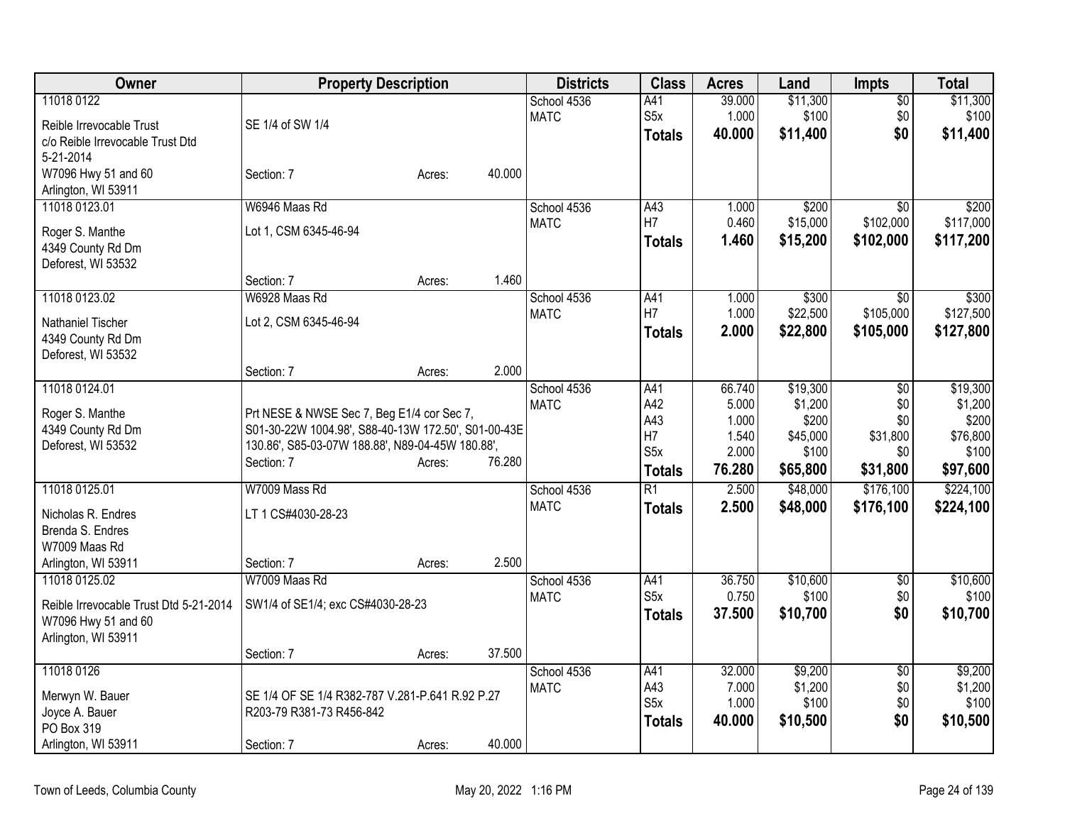| Owner | Property Description | Districts | Class | Acres | Land | Impts | Total |
|---|---|---|---|---|---|---|---|
| 11018 0122<br>Reible Irrevocable Trust<br>c/o Reible Irrevocable Trust Dtd 5-21-2014<br>W7096 Hwy 51 and 60<br>Arlington, WI 53911 | SE 1/4 of SW 1/4<br>Section: 7 Acres: 40.000 | School 4536<br>MATC | A41<br>S5x<br>**Totals** | 39.000<br>1.000<br>**40.000** | $11,300<br>$100<br>**$11,400** | $0<br>$0<br>**$0** | $11,300<br>$100<br>**$11,400** |
| 11018 0123.01<br>Roger S. Manthe<br>4349 County Rd Dm<br>Deforest, WI 53532 | W6946 Maas Rd<br>Lot 1, CSM 6345-46-94<br>Section: 7 Acres: 1.460 | School 4536<br>MATC | A43<br>H7<br>**Totals** | 1.000<br>0.460<br>**1.460** | $200<br>$15,000<br>**$15,200** | $0<br>$102,000<br>**$102,000** | $200<br>$117,000<br>**$117,200** |
| 11018 0123.02<br>Nathaniel Tischer<br>4349 County Rd Dm<br>Deforest, WI 53532 | W6928 Maas Rd<br>Lot 2, CSM 6345-46-94<br>Section: 7 Acres: 2.000 | School 4536<br>MATC | A41<br>H7<br>**Totals** | 1.000<br>1.000<br>**2.000** | $300<br>$22,500<br>**$22,800** | $0<br>$105,000<br>**$105,000** | $300<br>$127,500<br>**$127,800** |
| 11018 0124.01<br>Roger S. Manthe<br>4349 County Rd Dm<br>Deforest, WI 53532 | Prt NESE & NWSE Sec 7, Beg E1/4 cor Sec 7, S01-30-22W 1004.98', S88-40-13W 172.50', S01-00-43E 130.86', S85-03-07W 188.88', N89-04-45W 180.88',<br>Section: 7 Acres: 76.280 | School 4536<br>MATC | A41<br>A42<br>A43<br>H7<br>S5x<br>**Totals** | 66.740<br>5.000<br>1.000<br>1.540<br>2.000<br>**76.280** | $19,300<br>$1,200<br>$200<br>$45,000<br>$100<br>**$65,800** | $0<br>$0<br>$0<br>$31,800<br>$0<br>**$31,800** | $19,300<br>$1,200<br>$200<br>$76,800<br>$100<br>**$97,600** |
| 11018 0125.01<br>Nicholas R. Endres<br>Brenda S. Endres<br>W7009 Maas Rd<br>Arlington, WI 53911 | W7009 Mass Rd<br>LT 1 CS#4030-28-23<br>Section: 7 Acres: 2.500 | School 4536<br>MATC | R1<br>**Totals** | 2.500<br>**2.500** | $48,000<br>**$48,000** | $176,100<br>**$176,100** | $224,100<br>**$224,100** |
| 11018 0125.02<br>Reible Irrevocable Trust Dtd 5-21-2014<br>W7096 Hwy 51 and 60<br>Arlington, WI 53911 | W7009 Maas Rd<br>SW1/4 of SE1/4; exc CS#4030-28-23<br>Section: 7 Acres: 37.500 | School 4536<br>MATC | A41<br>S5x<br>**Totals** | 36.750<br>0.750<br>**37.500** | $10,600<br>$100<br>**$10,700** | $0<br>$0<br>**$0** | $10,600<br>$100<br>**$10,700** |
| 11018 0126<br>Merwyn W. Bauer<br>Joyce A. Bauer<br>PO Box 319<br>Arlington, WI 53911 | SE 1/4 OF SE 1/4 R382-787 V.281-P.641 R.92 P.27 R203-79 R381-73 R456-842<br>Section: 7 Acres: 40.000 | School 4536<br>MATC | A41<br>A43<br>S5x<br>**Totals** | 32.000<br>7.000<br>1.000<br>**40.000** | $9,200<br>$1,200<br>$100<br>**$10,500** | $0<br>$0<br>$0<br>**$0** | $9,200<br>$1,200<br>$100<br>**$10,500** |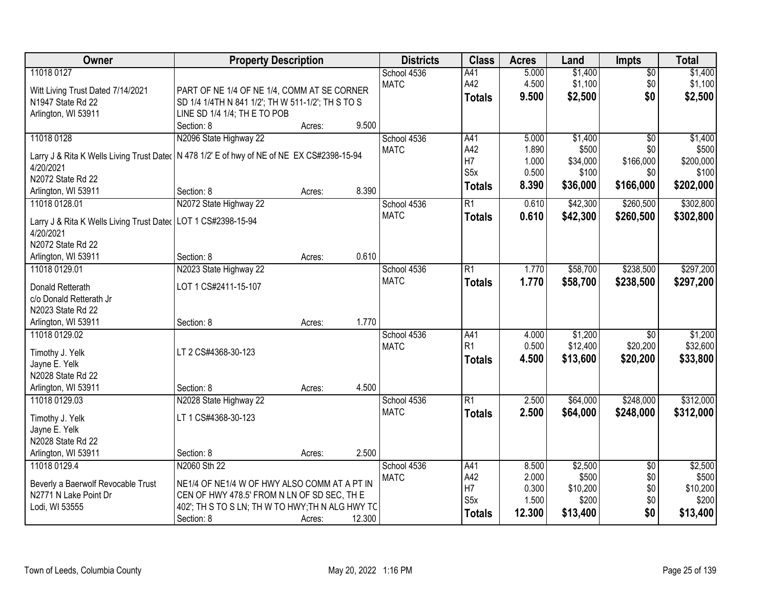| Owner | Property Description | Districts | Class | Acres | Land | Impts | Total |
|---|---|---|---|---|---|---|---|
| 11018 0127<br>Witt Living Trust Dated 7/14/2021<br>N1947 State Rd 22<br>Arlington, WI 53911 | PART OF NE 1/4 OF NE 1/4, COMM AT SE CORNER SD 1/4 1/4TH N 841 1/2'; TH W 511-1/2'; TH S TO S LINE SD 1/4 1/4; TH E TO POB<br>Section: 8 Acres: 9.500 | School 4536<br>MATC | A41<br>A42<br>**Totals** | 5.000<br>4.500<br>**9.500** | $1,400<br>$1,100<br>**$2,500** | $0<br>$0<br>**$0** | $1,400<br>$1,100<br>**$2,500** |
| 11018 0128<br>Larry J & Rita K Wells Living Trust Dated 4/20/2021<br>N2072 State Rd 22<br>Arlington, WI 53911 | N2096 State Highway 22<br>N 478 1/2' E of hwy of NE of NE EX CS#2398-15-94<br>Section: 8 Acres: 8.390 | School 4536<br>MATC | A41<br>A42<br>H7<br>S5x<br>**Totals** | 5.000<br>1.890<br>1.000<br>0.500<br>**8.390** | $1,400<br>$500<br>$34,000<br>$100<br>**$36,000** | $0<br>$0<br>$166,000<br>$0<br>**$166,000** | $1,400<br>$500<br>$200,000<br>$100<br>**$202,000** |
| 11018 0128.01<br>Larry J & Rita K Wells Living Trust Dated 4/20/2021<br>N2072 State Rd 22<br>Arlington, WI 53911 | N2072 State Highway 22<br>LOT 1 CS#2398-15-94<br>Section: 8 Acres: 0.610 | School 4536<br>MATC | R1<br>**Totals** | 0.610<br>**0.610** | $42,300<br>**$42,300** | $260,500<br>**$260,500** | $302,800<br>**$302,800** |
| 11018 0129.01<br>Donald Retterath<br>c/o Donald Retterath Jr<br>N2023 State Rd 22<br>Arlington, WI 53911 | N2023 State Highway 22<br>LOT 1 CS#2411-15-107<br>Section: 8 Acres: 1.770 | School 4536<br>MATC | R1<br>**Totals** | 1.770<br>**1.770** | $58,700<br>**$58,700** | $238,500<br>**$238,500** | $297,200<br>**$297,200** |
| 11018 0129.02<br>Timothy J. Yelk<br>Jayne E. Yelk<br>N2028 State Rd 22<br>Arlington, WI 53911 | LT 2 CS#4368-30-123<br>Section: 8 Acres: 4.500 | School 4536<br>MATC | A41<br>R1<br>**Totals** | 4.000<br>0.500<br>**4.500** | $1,200<br>$12,400<br>**$13,600** | $0<br>$20,200<br>**$20,200** | $1,200<br>$32,600<br>**$33,800** |
| 11018 0129.03<br>Timothy J. Yelk<br>Jayne E. Yelk<br>N2028 State Rd 22<br>Arlington, WI 53911 | N2028 State Highway 22<br>LT 1 CS#4368-30-123<br>Section: 8 Acres: 2.500 | School 4536<br>MATC | R1<br>**Totals** | 2.500<br>**2.500** | $64,000<br>**$64,000** | $248,000<br>**$248,000** | $312,000<br>**$312,000** |
| 11018 0129.4<br>Beverly a Baerwolf Revocable Trust<br>N2771 N Lake Point Dr<br>Lodi, WI 53555 | N2060 Sth 22<br>NE1/4 OF NE1/4 W OF HWY ALSO COMM AT A PT IN CEN OF HWY 478.5' FROM N LN OF SD SEC, TH E 402'; TH S TO S LN; TH W TO HWY;TH N ALG HWY TC<br>Section: 8 Acres: 12.300 | School 4536<br>MATC | A41<br>A42<br>H7<br>S5x<br>**Totals** | 8.500<br>2.000<br>0.300<br>1.500<br>**12.300** | $2,500<br>$500<br>$10,200<br>$200<br>**$13,400** | $0<br>$0<br>$0<br>$0<br>**$0** | $2,500<br>$500<br>$10,200<br>$200<br>**$13,400** |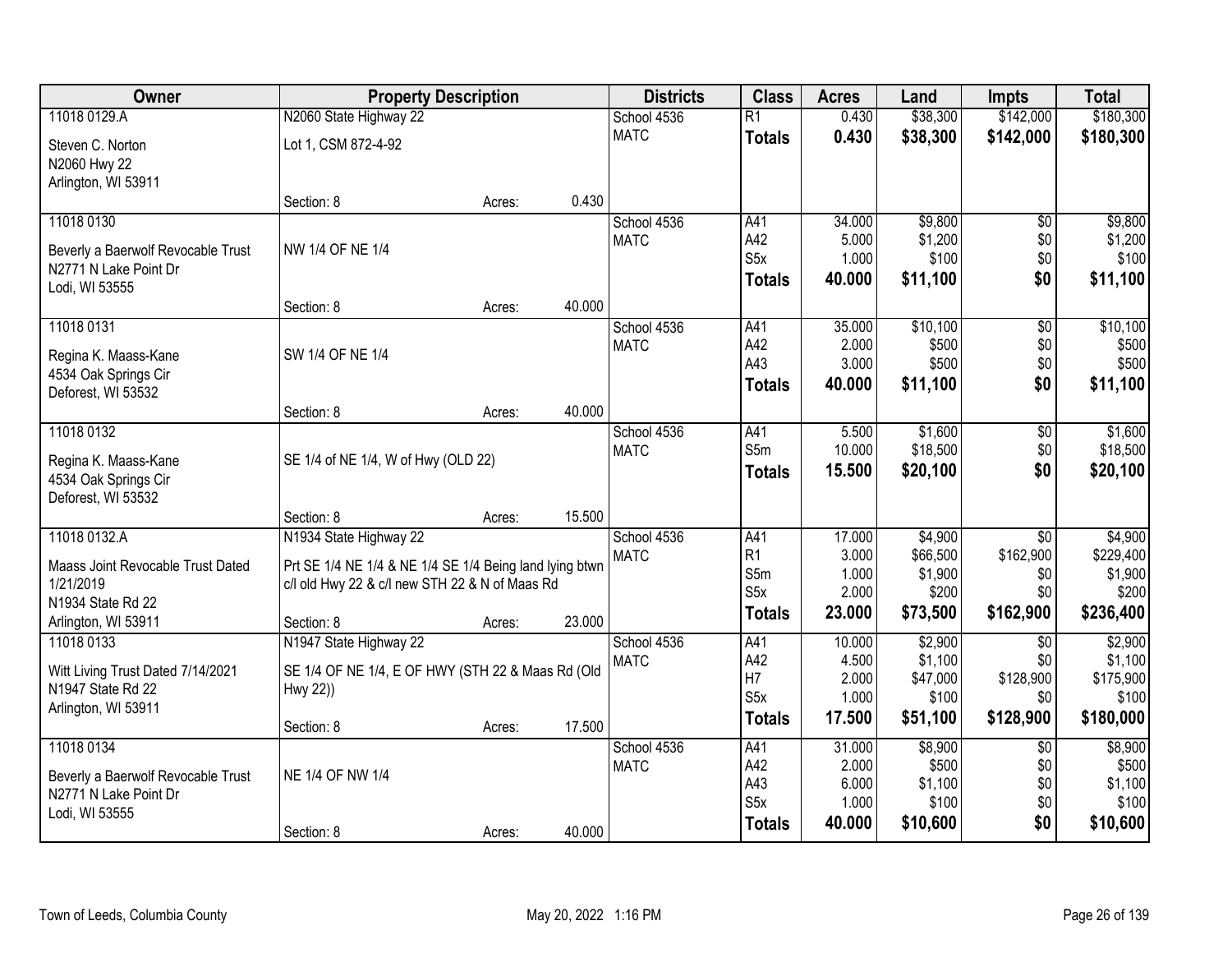| Owner | Property Description | | | Districts | Class | Acres | Land | Impts | Total |
|---|---|---|---|---|---|---|---|---|---|
| 11018 0129.A | N2060 State Highway 22 | | | School 4536 | R1 | 0.430 | $38,300 | $142,000 | $180,300 |
| Steven C. Norton<br>N2060 Hwy 22<br>Arlington, WI 53911 | Lot 1, CSM 872-4-92 | | | MATC | **Totals** | **0.430** | **$38,300** | **$142,000** | **$180,300** |
| | Section: 8 | Acres: | 0.430 | | | | | | |
| 11018 0130 | | | | School 4536 | A41 | 34.000 | $9,800 | $0 | $9,800 |
| Beverly a Baerwolf Revocable Trust<br>N2771 N Lake Point Dr<br>Lodi, WI 53555 | NW 1/4 OF NE 1/4 | | | MATC | A42 | 5.000 | $1,200 | $0 | $1,200 |
| | | | | | S5x | 1.000 | $100 | $0 | $100 |
| | | | | | **Totals** | **40.000** | **$11,100** | **$0** | **$11,100** |
| | Section: 8 | Acres: | 40.000 | | | | | | |
| 11018 0131 | | | | School 4536 | A41 | 35.000 | $10,100 | $0 | $10,100 |
| Regina K. Maass-Kane<br>4534 Oak Springs Cir<br>Deforest, WI 53532 | SW 1/4 OF NE 1/4 | | | MATC | A42 | 2.000 | $500 | $0 | $500 |
| | | | | | A43 | 3.000 | $500 | $0 | $500 |
| | | | | | **Totals** | **40.000** | **$11,100** | **$0** | **$11,100** |
| | Section: 8 | Acres: | 40.000 | | | | | | |
| 11018 0132 | | | | School 4536 | A41 | 5.500 | $1,600 | $0 | $1,600 |
| Regina K. Maass-Kane<br>4534 Oak Springs Cir<br>Deforest, WI 53532 | SE 1/4 of NE 1/4, W of Hwy (OLD 22) | | | MATC | S5m | 10.000 | $18,500 | $0 | $18,500 |
| | | | | | **Totals** | **15.500** | **$20,100** | **$0** | **$20,100** |
| | Section: 8 | Acres: | 15.500 | | | | | | |
| 11018 0132.A | N1934 State Highway 22 | | | School 4536 | A41 | 17.000 | $4,900 | $0 | $4,900 |
| Maass Joint Revocable Trust Dated 1/21/2019<br>N1934 State Rd 22<br>Arlington, WI 53911 | Prt SE 1/4 NE 1/4 & NE 1/4 SE 1/4 Being land lying btwn c/l old Hwy 22 & c/l new STH 22 & N of Maas Rd | | | MATC | R1 | 3.000 | $66,500 | $162,900 | $229,400 |
| | | | | | S5m | 1.000 | $1,900 | $0 | $1,900 |
| | | | | | S5x | 2.000 | $200 | $0 | $200 |
| | Section: 8 | Acres: | 23.000 | | **Totals** | **23.000** | **$73,500** | **$162,900** | **$236,400** |
| 11018 0133 | N1947 State Highway 22 | | | School 4536 | A41 | 10.000 | $2,900 | $0 | $2,900 |
| Witt Living Trust Dated 7/14/2021<br>N1947 State Rd 22<br>Arlington, WI 53911 | SE 1/4 OF NE 1/4, E OF HWY (STH 22 & Maas Rd (Old Hwy 22)) | | | MATC | A42 | 4.500 | $1,100 | $0 | $1,100 |
| | | | | | H7 | 2.000 | $47,000 | $128,900 | $175,900 |
| | | | | | S5x | 1.000 | $100 | $0 | $100 |
| | Section: 8 | Acres: | 17.500 | | **Totals** | **17.500** | **$51,100** | **$128,900** | **$180,000** |
| 11018 0134 | | | | School 4536 | A41 | 31.000 | $8,900 | $0 | $8,900 |
| Beverly a Baerwolf Revocable Trust<br>N2771 N Lake Point Dr<br>Lodi, WI 53555 | NE 1/4 OF NW 1/4 | | | MATC | A42 | 2.000 | $500 | $0 | $500 |
| | | | | | A43 | 6.000 | $1,100 | $0 | $1,100 |
| | | | | | S5x | 1.000 | $100 | $0 | $100 |
| | Section: 8 | Acres: | 40.000 | | **Totals** | **40.000** | **$10,600** | **$0** | **$10,600** |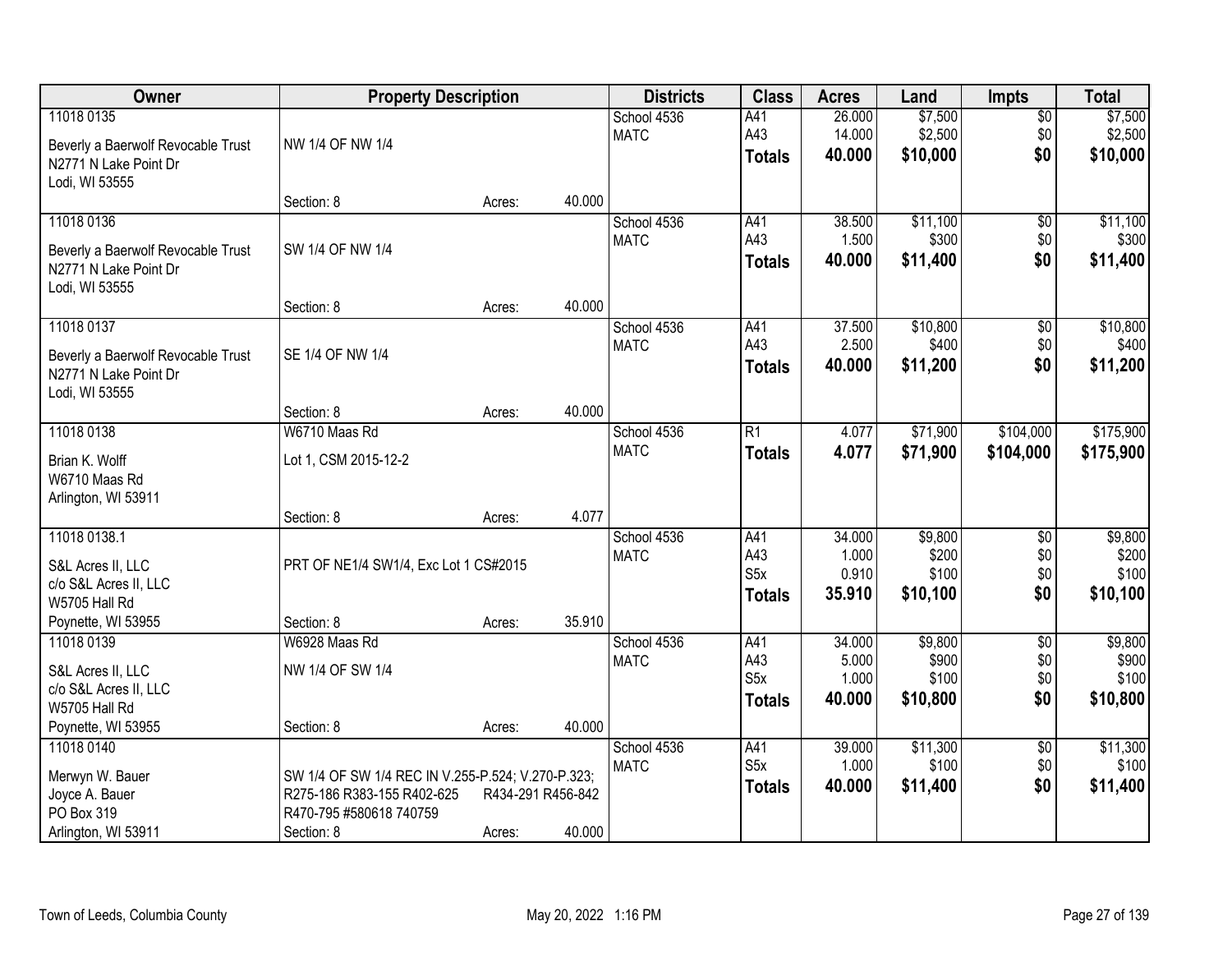| Owner | Property Description | | | Districts | Class | Acres | Land | Impts | Total |
|---|---|---|---|---|---|---|---|---|---|
| 11018 0135<br>Beverly a Baerwolf Revocable Trust<br>N2771 N Lake Point Dr<br>Lodi, WI 53555 | NW 1/4 OF NW 1/4<br>Section: 8 | Acres: | 40.000 | School 4536<br>MATC | A41<br>A43<br>**Totals** | 26.000<br>14.000<br>**40.000** | $7,500<br>$2,500<br>**$10,000** | $0<br>$0<br>**$0** | $7,500<br>$2,500<br>**$10,000** |
| 11018 0136<br>Beverly a Baerwolf Revocable Trust<br>N2771 N Lake Point Dr<br>Lodi, WI 53555 | SW 1/4 OF NW 1/4<br>Section: 8 | Acres: | 40.000 | School 4536<br>MATC | A41<br>A43<br>**Totals** | 38.500<br>1.500<br>**40.000** | $11,100<br>$300<br>**$11,400** | $0<br>$0<br>**$0** | $11,100<br>$300<br>**$11,400** |
| 11018 0137<br>Beverly a Baerwolf Revocable Trust<br>N2771 N Lake Point Dr<br>Lodi, WI 53555 | SE 1/4 OF NW 1/4<br>Section: 8 | Acres: | 40.000 | School 4536<br>MATC | A41<br>A43<br>**Totals** | 37.500<br>2.500<br>**40.000** | $10,800<br>$400<br>**$11,200** | $0<br>$0<br>**$0** | $10,800<br>$400<br>**$11,200** |
| 11018 0138<br>Brian K. Wolff<br>W6710 Maas Rd<br>Arlington, WI 53911 | W6710 Maas Rd<br>Lot 1, CSM 2015-12-2<br>Section: 8 | Acres: | 4.077 | School 4536<br>MATC | R1<br>**Totals** | 4.077<br>**4.077** | $71,900<br>**$71,900** | $104,000<br>**$104,000** | $175,900<br>**$175,900** |
| 11018 0138.1<br>S&L Acres II, LLC<br>c/o S&L Acres II, LLC<br>W5705 Hall Rd<br>Poynette, WI 53955 | PRT OF NE1/4 SW1/4, Exc Lot 1 CS#2015<br>Section: 8 | Acres: | 35.910 | School 4536<br>MATC | A41<br>A43<br>S5x<br>**Totals** | 34.000<br>1.000<br>0.910<br>**35.910** | $9,800<br>$200<br>$100<br>**$10,100** | $0<br>$0<br>$0<br>**$0** | $9,800<br>$200<br>$100<br>**$10,100** |
| 11018 0139<br>S&L Acres II, LLC<br>c/o S&L Acres II, LLC<br>W5705 Hall Rd<br>Poynette, WI 53955 | W6928 Maas Rd<br>NW 1/4 OF SW 1/4<br>Section: 8 | Acres: | 40.000 | School 4536<br>MATC | A41<br>A43<br>S5x<br>**Totals** | 34.000<br>5.000<br>1.000<br>**40.000** | $9,800<br>$900<br>$100<br>**$10,800** | $0<br>$0<br>$0<br>**$0** | $9,800<br>$900<br>$100<br>**$10,800** |
| 11018 0140<br>Merwyn W. Bauer<br>Joyce A. Bauer<br>PO Box 319<br>Arlington, WI 53911 | SW 1/4 OF SW 1/4 REC IN V.255-P.524; V.270-P.323; R275-186 R383-155 R402-625 R434-291 R456-842 R470-795 #580618 740759<br>Section: 8 | Acres: | 40.000 | School 4536<br>MATC | A41<br>S5x<br>**Totals** | 39.000<br>1.000<br>**40.000** | $11,300<br>$100<br>**$11,400** | $0<br>$0<br>**$0** | $11,300<br>$100<br>**$11,400** |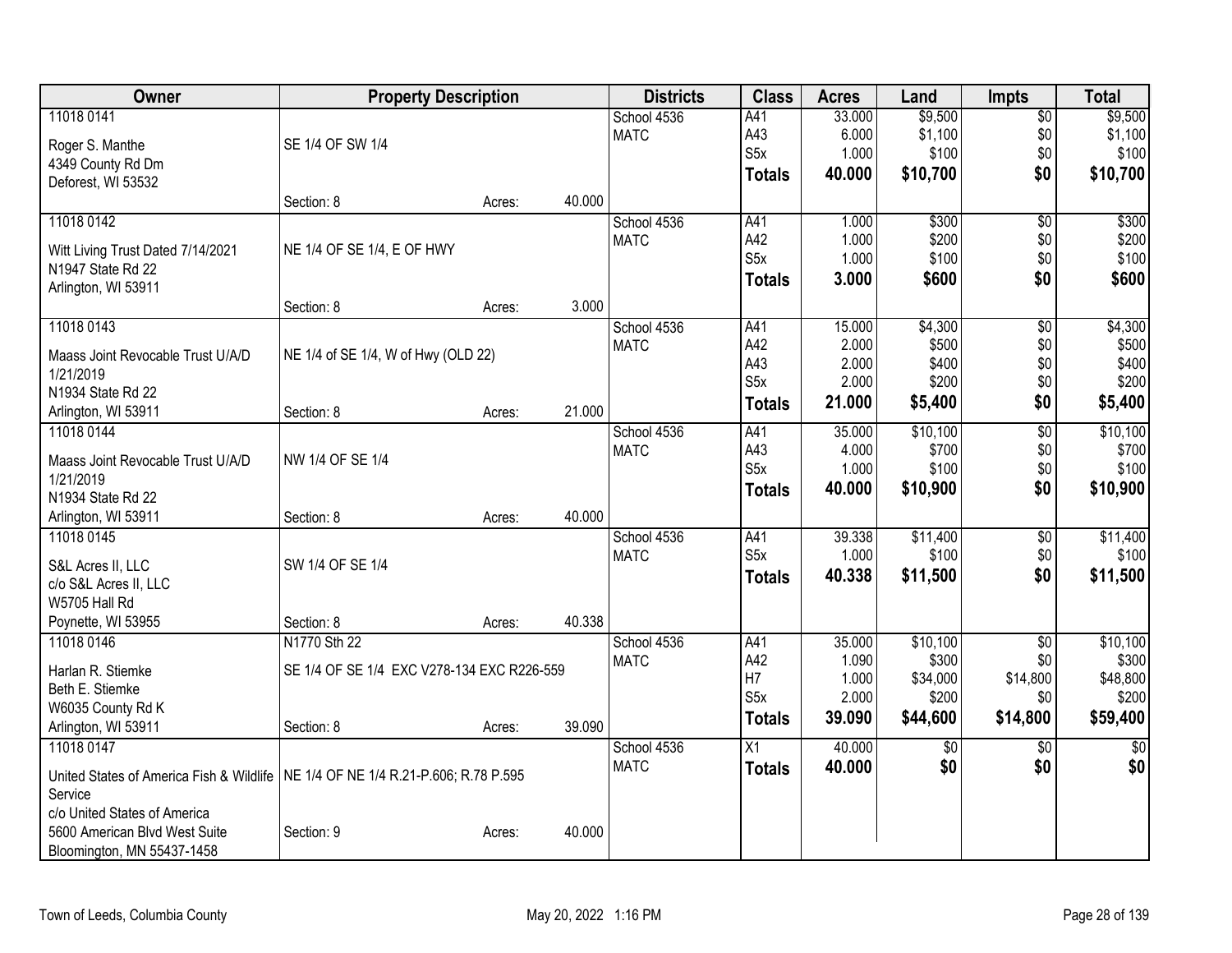| Owner | Property Description | | | Districts | Class | Acres | Land | Impts | Total |
|---|---|---|---|---|---|---|---|---|---|
| 11018 0141 | | | | School 4536 | A41 | 33.000 | $9,500 | $0 | $9,500 |
| Roger S. Manthe | SE 1/4 OF SW 1/4 | | | MATC | A43 | 6.000 | $1,100 | $0 | $1,100 |
| 4349 County Rd Dm | | | | | S5x | 1.000 | $100 | $0 | $100 |
| Deforest, WI 53532 | | | | | **Totals** | **40.000** | **$10,700** | **$0** | **$10,700** |
| | Section: 8 | Acres: | 40.000 | | | | | | |
| 11018 0142 | | | | School 4536 | A41 | 1.000 | $300 | $0 | $300 |
| Witt Living Trust Dated 7/14/2021 | NE 1/4 OF SE 1/4, E OF HWY | | | MATC | A42 | 1.000 | $200 | $0 | $200 |
| N1947 State Rd 22 | | | | | S5x | 1.000 | $100 | $0 | $100 |
| Arlington, WI 53911 | | | | | **Totals** | **3.000** | **$600** | **$0** | **$600** |
| | Section: 8 | Acres: | 3.000 | | | | | | |
| 11018 0143 | | | | School 4536 | A41 | 15.000 | $4,300 | $0 | $4,300 |
| Maass Joint Revocable Trust U/A/D | NE 1/4 of SE 1/4, W of Hwy (OLD 22) | | | MATC | A42 | 2.000 | $500 | $0 | $500 |
| 1/21/2019 | | | | | A43 | 2.000 | $400 | $0 | $400 |
| N1934 State Rd 22 | | | | | S5x | 2.000 | $200 | $0 | $200 |
| Arlington, WI 53911 | Section: 8 | Acres: | 21.000 | | **Totals** | **21.000** | **$5,400** | **$0** | **$5,400** |
| 11018 0144 | | | | School 4536 | A41 | 35.000 | $10,100 | $0 | $10,100 |
| Maass Joint Revocable Trust U/A/D | NW 1/4 OF SE 1/4 | | | MATC | A43 | 4.000 | $700 | $0 | $700 |
| 1/21/2019 | | | | | S5x | 1.000 | $100 | $0 | $100 |
| N1934 State Rd 22 | | | | | **Totals** | **40.000** | **$10,900** | **$0** | **$10,900** |
| Arlington, WI 53911 | Section: 8 | Acres: | 40.000 | | | | | | |
| 11018 0145 | | | | School 4536 | A41 | 39.338 | $11,400 | $0 | $11,400 |
| S&L Acres II, LLC | SW 1/4 OF SE 1/4 | | | MATC | S5x | 1.000 | $100 | $0 | $100 |
| c/o S&L Acres II, LLC | | | | | **Totals** | **40.338** | **$11,500** | **$0** | **$11,500** |
| W5705 Hall Rd | | | | | | | | | |
| Poynette, WI 53955 | Section: 8 | Acres: | 40.338 | | | | | | |
| 11018 0146 | N1770 Sth 22 | | | School 4536 | A41 | 35.000 | $10,100 | $0 | $10,100 |
| Harlan R. Stiemke | SE 1/4 OF SE 1/4 EXC V278-134 EXC R226-559 | | | MATC | A42 | 1.090 | $300 | $0 | $300 |
| Beth E. Stiemke | | | | | H7 | 1.000 | $34,000 | $14,800 | $48,800 |
| W6035 County Rd K | | | | | S5x | 2.000 | $200 | $0 | $200 |
| Arlington, WI 53911 | Section: 8 | Acres: | 39.090 | | **Totals** | **39.090** | **$44,600** | **$14,800** | **$59,400** |
| 11018 0147 | | | | School 4536 | X1 | 40.000 | $0 | $0 | $0 |
| United States of America Fish & Wildlife Service | NE 1/4 OF NE 1/4 R.21-P.606; R.78 P.595 | | | MATC | **Totals** | **40.000** | **$0** | **$0** | **$0** |
| c/o United States of America | | | | | | | | | |
| 5600 American Blvd West Suite | Section: 9 | Acres: | 40.000 | | | | | | |
| Bloomington, MN 55437-1458 | | | | | | | | | |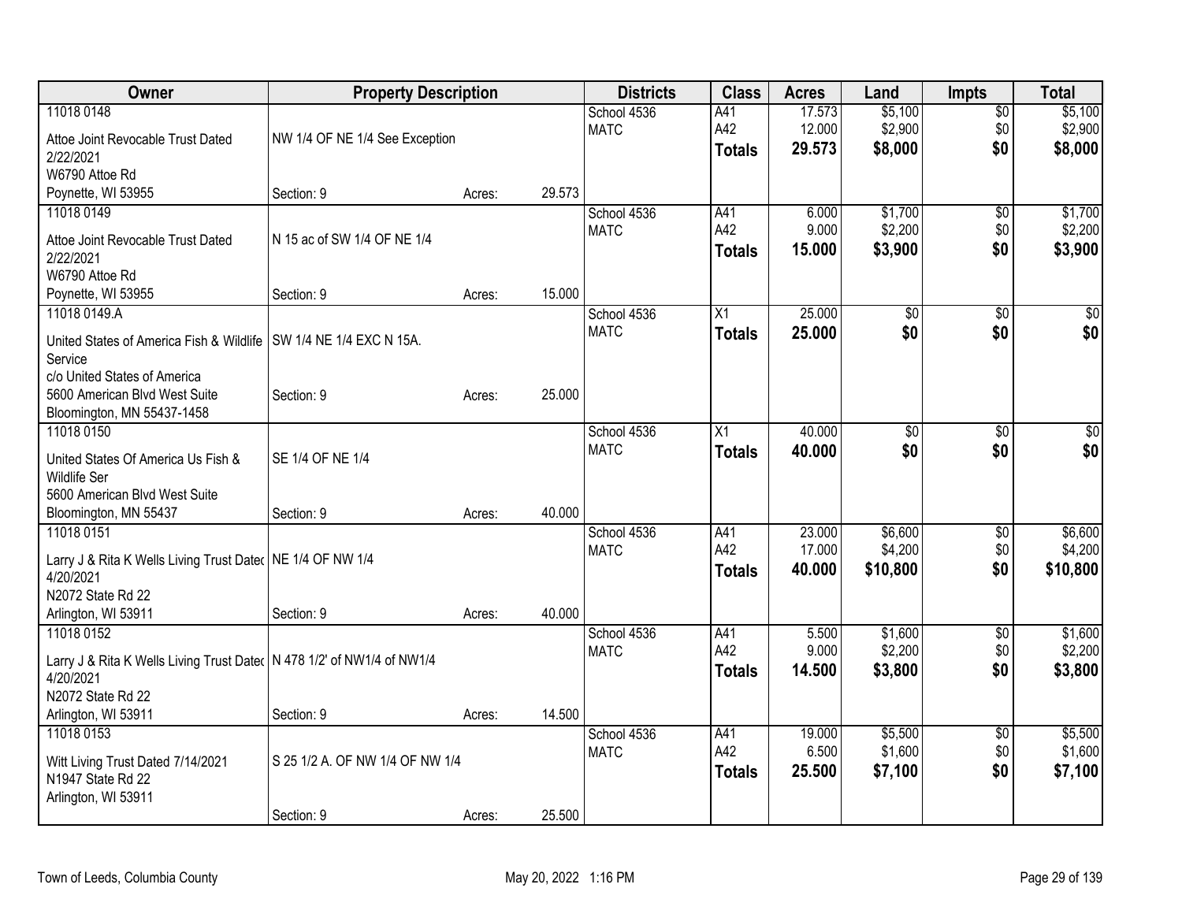| Owner | Property Description | | | Districts | Class | Acres | Land | Impts | Total |
|---|---|---|---|---|---|---|---|---|---|
| 11018 0148<br>Attoe Joint Revocable Trust Dated 2/22/2021<br>W6790 Attoe Rd<br>Poynette, WI 53955 | NW 1/4 OF NE 1/4 See Exception<br>Section: 9 | Acres: | 29.573 | School 4536<br>MATC | A41<br>A42<br>**Totals** | 17.573<br>12.000<br>**29.573** | $5,100<br>$2,900<br>**$8,000** | $0<br>$0<br>**$0** | $5,100<br>$2,900<br>**$8,000** |
| 11018 0149<br>Attoe Joint Revocable Trust Dated 2/22/2021<br>W6790 Attoe Rd<br>Poynette, WI 53955 | N 15 ac of SW 1/4 OF NE 1/4<br>Section: 9 | Acres: | 15.000 | School 4536<br>MATC | A41<br>A42<br>**Totals** | 6.000<br>9.000<br>**15.000** | $1,700<br>$2,200<br>**$3,900** | $0<br>$0<br>**$0** | $1,700<br>$2,200<br>**$3,900** |
| 11018 0149.A<br>United States of America Fish & Wildlife Service<br>c/o United States of America<br>5600 American Blvd West Suite<br>Bloomington, MN 55437-1458 | SW 1/4 NE 1/4 EXC N 15A.<br>Section: 9 | Acres: | 25.000 | School 4536<br>MATC | X1<br>**Totals** | 25.000<br>**25.000** | $0<br>**$0** | $0<br>**$0** | $0<br>**$0** |
| 11018 0150<br>United States Of America Us Fish & Wildlife Ser<br>5600 American Blvd West Suite<br>Bloomington, MN 55437 | SE 1/4 OF NE 1/4<br>Section: 9 | Acres: | 40.000 | School 4536<br>MATC | X1<br>**Totals** | 40.000<br>**40.000** | $0<br>**$0** | $0<br>**$0** | $0<br>**$0** |
| 11018 0151<br>Larry J & Rita K Wells Living Trust Dated 4/20/2021<br>N2072 State Rd 22<br>Arlington, WI 53911 | NE 1/4 OF NW 1/4<br>Section: 9 | Acres: | 40.000 | School 4536<br>MATC | A41<br>A42<br>**Totals** | 23.000<br>17.000<br>**40.000** | $6,600<br>$4,200<br>**$10,800** | $0<br>$0<br>**$0** | $6,600<br>$4,200<br>**$10,800** |
| 11018 0152<br>Larry J & Rita K Wells Living Trust Dated 4/20/2021<br>N2072 State Rd 22<br>Arlington, WI 53911 | N 478 1/2' of NW1/4 of NW1/4<br>Section: 9 | Acres: | 14.500 | School 4536<br>MATC | A41<br>A42<br>**Totals** | 5.500<br>9.000<br>**14.500** | $1,600<br>$2,200<br>**$3,800** | $0<br>$0<br>**$0** | $1,600<br>$2,200<br>**$3,800** |
| 11018 0153<br>Witt Living Trust Dated 7/14/2021<br>N1947 State Rd 22<br>Arlington, WI 53911 | S 25 1/2 A. OF NW 1/4 OF NW 1/4<br>Section: 9 | Acres: | 25.500 | School 4536<br>MATC | A41<br>A42<br>**Totals** | 19.000<br>6.500<br>**25.500** | $5,500<br>$1,600<br>**$7,100** | $0<br>$0<br>**$0** | $5,500<br>$1,600<br>**$7,100** |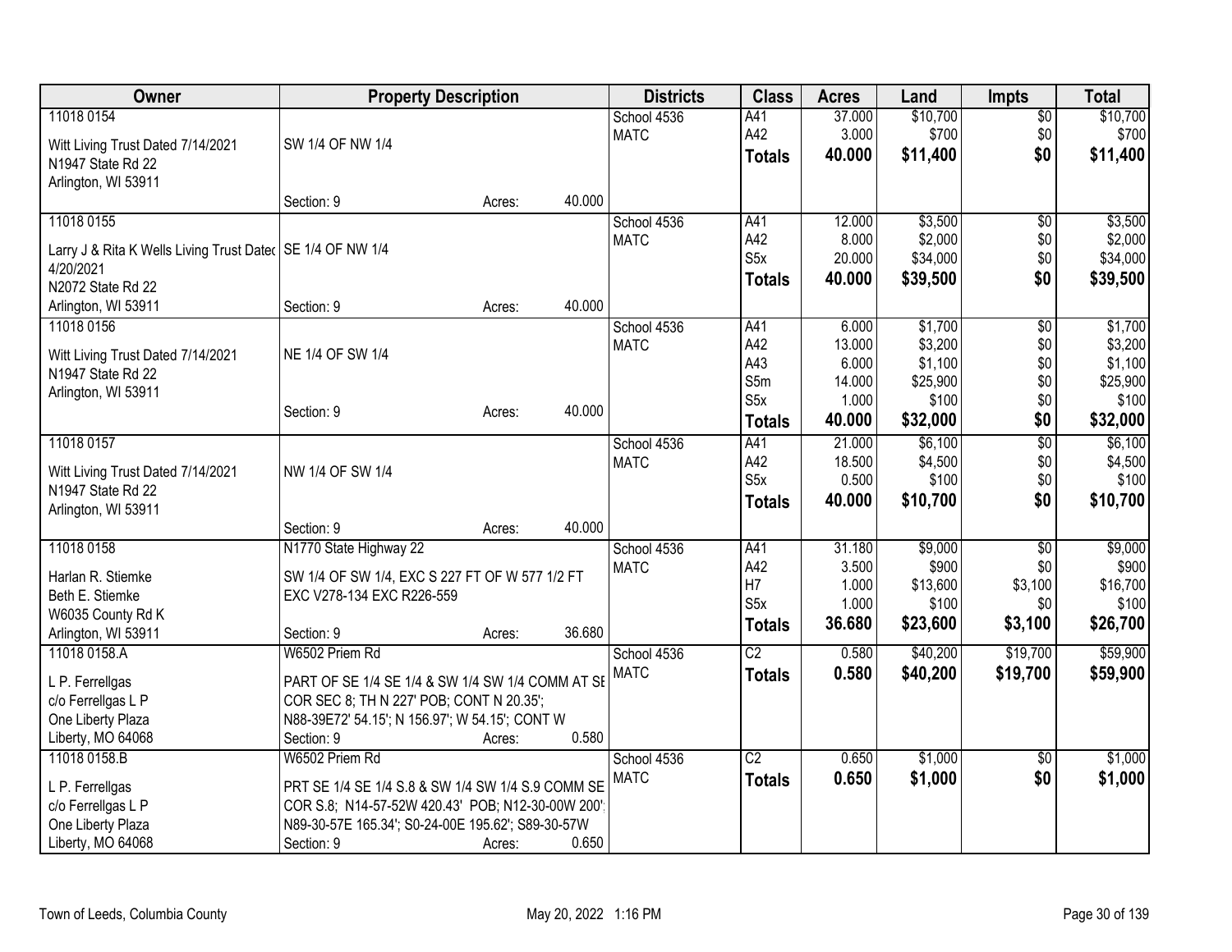| Owner | Property Description | | | Districts | Class | Acres | Land | Impts | Total |
|---|---|---|---|---|---|---|---|---|---|
| 11018 0154<br>Witt Living Trust Dated 7/14/2021<br>N1947 State Rd 22<br>Arlington, WI 53911 | SW 1/4 OF NW 1/4<br>Section: 9 | Acres: | 40.000 | School 4536<br>MATC | A41<br>A42<br>**Totals** | 37.000<br>3.000<br>**40.000** | $10,700<br>$700<br>**$11,400** | $0<br>$0<br>**$0** | $10,700<br>$700<br>**$11,400** |
| 11018 0155<br>Larry J & Rita K Wells Living Trust Dated 4/20/2021<br>N2072 State Rd 22<br>Arlington, WI 53911 | SE 1/4 OF NW 1/4<br>Section: 9 | Acres: | 40.000 | School 4536<br>MATC | A41<br>A42<br>S5x<br>**Totals** | 12.000<br>8.000<br>20.000<br>**40.000** | $3,500<br>$2,000<br>$34,000<br>**$39,500** | $0<br>$0<br>$0<br>**$0** | $3,500<br>$2,000<br>$34,000<br>**$39,500** |
| 11018 0156<br>Witt Living Trust Dated 7/14/2021<br>N1947 State Rd 22<br>Arlington, WI 53911 | NE 1/4 OF SW 1/4<br>Section: 9 | Acres: | 40.000 | School 4536<br>MATC | A41<br>A42<br>A43<br>S5m<br>S5x<br>**Totals** | 6.000<br>13.000<br>6.000<br>14.000<br>1.000<br>**40.000** | $1,700<br>$3,200<br>$1,100<br>$25,900<br>$100<br>**$32,000** | $0<br>$0<br>$0<br>$0<br>$0<br>**$0** | $1,700<br>$3,200<br>$1,100<br>$25,900<br>$100<br>**$32,000** |
| 11018 0157<br>Witt Living Trust Dated 7/14/2021<br>N1947 State Rd 22<br>Arlington, WI 53911 | NW 1/4 OF SW 1/4<br>Section: 9 | Acres: | 40.000 | School 4536<br>MATC | A41<br>A42<br>S5x<br>**Totals** | 21.000<br>18.500<br>0.500<br>**40.000** | $6,100<br>$4,500<br>$100<br>**$10,700** | $0<br>$0<br>$0<br>**$0** | $6,100<br>$4,500<br>$100<br>**$10,700** |
| 11018 0158<br>Harlan R. Stiemke<br>Beth E. Stiemke<br>W6035 County Rd K<br>Arlington, WI 53911 | N1770 State Highway 22<br>SW 1/4 OF SW 1/4, EXC S 227 FT OF W 577 1/2 FT EXC V278-134 EXC R226-559<br>Section: 9 | Acres: | 36.680 | School 4536<br>MATC | A41<br>A42<br>H7<br>S5x<br>**Totals** | 31.180<br>3.500<br>1.000<br>1.000<br>**36.680** | $9,000<br>$900<br>$13,600<br>$100<br>**$23,600** | $0<br>$0<br>$3,100<br>$0<br>**$3,100** | $9,000<br>$900<br>$16,700<br>$100<br>**$26,700** |
| 11018 0158.A<br>L P. Ferrellgas<br>c/o Ferrellgas L P<br>One Liberty Plaza<br>Liberty, MO 64068 | W6502 Priem Rd<br>PART OF SE 1/4 SE 1/4 & SW 1/4 SW 1/4 COMM AT SE COR SEC 8; TH N 227' POB; CONT N 20.35'; N88-39E72' 54.15'; N 156.97'; W 54.15'; CONT W<br>Section: 9 | Acres: | 0.580 | School 4536<br>MATC | C2<br>**Totals** | 0.580<br>**0.580** | $40,200<br>**$40,200** | $19,700<br>**$19,700** | $59,900<br>**$59,900** |
| 11018 0158.B<br>L P. Ferrellgas<br>c/o Ferrellgas L P<br>One Liberty Plaza<br>Liberty, MO 64068 | W6502 Priem Rd<br>PRT SE 1/4 SE 1/4 S.8 & SW 1/4 SW 1/4 S.9 COMM SE COR S.8; N14-57-52W 420.43' POB; N12-30-00W 200'; N89-30-57E 165.34'; S0-24-00E 195.62'; S89-30-57W<br>Section: 9 | Acres: | 0.650 | School 4536<br>MATC | C2<br>**Totals** | 0.650<br>**0.650** | $1,000<br>**$1,000** | $0<br>**$0** | $1,000<br>**$1,000** |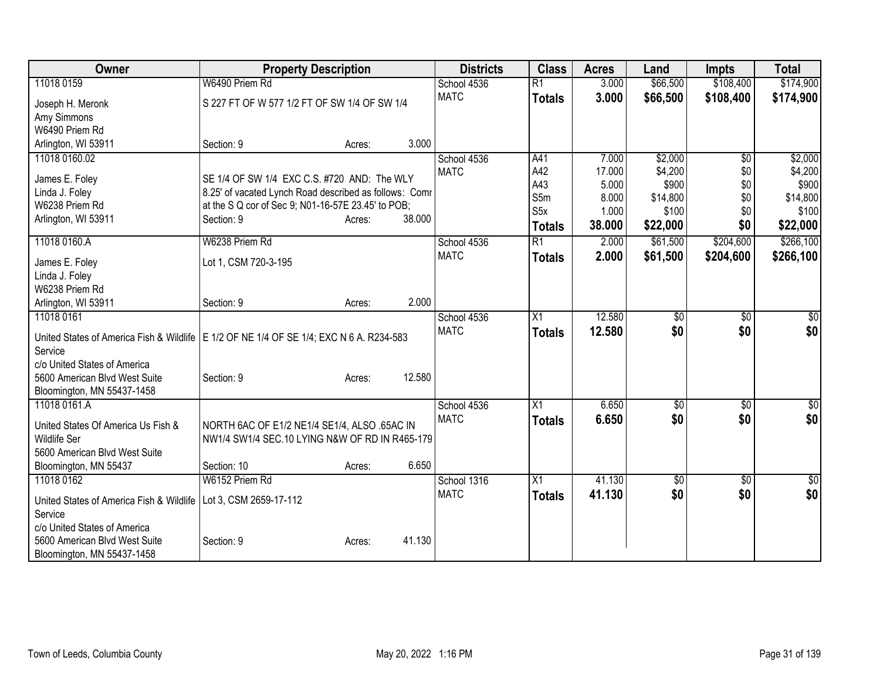| Owner | Property Description | | Districts | Class | Acres | Land | Impts | Total |
|---|---|---|---|---|---|---|---|---|
| 11018 0159 | W6490 Priem Rd | | School 4536 | R1 | 3.000 | $66,500 | $108,400 | $174,900 |
| Joseph H. Meronk | S 227 FT OF W 577 1/2 FT OF SW 1/4 OF SW 1/4 | | MATC | **Totals** | **3.000** | **$66,500** | **$108,400** | **$174,900** |
| Amy Simmons | | | | | | | | |
| W6490 Priem Rd | | | | | | | | |
| Arlington, WI 53911 | Section: 9 | Acres: 3.000 | | | | | | |
| 11018 0160.02 | | | School 4536 | A41 | 7.000 | $2,000 | $0 | $2,000 |
| James E. Foley | SE 1/4 OF SW 1/4 EXC C.S. #720 AND: The WLY | | MATC | A42 | 17.000 | $4,200 | $0 | $4,200 |
| Linda J. Foley | 8.25' of vacated Lynch Road described as follows: Comr | | | A43 | 5.000 | $900 | $0 | $900 |
| W6238 Priem Rd | at the S Q cor of Sec 9; N01-16-57E 23.45' to POB; | | | S5m | 8.000 | $14,800 | $0 | $14,800 |
| Arlington, WI 53911 | Section: 9 | Acres: 38.000 | | S5x | 1.000 | $100 | $0 | $100 |
| | | | | **Totals** | **38.000** | **$22,000** | **$0** | **$22,000** |
| 11018 0160.A | W6238 Priem Rd | | School 4536 | R1 | 2.000 | $61,500 | $204,600 | $266,100 |
| James E. Foley | Lot 1, CSM 720-3-195 | | MATC | **Totals** | **2.000** | **$61,500** | **$204,600** | **$266,100** |
| Linda J. Foley | | | | | | | | |
| W6238 Priem Rd | | | | | | | | |
| Arlington, WI 53911 | Section: 9 | Acres: 2.000 | | | | | | |
| 11018 0161 | | | School 4536 | X1 | 12.580 | $0 | $0 | $0 |
| United States of America Fish & Wildlife Service | E 1/2 OF NE 1/4 OF SE 1/4; EXC N 6 A. R234-583 | | MATC | **Totals** | **12.580** | **$0** | **$0** | **$0** |
| c/o United States of America | | | | | | | | |
| 5600 American Blvd West Suite | Section: 9 | Acres: 12.580 | | | | | | |
| Bloomington, MN 55437-1458 | | | | | | | | |
| 11018 0161.A | | | School 4536 | X1 | 6.650 | $0 | $0 | $0 |
| United States Of America Us Fish & Wildlife Ser | NORTH 6AC OF E1/2 NE1/4 SE1/4, ALSO .65AC IN NW1/4 SW1/4 SEC.10 LYING N&W OF RD IN R465-179 | | MATC | **Totals** | **6.650** | **$0** | **$0** | **$0** |
| 5600 American Blvd West Suite | | | | | | | | |
| Bloomington, MN 55437 | Section: 10 | Acres: 6.650 | | | | | | |
| 11018 0162 | W6152 Priem Rd | | School 1316 | X1 | 41.130 | $0 | $0 | $0 |
| United States of America Fish & Wildlife Service | Lot 3, CSM 2659-17-112 | | MATC | **Totals** | **41.130** | **$0** | **$0** | **$0** |
| c/o United States of America | | | | | | | | |
| 5600 American Blvd West Suite | Section: 9 | Acres: 41.130 | | | | | | |
| Bloomington, MN 55437-1458 | | | | | | | | |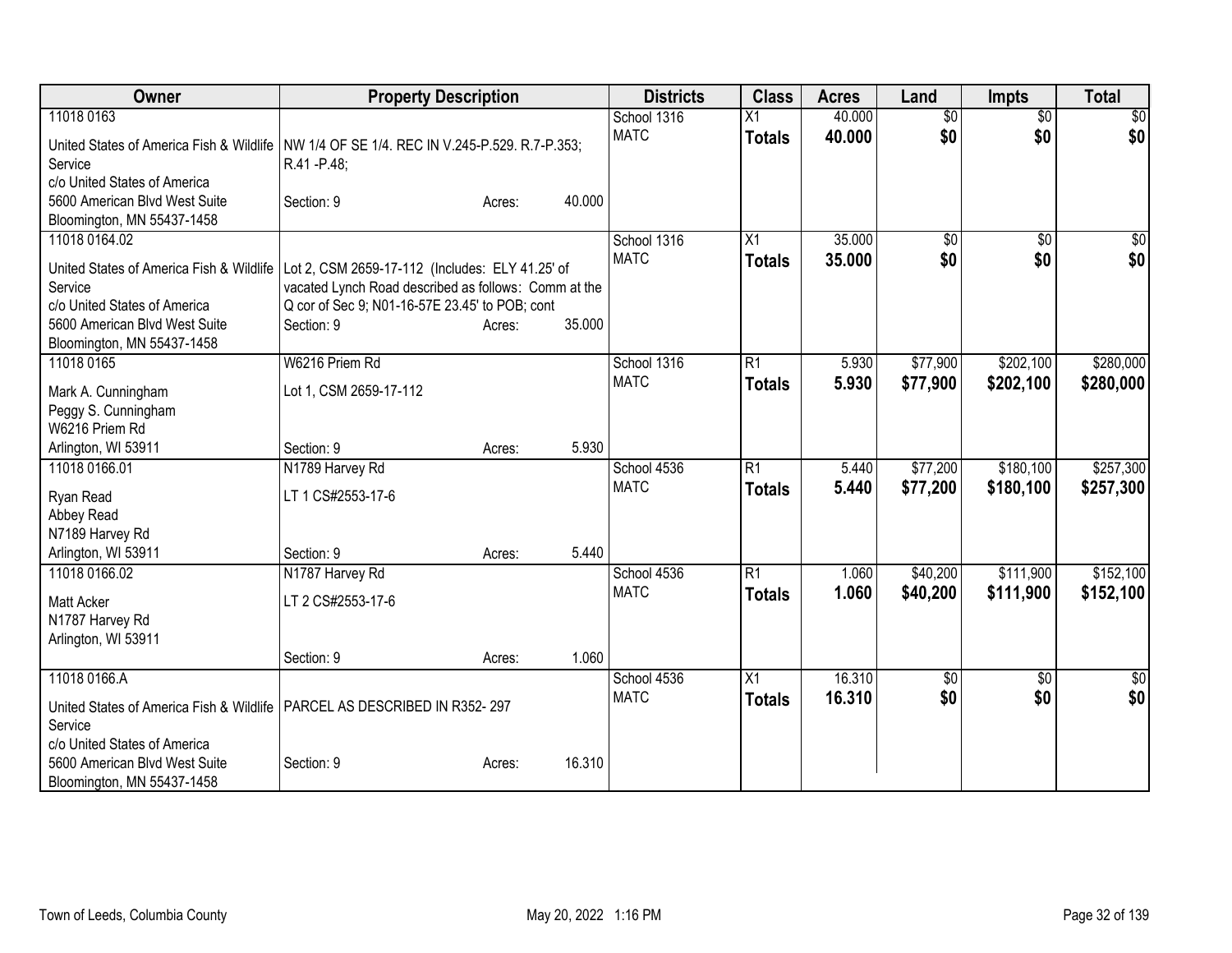| Owner | Property Description | | | Districts | Class | Acres | Land | Impts | Total |
|---|---|---|---|---|---|---|---|---|---|
| 11018 0163<br>United States of America Fish & Wildlife Service<br>c/o United States of America<br>5600 American Blvd West Suite<br>Bloomington, MN 55437-1458 | NW 1/4 OF SE 1/4. REC IN V.245-P.529. R.7-P.353; R.41 -P.48;<br>Section: 9 | Acres: | 40.000 | School 1316<br>MATC | X1<br>**Totals** | 40.000<br>**40.000** | $0<br>**$0** | $0<br>**$0** | $0<br>**$0** |
| 11018 0164.02<br>United States of America Fish & Wildlife Service<br>c/o United States of America<br>5600 American Blvd West Suite<br>Bloomington, MN 55437-1458 | Lot 2, CSM 2659-17-112 (Includes: ELY 41.25' of vacated Lynch Road described as follows: Comm at the Q cor of Sec 9; N01-16-57E 23.45' to POB; cont<br>Section: 9 | Acres: | 35.000 | School 1316<br>MATC | X1<br>**Totals** | 35.000<br>**35.000** | $0<br>**$0** | $0<br>**$0** | $0<br>**$0** |
| 11018 0165<br>Mark A. Cunningham<br>Peggy S. Cunningham<br>W6216 Priem Rd<br>Arlington, WI 53911 | W6216 Priem Rd<br>Lot 1, CSM 2659-17-112<br>Section: 9 | Acres: | 5.930 | School 1316<br>MATC | R1<br>**Totals** | 5.930<br>**5.930** | $77,900<br>**$77,900** | $202,100<br>**$202,100** | $280,000<br>**$280,000** |
| 11018 0166.01<br>Ryan Read<br>Abbey Read<br>N7189 Harvey Rd<br>Arlington, WI 53911 | N1789 Harvey Rd<br>LT 1 CS#2553-17-6<br>Section: 9 | Acres: | 5.440 | School 4536<br>MATC | R1<br>**Totals** | 5.440<br>**5.440** | $77,200<br>**$77,200** | $180,100<br>**$180,100** | $257,300<br>**$257,300** |
| 11018 0166.02<br>Matt Acker<br>N1787 Harvey Rd<br>Arlington, WI 53911 | N1787 Harvey Rd<br>LT 2 CS#2553-17-6<br>Section: 9 | Acres: | 1.060 | School 4536<br>MATC | R1<br>**Totals** | 1.060<br>**1.060** | $40,200<br>**$40,200** | $111,900<br>**$111,900** | $152,100<br>**$152,100** |
| 11018 0166.A<br>United States of America Fish & Wildlife Service<br>c/o United States of America<br>5600 American Blvd West Suite<br>Bloomington, MN 55437-1458 | PARCEL AS DESCRIBED IN R352- 297<br>Section: 9 | Acres: | 16.310 | School 4536<br>MATC | X1<br>**Totals** | 16.310<br>**16.310** | $0<br>**$0** | $0<br>**$0** | $0<br>**$0** |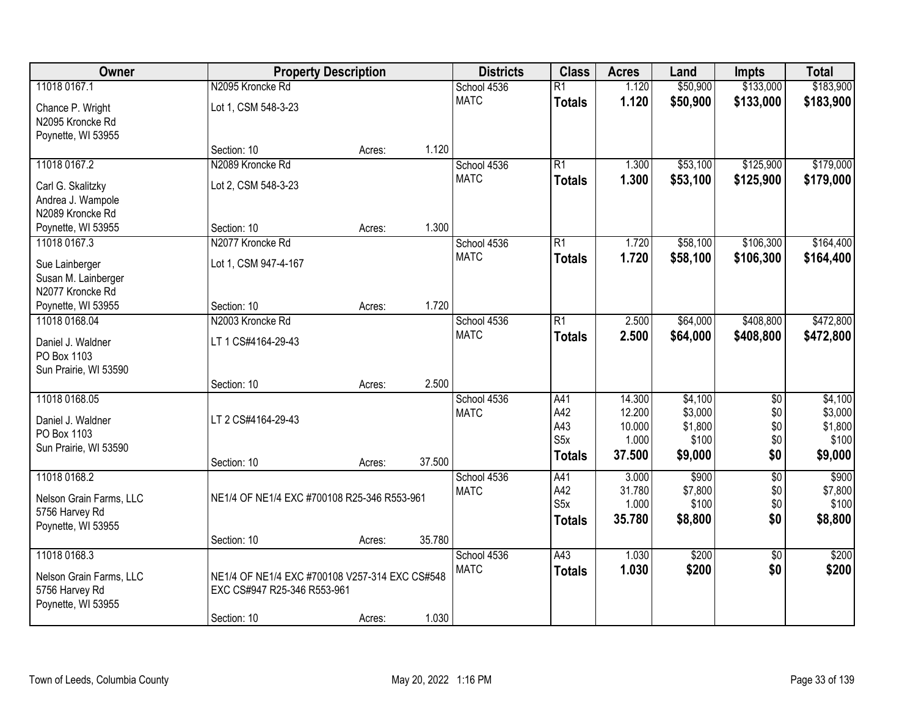| Owner | Property Description | | | Districts | Class | Acres | Land | Impts | Total |
|---|---|---|---|---|---|---|---|---|---|
| 11018 0167.1 | N2095 Kroncke Rd | | | School 4536 | R1 | 1.120 | $50,900 | $133,000 | $183,900 |
| Chance P. Wright<br>N2095 Kroncke Rd<br>Poynette, WI 53955 | Lot 1, CSM 548-3-23 | | | MATC | **Totals** | **1.120** | **$50,900** | **$133,000** | **$183,900** |
| | Section: 10 | Acres: | 1.120 | | | | | | |
| 11018 0167.2 | N2089 Kroncke Rd | | | School 4536 | R1 | 1.300 | $53,100 | $125,900 | $179,000 |
| Carl G. Skalitzky<br>Andrea J. Wampole<br>N2089 Kroncke Rd<br>Poynette, WI 53955 | Lot 2, CSM 548-3-23 | | | MATC | **Totals** | **1.300** | **$53,100** | **$125,900** | **$179,000** |
| | Section: 10 | Acres: | 1.300 | | | | | | |
| 11018 0167.3 | N2077 Kroncke Rd | | | School 4536 | R1 | 1.720 | $58,100 | $106,300 | $164,400 |
| Sue Lainberger<br>Susan M. Lainberger<br>N2077 Kroncke Rd<br>Poynette, WI 53955 | Lot 1, CSM 947-4-167 | | | MATC | **Totals** | **1.720** | **$58,100** | **$106,300** | **$164,400** |
| | Section: 10 | Acres: | 1.720 | | | | | | |
| 11018 0168.04 | N2003 Kroncke Rd | | | School 4536 | R1 | 2.500 | $64,000 | $408,800 | $472,800 |
| Daniel J. Waldner<br>PO Box 1103<br>Sun Prairie, WI 53590 | LT 1 CS#4164-29-43 | | | MATC | **Totals** | **2.500** | **$64,000** | **$408,800** | **$472,800** |
| | Section: 10 | Acres: | 2.500 | | | | | | |
| 11018 0168.05 | | | | School 4536 | A41 | 14.300 | $4,100 | $0 | $4,100 |
| Daniel J. Waldner<br>PO Box 1103<br>Sun Prairie, WI 53590 | LT 2 CS#4164-29-43 | | | MATC | A42 | 12.200 | $3,000 | $0 | $3,000 |
| | | | | | A43 | 10.000 | $1,800 | $0 | $1,800 |
| | | | | | S5x | 1.000 | $100 | $0 | $100 |
| | Section: 10 | Acres: | 37.500 | | **Totals** | **37.500** | **$9,000** | **$0** | **$9,000** |
| 11018 0168.2 | | | | School 4536 | A41 | 3.000 | $900 | $0 | $900 |
| Nelson Grain Farms, LLC<br>5756 Harvey Rd<br>Poynette, WI 53955 | NE1/4 OF NE1/4 EXC #700108 R25-346 R553-961 | | | MATC | A42 | 31.780 | $7,800 | $0 | $7,800 |
| | | | | | S5x | 1.000 | $100 | $0 | $100 |
| | | | | | **Totals** | **35.780** | **$8,800** | **$0** | **$8,800** |
| | Section: 10 | Acres: | 35.780 | | | | | | |
| 11018 0168.3 | | | | School 4536 | A43 | 1.030 | $200 | $0 | $200 |
| Nelson Grain Farms, LLC<br>5756 Harvey Rd<br>Poynette, WI 53955 | NE1/4 OF NE1/4 EXC #700108 V257-314 EXC CS#548 EXC CS#947 R25-346 R553-961 | | | MATC | **Totals** | **1.030** | **$200** | **$0** | **$200** |
| | Section: 10 | Acres: | 1.030 | | | | | | |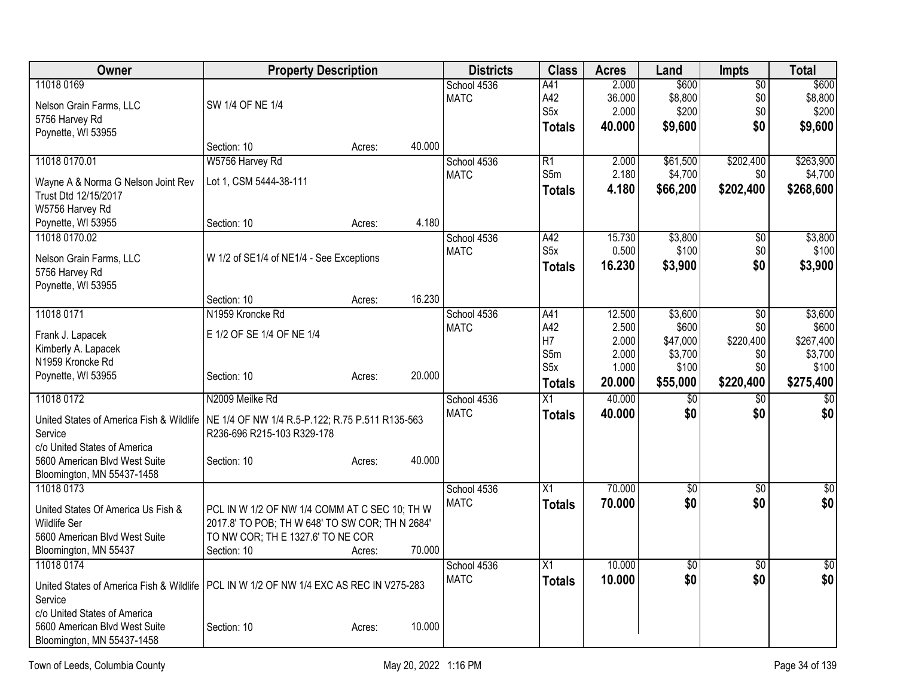| Owner | Property Description | | | Districts | Class | Acres | Land | Impts | Total |
|---|---|---|---|---|---|---|---|---|---|
| 11018 0169 | | | | School 4536 | A41 | 2.000 | $600 | $0 | $600 |
| Nelson Grain Farms, LLC | SW 1/4 OF NE 1/4 | | | MATC | A42 | 36.000 | $8,800 | $0 | $8,800 |
| 5756 Harvey Rd | | | | | S5x | 2.000 | $200 | $0 | $200 |
| Poynette, WI 53955 | | | | | **Totals** | **40.000** | **$9,600** | **$0** | **$9,600** |
| | Section: 10 | Acres: | 40.000 | | | | | | |
| 11018 0170.01 | W5756 Harvey Rd | | | School 4536 | R1 | 2.000 | $61,500 | $202,400 | $263,900 |
| Wayne A & Norma G Nelson Joint Rev Trust Dtd 12/15/2017 | Lot 1, CSM 5444-38-111 | | | MATC | S5m | 2.180 | $4,700 | $0 | $4,700 |
| W5756 Harvey Rd | | | | | **Totals** | **4.180** | **$66,200** | **$202,400** | **$268,600** |
| Poynette, WI 53955 | Section: 10 | Acres: | 4.180 | | | | | | |
| 11018 0170.02 | | | | School 4536 | A42 | 15.730 | $3,800 | $0 | $3,800 |
| Nelson Grain Farms, LLC | W 1/2 of SE1/4 of NE1/4 - See Exceptions | | | MATC | S5x | 0.500 | $100 | $0 | $100 |
| 5756 Harvey Rd | | | | | **Totals** | **16.230** | **$3,900** | **$0** | **$3,900** |
| Poynette, WI 53955 | | | | | | | | | |
| | Section: 10 | Acres: | 16.230 | | | | | | |
| 11018 0171 | N1959 Kroncke Rd | | | School 4536 | A41 | 12.500 | $3,600 | $0 | $3,600 |
| Frank J. Lapacek | E 1/2 OF SE 1/4 OF NE 1/4 | | | MATC | A42 | 2.500 | $600 | $0 | $600 |
| Kimberly A. Lapacek | | | | | H7 | 2.000 | $47,000 | $220,400 | $267,400 |
| N1959 Kroncke Rd | | | | | S5m | 2.000 | $3,700 | $0 | $3,700 |
| Poynette, WI 53955 | Section: 10 | Acres: | 20.000 | | S5x | 1.000 | $100 | $0 | $100 |
| | | | | | **Totals** | **20.000** | **$55,000** | **$220,400** | **$275,400** |
| 11018 0172 | N2009 Meilke Rd | | | School 4536 | X1 | 40.000 | $0 | $0 | $0 |
| United States of America Fish & Wildlife Service | NE 1/4 OF NW 1/4 R.5-P.122; R.75 P.511 R135-563 R236-696 R215-103 R329-178 | | | MATC | **Totals** | **40.000** | **$0** | **$0** | **$0** |
| c/o United States of America | | | | | | | | | |
| 5600 American Blvd West Suite | Section: 10 | Acres: | 40.000 | | | | | | |
| Bloomington, MN 55437-1458 | | | | | | | | | |
| 11018 0173 | | | | School 4536 | X1 | 70.000 | $0 | $0 | $0 |
| United States Of America Us Fish & Wildlife Ser | PCL IN W 1/2 OF NW 1/4 COMM AT C SEC 10; TH W 2017.8' TO POB; TH W 648' TO SW COR; TH N 2684' TO NW COR; TH E 1327.6' TO NE COR | | | MATC | **Totals** | **70.000** | **$0** | **$0** | **$0** |
| 5600 American Blvd West Suite | | | | | | | | | |
| Bloomington, MN 55437 | Section: 10 | Acres: | 70.000 | | | | | | |
| 11018 0174 | | | | School 4536 | X1 | 10.000 | $0 | $0 | $0 |
| United States of America Fish & Wildlife Service | PCL IN W 1/2 OF NW 1/4 EXC AS REC IN V275-283 | | | MATC | **Totals** | **10.000** | **$0** | **$0** | **$0** |
| c/o United States of America | | | | | | | | | |
| 5600 American Blvd West Suite | Section: 10 | Acres: | 10.000 | | | | | | |
| Bloomington, MN 55437-1458 | | | | | | | | | |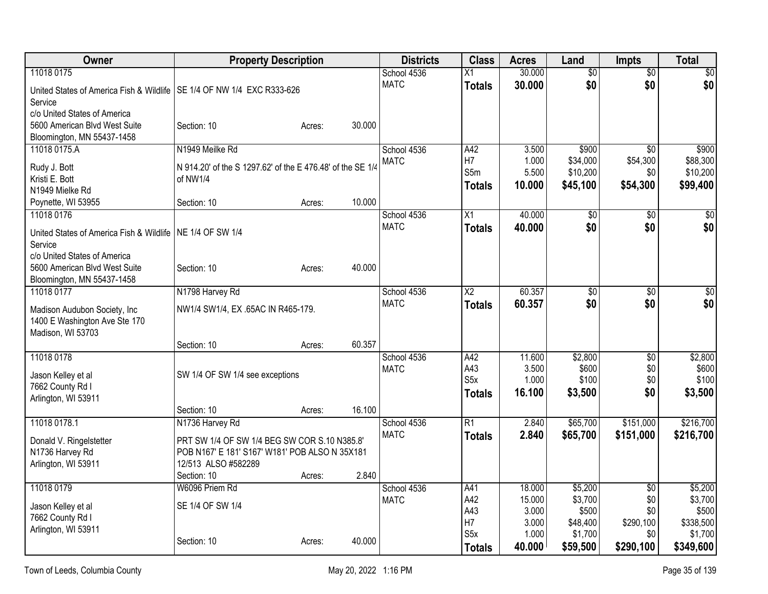| Owner | Property Description | | | Districts | Class | Acres | Land | Impts | Total |
|---|---|---|---|---|---|---|---|---|---|
| 11018 0175 | | | | School 4536 | X1 | 30.000 | $0 | $0 | $0 |
| United States of America Fish & Wildlife Service | SE 1/4 OF NW 1/4 EXC R333-626 | | | MATC | **Totals** | **30.000** | **$0** | **$0** | **$0** |
| c/o United States of America | | | | | | | | | |
| 5600 American Blvd West Suite | Section: 10 | Acres: | 30.000 | | | | | | |
| Bloomington, MN 55437-1458 | | | | | | | | | |
| 11018 0175.A | N1949 Meilke Rd | | | School 4536 | A42 | 3.500 | $900 | $0 | $900 |
| Rudy J. Bott | N 914.20' of the S 1297.62' of the E 476.48' of the SE 1/4 of NW1/4 | | | MATC | H7 | 1.000 | $34,000 | $54,300 | $88,300 |
| Kristi E. Bott | | | | | S5m | 5.500 | $10,200 | $0 | $10,200 |
| N1949 Mielke Rd | | | | | **Totals** | **10.000** | **$45,100** | **$54,300** | **$99,400** |
| Poynette, WI 53955 | Section: 10 | Acres: | 10.000 | | | | | | |
| 11018 0176 | | | | School 4536 | X1 | 40.000 | $0 | $0 | $0 |
| United States of America Fish & Wildlife Service | NE 1/4 OF SW 1/4 | | | MATC | **Totals** | **40.000** | **$0** | **$0** | **$0** |
| c/o United States of America | | | | | | | | | |
| 5600 American Blvd West Suite | Section: 10 | Acres: | 40.000 | | | | | | |
| Bloomington, MN 55437-1458 | | | | | | | | | |
| 11018 0177 | N1798 Harvey Rd | | | School 4536 | X2 | 60.357 | $0 | $0 | $0 |
| Madison Audubon Society, Inc | NW1/4 SW1/4, EX .65AC IN R465-179. | | | MATC | **Totals** | **60.357** | **$0** | **$0** | **$0** |
| 1400 E Washington Ave Ste 170 | | | | | | | | | |
| Madison, WI 53703 | | | | | | | | | |
| | Section: 10 | Acres: | 60.357 | | | | | | |
| 11018 0178 | | | | School 4536 | A42 | 11.600 | $2,800 | $0 | $2,800 |
| Jason Kelley et al | SW 1/4 OF SW 1/4 see exceptions | | | MATC | A43 | 3.500 | $600 | $0 | $600 |
| 7662 County Rd I | | | | | S5x | 1.000 | $100 | $0 | $100 |
| Arlington, WI 53911 | | | | | **Totals** | **16.100** | **$3,500** | **$0** | **$3,500** |
| | Section: 10 | Acres: | 16.100 | | | | | | |
| 11018 0178.1 | N1736 Harvey Rd | | | School 4536 | R1 | 2.840 | $65,700 | $151,000 | $216,700 |
| Donald V. Ringelstetter | PRT SW 1/4 OF SW 1/4 BEG SW COR S.10 N385.8' POB N167' E 181' S167' W181' POB ALSO N 35X181 12/513 ALSO #582289 | | | MATC | **Totals** | **2.840** | **$65,700** | **$151,000** | **$216,700** |
| N1736 Harvey Rd | | | | | | | | | |
| Arlington, WI 53911 | | | | | | | | | |
| | Section: 10 | Acres: | 2.840 | | | | | | |
| 11018 0179 | W6096 Priem Rd | | | School 4536 | A41 | 18.000 | $5,200 | $0 | $5,200 |
| Jason Kelley et al | SE 1/4 OF SW 1/4 | | | MATC | A42 | 15.000 | $3,700 | $0 | $3,700 |
| 7662 County Rd I | | | | | A43 | 3.000 | $500 | $0 | $500 |
| Arlington, WI 53911 | | | | | H7 | 3.000 | $48,400 | $290,100 | $338,500 |
| | Section: 10 | Acres: | 40.000 | | S5x | 1.000 | $1,700 | $0 | $1,700 |
| | | | | | **Totals** | **40.000** | **$59,500** | **$290,100** | **$349,600** |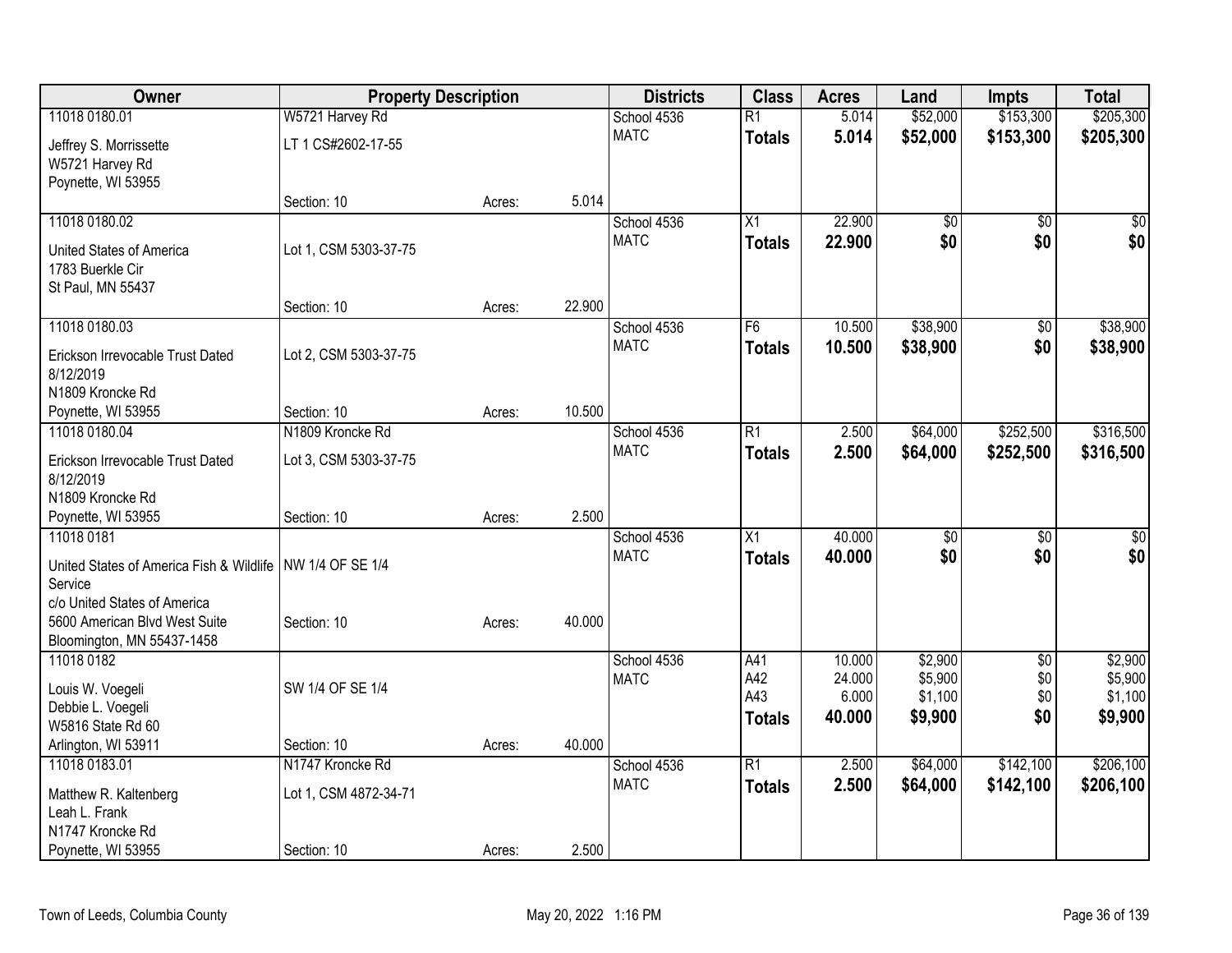| Owner | Property Description | | | Districts | Class | Acres | Land | Impts | Total |
|---|---|---|---|---|---|---|---|---|---|
| 11018 0180.01<br>Jeffrey S. Morrissette<br>W5721 Harvey Rd<br>Poynette, WI 53955 | W5721 Harvey Rd<br>LT 1 CS#2602-17-55<br>Section: 10 | Acres: | 5.014 | School 4536<br>MATC | R1<br>**Totals** | 5.014<br>**5.014** | $52,000<br>**$52,000** | $153,300<br>**$153,300** | $205,300<br>**$205,300** |
| 11018 0180.02<br>United States of America<br>1783 Buerkle Cir<br>St Paul, MN 55437 | Lot 1, CSM 5303-37-75<br>Section: 10 | Acres: | 22.900 | School 4536<br>MATC | X1<br>**Totals** | 22.900<br>**22.900** | $0<br>**$0** | $0<br>**$0** | $0<br>**$0** |
| 11018 0180.03<br>Erickson Irrevocable Trust Dated 8/12/2019<br>N1809 Kroncke Rd<br>Poynette, WI 53955 | Lot 2, CSM 5303-37-75<br>Section: 10 | Acres: | 10.500 | School 4536<br>MATC | F6<br>**Totals** | 10.500<br>**10.500** | $38,900<br>**$38,900** | $0<br>**$0** | $38,900<br>**$38,900** |
| 11018 0180.04<br>Erickson Irrevocable Trust Dated 8/12/2019<br>N1809 Kroncke Rd<br>Poynette, WI 53955 | N1809 Kroncke Rd<br>Lot 3, CSM 5303-37-75<br>Section: 10 | Acres: | 2.500 | School 4536<br>MATC | R1<br>**Totals** | 2.500<br>**2.500** | $64,000<br>**$64,000** | $252,500<br>**$252,500** | $316,500<br>**$316,500** |
| 11018 0181<br>United States of America Fish & Wildlife Service<br>c/o United States of America<br>5600 American Blvd West Suite<br>Bloomington, MN 55437-1458 | NW 1/4 OF SE 1/4<br>Section: 10 | Acres: | 40.000 | School 4536<br>MATC | X1<br>**Totals** | 40.000<br>**40.000** | $0<br>**$0** | $0<br>**$0** | $0<br>**$0** |
| 11018 0182<br>Louis W. Voegeli<br>Debbie L. Voegeli<br>W5816 State Rd 60<br>Arlington, WI 53911 | SW 1/4 OF SE 1/4<br>Section: 10 | Acres: | 40.000 | School 4536<br>MATC | A41<br>A42<br>A43<br>**Totals** | 10.000<br>24.000<br>6.000<br>**40.000** | $2,900<br>$5,900<br>$1,100<br>**$9,900** | $0<br>$0<br>$0<br>**$0** | $2,900<br>$5,900<br>$1,100<br>**$9,900** |
| 11018 0183.01<br>Matthew R. Kaltenberg<br>Leah L. Frank<br>N1747 Kroncke Rd<br>Poynette, WI 53955 | N1747 Kroncke Rd<br>Lot 1, CSM 4872-34-71<br>Section: 10 | Acres: | 2.500 | School 4536<br>MATC | R1<br>**Totals** | 2.500<br>**2.500** | $64,000<br>**$64,000** | $142,100<br>**$142,100** | $206,100<br>**$206,100** |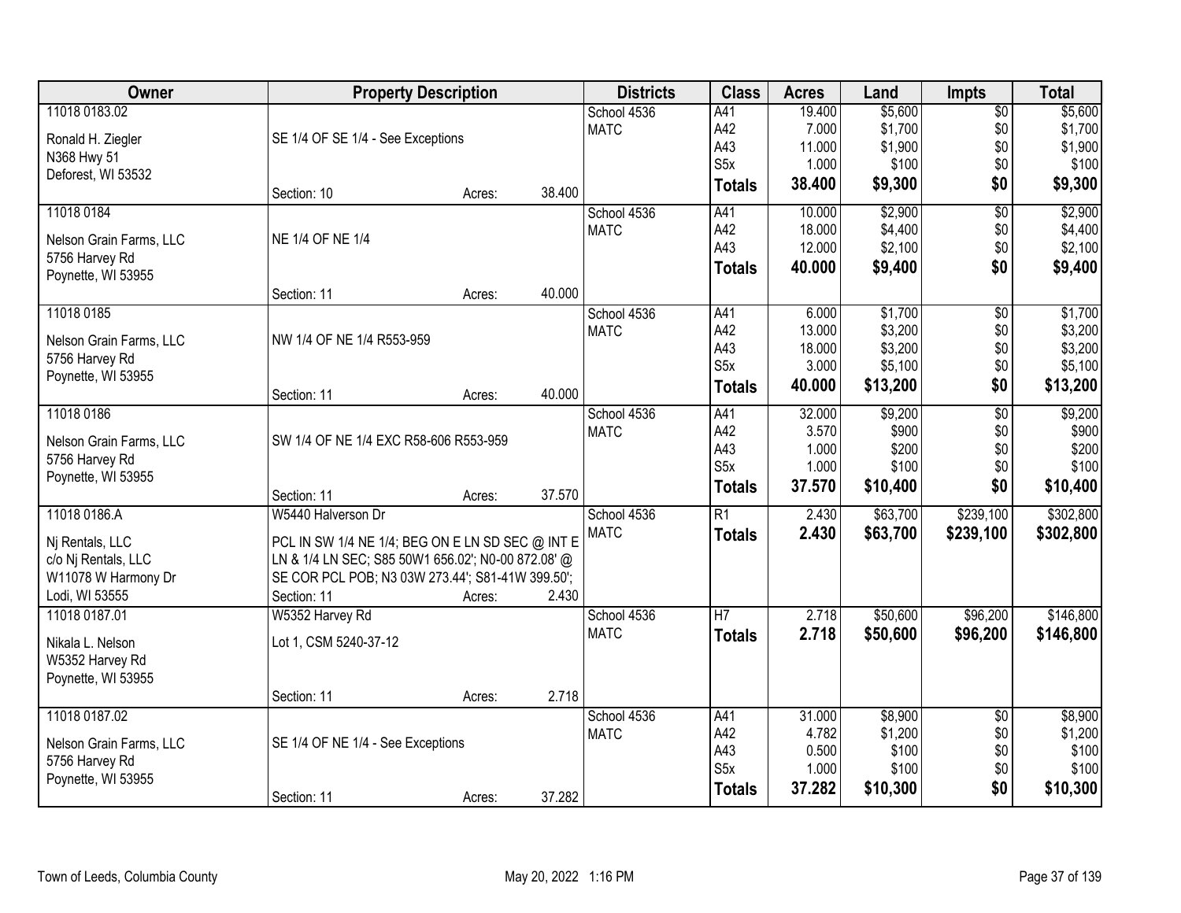| Owner | Property Description | | | Districts | Class | Acres | Land | Impts | Total |
|---|---|---|---|---|---|---|---|---|---|
| 11018 0183.02 | | | | School 4536 | A41 | 19.400 | $5,600 | $0 | $5,600 |
| Ronald H. Ziegler | SE 1/4 OF SE 1/4 - See Exceptions | | | MATC | A42 | 7.000 | $1,700 | $0 | $1,700 |
| N368 Hwy 51 | | | | | A43 | 11.000 | $1,900 | $0 | $1,900 |
| Deforest, WI 53532 | | | | | S5x | 1.000 | $100 | $0 | $100 |
| | Section: 10 | Acres: | 38.400 | | **Totals** | **38.400** | **$9,300** | **$0** | **$9,300** |
| 11018 0184 | | | | School 4536 | A41 | 10.000 | $2,900 | $0 | $2,900 |
| Nelson Grain Farms, LLC | NE 1/4 OF NE 1/4 | | | MATC | A42 | 18.000 | $4,400 | $0 | $4,400 |
| 5756 Harvey Rd | | | | | A43 | 12.000 | $2,100 | $0 | $2,100 |
| Poynette, WI 53955 | | | | | **Totals** | **40.000** | **$9,400** | **$0** | **$9,400** |
| | Section: 11 | Acres: | 40.000 | | | | | | |
| 11018 0185 | | | | School 4536 | A41 | 6.000 | $1,700 | $0 | $1,700 |
| Nelson Grain Farms, LLC | NW 1/4 OF NE 1/4 R553-959 | | | MATC | A42 | 13.000 | $3,200 | $0 | $3,200 |
| 5756 Harvey Rd | | | | | A43 | 18.000 | $3,200 | $0 | $3,200 |
| Poynette, WI 53955 | | | | | S5x | 3.000 | $5,100 | $0 | $5,100 |
| | Section: 11 | Acres: | 40.000 | | **Totals** | **40.000** | **$13,200** | **$0** | **$13,200** |
| 11018 0186 | | | | School 4536 | A41 | 32.000 | $9,200 | $0 | $9,200 |
| Nelson Grain Farms, LLC | SW 1/4 OF NE 1/4 EXC R58-606 R553-959 | | | MATC | A42 | 3.570 | $900 | $0 | $900 |
| 5756 Harvey Rd | | | | | A43 | 1.000 | $200 | $0 | $200 |
| Poynette, WI 53955 | | | | | S5x | 1.000 | $100 | $0 | $100 |
| | Section: 11 | Acres: | 37.570 | | **Totals** | **37.570** | **$10,400** | **$0** | **$10,400** |
| 11018 0186.A | W5440 Halverson Dr | | | School 4536 | R1 | 2.430 | $63,700 | $239,100 | $302,800 |
| Nj Rentals, LLC | PCL IN SW 1/4 NE 1/4; BEG ON E LN SD SEC @ INT E | | | MATC | **Totals** | **2.430** | **$63,700** | **$239,100** | **$302,800** |
| c/o Nj Rentals, LLC | LN & 1/4 LN SEC; S85 50W1 656.02'; N0-00 872.08' @ | | | | | | | | |
| W11078 W Harmony Dr | SE COR PCL POB; N3 03W 273.44'; S81-41W 399.50'; | | | | | | | | |
| Lodi, WI 53555 | Section: 11 | Acres: | 2.430 | | | | | | |
| 11018 0187.01 | W5352 Harvey Rd | | | School 4536 | H7 | 2.718 | $50,600 | $96,200 | $146,800 |
| Nikala L. Nelson | Lot 1, CSM 5240-37-12 | | | MATC | **Totals** | **2.718** | **$50,600** | **$96,200** | **$146,800** |
| W5352 Harvey Rd | | | | | | | | | |
| Poynette, WI 53955 | | | | | | | | | |
| | Section: 11 | Acres: | 2.718 | | | | | | |
| 11018 0187.02 | | | | School 4536 | A41 | 31.000 | $8,900 | $0 | $8,900 |
| Nelson Grain Farms, LLC | SE 1/4 OF NE 1/4 - See Exceptions | | | MATC | A42 | 4.782 | $1,200 | $0 | $1,200 |
| 5756 Harvey Rd | | | | | A43 | 0.500 | $100 | $0 | $100 |
| Poynette, WI 53955 | | | | | S5x | 1.000 | $100 | $0 | $100 |
| | Section: 11 | Acres: | 37.282 | | **Totals** | **37.282** | **$10,300** | **$0** | **$10,300** |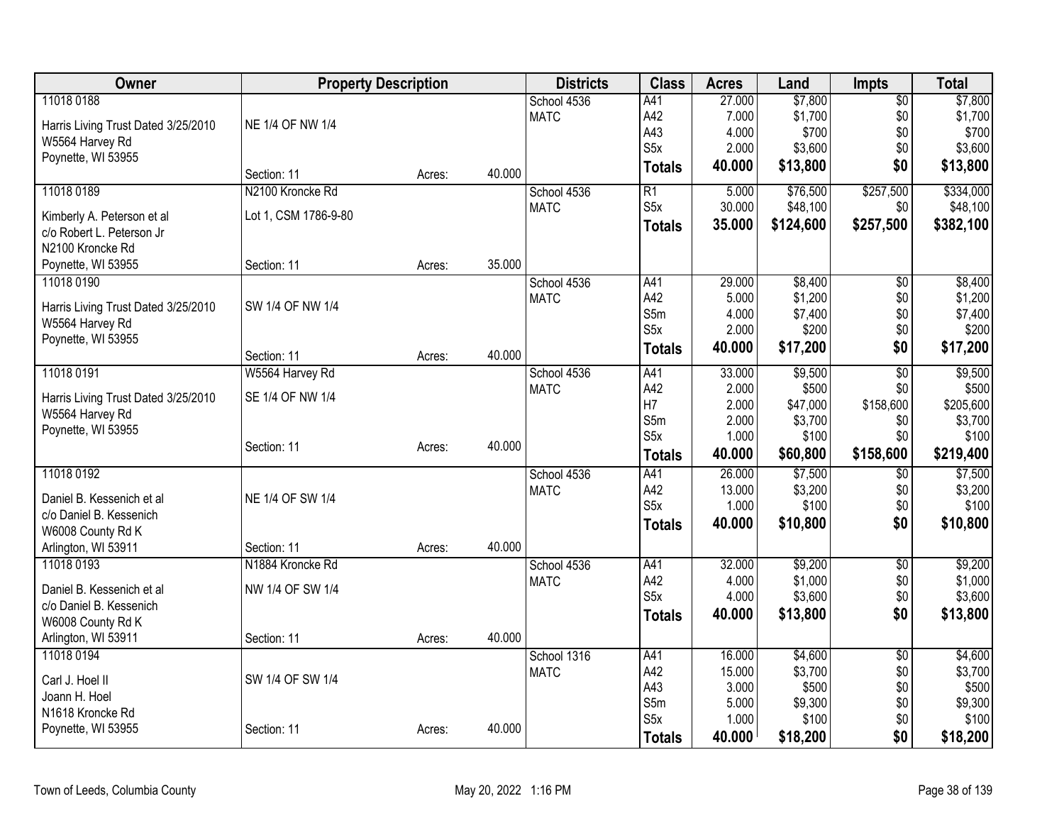| Owner | Property Description | | | Districts | Class | Acres | Land | Impts | Total |
|---|---|---|---|---|---|---|---|---|---|
| 11018 0188<br>Harris Living Trust Dated 3/25/2010<br>W5564 Harvey Rd<br>Poynette, WI 53955 | NE 1/4 OF NW 1/4<br>Section: 11 | Acres: | 40.000 | School 4536<br>MATC | A41<br>A42<br>A43<br>S5x<br>**Totals** | 27.000<br>7.000<br>4.000<br>2.000<br>**40.000** | \$7,800<br>\$1,700<br>\$700<br>\$3,600<br>**\$13,800** | \$0<br>\$0<br>\$0<br>\$0<br>**\$0** | \$7,800<br>\$1,700<br>\$700<br>\$3,600<br>**\$13,800** |
| 11018 0189<br>Kimberly A. Peterson et al<br>c/o Robert L. Peterson Jr<br>N2100 Kroncke Rd<br>Poynette, WI 53955 | N2100 Kroncke Rd<br>Lot 1, CSM 1786-9-80<br>Section: 11 | Acres: | 35.000 | School 4536<br>MATC | R1<br>S5x<br>**Totals** | 5.000<br>30.000<br>**35.000** | \$76,500<br>\$48,100<br>**\$124,600** | \$257,500<br>\$0<br>**\$257,500** | \$334,000<br>\$48,100<br>**\$382,100** |
| 11018 0190<br>Harris Living Trust Dated 3/25/2010<br>W5564 Harvey Rd<br>Poynette, WI 53955 | SW 1/4 OF NW 1/4<br>Section: 11 | Acres: | 40.000 | School 4536<br>MATC | A41<br>A42<br>S5m<br>S5x<br>**Totals** | 29.000<br>5.000<br>4.000<br>2.000<br>**40.000** | \$8,400<br>\$1,200<br>\$7,400<br>\$200<br>**\$17,200** | \$0<br>\$0<br>\$0<br>\$0<br>**\$0** | \$8,400<br>\$1,200<br>\$7,400<br>\$200<br>**\$17,200** |
| 11018 0191<br>Harris Living Trust Dated 3/25/2010<br>W5564 Harvey Rd<br>Poynette, WI 53955 | W5564 Harvey Rd<br>SE 1/4 OF NW 1/4<br>Section: 11 | Acres: | 40.000 | School 4536<br>MATC | A41<br>A42<br>H7<br>S5m<br>S5x<br>**Totals** | 33.000<br>2.000<br>2.000<br>2.000<br>1.000<br>**40.000** | \$9,500<br>\$500<br>\$47,000<br>\$3,700<br>\$100<br>**\$60,800** | \$0<br>\$0<br>\$158,600<br>\$0<br>\$0<br>**\$158,600** | \$9,500<br>\$500<br>\$205,600<br>\$3,700<br>\$100<br>**\$219,400** |
| 11018 0192<br>Daniel B. Kessenich et al<br>c/o Daniel B. Kessenich<br>W6008 County Rd K<br>Arlington, WI 53911 | NE 1/4 OF SW 1/4<br>Section: 11 | Acres: | 40.000 | School 4536<br>MATC | A41<br>A42<br>S5x<br>**Totals** | 26.000<br>13.000<br>1.000<br>**40.000** | \$7,500<br>\$3,200<br>\$100<br>**\$10,800** | \$0<br>\$0<br>\$0<br>**\$0** | \$7,500<br>\$3,200<br>\$100<br>**\$10,800** |
| 11018 0193<br>Daniel B. Kessenich et al<br>c/o Daniel B. Kessenich<br>W6008 County Rd K<br>Arlington, WI 53911 | N1884 Kroncke Rd<br>NW 1/4 OF SW 1/4<br>Section: 11 | Acres: | 40.000 | School 4536<br>MATC | A41<br>A42<br>S5x<br>**Totals** | 32.000<br>4.000<br>4.000<br>**40.000** | \$9,200<br>\$1,000<br>\$3,600<br>**\$13,800** | \$0<br>\$0<br>\$0<br>**\$0** | \$9,200<br>\$1,000<br>\$3,600<br>**\$13,800** |
| 11018 0194<br>Carl J. Hoel II<br>Joann H. Hoel<br>N1618 Kroncke Rd<br>Poynette, WI 53955 | SW 1/4 OF SW 1/4<br>Section: 11 | Acres: | 40.000 | School 1316<br>MATC | A41<br>A42<br>A43<br>S5m<br>S5x<br>**Totals** | 16.000<br>15.000<br>3.000<br>5.000<br>1.000<br>**40.000** | \$4,600<br>\$3,700<br>\$500<br>\$9,300<br>\$100<br>**\$18,200** | \$0<br>\$0<br>\$0<br>\$0<br>\$0<br>**\$0** | \$4,600<br>\$3,700<br>\$500<br>\$9,300<br>\$100<br>**\$18,200** |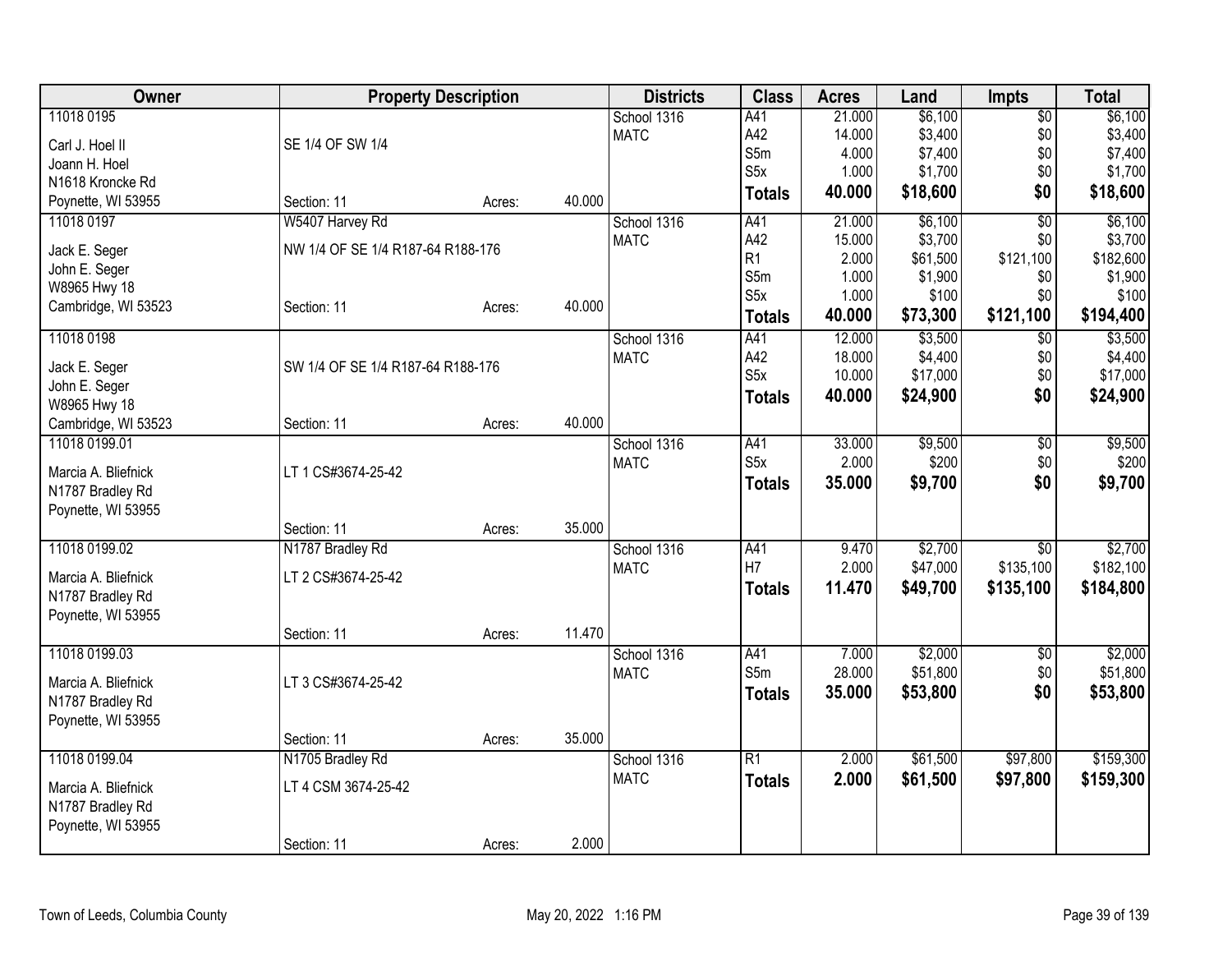| Owner | Property Description | | | Districts | Class | Acres | Land | Impts | Total |
|---|---|---|---|---|---|---|---|---|---|
| 11018 0195 | | | | School 1316 | A41 | 21.000 | $6,100 | $0 | $6,100 |
| Carl J. Hoel II | SE 1/4 OF SW 1/4 | | | MATC | A42 | 14.000 | $3,400 | $0 | $3,400 |
| Joann H. Hoel | | | | | S5m | 4.000 | $7,400 | $0 | $7,400 |
| N1618 Kroncke Rd | | | | | S5x | 1.000 | $1,700 | $0 | $1,700 |
| Poynette, WI 53955 | Section: 11 | Acres: | 40.000 | | **Totals** | **40.000** | **$18,600** | **$0** | **$18,600** |
| 11018 0197 | W5407 Harvey Rd | | | School 1316 | A41 | 21.000 | $6,100 | $0 | $6,100 |
| Jack E. Seger | NW 1/4 OF SE 1/4 R187-64 R188-176 | | | MATC | A42 | 15.000 | $3,700 | $0 | $3,700 |
| John E. Seger | | | | | R1 | 2.000 | $61,500 | $121,100 | $182,600 |
| W8965 Hwy 18 | | | | | S5m | 1.000 | $1,900 | $0 | $1,900 |
| Cambridge, WI 53523 | Section: 11 | Acres: | 40.000 | | S5x | 1.000 | $100 | $0 | $100 |
| | | | | | **Totals** | **40.000** | **$73,300** | **$121,100** | **$194,400** |
| 11018 0198 | | | | School 1316 | A41 | 12.000 | $3,500 | $0 | $3,500 |
| Jack E. Seger | SW 1/4 OF SE 1/4 R187-64 R188-176 | | | MATC | A42 | 18.000 | $4,400 | $0 | $4,400 |
| John E. Seger | | | | | S5x | 10.000 | $17,000 | $0 | $17,000 |
| W8965 Hwy 18 | | | | | **Totals** | **40.000** | **$24,900** | **$0** | **$24,900** |
| Cambridge, WI 53523 | Section: 11 | Acres: | 40.000 | | | | | | |
| 11018 0199.01 | | | | School 1316 | A41 | 33.000 | $9,500 | $0 | $9,500 |
| Marcia A. Bliefnick | LT 1 CS#3674-25-42 | | | MATC | S5x | 2.000 | $200 | $0 | $200 |
| N1787 Bradley Rd | | | | | **Totals** | **35.000** | **$9,700** | **$0** | **$9,700** |
| Poynette, WI 53955 | | | | | | | | | |
| | Section: 11 | Acres: | 35.000 | | | | | | |
| 11018 0199.02 | N1787 Bradley Rd | | | School 1316 | A41 | 9.470 | $2,700 | $0 | $2,700 |
| Marcia A. Bliefnick | LT 2 CS#3674-25-42 | | | MATC | H7 | 2.000 | $47,000 | $135,100 | $182,100 |
| N1787 Bradley Rd | | | | | **Totals** | **11.470** | **$49,700** | **$135,100** | **$184,800** |
| Poynette, WI 53955 | | | | | | | | | |
| | Section: 11 | Acres: | 11.470 | | | | | | |
| 11018 0199.03 | | | | School 1316 | A41 | 7.000 | $2,000 | $0 | $2,000 |
| Marcia A. Bliefnick | LT 3 CS#3674-25-42 | | | MATC | S5m | 28.000 | $51,800 | $0 | $51,800 |
| N1787 Bradley Rd | | | | | **Totals** | **35.000** | **$53,800** | **$0** | **$53,800** |
| Poynette, WI 53955 | | | | | | | | | |
| | Section: 11 | Acres: | 35.000 | | | | | | |
| 11018 0199.04 | N1705 Bradley Rd | | | School 1316 | R1 | 2.000 | $61,500 | $97,800 | $159,300 |
| Marcia A. Bliefnick | LT 4 CSM 3674-25-42 | | | MATC | **Totals** | **2.000** | **$61,500** | **$97,800** | **$159,300** |
| N1787 Bradley Rd | | | | | | | | | |
| Poynette, WI 53955 | | | | | | | | | |
| | Section: 11 | Acres: | 2.000 | | | | | | |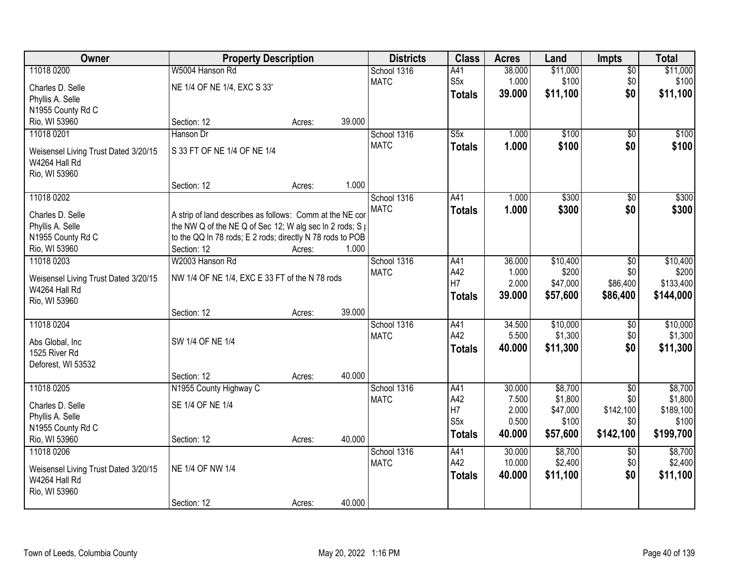| Owner | Property Description | Districts | Class | Acres | Land | Impts | Total |
|---|---|---|---|---|---|---|---|
| 11018 0200<br>Charles D. Selle<br>Phyllis A. Selle<br>N1955 County Rd C<br>Rio, WI 53960 | W5004 Hanson Rd<br>NE 1/4 OF NE 1/4, EXC S 33'<br>Section: 12 Acres: 39.000 | School 1316<br>MATC | A41<br>S5x<br>**Totals** | 38.000<br>1.000<br>**39.000** | $11,000<br>$100<br>**$11,100** | $0<br>$0<br>**$0** | $11,000<br>$100<br>**$11,100** |
| 11018 0201<br>Weisensel Living Trust Dated 3/20/15<br>W4264 Hall Rd<br>Rio, WI 53960 | Hanson Dr<br>S 33 FT OF NE 1/4 OF NE 1/4<br>Section: 12 Acres: 1.000 | School 1316<br>MATC | S5x<br>**Totals** | 1.000<br>**1.000** | $100<br>**$100** | $0<br>**$0** | $100<br>**$100** |
| 11018 0202<br>Charles D. Selle<br>Phyllis A. Selle<br>N1955 County Rd C<br>Rio, WI 53960 | A strip of land describes as follows: Comm at the NE cor the NW Q of the NE Q of Sec 12; W alg sec ln 2 rods; S p to the QQ ln 78 rods; E 2 rods; directly N 78 rods to POB<br>Section: 12 Acres: 1.000 | School 1316<br>MATC | A41<br>**Totals** | 1.000<br>**1.000** | $300<br>**$300** | $0<br>**$0** | $300<br>**$300** |
| 11018 0203<br>Weisensel Living Trust Dated 3/20/15<br>W4264 Hall Rd<br>Rio, WI 53960 | W2003 Hanson Rd<br>NW 1/4 OF NE 1/4, EXC E 33 FT of the N 78 rods<br>Section: 12 Acres: 39.000 | School 1316<br>MATC | A41<br>A42<br>H7<br>**Totals** | 36.000<br>1.000<br>2.000<br>**39.000** | $10,400<br>$200<br>$47,000<br>**$57,600** | $0<br>$0<br>$86,400<br>**$86,400** | $10,400<br>$200<br>$133,400<br>**$144,000** |
| 11018 0204<br>Abs Global, Inc<br>1525 River Rd<br>Deforest, WI 53532 | SW 1/4 OF NE 1/4<br>Section: 12 Acres: 40.000 | School 1316<br>MATC | A41<br>A42<br>**Totals** | 34.500<br>5.500<br>**40.000** | $10,000<br>$1,300<br>**$11,300** | $0<br>$0<br>**$0** | $10,000<br>$1,300<br>**$11,300** |
| 11018 0205<br>Charles D. Selle<br>Phyllis A. Selle<br>N1955 County Rd C<br>Rio, WI 53960 | N1955 County Highway C<br>SE 1/4 OF NE 1/4<br>Section: 12 Acres: 40.000 | School 1316<br>MATC | A41<br>A42<br>H7<br>S5x<br>**Totals** | 30.000<br>7.500<br>2.000<br>0.500<br>**40.000** | $8,700<br>$1,800<br>$47,000<br>$100<br>**$57,600** | $0<br>$0<br>$142,100<br>$0<br>**$142,100** | $8,700<br>$1,800<br>$189,100<br>$100<br>**$199,700** |
| 11018 0206<br>Weisensel Living Trust Dated 3/20/15<br>W4264 Hall Rd<br>Rio, WI 53960 | NE 1/4 OF NW 1/4<br>Section: 12 Acres: 40.000 | School 1316<br>MATC | A41<br>A42<br>**Totals** | 30.000<br>10.000<br>**40.000** | $8,700<br>$2,400<br>**$11,100** | $0<br>$0<br>**$0** | $8,700<br>$2,400<br>**$11,100** |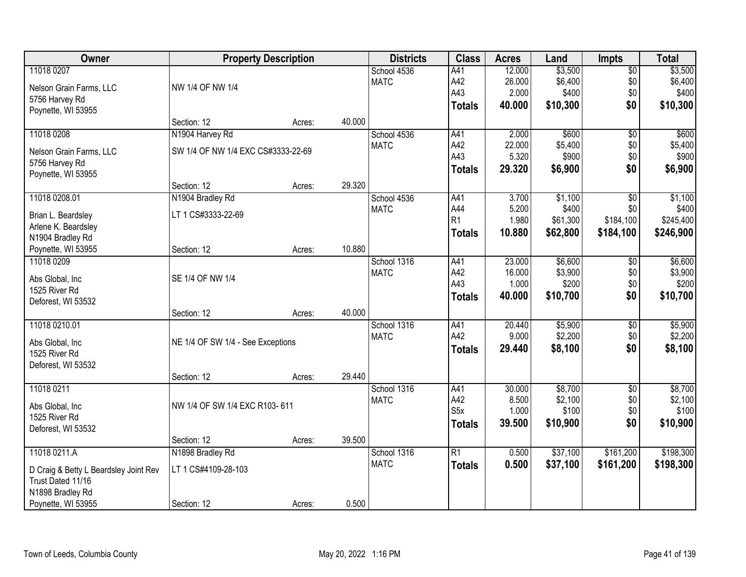| Owner | Property Description | | | Districts | Class | Acres | Land | Impts | Total |
|---|---|---|---|---|---|---|---|---|---|
| 11018 0207 | | | | School 4536 | A41 | 12.000 | $3,500 | $0 | $3,500 |
| Nelson Grain Farms, LLC | NW 1/4 OF NW 1/4 | | | MATC | A42 | 26.000 | $6,400 | $0 | $6,400 |
| 5756 Harvey Rd | | | | | A43 | 2.000 | $400 | $0 | $400 |
| Poynette, WI 53955 | | | | | **Totals** | **40.000** | **$10,300** | **$0** | **$10,300** |
| | Section: 12 | Acres: | 40.000 | | | | | | |
| 11018 0208 | N1904 Harvey Rd | | | School 4536 | A41 | 2.000 | $600 | $0 | $600 |
| Nelson Grain Farms, LLC | SW 1/4 OF NW 1/4 EXC CS#3333-22-69 | | | MATC | A42 | 22.000 | $5,400 | $0 | $5,400 |
| 5756 Harvey Rd | | | | | A43 | 5.320 | $900 | $0 | $900 |
| Poynette, WI 53955 | | | | | **Totals** | **29.320** | **$6,900** | **$0** | **$6,900** |
| | Section: 12 | Acres: | 29.320 | | | | | | |
| 11018 0208.01 | N1904 Bradley Rd | | | School 4536 | A41 | 3.700 | $1,100 | $0 | $1,100 |
| Brian L. Beardsley | LT 1 CS#3333-22-69 | | | MATC | A44 | 5.200 | $400 | $0 | $400 |
| Arlene K. Beardsley | | | | | R1 | 1.980 | $61,300 | $184,100 | $245,400 |
| N1904 Bradley Rd | | | | | **Totals** | **10.880** | **$62,800** | **$184,100** | **$246,900** |
| Poynette, WI 53955 | Section: 12 | Acres: | 10.880 | | | | | | |
| 11018 0209 | | | | School 1316 | A41 | 23.000 | $6,600 | $0 | $6,600 |
| Abs Global, Inc | SE 1/4 OF NW 1/4 | | | MATC | A42 | 16.000 | $3,900 | $0 | $3,900 |
| 1525 River Rd | | | | | A43 | 1.000 | $200 | $0 | $200 |
| Deforest, WI 53532 | | | | | **Totals** | **40.000** | **$10,700** | **$0** | **$10,700** |
| | Section: 12 | Acres: | 40.000 | | | | | | |
| 11018 0210.01 | | | | School 1316 | A41 | 20.440 | $5,900 | $0 | $5,900 |
| Abs Global, Inc | NE 1/4 OF SW 1/4 - See Exceptions | | | MATC | A42 | 9.000 | $2,200 | $0 | $2,200 |
| 1525 River Rd | | | | | **Totals** | **29.440** | **$8,100** | **$0** | **$8,100** |
| Deforest, WI 53532 | | | | | | | | | |
| | Section: 12 | Acres: | 29.440 | | | | | | |
| 11018 0211 | | | | School 1316 | A41 | 30.000 | $8,700 | $0 | $8,700 |
| Abs Global, Inc | NW 1/4 OF SW 1/4 EXC R103- 611 | | | MATC | A42 | 8.500 | $2,100 | $0 | $2,100 |
| 1525 River Rd | | | | | S5x | 1.000 | $100 | $0 | $100 |
| Deforest, WI 53532 | | | | | **Totals** | **39.500** | **$10,900** | **$0** | **$10,900** |
| | Section: 12 | Acres: | 39.500 | | | | | | |
| 11018 0211.A | N1898 Bradley Rd | | | School 1316 | R1 | 0.500 | $37,100 | $161,200 | $198,300 |
| D Craig & Betty L Beardsley Joint Rev | LT 1 CS#4109-28-103 | | | MATC | **Totals** | **0.500** | **$37,100** | **$161,200** | **$198,300** |
| Trust Dated 11/16 | | | | | | | | | |
| N1898 Bradley Rd | | | | | | | | | |
| Poynette, WI 53955 | Section: 12 | Acres: | 0.500 | | | | | | |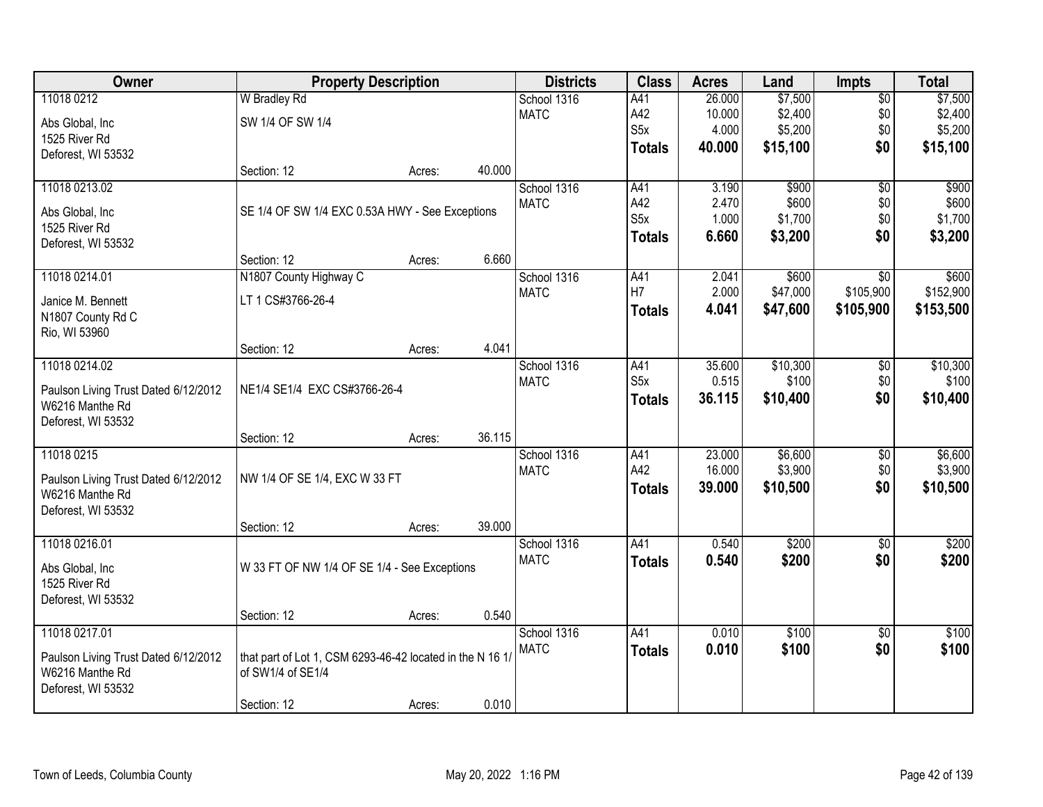| Owner | Property Description | Districts | Class | Acres | Land | Impts | Total |
|---|---|---|---|---|---|---|---|
| 11018 0212<br>Abs Global, Inc<br>1525 River Rd<br>Deforest, WI 53532 | W Bradley Rd<br>SW 1/4 OF SW 1/4<br>Section: 12 Acres: 40.000 | School 1316<br>MATC | A41<br>A42<br>S5x<br>**Totals** | 26.000<br>10.000<br>4.000<br>**40.000** | $7,500<br>$2,400<br>$5,200<br>**$15,100** | $0<br>$0<br>$0<br>**$0** | $7,500<br>$2,400<br>$5,200<br>**$15,100** |
| 11018 0213.02<br>Abs Global, Inc<br>1525 River Rd<br>Deforest, WI 53532 | SE 1/4 OF SW 1/4 EXC 0.53A HWY - See Exceptions<br>Section: 12 Acres: 6.660 | School 1316<br>MATC | A41<br>A42<br>S5x<br>**Totals** | 3.190<br>2.470<br>1.000<br>**6.660** | $900<br>$600<br>$1,700<br>**$3,200** | $0<br>$0<br>$0<br>**$0** | $900<br>$600<br>$1,700<br>**$3,200** |
| 11018 0214.01<br>Janice M. Bennett<br>N1807 County Rd C<br>Rio, WI 53960 | N1807 County Highway C<br>LT 1 CS#3766-26-4<br>Section: 12 Acres: 4.041 | School 1316<br>MATC | A41<br>H7<br>**Totals** | 2.041<br>2.000<br>**4.041** | $600<br>$47,000<br>**$47,600** | $0<br>$105,900<br>**$105,900** | $600<br>$152,900<br>**$153,500** |
| 11018 0214.02<br>Paulson Living Trust Dated 6/12/2012<br>W6216 Manthe Rd<br>Deforest, WI 53532 | NE1/4 SE1/4 EXC CS#3766-26-4<br>Section: 12 Acres: 36.115 | School 1316<br>MATC | A41<br>S5x<br>**Totals** | 35.600<br>0.515<br>**36.115** | $10,300<br>$100<br>**$10,400** | $0<br>$0<br>**$0** | $10,300<br>$100<br>**$10,400** |
| 11018 0215<br>Paulson Living Trust Dated 6/12/2012<br>W6216 Manthe Rd<br>Deforest, WI 53532 | NW 1/4 OF SE 1/4, EXC W 33 FT<br>Section: 12 Acres: 39.000 | School 1316<br>MATC | A41<br>A42<br>**Totals** | 23.000<br>16.000<br>**39.000** | $6,600<br>$3,900<br>**$10,500** | $0<br>$0<br>**$0** | $6,600<br>$3,900<br>**$10,500** |
| 11018 0216.01<br>Abs Global, Inc<br>1525 River Rd<br>Deforest, WI 53532 | W 33 FT OF NW 1/4 OF SE 1/4 - See Exceptions<br>Section: 12 Acres: 0.540 | School 1316<br>MATC | A41<br>**Totals** | 0.540<br>**0.540** | $200<br>**$200** | $0<br>**$0** | $200<br>**$200** |
| 11018 0217.01<br>Paulson Living Trust Dated 6/12/2012<br>W6216 Manthe Rd<br>Deforest, WI 53532 | that part of Lot 1, CSM 6293-46-42 located in the N 16 1/ of SW1/4 of SE1/4<br>Section: 12 Acres: 0.010 | School 1316<br>MATC | A41<br>**Totals** | 0.010<br>**0.010** | $100<br>**$100** | $0<br>**$0** | $100<br>**$100** |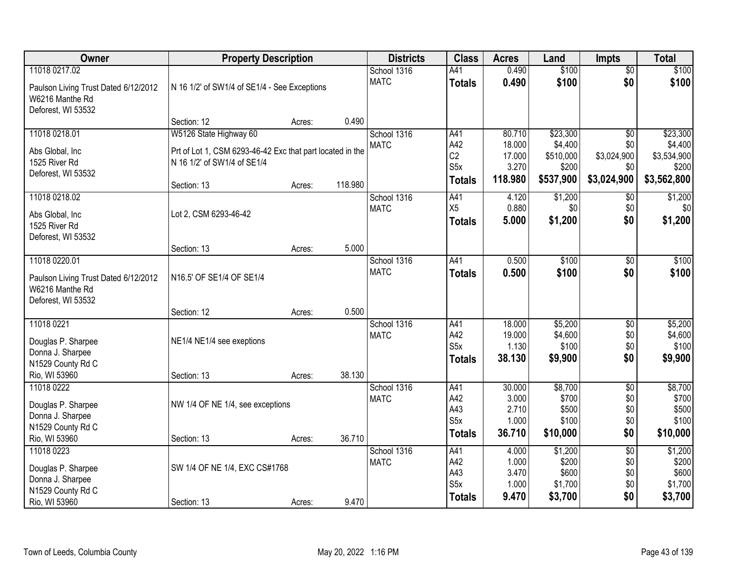| Owner | Property Description | Districts | Class | Acres | Land | Impts | Total |
|---|---|---|---|---|---|---|---|
| 11018 0217.02<br>Paulson Living Trust Dated 6/12/2012<br>W6216 Manthe Rd<br>Deforest, WI 53532 | N 16 1/2' of SW1/4 of SE1/4 - See Exceptions<br>Section: 12 Acres: 0.490 | School 1316<br>MATC | A41<br>**Totals** | 0.490<br>**0.490** | $100<br>**$100** | $0<br>**$0** | $100<br>**$100** |
| 11018 0218.01<br>Abs Global, Inc<br>1525 River Rd<br>Deforest, WI 53532 | W5126 State Highway 60<br>Prt of Lot 1, CSM 6293-46-42 Exc that part located in the N 16 1/2' of SW1/4 of SE1/4<br>Section: 13 Acres: 118.980 | School 1316<br>MATC | A41<br>A42<br>C2<br>S5x<br>**Totals** | 80.710<br>18.000<br>17.000<br>3.270<br>**118.980** | $23,300<br>$4,400<br>$510,000<br>$200<br>**$537,900** | $0<br>$0<br>$3,024,900<br>$0<br>**$3,024,900** | $23,300<br>$4,400<br>$3,534,900<br>$200<br>**$3,562,800** |
| 11018 0218.02<br>Abs Global, Inc<br>1525 River Rd<br>Deforest, WI 53532 | Lot 2, CSM 6293-46-42<br>Section: 13 Acres: 5.000 | School 1316<br>MATC | A41<br>X5<br>**Totals** | 4.120<br>0.880<br>**5.000** | $1,200<br>$0<br>**$1,200** | $0<br>$0<br>**$0** | $1,200<br>$0<br>**$1,200** |
| 11018 0220.01<br>Paulson Living Trust Dated 6/12/2012<br>W6216 Manthe Rd<br>Deforest, WI 53532 | N16.5' OF SE1/4 OF SE1/4<br>Section: 12 Acres: 0.500 | School 1316<br>MATC | A41<br>**Totals** | 0.500<br>**0.500** | $100<br>**$100** | $0<br>**$0** | $100<br>**$100** |
| 11018 0221<br>Douglas P. Sharpee<br>Donna J. Sharpee<br>N1529 County Rd C<br>Rio, WI 53960 | NE1/4 NE1/4 see exeptions<br>Section: 13 Acres: 38.130 | School 1316<br>MATC | A41<br>A42<br>S5x<br>**Totals** | 18.000<br>19.000<br>1.130<br>**38.130** | $5,200<br>$4,600<br>$100<br>**$9,900** | $0<br>$0<br>$0<br>**$0** | $5,200<br>$4,600<br>$100<br>**$9,900** |
| 11018 0222<br>Douglas P. Sharpee<br>Donna J. Sharpee<br>N1529 County Rd C<br>Rio, WI 53960 | NW 1/4 OF NE 1/4, see exceptions<br>Section: 13 Acres: 36.710 | School 1316<br>MATC | A41<br>A42<br>A43<br>S5x<br>**Totals** | 30.000<br>3.000<br>2.710<br>1.000<br>**36.710** | $8,700<br>$700<br>$500<br>$100<br>**$10,000** | $0<br>$0<br>$0<br>$0<br>**$0** | $8,700<br>$700<br>$500<br>$100<br>**$10,000** |
| 11018 0223<br>Douglas P. Sharpee<br>Donna J. Sharpee<br>N1529 County Rd C<br>Rio, WI 53960 | SW 1/4 OF NE 1/4, EXC CS#1768<br>Section: 13 Acres: 9.470 | School 1316<br>MATC | A41<br>A42<br>A43<br>S5x<br>**Totals** | 4.000<br>1.000<br>3.470<br>1.000<br>**9.470** | $1,200<br>$200<br>$600<br>$1,700<br>**$3,700** | $0<br>$0<br>$0<br>$0<br>**$0** | $1,200<br>$200<br>$600<br>$1,700<br>**$3,700** |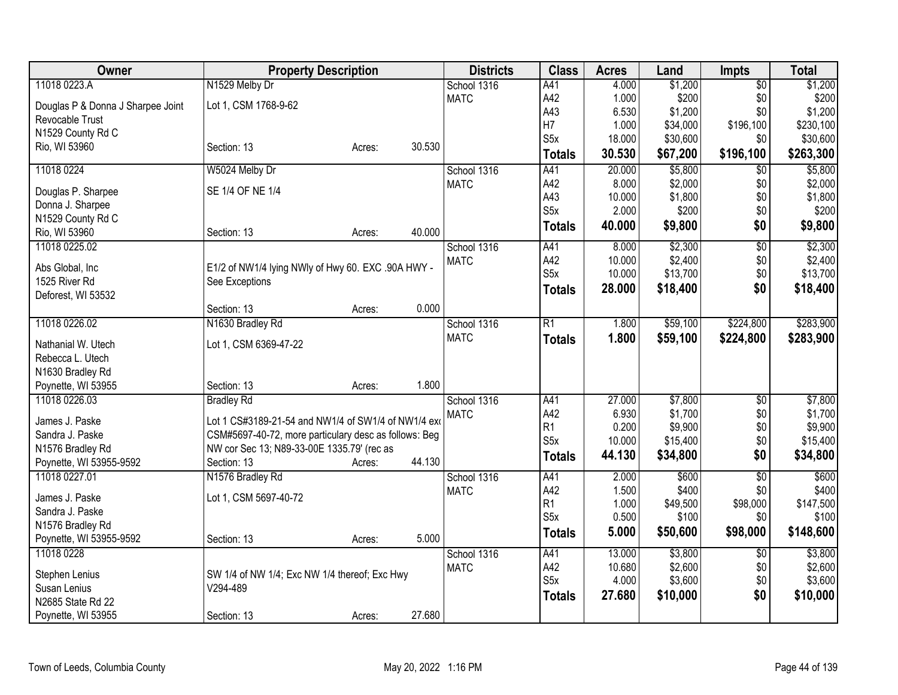| Owner | Property Description | | | Districts | Class | Acres | Land | Impts | Total |
|---|---|---|---|---|---|---|---|---|---|
| 11018 0223.A | N1529 Melby Dr | | | School 1316 | A41 | 4.000 | $1,200 | $0 | $1,200 |
| Douglas P & Donna J Sharpee Joint Revocable Trust | Lot 1, CSM 1768-9-62 | | | MATC | A42 | 1.000 | $200 | $0 | $200 |
| N1529 County Rd C | | | | | A43 | 6.530 | $1,200 | $0 | $1,200 |
| Rio, WI 53960 | Section: 13 | Acres: | 30.530 | | H7 | 1.000 | $34,000 | $196,100 | $230,100 |
| | | | | | S5x | 18.000 | $30,600 | $0 | $30,600 |
| | | | | | **Totals** | **30.530** | **$67,200** | **$196,100** | **$263,300** |
| 11018 0224 | W5024 Melby Dr | | | School 1316 | A41 | 20.000 | $5,800 | $0 | $5,800 |
| Douglas P. Sharpee | SE 1/4 OF NE 1/4 | | | MATC | A42 | 8.000 | $2,000 | $0 | $2,000 |
| Donna J. Sharpee | | | | | A43 | 10.000 | $1,800 | $0 | $1,800 |
| N1529 County Rd C | | | | | S5x | 2.000 | $200 | $0 | $200 |
| Rio, WI 53960 | Section: 13 | Acres: | 40.000 | | **Totals** | **40.000** | **$9,800** | **$0** | **$9,800** |
| 11018 0225.02 | | | | School 1316 | A41 | 8.000 | $2,300 | $0 | $2,300 |
| Abs Global, Inc | E1/2 of NW1/4 lying NWly of Hwy 60. EXC .90A HWY - See Exceptions | | | MATC | A42 | 10.000 | $2,400 | $0 | $2,400 |
| 1525 River Rd | | | | | S5x | 10.000 | $13,700 | $0 | $13,700 |
| Deforest, WI 53532 | | | | | **Totals** | **28.000** | **$18,400** | **$0** | **$18,400** |
| | Section: 13 | Acres: | 0.000 | | | | | | |
| 11018 0226.02 | N1630 Bradley Rd | | | School 1316 | R1 | 1.800 | $59,100 | $224,800 | $283,900 |
| Nathanial W. Utech | Lot 1, CSM 6369-47-22 | | | MATC | **Totals** | **1.800** | **$59,100** | **$224,800** | **$283,900** |
| Rebecca L. Utech | | | | | | | | | |
| N1630 Bradley Rd | | | | | | | | | |
| Poynette, WI 53955 | Section: 13 | Acres: | 1.800 | | | | | | |
| 11018 0226.03 | Bradley Rd | | | School 1316 | A41 | 27.000 | $7,800 | $0 | $7,800 |
| James J. Paske | Lot 1 CS#3189-21-54 and NW1/4 of SW1/4 of NW1/4 exc | | | MATC | A42 | 6.930 | $1,700 | $0 | $1,700 |
| Sandra J. Paske | CSM#5697-40-72, more particulary desc as follows: Beg | | | | R1 | 0.200 | $9,900 | $0 | $9,900 |
| N1576 Bradley Rd | NW cor Sec 13; N89-33-00E 1335.79' (rec as | | | | S5x | 10.000 | $15,400 | $0 | $15,400 |
| Poynette, WI 53955-9592 | Section: 13 | Acres: | 44.130 | | **Totals** | **44.130** | **$34,800** | **$0** | **$34,800** |
| 11018 0227.01 | N1576 Bradley Rd | | | School 1316 | A41 | 2.000 | $600 | $0 | $600 |
| James J. Paske | Lot 1, CSM 5697-40-72 | | | MATC | A42 | 1.500 | $400 | $0 | $400 |
| Sandra J. Paske | | | | | R1 | 1.000 | $49,500 | $98,000 | $147,500 |
| N1576 Bradley Rd | | | | | S5x | 0.500 | $100 | $0 | $100 |
| Poynette, WI 53955-9592 | Section: 13 | Acres: | 5.000 | | **Totals** | **5.000** | **$50,600** | **$98,000** | **$148,600** |
| 11018 0228 | | | | School 1316 | A41 | 13.000 | $3,800 | $0 | $3,800 |
| Stephen Lenius | SW 1/4 of NW 1/4; Exc NW 1/4 thereof; Exc Hwy V294-489 | | | MATC | A42 | 10.680 | $2,600 | $0 | $2,600 |
| Susan Lenius | | | | | S5x | 4.000 | $3,600 | $0 | $3,600 |
| N2685 State Rd 22 | | | | | **Totals** | **27.680** | **$10,000** | **$0** | **$10,000** |
| Poynette, WI 53955 | Section: 13 | Acres: | 27.680 | | | | | | |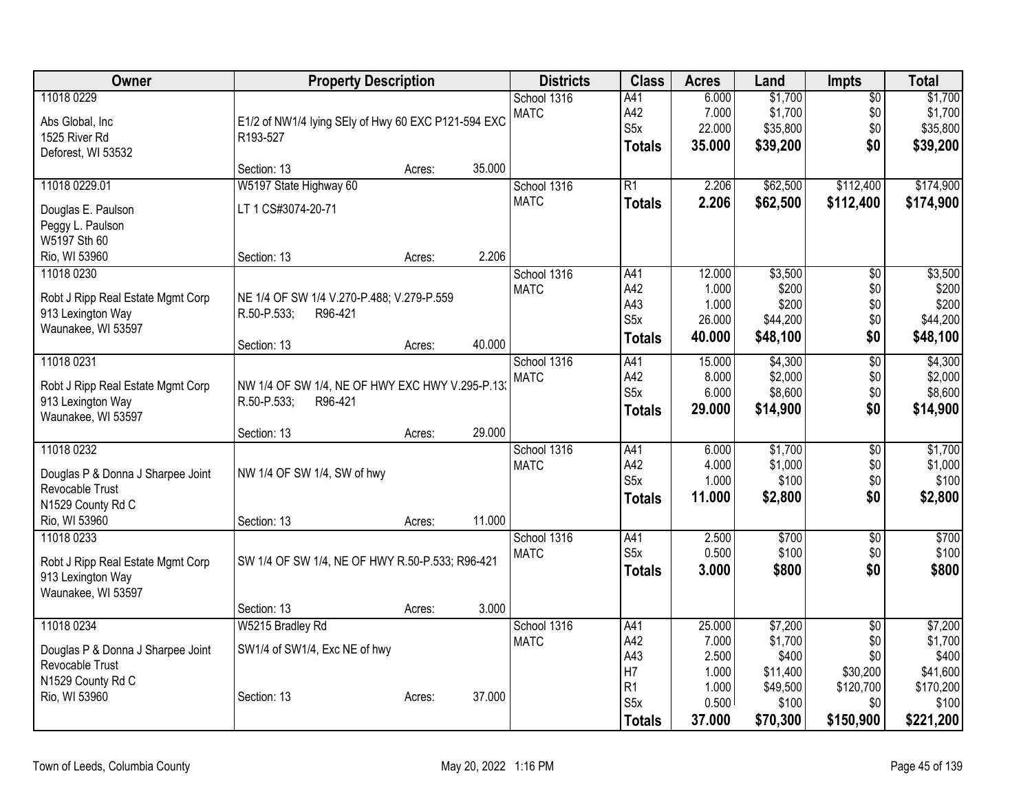| Owner | Property Description | Districts | Class | Acres | Land | Impts | Total |
|---|---|---|---|---|---|---|---|
| 11018 0229<br>Abs Global, Inc<br>1525 River Rd<br>Deforest, WI 53532 | E1/2 of NW1/4 lying SEly of Hwy 60 EXC P121-594 EXC R193-527<br>Section: 13 Acres: 35.000 | School 1316<br>MATC | A41<br>A42<br>S5x<br>**Totals** | 6.000<br>7.000<br>22.000<br>**35.000** | $1,700<br>$1,700<br>$35,800<br>**$39,200** | $0<br>$0<br>$0<br>**$0** | $1,700<br>$1,700<br>$35,800<br>**$39,200** |
| 11018 0229.01<br>Douglas E. Paulson<br>Peggy L. Paulson<br>W5197 Sth 60<br>Rio, WI 53960 | W5197 State Highway 60<br>LT 1 CS#3074-20-71<br>Section: 13 Acres: 2.206 | School 1316<br>MATC | R1<br>**Totals** | 2.206<br>**2.206** | $62,500<br>**$62,500** | $112,400<br>**$112,400** | $174,900<br>**$174,900** |
| 11018 0230<br>Robt J Ripp Real Estate Mgmt Corp<br>913 Lexington Way<br>Waunakee, WI 53597 | NE 1/4 OF SW 1/4 V.270-P.488; V.279-P.559 R.50-P.533; R96-421<br>Section: 13 Acres: 40.000 | School 1316<br>MATC | A41<br>A42<br>A43<br>S5x<br>**Totals** | 12.000<br>1.000<br>1.000<br>26.000<br>**40.000** | $3,500<br>$200<br>$200<br>$44,200<br>**$48,100** | $0<br>$0<br>$0<br>$0<br>**$0** | $3,500<br>$200<br>$200<br>$44,200<br>**$48,100** |
| 11018 0231<br>Robt J Ripp Real Estate Mgmt Corp<br>913 Lexington Way<br>Waunakee, WI 53597 | NW 1/4 OF SW 1/4, NE OF HWY EXC HWY V.295-P.13; R.50-P.533; R96-421<br>Section: 13 Acres: 29.000 | School 1316<br>MATC | A41<br>A42<br>S5x<br>**Totals** | 15.000<br>8.000<br>6.000<br>**29.000** | $4,300<br>$2,000<br>$8,600<br>**$14,900** | $0<br>$0<br>$0<br>**$0** | $4,300<br>$2,000<br>$8,600<br>**$14,900** |
| 11018 0232<br>Douglas P & Donna J Sharpee Joint Revocable Trust<br>N1529 County Rd C<br>Rio, WI 53960 | NW 1/4 OF SW 1/4, SW of hwy<br>Section: 13 Acres: 11.000 | School 1316<br>MATC | A41<br>A42<br>S5x<br>**Totals** | 6.000<br>4.000<br>1.000<br>**11.000** | $1,700<br>$1,000<br>$100<br>**$2,800** | $0<br>$0<br>$0<br>**$0** | $1,700<br>$1,000<br>$100<br>**$2,800** |
| 11018 0233<br>Robt J Ripp Real Estate Mgmt Corp<br>913 Lexington Way<br>Waunakee, WI 53597 | SW 1/4 OF SW 1/4, NE OF HWY R.50-P.533; R96-421<br>Section: 13 Acres: 3.000 | School 1316<br>MATC | A41<br>S5x<br>**Totals** | 2.500<br>0.500<br>**3.000** | $700<br>$100<br>**$800** | $0<br>$0<br>**$0** | $700<br>$100<br>**$800** |
| 11018 0234<br>Douglas P & Donna J Sharpee Joint Revocable Trust<br>N1529 County Rd C<br>Rio, WI 53960 | W5215 Bradley Rd<br>SW1/4 of SW1/4, Exc NE of hwy<br>Section: 13 Acres: 37.000 | School 1316<br>MATC | A41<br>A42<br>A43<br>H7<br>R1<br>S5x<br>**Totals** | 25.000<br>7.000<br>2.500<br>1.000<br>1.000<br>0.500<br>**37.000** | $7,200<br>$1,700<br>$400<br>$11,400<br>$49,500<br>$100<br>**$70,300** | $0<br>$0<br>$0<br>$30,200<br>$120,700<br>$0<br>**$150,900** | $7,200<br>$1,700<br>$400<br>$41,600<br>$170,200<br>$100<br>**$221,200** |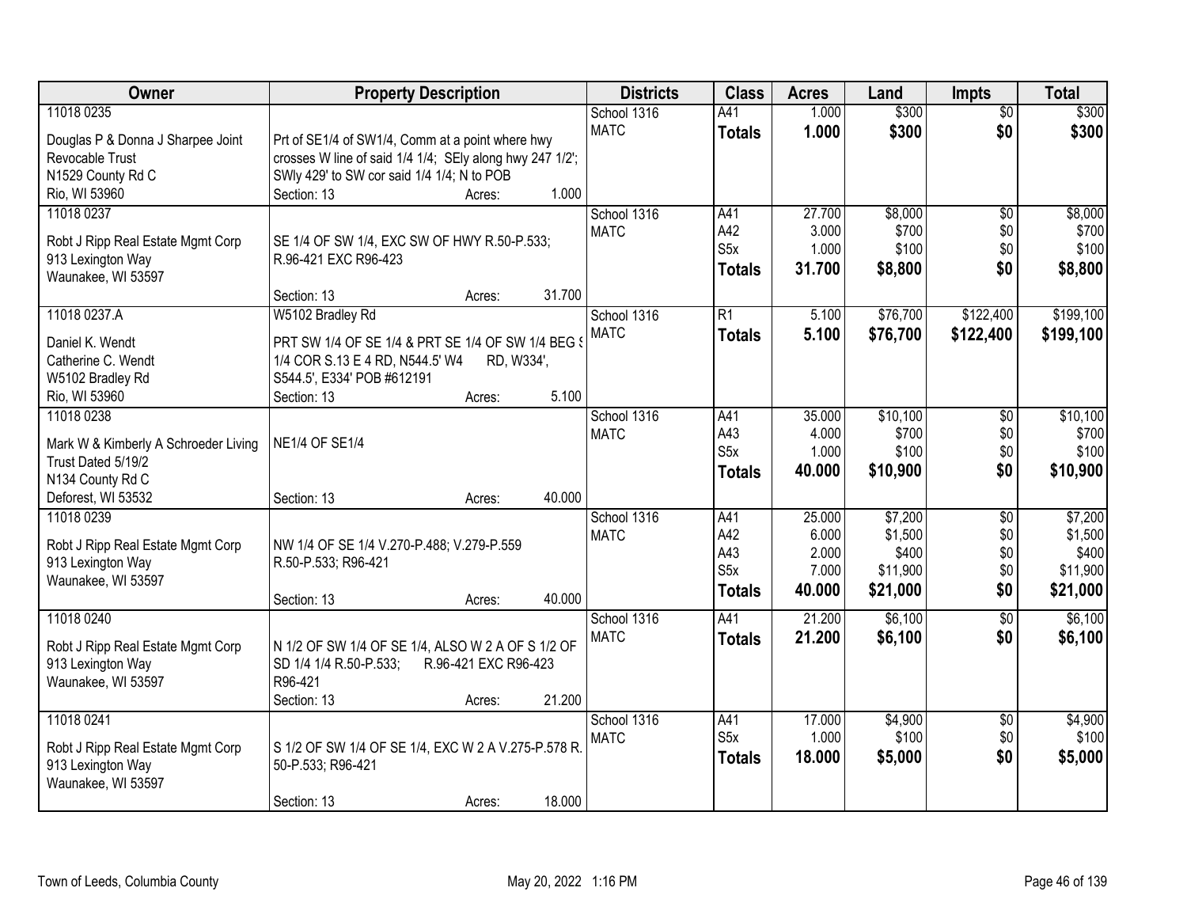| Owner | Property Description | Districts | Class | Acres | Land | Impts | Total |
|---|---|---|---|---|---|---|---|
| 11018 0235<br>Douglas P & Donna J Sharpee Joint Revocable Trust<br>N1529 County Rd C<br>Rio, WI 53960 | Prt of SE1/4 of SW1/4, Comm at a point where hwy crosses W line of said 1/4 1/4; SEly along hwy 247 1/2'; SWly 429' to SW cor said 1/4 1/4; N to POB<br>Section: 13 Acres: 1.000 | School 1316<br>MATC | A41<br>**Totals** | 1.000<br>**1.000** | $300<br>**$300** | $0<br>**$0** | $300<br>**$300** |
| 11018 0237<br>Robt J Ripp Real Estate Mgmt Corp<br>913 Lexington Way<br>Waunakee, WI 53597 | SE 1/4 OF SW 1/4, EXC SW OF HWY R.50-P.533; R.96-421 EXC R96-423<br>Section: 13 Acres: 31.700 | School 1316<br>MATC | A41<br>A42<br>S5x<br>**Totals** | 27.700<br>3.000<br>1.000<br>**31.700** | $8,000<br>$700<br>$100<br>**$8,800** | $0<br>$0<br>$0<br>**$0** | $8,000<br>$700<br>$100<br>**$8,800** |
| 11018 0237.A<br>Daniel K. Wendt<br>Catherine C. Wendt<br>W5102 Bradley Rd<br>Rio, WI 53960 | W5102 Bradley Rd<br>PRT SW 1/4 OF SE 1/4 & PRT SE 1/4 OF SW 1/4 BEG S 1/4 COR S.13 E 4 RD, N544.5' W4 RD, W334', S544.5', E334' POB #612191<br>Section: 13 Acres: 5.100 | School 1316<br>MATC | R1<br>**Totals** | 5.100<br>**5.100** | $76,700<br>**$76,700** | $122,400<br>**$122,400** | $199,100<br>**$199,100** |
| 11018 0238<br>Mark W & Kimberly A Schroeder Living Trust Dated 5/19/2<br>N134 County Rd C<br>Deforest, WI 53532 | NE1/4 OF SE1/4<br>Section: 13 Acres: 40.000 | School 1316<br>MATC | A41<br>A43<br>S5x<br>**Totals** | 35.000<br>4.000<br>1.000<br>**40.000** | $10,100<br>$700<br>$100<br>**$10,900** | $0<br>$0<br>$0<br>**$0** | $10,100<br>$700<br>$100<br>**$10,900** |
| 11018 0239<br>Robt J Ripp Real Estate Mgmt Corp<br>913 Lexington Way<br>Waunakee, WI 53597 | NW 1/4 OF SE 1/4 V.270-P.488; V.279-P.559 R.50-P.533; R96-421<br>Section: 13 Acres: 40.000 | School 1316<br>MATC | A41<br>A42<br>A43<br>S5x<br>**Totals** | 25.000<br>6.000<br>2.000<br>7.000<br>**40.000** | $7,200<br>$1,500<br>$400<br>$11,900<br>**$21,000** | $0<br>$0<br>$0<br>$0<br>**$0** | $7,200<br>$1,500<br>$400<br>$11,900<br>**$21,000** |
| 11018 0240<br>Robt J Ripp Real Estate Mgmt Corp<br>913 Lexington Way<br>Waunakee, WI 53597 | N 1/2 OF SW 1/4 OF SE 1/4, ALSO W 2 A OF S 1/2 OF SD 1/4 1/4 R.50-P.533; R.96-421 EXC R96-423 R96-421<br>Section: 13 Acres: 21.200 | School 1316<br>MATC | A41<br>**Totals** | 21.200<br>**21.200** | $6,100<br>**$6,100** | $0<br>**$0** | $6,100<br>**$6,100** |
| 11018 0241<br>Robt J Ripp Real Estate Mgmt Corp<br>913 Lexington Way<br>Waunakee, WI 53597 | S 1/2 OF SW 1/4 OF SE 1/4, EXC W 2 A V.275-P.578 R. 50-P.533; R96-421<br>Section: 13 Acres: 18.000 | School 1316<br>MATC | A41<br>S5x<br>**Totals** | 17.000<br>1.000<br>**18.000** | $4,900<br>$100<br>**$5,000** | $0<br>$0<br>**$0** | $4,900<br>$100<br>**$5,000** |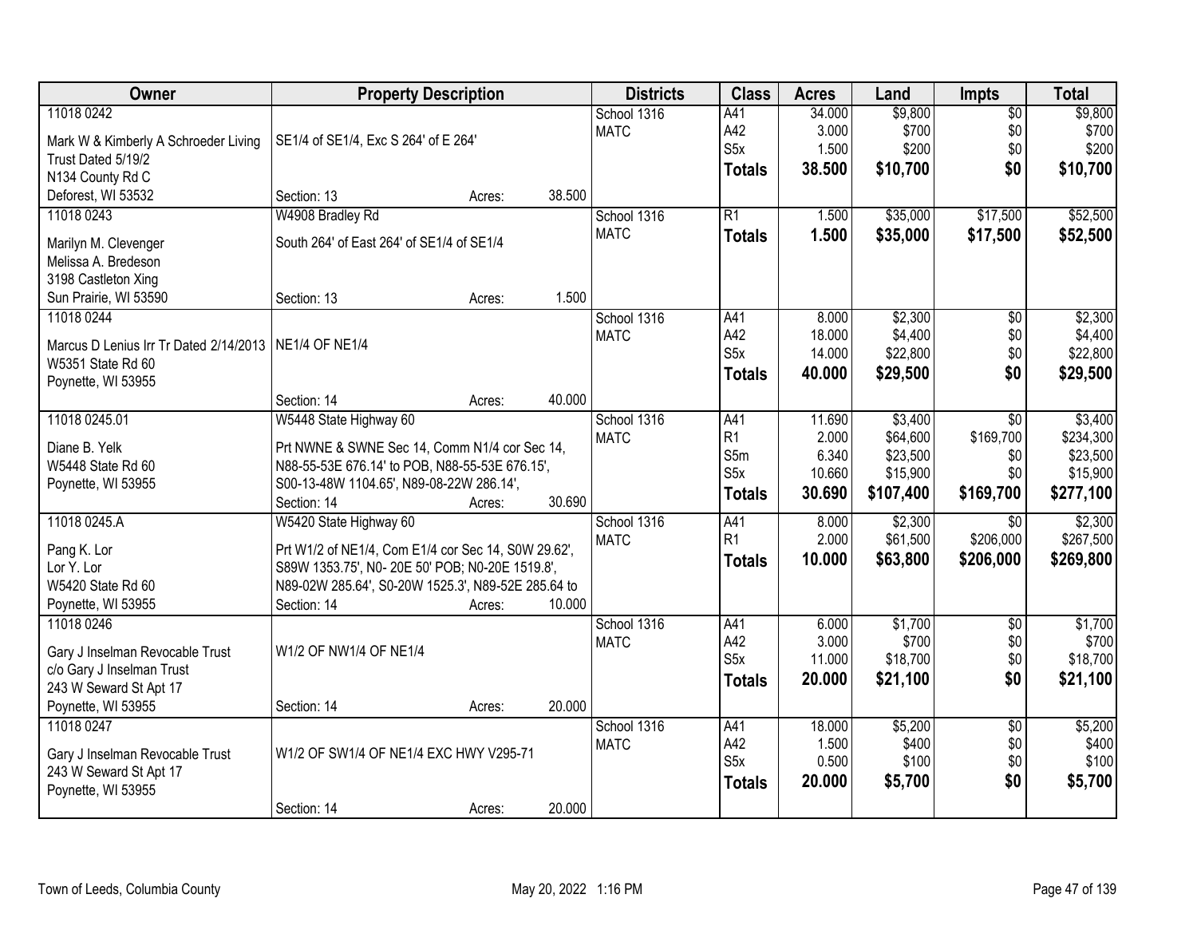| Owner | Property Description | Districts | Class | Acres | Land | Impts | Total |
|---|---|---|---|---|---|---|---|
| 11018 0242<br>Mark W & Kimberly A Schroeder Living Trust Dated 5/19/2<br>N134 County Rd C<br>Deforest, WI 53532 | SE1/4 of SE1/4, Exc S 264' of E 264'<br>Section: 13 Acres: 38.500 | School 1316<br>MATC | A41<br>A42<br>S5x<br>**Totals** | 34.000<br>3.000<br>1.500<br>**38.500** | $9,800<br>$700<br>$200<br>**$10,700** | $0<br>$0<br>$0<br>**$0** | $9,800<br>$700<br>$200<br>**$10,700** |
| 11018 0243<br>Marilyn M. Clevenger<br>Melissa A. Bredeson<br>3198 Castleton Xing<br>Sun Prairie, WI 53590 | W4908 Bradley Rd<br>South 264' of East 264' of SE1/4 of SE1/4<br>Section: 13 Acres: 1.500 | School 1316<br>MATC | R1<br>**Totals** | 1.500<br>**1.500** | $35,000<br>**$35,000** | $17,500<br>**$17,500** | $52,500<br>**$52,500** |
| 11018 0244<br>Marcus D Lenius Irr Tr Dated 2/14/2013<br>W5351 State Rd 60<br>Poynette, WI 53955 | NE1/4 OF NE1/4<br>Section: 14 Acres: 40.000 | School 1316<br>MATC | A41<br>A42<br>S5x<br>**Totals** | 8.000<br>18.000<br>14.000<br>**40.000** | $2,300<br>$4,400<br>$22,800<br>**$29,500** | $0<br>$0<br>$0<br>**$0** | $2,300<br>$4,400<br>$22,800<br>**$29,500** |
| 11018 0245.01<br>Diane B. Yelk<br>W5448 State Rd 60<br>Poynette, WI 53955 | W5448 State Highway 60<br>Prt NWNE & SWNE Sec 14, Comm N1/4 cor Sec 14, N88-55-53E 676.14' to POB, N88-55-53E 676.15', S00-13-48W 1104.65', N89-08-22W 286.14',<br>Section: 14 Acres: 30.690 | School 1316<br>MATC | A41<br>R1<br>S5m<br>S5x<br>**Totals** | 11.690<br>2.000<br>6.340<br>10.660<br>**30.690** | $3,400<br>$64,600<br>$23,500<br>$15,900<br>**$107,400** | $0<br>$169,700<br>$0<br>$0<br>**$169,700** | $3,400<br>$234,300<br>$23,500<br>$15,900<br>**$277,100** |
| 11018 0245.A<br>Pang K. Lor<br>Lor Y. Lor<br>W5420 State Rd 60<br>Poynette, WI 53955 | W5420 State Highway 60<br>Prt W1/2 of NE1/4, Com E1/4 cor Sec 14, S0W 29.62', S89W 1353.75', N0- 20E 50' POB; N0-20E 1519.8', N89-02W 285.64', S0-20W 1525.3', N89-52E 285.64 to<br>Section: 14 Acres: 10.000 | School 1316<br>MATC | A41<br>R1<br>**Totals** | 8.000<br>2.000<br>**10.000** | $2,300<br>$61,500<br>**$63,800** | $0<br>$206,000<br>**$206,000** | $2,300<br>$267,500<br>**$269,800** |
| 11018 0246<br>Gary J Inselman Revocable Trust<br>c/o Gary J Inselman Trust<br>243 W Seward St Apt 17<br>Poynette, WI 53955 | W1/2 OF NW1/4 OF NE1/4<br>Section: 14 Acres: 20.000 | School 1316<br>MATC | A41<br>A42<br>S5x<br>**Totals** | 6.000<br>3.000<br>11.000<br>**20.000** | $1,700<br>$700<br>$18,700<br>**$21,100** | $0<br>$0<br>$0<br>**$0** | $1,700<br>$700<br>$18,700<br>**$21,100** |
| 11018 0247<br>Gary J Inselman Revocable Trust<br>243 W Seward St Apt 17<br>Poynette, WI 53955 | W1/2 OF SW1/4 OF NE1/4 EXC HWY V295-71<br>Section: 14 Acres: 20.000 | School 1316<br>MATC | A41<br>A42<br>S5x<br>**Totals** | 18.000<br>1.500<br>0.500<br>**20.000** | $5,200<br>$400<br>$100<br>**$5,700** | $0<br>$0<br>$0<br>**$0** | $5,200<br>$400<br>$100<br>**$5,700** |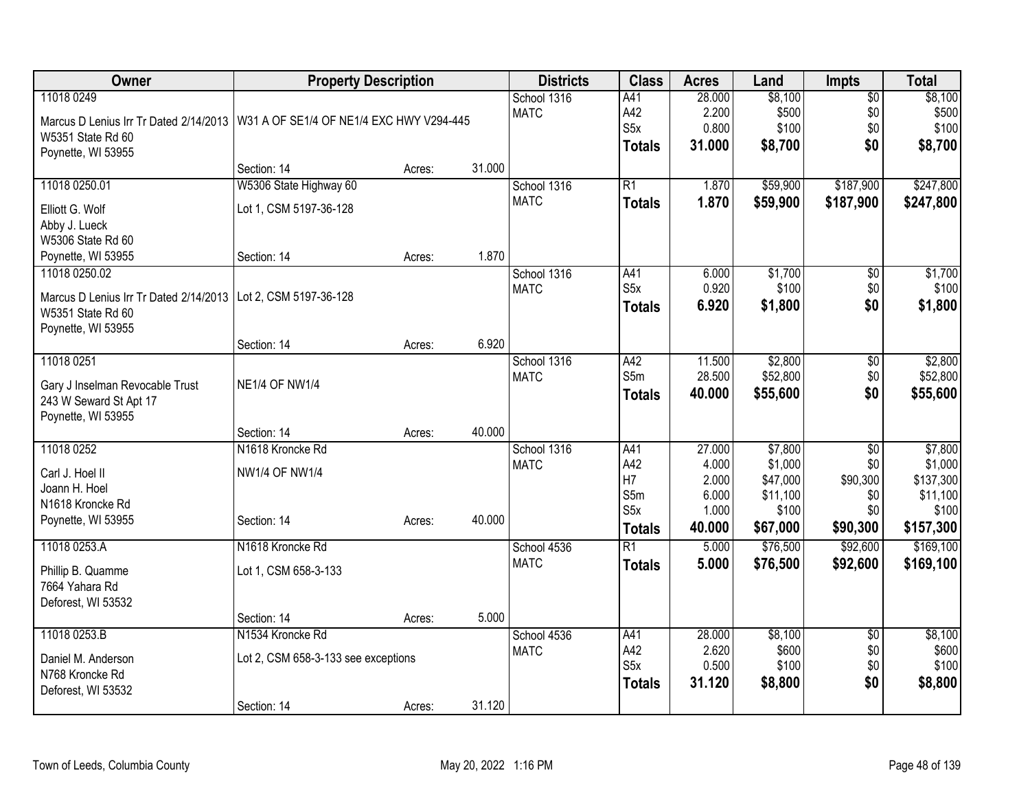| Owner | Property Description | | | Districts | Class | Acres | Land | Impts | Total |
|---|---|---|---|---|---|---|---|---|---|
| 11018 0249 | | | | School 1316 | A41 | 28.000 | $8,100 | $0 | $8,100 |
| Marcus D Lenius Irr Tr Dated 2/14/2013 | W31 A OF SE1/4 OF NE1/4 EXC HWY V294-445 | | | MATC | A42 | 2.200 | $500 | $0 | $500 |
| W5351 State Rd 60 | | | | | S5x | 0.800 | $100 | $0 | $100 |
| Poynette, WI 53955 | | | | | **Totals** | **31.000** | **$8,700** | **$0** | **$8,700** |
| | Section: 14 | Acres: | 31.000 | | | | | | |
| 11018 0250.01 | W5306 State Highway 60 | | | School 1316 | R1 | 1.870 | $59,900 | $187,900 | $247,800 |
| Elliott G. Wolf | Lot 1, CSM 5197-36-128 | | | MATC | **Totals** | **1.870** | **$59,900** | **$187,900** | **$247,800** |
| Abby J. Lueck | | | | | | | | | |
| W5306 State Rd 60 | | | | | | | | | |
| Poynette, WI 53955 | Section: 14 | Acres: | 1.870 | | | | | | |
| 11018 0250.02 | | | | School 1316 | A41 | 6.000 | $1,700 | $0 | $1,700 |
| Marcus D Lenius Irr Tr Dated 2/14/2013 | Lot 2, CSM 5197-36-128 | | | MATC | S5x | 0.920 | $100 | $0 | $100 |
| W5351 State Rd 60 | | | | | **Totals** | **6.920** | **$1,800** | **$0** | **$1,800** |
| Poynette, WI 53955 | | | | | | | | | |
| | Section: 14 | Acres: | 6.920 | | | | | | |
| 11018 0251 | | | | School 1316 | A42 | 11.500 | $2,800 | $0 | $2,800 |
| Gary J Inselman Revocable Trust | NE1/4 OF NW1/4 | | | MATC | S5m | 28.500 | $52,800 | $0 | $52,800 |
| 243 W Seward St Apt 17 | | | | | **Totals** | **40.000** | **$55,600** | **$0** | **$55,600** |
| Poynette, WI 53955 | | | | | | | | | |
| | Section: 14 | Acres: | 40.000 | | | | | | |
| 11018 0252 | N1618 Kroncke Rd | | | School 1316 | A41 | 27.000 | $7,800 | $0 | $7,800 |
| Carl J. Hoel II | NW1/4 OF NW1/4 | | | MATC | A42 | 4.000 | $1,000 | $0 | $1,000 |
| Joann H. Hoel | | | | | H7 | 2.000 | $47,000 | $90,300 | $137,300 |
| N1618 Kroncke Rd | | | | | S5m | 6.000 | $11,100 | $0 | $11,100 |
| Poynette, WI 53955 | Section: 14 | Acres: | 40.000 | | S5x | 1.000 | $100 | $0 | $100 |
| | | | | | **Totals** | **40.000** | **$67,000** | **$90,300** | **$157,300** |
| 11018 0253.A | N1618 Kroncke Rd | | | School 4536 | R1 | 5.000 | $76,500 | $92,600 | $169,100 |
| Phillip B. Quamme | Lot 1, CSM 658-3-133 | | | MATC | **Totals** | **5.000** | **$76,500** | **$92,600** | **$169,100** |
| 7664 Yahara Rd | | | | | | | | | |
| Deforest, WI 53532 | | | | | | | | | |
| | Section: 14 | Acres: | 5.000 | | | | | | |
| 11018 0253.B | N1534 Kroncke Rd | | | School 4536 | A41 | 28.000 | $8,100 | $0 | $8,100 |
| Daniel M. Anderson | Lot 2, CSM 658-3-133 see exceptions | | | MATC | A42 | 2.620 | $600 | $0 | $600 |
| N768 Kroncke Rd | | | | | S5x | 0.500 | $100 | $0 | $100 |
| Deforest, WI 53532 | | | | | **Totals** | **31.120** | **$8,800** | **$0** | **$8,800** |
| | Section: 14 | Acres: | 31.120 | | | | | | |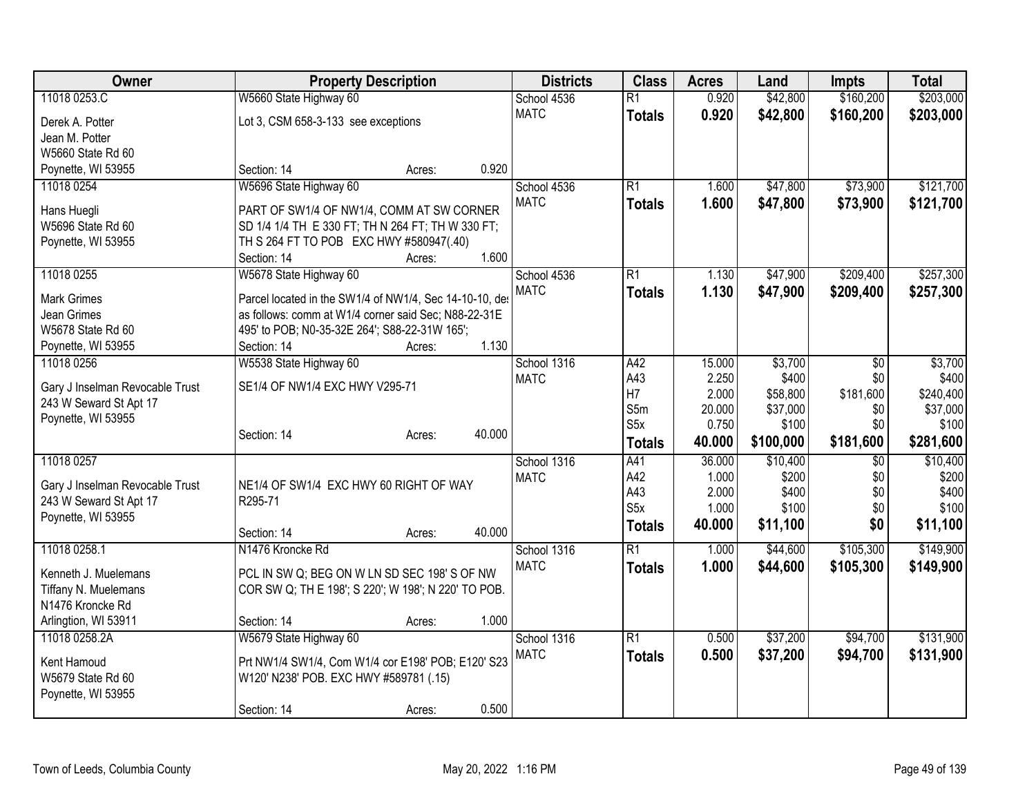| Owner | Property Description | Districts | Class | Acres | Land | Impts | Total |
|---|---|---|---|---|---|---|---|
| 11018 0253.C | W5660 State Highway 60 | School 4536 | R1 | 0.920 | $42,800 | $160,200 | $203,000 |
| Derek A. Potter<br>Jean M. Potter<br>W5660 State Rd 60<br>Poynette, WI 53955 | Lot 3, CSM 658-3-133 see exceptions<br>Section: 14 Acres: 0.920 | MATC | **Totals** | **0.920** | **$42,800** | **$160,200** | **$203,000** |
| 11018 0254 | W5696 State Highway 60 | School 4536 | R1 | 1.600 | $47,800 | $73,900 | $121,700 |
| Hans Huegli<br>W5696 State Rd 60<br>Poynette, WI 53955 | PART OF SW1/4 OF NW1/4, COMM AT SW CORNER SD 1/4 1/4 TH E 330 FT; TH N 264 FT; TH W 330 FT; TH S 264 FT TO POB EXC HWY #580947(.40)<br>Section: 14 Acres: 1.600 | MATC | **Totals** | **1.600** | **$47,800** | **$73,900** | **$121,700** |
| 11018 0255 | W5678 State Highway 60 | School 4536 | R1 | 1.130 | $47,900 | $209,400 | $257,300 |
| Mark Grimes<br>Jean Grimes<br>W5678 State Rd 60<br>Poynette, WI 53955 | Parcel located in the SW1/4 of NW1/4, Sec 14-10-10, des as follows: comm at W1/4 corner said Sec; N88-22-31E 495' to POB; N0-35-32E 264'; S88-22-31W 165';<br>Section: 14 Acres: 1.130 | MATC | **Totals** | **1.130** | **$47,900** | **$209,400** | **$257,300** |
| 11018 0256 | W5538 State Highway 60 | School 1316 | A42 | 15.000 | $3,700 | $0 | $3,700 |
| Gary J Inselman Revocable Trust<br>243 W Seward St Apt 17<br>Poynette, WI 53955 | SE1/4 OF NW1/4 EXC HWY V295-71 | MATC | A43 | 2.250 | $400 | $0 | $400 |
| | | | H7 | 2.000 | $58,800 | $181,600 | $240,400 |
| | | | S5m | 20.000 | $37,000 | $0 | $37,000 |
| | Section: 14 Acres: 40.000 | | S5x | 0.750 | $100 | $0 | $100 |
| | | | **Totals** | **40.000** | **$100,000** | **$181,600** | **$281,600** |
| 11018 0257 | | School 1316 | A41 | 36.000 | $10,400 | $0 | $10,400 |
| Gary J Inselman Revocable Trust<br>243 W Seward St Apt 17<br>Poynette, WI 53955 | NE1/4 OF SW1/4 EXC HWY 60 RIGHT OF WAY R295-71 | MATC | A42 | 1.000 | $200 | $0 | $200 |
| | | | A43 | 2.000 | $400 | $0 | $400 |
| | | | S5x | 1.000 | $100 | $0 | $100 |
| | Section: 14 Acres: 40.000 | | **Totals** | **40.000** | **$11,100** | **$0** | **$11,100** |
| 11018 0258.1 | N1476 Kroncke Rd | School 1316 | R1 | 1.000 | $44,600 | $105,300 | $149,900 |
| Kenneth J. Muelemans<br>Tiffany N. Muelemans<br>N1476 Kroncke Rd<br>Arlington, WI 53911 | PCL IN SW Q; BEG ON W LN SD SEC 198' S OF NW COR SW Q; TH E 198'; S 220'; W 198'; N 220' TO POB.<br>Section: 14 Acres: 1.000 | MATC | **Totals** | **1.000** | **$44,600** | **$105,300** | **$149,900** |
| 11018 0258.2A | W5679 State Highway 60 | School 1316 | R1 | 0.500 | $37,200 | $94,700 | $131,900 |
| Kent Hamoud<br>W5679 State Rd 60<br>Poynette, WI 53955 | Prt NW1/4 SW1/4, Com W1/4 cor E198' POB; E120' S23 W120' N238' POB. EXC HWY #589781 (.15)<br>Section: 14 Acres: 0.500 | MATC | **Totals** | **0.500** | **$37,200** | **$94,700** | **$131,900** |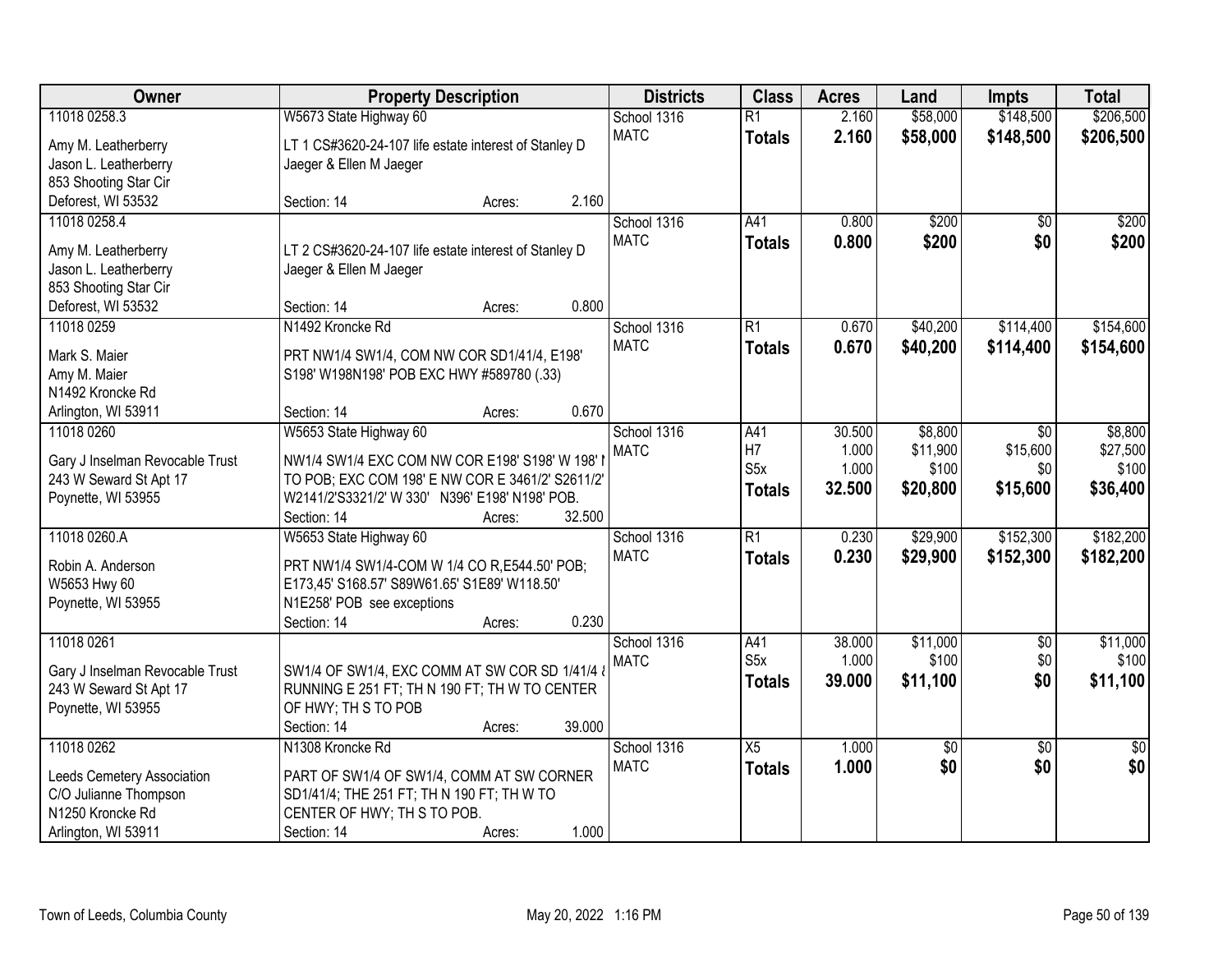| Owner | Property Description | Districts | Class | Acres | Land | Impts | Total |
|---|---|---|---|---|---|---|---|
| 11018 0258.3<br>Amy M. Leatherberry<br>Jason L. Leatherberry<br>853 Shooting Star Cir<br>Deforest, WI 53532 | W5673 State Highway 60<br>LT 1 CS#3620-24-107 life estate interest of Stanley D Jaeger & Ellen M Jaeger<br>Section: 14 Acres: 2.160 | School 1316<br>MATC | R1<br>**Totals** | 2.160<br>**2.160** | $58,000<br>**$58,000** | $148,500<br>**$148,500** | $206,500<br>**$206,500** |
| 11018 0258.4<br>Amy M. Leatherberry<br>Jason L. Leatherberry<br>853 Shooting Star Cir<br>Deforest, WI 53532 | LT 2 CS#3620-24-107 life estate interest of Stanley D Jaeger & Ellen M Jaeger<br>Section: 14 Acres: 0.800 | School 1316<br>MATC | A41<br>**Totals** | 0.800<br>**0.800** | $200<br>**$200** | $0<br>**$0** | $200<br>**$200** |
| 11018 0259<br>Mark S. Maier<br>Amy M. Maier<br>N1492 Kroncke Rd<br>Arlington, WI 53911 | N1492 Kroncke Rd<br>PRT NW1/4 SW1/4, COM NW COR SD1/41/4, E198' S198' W198N198' POB EXC HWY #589780 (.33)<br>Section: 14 Acres: 0.670 | School 1316<br>MATC | R1<br>**Totals** | 0.670<br>**0.670** | $40,200<br>**$40,200** | $114,400<br>**$114,400** | $154,600<br>**$154,600** |
| 11018 0260<br>Gary J Inselman Revocable Trust<br>243 W Seward St Apt 17<br>Poynette, WI 53955 | W5653 State Highway 60<br>NW1/4 SW1/4 EXC COM NW COR E198' S198' W 198' N TO POB; EXC COM 198' E NW COR E 3461/2' S2611/2' W2141/2'S3321/2' W 330' N396' E198' N198' POB.<br>Section: 14 Acres: 32.500 | School 1316<br>MATC | A41<br>H7<br>S5x<br>**Totals** | 30.500<br>1.000<br>1.000<br>**32.500** | $8,800<br>$11,900<br>$100<br>**$20,800** | $0<br>$15,600<br>$0<br>**$15,600** | $8,800<br>$27,500<br>$100<br>**$36,400** |
| 11018 0260.A<br>Robin A. Anderson<br>W5653 Hwy 60<br>Poynette, WI 53955 | W5653 State Highway 60<br>PRT NW1/4 SW1/4-COM W 1/4 CO R,E544.50' POB; E173,45' S168.57' S89W61.65' S1E89' W118.50' N1E258' POB see exceptions<br>Section: 14 Acres: 0.230 | School 1316<br>MATC | R1<br>**Totals** | 0.230<br>**0.230** | $29,900<br>**$29,900** | $152,300<br>**$152,300** | $182,200<br>**$182,200** |
| 11018 0261<br>Gary J Inselman Revocable Trust<br>243 W Seward St Apt 17<br>Poynette, WI 53955 | SW1/4 OF SW1/4, EXC COMM AT SW COR SD 1/41/4 & RUNNING E 251 FT; TH N 190 FT; TH W TO CENTER OF HWY; TH S TO POB<br>Section: 14 Acres: 39.000 | School 1316<br>MATC | A41<br>S5x<br>**Totals** | 38.000<br>1.000<br>**39.000** | $11,000<br>$100<br>**$11,100** | $0<br>$0<br>**$0** | $11,000<br>$100<br>**$11,100** |
| 11018 0262<br>Leeds Cemetery Association<br>C/O Julianne Thompson<br>N1250 Kroncke Rd<br>Arlington, WI 53911 | N1308 Kroncke Rd<br>PART OF SW1/4 OF SW1/4, COMM AT SW CORNER SD1/41/4; THE 251 FT; TH N 190 FT; TH W TO CENTER OF HWY; TH S TO POB.<br>Section: 14 Acres: 1.000 | School 1316<br>MATC | X5<br>**Totals** | 1.000<br>**1.000** | $0<br>**$0** | $0<br>**$0** | $0<br>**$0** |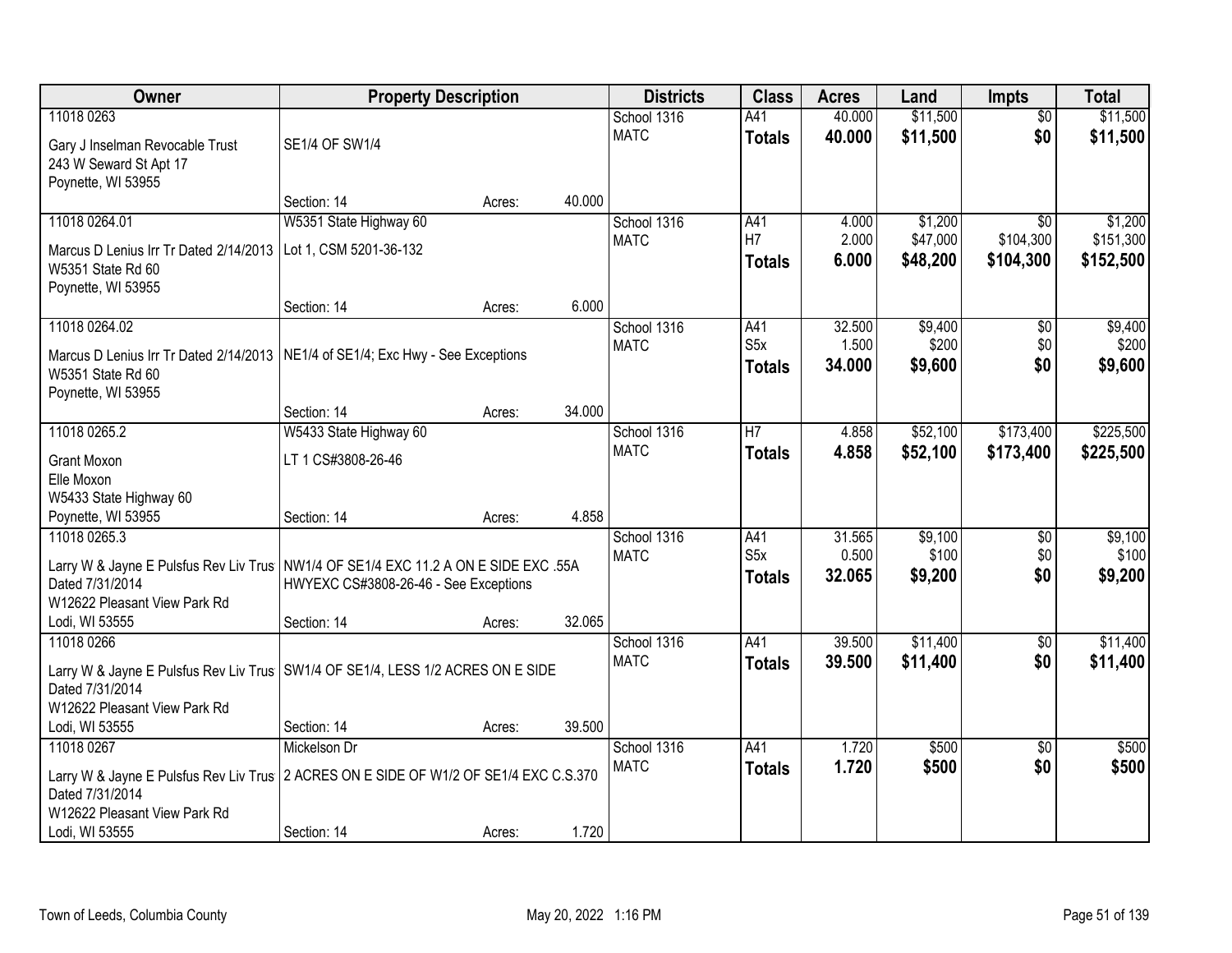| Owner | Property Description | Districts | Class | Acres | Land | Impts | Total |
|---|---|---|---|---|---|---|---|
| 11018 0263<br>Gary J Inselman Revocable Trust<br>243 W Seward St Apt 17<br>Poynette, WI 53955 | SE1/4 OF SW1/4<br>Section: 14 Acres: 40.000 | School 1316<br>MATC | A41<br>**Totals** | 40.000<br>**40.000** | $11,500<br>**$11,500** | $0<br>**$0** | $11,500<br>**$11,500** |
| 11018 0264.01<br>Marcus D Lenius Irr Tr Dated 2/14/2013<br>W5351 State Rd 60<br>Poynette, WI 53955 | W5351 State Highway 60<br>Lot 1, CSM 5201-36-132<br>Section: 14 Acres: 6.000 | School 1316<br>MATC | A41<br>H7<br>**Totals** | 4.000<br>2.000<br>**6.000** | $1,200<br>$47,000<br>**$48,200** | $0<br>$104,300<br>**$104,300** | $1,200<br>$151,300<br>**$152,500** |
| 11018 0264.02<br>Marcus D Lenius Irr Tr Dated 2/14/2013<br>W5351 State Rd 60<br>Poynette, WI 53955 | NE1/4 of SE1/4; Exc Hwy - See Exceptions<br>Section: 14 Acres: 34.000 | School 1316<br>MATC | A41<br>S5x<br>**Totals** | 32.500<br>1.500<br>**34.000** | $9,400<br>$200<br>**$9,600** | $0<br>$0<br>**$0** | $9,400<br>$200<br>**$9,600** |
| 11018 0265.2<br>Grant Moxon<br>Elle Moxon<br>W5433 State Highway 60<br>Poynette, WI 53955 | W5433 State Highway 60<br>LT 1 CS#3808-26-46<br>Section: 14 Acres: 4.858 | School 1316<br>MATC | H7<br>**Totals** | 4.858<br>**4.858** | $52,100<br>**$52,100** | $173,400<br>**$173,400** | $225,500<br>**$225,500** |
| 11018 0265.3<br>Larry W & Jayne E Pulsfus Rev Liv Trus<br>Dated 7/31/2014<br>W12622 Pleasant View Park Rd<br>Lodi, WI 53555 | NW1/4 OF SE1/4 EXC 11.2 A ON E SIDE EXC .55A HWYEXC CS#3808-26-46 - See Exceptions<br>Section: 14 Acres: 32.065 | School 1316<br>MATC | A41<br>S5x<br>**Totals** | 31.565<br>0.500<br>**32.065** | $9,100<br>$100<br>**$9,200** | $0<br>$0<br>**$0** | $9,100<br>$100<br>**$9,200** |
| 11018 0266<br>Larry W & Jayne E Pulsfus Rev Liv Trus<br>Dated 7/31/2014<br>W12622 Pleasant View Park Rd<br>Lodi, WI 53555 | SW1/4 OF SE1/4, LESS 1/2 ACRES ON E SIDE<br>Section: 14 Acres: 39.500 | School 1316<br>MATC | A41<br>**Totals** | 39.500<br>**39.500** | $11,400<br>**$11,400** | $0<br>**$0** | $11,400<br>**$11,400** |
| 11018 0267<br>Larry W & Jayne E Pulsfus Rev Liv Trus<br>Dated 7/31/2014<br>W12622 Pleasant View Park Rd<br>Lodi, WI 53555 | Mickelson Dr<br>2 ACRES ON E SIDE OF W1/2 OF SE1/4 EXC C.S.370<br>Section: 14 Acres: 1.720 | School 1316<br>MATC | A41<br>**Totals** | 1.720<br>**1.720** | $500<br>**$500** | $0<br>**$0** | $500<br>**$500** |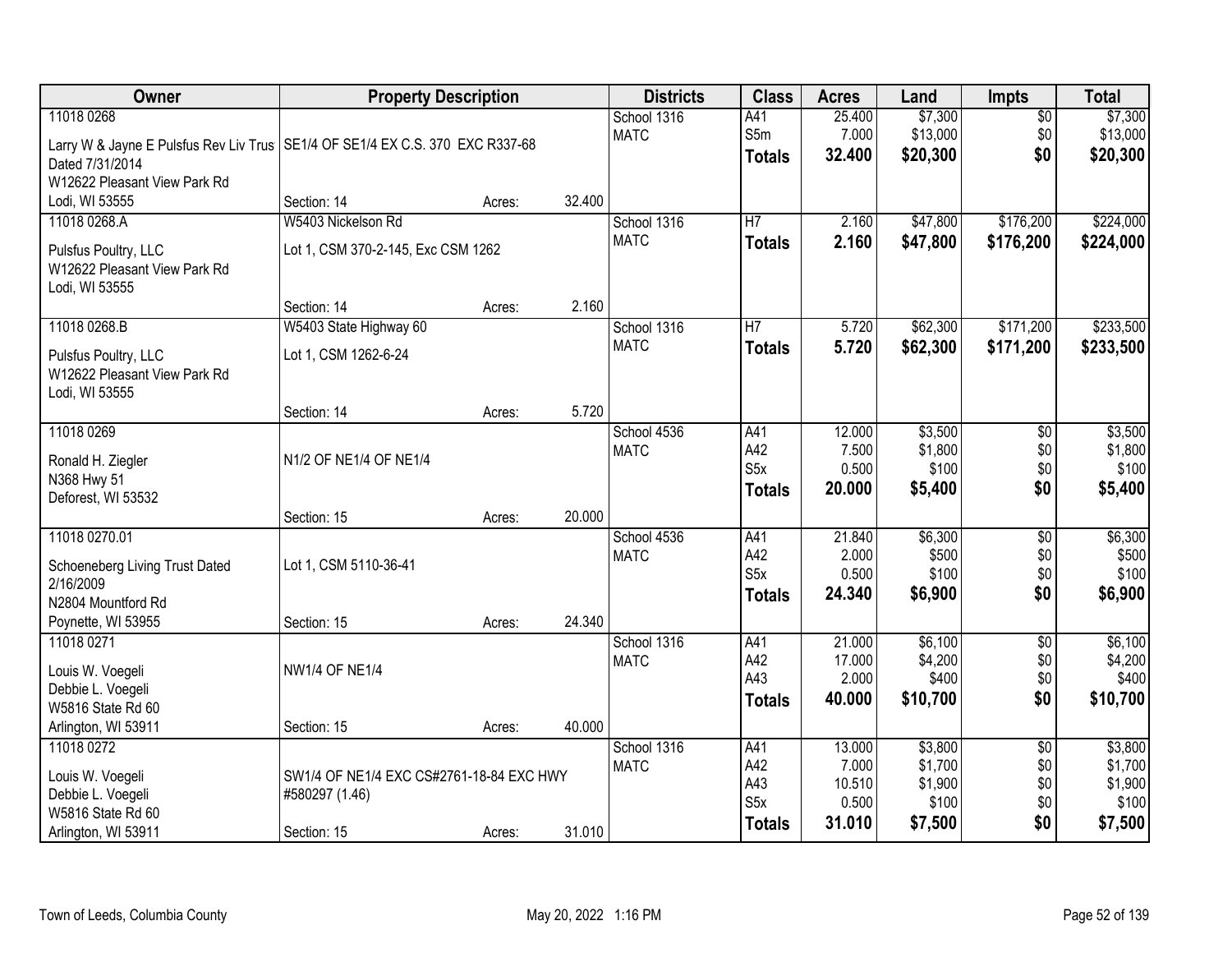| Owner | Property Description | | | Districts | Class | Acres | Land | Impts | Total |
|---|---|---|---|---|---|---|---|---|---|
| 11018 0268 | | | | School 1316 | A41 | 25.400 | $7,300 | $0 | $7,300 |
| Larry W & Jayne E Pulsfus Rev Liv Trust Dated 7/31/2014 | SE1/4 OF SE1/4 EX C.S. 370 EXC R337-68 | | | MATC | S5m | 7.000 | $13,000 | $0 | $13,000 |
| W12622 Pleasant View Park Rd | | | | | **Totals** | **32.400** | **$20,300** | **$0** | **$20,300** |
| Lodi, WI 53555 | Section: 14 | Acres: | 32.400 | | | | | | |
| 11018 0268.A | W5403 Nickelson Rd | | | School 1316 | H7 | 2.160 | $47,800 | $176,200 | $224,000 |
| Pulsfus Poultry, LLC | Lot 1, CSM 370-2-145, Exc CSM 1262 | | | MATC | **Totals** | **2.160** | **$47,800** | **$176,200** | **$224,000** |
| W12622 Pleasant View Park Rd | | | | | | | | | |
| Lodi, WI 53555 | | | | | | | | | |
| | Section: 14 | Acres: | 2.160 | | | | | | |
| 11018 0268.B | W5403 State Highway 60 | | | School 1316 | H7 | 5.720 | $62,300 | $171,200 | $233,500 |
| Pulsfus Poultry, LLC | Lot 1, CSM 1262-6-24 | | | MATC | **Totals** | **5.720** | **$62,300** | **$171,200** | **$233,500** |
| W12622 Pleasant View Park Rd | | | | | | | | | |
| Lodi, WI 53555 | | | | | | | | | |
| | Section: 14 | Acres: | 5.720 | | | | | | |
| 11018 0269 | | | | School 4536 | A41 | 12.000 | $3,500 | $0 | $3,500 |
| Ronald H. Ziegler | N1/2 OF NE1/4 OF NE1/4 | | | MATC | A42 | 7.500 | $1,800 | $0 | $1,800 |
| N368 Hwy 51 | | | | | S5x | 0.500 | $100 | $0 | $100 |
| Deforest, WI 53532 | | | | | **Totals** | **20.000** | **$5,400** | **$0** | **$5,400** |
| | Section: 15 | Acres: | 20.000 | | | | | | |
| 11018 0270.01 | | | | School 4536 | A41 | 21.840 | $6,300 | $0 | $6,300 |
| Schoeneberg Living Trust Dated 2/16/2009 | Lot 1, CSM 5110-36-41 | | | MATC | A42 | 2.000 | $500 | $0 | $500 |
| N2804 Mountford Rd | | | | | S5x | 0.500 | $100 | $0 | $100 |
| | | | | | **Totals** | **24.340** | **$6,900** | **$0** | **$6,900** |
| Poynette, WI 53955 | Section: 15 | Acres: | 24.340 | | | | | | |
| 11018 0271 | | | | School 1316 | A41 | 21.000 | $6,100 | $0 | $6,100 |
| Louis W. Voegeli | NW1/4 OF NE1/4 | | | MATC | A42 | 17.000 | $4,200 | $0 | $4,200 |
| Debbie L. Voegeli | | | | | A43 | 2.000 | $400 | $0 | $400 |
| W5816 State Rd 60 | | | | | **Totals** | **40.000** | **$10,700** | **$0** | **$10,700** |
| Arlington, WI 53911 | Section: 15 | Acres: | 40.000 | | | | | | |
| 11018 0272 | | | | School 1316 | A41 | 13.000 | $3,800 | $0 | $3,800 |
| Louis W. Voegeli | SW1/4 OF NE1/4 EXC CS#2761-18-84 EXC HWY #580297 (1.46) | | | MATC | A42 | 7.000 | $1,700 | $0 | $1,700 |
| Debbie L. Voegeli | | | | | A43 | 10.510 | $1,900 | $0 | $1,900 |
| W5816 State Rd 60 | | | | | S5x | 0.500 | $100 | $0 | $100 |
| Arlington, WI 53911 | Section: 15 | Acres: | 31.010 | | **Totals** | **31.010** | **$7,500** | **$0** | **$7,500** |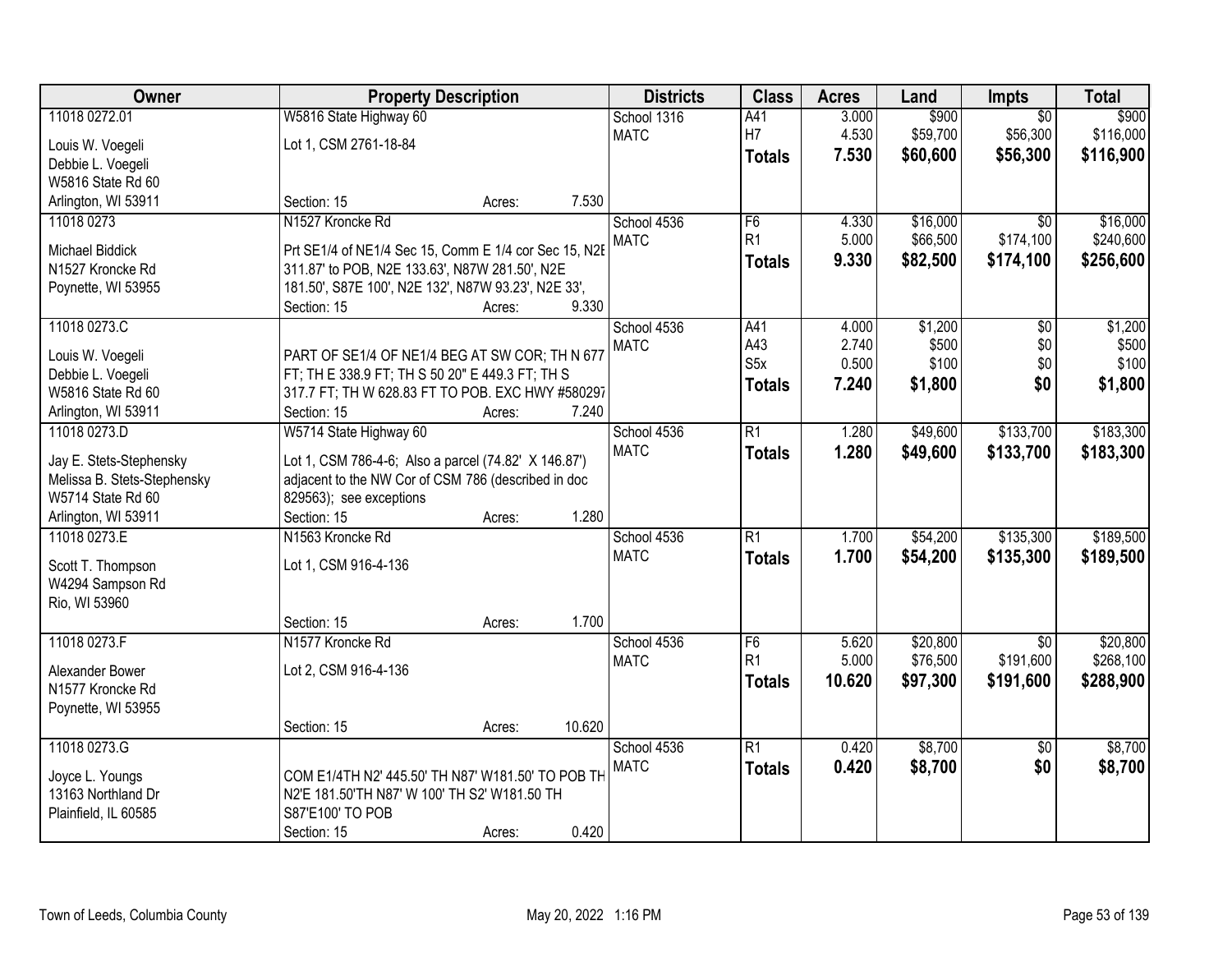| Owner | Property Description | Districts | Class | Acres | Land | Impts | Total |
|---|---|---|---|---|---|---|---|
| 11018 0272.01<br><br>Louis W. Voegeli<br>Debbie L. Voegeli<br>W5816 State Rd 60<br>Arlington, WI 53911 | W5816 State Highway 60<br><br>Lot 1, CSM 2761-18-84<br><br>Section: 15 Acres: 7.530 | School 1316<br>MATC | A41<br>H7<br>**Totals** | 3.000<br>4.530<br>**7.530** | $900<br>$59,700<br>**$60,600** | $0<br>$56,300<br>**$56,300** | $900<br>$116,000<br>**$116,900** |
| 11018 0273<br><br>Michael Biddick<br>N1527 Kroncke Rd<br>Poynette, WI 53955 | N1527 Kroncke Rd<br><br>Prt SE1/4 of NE1/4 Sec 15, Comm E 1/4 cor Sec 15, N2E 311.87' to POB, N2E 133.63', N87W 281.50', N2E 181.50', S87E 100', N2E 132', N87W 93.23', N2E 33',<br>Section: 15 Acres: 9.330 | School 4536<br>MATC | F6<br>R1<br>**Totals** | 4.330<br>5.000<br>**9.330** | $16,000<br>$66,500<br>**$82,500** | $0<br>$174,100<br>**$174,100** | $16,000<br>$240,600<br>**$256,600** |
| 11018 0273.C<br><br>Louis W. Voegeli<br>Debbie L. Voegeli<br>W5816 State Rd 60<br>Arlington, WI 53911 | PART OF SE1/4 OF NE1/4 BEG AT SW COR; TH N 677 FT; TH E 338.9 FT; TH S 50 20" E 449.3 FT; TH S 317.7 FT; TH W 628.83 FT TO POB. EXC HWY #580297<br>Section: 15 Acres: 7.240 | School 4536<br>MATC | A41<br>A43<br>S5x<br>**Totals** | 4.000<br>2.740<br>0.500<br>**7.240** | $1,200<br>$500<br>$100<br>**$1,800** | $0<br>$0<br>$0<br>**$0** | $1,200<br>$500<br>$100<br>**$1,800** |
| 11018 0273.D<br><br>Jay E. Stets-Stephensky<br>Melissa B. Stets-Stephensky<br>W5714 State Rd 60<br>Arlington, WI 53911 | W5714 State Highway 60<br><br>Lot 1, CSM 786-4-6; Also a parcel (74.82' X 146.87') adjacent to the NW Cor of CSM 786 (described in doc 829563); see exceptions<br>Section: 15 Acres: 1.280 | School 4536<br>MATC | R1<br>**Totals** | 1.280<br>**1.280** | $49,600<br>**$49,600** | $133,700<br>**$133,700** | $183,300<br>**$183,300** |
| 11018 0273.E<br><br>Scott T. Thompson<br>W4294 Sampson Rd<br>Rio, WI 53960 | N1563 Kroncke Rd<br><br>Lot 1, CSM 916-4-136<br><br>Section: 15 Acres: 1.700 | School 4536<br>MATC | R1<br>**Totals** | 1.700<br>**1.700** | $54,200<br>**$54,200** | $135,300<br>**$135,300** | $189,500<br>**$189,500** |
| 11018 0273.F<br><br>Alexander Bower<br>N1577 Kroncke Rd<br>Poynette, WI 53955 | N1577 Kroncke Rd<br><br>Lot 2, CSM 916-4-136<br><br>Section: 15 Acres: 10.620 | School 4536<br>MATC | F6<br>R1<br>**Totals** | 5.620<br>5.000<br>**10.620** | $20,800<br>$76,500<br>**$97,300** | $0<br>$191,600<br>**$191,600** | $20,800<br>$268,100<br>**$288,900** |
| 11018 0273.G<br><br>Joyce L. Youngs<br>13163 Northland Dr<br>Plainfield, IL 60585 | COM E1/4TH N2' 445.50' TH N87' W181.50' TO POB TH N2'E 181.50'TH N87' W 100' TH S2' W181.50 TH S87'E100' TO POB<br>Section: 15 Acres: 0.420 | School 4536<br>MATC | R1<br>**Totals** | 0.420<br>**0.420** | $8,700<br>**$8,700** | $0<br>**$0** | $8,700<br>**$8,700** |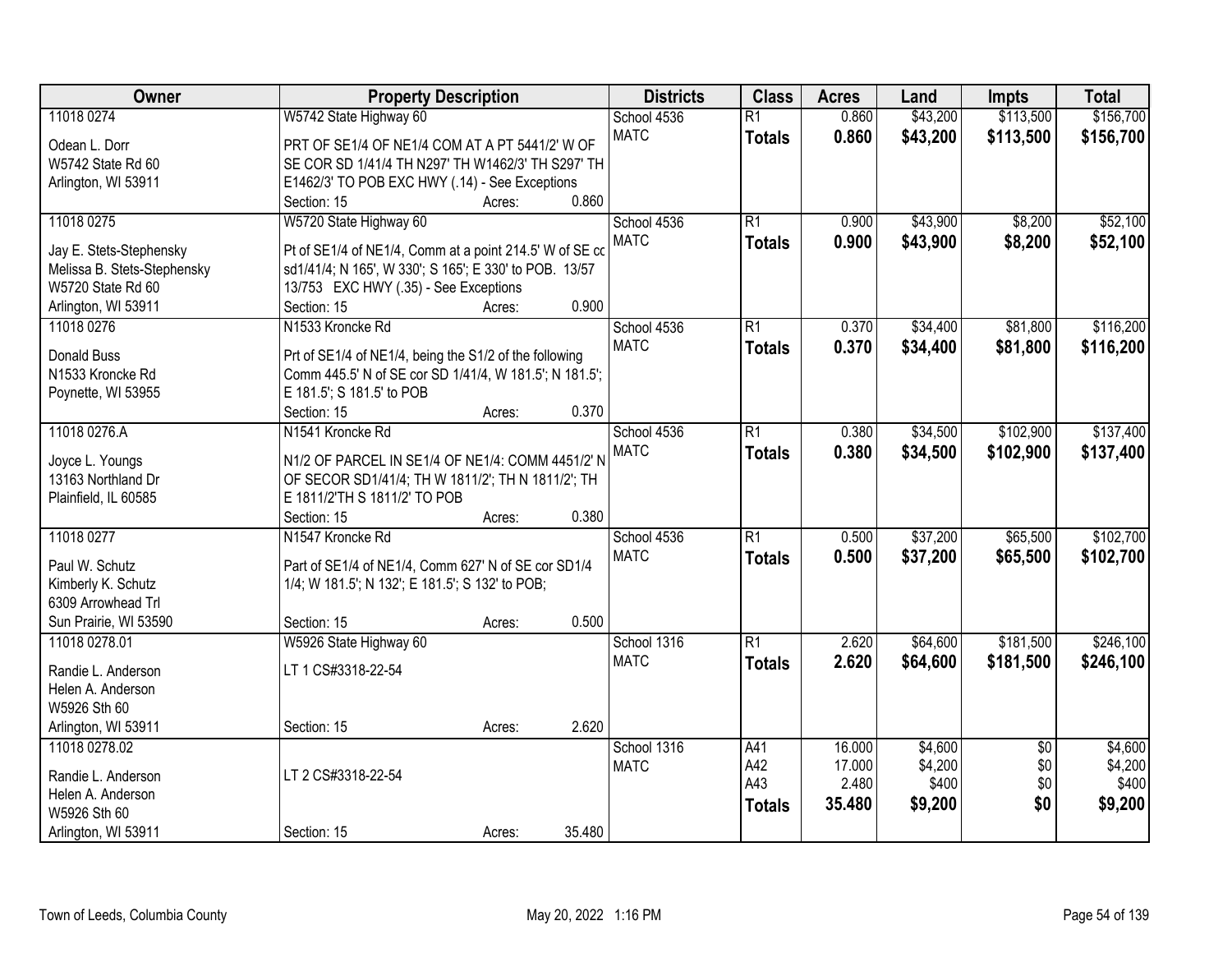| Owner | Property Description | Districts | Class | Acres | Land | Impts | Total |
|---|---|---|---|---|---|---|---|
| 11018 0274<br>Odean L. Dorr<br>W5742 State Rd 60<br>Arlington, WI 53911 | W5742 State Highway 60<br>PRT OF SE1/4 OF NE1/4 COM AT A PT 5441/2' W OF SE COR SD 1/41/4 TH N297' TH W1462/3' TH S297' TH E1462/3' TO POB EXC HWY (.14) - See Exceptions<br>Section: 15 Acres: 0.860 | School 4536<br>MATC | R1<br>**Totals** | 0.860<br>**0.860** | $43,200<br>**$43,200** | $113,500<br>**$113,500** | $156,700<br>**$156,700** |
| 11018 0275<br>Jay E. Stets-Stephensky<br>Melissa B. Stets-Stephensky<br>W5720 State Rd 60<br>Arlington, WI 53911 | W5720 State Highway 60<br>Pt of SE1/4 of NE1/4, Comm at a point 214.5' W of SE co sd1/41/4; N 165', W 330'; S 165'; E 330' to POB. 13/57 13/753 EXC HWY (.35) - See Exceptions<br>Section: 15 Acres: 0.900 | School 4536<br>MATC | R1<br>**Totals** | 0.900<br>**0.900** | $43,900<br>**$43,900** | $8,200<br>**$8,200** | $52,100<br>**$52,100** |
| 11018 0276<br>Donald Buss<br>N1533 Kroncke Rd<br>Poynette, WI 53955 | N1533 Kroncke Rd<br>Prt of SE1/4 of NE1/4, being the S1/2 of the following Comm 445.5' N of SE cor SD 1/41/4, W 181.5'; N 181.5'; E 181.5'; S 181.5' to POB<br>Section: 15 Acres: 0.370 | School 4536<br>MATC | R1<br>**Totals** | 0.370<br>**0.370** | $34,400<br>**$34,400** | $81,800<br>**$81,800** | $116,200<br>**$116,200** |
| 11018 0276.A<br>Joyce L. Youngs<br>13163 Northland Dr<br>Plainfield, IL 60585 | N1541 Kroncke Rd<br>N1/2 OF PARCEL IN SE1/4 OF NE1/4: COMM 4451/2' N OF SECOR SD1/41/4; TH W 1811/2'; TH N 1811/2'; TH E 1811/2'TH S 1811/2' TO POB<br>Section: 15 Acres: 0.380 | School 4536<br>MATC | R1<br>**Totals** | 0.380<br>**0.380** | $34,500<br>**$34,500** | $102,900<br>**$102,900** | $137,400<br>**$137,400** |
| 11018 0277<br>Paul W. Schutz<br>Kimberly K. Schutz<br>6309 Arrowhead Trl<br>Sun Prairie, WI 53590 | N1547 Kroncke Rd<br>Part of SE1/4 of NE1/4, Comm 627' N of SE cor SD1/4 1/4; W 181.5'; N 132'; E 181.5'; S 132' to POB;<br>Section: 15 Acres: 0.500 | School 4536<br>MATC | R1<br>**Totals** | 0.500<br>**0.500** | $37,200<br>**$37,200** | $65,500<br>**$65,500** | $102,700<br>**$102,700** |
| 11018 0278.01<br>Randie L. Anderson<br>Helen A. Anderson<br>W5926 Sth 60<br>Arlington, WI 53911 | W5926 State Highway 60<br>LT 1 CS#3318-22-54<br>Section: 15 Acres: 2.620 | School 1316<br>MATC | R1<br>**Totals** | 2.620<br>**2.620** | $64,600<br>**$64,600** | $181,500<br>**$181,500** | $246,100<br>**$246,100** |
| 11018 0278.02<br>Randie L. Anderson<br>Helen A. Anderson<br>W5926 Sth 60<br>Arlington, WI 53911 | LT 2 CS#3318-22-54<br>Section: 15 Acres: 35.480 | School 1316<br>MATC | A41<br>A42<br>A43<br>**Totals** | 16.000<br>17.000<br>2.480<br>**35.480** | $4,600<br>$4,200<br>$400<br>**$9,200** | $0<br>$0<br>$0<br>**$0** | $4,600<br>$4,200<br>$400<br>**$9,200** |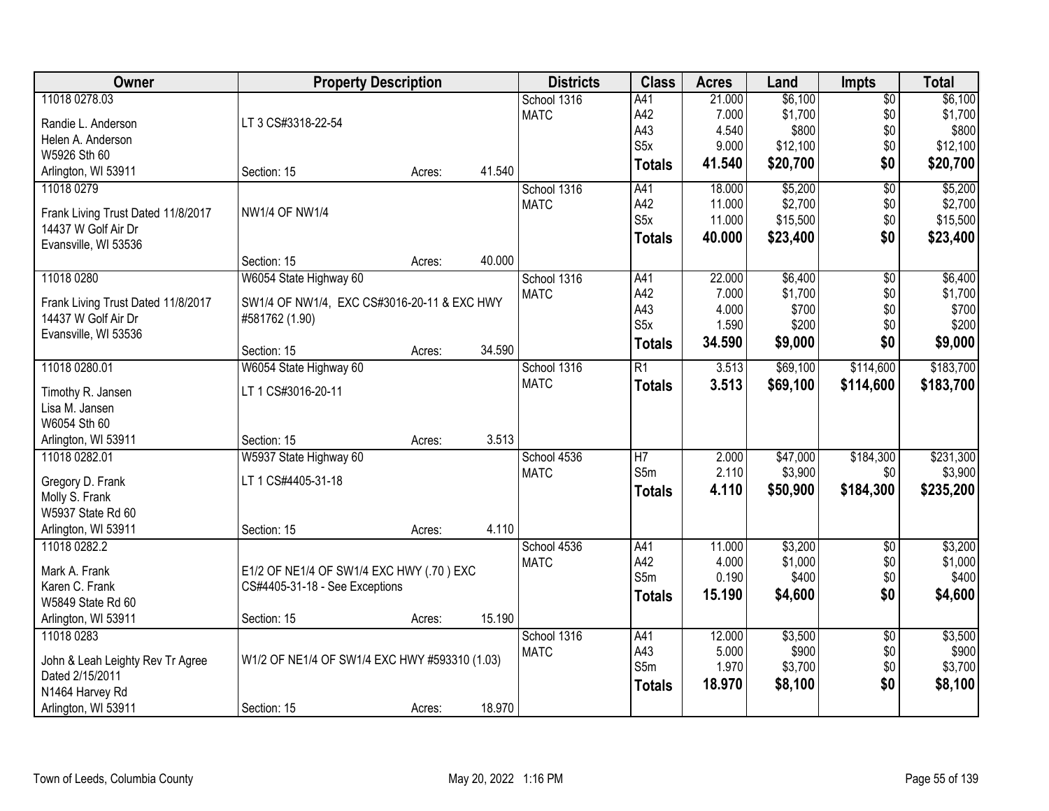| Owner | Property Description | Districts | Class | Acres | Land | Impts | Total |
|---|---|---|---|---|---|---|---|
| 11018 0278.03<br>Randie L. Anderson<br>Helen A. Anderson<br>W5926 Sth 60<br>Arlington, WI 53911 | LT 3 CS#3318-22-54<br>Section: 15 Acres: 41.540 | School 1316<br>MATC | A41<br>A42<br>A43<br>S5x<br>**Totals** | 21.000<br>7.000<br>4.540<br>9.000<br>**41.540** | $6,100<br>$1,700<br>$800<br>$12,100<br>**$20,700** | $0<br>$0<br>$0<br>$0<br>**$0** | $6,100<br>$1,700<br>$800<br>$12,100<br>**$20,700** |
| 11018 0279<br>Frank Living Trust Dated 11/8/2017<br>14437 W Golf Air Dr<br>Evansville, WI 53536 | NW1/4 OF NW1/4<br>Section: 15 Acres: 40.000 | School 1316<br>MATC | A41<br>A42<br>S5x<br>**Totals** | 18.000<br>11.000<br>11.000<br>**40.000** | $5,200<br>$2,700<br>$15,500<br>**$23,400** | $0<br>$0<br>$0<br>**$0** | $5,200<br>$2,700<br>$15,500<br>**$23,400** |
| 11018 0280<br>Frank Living Trust Dated 11/8/2017<br>14437 W Golf Air Dr<br>Evansville, WI 53536 | W6054 State Highway 60<br>SW1/4 OF NW1/4, EXC CS#3016-20-11 & EXC HWY #581762 (1.90)<br>Section: 15 Acres: 34.590 | School 1316<br>MATC | A41<br>A42<br>A43<br>S5x<br>**Totals** | 22.000<br>7.000<br>4.000<br>1.590<br>**34.590** | $6,400<br>$1,700<br>$700<br>$200<br>**$9,000** | $0<br>$0<br>$0<br>$0<br>**$0** | $6,400<br>$1,700<br>$700<br>$200<br>**$9,000** |
| 11018 0280.01<br>Timothy R. Jansen<br>Lisa M. Jansen<br>W6054 Sth 60<br>Arlington, WI 53911 | W6054 State Highway 60<br>LT 1 CS#3016-20-11<br>Section: 15 Acres: 3.513 | School 1316<br>MATC | R1<br>**Totals** | 3.513<br>**3.513** | $69,100<br>**$69,100** | $114,600<br>**$114,600** | $183,700<br>**$183,700** |
| 11018 0282.01<br>Gregory D. Frank<br>Molly S. Frank<br>W5937 State Rd 60<br>Arlington, WI 53911 | W5937 State Highway 60<br>LT 1 CS#4405-31-18<br>Section: 15 Acres: 4.110 | School 4536<br>MATC | H7<br>S5m<br>**Totals** | 2.000<br>2.110<br>**4.110** | $47,000<br>$3,900<br>**$50,900** | $184,300<br>$0<br>**$184,300** | $231,300<br>$3,900<br>**$235,200** |
| 11018 0282.2<br>Mark A. Frank<br>Karen C. Frank<br>W5849 State Rd 60<br>Arlington, WI 53911 | E1/2 OF NE1/4 OF SW1/4 EXC HWY (.70 ) EXC CS#4405-31-18 - See Exceptions<br>Section: 15 Acres: 15.190 | School 4536<br>MATC | A41<br>A42<br>S5m<br>**Totals** | 11.000<br>4.000<br>0.190<br>**15.190** | $3,200<br>$1,000<br>$400<br>**$4,600** | $0<br>$0<br>$0<br>**$0** | $3,200<br>$1,000<br>$400<br>**$4,600** |
| 11018 0283<br>John & Leah Leighty Rev Tr Agree Dated 2/15/2011<br>N1464 Harvey Rd<br>Arlington, WI 53911 | W1/2 OF NE1/4 OF SW1/4 EXC HWY #593310 (1.03)<br>Section: 15 Acres: 18.970 | School 1316<br>MATC | A41<br>A43<br>S5m<br>**Totals** | 12.000<br>5.000<br>1.970<br>**18.970** | $3,500<br>$900<br>$3,700<br>**$8,100** | $0<br>$0<br>$0<br>**$0** | $3,500<br>$900<br>$3,700<br>**$8,100** |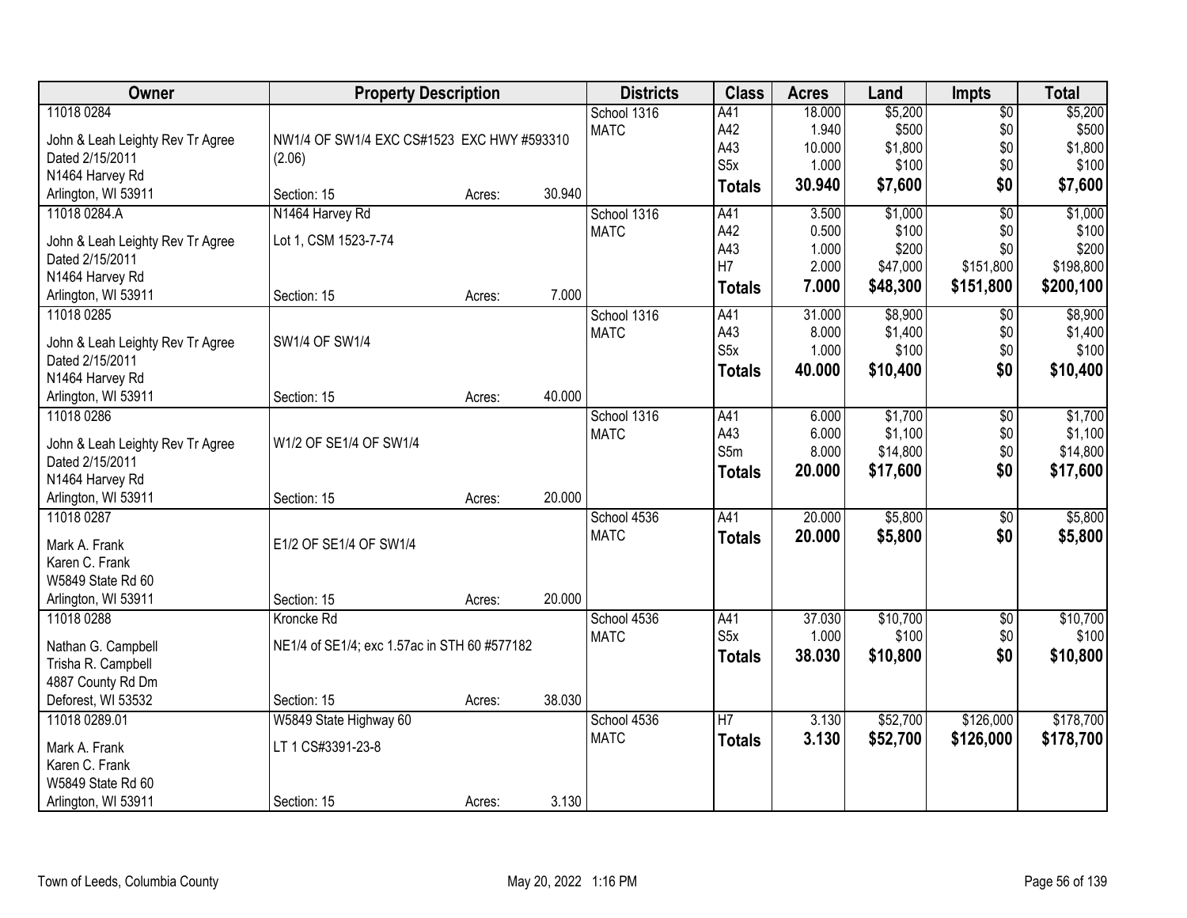| Owner | Property Description | Districts | Class | Acres | Land | Impts | Total |
|---|---|---|---|---|---|---|---|
| 11018 0284<br>John & Leah Leighty Rev Tr Agree<br>Dated 2/15/2011<br>N1464 Harvey Rd<br>Arlington, WI 53911 | NW1/4 OF SW1/4 EXC CS#1523 EXC HWY #593310 (2.06)<br>Section: 15 Acres: 30.940 | School 1316<br>MATC | A41<br>A42<br>A43<br>S5x<br>**Totals** | 18.000<br>1.940<br>10.000<br>1.000<br>**30.940** | $5,200<br>$500<br>$1,800<br>$100<br>**$7,600** | $0<br>$0<br>$0<br>$0<br>**$0** | $5,200<br>$500<br>$1,800<br>$100<br>**$7,600** |
| 11018 0284.A<br>John & Leah Leighty Rev Tr Agree<br>Dated 2/15/2011<br>N1464 Harvey Rd<br>Arlington, WI 53911 | N1464 Harvey Rd<br>Lot 1, CSM 1523-7-74<br>Section: 15 Acres: 7.000 | School 1316<br>MATC | A41<br>A42<br>A43<br>H7<br>**Totals** | 3.500<br>0.500<br>1.000<br>2.000<br>**7.000** | $1,000<br>$100<br>$200<br>$47,000<br>**$48,300** | $0<br>$0<br>$0<br>$151,800<br>**$151,800** | $1,000<br>$100<br>$200<br>$198,800<br>**$200,100** |
| 11018 0285<br>John & Leah Leighty Rev Tr Agree<br>Dated 2/15/2011<br>N1464 Harvey Rd<br>Arlington, WI 53911 | SW1/4 OF SW1/4<br>Section: 15 Acres: 40.000 | School 1316<br>MATC | A41<br>A43<br>S5x<br>**Totals** | 31.000<br>8.000<br>1.000<br>**40.000** | $8,900<br>$1,400<br>$100<br>**$10,400** | $0<br>$0<br>$0<br>**$0** | $8,900<br>$1,400<br>$100<br>**$10,400** |
| 11018 0286<br>John & Leah Leighty Rev Tr Agree<br>Dated 2/15/2011<br>N1464 Harvey Rd<br>Arlington, WI 53911 | W1/2 OF SE1/4 OF SW1/4<br>Section: 15 Acres: 20.000 | School 1316<br>MATC | A41<br>A43<br>S5m<br>**Totals** | 6.000<br>6.000<br>8.000<br>**20.000** | $1,700<br>$1,100<br>$14,800<br>**$17,600** | $0<br>$0<br>$0<br>**$0** | $1,700<br>$1,100<br>$14,800<br>**$17,600** |
| 11018 0287<br>Mark A. Frank<br>Karen C. Frank<br>W5849 State Rd 60<br>Arlington, WI 53911 | E1/2 OF SE1/4 OF SW1/4<br>Section: 15 Acres: 20.000 | School 4536<br>MATC | A41<br>**Totals** | 20.000<br>**20.000** | $5,800<br>**$5,800** | $0<br>**$0** | $5,800<br>**$5,800** |
| 11018 0288<br>Nathan G. Campbell<br>Trisha R. Campbell<br>4887 County Rd Dm<br>Deforest, WI 53532 | Kroncke Rd<br>NE1/4 of SE1/4; exc 1.57ac in STH 60 #577182<br>Section: 15 Acres: 38.030 | School 4536<br>MATC | A41<br>S5x<br>**Totals** | 37.030<br>1.000<br>**38.030** | $10,700<br>$100<br>**$10,800** | $0<br>$0<br>**$0** | $10,700<br>$100<br>**$10,800** |
| 11018 0289.01<br>Mark A. Frank<br>Karen C. Frank<br>W5849 State Rd 60<br>Arlington, WI 53911 | W5849 State Highway 60<br>LT 1 CS#3391-23-8<br>Section: 15 Acres: 3.130 | School 4536<br>MATC | H7<br>**Totals** | 3.130<br>**3.130** | $52,700<br>**$52,700** | $126,000<br>**$126,000** | $178,700<br>**$178,700** |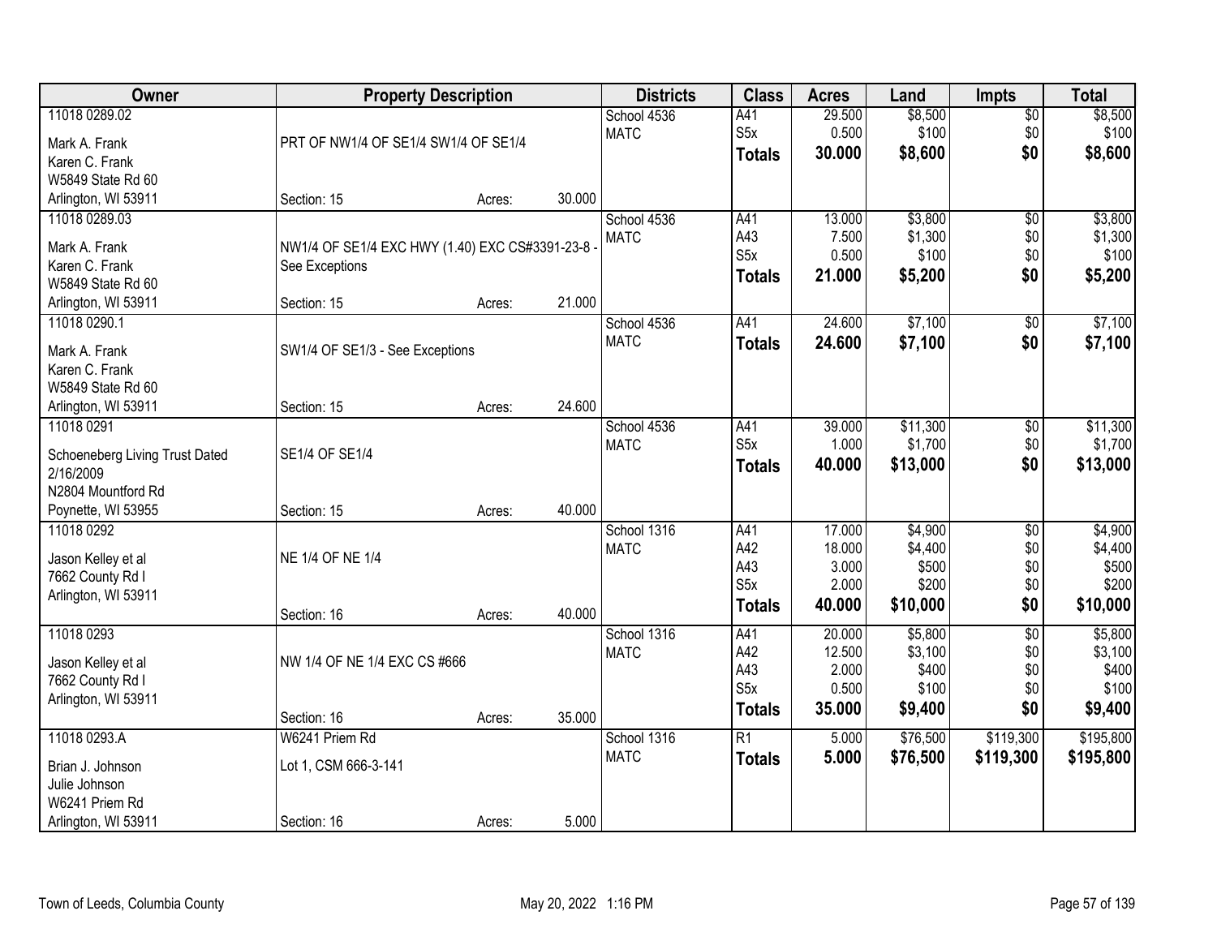| Owner | Property Description | Districts | Class | Acres | Land | Impts | Total |
|---|---|---|---|---|---|---|---|
| 11018 0289.02<br>Mark A. Frank<br>Karen C. Frank<br>W5849 State Rd 60<br>Arlington, WI 53911 | PRT OF NW1/4 OF SE1/4 SW1/4 OF SE1/4<br>Section: 15 Acres: 30.000 | School 4536<br>MATC | A41<br>S5x<br>**Totals** | 29.500<br>0.500<br>**30.000** | $8,500<br>$100<br>**$8,600** | $0<br>$0<br>**$0** | $8,500<br>$100<br>**$8,600** |
| 11018 0289.03<br>Mark A. Frank<br>Karen C. Frank<br>W5849 State Rd 60<br>Arlington, WI 53911 | NW1/4 OF SE1/4 EXC HWY (1.40) EXC CS#3391-23-8 - See Exceptions<br>Section: 15 Acres: 21.000 | School 4536<br>MATC | A41<br>A43<br>S5x<br>**Totals** | 13.000<br>7.500<br>0.500<br>**21.000** | $3,800<br>$1,300<br>$100<br>**$5,200** | $0<br>$0<br>$0<br>**$0** | $3,800<br>$1,300<br>$100<br>**$5,200** |
| 11018 0290.1<br>Mark A. Frank<br>Karen C. Frank<br>W5849 State Rd 60<br>Arlington, WI 53911 | SW1/4 OF SE1/3 - See Exceptions<br>Section: 15 Acres: 24.600 | School 4536<br>MATC | A41<br>**Totals** | 24.600<br>**24.600** | $7,100<br>**$7,100** | $0<br>**$0** | $7,100<br>**$7,100** |
| 11018 0291<br>Schoeneberg Living Trust Dated 2/16/2009<br>N2804 Mountford Rd<br>Poynette, WI 53955 | SE1/4 OF SE1/4<br>Section: 15 Acres: 40.000 | School 4536<br>MATC | A41<br>S5x<br>**Totals** | 39.000<br>1.000<br>**40.000** | $11,300<br>$1,700<br>**$13,000** | $0<br>$0<br>**$0** | $11,300<br>$1,700<br>**$13,000** |
| 11018 0292<br>Jason Kelley et al<br>7662 County Rd I<br>Arlington, WI 53911 | NE 1/4 OF NE 1/4<br>Section: 16 Acres: 40.000 | School 1316<br>MATC | A41<br>A42<br>A43<br>S5x<br>**Totals** | 17.000<br>18.000<br>3.000<br>2.000<br>**40.000** | $4,900<br>$4,400<br>$500<br>$200<br>**$10,000** | $0<br>$0<br>$0<br>$0<br>**$0** | $4,900<br>$4,400<br>$500<br>$200<br>**$10,000** |
| 11018 0293<br>Jason Kelley et al<br>7662 County Rd I<br>Arlington, WI 53911 | NW 1/4 OF NE 1/4 EXC CS #666<br>Section: 16 Acres: 35.000 | School 1316<br>MATC | A41<br>A42<br>A43<br>S5x<br>**Totals** | 20.000<br>12.500<br>2.000<br>0.500<br>**35.000** | $5,800<br>$3,100<br>$400<br>$100<br>**$9,400** | $0<br>$0<br>$0<br>$0<br>**$0** | $5,800<br>$3,100<br>$400<br>$100<br>**$9,400** |
| 11018 0293.A<br>Brian J. Johnson<br>Julie Johnson<br>W6241 Priem Rd<br>Arlington, WI 53911 | W6241 Priem Rd<br>Lot 1, CSM 666-3-141<br>Section: 16 Acres: 5.000 | School 1316<br>MATC | R1<br>**Totals** | 5.000<br>**5.000** | $76,500<br>**$76,500** | $119,300<br>**$119,300** | $195,800<br>**$195,800** |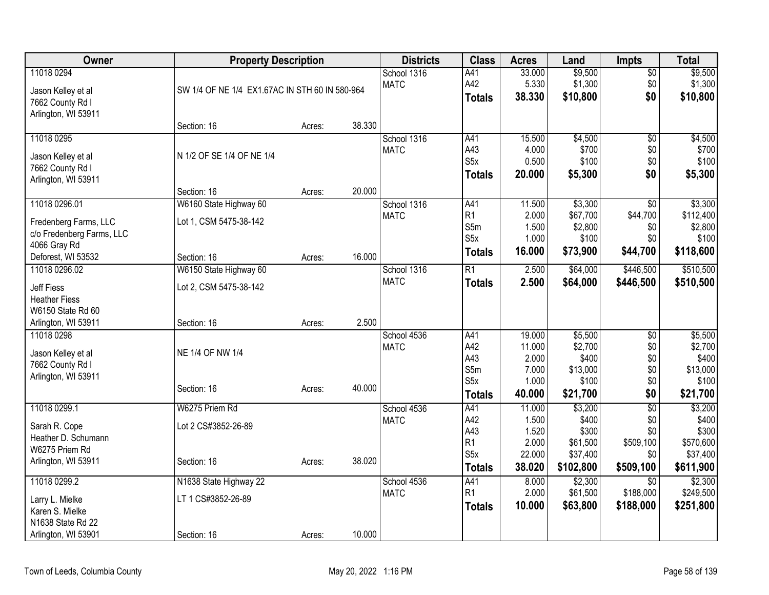| Owner | Property Description | | | Districts | Class | Acres | Land | Impts | Total |
|---|---|---|---|---|---|---|---|---|---|
| 11018 0294 | | | | School 1316 | A41 | 33.000 | $9,500 | $0 | $9,500 |
| Jason Kelley et al | SW 1/4 OF NE 1/4 EX1.67AC IN STH 60 IN 580-964 | | | MATC | A42 | 5.330 | $1,300 | $0 | $1,300 |
| 7662 County Rd I | | | | | **Totals** | **38.330** | **$10,800** | **$0** | **$10,800** |
| Arlington, WI 53911 | | | | | | | | | |
| | Section: 16 | Acres: | 38.330 | | | | | | |
| 11018 0295 | | | | School 1316 | A41 | 15.500 | $4,500 | $0 | $4,500 |
| Jason Kelley et al | N 1/2 OF SE 1/4 OF NE 1/4 | | | MATC | A43 | 4.000 | $700 | $0 | $700 |
| 7662 County Rd I | | | | | S5x | 0.500 | $100 | $0 | $100 |
| Arlington, WI 53911 | | | | | **Totals** | **20.000** | **$5,300** | **$0** | **$5,300** |
| | Section: 16 | Acres: | 20.000 | | | | | | |
| 11018 0296.01 | W6160 State Highway 60 | | | School 1316 | A41 | 11.500 | $3,300 | $0 | $3,300 |
| Fredenberg Farms, LLC | Lot 1, CSM 5475-38-142 | | | MATC | R1 | 2.000 | $67,700 | $44,700 | $112,400 |
| c/o Fredenberg Farms, LLC | | | | | S5m | 1.500 | $2,800 | $0 | $2,800 |
| 4066 Gray Rd | | | | | S5x | 1.000 | $100 | $0 | $100 |
| Deforest, WI 53532 | Section: 16 | Acres: | 16.000 | | **Totals** | **16.000** | **$73,900** | **$44,700** | **$118,600** |
| 11018 0296.02 | W6150 State Highway 60 | | | School 1316 | R1 | 2.500 | $64,000 | $446,500 | $510,500 |
| Jeff Fiess | Lot 2, CSM 5475-38-142 | | | MATC | **Totals** | **2.500** | **$64,000** | **$446,500** | **$510,500** |
| Heather Fiess | | | | | | | | | |
| W6150 State Rd 60 | | | | | | | | | |
| Arlington, WI 53911 | Section: 16 | Acres: | 2.500 | | | | | | |
| 11018 0298 | | | | School 4536 | A41 | 19.000 | $5,500 | $0 | $5,500 |
| Jason Kelley et al | NE 1/4 OF NW 1/4 | | | MATC | A42 | 11.000 | $2,700 | $0 | $2,700 |
| 7662 County Rd I | | | | | A43 | 2.000 | $400 | $0 | $400 |
| Arlington, WI 53911 | | | | | S5m | 7.000 | $13,000 | $0 | $13,000 |
| | Section: 16 | Acres: | 40.000 | | S5x | 1.000 | $100 | $0 | $100 |
| | | | | | **Totals** | **40.000** | **$21,700** | **$0** | **$21,700** |
| 11018 0299.1 | W6275 Priem Rd | | | School 4536 | A41 | 11.000 | $3,200 | $0 | $3,200 |
| Sarah R. Cope | Lot 2 CS#3852-26-89 | | | MATC | A42 | 1.500 | $400 | $0 | $400 |
| Heather D. Schumann | | | | | A43 | 1.520 | $300 | $0 | $300 |
| W6275 Priem Rd | | | | | R1 | 2.000 | $61,500 | $509,100 | $570,600 |
| Arlington, WI 53911 | Section: 16 | Acres: | 38.020 | | S5x | 22.000 | $37,400 | $0 | $37,400 |
| | | | | | **Totals** | **38.020** | **$102,800** | **$509,100** | **$611,900** |
| 11018 0299.2 | N1638 State Highway 22 | | | School 4536 | A41 | 8.000 | $2,300 | $0 | $2,300 |
| Larry L. Mielke | LT 1 CS#3852-26-89 | | | MATC | R1 | 2.000 | $61,500 | $188,000 | $249,500 |
| Karen S. Mielke | | | | | **Totals** | **10.000** | **$63,800** | **$188,000** | **$251,800** |
| N1638 State Rd 22 | | | | | | | | | |
| Arlington, WI 53901 | Section: 16 | Acres: | 10.000 | | | | | | |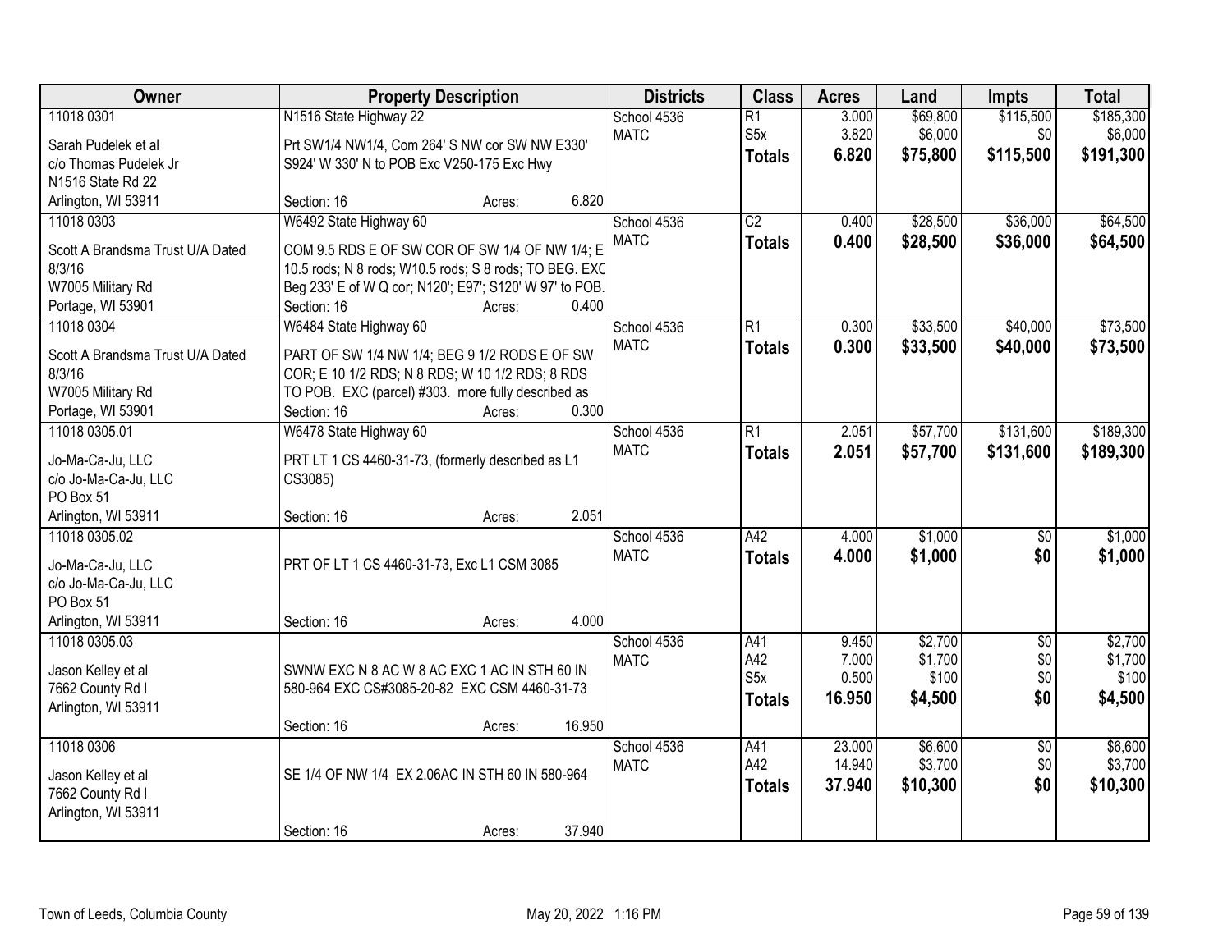| Owner | Property Description | Districts | Class | Acres | Land | Impts | Total |
|---|---|---|---|---|---|---|---|
| 11018 0301<br>Sarah Pudelek et al<br>c/o Thomas Pudelek Jr<br>N1516 State Rd 22<br>Arlington, WI 53911 | N1516 State Highway 22<br>Prt SW1/4 NW1/4, Com 264' S NW cor SW NW E330' S924' W 330' N to POB Exc V250-175 Exc Hwy<br>Section: 16 Acres: 6.820 | School 4536<br>MATC | R1<br>S5x<br>**Totals** | 3.000<br>3.820<br>**6.820** | $69,800<br>$6,000<br>**$75,800** | $115,500<br>$0<br>**$115,500** | $185,300<br>$6,000<br>**$191,300** |
| 11018 0303<br>Scott A Brandsma Trust U/A Dated 8/3/16<br>W7005 Military Rd<br>Portage, WI 53901 | W6492 State Highway 60<br>COM 9.5 RDS E OF SW COR OF SW 1/4 OF NW 1/4; E 10.5 rods; N 8 rods; W10.5 rods; S 8 rods; TO BEG. EXC Beg 233' E of W Q cor; N120'; E97'; S120' W 97' to POB.<br>Section: 16 Acres: 0.400 | School 4536<br>MATC | C2<br>**Totals** | 0.400<br>**0.400** | $28,500<br>**$28,500** | $36,000<br>**$36,000** | $64,500<br>**$64,500** |
| 11018 0304<br>Scott A Brandsma Trust U/A Dated 8/3/16<br>W7005 Military Rd<br>Portage, WI 53901 | W6484 State Highway 60<br>PART OF SW 1/4 NW 1/4; BEG 9 1/2 RODS E OF SW COR; E 10 1/2 RDS; N 8 RDS; W 10 1/2 RDS; 8 RDS TO POB. EXC (parcel) #303. more fully described as<br>Section: 16 Acres: 0.300 | School 4536<br>MATC | R1<br>**Totals** | 0.300<br>**0.300** | $33,500<br>**$33,500** | $40,000<br>**$40,000** | $73,500<br>**$73,500** |
| 11018 0305.01<br>Jo-Ma-Ca-Ju, LLC<br>c/o Jo-Ma-Ca-Ju, LLC<br>PO Box 51<br>Arlington, WI 53911 | W6478 State Highway 60<br>PRT LT 1 CS 4460-31-73, (formerly described as L1 CS3085)<br>Section: 16 Acres: 2.051 | School 4536<br>MATC | R1<br>**Totals** | 2.051<br>**2.051** | $57,700<br>**$57,700** | $131,600<br>**$131,600** | $189,300<br>**$189,300** |
| 11018 0305.02<br>Jo-Ma-Ca-Ju, LLC<br>c/o Jo-Ma-Ca-Ju, LLC<br>PO Box 51<br>Arlington, WI 53911 | PRT OF LT 1 CS 4460-31-73, Exc L1 CSM 3085<br>Section: 16 Acres: 4.000 | School 4536<br>MATC | A42<br>**Totals** | 4.000<br>**4.000** | $1,000<br>**$1,000** | $0<br>**$0** | $1,000<br>**$1,000** |
| 11018 0305.03<br>Jason Kelley et al<br>7662 County Rd I<br>Arlington, WI 53911 | SWNW EXC N 8 AC W 8 AC EXC 1 AC IN STH 60 IN 580-964 EXC CS#3085-20-82 EXC CSM 4460-31-73<br>Section: 16 Acres: 16.950 | School 4536<br>MATC | A41<br>A42<br>S5x<br>**Totals** | 9.450<br>7.000<br>0.500<br>**16.950** | $2,700<br>$1,700<br>$100<br>**$4,500** | $0<br>$0<br>$0<br>**$0** | $2,700<br>$1,700<br>$100<br>**$4,500** |
| 11018 0306<br>Jason Kelley et al<br>7662 County Rd I<br>Arlington, WI 53911 | SE 1/4 OF NW 1/4 EX 2.06AC IN STH 60 IN 580-964<br>Section: 16 Acres: 37.940 | School 4536<br>MATC | A41<br>A42<br>**Totals** | 23.000<br>14.940<br>**37.940** | $6,600<br>$3,700<br>**$10,300** | $0<br>$0<br>**$0** | $6,600<br>$3,700<br>**$10,300** |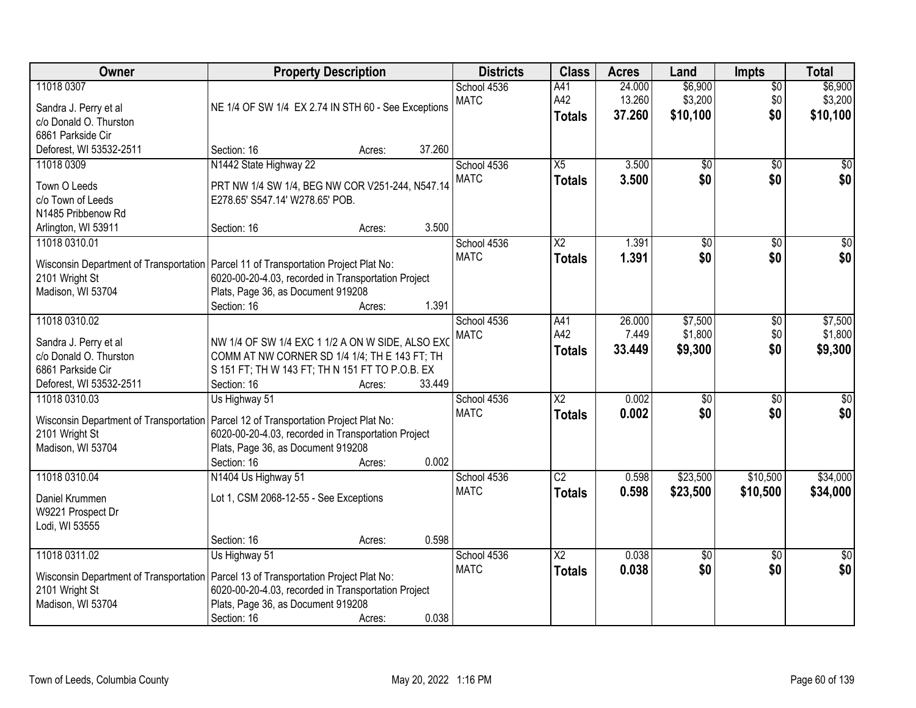| Owner | Property Description | Districts | Class | Acres | Land | Impts | Total |
|---|---|---|---|---|---|---|---|
| 11018 0307<br>Sandra J. Perry et al<br>c/o Donald O. Thurston<br>6861 Parkside Cir<br>Deforest, WI 53532-2511 | NE 1/4 OF SW 1/4 EX 2.74 IN STH 60 - See Exceptions<br>Section: 16 Acres: 37.260 | School 4536<br>MATC | A41<br>A42<br>**Totals** | 24.000<br>13.260<br>**37.260** | $6,900<br>$3,200<br>**$10,100** | $0<br>$0<br>**$0** | $6,900<br>$3,200<br>**$10,100** |
| 11018 0309<br>Town O Leeds<br>c/o Town of Leeds<br>N1485 Pribbenow Rd<br>Arlington, WI 53911 | N1442 State Highway 22<br>PRT NW 1/4 SW 1/4, BEG NW COR V251-244, N547.14 E278.65' S547.14' W278.65' POB.<br>Section: 16 Acres: 3.500 | School 4536<br>MATC | X5<br>**Totals** | 3.500<br>**3.500** | $0<br>**$0** | $0<br>**$0** | $0<br>**$0** |
| 11018 0310.01<br>Wisconsin Department of Transportation<br>2101 Wright St<br>Madison, WI 53704 | Parcel 11 of Transportation Project Plat No: 6020-00-20-4.03, recorded in Transportation Project Plats, Page 36, as Document 919208<br>Section: 16 Acres: 1.391 | School 4536<br>MATC | X2<br>**Totals** | 1.391<br>**1.391** | $0<br>**$0** | $0<br>**$0** | $0<br>**$0** |
| 11018 0310.02<br>Sandra J. Perry et al<br>c/o Donald O. Thurston<br>6861 Parkside Cir<br>Deforest, WI 53532-2511 | NW 1/4 OF SW 1/4 EXC 1 1/2 A ON W SIDE, ALSO EXC COMM AT NW CORNER SD 1/4 1/4; TH E 143 FT; TH S 151 FT; TH W 143 FT; TH N 151 FT TO P.O.B. EX<br>Section: 16 Acres: 33.449 | School 4536<br>MATC | A41<br>A42<br>**Totals** | 26.000<br>7.449<br>**33.449** | $7,500<br>$1,800<br>**$9,300** | $0<br>$0<br>**$0** | $7,500<br>$1,800<br>**$9,300** |
| 11018 0310.03<br>Wisconsin Department of Transportation<br>2101 Wright St<br>Madison, WI 53704 | Us Highway 51<br>Parcel 12 of Transportation Project Plat No: 6020-00-20-4.03, recorded in Transportation Project Plats, Page 36, as Document 919208<br>Section: 16 Acres: 0.002 | School 4536<br>MATC | X2<br>**Totals** | 0.002<br>**0.002** | $0<br>**$0** | $0<br>**$0** | $0<br>**$0** |
| 11018 0310.04<br>Daniel Krummen<br>W9221 Prospect Dr<br>Lodi, WI 53555 | N1404 Us Highway 51<br>Lot 1, CSM 2068-12-55 - See Exceptions<br>Section: 16 Acres: 0.598 | School 4536<br>MATC | C2<br>**Totals** | 0.598<br>**0.598** | $23,500<br>**$23,500** | $10,500<br>**$10,500** | $34,000<br>**$34,000** |
| 11018 0311.02<br>Wisconsin Department of Transportation<br>2101 Wright St<br>Madison, WI 53704 | Us Highway 51<br>Parcel 13 of Transportation Project Plat No: 6020-00-20-4.03, recorded in Transportation Project Plats, Page 36, as Document 919208<br>Section: 16 Acres: 0.038 | School 4536<br>MATC | X2<br>**Totals** | 0.038<br>**0.038** | $0<br>**$0** | $0<br>**$0** | $0<br>**$0** |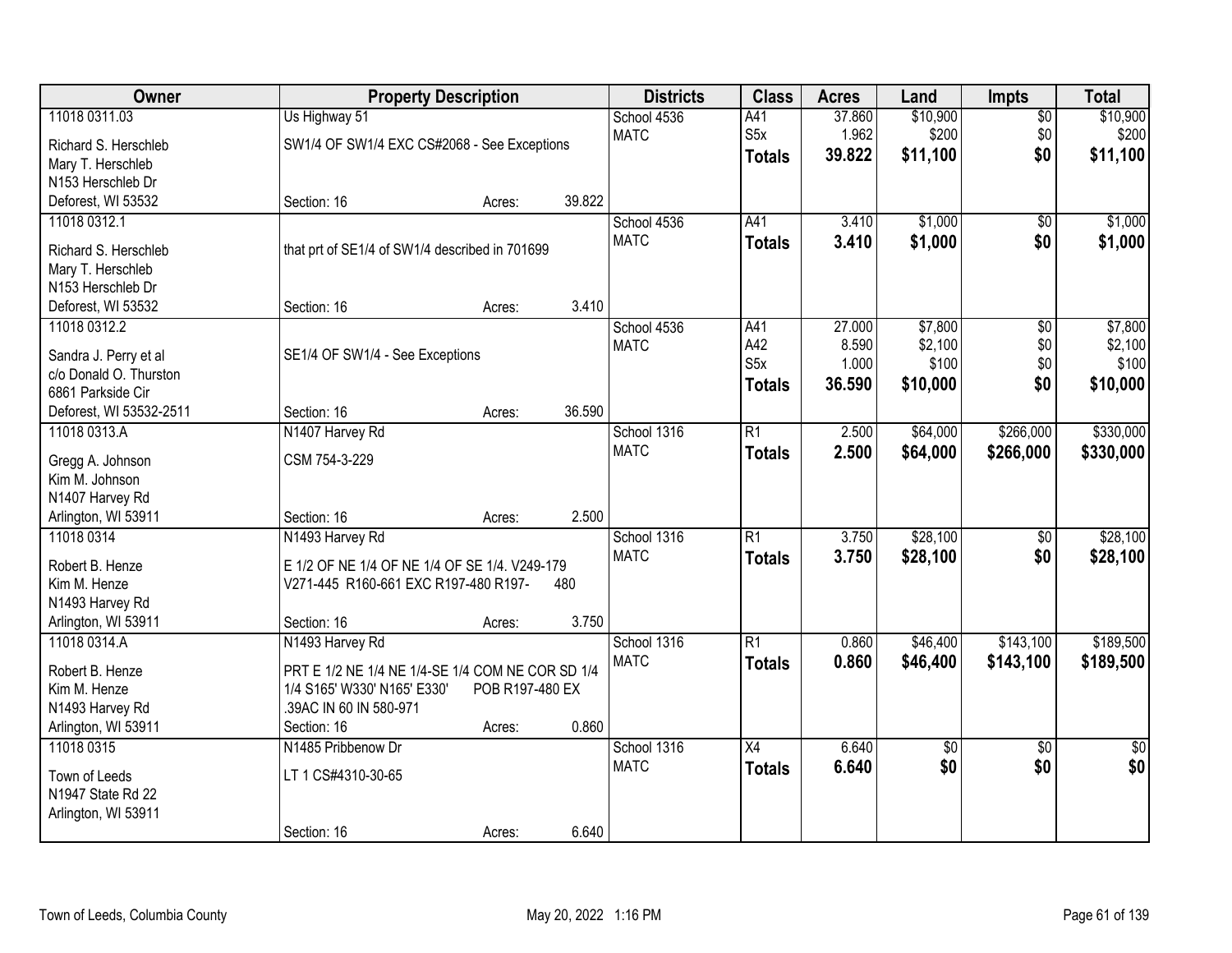| Owner | Property Description | Districts | Class | Acres | Land | Impts | Total |
|---|---|---|---|---|---|---|---|
| 11018 0311.03<br>Richard S. Herschleb<br>Mary T. Herschleb<br>N153 Herschleb Dr<br>Deforest, WI 53532 | Us Highway 51<br>SW1/4 OF SW1/4 EXC CS#2068 - See Exceptions<br>Section: 16 Acres: 39.822 | School 4536<br>MATC | A41<br>S5x<br>**Totals** | 37.860<br>1.962<br>**39.822** | $10,900<br>$200<br>**$11,100** | $0<br>$0<br>**$0** | $10,900<br>$200<br>**$11,100** |
| 11018 0312.1<br>Richard S. Herschleb<br>Mary T. Herschleb<br>N153 Herschleb Dr<br>Deforest, WI 53532 | that prt of SE1/4 of SW1/4 described in 701699<br>Section: 16 Acres: 3.410 | School 4536<br>MATC | A41<br>**Totals** | 3.410<br>**3.410** | $1,000<br>**$1,000** | $0<br>**$0** | $1,000<br>**$1,000** |
| 11018 0312.2<br>Sandra J. Perry et al<br>c/o Donald O. Thurston<br>6861 Parkside Cir<br>Deforest, WI 53532-2511 | SE1/4 OF SW1/4 - See Exceptions<br>Section: 16 Acres: 36.590 | School 4536<br>MATC | A41<br>A42<br>S5x<br>**Totals** | 27.000<br>8.590<br>1.000<br>**36.590** | $7,800<br>$2,100<br>$100<br>**$10,000** | $0<br>$0<br>$0<br>**$0** | $7,800<br>$2,100<br>$100<br>**$10,000** |
| 11018 0313.A<br>Gregg A. Johnson<br>Kim M. Johnson<br>N1407 Harvey Rd<br>Arlington, WI 53911 | N1407 Harvey Rd<br>CSM 754-3-229<br>Section: 16 Acres: 2.500 | School 1316<br>MATC | R1<br>**Totals** | 2.500<br>**2.500** | $64,000<br>**$64,000** | $266,000<br>**$266,000** | $330,000<br>**$330,000** |
| 11018 0314<br>Robert B. Henze<br>Kim M. Henze<br>N1493 Harvey Rd<br>Arlington, WI 53911 | N1493 Harvey Rd<br>E 1/2 OF NE 1/4 OF NE 1/4 OF SE 1/4. V249-179 V271-445 R160-661 EXC R197-480 R197- 480<br>Section: 16 Acres: 3.750 | School 1316<br>MATC | R1<br>**Totals** | 3.750<br>**3.750** | $28,100<br>**$28,100** | $0<br>**$0** | $28,100<br>**$28,100** |
| 11018 0314.A<br>Robert B. Henze<br>Kim M. Henze<br>N1493 Harvey Rd<br>Arlington, WI 53911 | N1493 Harvey Rd<br>PRT E 1/2 NE 1/4 NE 1/4-SE 1/4 COM NE COR SD 1/4 1/4 S165' W330' N165' E330' POB R197-480 EX .39AC IN 60 IN 580-971<br>Section: 16 Acres: 0.860 | School 1316<br>MATC | R1<br>**Totals** | 0.860<br>**0.860** | $46,400<br>**$46,400** | $143,100<br>**$143,100** | $189,500<br>**$189,500** |
| 11018 0315<br>Town of Leeds<br>N1947 State Rd 22<br>Arlington, WI 53911 | N1485 Pribbenow Dr<br>LT 1 CS#4310-30-65<br>Section: 16 Acres: 6.640 | School 1316<br>MATC | X4<br>**Totals** | 6.640<br>**6.640** | $0<br>**$0** | $0<br>**$0** | $0<br>**$0** |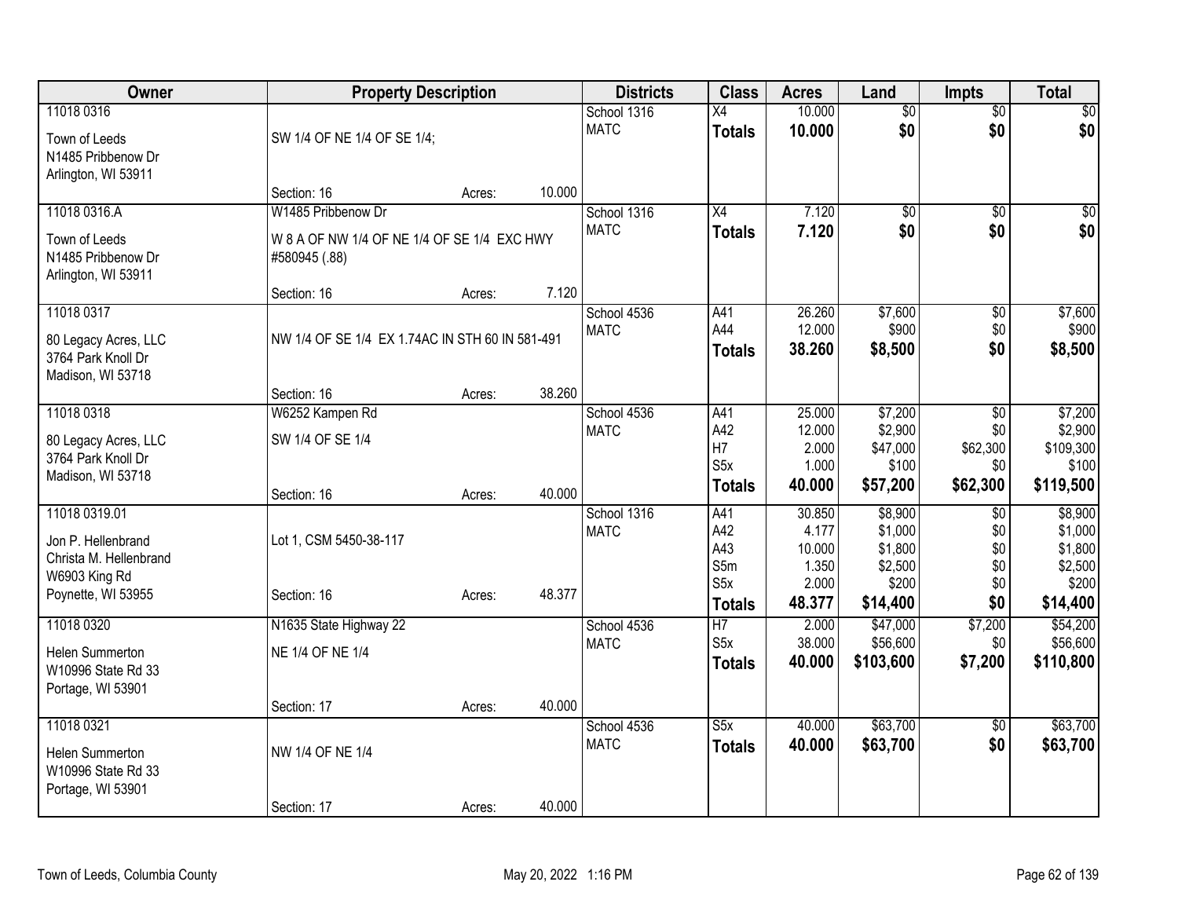| Owner | Property Description | | | Districts | Class | Acres | Land | Impts | Total |
|---|---|---|---|---|---|---|---|---|---|
| 11018 0316<br>Town of Leeds<br>N1485 Pribbenow Dr<br>Arlington, WI 53911 | SW 1/4 OF NE 1/4 OF SE 1/4;<br>Section: 16 | Acres: | 10.000 | School 1316<br>MATC | X4<br>**Totals** | 10.000<br>**10.000** | $0<br>**$0** | $0<br>**$0** | $0<br>**$0** |
| 11018 0316.A<br>Town of Leeds<br>N1485 Pribbenow Dr<br>Arlington, WI 53911 | W1485 Pribbenow Dr<br>W 8 A OF NW 1/4 OF NE 1/4 OF SE 1/4 EXC HWY #580945 (.88)<br>Section: 16 | Acres: | 7.120 | School 1316<br>MATC | X4<br>**Totals** | 7.120<br>**7.120** | $0<br>**$0** | $0<br>**$0** | $0<br>**$0** |
| 11018 0317<br>80 Legacy Acres, LLC<br>3764 Park Knoll Dr<br>Madison, WI 53718 | NW 1/4 OF SE 1/4 EX 1.74AC IN STH 60 IN 581-491<br>Section: 16 | Acres: | 38.260 | School 4536<br>MATC | A41<br>A44<br>**Totals** | 26.260<br>12.000<br>**38.260** | $7,600<br>$900<br>**$8,500** | $0<br>$0<br>**$0** | $7,600<br>$900<br>**$8,500** |
| 11018 0318<br>80 Legacy Acres, LLC<br>3764 Park Knoll Dr<br>Madison, WI 53718 | W6252 Kampen Rd<br>SW 1/4 OF SE 1/4<br>Section: 16 | Acres: | 40.000 | School 4536<br>MATC | A41<br>A42<br>H7<br>S5x<br>**Totals** | 25.000<br>12.000<br>2.000<br>1.000<br>**40.000** | $7,200<br>$2,900<br>$47,000<br>$100<br>**$57,200** | $0<br>$0<br>$62,300<br>$0<br>**$62,300** | $7,200<br>$2,900<br>$109,300<br>$100<br>**$119,500** |
| 11018 0319.01<br>Jon P. Hellenbrand<br>Christa M. Hellenbrand<br>W6903 King Rd<br>Poynette, WI 53955 | Lot 1, CSM 5450-38-117<br>Section: 16 | Acres: | 48.377 | School 1316<br>MATC | A41<br>A42<br>A43<br>S5m<br>S5x<br>**Totals** | 30.850<br>4.177<br>10.000<br>1.350<br>2.000<br>**48.377** | $8,900<br>$1,000<br>$1,800<br>$2,500<br>$200<br>**$14,400** | $0<br>$0<br>$0<br>$0<br>$0<br>**$0** | $8,900<br>$1,000<br>$1,800<br>$2,500<br>$200<br>**$14,400** |
| 11018 0320<br>Helen Summerton<br>W10996 State Rd 33<br>Portage, WI 53901 | N1635 State Highway 22<br>NE 1/4 OF NE 1/4<br>Section: 17 | Acres: | 40.000 | School 4536<br>MATC | H7<br>S5x<br>**Totals** | 2.000<br>38.000<br>**40.000** | $47,000<br>$56,600<br>**$103,600** | $7,200<br>$0<br>**$7,200** | $54,200<br>$56,600<br>**$110,800** |
| 11018 0321<br>Helen Summerton<br>W10996 State Rd 33<br>Portage, WI 53901 | NW 1/4 OF NE 1/4<br>Section: 17 | Acres: | 40.000 | School 4536<br>MATC | S5x<br>**Totals** | 40.000<br>**40.000** | $63,700<br>**$63,700** | $0<br>**$0** | $63,700<br>**$63,700** |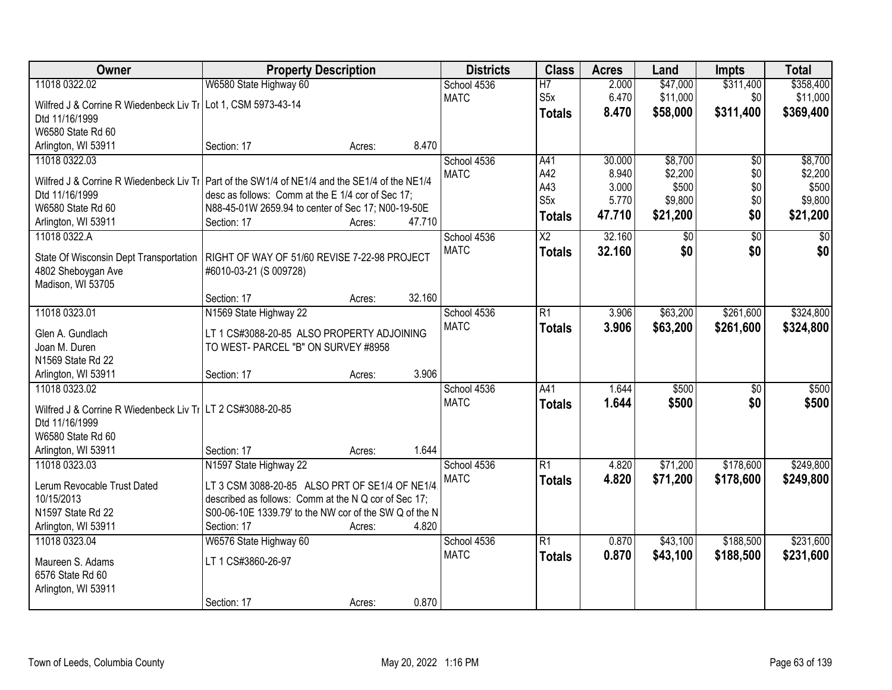| Owner | Property Description | Districts | Class | Acres | Land | Impts | Total |
|---|---|---|---|---|---|---|---|
| 11018 0322.02<br>Wilfred J & Corrine R Wiedenbeck Liv Tr<br>Dtd 11/16/1999<br>W6580 State Rd 60<br>Arlington, WI 53911 | W6580 State Highway 60<br>Lot 1, CSM 5973-43-14<br>Section: 17 Acres: 8.470 | School 4536<br>MATC | H7<br>S5x<br>**Totals** | 2.000<br>6.470<br>**8.470** | $47,000<br>$11,000<br>**$58,000** | $311,400<br>$0<br>**$311,400** | $358,400<br>$11,000<br>**$369,400** |
| 11018 0322.03<br>Wilfred J & Corrine R Wiedenbeck Liv Tr<br>Dtd 11/16/1999<br>W6580 State Rd 60<br>Arlington, WI 53911 | Part of the SW1/4 of NE1/4 and the SE1/4 of the NE1/4 desc as follows: Comm at the E 1/4 cor of Sec 17; N88-45-01W 2659.94 to center of Sec 17; N00-19-50E<br>Section: 17 Acres: 47.710 | School 4536<br>MATC | A41<br>A42<br>A43<br>S5x<br>**Totals** | 30.000<br>8.940<br>3.000<br>5.770<br>**47.710** | $8,700<br>$2,200<br>$500<br>$9,800<br>**$21,200** | $0<br>$0<br>$0<br>$0<br>**$0** | $8,700<br>$2,200<br>$500<br>$9,800<br>**$21,200** |
| 11018 0322.A<br>State Of Wisconsin Dept Transportation<br>4802 Sheboygan Ave<br>Madison, WI 53705 | RIGHT OF WAY OF 51/60 REVISE 7-22-98 PROJECT #6010-03-21 (S 009728)<br>Section: 17 Acres: 32.160 | School 4536<br>MATC | X2<br>**Totals** | 32.160<br>**32.160** | $0<br>**$0** | $0<br>**$0** | $0<br>**$0** |
| 11018 0323.01<br>Glen A. Gundlach<br>Joan M. Duren<br>N1569 State Rd 22<br>Arlington, WI 53911 | N1569 State Highway 22<br>LT 1 CS#3088-20-85 ALSO PROPERTY ADJOINING TO WEST- PARCEL "B" ON SURVEY #8958<br>Section: 17 Acres: 3.906 | School 4536<br>MATC | R1<br>**Totals** | 3.906<br>**3.906** | $63,200<br>**$63,200** | $261,600<br>**$261,600** | $324,800<br>**$324,800** |
| 11018 0323.02<br>Wilfred J & Corrine R Wiedenbeck Liv Tr<br>Dtd 11/16/1999<br>W6580 State Rd 60<br>Arlington, WI 53911 | LT 2 CS#3088-20-85<br>Section: 17 Acres: 1.644 | School 4536<br>MATC | A41<br>**Totals** | 1.644<br>**1.644** | $500<br>**$500** | $0<br>**$0** | $500<br>**$500** |
| 11018 0323.03<br>Lerum Revocable Trust Dated 10/15/2013<br>N1597 State Rd 22<br>Arlington, WI 53911 | N1597 State Highway 22<br>LT 3 CSM 3088-20-85 ALSO PRT OF SE1/4 OF NE1/4 described as follows: Comm at the N Q cor of Sec 17; S00-06-10E 1339.79' to the NW cor of the SW Q of the N<br>Section: 17 Acres: 4.820 | School 4536<br>MATC | R1<br>**Totals** | 4.820<br>**4.820** | $71,200<br>**$71,200** | $178,600<br>**$178,600** | $249,800<br>**$249,800** |
| 11018 0323.04<br>Maureen S. Adams<br>6576 State Rd 60<br>Arlington, WI 53911 | W6576 State Highway 60<br>LT 1 CS#3860-26-97<br>Section: 17 Acres: 0.870 | School 4536<br>MATC | R1<br>**Totals** | 0.870<br>**0.870** | $43,100<br>**$43,100** | $188,500<br>**$188,500** | $231,600<br>**$231,600** |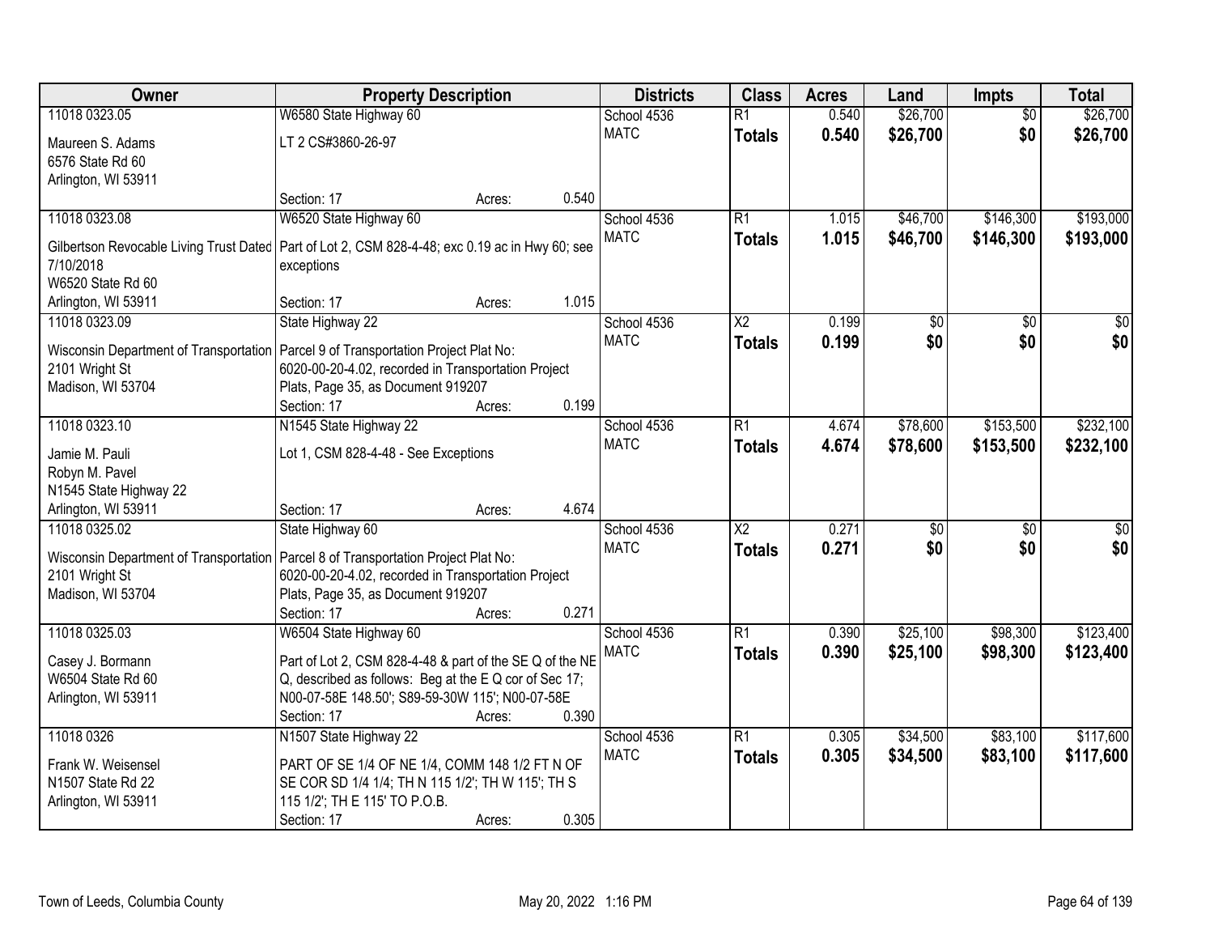| Owner | Property Description | Districts | Class | Acres | Land | Impts | Total |
|---|---|---|---|---|---|---|---|
| 11018 0323.05<br>Maureen S. Adams<br>6576 State Rd 60<br>Arlington, WI 53911 | W6580 State Highway 60<br>LT 2 CS#3860-26-97<br>Section: 17 Acres: 0.540 | School 4536<br>MATC | R1<br>**Totals** | 0.540<br>**0.540** | $26,700<br>**$26,700** | $0<br>**$0** | $26,700<br>**$26,700** |
| 11018 0323.08<br>Gilbertson Revocable Living Trust Dated 7/10/2018<br>W6520 State Rd 60<br>Arlington, WI 53911 | W6520 State Highway 60<br>Part of Lot 2, CSM 828-4-48; exc 0.19 ac in Hwy 60; see exceptions<br>Section: 17 Acres: 1.015 | School 4536<br>MATC | R1<br>**Totals** | 1.015<br>**1.015** | $46,700<br>**$46,700** | $146,300<br>**$146,300** | $193,000<br>**$193,000** |
| 11018 0323.09<br>Wisconsin Department of Transportation<br>2101 Wright St<br>Madison, WI 53704 | State Highway 22<br>Parcel 9 of Transportation Project Plat No: 6020-00-20-4.02, recorded in Transportation Project Plats, Page 35, as Document 919207<br>Section: 17 Acres: 0.199 | School 4536<br>MATC | X2<br>**Totals** | 0.199<br>**0.199** | $0<br>**$0** | $0<br>**$0** | $0<br>**$0** |
| 11018 0323.10<br>Jamie M. Pauli<br>Robyn M. Pavel<br>N1545 State Highway 22<br>Arlington, WI 53911 | N1545 State Highway 22<br>Lot 1, CSM 828-4-48 - See Exceptions<br>Section: 17 Acres: 4.674 | School 4536<br>MATC | R1<br>**Totals** | 4.674<br>**4.674** | $78,600<br>**$78,600** | $153,500<br>**$153,500** | $232,100<br>**$232,100** |
| 11018 0325.02<br>Wisconsin Department of Transportation<br>2101 Wright St<br>Madison, WI 53704 | State Highway 60<br>Parcel 8 of Transportation Project Plat No: 6020-00-20-4.02, recorded in Transportation Project Plats, Page 35, as Document 919207<br>Section: 17 Acres: 0.271 | School 4536<br>MATC | X2<br>**Totals** | 0.271<br>**0.271** | $0<br>**$0** | $0<br>**$0** | $0<br>**$0** |
| 11018 0325.03<br>Casey J. Bormann<br>W6504 State Rd 60<br>Arlington, WI 53911 | W6504 State Highway 60<br>Part of Lot 2, CSM 828-4-48 & part of the SE Q of the NE Q, described as follows: Beg at the E Q cor of Sec 17; N00-07-58E 148.50'; S89-59-30W 115'; N00-07-58E<br>Section: 17 Acres: 0.390 | School 4536<br>MATC | R1<br>**Totals** | 0.390<br>**0.390** | $25,100<br>**$25,100** | $98,300<br>**$98,300** | $123,400<br>**$123,400** |
| 11018 0326<br>Frank W. Weisensel<br>N1507 State Rd 22<br>Arlington, WI 53911 | N1507 State Highway 22<br>PART OF SE 1/4 OF NE 1/4, COMM 148 1/2 FT N OF SE COR SD 1/4 1/4; TH N 115 1/2'; TH W 115'; TH S 115 1/2'; TH E 115' TO P.O.B.<br>Section: 17 Acres: 0.305 | School 4536<br>MATC | R1<br>**Totals** | 0.305<br>**0.305** | $34,500<br>**$34,500** | $83,100<br>**$83,100** | $117,600<br>**$117,600** |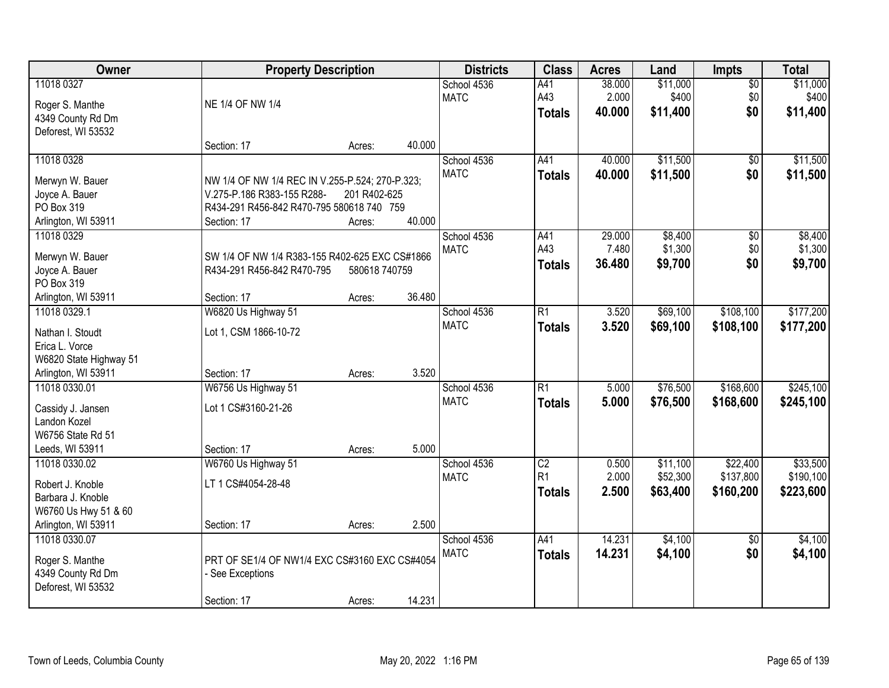| Owner | Property Description | Districts | Class | Acres | Land | Impts | Total |
|---|---|---|---|---|---|---|---|
| 11018 0327<br>Roger S. Manthe<br>4349 County Rd Dm<br>Deforest, WI 53532 | NE 1/4 OF NW 1/4<br>Section: 17 Acres: 40.000 | School 4536<br>MATC | A41<br>A43<br>**Totals** | 38.000<br>2.000<br>**40.000** | $11,000<br>$400<br>**$11,400** | $0<br>$0<br>**$0** | $11,000<br>$400<br>**$11,400** |
| 11018 0328<br>Merwyn W. Bauer<br>Joyce A. Bauer<br>PO Box 319<br>Arlington, WI 53911 | NW 1/4 OF NW 1/4 REC IN V.255-P.524; 270-P.323; V.275-P.186 R383-155 R288- 201 R402-625 R434-291 R456-842 R470-795 580618 740 759<br>Section: 17 Acres: 40.000 | School 4536<br>MATC | A41<br>**Totals** | 40.000<br>**40.000** | $11,500<br>**$11,500** | $0<br>**$0** | $11,500<br>**$11,500** |
| 11018 0329<br>Merwyn W. Bauer<br>Joyce A. Bauer<br>PO Box 319<br>Arlington, WI 53911 | SW 1/4 OF NW 1/4 R383-155 R402-625 EXC CS#1866 R434-291 R456-842 R470-795 580618 740759<br>Section: 17 Acres: 36.480 | School 4536<br>MATC | A41<br>A43<br>**Totals** | 29.000<br>7.480<br>**36.480** | $8,400<br>$1,300<br>**$9,700** | $0<br>$0<br>**$0** | $8,400<br>$1,300<br>**$9,700** |
| 11018 0329.1<br>Nathan I. Stoudt<br>Erica L. Vorce<br>W6820 State Highway 51<br>Arlington, WI 53911 | W6820 Us Highway 51<br>Lot 1, CSM 1866-10-72<br>Section: 17 Acres: 3.520 | School 4536<br>MATC | R1<br>**Totals** | 3.520<br>**3.520** | $69,100<br>**$69,100** | $108,100<br>**$108,100** | $177,200<br>**$177,200** |
| 11018 0330.01<br>Cassidy J. Jansen<br>Landon Kozel<br>W6756 State Rd 51<br>Leeds, WI 53911 | W6756 Us Highway 51<br>Lot 1 CS#3160-21-26<br>Section: 17 Acres: 5.000 | School 4536<br>MATC | R1<br>**Totals** | 5.000<br>**5.000** | $76,500<br>**$76,500** | $168,600<br>**$168,600** | $245,100<br>**$245,100** |
| 11018 0330.02<br>Robert J. Knoble<br>Barbara J. Knoble<br>W6760 Us Hwy 51 & 60<br>Arlington, WI 53911 | W6760 Us Highway 51<br>LT 1 CS#4054-28-48<br>Section: 17 Acres: 2.500 | School 4536<br>MATC | C2<br>R1<br>**Totals** | 0.500<br>2.000<br>**2.500** | $11,100<br>$52,300<br>**$63,400** | $22,400<br>$137,800<br>**$160,200** | $33,500<br>$190,100<br>**$223,600** |
| 11018 0330.07<br>Roger S. Manthe<br>4349 County Rd Dm<br>Deforest, WI 53532 | PRT OF SE1/4 OF NW1/4 EXC CS#3160 EXC CS#4054 - See Exceptions<br>Section: 17 Acres: 14.231 | School 4536<br>MATC | A41<br>**Totals** | 14.231<br>**14.231** | $4,100<br>**$4,100** | $0<br>**$0** | $4,100<br>**$4,100** |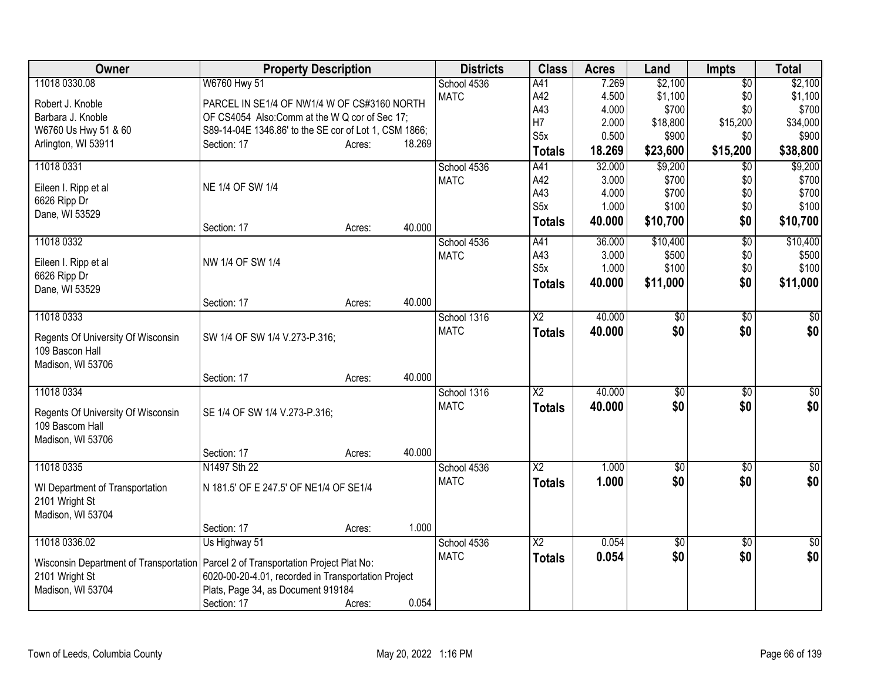| Owner | Property Description | Districts | Class | Acres | Land | Impts | Total |
|---|---|---|---|---|---|---|---|
| 11018 0330.08<br>Robert J. Knoble<br>Barbara J. Knoble<br>W6760 Us Hwy 51 & 60<br>Arlington, WI 53911 | W6760 Hwy 51<br>PARCEL IN SE1/4 OF NW1/4 W OF CS#3160 NORTH OF CS4054 Also:Comm at the W Q cor of Sec 17; S89-14-04E 1346.86' to the SE cor of Lot 1, CSM 1866;<br>Section: 17 Acres: 18.269 | School 4536<br>MATC | A41<br>A42<br>A43<br>H7<br>S5x<br>**Totals** | 7.269<br>4.500<br>4.000<br>2.000<br>0.500<br>**18.269** | $2,100<br>$1,100<br>$700<br>$18,800<br>$900<br>**$23,600** | $0<br>$0<br>$0<br>$15,200<br>$0<br>**$15,200** | $2,100<br>$1,100<br>$700<br>$34,000<br>$900<br>**$38,800** |
| 11018 0331<br>Eileen I. Ripp et al<br>6626 Ripp Dr<br>Dane, WI 53529 | NE 1/4 OF SW 1/4<br>Section: 17 Acres: 40.000 | School 4536<br>MATC | A41<br>A42<br>A43<br>S5x<br>**Totals** | 32.000<br>3.000<br>4.000<br>1.000<br>**40.000** | $9,200<br>$700<br>$700<br>$100<br>**$10,700** | $0<br>$0<br>$0<br>$0<br>**$0** | $9,200<br>$700<br>$700<br>$100<br>**$10,700** |
| 11018 0332<br>Eileen I. Ripp et al<br>6626 Ripp Dr<br>Dane, WI 53529 | NW 1/4 OF SW 1/4<br>Section: 17 Acres: 40.000 | School 4536<br>MATC | A41<br>A43<br>S5x<br>**Totals** | 36.000<br>3.000<br>1.000<br>**40.000** | $10,400<br>$500<br>$100<br>**$11,000** | $0<br>$0<br>$0<br>**$0** | $10,400<br>$500<br>$100<br>**$11,000** |
| 11018 0333<br>Regents Of University Of Wisconsin<br>109 Bascon Hall<br>Madison, WI 53706 | SW 1/4 OF SW 1/4 V.273-P.316;<br>Section: 17 Acres: 40.000 | School 1316<br>MATC | X2<br>**Totals** | 40.000<br>**40.000** | $0<br>**$0** | $0<br>**$0** | $0<br>**$0** |
| 11018 0334<br>Regents Of University Of Wisconsin<br>109 Bascom Hall<br>Madison, WI 53706 | SE 1/4 OF SW 1/4 V.273-P.316;<br>Section: 17 Acres: 40.000 | School 1316<br>MATC | X2<br>**Totals** | 40.000<br>**40.000** | $0<br>**$0** | $0<br>**$0** | $0<br>**$0** |
| 11018 0335<br>WI Department of Transportation<br>2101 Wright St<br>Madison, WI 53704 | N1497 Sth 22<br>N 181.5' OF E 247.5' OF NE1/4 OF SE1/4<br>Section: 17 Acres: 1.000 | School 4536<br>MATC | X2<br>**Totals** | 1.000<br>**1.000** | $0<br>**$0** | $0<br>**$0** | $0<br>**$0** |
| 11018 0336.02<br>Wisconsin Department of Transportation<br>2101 Wright St<br>Madison, WI 53704 | Us Highway 51<br>Parcel 2 of Transportation Project Plat No: 6020-00-20-4.01, recorded in Transportation Project Plats, Page 34, as Document 919184<br>Section: 17 Acres: 0.054 | School 4536<br>MATC | X2<br>**Totals** | 0.054<br>**0.054** | $0<br>**$0** | $0<br>**$0** | $0<br>**$0** |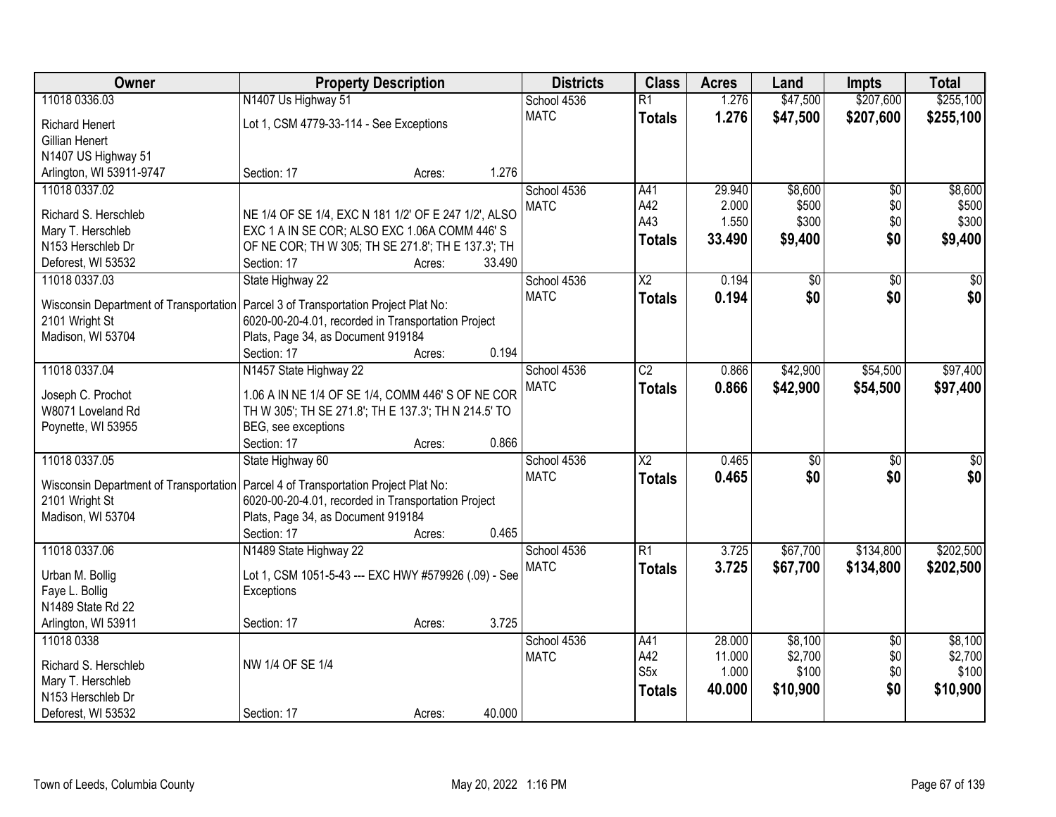| Owner | Property Description | Districts | Class | Acres | Land | Impts | Total |
|---|---|---|---|---|---|---|---|
| 11018 0336.03<br>Richard Henert<br>Gillian Henert<br>N1407 US Highway 51<br>Arlington, WI 53911-9747 | N1407 Us Highway 51<br>Lot 1, CSM 4779-33-114 - See Exceptions<br>Section: 17 Acres: 1.276 | School 4536<br>MATC | R1<br>**Totals** | 1.276<br>**1.276** | \$47,500<br>**\$47,500** | \$207,600<br>**\$207,600** | \$255,100<br>**\$255,100** |
| 11018 0337.02<br>Richard S. Herschleb<br>Mary T. Herschleb<br>N153 Herschleb Dr<br>Deforest, WI 53532 | NE 1/4 OF SE 1/4, EXC N 181 1/2' OF E 247 1/2', ALSO EXC 1 A IN SE COR; ALSO EXC 1.06A COMM 446' S OF NE COR; TH W 305; TH SE 271.8'; TH E 137.3'; TH<br>Section: 17 Acres: 33.490 | School 4536<br>MATC | A41<br>A42<br>A43<br>**Totals** | 29.940<br>2.000<br>1.550<br>**33.490** | \$8,600<br>\$500<br>\$300<br>**\$9,400** | \$0<br>\$0<br>\$0<br>**\$0** | \$8,600<br>\$500<br>\$300<br>**\$9,400** |
| 11018 0337.03<br>Wisconsin Department of Transportation<br>2101 Wright St<br>Madison, WI 53704 | State Highway 22<br>Parcel 3 of Transportation Project Plat No: 6020-00-20-4.01, recorded in Transportation Project Plats, Page 34, as Document 919184<br>Section: 17 Acres: 0.194 | School 4536<br>MATC | X2<br>**Totals** | 0.194<br>**0.194** | \$0<br>**\$0** | \$0<br>**\$0** | \$0<br>**\$0** |
| 11018 0337.04<br>Joseph C. Prochot<br>W8071 Loveland Rd<br>Poynette, WI 53955 | N1457 State Highway 22<br>1.06 A IN NE 1/4 OF SE 1/4, COMM 446' S OF NE COR TH W 305'; TH SE 271.8'; TH E 137.3'; TH N 214.5' TO BEG, see exceptions<br>Section: 17 Acres: 0.866 | School 4536<br>MATC | C2<br>**Totals** | 0.866<br>**0.866** | \$42,900<br>**\$42,900** | \$54,500<br>**\$54,500** | \$97,400<br>**\$97,400** |
| 11018 0337.05<br>Wisconsin Department of Transportation<br>2101 Wright St<br>Madison, WI 53704 | State Highway 60<br>Parcel 4 of Transportation Project Plat No: 6020-00-20-4.01, recorded in Transportation Project Plats, Page 34, as Document 919184<br>Section: 17 Acres: 0.465 | School 4536<br>MATC | X2<br>**Totals** | 0.465<br>**0.465** | \$0<br>**\$0** | \$0<br>**\$0** | \$0<br>**\$0** |
| 11018 0337.06<br>Urban M. Bollig<br>Faye L. Bollig<br>N1489 State Rd 22<br>Arlington, WI 53911 | N1489 State Highway 22<br>Lot 1, CSM 1051-5-43 --- EXC HWY #579926 (.09) - See Exceptions<br>Section: 17 Acres: 3.725 | School 4536<br>MATC | R1<br>**Totals** | 3.725<br>**3.725** | \$67,700<br>**\$67,700** | \$134,800<br>**\$134,800** | \$202,500<br>**\$202,500** |
| 11018 0338<br>Richard S. Herschleb<br>Mary T. Herschleb<br>N153 Herschleb Dr<br>Deforest, WI 53532 | NW 1/4 OF SE 1/4<br>Section: 17 Acres: 40.000 | School 4536<br>MATC | A41<br>A42<br>S5x<br>**Totals** | 28.000<br>11.000<br>1.000<br>**40.000** | \$8,100<br>\$2,700<br>\$100<br>**\$10,900** | \$0<br>\$0<br>\$0<br>**\$0** | \$8,100<br>\$2,700<br>\$100<br>**\$10,900** |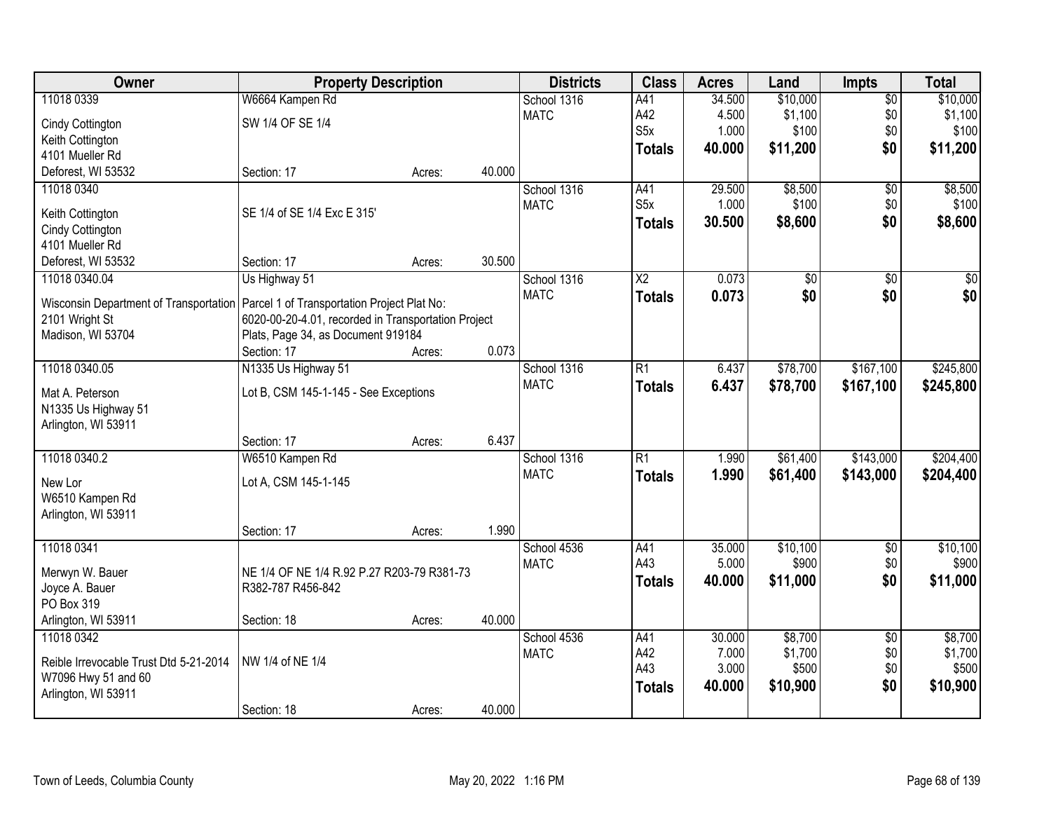| Owner | Property Description | | | Districts | Class | Acres | Land | Impts | Total |
|---|---|---|---|---|---|---|---|---|---|
| 11018 0339 | W6664 Kampen Rd | | | School 1316 | A41 | 34.500 | $10,000 | $0 | $10,000 |
| Cindy Cottington | SW 1/4 OF SE 1/4 | | | MATC | A42 | 4.500 | $1,100 | $0 | $1,100 |
| Keith Cottington | | | | | S5x | 1.000 | $100 | $0 | $100 |
| 4101 Mueller Rd | | | | | **Totals** | **40.000** | **$11,200** | **$0** | **$11,200** |
| Deforest, WI 53532 | Section: 17 | Acres: | 40.000 | | | | | | |
| 11018 0340 | | | | School 1316 | A41 | 29.500 | $8,500 | $0 | $8,500 |
| Keith Cottington | SE 1/4 of SE 1/4 Exc E 315' | | | MATC | S5x | 1.000 | $100 | $0 | $100 |
| Cindy Cottington | | | | | **Totals** | **30.500** | **$8,600** | **$0** | **$8,600** |
| 4101 Mueller Rd | | | | | | | | | |
| Deforest, WI 53532 | Section: 17 | Acres: | 30.500 | | | | | | |
| 11018 0340.04 | Us Highway 51 | | | School 1316 | X2 | 0.073 | $0 | $0 | $0 |
| Wisconsin Department of Transportation | Parcel 1 of Transportation Project Plat No: | | | MATC | **Totals** | **0.073** | **$0** | **$0** | **$0** |
| 2101 Wright St | 6020-00-20-4.01, recorded in Transportation Project | | | | | | | | |
| Madison, WI 53704 | Plats, Page 34, as Document 919184 | | | | | | | | |
| | Section: 17 | Acres: | 0.073 | | | | | | |
| 11018 0340.05 | N1335 Us Highway 51 | | | School 1316 | R1 | 6.437 | $78,700 | $167,100 | $245,800 |
| Mat A. Peterson | Lot B, CSM 145-1-145 - See Exceptions | | | MATC | **Totals** | **6.437** | **$78,700** | **$167,100** | **$245,800** |
| N1335 Us Highway 51 | | | | | | | | | |
| Arlington, WI 53911 | | | | | | | | | |
| | Section: 17 | Acres: | 6.437 | | | | | | |
| 11018 0340.2 | W6510 Kampen Rd | | | School 1316 | R1 | 1.990 | $61,400 | $143,000 | $204,400 |
| New Lor | Lot A, CSM 145-1-145 | | | MATC | **Totals** | **1.990** | **$61,400** | **$143,000** | **$204,400** |
| W6510 Kampen Rd | | | | | | | | | |
| Arlington, WI 53911 | | | | | | | | | |
| | Section: 17 | Acres: | 1.990 | | | | | | |
| 11018 0341 | | | | School 4536 | A41 | 35.000 | $10,100 | $0 | $10,100 |
| Merwyn W. Bauer | NE 1/4 OF NE 1/4 R.92 P.27 R203-79 R381-73 | | | MATC | A43 | 5.000 | $900 | $0 | $900 |
| Joyce A. Bauer | R382-787 R456-842 | | | | **Totals** | **40.000** | **$11,000** | **$0** | **$11,000** |
| PO Box 319 | | | | | | | | | |
| Arlington, WI 53911 | Section: 18 | Acres: | 40.000 | | | | | | |
| 11018 0342 | | | | School 4536 | A41 | 30.000 | $8,700 | $0 | $8,700 |
| Reible Irrevocable Trust Dtd 5-21-2014 | NW 1/4 of NE 1/4 | | | MATC | A42 | 7.000 | $1,700 | $0 | $1,700 |
| W7096 Hwy 51 and 60 | | | | | A43 | 3.000 | $500 | $0 | $500 |
| Arlington, WI 53911 | | | | | **Totals** | **40.000** | **$10,900** | **$0** | **$10,900** |
| | Section: 18 | Acres: | 40.000 | | | | | | |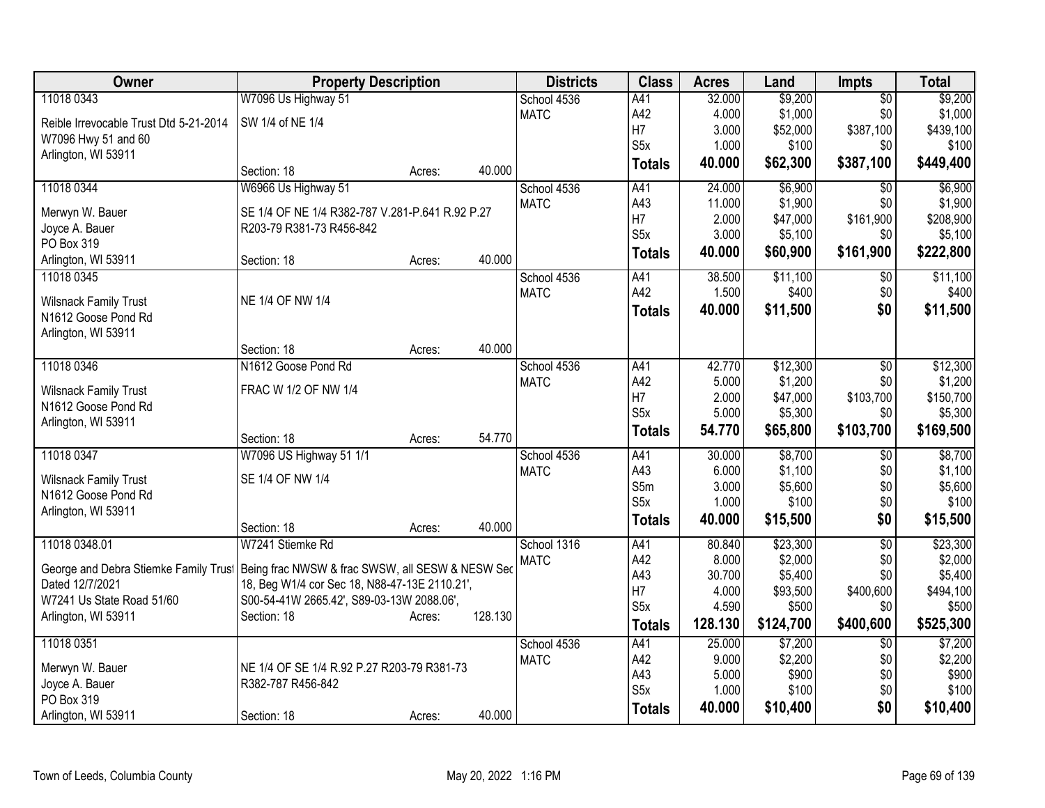| Owner | Property Description | | | Districts | Class | Acres | Land | Impts | Total |
|---|---|---|---|---|---|---|---|---|---|
| 11018 0343 | W7096 Us Highway 51 | | | School 4536 | A41 | 32.000 | $9,200 | $0 | $9,200 |
| Reible Irrevocable Trust Dtd 5-21-2014 | SW 1/4 of NE 1/4 | | | MATC | A42 | 4.000 | $1,000 | $0 | $1,000 |
| W7096 Hwy 51 and 60 | | | | | H7 | 3.000 | $52,000 | $387,100 | $439,100 |
| Arlington, WI 53911 | | | | | S5x | 1.000 | $100 | $0 | $100 |
| | Section: 18 | Acres: | 40.000 | | **Totals** | **40.000** | **$62,300** | **$387,100** | **$449,400** |
| 11018 0344 | W6966 Us Highway 51 | | | School 4536 | A41 | 24.000 | $6,900 | $0 | $6,900 |
| Merwyn W. Bauer | SE 1/4 OF NE 1/4 R382-787 V.281-P.641 R.92 P.27 | | | MATC | A43 | 11.000 | $1,900 | $0 | $1,900 |
| Joyce A. Bauer | R203-79 R381-73 R456-842 | | | | H7 | 2.000 | $47,000 | $161,900 | $208,900 |
| PO Box 319 | | | | | S5x | 3.000 | $5,100 | $0 | $5,100 |
| Arlington, WI 53911 | Section: 18 | Acres: | 40.000 | | **Totals** | **40.000** | **$60,900** | **$161,900** | **$222,800** |
| 11018 0345 | | | | School 4536 | A41 | 38.500 | $11,100 | $0 | $11,100 |
| Wilsnack Family Trust | NE 1/4 OF NW 1/4 | | | MATC | A42 | 1.500 | $400 | $0 | $400 |
| N1612 Goose Pond Rd | | | | | **Totals** | **40.000** | **$11,500** | **$0** | **$11,500** |
| Arlington, WI 53911 | | | | | | | | | |
| | Section: 18 | Acres: | 40.000 | | | | | | |
| 11018 0346 | N1612 Goose Pond Rd | | | School 4536 | A41 | 42.770 | $12,300 | $0 | $12,300 |
| Wilsnack Family Trust | FRAC W 1/2 OF NW 1/4 | | | MATC | A42 | 5.000 | $1,200 | $0 | $1,200 |
| N1612 Goose Pond Rd | | | | | H7 | 2.000 | $47,000 | $103,700 | $150,700 |
| Arlington, WI 53911 | | | | | S5x | 5.000 | $5,300 | $0 | $5,300 |
| | Section: 18 | Acres: | 54.770 | | **Totals** | **54.770** | **$65,800** | **$103,700** | **$169,500** |
| 11018 0347 | W7096 US Highway 51 1/1 | | | School 4536 | A41 | 30.000 | $8,700 | $0 | $8,700 |
| Wilsnack Family Trust | SE 1/4 OF NW 1/4 | | | MATC | A43 | 6.000 | $1,100 | $0 | $1,100 |
| N1612 Goose Pond Rd | | | | | S5m | 3.000 | $5,600 | $0 | $5,600 |
| Arlington, WI 53911 | | | | | S5x | 1.000 | $100 | $0 | $100 |
| | Section: 18 | Acres: | 40.000 | | **Totals** | **40.000** | **$15,500** | **$0** | **$15,500** |
| 11018 0348.01 | W7241 Stiemke Rd | | | School 1316 | A41 | 80.840 | $23,300 | $0 | $23,300 |
| George and Debra Stiemke Family Trust | Being frac NWSW & frac SWSW, all SESW & NESW Sec | | | MATC | A42 | 8.000 | $2,000 | $0 | $2,000 |
| Dated 12/7/2021 | 18, Beg W1/4 cor Sec 18, N88-47-13E 2110.21', | | | | A43 | 30.700 | $5,400 | $0 | $5,400 |
| W7241 Us State Road 51/60 | S00-54-41W 2665.42', S89-03-13W 2088.06', | | | | H7 | 4.000 | $93,500 | $400,600 | $494,100 |
| Arlington, WI 53911 | Section: 18 | Acres: | 128.130 | | S5x | 4.590 | $500 | $0 | $500 |
| | | | | | **Totals** | **128.130** | **$124,700** | **$400,600** | **$525,300** |
| 11018 0351 | | | | School 4536 | A41 | 25.000 | $7,200 | $0 | $7,200 |
| Merwyn W. Bauer | NE 1/4 OF SE 1/4 R.92 P.27 R203-79 R381-73 | | | MATC | A42 | 9.000 | $2,200 | $0 | $2,200 |
| Joyce A. Bauer | R382-787 R456-842 | | | | A43 | 5.000 | $900 | $0 | $900 |
| PO Box 319 | | | | | S5x | 1.000 | $100 | $0 | $100 |
| Arlington, WI 53911 | Section: 18 | Acres: | 40.000 | | **Totals** | **40.000** | **$10,400** | **$0** | **$10,400** |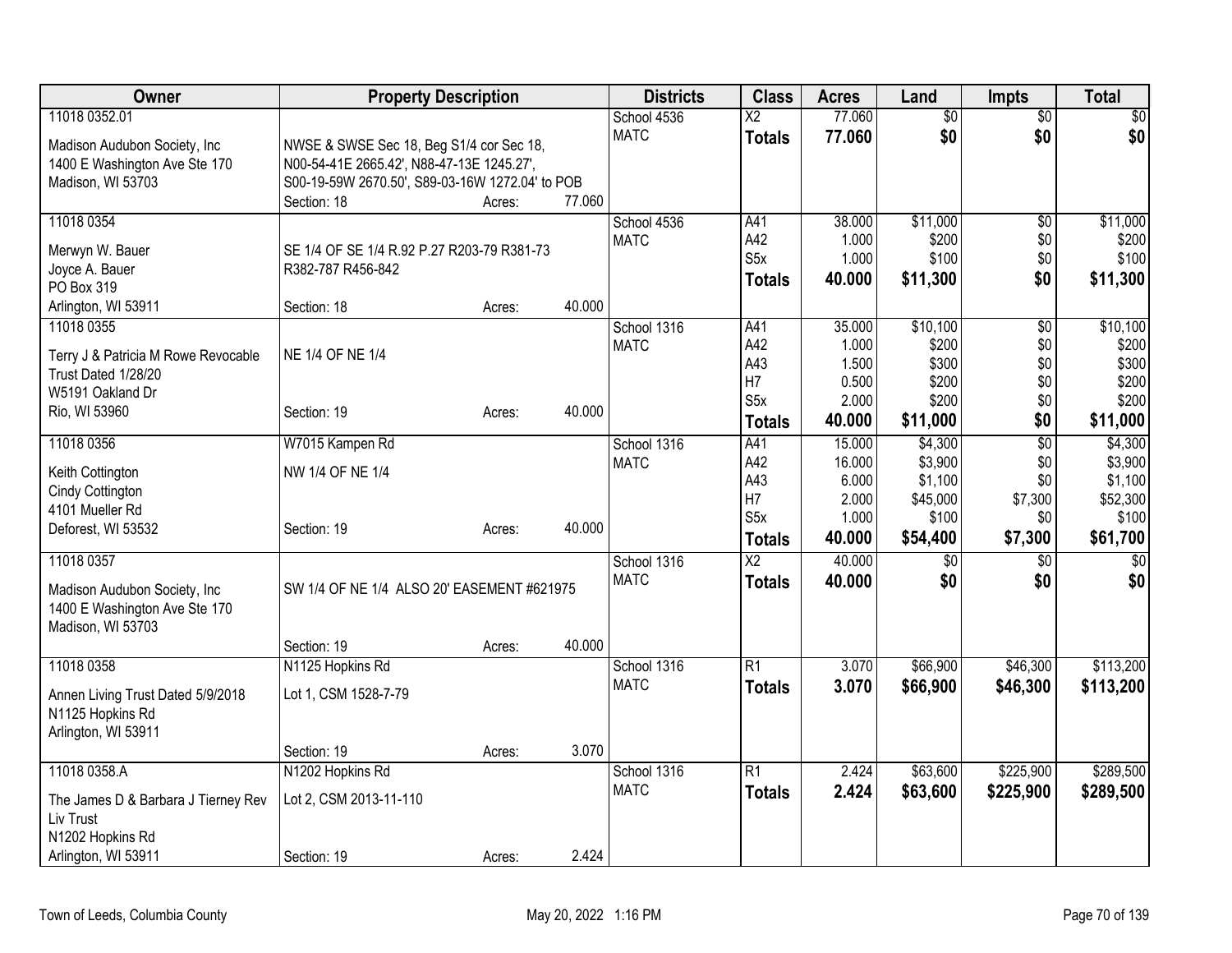| Owner | Property Description | Districts | Class | Acres | Land | Impts | Total |
|---|---|---|---|---|---|---|---|
| 11018 0352.01<br>Madison Audubon Society, Inc<br>1400 E Washington Ave Ste 170<br>Madison, WI 53703 | NWSE & SWSE Sec 18, Beg S1/4 cor Sec 18, N00-54-41E 2665.42', N88-47-13E 1245.27', S00-19-59W 2670.50', S89-03-16W 1272.04' to POB<br>Section: 18 Acres: 77.060 | School 4536<br>MATC | X2<br>**Totals** | 77.060<br>**77.060** | $0<br>**$0** | $0<br>**$0** | $0<br>**$0** |
| 11018 0354<br>Merwyn W. Bauer<br>Joyce A. Bauer<br>PO Box 319<br>Arlington, WI 53911 | SE 1/4 OF SE 1/4 R.92 P.27 R203-79 R381-73 R382-787 R456-842<br>Section: 18 Acres: 40.000 | School 4536<br>MATC | A41<br>A42<br>S5x<br>**Totals** | 38.000<br>1.000<br>1.000<br>**40.000** | $11,000<br>$200<br>$100<br>**$11,300** | $0<br>$0<br>$0<br>**$0** | $11,000<br>$200<br>$100<br>**$11,300** |
| 11018 0355<br>Terry J & Patricia M Rowe Revocable Trust Dated 1/28/20<br>W5191 Oakland Dr<br>Rio, WI 53960 | NE 1/4 OF NE 1/4<br>Section: 19 Acres: 40.000 | School 1316<br>MATC | A41<br>A42<br>A43<br>H7<br>S5x<br>**Totals** | 35.000<br>1.000<br>1.500<br>0.500<br>2.000<br>**40.000** | $10,100<br>$200<br>$300<br>$200<br>$200<br>**$11,000** | $0<br>$0<br>$0<br>$0<br>$0<br>**$0** | $10,100<br>$200<br>$300<br>$200<br>$200<br>**$11,000** |
| 11018 0356<br>Keith Cottington<br>Cindy Cottington<br>4101 Mueller Rd<br>Deforest, WI 53532 | W7015 Kampen Rd<br>NW 1/4 OF NE 1/4<br>Section: 19 Acres: 40.000 | School 1316<br>MATC | A41<br>A42<br>A43<br>H7<br>S5x<br>**Totals** | 15.000<br>16.000<br>6.000<br>2.000<br>1.000<br>**40.000** | $4,300<br>$3,900<br>$1,100<br>$45,000<br>$100<br>**$54,400** | $0<br>$0<br>$0<br>$7,300<br>$0<br>**$7,300** | $4,300<br>$3,900<br>$1,100<br>$52,300<br>$100<br>**$61,700** |
| 11018 0357<br>Madison Audubon Society, Inc<br>1400 E Washington Ave Ste 170<br>Madison, WI 53703 | SW 1/4 OF NE 1/4 ALSO 20' EASEMENT #621975<br>Section: 19 Acres: 40.000 | School 1316<br>MATC | X2<br>**Totals** | 40.000<br>**40.000** | $0<br>**$0** | $0<br>**$0** | $0<br>**$0** |
| 11018 0358<br>Annen Living Trust Dated 5/9/2018<br>N1125 Hopkins Rd<br>Arlington, WI 53911 | N1125 Hopkins Rd<br>Lot 1, CSM 1528-7-79<br>Section: 19 Acres: 3.070 | School 1316<br>MATC | R1<br>**Totals** | 3.070<br>**3.070** | $66,900<br>**$66,900** | $46,300<br>**$46,300** | $113,200<br>**$113,200** |
| 11018 0358.A<br>The James D & Barbara J Tierney Rev Liv Trust<br>N1202 Hopkins Rd<br>Arlington, WI 53911 | N1202 Hopkins Rd<br>Lot 2, CSM 2013-11-110<br>Section: 19 Acres: 2.424 | School 1316<br>MATC | R1<br>**Totals** | 2.424<br>**2.424** | $63,600<br>**$63,600** | $225,900<br>**$225,900** | $289,500<br>**$289,500** |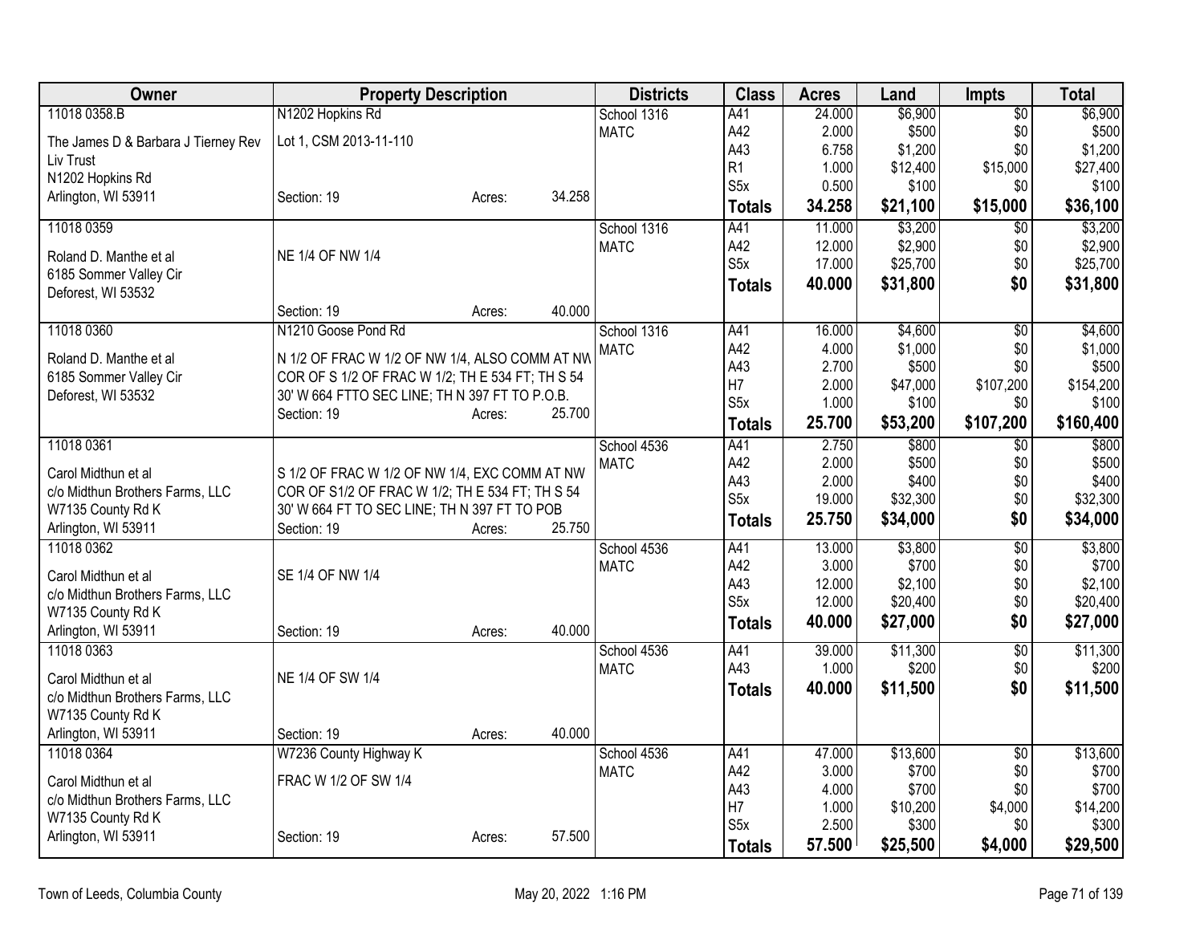| Owner | Property Description | Districts | Class | Acres | Land | Impts | Total |
|---|---|---|---|---|---|---|---|
| 11018 0358.B<br>The James D & Barbara J Tierney Rev Liv Trust<br>N1202 Hopkins Rd<br>Arlington, WI 53911 | N1202 Hopkins Rd<br>Lot 1, CSM 2013-11-110<br>Section: 19 Acres: 34.258 | School 1316<br>MATC | A41<br>A42<br>A43<br>R1<br>S5x<br>**Totals** | 24.000<br>2.000<br>6.758<br>1.000<br>0.500<br>**34.258** | $6,900<br>$500<br>$1,200<br>$12,400<br>$100<br>**$21,100** | $0<br>$0<br>$0<br>$15,000<br>$0<br>**$15,000** | $6,900<br>$500<br>$1,200<br>$27,400<br>$100<br>**$36,100** |
| 11018 0359<br>Roland D. Manthe et al<br>6185 Sommer Valley Cir<br>Deforest, WI 53532 | NE 1/4 OF NW 1/4<br>Section: 19 Acres: 40.000 | School 1316<br>MATC | A41<br>A42<br>S5x<br>**Totals** | 11.000<br>12.000<br>17.000<br>**40.000** | $3,200<br>$2,900<br>$25,700<br>**$31,800** | $0<br>$0<br>$0<br>**$0** | $3,200<br>$2,900<br>$25,700<br>**$31,800** |
| 11018 0360<br>Roland D. Manthe et al<br>6185 Sommer Valley Cir<br>Deforest, WI 53532 | N1210 Goose Pond Rd<br>N 1/2 OF FRAC W 1/2 OF NW 1/4, ALSO COMM AT NW COR OF S 1/2 OF FRAC W 1/2; TH E 534 FT; TH S 54 30' W 664 FTTO SEC LINE; TH N 397 FT TO P.O.B.<br>Section: 19 Acres: 25.700 | School 1316<br>MATC | A41<br>A42<br>A43<br>H7<br>S5x<br>**Totals** | 16.000<br>4.000<br>2.700<br>2.000<br>1.000<br>**25.700** | $4,600<br>$1,000<br>$500<br>$47,000<br>$100<br>**$53,200** | $0<br>$0<br>$0<br>$107,200<br>$0<br>**$107,200** | $4,600<br>$1,000<br>$500<br>$154,200<br>$100<br>**$160,400** |
| 11018 0361<br>Carol Midthun et al<br>c/o Midthun Brothers Farms, LLC<br>W7135 County Rd K<br>Arlington, WI 53911 | S 1/2 OF FRAC W 1/2 OF NW 1/4, EXC COMM AT NW COR OF S1/2 OF FRAC W 1/2; TH E 534 FT; TH S 54 30' W 664 FT TO SEC LINE; TH N 397 FT TO POB<br>Section: 19 Acres: 25.750 | School 4536<br>MATC | A41<br>A42<br>A43<br>S5x<br>**Totals** | 2.750<br>2.000<br>2.000<br>19.000<br>**25.750** | $800<br>$500<br>$400<br>$32,300<br>**$34,000** | $0<br>$0<br>$0<br>$0<br>**$0** | $800<br>$500<br>$400<br>$32,300<br>**$34,000** |
| 11018 0362<br>Carol Midthun et al<br>c/o Midthun Brothers Farms, LLC<br>W7135 County Rd K<br>Arlington, WI 53911 | SE 1/4 OF NW 1/4<br>Section: 19 Acres: 40.000 | School 4536<br>MATC | A41<br>A42<br>A43<br>S5x<br>**Totals** | 13.000<br>3.000<br>12.000<br>12.000<br>**40.000** | $3,800<br>$700<br>$2,100<br>$20,400<br>**$27,000** | $0<br>$0<br>$0<br>$0<br>**$0** | $3,800<br>$700<br>$2,100<br>$20,400<br>**$27,000** |
| 11018 0363<br>Carol Midthun et al<br>c/o Midthun Brothers Farms, LLC<br>W7135 County Rd K<br>Arlington, WI 53911 | NE 1/4 OF SW 1/4<br>Section: 19 Acres: 40.000 | School 4536<br>MATC | A41<br>A43<br>**Totals** | 39.000<br>1.000<br>**40.000** | $11,300<br>$200<br>**$11,500** | $0<br>$0<br>**$0** | $11,300<br>$200<br>**$11,500** |
| 11018 0364<br>Carol Midthun et al<br>c/o Midthun Brothers Farms, LLC<br>W7135 County Rd K<br>Arlington, WI 53911 | W7236 County Highway K<br>FRAC W 1/2 OF SW 1/4<br>Section: 19 Acres: 57.500 | School 4536<br>MATC | A41<br>A42<br>A43<br>H7<br>S5x<br>**Totals** | 47.000<br>3.000<br>4.000<br>1.000<br>2.500<br>**57.500** | $13,600<br>$700<br>$700<br>$10,200<br>$300<br>**$25,500** | $0<br>$0<br>$0<br>$4,000<br>$0<br>**$4,000** | $13,600<br>$700<br>$700<br>$14,200<br>$300<br>**$29,500** |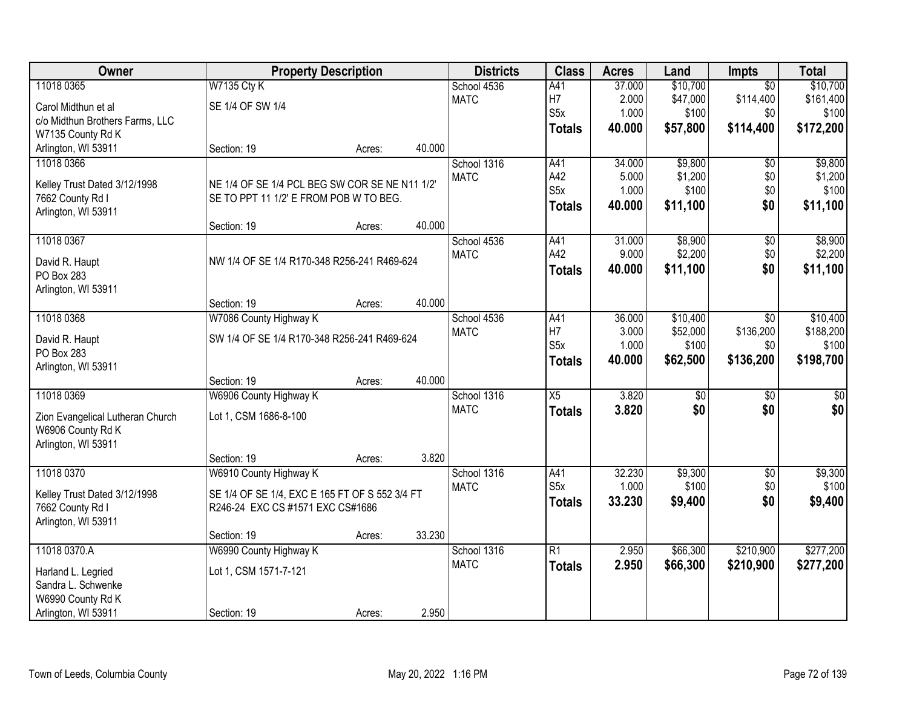| Owner | Property Description | Districts | Class | Acres | Land | Impts | Total |
|---|---|---|---|---|---|---|---|
| 11018 0365<br>Carol Midthun et al<br>c/o Midthun Brothers Farms, LLC<br>W7135 County Rd K<br>Arlington, WI 53911 | W7135 Cty K<br>SE 1/4 OF SW 1/4<br>Section: 19 Acres: 40.000 | School 4536<br>MATC | A41<br>H7<br>S5x<br>**Totals** | 37.000<br>2.000<br>1.000<br>**40.000** | $10,700<br>$47,000<br>$100<br>**$57,800** | $0<br>$114,400<br>$0<br>**$114,400** | $10,700<br>$161,400<br>$100<br>**$172,200** |
| 11018 0366<br>Kelley Trust Dated 3/12/1998<br>7662 County Rd I<br>Arlington, WI 53911 | NE 1/4 OF SE 1/4 PCL BEG SW COR SE NE N11 1/2' SE TO PPT 11 1/2' E FROM POB W TO BEG.<br>Section: 19 Acres: 40.000 | School 1316<br>MATC | A41<br>A42<br>S5x<br>**Totals** | 34.000<br>5.000<br>1.000<br>**40.000** | $9,800<br>$1,200<br>$100<br>**$11,100** | $0<br>$0<br>$0<br>**$0** | $9,800<br>$1,200<br>$100<br>**$11,100** |
| 11018 0367<br>David R. Haupt<br>PO Box 283<br>Arlington, WI 53911 | NW 1/4 OF SE 1/4 R170-348 R256-241 R469-624<br>Section: 19 Acres: 40.000 | School 4536<br>MATC | A41<br>A42<br>**Totals** | 31.000<br>9.000<br>**40.000** | $8,900<br>$2,200<br>**$11,100** | $0<br>$0<br>**$0** | $8,900<br>$2,200<br>**$11,100** |
| 11018 0368<br>David R. Haupt<br>PO Box 283<br>Arlington, WI 53911 | W7086 County Highway K<br>SW 1/4 OF SE 1/4 R170-348 R256-241 R469-624<br>Section: 19 Acres: 40.000 | School 4536<br>MATC | A41<br>H7<br>S5x<br>**Totals** | 36.000<br>3.000<br>1.000<br>**40.000** | $10,400<br>$52,000<br>$100<br>**$62,500** | $0<br>$136,200<br>$0<br>**$136,200** | $10,400<br>$188,200<br>$100<br>**$198,700** |
| 11018 0369<br>Zion Evangelical Lutheran Church<br>W6906 County Rd K<br>Arlington, WI 53911 | W6906 County Highway K<br>Lot 1, CSM 1686-8-100<br>Section: 19 Acres: 3.820 | School 1316<br>MATC | X5<br>**Totals** | 3.820<br>**3.820** | $0<br>**$0** | $0<br>**$0** | $0<br>**$0** |
| 11018 0370<br>Kelley Trust Dated 3/12/1998<br>7662 County Rd I<br>Arlington, WI 53911 | W6910 County Highway K<br>SE 1/4 OF SE 1/4, EXC E 165 FT OF S 552 3/4 FT R246-24 EXC CS #1571 EXC CS#1686<br>Section: 19 Acres: 33.230 | School 1316<br>MATC | A41<br>S5x<br>**Totals** | 32.230<br>1.000<br>**33.230** | $9,300<br>$100<br>**$9,400** | $0<br>$0<br>**$0** | $9,300<br>$100<br>**$9,400** |
| 11018 0370.A<br>Harland L. Legried<br>Sandra L. Schwenke<br>W6990 County Rd K<br>Arlington, WI 53911 | W6990 County Highway K<br>Lot 1, CSM 1571-7-121<br>Section: 19 Acres: 2.950 | School 1316<br>MATC | R1<br>**Totals** | 2.950<br>**2.950** | $66,300<br>**$66,300** | $210,900<br>**$210,900** | $277,200<br>**$277,200** |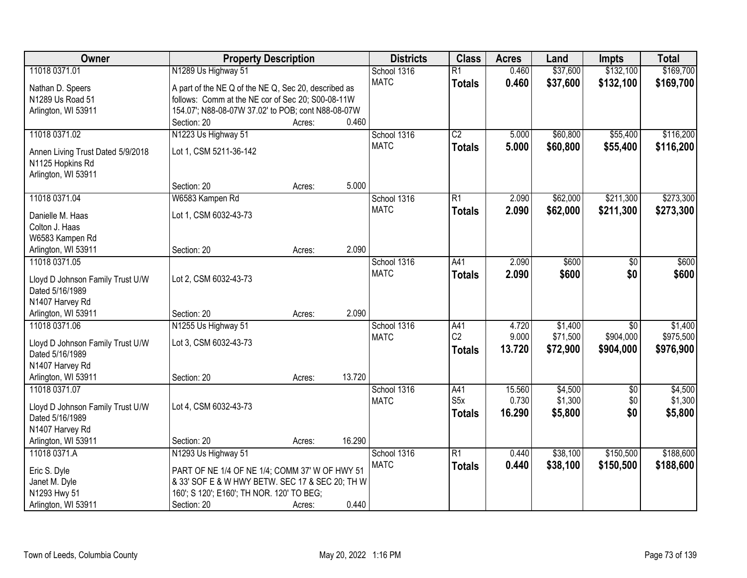| Owner | Property Description | Districts | Class | Acres | Land | Impts | Total |
|---|---|---|---|---|---|---|---|
| 11018 0371.01<br>Nathan D. Speers<br>N1289 Us Road 51<br>Arlington, WI 53911 | N1289 Us Highway 51<br>A part of the NE Q of the NE Q, Sec 20, described as follows: Comm at the NE cor of Sec 20; S00-08-11W 154.07'; N88-08-07W 37.02' to POB; cont N88-08-07W<br>Section: 20 Acres: 0.460 | School 1316<br>MATC | R1<br>**Totals** | 0.460<br>**0.460** | $37,600<br>**$37,600** | $132,100<br>**$132,100** | $169,700<br>**$169,700** |
| 11018 0371.02<br>Annen Living Trust Dated 5/9/2018<br>N1125 Hopkins Rd<br>Arlington, WI 53911 | N1223 Us Highway 51<br>Lot 1, CSM 5211-36-142<br>Section: 20 Acres: 5.000 | School 1316<br>MATC | C2<br>**Totals** | 5.000<br>**5.000** | $60,800<br>**$60,800** | $55,400<br>**$55,400** | $116,200<br>**$116,200** |
| 11018 0371.04<br>Danielle M. Haas<br>Colton J. Haas<br>W6583 Kampen Rd<br>Arlington, WI 53911 | W6583 Kampen Rd<br>Lot 1, CSM 6032-43-73<br>Section: 20 Acres: 2.090 | School 1316<br>MATC | R1<br>**Totals** | 2.090<br>**2.090** | $62,000<br>**$62,000** | $211,300<br>**$211,300** | $273,300<br>**$273,300** |
| 11018 0371.05<br>Lloyd D Johnson Family Trust U/W Dated 5/16/1989<br>N1407 Harvey Rd<br>Arlington, WI 53911 | Lot 2, CSM 6032-43-73<br>Section: 20 Acres: 2.090 | School 1316<br>MATC | A41<br>**Totals** | 2.090<br>**2.090** | $600<br>**$600** | $0<br>**$0** | $600<br>**$600** |
| 11018 0371.06<br>Lloyd D Johnson Family Trust U/W Dated 5/16/1989<br>N1407 Harvey Rd<br>Arlington, WI 53911 | N1255 Us Highway 51<br>Lot 3, CSM 6032-43-73<br>Section: 20 Acres: 13.720 | School 1316<br>MATC | A41<br>C2<br>**Totals** | 4.720<br>9.000<br>**13.720** | $1,400<br>$71,500<br>**$72,900** | $0<br>$904,000<br>**$904,000** | $1,400<br>$975,500<br>**$976,900** |
| 11018 0371.07<br>Lloyd D Johnson Family Trust U/W Dated 5/16/1989<br>N1407 Harvey Rd<br>Arlington, WI 53911 | Lot 4, CSM 6032-43-73<br>Section: 20 Acres: 16.290 | School 1316<br>MATC | A41<br>S5x<br>**Totals** | 15.560<br>0.730<br>**16.290** | $4,500<br>$1,300<br>**$5,800** | $0<br>$0<br>**$0** | $4,500<br>$1,300<br>**$5,800** |
| 11018 0371.A<br>Eric S. Dyle<br>Janet M. Dyle<br>N1293 Hwy 51<br>Arlington, WI 53911 | N1293 Us Highway 51<br>PART OF NE 1/4 OF NE 1/4; COMM 37' W OF HWY 51 & 33' SOF E & W HWY BETW. SEC 17 & SEC 20; TH W 160'; S 120'; E160'; TH NOR. 120' TO BEG;<br>Section: 20 Acres: 0.440 | School 1316<br>MATC | R1<br>**Totals** | 0.440<br>**0.440** | $38,100<br>**$38,100** | $150,500<br>**$150,500** | $188,600<br>**$188,600** |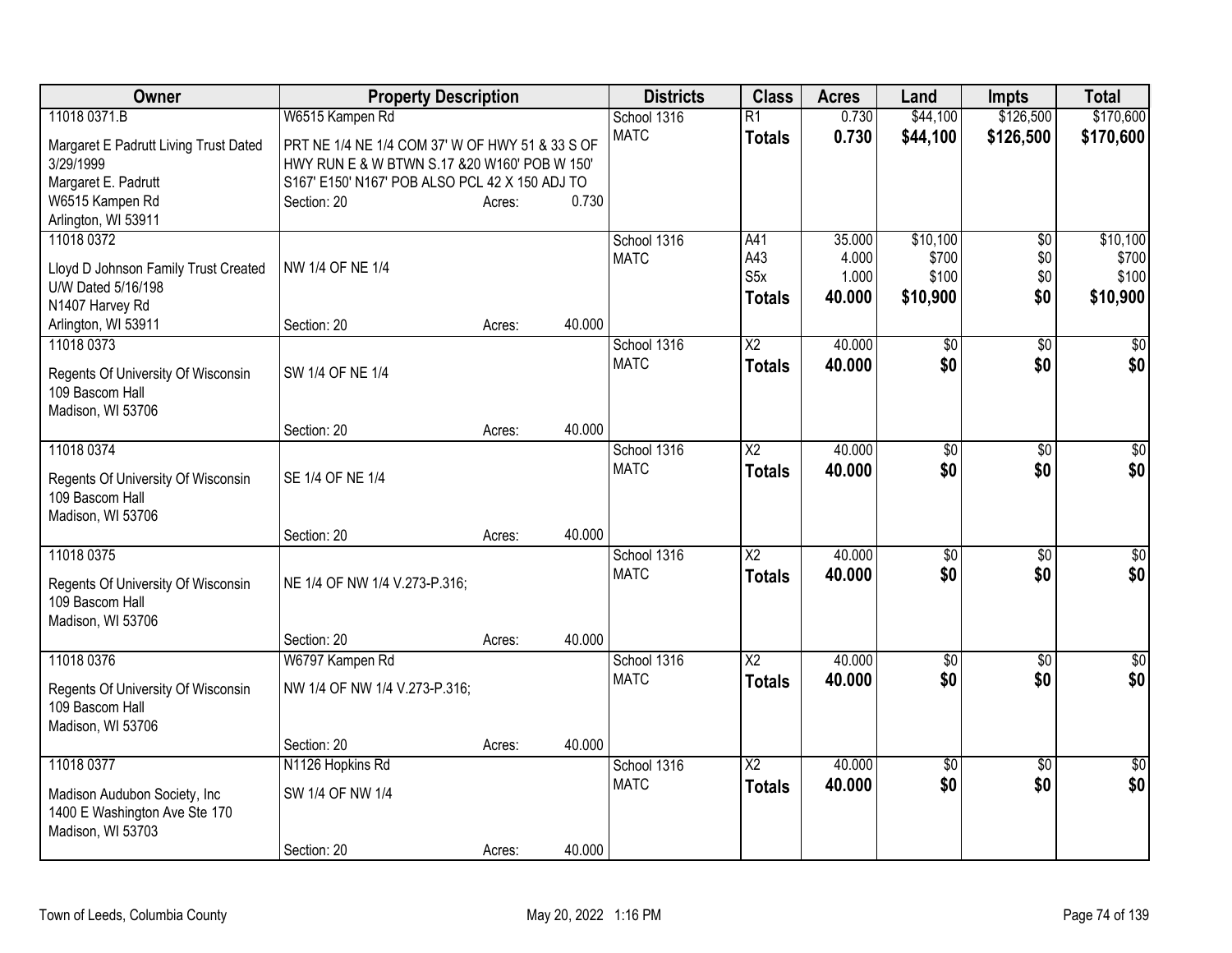| Owner | Property Description | | | Districts | Class | Acres | Land | Impts | Total |
|---|---|---|---|---|---|---|---|---|---|
| 11018 0371.B | W6515 Kampen Rd | | | School 1316 | R1 | 0.730 | $44,100 | $126,500 | $170,600 |
| Margaret E Padrutt Living Trust Dated 3/29/1999<br>Margaret E. Padrutt<br>W6515 Kampen Rd<br>Arlington, WI 53911 | PRT NE 1/4 NE 1/4 COM 37' W OF HWY 51 & 33 S OF HWY RUN E & W BTWN S.17 &20 W160' POB W 150' S167' E150' N167' POB ALSO PCL 42 X 150 ADJ TO | | | MATC | **Totals** | **0.730** | **$44,100** | **$126,500** | **$170,600** |
| | Section: 20 | Acres: | 0.730 | | | | | | |
| 11018 0372 | | | | School 1316 | A41 | 35.000 | $10,100 | $0 | $10,100 |
| Lloyd D Johnson Family Trust Created U/W Dated 5/16/198<br>N1407 Harvey Rd | NW 1/4 OF NE 1/4 | | | MATC | A43 | 4.000 | $700 | $0 | $700 |
| | | | | | S5x | 1.000 | $100 | $0 | $100 |
| | | | | | **Totals** | **40.000** | **$10,900** | **$0** | **$10,900** |
| Arlington, WI 53911 | Section: 20 | Acres: | 40.000 | | | | | | |
| 11018 0373 | | | | School 1316 | X2 | 40.000 | $0 | $0 | $0 |
| Regents Of University Of Wisconsin<br>109 Bascom Hall<br>Madison, WI 53706 | SW 1/4 OF NE 1/4 | | | MATC | **Totals** | **40.000** | **$0** | **$0** | **$0** |
| | Section: 20 | Acres: | 40.000 | | | | | | |
| 11018 0374 | | | | School 1316 | X2 | 40.000 | $0 | $0 | $0 |
| Regents Of University Of Wisconsin<br>109 Bascom Hall<br>Madison, WI 53706 | SE 1/4 OF NE 1/4 | | | MATC | **Totals** | **40.000** | **$0** | **$0** | **$0** |
| | Section: 20 | Acres: | 40.000 | | | | | | |
| 11018 0375 | | | | School 1316 | X2 | 40.000 | $0 | $0 | $0 |
| Regents Of University Of Wisconsin<br>109 Bascom Hall<br>Madison, WI 53706 | NE 1/4 OF NW 1/4 V.273-P.316; | | | MATC | **Totals** | **40.000** | **$0** | **$0** | **$0** |
| | Section: 20 | Acres: | 40.000 | | | | | | |
| 11018 0376 | W6797 Kampen Rd | | | School 1316 | X2 | 40.000 | $0 | $0 | $0 |
| Regents Of University Of Wisconsin<br>109 Bascom Hall<br>Madison, WI 53706 | NW 1/4 OF NW 1/4 V.273-P.316; | | | MATC | **Totals** | **40.000** | **$0** | **$0** | **$0** |
| | Section: 20 | Acres: | 40.000 | | | | | | |
| 11018 0377 | N1126 Hopkins Rd | | | School 1316 | X2 | 40.000 | $0 | $0 | $0 |
| Madison Audubon Society, Inc<br>1400 E Washington Ave Ste 170<br>Madison, WI 53703 | SW 1/4 OF NW 1/4 | | | MATC | **Totals** | **40.000** | **$0** | **$0** | **$0** |
| | Section: 20 | Acres: | 40.000 | | | | | | |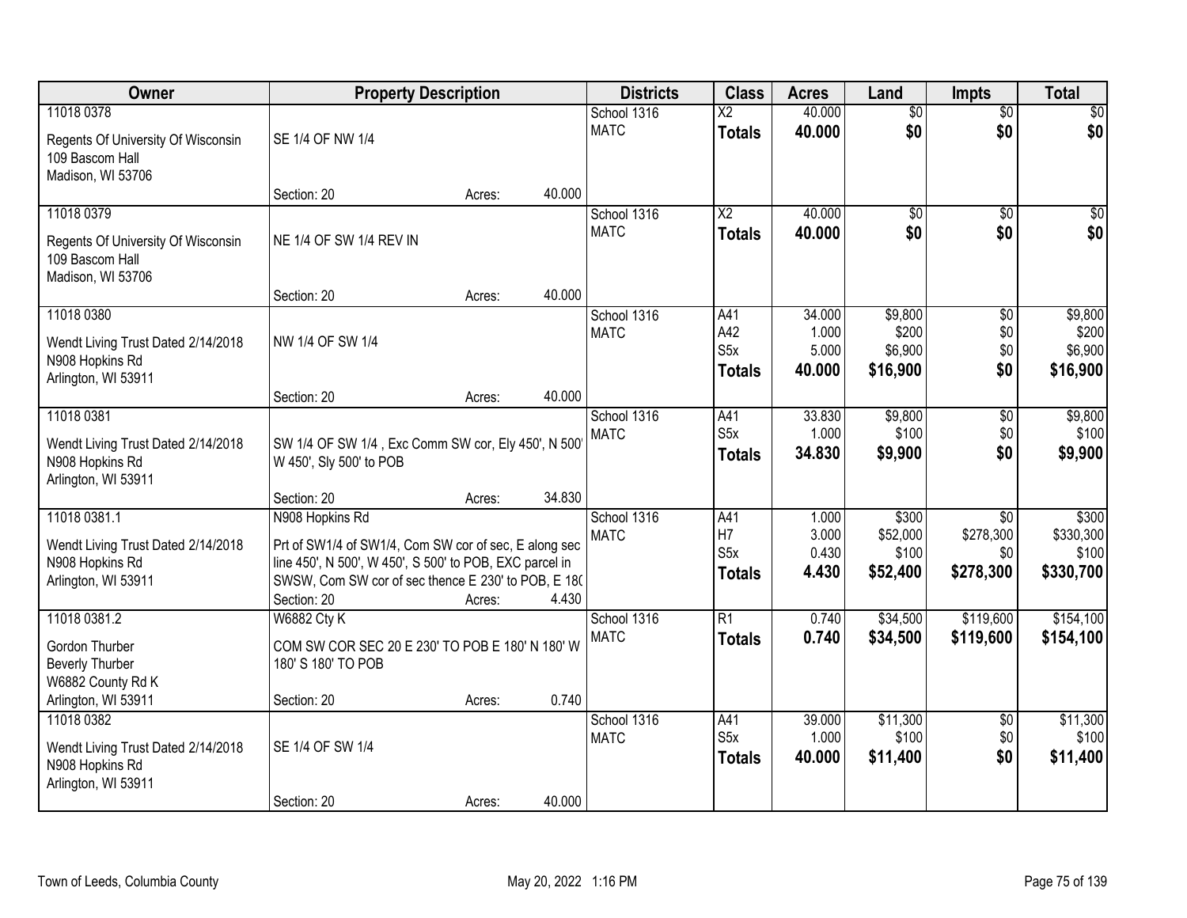| Owner | Property Description | | | Districts | Class | Acres | Land | Impts | Total |
|---|---|---|---|---|---|---|---|---|---|
| 11018 0378<br>Regents Of University Of Wisconsin<br>109 Bascom Hall<br>Madison, WI 53706 | SE 1/4 OF NW 1/4<br>Section: 20 | Acres: | 40.000 | School 1316<br>MATC | X2<br>**Totals** | 40.000<br>**40.000** | $0<br>**$0** | $0<br>**$0** | $0<br>**$0** |
| 11018 0379<br>Regents Of University Of Wisconsin<br>109 Bascom Hall<br>Madison, WI 53706 | NE 1/4 OF SW 1/4 REV IN<br>Section: 20 | Acres: | 40.000 | School 1316<br>MATC | X2<br>**Totals** | 40.000<br>**40.000** | $0<br>**$0** | $0<br>**$0** | $0<br>**$0** |
| 11018 0380<br>Wendt Living Trust Dated 2/14/2018<br>N908 Hopkins Rd<br>Arlington, WI 53911 | NW 1/4 OF SW 1/4<br>Section: 20 | Acres: | 40.000 | School 1316<br>MATC | A41<br>A42<br>S5x<br>**Totals** | 34.000<br>1.000<br>5.000<br>**40.000** | $9,800<br>$200<br>$6,900<br>**$16,900** | $0<br>$0<br>$0<br>**$0** | $9,800<br>$200<br>$6,900<br>**$16,900** |
| 11018 0381<br>Wendt Living Trust Dated 2/14/2018<br>N908 Hopkins Rd<br>Arlington, WI 53911 | SW 1/4 OF SW 1/4 , Exc Comm SW cor, Ely 450', N 500' W 450', Sly 500' to POB<br>Section: 20 | Acres: | 34.830 | School 1316<br>MATC | A41<br>S5x<br>**Totals** | 33.830<br>1.000<br>**34.830** | $9,800<br>$100<br>**$9,900** | $0<br>$0<br>**$0** | $9,800<br>$100<br>**$9,900** |
| 11018 0381.1<br>Wendt Living Trust Dated 2/14/2018<br>N908 Hopkins Rd<br>Arlington, WI 53911 | N908 Hopkins Rd<br>Prt of SW1/4 of SW1/4, Com SW cor of sec, E along sec line 450', N 500', W 450', S 500' to POB, EXC parcel in SWSW, Com SW cor of sec thence E 230' to POB, E 18(<br>Section: 20 | Acres: | 4.430 | School 1316<br>MATC | A41<br>H7<br>S5x<br>**Totals** | 1.000<br>3.000<br>0.430<br>**4.430** | $300<br>$52,000<br>$100<br>**$52,400** | $0<br>$278,300<br>$0<br>**$278,300** | $300<br>$330,300<br>$100<br>**$330,700** |
| 11018 0381.2<br>Gordon Thurber<br>Beverly Thurber<br>W6882 County Rd K<br>Arlington, WI 53911 | W6882 Cty K<br>COM SW COR SEC 20 E 230' TO POB E 180' N 180' W 180' S 180' TO POB<br>Section: 20 | Acres: | 0.740 | School 1316<br>MATC | R1<br>**Totals** | 0.740<br>**0.740** | $34,500<br>**$34,500** | $119,600<br>**$119,600** | $154,100<br>**$154,100** |
| 11018 0382<br>Wendt Living Trust Dated 2/14/2018<br>N908 Hopkins Rd<br>Arlington, WI 53911 | SE 1/4 OF SW 1/4<br>Section: 20 | Acres: | 40.000 | School 1316<br>MATC | A41<br>S5x<br>**Totals** | 39.000<br>1.000<br>**40.000** | $11,300<br>$100<br>**$11,400** | $0<br>$0<br>**$0** | $11,300<br>$100<br>**$11,400** |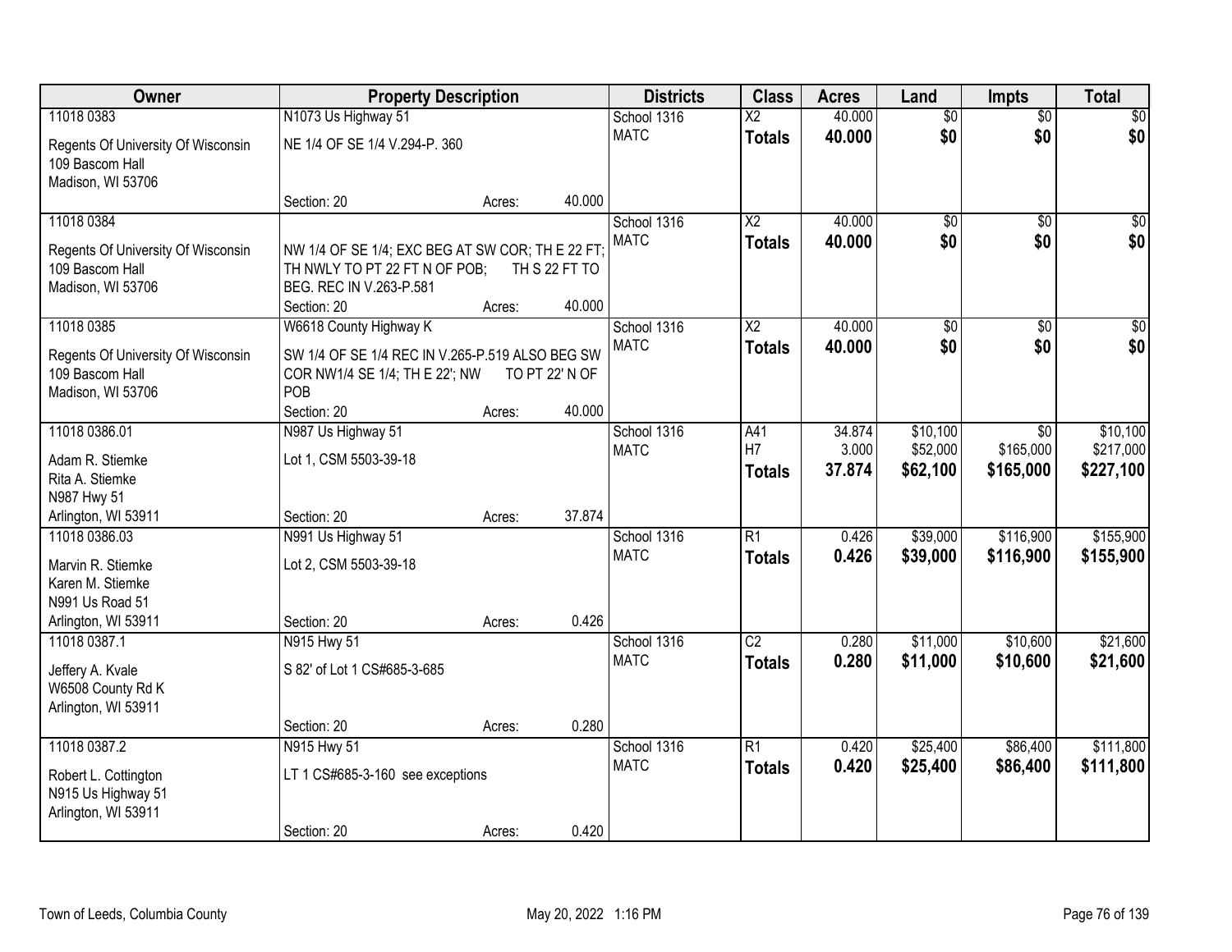| Owner | Property Description | Districts | Class | Acres | Land | Impts | Total |
|---|---|---|---|---|---|---|---|
| 11018 0383<br>Regents Of University Of Wisconsin<br>109 Bascom Hall<br>Madison, WI 53706 | N1073 Us Highway 51<br>NE 1/4 OF SE 1/4 V.294-P. 360<br>Section: 20 Acres: 40.000 | School 1316<br>MATC | X2<br>**Totals** | 40.000<br>**40.000** | $0<br>**$0** | $0<br>**$0** | $0<br>**$0** |
| 11018 0384<br>Regents Of University Of Wisconsin<br>109 Bascom Hall<br>Madison, WI 53706 | NW 1/4 OF SE 1/4; EXC BEG AT SW COR; TH E 22 FT; TH NWLY TO PT 22 FT N OF POB; TH S 22 FT TO BEG. REC IN V.263-P.581<br>Section: 20 Acres: 40.000 | School 1316<br>MATC | X2<br>**Totals** | 40.000<br>**40.000** | $0<br>**$0** | $0<br>**$0** | $0<br>**$0** |
| 11018 0385<br>Regents Of University Of Wisconsin<br>109 Bascom Hall<br>Madison, WI 53706 | W6618 County Highway K<br>SW 1/4 OF SE 1/4 REC IN V.265-P.519 ALSO BEG SW COR NW1/4 SE 1/4; TH E 22'; NW TO PT 22' N OF POB<br>Section: 20 Acres: 40.000 | School 1316<br>MATC | X2<br>**Totals** | 40.000<br>**40.000** | $0<br>**$0** | $0<br>**$0** | $0<br>**$0** |
| 11018 0386.01<br>Adam R. Stiemke<br>Rita A. Stiemke<br>N987 Hwy 51<br>Arlington, WI 53911 | N987 Us Highway 51<br>Lot 1, CSM 5503-39-18<br>Section: 20 Acres: 37.874 | School 1316<br>MATC | A41<br>H7<br>**Totals** | 34.874<br>3.000<br>**37.874** | $10,100<br>$52,000<br>**$62,100** | $0<br>$165,000<br>**$165,000** | $10,100<br>$217,000<br>**$227,100** |
| 11018 0386.03<br>Marvin R. Stiemke<br>Karen M. Stiemke<br>N991 Us Road 51<br>Arlington, WI 53911 | N991 Us Highway 51<br>Lot 2, CSM 5503-39-18<br>Section: 20 Acres: 0.426 | School 1316<br>MATC | R1<br>**Totals** | 0.426<br>**0.426** | $39,000<br>**$39,000** | $116,900<br>**$116,900** | $155,900<br>**$155,900** |
| 11018 0387.1<br>Jeffery A. Kvale<br>W6508 County Rd K<br>Arlington, WI 53911 | N915 Hwy 51<br>S 82' of Lot 1 CS#685-3-685<br>Section: 20 Acres: 0.280 | School 1316<br>MATC | C2<br>**Totals** | 0.280<br>**0.280** | $11,000<br>**$11,000** | $10,600<br>**$10,600** | $21,600<br>**$21,600** |
| 11018 0387.2<br>Robert L. Cottington<br>N915 Us Highway 51<br>Arlington, WI 53911 | N915 Hwy 51<br>LT 1 CS#685-3-160 see exceptions<br>Section: 20 Acres: 0.420 | School 1316<br>MATC | R1<br>**Totals** | 0.420<br>**0.420** | $25,400<br>**$25,400** | $86,400<br>**$86,400** | $111,800<br>**$111,800** |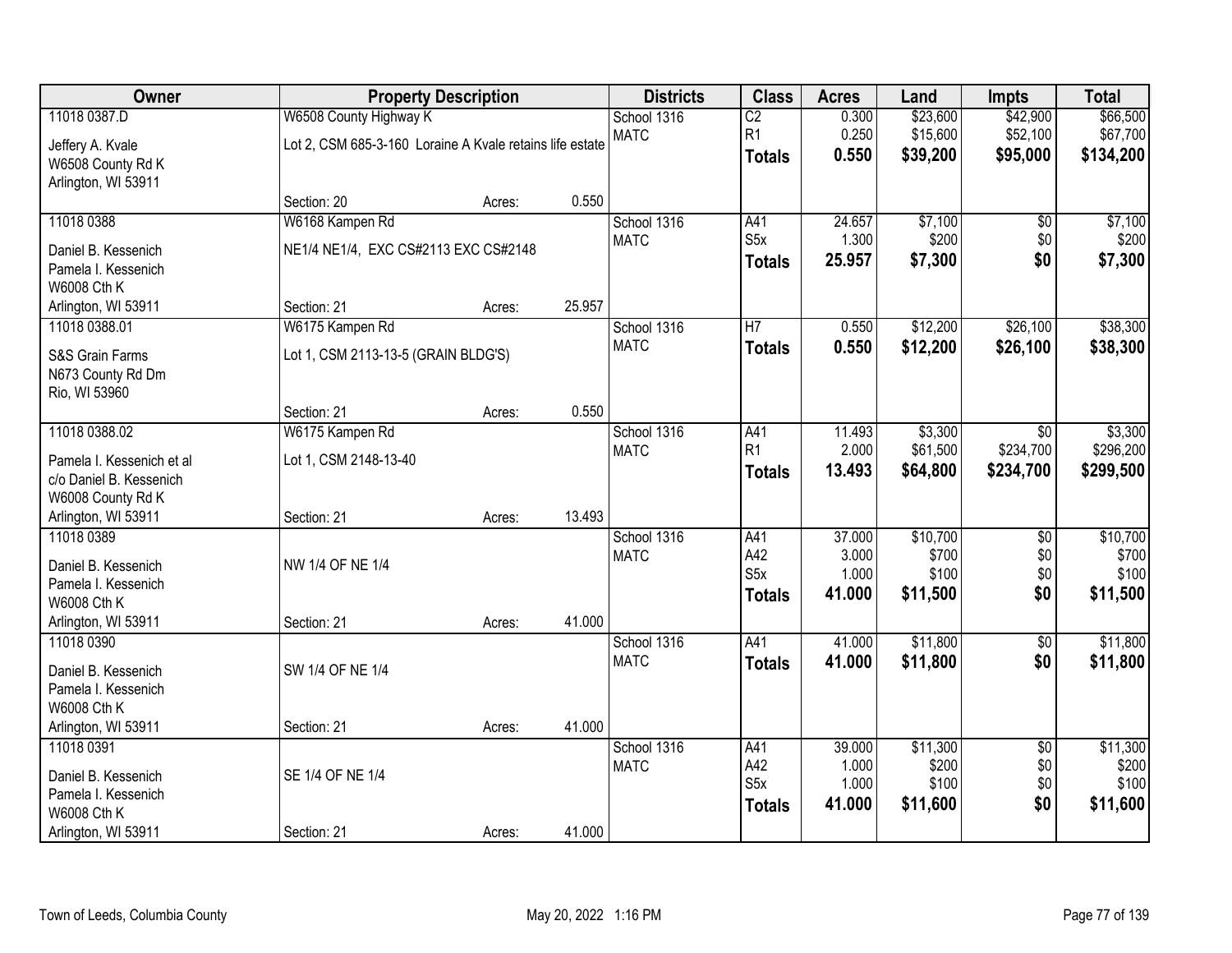| Owner | Property Description | | | Districts | Class | Acres | Land | Impts | Total |
|---|---|---|---|---|---|---|---|---|---|
| 11018 0387.D | W6508 County Highway K | | | School 1316 | C2 | 0.300 | $23,600 | $42,900 | $66,500 |
| Jeffery A. Kvale | Lot 2, CSM 685-3-160 Loraine A Kvale retains life estate | | | MATC | R1 | 0.250 | $15,600 | $52,100 | $67,700 |
| W6508 County Rd K | | | | | **Totals** | **0.550** | **$39,200** | **$95,000** | **$134,200** |
| Arlington, WI 53911 | | | | | | | | | |
| | Section: 20 | Acres: | 0.550 | | | | | | |
| 11018 0388 | W6168 Kampen Rd | | | School 1316 | A41 | 24.657 | $7,100 | $0 | $7,100 |
| Daniel B. Kessenich | NE1/4 NE1/4, EXC CS#2113 EXC CS#2148 | | | MATC | S5x | 1.300 | $200 | $0 | $200 |
| Pamela I. Kessenich | | | | | **Totals** | **25.957** | **$7,300** | **$0** | **$7,300** |
| W6008 Cth K | | | | | | | | | |
| Arlington, WI 53911 | Section: 21 | Acres: | 25.957 | | | | | | |
| 11018 0388.01 | W6175 Kampen Rd | | | School 1316 | H7 | 0.550 | $12,200 | $26,100 | $38,300 |
| S&S Grain Farms | Lot 1, CSM 2113-13-5 (GRAIN BLDG'S) | | | MATC | **Totals** | **0.550** | **$12,200** | **$26,100** | **$38,300** |
| N673 County Rd Dm | | | | | | | | | |
| Rio, WI 53960 | | | | | | | | | |
| | Section: 21 | Acres: | 0.550 | | | | | | |
| 11018 0388.02 | W6175 Kampen Rd | | | School 1316 | A41 | 11.493 | $3,300 | $0 | $3,300 |
| Pamela I. Kessenich et al | Lot 1, CSM 2148-13-40 | | | MATC | R1 | 2.000 | $61,500 | $234,700 | $296,200 |
| c/o Daniel B. Kessenich | | | | | **Totals** | **13.493** | **$64,800** | **$234,700** | **$299,500** |
| W6008 County Rd K | | | | | | | | | |
| Arlington, WI 53911 | Section: 21 | Acres: | 13.493 | | | | | | |
| 11018 0389 | | | | School 1316 | A41 | 37.000 | $10,700 | $0 | $10,700 |
| Daniel B. Kessenich | NW 1/4 OF NE 1/4 | | | MATC | A42 | 3.000 | $700 | $0 | $700 |
| Pamela I. Kessenich | | | | | S5x | 1.000 | $100 | $0 | $100 |
| W6008 Cth K | | | | | **Totals** | **41.000** | **$11,500** | **$0** | **$11,500** |
| Arlington, WI 53911 | Section: 21 | Acres: | 41.000 | | | | | | |
| 11018 0390 | | | | School 1316 | A41 | 41.000 | $11,800 | $0 | $11,800 |
| Daniel B. Kessenich | SW 1/4 OF NE 1/4 | | | MATC | **Totals** | **41.000** | **$11,800** | **$0** | **$11,800** |
| Pamela I. Kessenich | | | | | | | | | |
| W6008 Cth K | | | | | | | | | |
| Arlington, WI 53911 | Section: 21 | Acres: | 41.000 | | | | | | |
| 11018 0391 | | | | School 1316 | A41 | 39.000 | $11,300 | $0 | $11,300 |
| Daniel B. Kessenich | SE 1/4 OF NE 1/4 | | | MATC | A42 | 1.000 | $200 | $0 | $200 |
| Pamela I. Kessenich | | | | | S5x | 1.000 | $100 | $0 | $100 |
| W6008 Cth K | | | | | **Totals** | **41.000** | **$11,600** | **$0** | **$11,600** |
| Arlington, WI 53911 | Section: 21 | Acres: | 41.000 | | | | | | |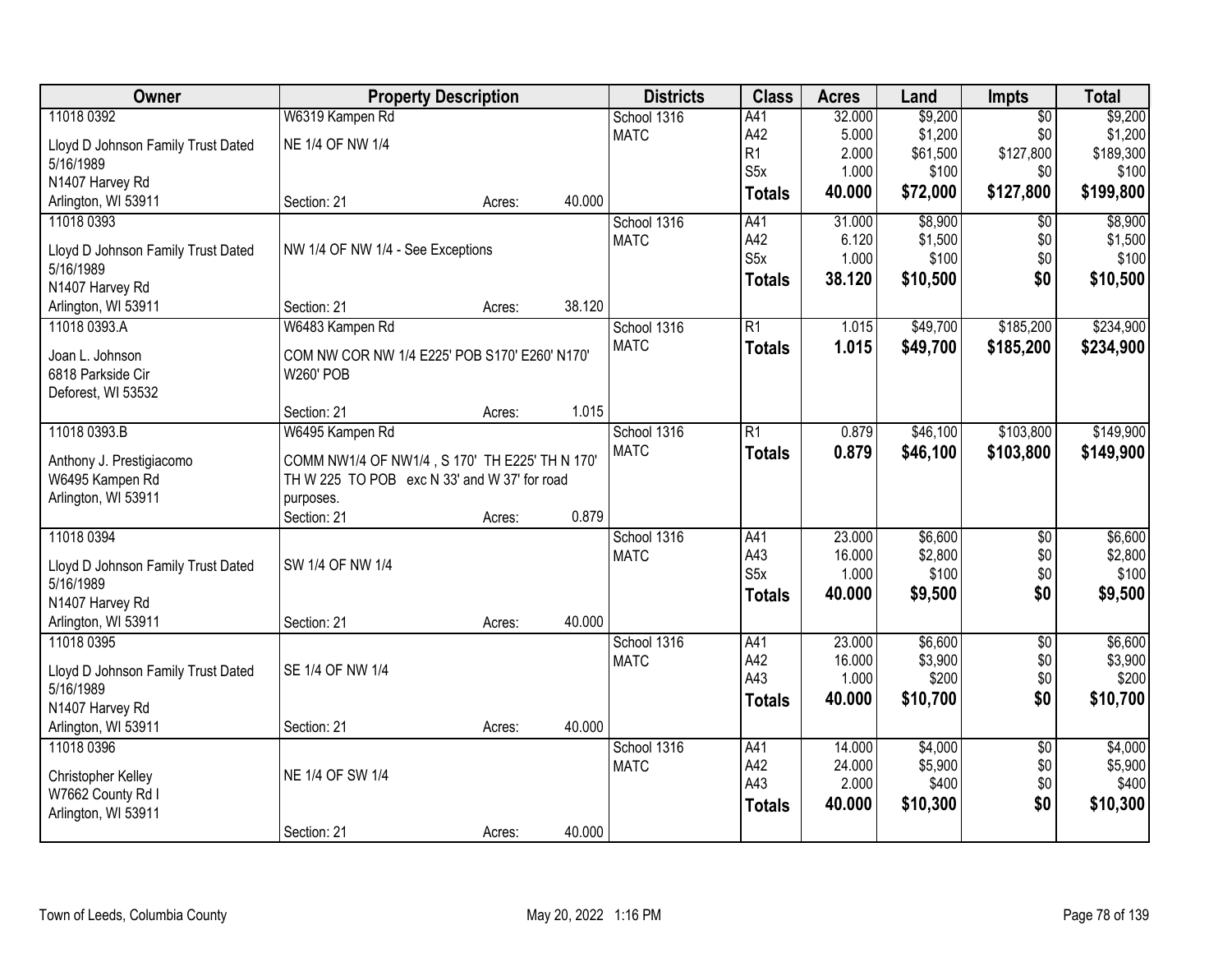| Owner | Property Description | | | Districts | Class | Acres | Land | Impts | Total |
|---|---|---|---|---|---|---|---|---|---|
| 11018 0392 | W6319 Kampen Rd | | | School 1316 | A41 | 32.000 | $9,200 | $0 | $9,200 |
| Lloyd D Johnson Family Trust Dated 5/16/1989 | NE 1/4 OF NW 1/4 | | | MATC | A42 | 5.000 | $1,200 | $0 | $1,200 |
| N1407 Harvey Rd | | | | | R1 | 2.000 | $61,500 | $127,800 | $189,300 |
| Arlington, WI 53911 | | | | | S5x | 1.000 | $100 | $0 | $100 |
| | Section: 21 | Acres: | 40.000 | | **Totals** | **40.000** | **$72,000** | **$127,800** | **$199,800** |
| 11018 0393 | | | | School 1316 | A41 | 31.000 | $8,900 | $0 | $8,900 |
| Lloyd D Johnson Family Trust Dated 5/16/1989 | NW 1/4 OF NW 1/4 - See Exceptions | | | MATC | A42 | 6.120 | $1,500 | $0 | $1,500 |
| N1407 Harvey Rd | | | | | S5x | 1.000 | $100 | $0 | $100 |
| Arlington, WI 53911 | | | | | **Totals** | **38.120** | **$10,500** | **$0** | **$10,500** |
| | Section: 21 | Acres: | 38.120 | | | | | | |
| 11018 0393.A | W6483 Kampen Rd | | | School 1316 | R1 | 1.015 | $49,700 | $185,200 | $234,900 |
| Joan L. Johnson | COM NW COR NW 1/4 E225' POB S170' E260' N170' W260' POB | | | MATC | **Totals** | **1.015** | **$49,700** | **$185,200** | **$234,900** |
| 6818 Parkside Cir | | | | | | | | | |
| Deforest, WI 53532 | | | | | | | | | |
| | Section: 21 | Acres: | 1.015 | | | | | | |
| 11018 0393.B | W6495 Kampen Rd | | | School 1316 | R1 | 0.879 | $46,100 | $103,800 | $149,900 |
| Anthony J. Prestigiacomo | COMM NW1/4 OF NW1/4 , S 170' TH E225' TH N 170' TH W 225 TO POB exc N 33' and W 37' for road purposes. | | | MATC | **Totals** | **0.879** | **$46,100** | **$103,800** | **$149,900** |
| W6495 Kampen Rd | | | | | | | | | |
| Arlington, WI 53911 | | | | | | | | | |
| | Section: 21 | Acres: | 0.879 | | | | | | |
| 11018 0394 | | | | School 1316 | A41 | 23.000 | $6,600 | $0 | $6,600 |
| Lloyd D Johnson Family Trust Dated 5/16/1989 | SW 1/4 OF NW 1/4 | | | MATC | A43 | 16.000 | $2,800 | $0 | $2,800 |
| N1407 Harvey Rd | | | | | S5x | 1.000 | $100 | $0 | $100 |
| Arlington, WI 53911 | | | | | **Totals** | **40.000** | **$9,500** | **$0** | **$9,500** |
| | Section: 21 | Acres: | 40.000 | | | | | | |
| 11018 0395 | | | | School 1316 | A41 | 23.000 | $6,600 | $0 | $6,600 |
| Lloyd D Johnson Family Trust Dated 5/16/1989 | SE 1/4 OF NW 1/4 | | | MATC | A42 | 16.000 | $3,900 | $0 | $3,900 |
| N1407 Harvey Rd | | | | | A43 | 1.000 | $200 | $0 | $200 |
| Arlington, WI 53911 | | | | | **Totals** | **40.000** | **$10,700** | **$0** | **$10,700** |
| | Section: 21 | Acres: | 40.000 | | | | | | |
| 11018 0396 | | | | School 1316 | A41 | 14.000 | $4,000 | $0 | $4,000 |
| Christopher Kelley | NE 1/4 OF SW 1/4 | | | MATC | A42 | 24.000 | $5,900 | $0 | $5,900 |
| W7662 County Rd I | | | | | A43 | 2.000 | $400 | $0 | $400 |
| Arlington, WI 53911 | | | | | **Totals** | **40.000** | **$10,300** | **$0** | **$10,300** |
| | Section: 21 | Acres: | 40.000 | | | | | | |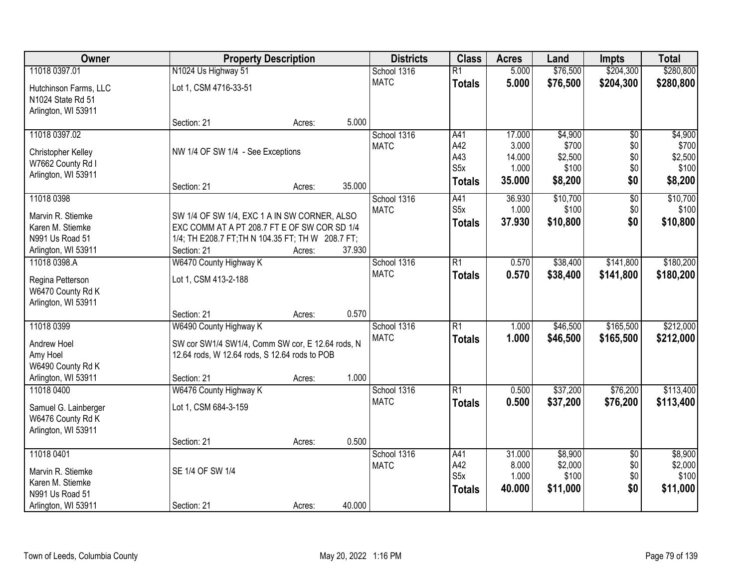| Owner | Property Description | Districts | Class | Acres | Land | Impts | Total |
|---|---|---|---|---|---|---|---|
| 11018 0397.01<br>Hutchinson Farms, LLC<br>N1024 State Rd 51<br>Arlington, WI 53911 | N1024 Us Highway 51<br>Lot 1, CSM 4716-33-51<br>Section: 21 Acres: 5.000 | School 1316<br>MATC | R1<br>**Totals** | 5.000<br>**5.000** | $76,500<br>**$76,500** | $204,300<br>**$204,300** | $280,800<br>**$280,800** |
| 11018 0397.02<br>Christopher Kelley<br>W7662 County Rd I<br>Arlington, WI 53911 | NW 1/4 OF SW 1/4 - See Exceptions<br>Section: 21 Acres: 35.000 | School 1316<br>MATC | A41<br>A42<br>A43<br>S5x<br>**Totals** | 17.000<br>3.000<br>14.000<br>1.000<br>**35.000** | $4,900<br>$700<br>$2,500<br>$100<br>**$8,200** | $0<br>$0<br>$0<br>$0<br>**$0** | $4,900<br>$700<br>$2,500<br>$100<br>**$8,200** |
| 11018 0398<br>Marvin R. Stiemke<br>Karen M. Stiemke<br>N991 Us Road 51<br>Arlington, WI 53911 | SW 1/4 OF SW 1/4, EXC 1 A IN SW CORNER, ALSO EXC COMM AT A PT 208.7 FT E OF SW COR SD 1/4 1/4; TH E208.7 FT;TH N 104.35 FT; TH W 208.7 FT;<br>Section: 21 Acres: 37.930 | School 1316<br>MATC | A41<br>S5x<br>**Totals** | 36.930<br>1.000<br>**37.930** | $10,700<br>$100<br>**$10,800** | $0<br>$0<br>**$0** | $10,700<br>$100<br>**$10,800** |
| 11018 0398.A<br>Regina Petterson<br>W6470 County Rd K<br>Arlington, WI 53911 | W6470 County Highway K<br>Lot 1, CSM 413-2-188<br>Section: 21 Acres: 0.570 | School 1316<br>MATC | R1<br>**Totals** | 0.570<br>**0.570** | $38,400<br>**$38,400** | $141,800<br>**$141,800** | $180,200<br>**$180,200** |
| 11018 0399<br>Andrew Hoel<br>Amy Hoel<br>W6490 County Rd K<br>Arlington, WI 53911 | W6490 County Highway K<br>SW cor SW1/4 SW1/4, Comm SW cor, E 12.64 rods, N 12.64 rods, W 12.64 rods, S 12.64 rods to POB<br>Section: 21 Acres: 1.000 | School 1316<br>MATC | R1<br>**Totals** | 1.000<br>**1.000** | $46,500<br>**$46,500** | $165,500<br>**$165,500** | $212,000<br>**$212,000** |
| 11018 0400<br>Samuel G. Lainberger<br>W6476 County Rd K<br>Arlington, WI 53911 | W6476 County Highway K<br>Lot 1, CSM 684-3-159<br>Section: 21 Acres: 0.500 | School 1316<br>MATC | R1<br>**Totals** | 0.500<br>**0.500** | $37,200<br>**$37,200** | $76,200<br>**$76,200** | $113,400<br>**$113,400** |
| 11018 0401<br>Marvin R. Stiemke<br>Karen M. Stiemke<br>N991 Us Road 51<br>Arlington, WI 53911 | SE 1/4 OF SW 1/4<br>Section: 21 Acres: 40.000 | School 1316<br>MATC | A41<br>A42<br>S5x<br>**Totals** | 31.000<br>8.000<br>1.000<br>**40.000** | $8,900<br>$2,000<br>$100<br>**$11,000** | $0<br>$0<br>$0<br>**$0** | $8,900<br>$2,000<br>$100<br>**$11,000** |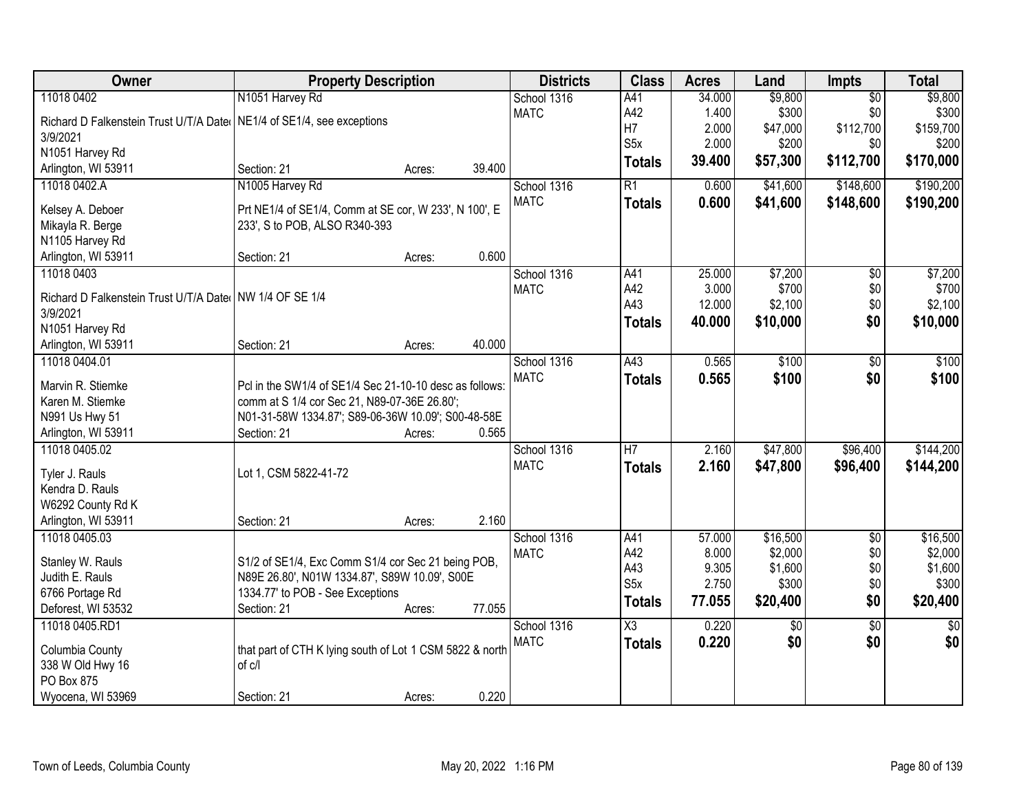| Owner | Property Description | Districts | Class | Acres | Land | Impts | Total |
|---|---|---|---|---|---|---|---|
| 11018 0402<br>Richard D Falkenstein Trust U/T/A Dated 3/9/2021<br>N1051 Harvey Rd<br>Arlington, WI 53911 | N1051 Harvey Rd<br>NE1/4 of SE1/4, see exceptions<br>Section: 21 Acres: 39.400 | School 1316<br>MATC | A41<br>A42<br>H7<br>S5x<br>**Totals** | 34.000<br>1.400<br>2.000<br>2.000<br>**39.400** | $9,800<br>$300<br>$47,000<br>$200<br>**$57,300** | $0<br>$0<br>$112,700<br>$0<br>**$112,700** | $9,800<br>$300<br>$159,700<br>$200<br>**$170,000** |
| 11018 0402.A<br>Kelsey A. Deboer<br>Mikayla R. Berge<br>N1105 Harvey Rd<br>Arlington, WI 53911 | N1005 Harvey Rd<br>Prt NE1/4 of SE1/4, Comm at SE cor, W 233', N 100', E 233', S to POB, ALSO R340-393<br>Section: 21 Acres: 0.600 | School 1316<br>MATC | R1<br>**Totals** | 0.600<br>**0.600** | $41,600<br>**$41,600** | $148,600<br>**$148,600** | $190,200<br>**$190,200** |
| 11018 0403<br>Richard D Falkenstein Trust U/T/A Dated 3/9/2021<br>N1051 Harvey Rd<br>Arlington, WI 53911 | NW 1/4 OF SE 1/4<br>Section: 21 Acres: 40.000 | School 1316<br>MATC | A41<br>A42<br>A43<br>**Totals** | 25.000<br>3.000<br>12.000<br>**40.000** | $7,200<br>$700<br>$2,100<br>**$10,000** | $0<br>$0<br>$0<br>**$0** | $7,200<br>$700<br>$2,100<br>**$10,000** |
| 11018 0404.01<br>Marvin R. Stiemke<br>Karen M. Stiemke<br>N991 Us Hwy 51<br>Arlington, WI 53911 | Pcl in the SW1/4 of SE1/4 Sec 21-10-10 desc as follows: comm at S 1/4 cor Sec 21, N89-07-36E 26.80'; N01-31-58W 1334.87'; S89-06-36W 10.09'; S00-48-58E<br>Section: 21 Acres: 0.565 | School 1316<br>MATC | A43<br>**Totals** | 0.565<br>**0.565** | $100<br>**$100** | $0<br>**$0** | $100<br>**$100** |
| 11018 0405.02<br>Tyler J. Rauls<br>Kendra D. Rauls<br>W6292 County Rd K<br>Arlington, WI 53911 | Lot 1, CSM 5822-41-72<br>Section: 21 Acres: 2.160 | School 1316<br>MATC | H7<br>**Totals** | 2.160<br>**2.160** | $47,800<br>**$47,800** | $96,400<br>**$96,400** | $144,200<br>**$144,200** |
| 11018 0405.03<br>Stanley W. Rauls<br>Judith E. Rauls<br>6766 Portage Rd<br>Deforest, WI 53532 | S1/2 of SE1/4, Exc Comm S1/4 cor Sec 21 being POB, N89E 26.80', N01W 1334.87', S89W 10.09', S00E 1334.77' to POB - See Exceptions<br>Section: 21 Acres: 77.055 | School 1316<br>MATC | A41<br>A42<br>A43<br>S5x<br>**Totals** | 57.000<br>8.000<br>9.305<br>2.750<br>**77.055** | $16,500<br>$2,000<br>$1,600<br>$300<br>**$20,400** | $0<br>$0<br>$0<br>$0<br>**$0** | $16,500<br>$2,000<br>$1,600<br>$300<br>**$20,400** |
| 11018 0405.RD1<br>Columbia County<br>338 W Old Hwy 16<br>PO Box 875<br>Wyocena, WI 53969 | that part of CTH K lying south of Lot 1 CSM 5822 & north of c/l<br>Section: 21 Acres: 0.220 | School 1316<br>MATC | X3<br>**Totals** | 0.220<br>**0.220** | $0<br>**$0** | $0<br>**$0** | $0<br>**$0** |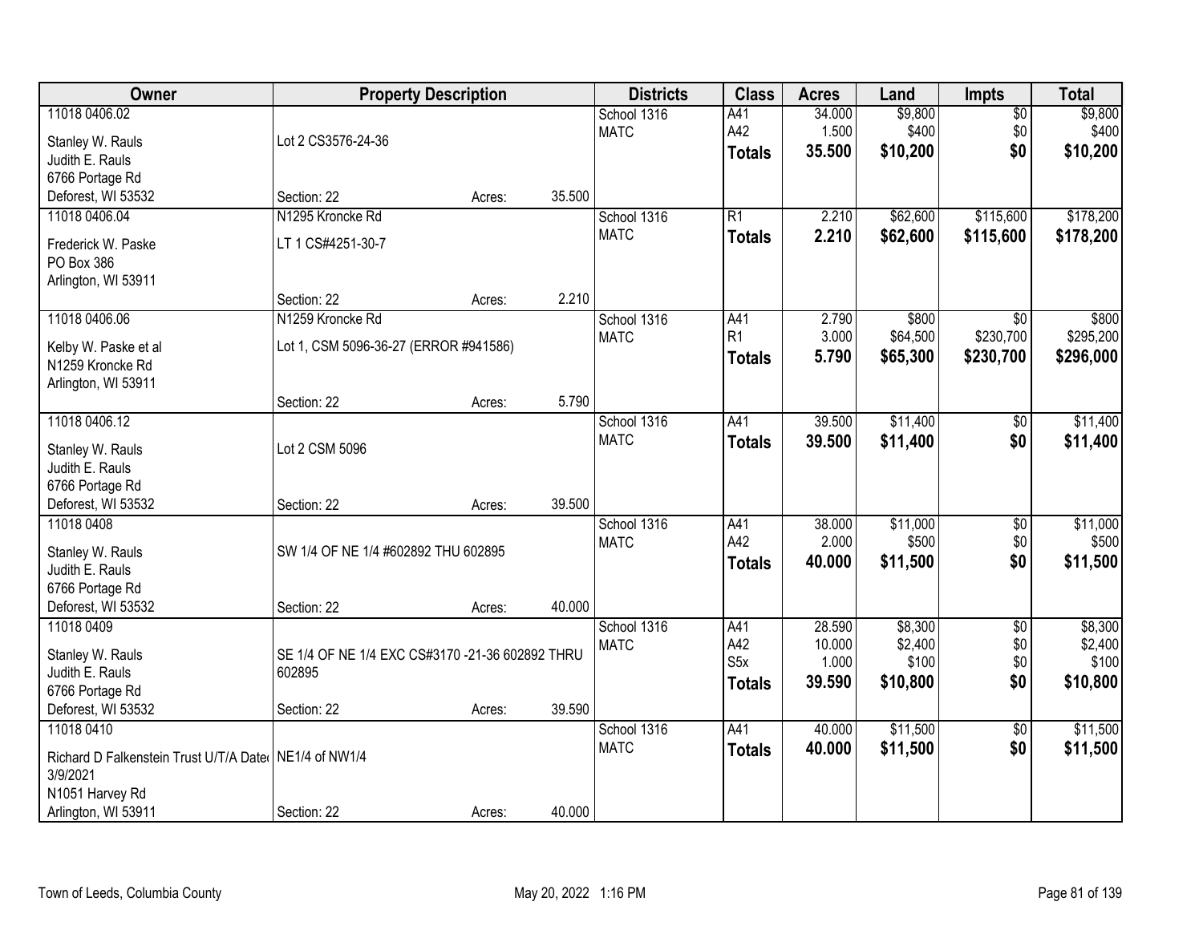| Owner | Property Description | | | Districts | Class | Acres | Land | Impts | Total |
|---|---|---|---|---|---|---|---|---|---|
| 11018 0406.02<br>Stanley W. Rauls<br>Judith E. Rauls<br>6766 Portage Rd<br>Deforest, WI 53532 | Lot 2 CS3576-24-36<br>Section: 22 | Acres: | 35.500 | School 1316<br>MATC | A41<br>A42<br>**Totals** | 34.000<br>1.500<br>**35.500** | $9,800<br>$400<br>**$10,200** | $0<br>$0<br>**$0** | $9,800<br>$400<br>**$10,200** |
| 11018 0406.04<br>Frederick W. Paske<br>PO Box 386<br>Arlington, WI 53911 | N1295 Kroncke Rd<br>LT 1 CS#4251-30-7<br>Section: 22 | Acres: | 2.210 | School 1316<br>MATC | R1<br>**Totals** | 2.210<br>**2.210** | $62,600<br>**$62,600** | $115,600<br>**$115,600** | $178,200<br>**$178,200** |
| 11018 0406.06<br>Kelby W. Paske et al<br>N1259 Kroncke Rd<br>Arlington, WI 53911 | N1259 Kroncke Rd<br>Lot 1, CSM 5096-36-27 (ERROR #941586)<br>Section: 22 | Acres: | 5.790 | School 1316<br>MATC | A41<br>R1<br>**Totals** | 2.790<br>3.000<br>**5.790** | $800<br>$64,500<br>**$65,300** | $0<br>$230,700<br>**$230,700** | $800<br>$295,200<br>**$296,000** |
| 11018 0406.12<br>Stanley W. Rauls<br>Judith E. Rauls<br>6766 Portage Rd<br>Deforest, WI 53532 | Lot 2 CSM 5096<br>Section: 22 | Acres: | 39.500 | School 1316<br>MATC | A41<br>**Totals** | 39.500<br>**39.500** | $11,400<br>**$11,400** | $0<br>**$0** | $11,400<br>**$11,400** |
| 11018 0408<br>Stanley W. Rauls<br>Judith E. Rauls<br>6766 Portage Rd<br>Deforest, WI 53532 | SW 1/4 OF NE 1/4 #602892 THU 602895<br>Section: 22 | Acres: | 40.000 | School 1316<br>MATC | A41<br>A42<br>**Totals** | 38.000<br>2.000<br>**40.000** | $11,000<br>$500<br>**$11,500** | $0<br>$0<br>**$0** | $11,000<br>$500<br>**$11,500** |
| 11018 0409<br>Stanley W. Rauls<br>Judith E. Rauls<br>6766 Portage Rd<br>Deforest, WI 53532 | SE 1/4 OF NE 1/4 EXC CS#3170 -21-36 602892 THRU 602895<br>Section: 22 | Acres: | 39.590 | School 1316<br>MATC | A41<br>A42<br>S5x<br>**Totals** | 28.590<br>10.000<br>1.000<br>**39.590** | $8,300<br>$2,400<br>$100<br>**$10,800** | $0<br>$0<br>$0<br>**$0** | $8,300<br>$2,400<br>$100<br>**$10,800** |
| 11018 0410<br>Richard D Falkenstein Trust U/T/A Dated 3/9/2021<br>N1051 Harvey Rd<br>Arlington, WI 53911 | NE1/4 of NW1/4<br>Section: 22 | Acres: | 40.000 | School 1316<br>MATC | A41<br>**Totals** | 40.000<br>**40.000** | $11,500<br>**$11,500** | $0<br>**$0** | $11,500<br>**$11,500** |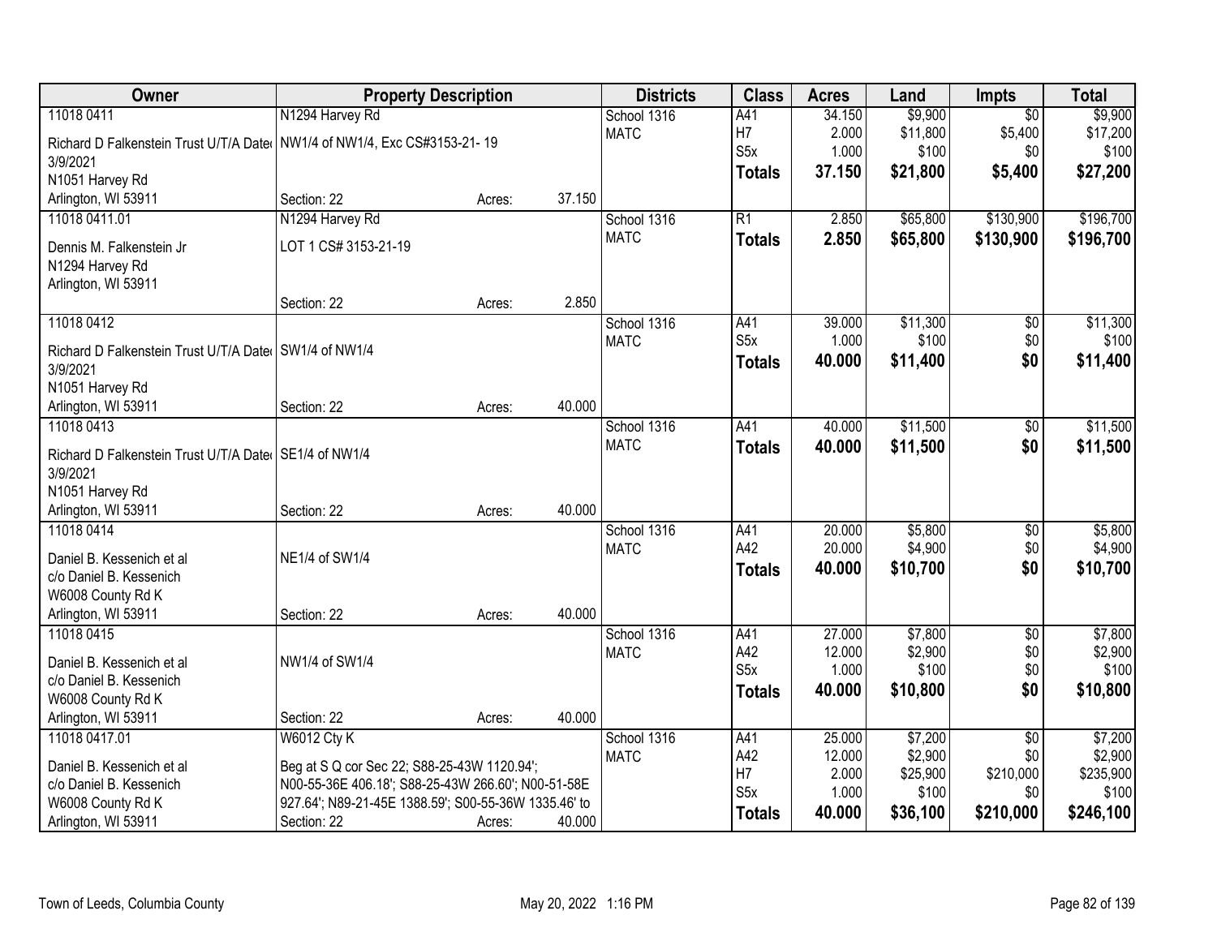| Owner | Property Description | | | Districts | Class | Acres | Land | Impts | Total |
|---|---|---|---|---|---|---|---|---|---|
| 11018 0411 | N1294 Harvey Rd | | | School 1316 | A41 | 34.150 | $9,900 | $0 | $9,900 |
| Richard D Falkenstein Trust U/T/A Dated 3/9/2021 | NW1/4 of NW1/4, Exc CS#3153-21- 19 | | | MATC | H7 | 2.000 | $11,800 | $5,400 | $17,200 |
| N1051 Harvey Rd | | | | | S5x | 1.000 | $100 | $0 | $100 |
| Arlington, WI 53911 | Section: 22 | Acres: | 37.150 | | **Totals** | **37.150** | **$21,800** | **$5,400** | **$27,200** |
| 11018 0411.01 | N1294 Harvey Rd | | | School 1316 | R1 | 2.850 | $65,800 | $130,900 | $196,700 |
| Dennis M. Falkenstein Jr | LOT 1 CS# 3153-21-19 | | | MATC | **Totals** | **2.850** | **$65,800** | **$130,900** | **$196,700** |
| N1294 Harvey Rd | | | | | | | | | |
| Arlington, WI 53911 | Section: 22 | Acres: | 2.850 | | | | | | |
| 11018 0412 | | | | School 1316 | A41 | 39.000 | $11,300 | $0 | $11,300 |
| Richard D Falkenstein Trust U/T/A Dated 3/9/2021 | SW1/4 of NW1/4 | | | MATC | S5x | 1.000 | $100 | $0 | $100 |
| N1051 Harvey Rd | | | | | **Totals** | **40.000** | **$11,400** | **$0** | **$11,400** |
| Arlington, WI 53911 | Section: 22 | Acres: | 40.000 | | | | | | |
| 11018 0413 | | | | School 1316 | A41 | 40.000 | $11,500 | $0 | $11,500 |
| Richard D Falkenstein Trust U/T/A Dated 3/9/2021 | SE1/4 of NW1/4 | | | MATC | **Totals** | **40.000** | **$11,500** | **$0** | **$11,500** |
| N1051 Harvey Rd | | | | | | | | | |
| Arlington, WI 53911 | Section: 22 | Acres: | 40.000 | | | | | | |
| 11018 0414 | | | | School 1316 | A41 | 20.000 | $5,800 | $0 | $5,800 |
| Daniel B. Kessenich et al | NE1/4 of SW1/4 | | | MATC | A42 | 20.000 | $4,900 | $0 | $4,900 |
| c/o Daniel B. Kessenich | | | | | **Totals** | **40.000** | **$10,700** | **$0** | **$10,700** |
| W6008 County Rd K | | | | | | | | | |
| Arlington, WI 53911 | Section: 22 | Acres: | 40.000 | | | | | | |
| 11018 0415 | | | | School 1316 | A41 | 27.000 | $7,800 | $0 | $7,800 |
| Daniel B. Kessenich et al | NW1/4 of SW1/4 | | | MATC | A42 | 12.000 | $2,900 | $0 | $2,900 |
| c/o Daniel B. Kessenich | | | | | S5x | 1.000 | $100 | $0 | $100 |
| W6008 County Rd K | | | | | **Totals** | **40.000** | **$10,800** | **$0** | **$10,800** |
| Arlington, WI 53911 | Section: 22 | Acres: | 40.000 | | | | | | |
| 11018 0417.01 | W6012 Cty K | | | School 1316 | A41 | 25.000 | $7,200 | $0 | $7,200 |
| Daniel B. Kessenich et al | Beg at S Q cor Sec 22; S88-25-43W 1120.94'; | | | MATC | A42 | 12.000 | $2,900 | $0 | $2,900 |
| c/o Daniel B. Kessenich | N00-55-36E 406.18'; S88-25-43W 266.60'; N00-51-58E | | | | H7 | 2.000 | $25,900 | $210,000 | $235,900 |
| W6008 County Rd K | 927.64'; N89-21-45E 1388.59'; S00-55-36W 1335.46' to | | | | S5x | 1.000 | $100 | $0 | $100 |
| Arlington, WI 53911 | Section: 22 | Acres: | 40.000 | | **Totals** | **40.000** | **$36,100** | **$210,000** | **$246,100** |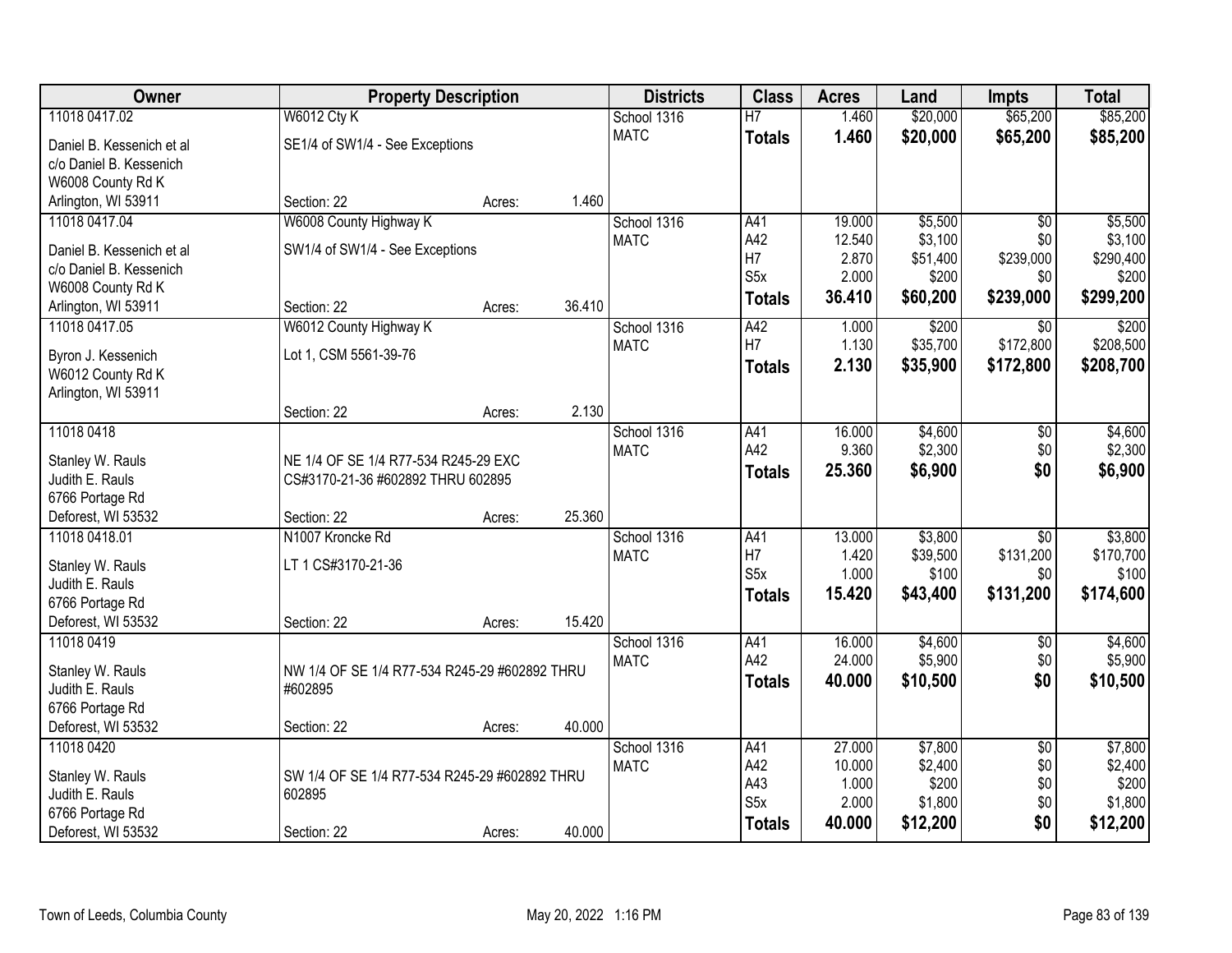| Owner | Property Description | | | Districts | Class | Acres | Land | Impts | Total |
|---|---|---|---|---|---|---|---|---|---|
| 11018 0417.02 | W6012 Cty K | | | School 1316 | H7 | 1.460 | $20,000 | $65,200 | $85,200 |
| Daniel B. Kessenich et al<br>c/o Daniel B. Kessenich<br>W6008 County Rd K<br>Arlington, WI 53911 | SE1/4 of SW1/4 - See Exceptions | | | MATC | **Totals** | **1.460** | **$20,000** | **$65,200** | **$85,200** |
| | Section: 22 | Acres: | 1.460 | | | | | | |
| 11018 0417.04 | W6008 County Highway K | | | School 1316 | A41 | 19.000 | $5,500 | $0 | $5,500 |
| Daniel B. Kessenich et al<br>c/o Daniel B. Kessenich<br>W6008 County Rd K<br>Arlington, WI 53911 | SW1/4 of SW1/4 - See Exceptions | | | MATC | A42 | 12.540 | $3,100 | $0 | $3,100 |
| | | | | | H7 | 2.870 | $51,400 | $239,000 | $290,400 |
| | | | | | S5x | 2.000 | $200 | $0 | $200 |
| | | | | | **Totals** | **36.410** | **$60,200** | **$239,000** | **$299,200** |
| | Section: 22 | Acres: | 36.410 | | | | | | |
| 11018 0417.05 | W6012 County Highway K | | | School 1316 | A42 | 1.000 | $200 | $0 | $200 |
| Byron J. Kessenich<br>W6012 County Rd K<br>Arlington, WI 53911 | Lot 1, CSM 5561-39-76 | | | MATC | H7 | 1.130 | $35,700 | $172,800 | $208,500 |
| | | | | | **Totals** | **2.130** | **$35,900** | **$172,800** | **$208,700** |
| | Section: 22 | Acres: | 2.130 | | | | | | |
| 11018 0418 | | | | School 1316 | A41 | 16.000 | $4,600 | $0 | $4,600 |
| Stanley W. Rauls<br>Judith E. Rauls<br>6766 Portage Rd<br>Deforest, WI 53532 | NE 1/4 OF SE 1/4 R77-534 R245-29 EXC CS#3170-21-36 #602892 THRU 602895 | | | MATC | A42 | 9.360 | $2,300 | $0 | $2,300 |
| | | | | | **Totals** | **25.360** | **$6,900** | **$0** | **$6,900** |
| | Section: 22 | Acres: | 25.360 | | | | | | |
| 11018 0418.01 | N1007 Kroncke Rd | | | School 1316 | A41 | 13.000 | $3,800 | $0 | $3,800 |
| Stanley W. Rauls<br>Judith E. Rauls<br>6766 Portage Rd<br>Deforest, WI 53532 | LT 1 CS#3170-21-36 | | | MATC | H7 | 1.420 | $39,500 | $131,200 | $170,700 |
| | | | | | S5x | 1.000 | $100 | $0 | $100 |
| | | | | | **Totals** | **15.420** | **$43,400** | **$131,200** | **$174,600** |
| | Section: 22 | Acres: | 15.420 | | | | | | |
| 11018 0419 | | | | School 1316 | A41 | 16.000 | $4,600 | $0 | $4,600 |
| Stanley W. Rauls<br>Judith E. Rauls<br>6766 Portage Rd<br>Deforest, WI 53532 | NW 1/4 OF SE 1/4 R77-534 R245-29 #602892 THRU #602895 | | | MATC | A42 | 24.000 | $5,900 | $0 | $5,900 |
| | | | | | **Totals** | **40.000** | **$10,500** | **$0** | **$10,500** |
| | Section: 22 | Acres: | 40.000 | | | | | | |
| 11018 0420 | | | | School 1316 | A41 | 27.000 | $7,800 | $0 | $7,800 |
| Stanley W. Rauls<br>Judith E. Rauls<br>6766 Portage Rd<br>Deforest, WI 53532 | SW 1/4 OF SE 1/4 R77-534 R245-29 #602892 THRU 602895 | | | MATC | A42 | 10.000 | $2,400 | $0 | $2,400 |
| | | | | | A43 | 1.000 | $200 | $0 | $200 |
| | | | | | S5x | 2.000 | $1,800 | $0 | $1,800 |
| | | | | | **Totals** | **40.000** | **$12,200** | **$0** | **$12,200** |
| | Section: 22 | Acres: | 40.000 | | | | | | |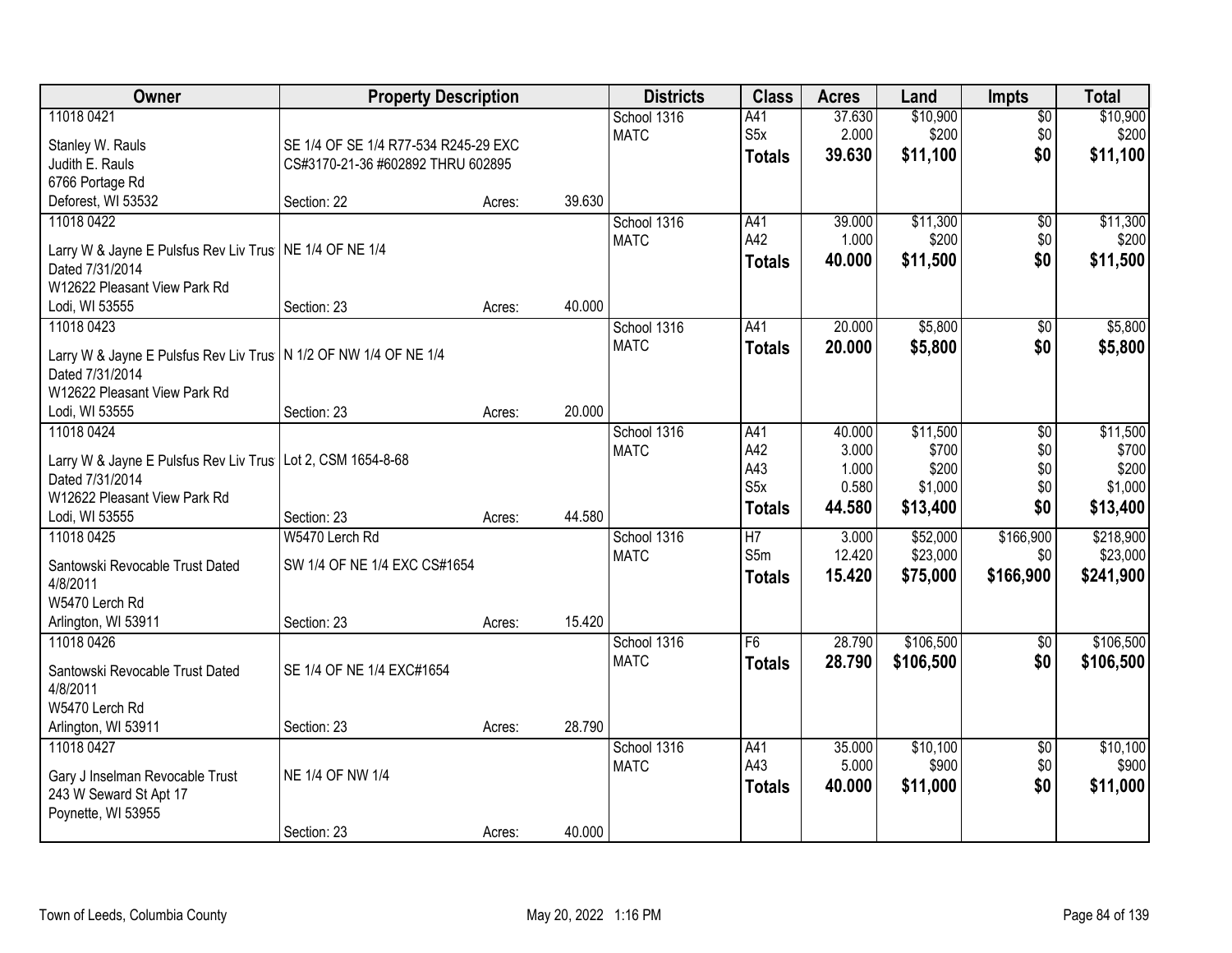| Owner | Property Description | | | Districts | Class | Acres | Land | Impts | Total |
|---|---|---|---|---|---|---|---|---|---|
| 11018 0421 | | | | School 1316 | A41 | 37.630 | $10,900 | $0 | $10,900 |
| Stanley W. Rauls | SE 1/4 OF SE 1/4 R77-534 R245-29 EXC | | | MATC | S5x | 2.000 | $200 | $0 | $200 |
| Judith E. Rauls | CS#3170-21-36 #602892 THRU 602895 | | | | **Totals** | **39.630** | **$11,100** | **$0** | **$11,100** |
| 6766 Portage Rd | | | | | | | | | |
| Deforest, WI 53532 | Section: 22 | Acres: | 39.630 | | | | | | |
| 11018 0422 | | | | School 1316 | A41 | 39.000 | $11,300 | $0 | $11,300 |
| Larry W & Jayne E Pulsfus Rev Liv Trus | NE 1/4 OF NE 1/4 | | | MATC | A42 | 1.000 | $200 | $0 | $200 |
| Dated 7/31/2014 | | | | | **Totals** | **40.000** | **$11,500** | **$0** | **$11,500** |
| W12622 Pleasant View Park Rd | | | | | | | | | |
| Lodi, WI 53555 | Section: 23 | Acres: | 40.000 | | | | | | |
| 11018 0423 | | | | School 1316 | A41 | 20.000 | $5,800 | $0 | $5,800 |
| Larry W & Jayne E Pulsfus Rev Liv Trus | N 1/2 OF NW 1/4 OF NE 1/4 | | | MATC | **Totals** | **20.000** | **$5,800** | **$0** | **$5,800** |
| Dated 7/31/2014 | | | | | | | | | |
| W12622 Pleasant View Park Rd | | | | | | | | | |
| Lodi, WI 53555 | Section: 23 | Acres: | 20.000 | | | | | | |
| 11018 0424 | | | | School 1316 | A41 | 40.000 | $11,500 | $0 | $11,500 |
| Larry W & Jayne E Pulsfus Rev Liv Trus | Lot 2, CSM 1654-8-68 | | | MATC | A42 | 3.000 | $700 | $0 | $700 |
| Dated 7/31/2014 | | | | | A43 | 1.000 | $200 | $0 | $200 |
| W12622 Pleasant View Park Rd | | | | | S5x | 0.580 | $1,000 | $0 | $1,000 |
| Lodi, WI 53555 | Section: 23 | Acres: | 44.580 | | **Totals** | **44.580** | **$13,400** | **$0** | **$13,400** |
| 11018 0425 | W5470 Lerch Rd | | | School 1316 | H7 | 3.000 | $52,000 | $166,900 | $218,900 |
| Santowski Revocable Trust Dated | SW 1/4 OF NE 1/4 EXC CS#1654 | | | MATC | S5m | 12.420 | $23,000 | $0 | $23,000 |
| 4/8/2011 | | | | | **Totals** | **15.420** | **$75,000** | **$166,900** | **$241,900** |
| W5470 Lerch Rd | | | | | | | | | |
| Arlington, WI 53911 | Section: 23 | Acres: | 15.420 | | | | | | |
| 11018 0426 | | | | School 1316 | F6 | 28.790 | $106,500 | $0 | $106,500 |
| Santowski Revocable Trust Dated | SE 1/4 OF NE 1/4 EXC#1654 | | | MATC | **Totals** | **28.790** | **$106,500** | **$0** | **$106,500** |
| 4/8/2011 | | | | | | | | | |
| W5470 Lerch Rd | | | | | | | | | |
| Arlington, WI 53911 | Section: 23 | Acres: | 28.790 | | | | | | |
| 11018 0427 | | | | School 1316 | A41 | 35.000 | $10,100 | $0 | $10,100 |
| Gary J Inselman Revocable Trust | NE 1/4 OF NW 1/4 | | | MATC | A43 | 5.000 | $900 | $0 | $900 |
| 243 W Seward St Apt 17 | | | | | **Totals** | **40.000** | **$11,000** | **$0** | **$11,000** |
| Poynette, WI 53955 | | | | | | | | | |
| | Section: 23 | Acres: | 40.000 | | | | | | |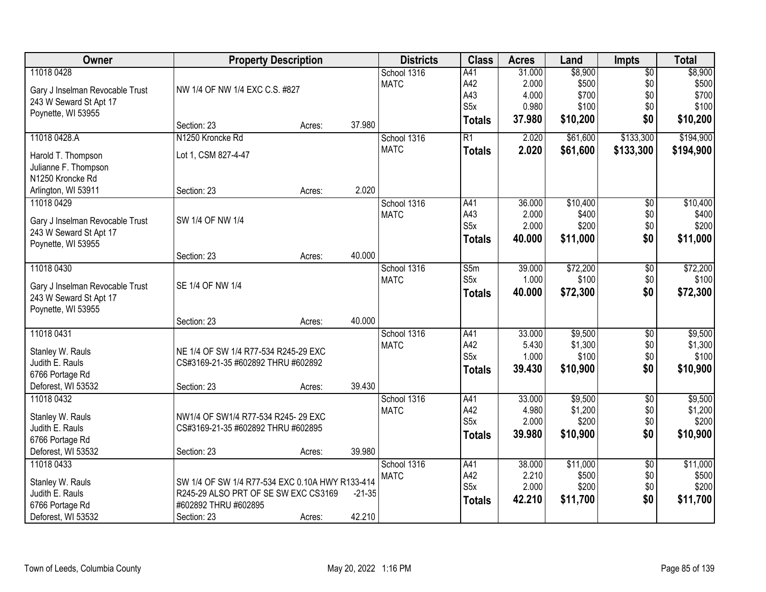| Owner | Property Description | Districts | Class | Acres | Land | Impts | Total |
|---|---|---|---|---|---|---|---|
| 11018 0428<br>Gary J Inselman Revocable Trust<br>243 W Seward St Apt 17<br>Poynette, WI 53955 | NW 1/4 OF NW 1/4 EXC C.S. #827<br>Section: 23 Acres: 37.980 | School 1316<br>MATC | A41<br>A42<br>A43<br>S5x<br>**Totals** | 31.000<br>2.000<br>4.000<br>0.980<br>**37.980** | $8,900<br>$500<br>$700<br>$100<br>**$10,200** | $0<br>$0<br>$0<br>$0<br>**$0** | $8,900<br>$500<br>$700<br>$100<br>**$10,200** |
| 11018 0428.A<br>Harold T. Thompson<br>Julianne F. Thompson<br>N1250 Kroncke Rd<br>Arlington, WI 53911 | N1250 Kroncke Rd<br>Lot 1, CSM 827-4-47<br>Section: 23 Acres: 2.020 | School 1316<br>MATC | R1<br>**Totals** | 2.020<br>**2.020** | $61,600<br>**$61,600** | $133,300<br>**$133,300** | $194,900<br>**$194,900** |
| 11018 0429<br>Gary J Inselman Revocable Trust<br>243 W Seward St Apt 17<br>Poynette, WI 53955 | SW 1/4 OF NW 1/4<br>Section: 23 Acres: 40.000 | School 1316<br>MATC | A41<br>A43<br>S5x<br>**Totals** | 36.000<br>2.000<br>2.000<br>**40.000** | $10,400<br>$400<br>$200<br>**$11,000** | $0<br>$0<br>$0<br>**$0** | $10,400<br>$400<br>$200<br>**$11,000** |
| 11018 0430<br>Gary J Inselman Revocable Trust<br>243 W Seward St Apt 17<br>Poynette, WI 53955 | SE 1/4 OF NW 1/4<br>Section: 23 Acres: 40.000 | School 1316<br>MATC | S5m<br>S5x<br>**Totals** | 39.000<br>1.000<br>**40.000** | $72,200<br>$100<br>**$72,300** | $0<br>$0<br>**$0** | $72,200<br>$100<br>**$72,300** |
| 11018 0431<br>Stanley W. Rauls<br>Judith E. Rauls<br>6766 Portage Rd<br>Deforest, WI 53532 | NE 1/4 OF SW 1/4 R77-534 R245-29 EXC CS#3169-21-35 #602892 THRU #602892<br>Section: 23 Acres: 39.430 | School 1316<br>MATC | A41<br>A42<br>S5x<br>**Totals** | 33.000<br>5.430<br>1.000<br>**39.430** | $9,500<br>$1,300<br>$100<br>**$10,900** | $0<br>$0<br>$0<br>**$0** | $9,500<br>$1,300<br>$100<br>**$10,900** |
| 11018 0432<br>Stanley W. Rauls<br>Judith E. Rauls<br>6766 Portage Rd<br>Deforest, WI 53532 | NW1/4 OF SW1/4 R77-534 R245- 29 EXC CS#3169-21-35 #602892 THRU #602895<br>Section: 23 Acres: 39.980 | School 1316<br>MATC | A41<br>A42<br>S5x<br>**Totals** | 33.000<br>4.980<br>2.000<br>**39.980** | $9,500<br>$1,200<br>$200<br>**$10,900** | $0<br>$0<br>$0<br>**$0** | $9,500<br>$1,200<br>$200<br>**$10,900** |
| 11018 0433<br>Stanley W. Rauls<br>Judith E. Rauls<br>6766 Portage Rd<br>Deforest, WI 53532 | SW 1/4 OF SW 1/4 R77-534 EXC 0.10A HWY R133-414 R245-29 ALSO PRT OF SE SW EXC CS3169 -21-35 #602892 THRU #602895<br>Section: 23 Acres: 42.210 | School 1316<br>MATC | A41<br>A42<br>S5x<br>**Totals** | 38.000<br>2.210<br>2.000<br>**42.210** | $11,000<br>$500<br>$200<br>**$11,700** | $0<br>$0<br>$0<br>**$0** | $11,000<br>$500<br>$200<br>**$11,700** |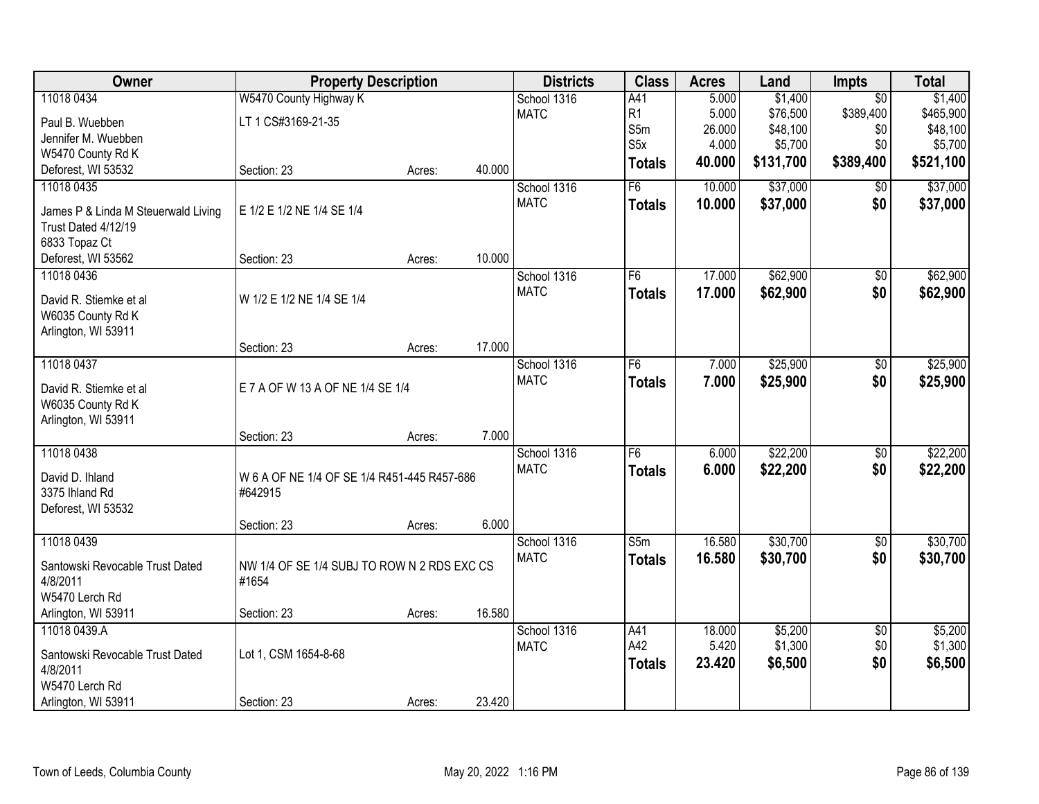| Owner | Property Description | | | Districts | Class | Acres | Land | Impts | Total |
|---|---|---|---|---|---|---|---|---|---|
| 11018 0434 | W5470 County Highway K | | | School 1316 | A41 | 5.000 | $1,400 | $0 | $1,400 |
| Paul B. Wuebben | LT 1 CS#3169-21-35 | | | MATC | R1 | 5.000 | $76,500 | $389,400 | $465,900 |
| Jennifer M. Wuebben | | | | | S5m | 26.000 | $48,100 | $0 | $48,100 |
| W5470 County Rd K | | | | | S5x | 4.000 | $5,700 | $0 | $5,700 |
| Deforest, WI 53532 | Section: 23 | Acres: | 40.000 | | **Totals** | **40.000** | **$131,700** | **$389,400** | **$521,100** |
| 11018 0435 | | | | School 1316 | F6 | 10.000 | $37,000 | $0 | $37,000 |
| James P & Linda M Steuerwald Living Trust Dated 4/12/19 | E 1/2 E 1/2 NE 1/4 SE 1/4 | | | MATC | **Totals** | **10.000** | **$37,000** | **$0** | **$37,000** |
| 6833 Topaz Ct | | | | | | | | | |
| Deforest, WI 53562 | Section: 23 | Acres: | 10.000 | | | | | | |
| 11018 0436 | | | | School 1316 | F6 | 17.000 | $62,900 | $0 | $62,900 |
| David R. Stiemke et al | W 1/2 E 1/2 NE 1/4 SE 1/4 | | | MATC | **Totals** | **17.000** | **$62,900** | **$0** | **$62,900** |
| W6035 County Rd K | | | | | | | | | |
| Arlington, WI 53911 | | | | | | | | | |
| | Section: 23 | Acres: | 17.000 | | | | | | |
| 11018 0437 | | | | School 1316 | F6 | 7.000 | $25,900 | $0 | $25,900 |
| David R. Stiemke et al | E 7 A OF W 13 A OF NE 1/4 SE 1/4 | | | MATC | **Totals** | **7.000** | **$25,900** | **$0** | **$25,900** |
| W6035 County Rd K | | | | | | | | | |
| Arlington, WI 53911 | | | | | | | | | |
| | Section: 23 | Acres: | 7.000 | | | | | | |
| 11018 0438 | | | | School 1316 | F6 | 6.000 | $22,200 | $0 | $22,200 |
| David D. Ihland | W 6 A OF NE 1/4 OF SE 1/4 R451-445 R457-686 #642915 | | | MATC | **Totals** | **6.000** | **$22,200** | **$0** | **$22,200** |
| 3375 Ihland Rd | | | | | | | | | |
| Deforest, WI 53532 | | | | | | | | | |
| | Section: 23 | Acres: | 6.000 | | | | | | |
| 11018 0439 | | | | School 1316 | S5m | 16.580 | $30,700 | $0 | $30,700 |
| Santowski Revocable Trust Dated 4/8/2011 | NW 1/4 OF SE 1/4 SUBJ TO ROW N 2 RDS EXC CS #1654 | | | MATC | **Totals** | **16.580** | **$30,700** | **$0** | **$30,700** |
| W5470 Lerch Rd | | | | | | | | | |
| Arlington, WI 53911 | Section: 23 | Acres: | 16.580 | | | | | | |
| 11018 0439.A | | | | School 1316 | A41 | 18.000 | $5,200 | $0 | $5,200 |
| Santowski Revocable Trust Dated 4/8/2011 | Lot 1, CSM 1654-8-68 | | | MATC | A42 | 5.420 | $1,300 | $0 | $1,300 |
| W5470 Lerch Rd | | | | | **Totals** | **23.420** | **$6,500** | **$0** | **$6,500** |
| Arlington, WI 53911 | Section: 23 | Acres: | 23.420 | | | | | | |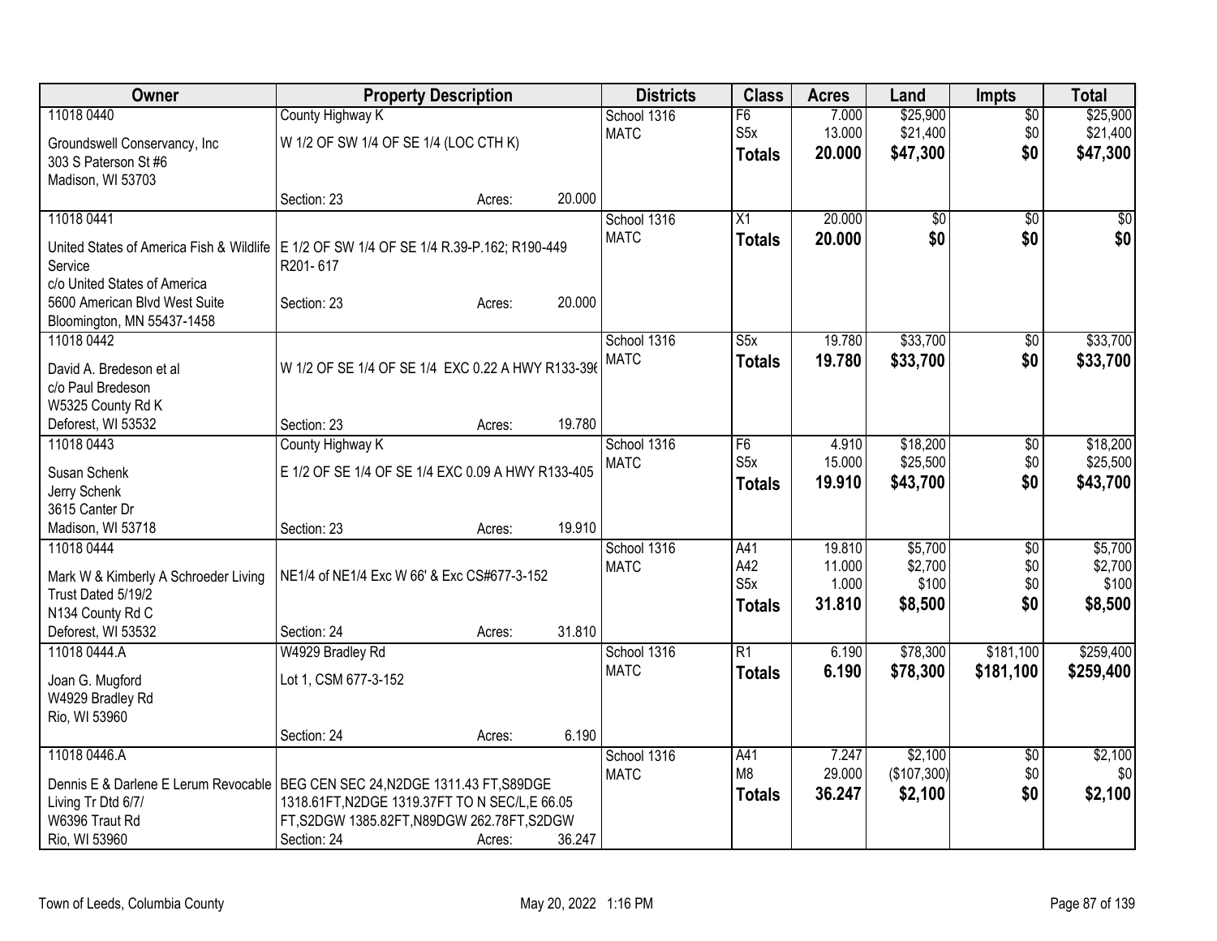| Owner | Property Description | Districts | Class | Acres | Land | Impts | Total |
|---|---|---|---|---|---|---|---|
| 11018 0440<br>Groundswell Conservancy, Inc<br>303 S Paterson St #6<br>Madison, WI 53703 | County Highway K<br>W 1/2 OF SW 1/4 OF SE 1/4 (LOC CTH K)<br>Section: 23 Acres: 20.000 | School 1316<br>MATC | F6<br>S5x<br>**Totals** | 7.000<br>13.000<br>**20.000** | $25,900<br>$21,400<br>**$47,300** | $0<br>$0<br>**$0** | $25,900<br>$21,400<br>**$47,300** |
| 11018 0441<br>United States of America Fish & Wildlife Service<br>c/o United States of America<br>5600 American Blvd West Suite<br>Bloomington, MN 55437-1458 | E 1/2 OF SW 1/4 OF SE 1/4 R.39-P.162; R190-449 R201- 617<br>Section: 23 Acres: 20.000 | School 1316<br>MATC | X1<br>**Totals** | 20.000<br>**20.000** | $0<br>**$0** | $0<br>**$0** | $0<br>**$0** |
| 11018 0442<br>David A. Bredeson et al<br>c/o Paul Bredeson<br>W5325 County Rd K<br>Deforest, WI 53532 | W 1/2 OF SE 1/4 OF SE 1/4 EXC 0.22 A HWY R133-396<br>Section: 23 Acres: 19.780 | School 1316<br>MATC | S5x<br>**Totals** | 19.780<br>**19.780** | $33,700<br>**$33,700** | $0<br>**$0** | $33,700<br>**$33,700** |
| 11018 0443<br>Susan Schenk<br>Jerry Schenk<br>3615 Canter Dr<br>Madison, WI 53718 | County Highway K<br>E 1/2 OF SE 1/4 OF SE 1/4 EXC 0.09 A HWY R133-405<br>Section: 23 Acres: 19.910 | School 1316<br>MATC | F6<br>S5x<br>**Totals** | 4.910<br>15.000<br>**19.910** | $18,200<br>$25,500<br>**$43,700** | $0<br>$0<br>**$0** | $18,200<br>$25,500<br>**$43,700** |
| 11018 0444<br>Mark W & Kimberly A Schroeder Living Trust Dated 5/19/2<br>N134 County Rd C<br>Deforest, WI 53532 | NE1/4 of NE1/4 Exc W 66' & Exc CS#677-3-152<br>Section: 24 Acres: 31.810 | School 1316<br>MATC | A41<br>A42<br>S5x<br>**Totals** | 19.810<br>11.000<br>1.000<br>**31.810** | $5,700<br>$2,700<br>$100<br>**$8,500** | $0<br>$0<br>$0<br>**$0** | $5,700<br>$2,700<br>$100<br>**$8,500** |
| 11018 0444.A<br>Joan G. Mugford<br>W4929 Bradley Rd<br>Rio, WI 53960 | W4929 Bradley Rd<br>Lot 1, CSM 677-3-152<br>Section: 24 Acres: 6.190 | School 1316<br>MATC | R1<br>**Totals** | 6.190<br>**6.190** | $78,300<br>**$78,300** | $181,100<br>**$181,100** | $259,400<br>**$259,400** |
| 11018 0446.A<br>Dennis E & Darlene E Lerum Revocable Living Tr Dtd 6/7/<br>W6396 Traut Rd<br>Rio, WI 53960 | BEG CEN SEC 24,N2DGE 1311.43 FT,S89DGE 1318.61FT,N2DGE 1319.37FT TO N SEC/L,E 66.05 FT,S2DGW 1385.82FT,N89DGW 262.78FT,S2DGW<br>Section: 24 Acres: 36.247 | School 1316<br>MATC | A41<br>M8<br>**Totals** | 7.247<br>29.000<br>**36.247** | $2,100<br>($107,300)<br>**$2,100** | $0<br>$0<br>**$0** | $2,100<br>$0<br>**$2,100** |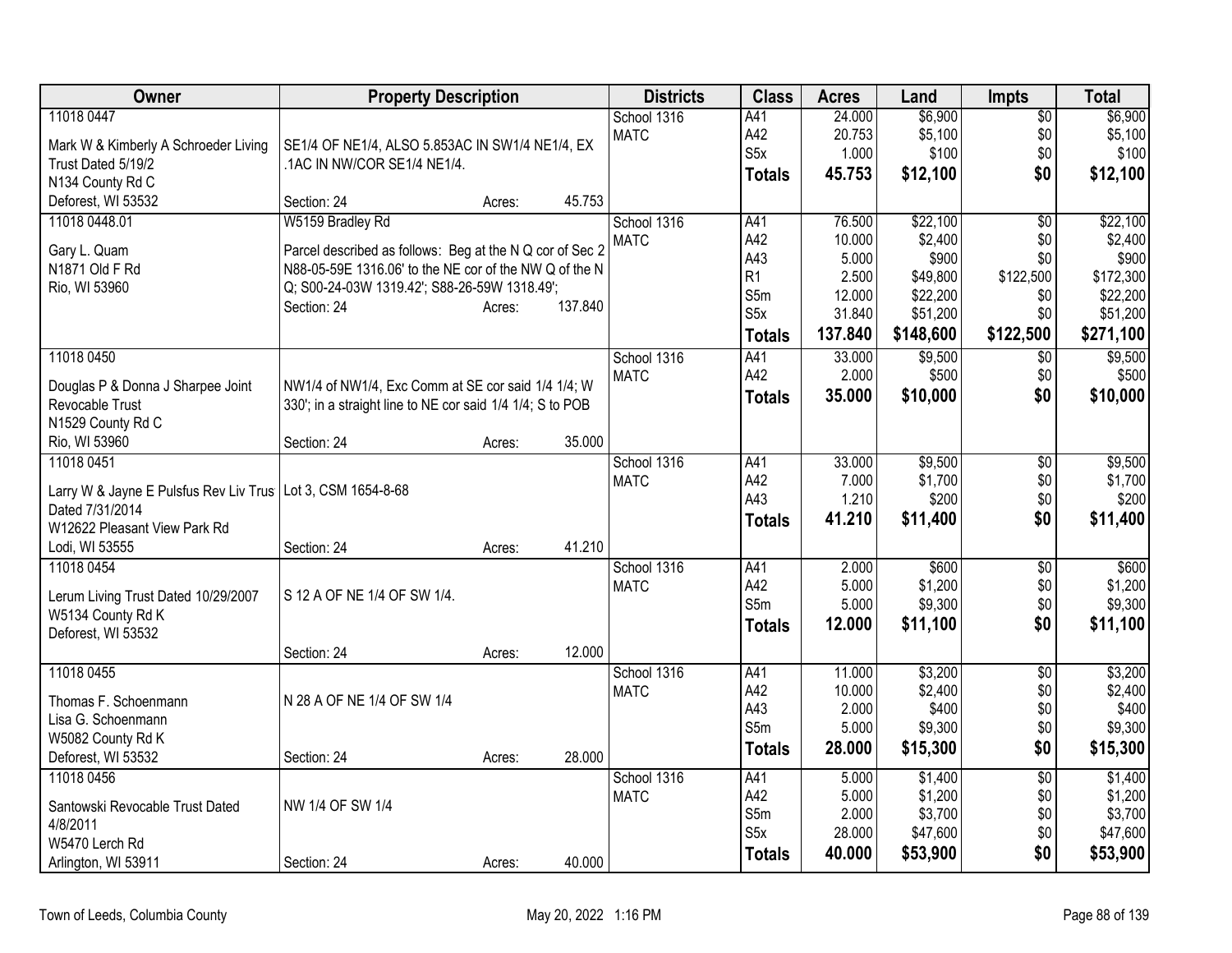| Owner | Property Description | Districts | Class | Acres | Land | Impts | Total |
|---|---|---|---|---|---|---|---|
| 11018 0447<br><br>Mark W & Kimberly A Schroeder Living Trust Dated 5/19/2<br>N134 County Rd C<br>Deforest, WI 53532 | SE1/4 OF NE1/4, ALSO 5.853AC IN SW1/4 NE1/4, EX .1AC IN NW/COR SE1/4 NE1/4.<br><br>Section: 24 Acres: 45.753 | School 1316<br>MATC | A41<br>A42<br>S5x<br>**Totals** | 24.000<br>20.753<br>1.000<br>**45.753** | $6,900<br>$5,100<br>$100<br>**$12,100** | $0<br>$0<br>$0<br>**$0** | $6,900<br>$5,100<br>$100<br>**$12,100** |
| 11018 0448.01<br><br>Gary L. Quam<br>N1871 Old F Rd<br>Rio, WI 53960 | W5159 Bradley Rd<br><br>Parcel described as follows: Beg at the N Q cor of Sec 2 N88-05-59E 1316.06' to the NE cor of the NW Q of the N Q; S00-24-03W 1319.42'; S88-26-59W 1318.49';<br>Section: 24 Acres: 137.840 | School 1316<br>MATC | A41<br>A42<br>A43<br>R1<br>S5m<br>S5x<br>**Totals** | 76.500<br>10.000<br>5.000<br>2.500<br>12.000<br>31.840<br>**137.840** | $22,100<br>$2,400<br>$900<br>$49,800<br>$22,200<br>$51,200<br>**$148,600** | $0<br>$0<br>$0<br>$122,500<br>$0<br>$0<br>**$122,500** | $22,100<br>$2,400<br>$900<br>$172,300<br>$22,200<br>$51,200<br>**$271,100** |
| 11018 0450<br><br>Douglas P & Donna J Sharpee Joint Revocable Trust<br>N1529 County Rd C<br>Rio, WI 53960 | NW1/4 of NW1/4, Exc Comm at SE cor said 1/4 1/4; W 330'; in a straight line to NE cor said 1/4 1/4; S to POB<br><br>Section: 24 Acres: 35.000 | School 1316<br>MATC | A41<br>A42<br>**Totals** | 33.000<br>2.000<br>**35.000** | $9,500<br>$500<br>**$10,000** | $0<br>$0<br>**$0** | $9,500<br>$500<br>**$10,000** |
| 11018 0451<br><br>Larry W & Jayne E Pulsfus Rev Liv Trus Dated 7/31/2014<br>W12622 Pleasant View Park Rd<br>Lodi, WI 53555 | Lot 3, CSM 1654-8-68<br><br>Section: 24 Acres: 41.210 | School 1316<br>MATC | A41<br>A42<br>A43<br>**Totals** | 33.000<br>7.000<br>1.210<br>**41.210** | $9,500<br>$1,700<br>$200<br>**$11,400** | $0<br>$0<br>$0<br>**$0** | $9,500<br>$1,700<br>$200<br>**$11,400** |
| 11018 0454<br><br>Lerum Living Trust Dated 10/29/2007<br>W5134 County Rd K<br>Deforest, WI 53532 | S 12 A OF NE 1/4 OF SW 1/4.<br><br>Section: 24 Acres: 12.000 | School 1316<br>MATC | A41<br>A42<br>S5m<br>**Totals** | 2.000<br>5.000<br>5.000<br>**12.000** | $600<br>$1,200<br>$9,300<br>**$11,100** | $0<br>$0<br>$0<br>**$0** | $600<br>$1,200<br>$9,300<br>**$11,100** |
| 11018 0455<br><br>Thomas F. Schoenmann<br>Lisa G. Schoenmann<br>W5082 County Rd K<br>Deforest, WI 53532 | N 28 A OF NE 1/4 OF SW 1/4<br><br>Section: 24 Acres: 28.000 | School 1316<br>MATC | A41<br>A42<br>A43<br>S5m<br>**Totals** | 11.000<br>10.000<br>2.000<br>5.000<br>**28.000** | $3,200<br>$2,400<br>$400<br>$9,300<br>**$15,300** | $0<br>$0<br>$0<br>$0<br>**$0** | $3,200<br>$2,400<br>$400<br>$9,300<br>**$15,300** |
| 11018 0456<br><br>Santowski Revocable Trust Dated 4/8/2011<br>W5470 Lerch Rd<br>Arlington, WI 53911 | NW 1/4 OF SW 1/4<br><br>Section: 24 Acres: 40.000 | School 1316<br>MATC | A41<br>A42<br>S5m<br>S5x<br>**Totals** | 5.000<br>5.000<br>2.000<br>28.000<br>**40.000** | $1,400<br>$1,200<br>$3,700<br>$47,600<br>**$53,900** | $0<br>$0<br>$0<br>$0<br>**$0** | $1,400<br>$1,200<br>$3,700<br>$47,600<br>**$53,900** |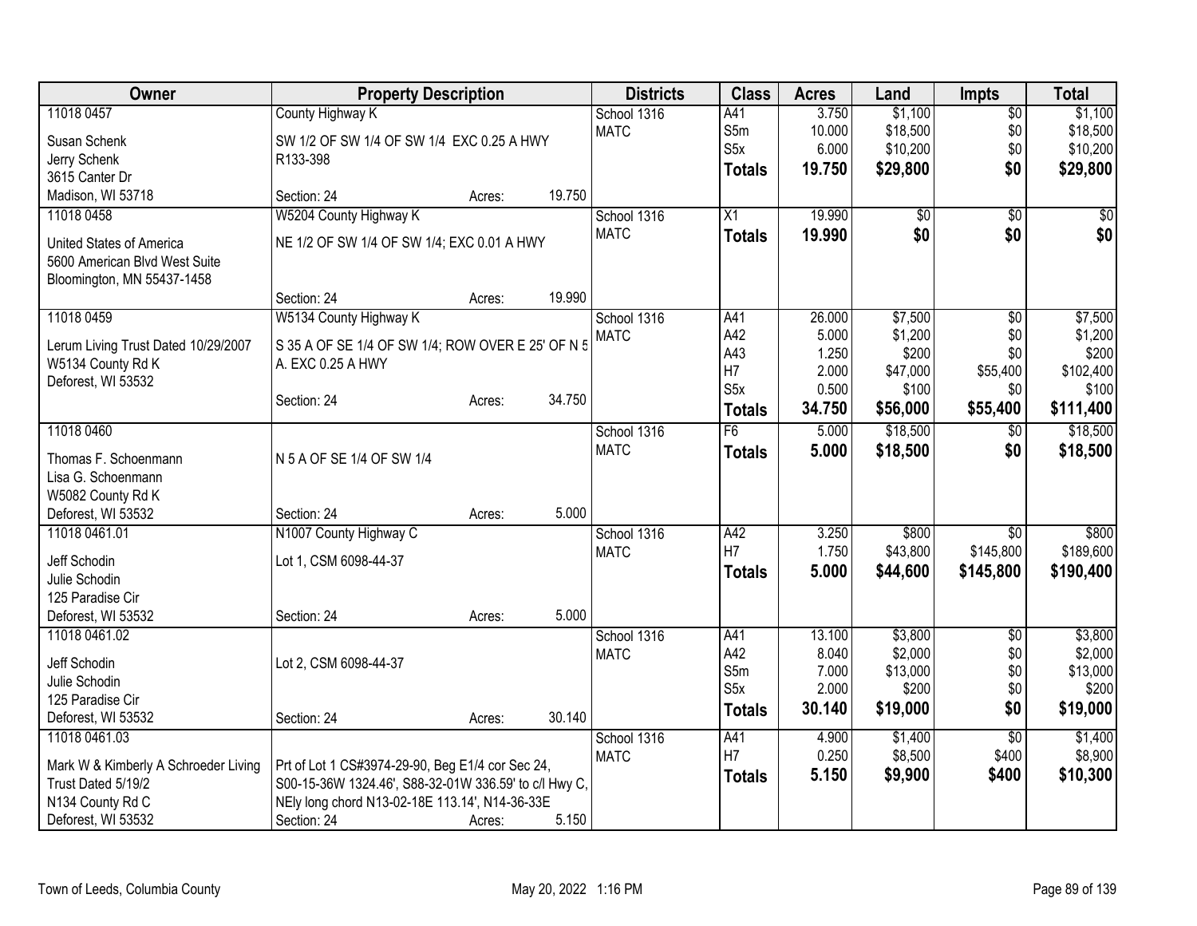| Owner | Property Description | Districts | Class | Acres | Land | Impts | Total |
|---|---|---|---|---|---|---|---|
| 11018 0457<br>Susan Schenk<br>Jerry Schenk<br>3615 Canter Dr<br>Madison, WI 53718 | County Highway K<br>SW 1/2 OF SW 1/4 OF SW 1/4 EXC 0.25 A HWY R133-398<br>Section: 24 Acres: 19.750 | School 1316<br>MATC | A41<br>S5m<br>S5x<br>**Totals** | 3.750<br>10.000<br>6.000<br>**19.750** | $1,100<br>$18,500<br>$10,200<br>**$29,800** | $0<br>$0<br>$0<br>**$0** | $1,100<br>$18,500<br>$10,200<br>**$29,800** |
| 11018 0458<br>United States of America<br>5600 American Blvd West Suite<br>Bloomington, MN 55437-1458 | W5204 County Highway K<br>NE 1/2 OF SW 1/4 OF SW 1/4; EXC 0.01 A HWY<br>Section: 24 Acres: 19.990 | School 1316<br>MATC | X1<br>**Totals** | 19.990<br>**19.990** | $0<br>**$0** | $0<br>**$0** | $0<br>**$0** |
| 11018 0459<br>Lerum Living Trust Dated 10/29/2007<br>W5134 County Rd K<br>Deforest, WI 53532 | W5134 County Highway K<br>S 35 A OF SE 1/4 OF SW 1/4; ROW OVER E 25' OF N 5 A. EXC 0.25 A HWY<br>Section: 24 Acres: 34.750 | School 1316<br>MATC | A41<br>A42<br>A43<br>H7<br>S5x<br>**Totals** | 26.000<br>5.000<br>1.250<br>2.000<br>0.500<br>**34.750** | $7,500<br>$1,200<br>$200<br>$47,000<br>$100<br>**$56,000** | $0<br>$0<br>$0<br>$55,400<br>$0<br>**$55,400** | $7,500<br>$1,200<br>$200<br>$102,400<br>$100<br>**$111,400** |
| 11018 0460<br>Thomas F. Schoenmann<br>Lisa G. Schoenmann<br>W5082 County Rd K<br>Deforest, WI 53532 | N 5 A OF SE 1/4 OF SW 1/4<br>Section: 24 Acres: 5.000 | School 1316<br>MATC | F6<br>**Totals** | 5.000<br>**5.000** | $18,500<br>**$18,500** | $0<br>**$0** | $18,500<br>**$18,500** |
| 11018 0461.01<br>Jeff Schodin<br>Julie Schodin<br>125 Paradise Cir<br>Deforest, WI 53532 | N1007 County Highway C<br>Lot 1, CSM 6098-44-37<br>Section: 24 Acres: 5.000 | School 1316<br>MATC | A42<br>H7<br>**Totals** | 3.250<br>1.750<br>**5.000** | $800<br>$43,800<br>**$44,600** | $0<br>$145,800<br>**$145,800** | $800<br>$189,600<br>**$190,400** |
| 11018 0461.02<br>Jeff Schodin<br>Julie Schodin<br>125 Paradise Cir<br>Deforest, WI 53532 | Lot 2, CSM 6098-44-37<br>Section: 24 Acres: 30.140 | School 1316<br>MATC | A41<br>A42<br>S5m<br>S5x<br>**Totals** | 13.100<br>8.040<br>7.000<br>2.000<br>**30.140** | $3,800<br>$2,000<br>$13,000<br>$200<br>**$19,000** | $0<br>$0<br>$0<br>$0<br>**$0** | $3,800<br>$2,000<br>$13,000<br>$200<br>**$19,000** |
| 11018 0461.03<br>Mark W & Kimberly A Schroeder Living Trust Dated 5/19/2<br>N134 County Rd C<br>Deforest, WI 53532 | Prt of Lot 1 CS#3974-29-90, Beg E1/4 cor Sec 24, S00-15-36W 1324.46', S88-32-01W 336.59' to c/l Hwy C, NEly long chord N13-02-18E 113.14', N14-36-33E<br>Section: 24 Acres: 5.150 | School 1316<br>MATC | A41<br>H7<br>**Totals** | 4.900<br>0.250<br>**5.150** | $1,400<br>$8,500<br>**$9,900** | $0<br>$400<br>**$400** | $1,400<br>$8,900<br>**$10,300** |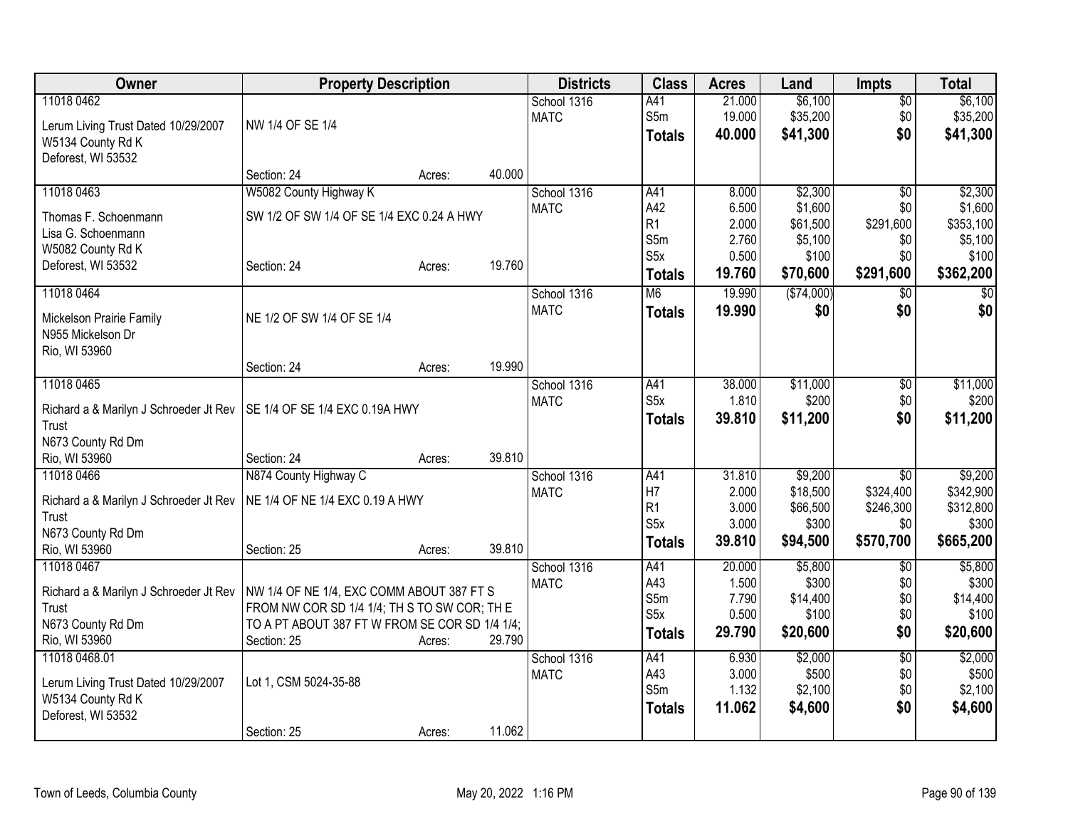| Owner | Property Description | Districts | Class | Acres | Land | Impts | Total |
|---|---|---|---|---|---|---|---|
| 11018 0462<br>Lerum Living Trust Dated 10/29/2007<br>W5134 County Rd K<br>Deforest, WI 53532 | NW 1/4 OF SE 1/4<br>Section: 24 Acres: 40.000 | School 1316<br>MATC | A41<br>S5m<br>**Totals** | 21.000<br>19.000<br>**40.000** | $6,100<br>$35,200<br>**$41,300** | $0<br>$0<br>**$0** | $6,100<br>$35,200<br>**$41,300** |
| 11018 0463<br>Thomas F. Schoenmann<br>Lisa G. Schoenmann<br>W5082 County Rd K<br>Deforest, WI 53532 | W5082 County Highway K<br>SW 1/2 OF SW 1/4 OF SE 1/4 EXC 0.24 A HWY<br>Section: 24 Acres: 19.760 | School 1316<br>MATC | A41<br>A42<br>R1<br>S5m<br>S5x<br>**Totals** | 8.000<br>6.500<br>2.000<br>2.760<br>0.500<br>**19.760** | $2,300<br>$1,600<br>$61,500<br>$5,100<br>$100<br>**$70,600** | $0<br>$0<br>$291,600<br>$0<br>$0<br>**$291,600** | $2,300<br>$1,600<br>$353,100<br>$5,100<br>$100<br>**$362,200** |
| 11018 0464<br>Mickelson Prairie Family<br>N955 Mickelson Dr<br>Rio, WI 53960 | NE 1/2 OF SW 1/4 OF SE 1/4<br>Section: 24 Acres: 19.990 | School 1316<br>MATC | M6<br>**Totals** | 19.990<br>**19.990** | ($74,000)<br>**$0** | $0<br>**$0** | $0<br>**$0** |
| 11018 0465<br>Richard a & Marilyn J Schroeder Jt Rev Trust<br>N673 County Rd Dm<br>Rio, WI 53960 | SE 1/4 OF SE 1/4 EXC 0.19A HWY<br>Section: 24 Acres: 39.810 | School 1316<br>MATC | A41<br>S5x<br>**Totals** | 38.000<br>1.810<br>**39.810** | $11,000<br>$200<br>**$11,200** | $0<br>$0<br>**$0** | $11,000<br>$200<br>**$11,200** |
| 11018 0466<br>Richard a & Marilyn J Schroeder Jt Rev Trust<br>N673 County Rd Dm<br>Rio, WI 53960 | N874 County Highway C<br>NE 1/4 OF NE 1/4 EXC 0.19 A HWY<br>Section: 25 Acres: 39.810 | School 1316<br>MATC | A41<br>H7<br>R1<br>S5x<br>**Totals** | 31.810<br>2.000<br>3.000<br>3.000<br>**39.810** | $9,200<br>$18,500<br>$66,500<br>$300<br>**$94,500** | $0<br>$324,400<br>$246,300<br>$0<br>**$570,700** | $9,200<br>$342,900<br>$312,800<br>$300<br>**$665,200** |
| 11018 0467<br>Richard a & Marilyn J Schroeder Jt Rev Trust<br>N673 County Rd Dm<br>Rio, WI 53960 | NW 1/4 OF NE 1/4, EXC COMM ABOUT 387 FT S FROM NW COR SD 1/4 1/4; TH S TO SW COR; TH E TO A PT ABOUT 387 FT W FROM SE COR SD 1/4 1/4;<br>Section: 25 Acres: 29.790 | School 1316<br>MATC | A41<br>A43<br>S5m<br>S5x<br>**Totals** | 20.000<br>1.500<br>7.790<br>0.500<br>**29.790** | $5,800<br>$300<br>$14,400<br>$100<br>**$20,600** | $0<br>$0<br>$0<br>$0<br>**$0** | $5,800<br>$300<br>$14,400<br>$100<br>**$20,600** |
| 11018 0468.01<br>Lerum Living Trust Dated 10/29/2007<br>W5134 County Rd K<br>Deforest, WI 53532 | Lot 1, CSM 5024-35-88<br>Section: 25 Acres: 11.062 | School 1316<br>MATC | A41<br>A43<br>S5m<br>**Totals** | 6.930<br>3.000<br>1.132<br>**11.062** | $2,000<br>$500<br>$2,100<br>**$4,600** | $0<br>$0<br>$0<br>**$0** | $2,000<br>$500<br>$2,100<br>**$4,600** |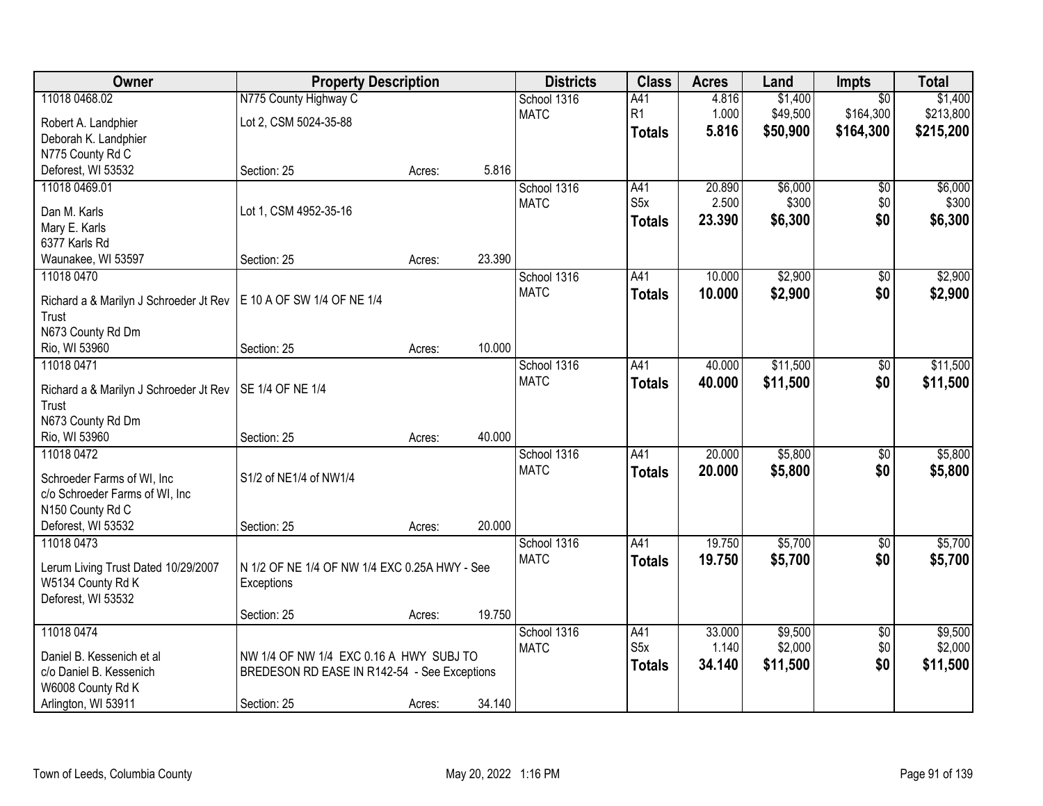| Owner | Property Description | | | Districts | Class | Acres | Land | Impts | Total |
|---|---|---|---|---|---|---|---|---|---|
| 11018 0468.02<br>Robert A. Landphier<br>Deborah K. Landphier<br>N775 County Rd C<br>Deforest, WI 53532 | N775 County Highway C<br>Lot 2, CSM 5024-35-88<br>Section: 25 | Acres: | 5.816 | School 1316<br>MATC | A41<br>R1<br>**Totals** | 4.816<br>1.000<br>**5.816** | $1,400<br>$49,500<br>**$50,900** | $0<br>$164,300<br>**$164,300** | $1,400<br>$213,800<br>**$215,200** |
| 11018 0469.01<br>Dan M. Karls<br>Mary E. Karls<br>6377 Karls Rd<br>Waunakee, WI 53597 | Lot 1, CSM 4952-35-16<br>Section: 25 | Acres: | 23.390 | School 1316<br>MATC | A41<br>S5x<br>**Totals** | 20.890<br>2.500<br>**23.390** | $6,000<br>$300<br>**$6,300** | $0<br>$0<br>**$0** | $6,000<br>$300<br>**$6,300** |
| 11018 0470<br>Richard a & Marilyn J Schroeder Jt Rev Trust<br>N673 County Rd Dm<br>Rio, WI 53960 | E 10 A OF SW 1/4 OF NE 1/4<br>Section: 25 | Acres: | 10.000 | School 1316<br>MATC | A41<br>**Totals** | 10.000<br>**10.000** | $2,900<br>**$2,900** | $0<br>**$0** | $2,900<br>**$2,900** |
| 11018 0471<br>Richard a & Marilyn J Schroeder Jt Rev Trust<br>N673 County Rd Dm<br>Rio, WI 53960 | SE 1/4 OF NE 1/4<br>Section: 25 | Acres: | 40.000 | School 1316<br>MATC | A41<br>**Totals** | 40.000<br>**40.000** | $11,500<br>**$11,500** | $0<br>**$0** | $11,500<br>**$11,500** |
| 11018 0472<br>Schroeder Farms of WI, Inc<br>c/o Schroeder Farms of WI, Inc<br>N150 County Rd C<br>Deforest, WI 53532 | S1/2 of NE1/4 of NW1/4<br>Section: 25 | Acres: | 20.000 | School 1316<br>MATC | A41<br>**Totals** | 20.000<br>**20.000** | $5,800<br>**$5,800** | $0<br>**$0** | $5,800<br>**$5,800** |
| 11018 0473<br>Lerum Living Trust Dated 10/29/2007<br>W5134 County Rd K<br>Deforest, WI 53532 | N 1/2 OF NE 1/4 OF NW 1/4 EXC 0.25A HWY - See Exceptions<br>Section: 25 | Acres: | 19.750 | School 1316<br>MATC | A41<br>**Totals** | 19.750<br>**19.750** | $5,700<br>**$5,700** | $0<br>**$0** | $5,700<br>**$5,700** |
| 11018 0474<br>Daniel B. Kessenich et al<br>c/o Daniel B. Kessenich<br>W6008 County Rd K<br>Arlington, WI 53911 | NW 1/4 OF NW 1/4 EXC 0.16 A HWY SUBJ TO BREDESON RD EASE IN R142-54 - See Exceptions<br>Section: 25 | Acres: | 34.140 | School 1316<br>MATC | A41<br>S5x<br>**Totals** | 33.000<br>1.140<br>**34.140** | $9,500<br>$2,000<br>**$11,500** | $0<br>$0<br>**$0** | $9,500<br>$2,000<br>**$11,500** |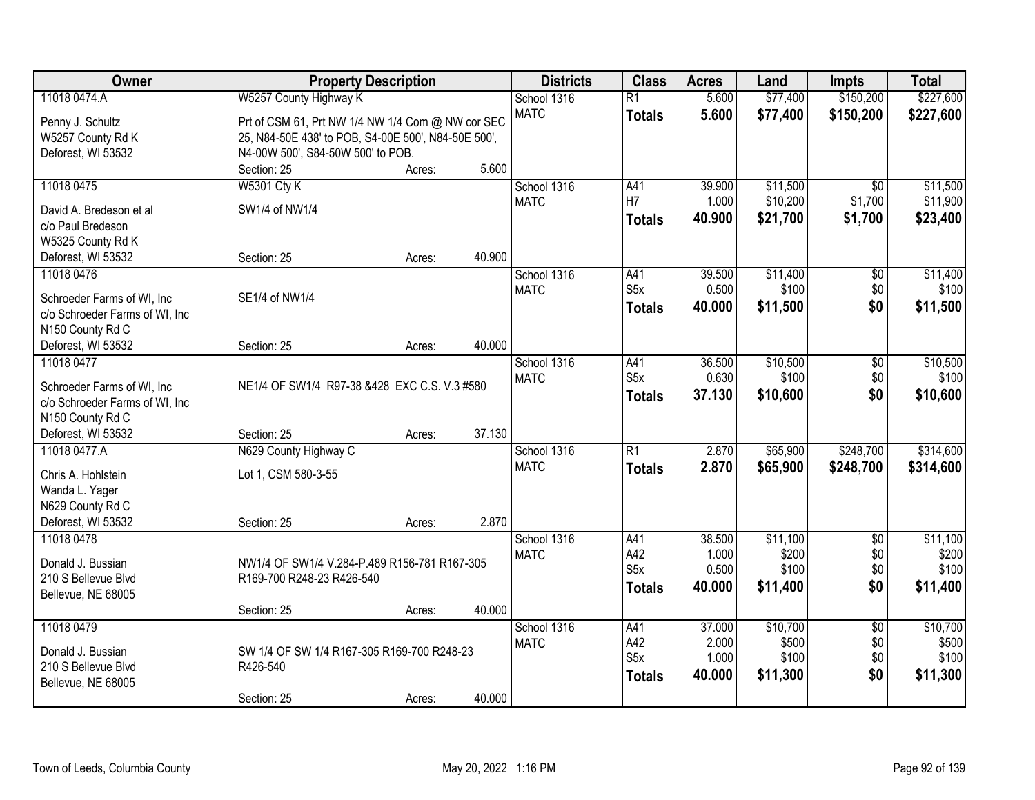| Owner | Property Description | Districts | Class | Acres | Land | Impts | Total |
|---|---|---|---|---|---|---|---|
| 11018 0474.A<br>Penny J. Schultz<br>W5257 County Rd K<br>Deforest, WI 53532 | W5257 County Highway K<br>Prt of CSM 61, Prt NW 1/4 NW 1/4 Com @ NW cor SEC 25, N84-50E 438' to POB, S4-00E 500', N84-50E 500', N4-00W 500', S84-50W 500' to POB.<br>Section: 25 Acres: 5.600 | School 1316<br>MATC | R1<br>**Totals** | 5.600<br>**5.600** | $77,400<br>**$77,400** | $150,200<br>**$150,200** | $227,600<br>**$227,600** |
| 11018 0475<br>David A. Bredeson et al<br>c/o Paul Bredeson<br>W5325 County Rd K<br>Deforest, WI 53532 | W5301 Cty K<br>SW1/4 of NW1/4<br>Section: 25 Acres: 40.900 | School 1316<br>MATC | A41<br>H7<br>**Totals** | 39.900<br>1.000<br>**40.900** | $11,500<br>$10,200<br>**$21,700** | $0<br>$1,700<br>**$1,700** | $11,500<br>$11,900<br>**$23,400** |
| 11018 0476<br>Schroeder Farms of WI, Inc<br>c/o Schroeder Farms of WI, Inc<br>N150 County Rd C<br>Deforest, WI 53532 | SE1/4 of NW1/4<br>Section: 25 Acres: 40.000 | School 1316<br>MATC | A41<br>S5x<br>**Totals** | 39.500<br>0.500<br>**40.000** | $11,400<br>$100<br>**$11,500** | $0<br>$0<br>**$0** | $11,400<br>$100<br>**$11,500** |
| 11018 0477<br>Schroeder Farms of WI, Inc<br>c/o Schroeder Farms of WI, Inc<br>N150 County Rd C<br>Deforest, WI 53532 | NE1/4 OF SW1/4 R97-38 &428 EXC C.S. V.3 #580<br>Section: 25 Acres: 37.130 | School 1316<br>MATC | A41<br>S5x<br>**Totals** | 36.500<br>0.630<br>**37.130** | $10,500<br>$100<br>**$10,600** | $0<br>$0<br>**$0** | $10,500<br>$100<br>**$10,600** |
| 11018 0477.A<br>Chris A. Hohlstein<br>Wanda L. Yager<br>N629 County Rd C<br>Deforest, WI 53532 | N629 County Highway C<br>Lot 1, CSM 580-3-55<br>Section: 25 Acres: 2.870 | School 1316<br>MATC | R1<br>**Totals** | 2.870<br>**2.870** | $65,900<br>**$65,900** | $248,700<br>**$248,700** | $314,600<br>**$314,600** |
| 11018 0478<br>Donald J. Bussian<br>210 S Bellevue Blvd<br>Bellevue, NE 68005 | NW1/4 OF SW1/4 V.284-P.489 R156-781 R167-305 R169-700 R248-23 R426-540<br>Section: 25 Acres: 40.000 | School 1316<br>MATC | A41<br>A42<br>S5x<br>**Totals** | 38.500<br>1.000<br>0.500<br>**40.000** | $11,100<br>$200<br>$100<br>**$11,400** | $0<br>$0<br>$0<br>**$0** | $11,100<br>$200<br>$100<br>**$11,400** |
| 11018 0479<br>Donald J. Bussian<br>210 S Bellevue Blvd<br>Bellevue, NE 68005 | SW 1/4 OF SW 1/4 R167-305 R169-700 R248-23 R426-540<br>Section: 25 Acres: 40.000 | School 1316<br>MATC | A41<br>A42<br>S5x<br>**Totals** | 37.000<br>2.000<br>1.000<br>**40.000** | $10,700<br>$500<br>$100<br>**$11,300** | $0<br>$0<br>$0<br>**$0** | $10,700<br>$500<br>$100<br>**$11,300** |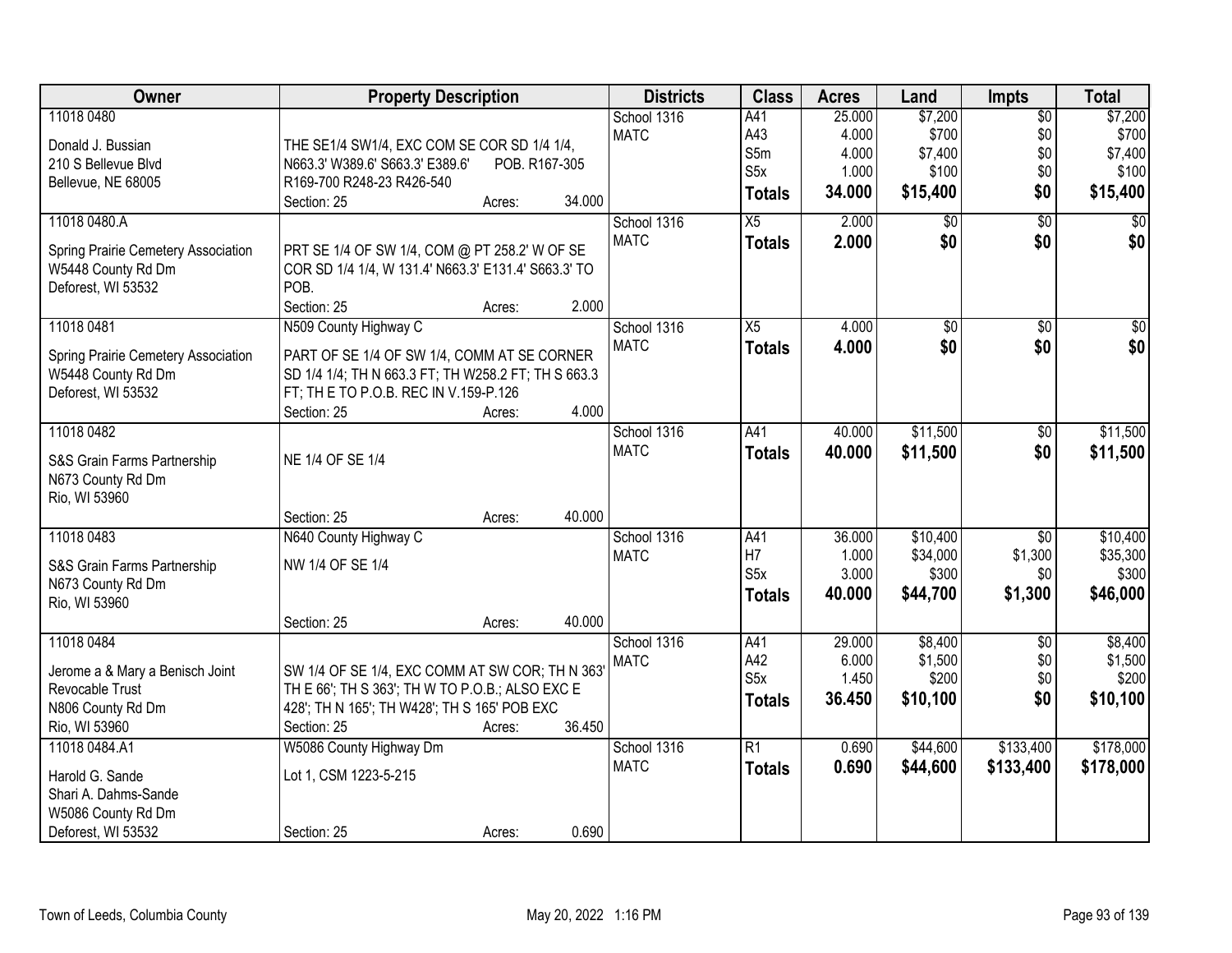| Owner | Property Description | Districts | Class | Acres | Land | Impts | Total |
|---|---|---|---|---|---|---|---|
| 11018 0480<br><br>Donald J. Bussian<br>210 S Bellevue Blvd<br>Bellevue, NE 68005 | THE SE1/4 SW1/4, EXC COM SE COR SD 1/4 1/4, N663.3' W389.6' S663.3' E389.6' POB. R167-305 R169-700 R248-23 R426-540<br>Section: 25 Acres: 34.000 | School 1316<br>MATC | A41<br>A43<br>S5m<br>S5x<br>**Totals** | 25.000<br>4.000<br>4.000<br>1.000<br>**34.000** | $7,200<br>$700<br>$7,400<br>$100<br>**$15,400** | $0<br>$0<br>$0<br>$0<br>**$0** | $7,200<br>$700<br>$7,400<br>$100<br>**$15,400** |
| 11018 0480.A<br><br>Spring Prairie Cemetery Association<br>W5448 County Rd Dm<br>Deforest, WI 53532 | PRT SE 1/4 OF SW 1/4, COM @ PT 258.2' W OF SE COR SD 1/4 1/4, W 131.4' N663.3' E131.4' S663.3' TO POB.<br>Section: 25 Acres: 2.000 | School 1316<br>MATC | X5<br>**Totals** | 2.000<br>**2.000** | $0<br>**$0** | $0<br>**$0** | $0<br>**$0** |
| 11018 0481<br><br>Spring Prairie Cemetery Association<br>W5448 County Rd Dm<br>Deforest, WI 53532 | N509 County Highway C<br><br>PART OF SE 1/4 OF SW 1/4, COMM AT SE CORNER SD 1/4 1/4; TH N 663.3 FT; TH W258.2 FT; TH S 663.3 FT; TH E TO P.O.B. REC IN V.159-P.126<br>Section: 25 Acres: 4.000 | School 1316<br>MATC | X5<br>**Totals** | 4.000<br>**4.000** | $0<br>**$0** | $0<br>**$0** | $0<br>**$0** |
| 11018 0482<br><br>S&S Grain Farms Partnership<br>N673 County Rd Dm<br>Rio, WI 53960 | NE 1/4 OF SE 1/4<br><br>Section: 25 Acres: 40.000 | School 1316<br>MATC | A41<br>**Totals** | 40.000<br>**40.000** | $11,500<br>**$11,500** | $0<br>**$0** | $11,500<br>**$11,500** |
| 11018 0483<br><br>S&S Grain Farms Partnership<br>N673 County Rd Dm<br>Rio, WI 53960 | N640 County Highway C<br><br>NW 1/4 OF SE 1/4<br><br>Section: 25 Acres: 40.000 | School 1316<br>MATC | A41<br>H7<br>S5x<br>**Totals** | 36.000<br>1.000<br>3.000<br>**40.000** | $10,400<br>$34,000<br>$300<br>**$44,700** | $0<br>$1,300<br>$0<br>**$1,300** | $10,400<br>$35,300<br>$300<br>**$46,000** |
| 11018 0484<br><br>Jerome a & Mary a Benisch Joint Revocable Trust<br>N806 County Rd Dm<br>Rio, WI 53960 | SW 1/4 OF SE 1/4, EXC COMM AT SW COR; TH N 363' TH E 66'; TH S 363'; TH W TO P.O.B.; ALSO EXC E 428'; TH N 165'; TH W428'; TH S 165' POB EXC<br>Section: 25 Acres: 36.450 | School 1316<br>MATC | A41<br>A42<br>S5x<br>**Totals** | 29.000<br>6.000<br>1.450<br>**36.450** | $8,400<br>$1,500<br>$200<br>**$10,100** | $0<br>$0<br>$0<br>**$0** | $8,400<br>$1,500<br>$200<br>**$10,100** |
| 11018 0484.A1<br><br>Harold G. Sande<br>Shari A. Dahms-Sande<br>W5086 County Rd Dm<br>Deforest, WI 53532 | W5086 County Highway Dm<br><br>Lot 1, CSM 1223-5-215<br><br>Section: 25 Acres: 0.690 | School 1316<br>MATC | R1<br>**Totals** | 0.690<br>**0.690** | $44,600<br>**$44,600** | $133,400<br>**$133,400** | $178,000<br>**$178,000** |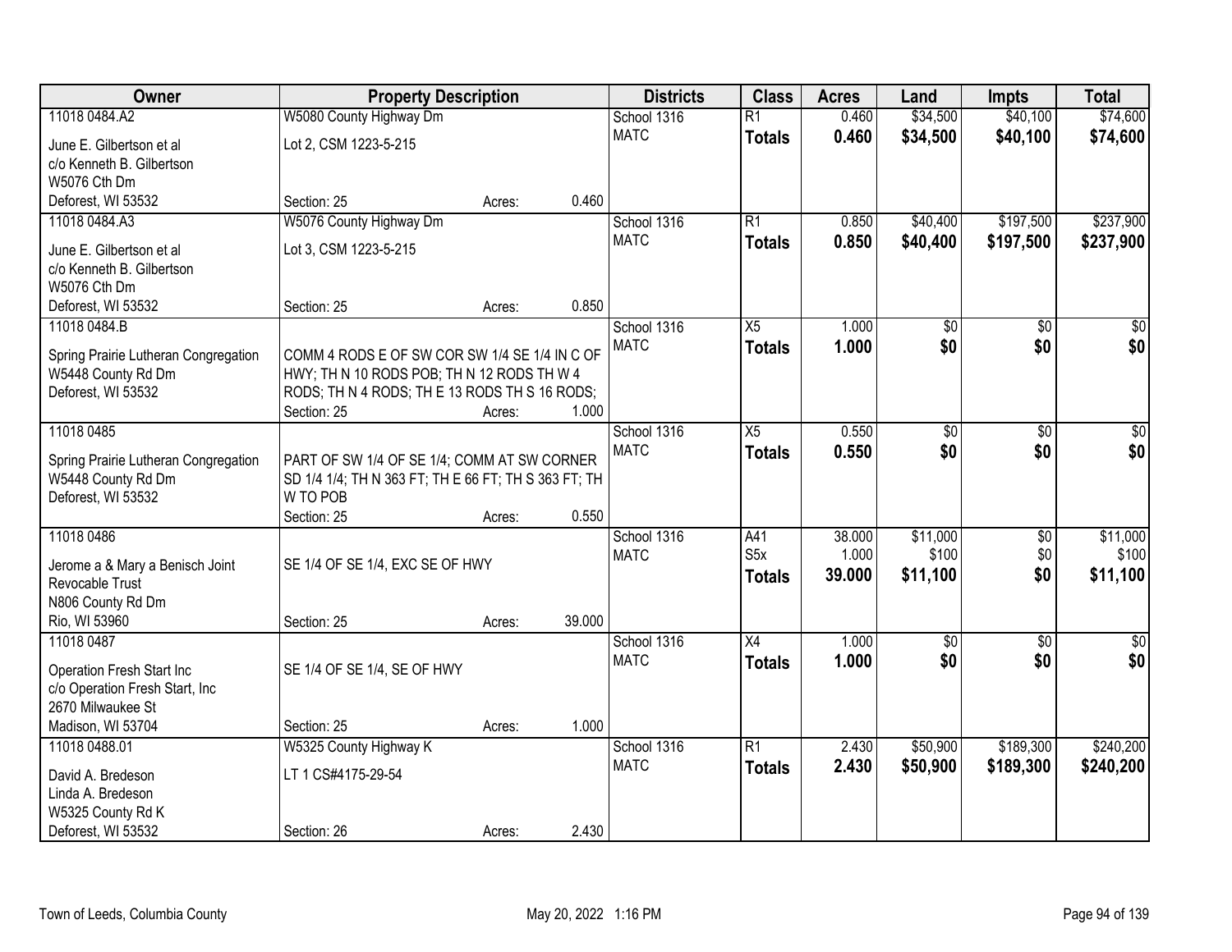| Owner | Property Description | | | Districts | Class | Acres | Land | Impts | Total |
|---|---|---|---|---|---|---|---|---|---|
| 11018 0484.A2 | W5080 County Highway Dm | | | School 1316 | R1 | 0.460 | $34,500 | $40,100 | $74,600 |
| June E. Gilbertson et al<br>c/o Kenneth B. Gilbertson<br>W5076 Cth Dm<br>Deforest, WI 53532 | Lot 2, CSM 1223-5-215 | | | MATC | **Totals** | **0.460** | **$34,500** | **$40,100** | **$74,600** |
| | Section: 25 | Acres: | 0.460 | | | | | | |
| 11018 0484.A3 | W5076 County Highway Dm | | | School 1316 | R1 | 0.850 | $40,400 | $197,500 | $237,900 |
| June E. Gilbertson et al<br>c/o Kenneth B. Gilbertson<br>W5076 Cth Dm<br>Deforest, WI 53532 | Lot 3, CSM 1223-5-215 | | | MATC | **Totals** | **0.850** | **$40,400** | **$197,500** | **$237,900** |
| | Section: 25 | Acres: | 0.850 | | | | | | |
| 11018 0484.B | | | | School 1316 | X5 | 1.000 | $0 | $0 | $0 |
| Spring Prairie Lutheran Congregation<br>W5448 County Rd Dm<br>Deforest, WI 53532 | COMM 4 RODS E OF SW COR SW 1/4 SE 1/4 IN C OF HWY; TH N 10 RODS POB; TH N 12 RODS TH W 4 RODS; TH N 4 RODS; TH E 13 RODS TH S 16 RODS; | | | MATC | **Totals** | **1.000** | **$0** | **$0** | **$0** |
| | Section: 25 | Acres: | 1.000 | | | | | | |
| 11018 0485 | | | | School 1316 | X5 | 0.550 | $0 | $0 | $0 |
| Spring Prairie Lutheran Congregation<br>W5448 County Rd Dm<br>Deforest, WI 53532 | PART OF SW 1/4 OF SE 1/4; COMM AT SW CORNER SD 1/4 1/4; TH N 363 FT; TH E 66 FT; TH S 363 FT; TH W TO POB | | | MATC | **Totals** | **0.550** | **$0** | **$0** | **$0** |
| | Section: 25 | Acres: | 0.550 | | | | | | |
| 11018 0486 | | | | School 1316 | A41 | 38.000 | $11,000 | $0 | $11,000 |
| Jerome a & Mary a Benisch Joint Revocable Trust<br>N806 County Rd Dm<br>Rio, WI 53960 | SE 1/4 OF SE 1/4, EXC SE OF HWY | | | MATC | S5x | 1.000 | $100 | $0 | $100 |
| | | | | | **Totals** | **39.000** | **$11,100** | **$0** | **$11,100** |
| | Section: 25 | Acres: | 39.000 | | | | | | |
| 11018 0487 | | | | School 1316 | X4 | 1.000 | $0 | $0 | $0 |
| Operation Fresh Start Inc<br>c/o Operation Fresh Start, Inc<br>2670 Milwaukee St<br>Madison, WI 53704 | SE 1/4 OF SE 1/4, SE OF HWY | | | MATC | **Totals** | **1.000** | **$0** | **$0** | **$0** |
| | Section: 25 | Acres: | 1.000 | | | | | | |
| 11018 0488.01 | W5325 County Highway K | | | School 1316 | R1 | 2.430 | $50,900 | $189,300 | $240,200 |
| David A. Bredeson<br>Linda A. Bredeson<br>W5325 County Rd K<br>Deforest, WI 53532 | LT 1 CS#4175-29-54 | | | MATC | **Totals** | **2.430** | **$50,900** | **$189,300** | **$240,200** |
| | Section: 26 | Acres: | 2.430 | | | | | | |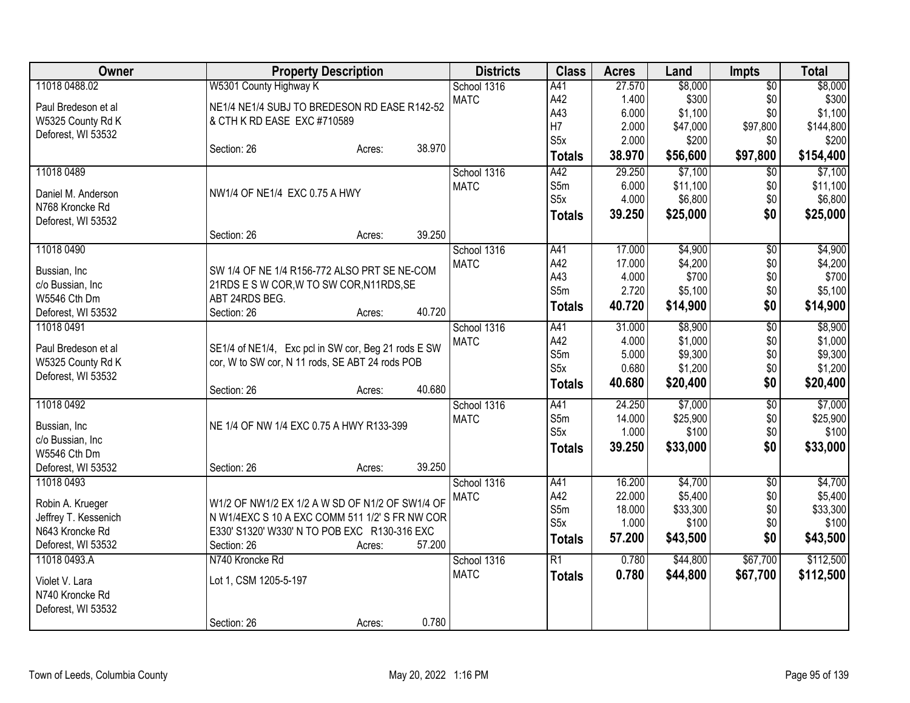| Owner | Property Description | Districts | Class | Acres | Land | Impts | Total |
|---|---|---|---|---|---|---|---|
| 11018 0488.02<br>Paul Bredeson et al<br>W5325 County Rd K<br>Deforest, WI 53532 | W5301 County Highway K<br>NE1/4 NE1/4 SUBJ TO BREDESON RD EASE R142-52 & CTH K RD EASE EXC #710589<br>Section: 26 Acres: 38.970 | School 1316<br>MATC | A41<br>A42<br>A43<br>H7<br>S5x<br>**Totals** | 27.570<br>1.400<br>6.000<br>2.000<br>2.000<br>**38.970** | $8,000<br>$300<br>$1,100<br>$47,000<br>$200<br>**$56,600** | $0<br>$0<br>$0<br>$97,800<br>$0<br>**$97,800** | $8,000<br>$300<br>$1,100<br>$144,800<br>$200<br>**$154,400** |
| 11018 0489<br>Daniel M. Anderson<br>N768 Kroncke Rd<br>Deforest, WI 53532 | NW1/4 OF NE1/4 EXC 0.75 A HWY<br>Section: 26 Acres: 39.250 | School 1316<br>MATC | A42<br>S5m<br>S5x<br>**Totals** | 29.250<br>6.000<br>4.000<br>**39.250** | $7,100<br>$11,100<br>$6,800<br>**$25,000** | $0<br>$0<br>$0<br>**$0** | $7,100<br>$11,100<br>$6,800<br>**$25,000** |
| 11018 0490<br>Bussian, Inc<br>c/o Bussian, Inc<br>W5546 Cth Dm<br>Deforest, WI 53532 | SW 1/4 OF NE 1/4 R156-772 ALSO PRT SE NE-COM 21RDS E S W COR,W TO SW COR,N11RDS,SE ABT 24RDS BEG.<br>Section: 26 Acres: 40.720 | School 1316<br>MATC | A41<br>A42<br>A43<br>S5m<br>**Totals** | 17.000<br>17.000<br>4.000<br>2.720<br>**40.720** | $4,900<br>$4,200<br>$700<br>$5,100<br>**$14,900** | $0<br>$0<br>$0<br>$0<br>**$0** | $4,900<br>$4,200<br>$700<br>$5,100<br>**$14,900** |
| 11018 0491<br>Paul Bredeson et al<br>W5325 County Rd K<br>Deforest, WI 53532 | SE1/4 of NE1/4, Exc pcl in SW cor, Beg 21 rods E SW cor, W to SW cor, N 11 rods, SE ABT 24 rods POB<br>Section: 26 Acres: 40.680 | School 1316<br>MATC | A41<br>A42<br>S5m<br>S5x<br>**Totals** | 31.000<br>4.000<br>5.000<br>0.680<br>**40.680** | $8,900<br>$1,000<br>$9,300<br>$1,200<br>**$20,400** | $0<br>$0<br>$0<br>$0<br>**$0** | $8,900<br>$1,000<br>$9,300<br>$1,200<br>**$20,400** |
| 11018 0492<br>Bussian, Inc<br>c/o Bussian, Inc<br>W5546 Cth Dm<br>Deforest, WI 53532 | NE 1/4 OF NW 1/4 EXC 0.75 A HWY R133-399<br>Section: 26 Acres: 39.250 | School 1316<br>MATC | A41<br>S5m<br>S5x<br>**Totals** | 24.250<br>14.000<br>1.000<br>**39.250** | $7,000<br>$25,900<br>$100<br>**$33,000** | $0<br>$0<br>$0<br>**$0** | $7,000<br>$25,900<br>$100<br>**$33,000** |
| 11018 0493<br>Robin A. Krueger<br>Jeffrey T. Kessenich<br>N643 Kroncke Rd<br>Deforest, WI 53532 | W1/2 OF NW1/2 EX 1/2 A W SD OF N1/2 OF SW1/4 OF N W1/4EXC S 10 A EXC COMM 511 1/2' S FR NW COR E330' S1320' W330' N TO POB EXC R130-316 EXC<br>Section: 26 Acres: 57.200 | School 1316<br>MATC | A41<br>A42<br>S5m<br>S5x<br>**Totals** | 16.200<br>22.000<br>18.000<br>1.000<br>**57.200** | $4,700<br>$5,400<br>$33,300<br>$100<br>**$43,500** | $0<br>$0<br>$0<br>$0<br>**$0** | $4,700<br>$5,400<br>$33,300<br>$100<br>**$43,500** |
| 11018 0493.A<br>Violet V. Lara<br>N740 Kroncke Rd<br>Deforest, WI 53532 | N740 Kroncke Rd<br>Lot 1, CSM 1205-5-197<br>Section: 26 Acres: 0.780 | School 1316<br>MATC | R1<br>**Totals** | 0.780<br>**0.780** | $44,800<br>**$44,800** | $67,700<br>**$67,700** | $112,500<br>**$112,500** |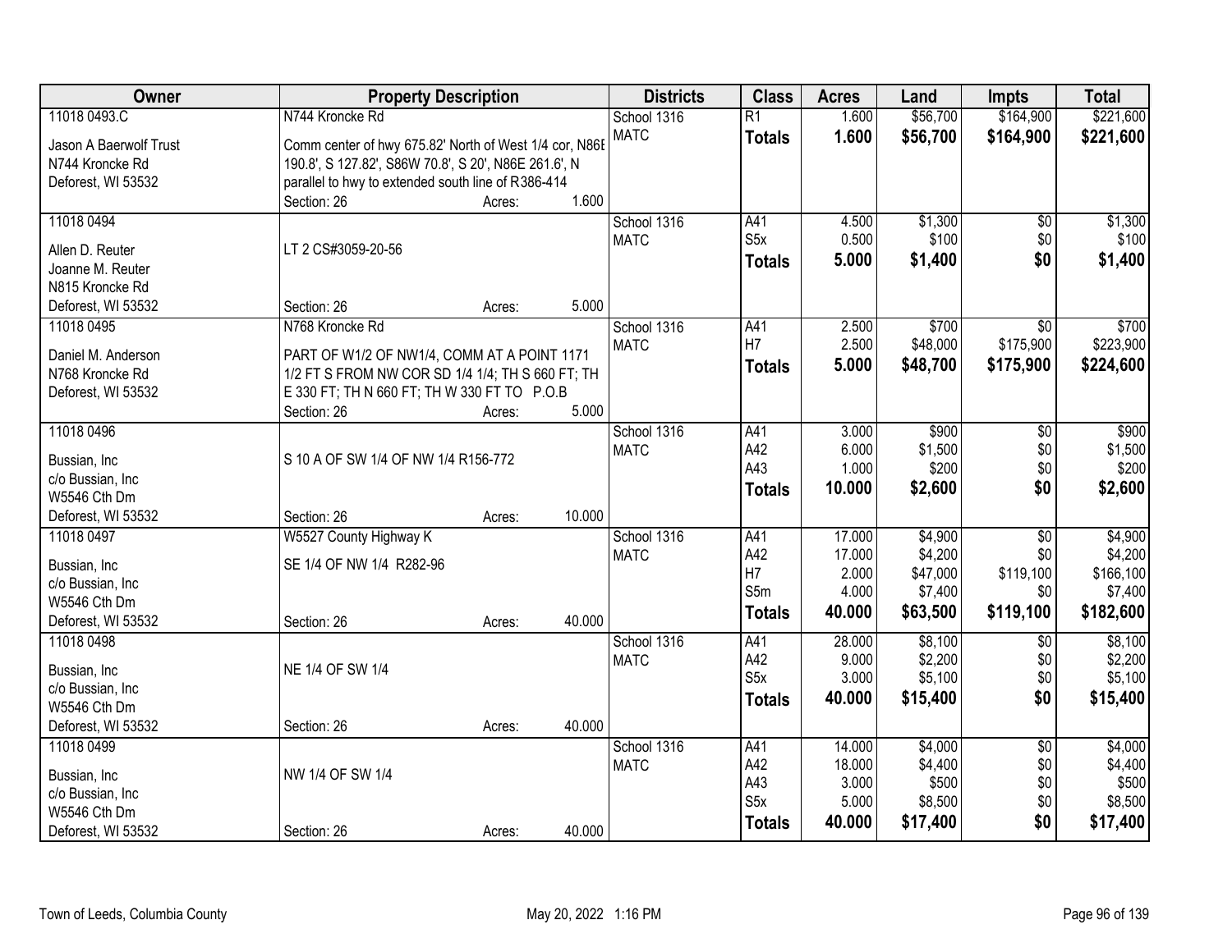| Owner | Property Description | Districts | Class | Acres | Land | Impts | Total |
|---|---|---|---|---|---|---|---|
| 11018 0493.C<br>Jason A Baerwolf Trust<br>N744 Kroncke Rd<br>Deforest, WI 53532 | N744 Kroncke Rd<br>Comm center of hwy 675.82' North of West 1/4 cor, N86E 190.8', S 127.82', S86W 70.8', S 20', N86E 261.6', N parallel to hwy to extended south line of R386-414<br>Section: 26 Acres: 1.600 | School 1316<br>MATC | R1<br>**Totals** | 1.600<br>**1.600** | $56,700<br>**$56,700** | $164,900<br>**$164,900** | $221,600<br>**$221,600** |
| 11018 0494<br>Allen D. Reuter<br>Joanne M. Reuter<br>N815 Kroncke Rd<br>Deforest, WI 53532 | LT 2 CS#3059-20-56<br>Section: 26 Acres: 5.000 | School 1316<br>MATC | A41<br>S5x<br>**Totals** | 4.500<br>0.500<br>**5.000** | $1,300<br>$100<br>**$1,400** | $0<br>$0<br>**$0** | $1,300<br>$100<br>**$1,400** |
| 11018 0495<br>Daniel M. Anderson<br>N768 Kroncke Rd<br>Deforest, WI 53532 | N768 Kroncke Rd<br>PART OF W1/2 OF NW1/4, COMM AT A POINT 1171 1/2 FT S FROM NW COR SD 1/4 1/4; TH S 660 FT; TH E 330 FT; TH N 660 FT; TH W 330 FT TO P.O.B<br>Section: 26 Acres: 5.000 | School 1316<br>MATC | A41<br>H7<br>**Totals** | 2.500<br>2.500<br>**5.000** | $700<br>$48,000<br>**$48,700** | $0<br>$175,900<br>**$175,900** | $700<br>$223,900<br>**$224,600** |
| 11018 0496<br>Bussian, Inc<br>c/o Bussian, Inc<br>W5546 Cth Dm<br>Deforest, WI 53532 | S 10 A OF SW 1/4 OF NW 1/4 R156-772<br>Section: 26 Acres: 10.000 | School 1316<br>MATC | A41<br>A42<br>A43<br>**Totals** | 3.000<br>6.000<br>1.000<br>**10.000** | $900<br>$1,500<br>$200<br>**$2,600** | $0<br>$0<br>$0<br>**$0** | $900<br>$1,500<br>$200<br>**$2,600** |
| 11018 0497<br>Bussian, Inc<br>c/o Bussian, Inc<br>W5546 Cth Dm<br>Deforest, WI 53532 | W5527 County Highway K<br>SE 1/4 OF NW 1/4 R282-96<br>Section: 26 Acres: 40.000 | School 1316<br>MATC | A41<br>A42<br>H7<br>S5m<br>**Totals** | 17.000<br>17.000<br>2.000<br>4.000<br>**40.000** | $4,900<br>$4,200<br>$47,000<br>$7,400<br>**$63,500** | $0<br>$0<br>$119,100<br>$0<br>**$119,100** | $4,900<br>$4,200<br>$166,100<br>$7,400<br>**$182,600** |
| 11018 0498<br>Bussian, Inc<br>c/o Bussian, Inc<br>W5546 Cth Dm<br>Deforest, WI 53532 | NE 1/4 OF SW 1/4<br>Section: 26 Acres: 40.000 | School 1316<br>MATC | A41<br>A42<br>S5x<br>**Totals** | 28.000<br>9.000<br>3.000<br>**40.000** | $8,100<br>$2,200<br>$5,100<br>**$15,400** | $0<br>$0<br>$0<br>**$0** | $8,100<br>$2,200<br>$5,100<br>**$15,400** |
| 11018 0499<br>Bussian, Inc<br>c/o Bussian, Inc<br>W5546 Cth Dm<br>Deforest, WI 53532 | NW 1/4 OF SW 1/4<br>Section: 26 Acres: 40.000 | School 1316<br>MATC | A41<br>A42<br>A43<br>S5x<br>**Totals** | 14.000<br>18.000<br>3.000<br>5.000<br>**40.000** | $4,000<br>$4,400<br>$500<br>$8,500<br>**$17,400** | $0<br>$0<br>$0<br>$0<br>**$0** | $4,000<br>$4,400<br>$500<br>$8,500<br>**$17,400** |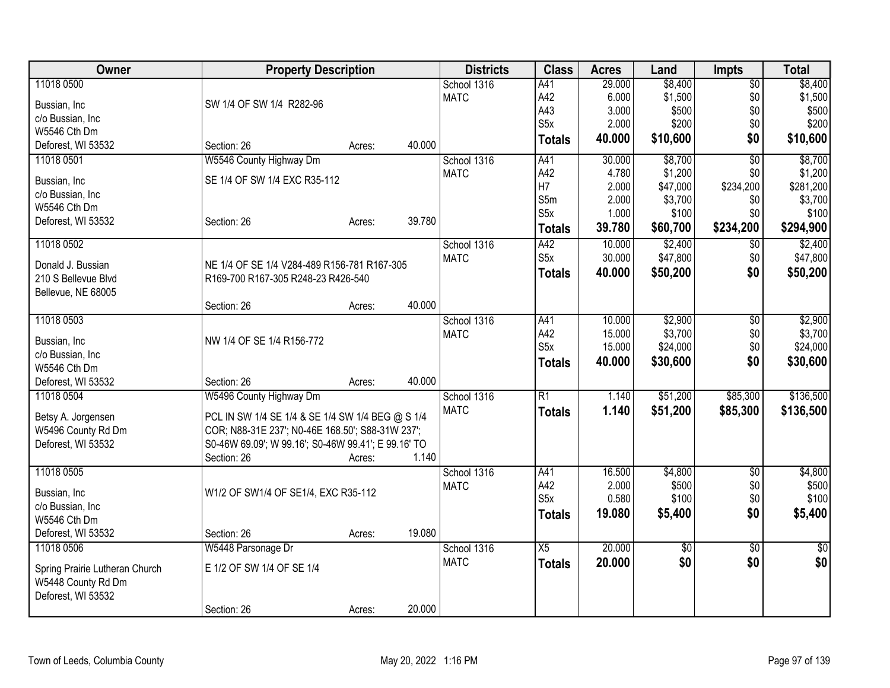| Owner | Property Description | | Districts | Class | Acres | Land | Impts | Total |
|---|---|---|---|---|---|---|---|---|
| 11018 0500<br>Bussian, Inc<br>c/o Bussian, Inc<br>W5546 Cth Dm<br>Deforest, WI 53532 | SW 1/4 OF SW 1/4 R282-96<br>Section: 26 | Acres: 40.000 | School 1316<br>MATC | A41<br>A42<br>A43<br>S5x<br>**Totals** | 29.000<br>6.000<br>3.000<br>2.000<br>**40.000** | $8,400<br>$1,500<br>$500<br>$200<br>**$10,600** | $0<br>$0<br>$0<br>$0<br>**$0** | $8,400<br>$1,500<br>$500<br>$200<br>**$10,600** |
| 11018 0501<br>Bussian, Inc<br>c/o Bussian, Inc<br>W5546 Cth Dm<br>Deforest, WI 53532 | W5546 County Highway Dm<br>SE 1/4 OF SW 1/4 EXC R35-112<br>Section: 26 | Acres: 39.780 | School 1316<br>MATC | A41<br>A42<br>H7<br>S5m<br>S5x<br>**Totals** | 30.000<br>4.780<br>2.000<br>2.000<br>1.000<br>**39.780** | $8,700<br>$1,200<br>$47,000<br>$3,700<br>$100<br>**$60,700** | $0<br>$0<br>$234,200<br>$0<br>$0<br>**$234,200** | $8,700<br>$1,200<br>$281,200<br>$3,700<br>$100<br>**$294,900** |
| 11018 0502<br>Donald J. Bussian<br>210 S Bellevue Blvd<br>Bellevue, NE 68005 | NE 1/4 OF SE 1/4 V284-489 R156-781 R167-305 R169-700 R167-305 R248-23 R426-540<br>Section: 26 | Acres: 40.000 | School 1316<br>MATC | A42<br>S5x<br>**Totals** | 10.000<br>30.000<br>**40.000** | $2,400<br>$47,800<br>**$50,200** | $0<br>$0<br>**$0** | $2,400<br>$47,800<br>**$50,200** |
| 11018 0503<br>Bussian, Inc<br>c/o Bussian, Inc<br>W5546 Cth Dm<br>Deforest, WI 53532 | NW 1/4 OF SE 1/4 R156-772<br>Section: 26 | Acres: 40.000 | School 1316<br>MATC | A41<br>A42<br>S5x<br>**Totals** | 10.000<br>15.000<br>15.000<br>**40.000** | $2,900<br>$3,700<br>$24,000<br>**$30,600** | $0<br>$0<br>$0<br>**$0** | $2,900<br>$3,700<br>$24,000<br>**$30,600** |
| 11018 0504<br>Betsy A. Jorgensen<br>W5496 County Rd Dm<br>Deforest, WI 53532 | W5496 County Highway Dm<br>PCL IN SW 1/4 SE 1/4 & SE 1/4 SW 1/4 BEG @ S 1/4 COR; N88-31E 237'; N0-46E 168.50'; S88-31W 237'; S0-46W 69.09'; W 99.16'; S0-46W 99.41'; E 99.16' TO<br>Section: 26 | Acres: 1.140 | School 1316<br>MATC | R1<br>**Totals** | 1.140<br>**1.140** | $51,200<br>**$51,200** | $85,300<br>**$85,300** | $136,500<br>**$136,500** |
| 11018 0505<br>Bussian, Inc<br>c/o Bussian, Inc<br>W5546 Cth Dm<br>Deforest, WI 53532 | W1/2 OF SW1/4 OF SE1/4, EXC R35-112<br>Section: 26 | Acres: 19.080 | School 1316<br>MATC | A41<br>A42<br>S5x<br>**Totals** | 16.500<br>2.000<br>0.580<br>**19.080** | $4,800<br>$500<br>$100<br>**$5,400** | $0<br>$0<br>$0<br>**$0** | $4,800<br>$500<br>$100<br>**$5,400** |
| 11018 0506<br>Spring Prairie Lutheran Church<br>W5448 County Rd Dm<br>Deforest, WI 53532 | W5448 Parsonage Dr<br>E 1/2 OF SW 1/4 OF SE 1/4<br>Section: 26 | Acres: 20.000 | School 1316<br>MATC | X5<br>**Totals** | 20.000<br>**20.000** | $0<br>**$0** | $0<br>**$0** | $0<br>**$0** |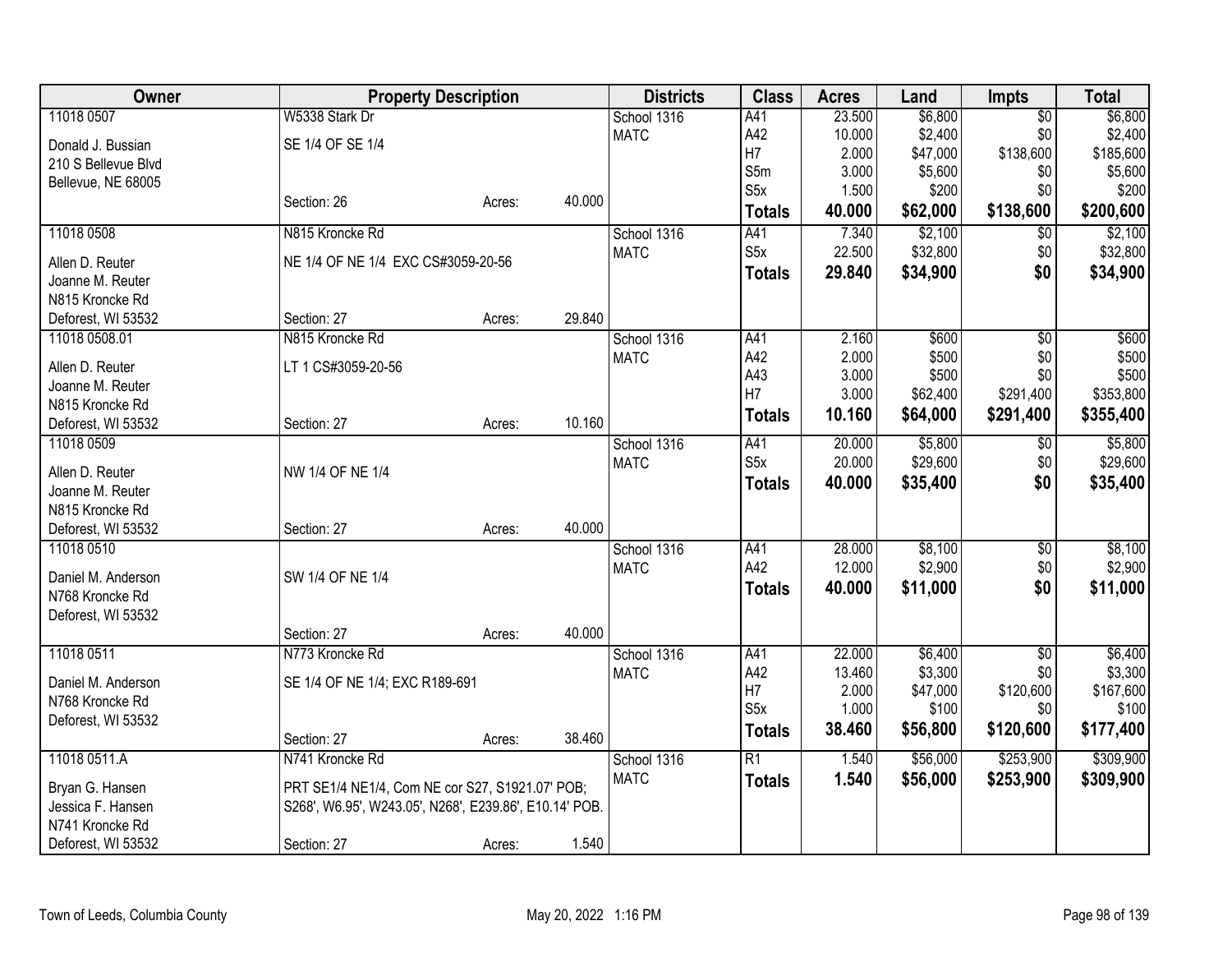| Owner | Property Description | | | Districts | Class | Acres | Land | Impts | Total |
|---|---|---|---|---|---|---|---|---|---|
| 11018 0507 | W5338 Stark Dr | | | School 1316 | A41 | 23.500 | $6,800 | $0 | $6,800 |
| Donald J. Bussian | SE 1/4 OF SE 1/4 | | | MATC | A42 | 10.000 | $2,400 | $0 | $2,400 |
| 210 S Bellevue Blvd | | | | | H7 | 2.000 | $47,000 | $138,600 | $185,600 |
| Bellevue, NE 68005 | | | | | S5m | 3.000 | $5,600 | $0 | $5,600 |
| | Section: 26 | Acres: | 40.000 | | S5x | 1.500 | $200 | $0 | $200 |
| | | | | | **Totals** | **40.000** | **$62,000** | **$138,600** | **$200,600** |
| 11018 0508 | N815 Kroncke Rd | | | School 1316 | A41 | 7.340 | $2,100 | $0 | $2,100 |
| Allen D. Reuter | NE 1/4 OF NE 1/4 EXC CS#3059-20-56 | | | MATC | S5x | 22.500 | $32,800 | $0 | $32,800 |
| Joanne M. Reuter | | | | | **Totals** | **29.840** | **$34,900** | **$0** | **$34,900** |
| N815 Kroncke Rd | | | | | | | | | |
| Deforest, WI 53532 | Section: 27 | Acres: | 29.840 | | | | | | |
| 11018 0508.01 | N815 Kroncke Rd | | | School 1316 | A41 | 2.160 | $600 | $0 | $600 |
| Allen D. Reuter | LT 1 CS#3059-20-56 | | | MATC | A42 | 2.000 | $500 | $0 | $500 |
| Joanne M. Reuter | | | | | A43 | 3.000 | $500 | $0 | $500 |
| N815 Kroncke Rd | | | | | H7 | 3.000 | $62,400 | $291,400 | $353,800 |
| Deforest, WI 53532 | Section: 27 | Acres: | 10.160 | | **Totals** | **10.160** | **$64,000** | **$291,400** | **$355,400** |
| 11018 0509 | | | | School 1316 | A41 | 20.000 | $5,800 | $0 | $5,800 |
| Allen D. Reuter | NW 1/4 OF NE 1/4 | | | MATC | S5x | 20.000 | $29,600 | $0 | $29,600 |
| Joanne M. Reuter | | | | | **Totals** | **40.000** | **$35,400** | **$0** | **$35,400** |
| N815 Kroncke Rd | | | | | | | | | |
| Deforest, WI 53532 | Section: 27 | Acres: | 40.000 | | | | | | |
| 11018 0510 | | | | School 1316 | A41 | 28.000 | $8,100 | $0 | $8,100 |
| Daniel M. Anderson | SW 1/4 OF NE 1/4 | | | MATC | A42 | 12.000 | $2,900 | $0 | $2,900 |
| N768 Kroncke Rd | | | | | **Totals** | **40.000** | **$11,000** | **$0** | **$11,000** |
| Deforest, WI 53532 | | | | | | | | | |
| | Section: 27 | Acres: | 40.000 | | | | | | |
| 11018 0511 | N773 Kroncke Rd | | | School 1316 | A41 | 22.000 | $6,400 | $0 | $6,400 |
| Daniel M. Anderson | SE 1/4 OF NE 1/4; EXC R189-691 | | | MATC | A42 | 13.460 | $3,300 | $0 | $3,300 |
| N768 Kroncke Rd | | | | | H7 | 2.000 | $47,000 | $120,600 | $167,600 |
| Deforest, WI 53532 | | | | | S5x | 1.000 | $100 | $0 | $100 |
| | Section: 27 | Acres: | 38.460 | | **Totals** | **38.460** | **$56,800** | **$120,600** | **$177,400** |
| 11018 0511.A | N741 Kroncke Rd | | | School 1316 | R1 | 1.540 | $56,000 | $253,900 | $309,900 |
| Bryan G. Hansen | PRT SE1/4 NE1/4, Com NE cor S27, S1921.07' POB; | | | MATC | **Totals** | **1.540** | **$56,000** | **$253,900** | **$309,900** |
| Jessica F. Hansen | S268', W6.95', W243.05', N268', E239.86', E10.14' POB. | | | | | | | | |
| N741 Kroncke Rd | | | | | | | | | |
| Deforest, WI 53532 | Section: 27 | Acres: | 1.540 | | | | | | |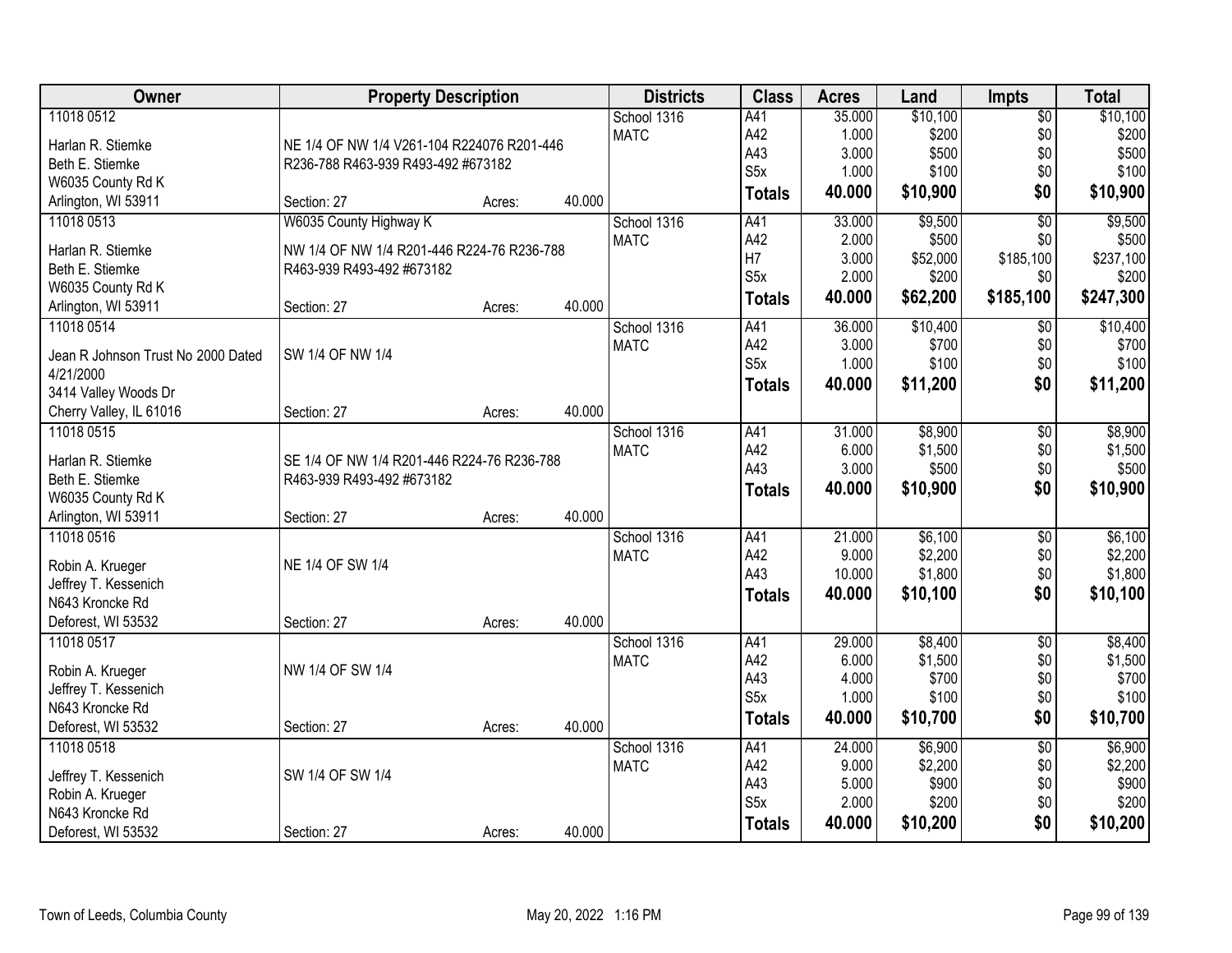| Owner | Property Description | | | Districts | Class | Acres | Land | Impts | Total |
|---|---|---|---|---|---|---|---|---|---|
| 11018 0512 | | | | School 1316 | A41 | 35.000 | $10,100 | $0 | $10,100 |
| Harlan R. Stiemke | NE 1/4 OF NW 1/4 V261-104 R224076 R201-446 | | | MATC | A42 | 1.000 | $200 | $0 | $200 |
| Beth E. Stiemke | R236-788 R463-939 R493-492 #673182 | | | | A43 | 3.000 | $500 | $0 | $500 |
| W6035 County Rd K | | | | | S5x | 1.000 | $100 | $0 | $100 |
| Arlington, WI 53911 | Section: 27 | Acres: | 40.000 | | **Totals** | **40.000** | **$10,900** | **$0** | **$10,900** |
| 11018 0513 | W6035 County Highway K | | | School 1316 | A41 | 33.000 | $9,500 | $0 | $9,500 |
| Harlan R. Stiemke | NW 1/4 OF NW 1/4 R201-446 R224-76 R236-788 | | | MATC | A42 | 2.000 | $500 | $0 | $500 |
| Beth E. Stiemke | R463-939 R493-492 #673182 | | | | H7 | 3.000 | $52,000 | $185,100 | $237,100 |
| W6035 County Rd K | | | | | S5x | 2.000 | $200 | $0 | $200 |
| Arlington, WI 53911 | Section: 27 | Acres: | 40.000 | | **Totals** | **40.000** | **$62,200** | **$185,100** | **$247,300** |
| 11018 0514 | | | | School 1316 | A41 | 36.000 | $10,400 | $0 | $10,400 |
| Jean R Johnson Trust No 2000 Dated | SW 1/4 OF NW 1/4 | | | MATC | A42 | 3.000 | $700 | $0 | $700 |
| 4/21/2000 | | | | | S5x | 1.000 | $100 | $0 | $100 |
| 3414 Valley Woods Dr | | | | | **Totals** | **40.000** | **$11,200** | **$0** | **$11,200** |
| Cherry Valley, IL 61016 | Section: 27 | Acres: | 40.000 | | | | | | |
| 11018 0515 | | | | School 1316 | A41 | 31.000 | $8,900 | $0 | $8,900 |
| Harlan R. Stiemke | SE 1/4 OF NW 1/4 R201-446 R224-76 R236-788 | | | MATC | A42 | 6.000 | $1,500 | $0 | $1,500 |
| Beth E. Stiemke | R463-939 R493-492 #673182 | | | | A43 | 3.000 | $500 | $0 | $500 |
| W6035 County Rd K | | | | | **Totals** | **40.000** | **$10,900** | **$0** | **$10,900** |
| Arlington, WI 53911 | Section: 27 | Acres: | 40.000 | | | | | | |
| 11018 0516 | | | | School 1316 | A41 | 21.000 | $6,100 | $0 | $6,100 |
| Robin A. Krueger | NE 1/4 OF SW 1/4 | | | MATC | A42 | 9.000 | $2,200 | $0 | $2,200 |
| Jeffrey T. Kessenich | | | | | A43 | 10.000 | $1,800 | $0 | $1,800 |
| N643 Kroncke Rd | | | | | **Totals** | **40.000** | **$10,100** | **$0** | **$10,100** |
| Deforest, WI 53532 | Section: 27 | Acres: | 40.000 | | | | | | |
| 11018 0517 | | | | School 1316 | A41 | 29.000 | $8,400 | $0 | $8,400 |
| Robin A. Krueger | NW 1/4 OF SW 1/4 | | | MATC | A42 | 6.000 | $1,500 | $0 | $1,500 |
| Jeffrey T. Kessenich | | | | | A43 | 4.000 | $700 | $0 | $700 |
| N643 Kroncke Rd | | | | | S5x | 1.000 | $100 | $0 | $100 |
| Deforest, WI 53532 | Section: 27 | Acres: | 40.000 | | **Totals** | **40.000** | **$10,700** | **$0** | **$10,700** |
| 11018 0518 | | | | School 1316 | A41 | 24.000 | $6,900 | $0 | $6,900 |
| Jeffrey T. Kessenich | SW 1/4 OF SW 1/4 | | | MATC | A42 | 9.000 | $2,200 | $0 | $2,200 |
| Robin A. Krueger | | | | | A43 | 5.000 | $900 | $0 | $900 |
| N643 Kroncke Rd | | | | | S5x | 2.000 | $200 | $0 | $200 |
| Deforest, WI 53532 | Section: 27 | Acres: | 40.000 | | **Totals** | **40.000** | **$10,200** | **$0** | **$10,200** |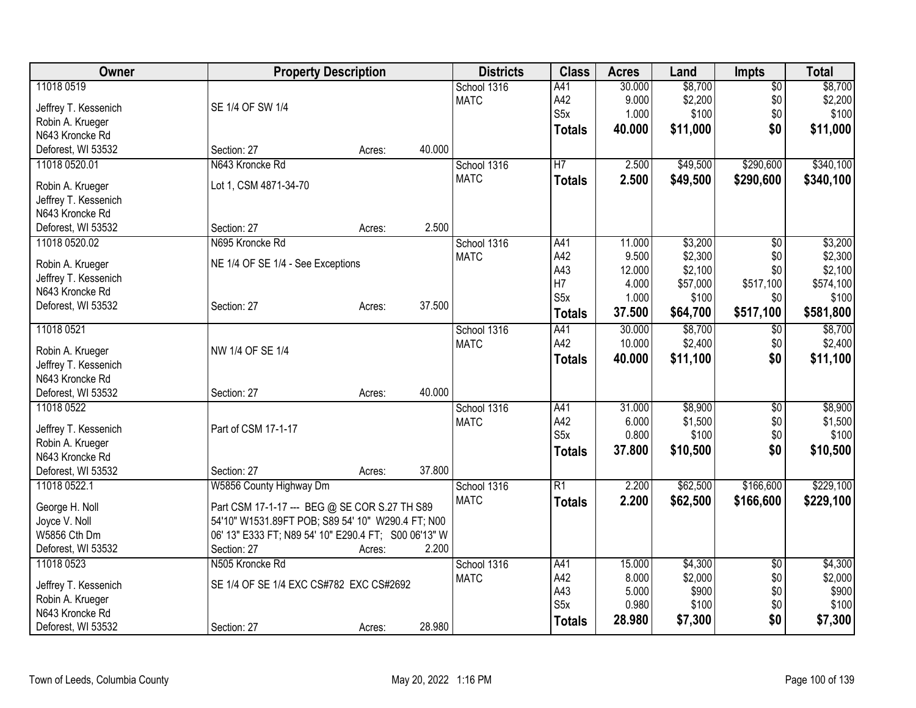| Owner | Property Description | Districts | Class | Acres | Land | Impts | Total |
|---|---|---|---|---|---|---|---|
| 11018 0519<br>Jeffrey T. Kessenich<br>Robin A. Krueger<br>N643 Kroncke Rd<br>Deforest, WI 53532 | SE 1/4 OF SW 1/4<br>Section: 27 Acres: 40.000 | School 1316<br>MATC | A41<br>A42<br>S5x<br>**Totals** | 30.000<br>9.000<br>1.000<br>**40.000** | $8,700<br>$2,200<br>$100<br>**$11,000** | $0<br>$0<br>$0<br>**$0** | $8,700<br>$2,200<br>$100<br>**$11,000** |
| 11018 0520.01<br>Robin A. Krueger<br>Jeffrey T. Kessenich<br>N643 Kroncke Rd<br>Deforest, WI 53532 | N643 Kroncke Rd<br>Lot 1, CSM 4871-34-70<br>Section: 27 Acres: 2.500 | School 1316<br>MATC | H7<br>**Totals** | 2.500<br>**2.500** | $49,500<br>**$49,500** | $290,600<br>**$290,600** | $340,100<br>**$340,100** |
| 11018 0520.02<br>Robin A. Krueger<br>Jeffrey T. Kessenich<br>N643 Kroncke Rd<br>Deforest, WI 53532 | N695 Kroncke Rd<br>NE 1/4 OF SE 1/4 - See Exceptions<br>Section: 27 Acres: 37.500 | School 1316<br>MATC | A41<br>A42<br>A43<br>H7<br>S5x<br>**Totals** | 11.000<br>9.500<br>12.000<br>4.000<br>1.000<br>**37.500** | $3,200<br>$2,300<br>$2,100<br>$57,000<br>$100<br>**$64,700** | $0<br>$0<br>$0<br>$517,100<br>$0<br>**$517,100** | $3,200<br>$2,300<br>$2,100<br>$574,100<br>$100<br>**$581,800** |
| 11018 0521<br>Robin A. Krueger<br>Jeffrey T. Kessenich<br>N643 Kroncke Rd<br>Deforest, WI 53532 | NW 1/4 OF SE 1/4<br>Section: 27 Acres: 40.000 | School 1316<br>MATC | A41<br>A42<br>**Totals** | 30.000<br>10.000<br>**40.000** | $8,700<br>$2,400<br>**$11,100** | $0<br>$0<br>**$0** | $8,700<br>$2,400<br>**$11,100** |
| 11018 0522<br>Jeffrey T. Kessenich<br>Robin A. Krueger<br>N643 Kroncke Rd<br>Deforest, WI 53532 | Part of CSM 17-1-17<br>Section: 27 Acres: 37.800 | School 1316<br>MATC | A41<br>A42<br>S5x<br>**Totals** | 31.000<br>6.000<br>0.800<br>**37.800** | $8,900<br>$1,500<br>$100<br>**$10,500** | $0<br>$0<br>$0<br>**$0** | $8,900<br>$1,500<br>$100<br>**$10,500** |
| 11018 0522.1<br>George H. Noll<br>Joyce V. Noll<br>W5856 Cth Dm<br>Deforest, WI 53532 | W5856 County Highway Dm<br>Part CSM 17-1-17 --- BEG @ SE COR S.27 TH S89 54'10" W1531.89FT POB; S89 54' 10" W290.4 FT; N00 06' 13" E333 FT; N89 54' 10" E290.4 FT; S00 06'13" W<br>Section: 27 Acres: 2.200 | School 1316<br>MATC | R1<br>**Totals** | 2.200<br>**2.200** | $62,500<br>**$62,500** | $166,600<br>**$166,600** | $229,100<br>**$229,100** |
| 11018 0523<br>Jeffrey T. Kessenich<br>Robin A. Krueger<br>N643 Kroncke Rd<br>Deforest, WI 53532 | N505 Kroncke Rd<br>SE 1/4 OF SE 1/4 EXC CS#782 EXC CS#2692<br>Section: 27 Acres: 28.980 | School 1316<br>MATC | A41<br>A42<br>A43<br>S5x<br>**Totals** | 15.000<br>8.000<br>5.000<br>0.980<br>**28.980** | $4,300<br>$2,000<br>$900<br>$100<br>**$7,300** | $0<br>$0<br>$0<br>$0<br>**$0** | $4,300<br>$2,000<br>$900<br>$100<br>**$7,300** |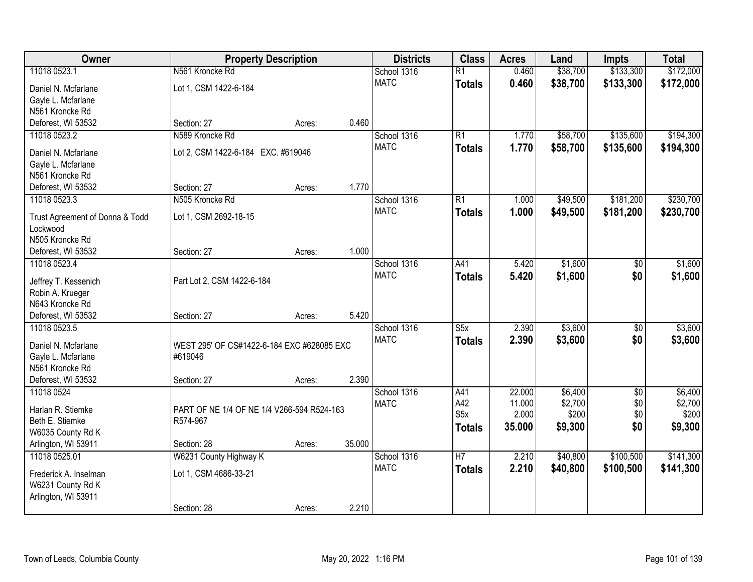| Owner | Property Description | | | Districts | Class | Acres | Land | Impts | Total |
|---|---|---|---|---|---|---|---|---|---|
| 11018 0523.1 | N561 Kroncke Rd | | | School 1316 | R1 | 0.460 | $38,700 | $133,300 | $172,000 |
| Daniel N. Mcfarlane | Lot 1, CSM 1422-6-184 | | | MATC | **Totals** | **0.460** | **$38,700** | **$133,300** | **$172,000** |
| Gayle L. Mcfarlane | | | | | | | | | |
| N561 Kroncke Rd | | | | | | | | | |
| Deforest, WI 53532 | Section: 27 | Acres: | 0.460 | | | | | | |
| 11018 0523.2 | N589 Kroncke Rd | | | School 1316 | R1 | 1.770 | $58,700 | $135,600 | $194,300 |
| Daniel N. Mcfarlane | Lot 2, CSM 1422-6-184 EXC. #619046 | | | MATC | **Totals** | **1.770** | **$58,700** | **$135,600** | **$194,300** |
| Gayle L. Mcfarlane | | | | | | | | | |
| N561 Kroncke Rd | | | | | | | | | |
| Deforest, WI 53532 | Section: 27 | Acres: | 1.770 | | | | | | |
| 11018 0523.3 | N505 Kroncke Rd | | | School 1316 | R1 | 1.000 | $49,500 | $181,200 | $230,700 |
| Trust Agreement of Donna & Todd Lockwood | Lot 1, CSM 2692-18-15 | | | MATC | **Totals** | **1.000** | **$49,500** | **$181,200** | **$230,700** |
| N505 Kroncke Rd | | | | | | | | | |
| Deforest, WI 53532 | Section: 27 | Acres: | 1.000 | | | | | | |
| 11018 0523.4 | | | | School 1316 | A41 | 5.420 | $1,600 | $0 | $1,600 |
| Jeffrey T. Kessenich | Part Lot 2, CSM 1422-6-184 | | | MATC | **Totals** | **5.420** | **$1,600** | **$0** | **$1,600** |
| Robin A. Krueger | | | | | | | | | |
| N643 Kroncke Rd | | | | | | | | | |
| Deforest, WI 53532 | Section: 27 | Acres: | 5.420 | | | | | | |
| 11018 0523.5 | | | | School 1316 | S5x | 2.390 | $3,600 | $0 | $3,600 |
| Daniel N. Mcfarlane | WEST 295' OF CS#1422-6-184 EXC #628085 EXC #619046 | | | MATC | **Totals** | **2.390** | **$3,600** | **$0** | **$3,600** |
| Gayle L. Mcfarlane | | | | | | | | | |
| N561 Kroncke Rd | | | | | | | | | |
| Deforest, WI 53532 | Section: 27 | Acres: | 2.390 | | | | | | |
| 11018 0524 | | | | School 1316 | A41 | 22.000 | $6,400 | $0 | $6,400 |
| Harlan R. Stiemke | PART OF NE 1/4 OF NE 1/4 V266-594 R524-163 R574-967 | | | MATC | A42 | 11.000 | $2,700 | $0 | $2,700 |
| Beth E. Stiemke | | | | | S5x | 2.000 | $200 | $0 | $200 |
| W6035 County Rd K | | | | | **Totals** | **35.000** | **$9,300** | **$0** | **$9,300** |
| Arlington, WI 53911 | Section: 28 | Acres: | 35.000 | | | | | | |
| 11018 0525.01 | W6231 County Highway K | | | School 1316 | H7 | 2.210 | $40,800 | $100,500 | $141,300 |
| Frederick A. Inselman | Lot 1, CSM 4686-33-21 | | | MATC | **Totals** | **2.210** | **$40,800** | **$100,500** | **$141,300** |
| W6231 County Rd K | | | | | | | | | |
| Arlington, WI 53911 | | | | | | | | | |
| | Section: 28 | Acres: | 2.210 | | | | | | |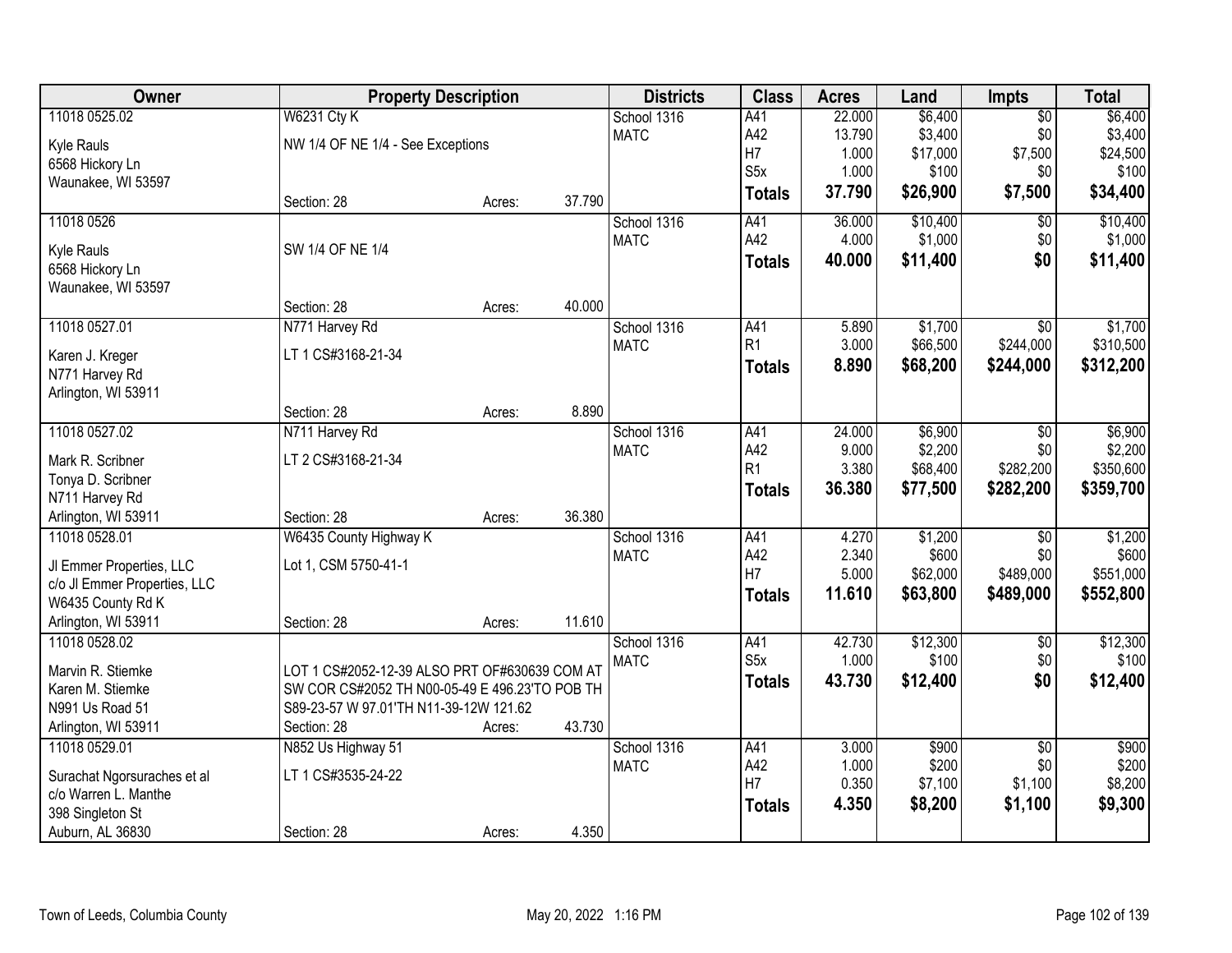| Owner | Property Description | | Districts | Class | Acres | Land | Impts | Total |
|---|---|---|---|---|---|---|---|---|
| 11018 0525.02<br>Kyle Rauls<br>6568 Hickory Ln<br>Waunakee, WI 53597 | W6231 Cty K<br>NW 1/4 OF NE 1/4 - See Exceptions<br>Section: 28 | Acres: 37.790 | School 1316<br>MATC | A41<br>A42<br>H7<br>S5x<br>**Totals** | 22.000<br>13.790<br>1.000<br>1.000<br>**37.790** | $6,400<br>$3,400<br>$17,000<br>$100<br>**$26,900** | $0<br>$0<br>$7,500<br>$0<br>**$7,500** | $6,400<br>$3,400<br>$24,500<br>$100<br>**$34,400** |
| 11018 0526<br>Kyle Rauls<br>6568 Hickory Ln<br>Waunakee, WI 53597 | SW 1/4 OF NE 1/4<br>Section: 28 | Acres: 40.000 | School 1316<br>MATC | A41<br>A42<br>**Totals** | 36.000<br>4.000<br>**40.000** | $10,400<br>$1,000<br>**$11,400** | $0<br>$0<br>**$0** | $10,400<br>$1,000<br>**$11,400** |
| 11018 0527.01<br>Karen J. Kreger<br>N771 Harvey Rd<br>Arlington, WI 53911 | N771 Harvey Rd<br>LT 1 CS#3168-21-34<br>Section: 28 | Acres: 8.890 | School 1316<br>MATC | A41<br>R1<br>**Totals** | 5.890<br>3.000<br>**8.890** | $1,700<br>$66,500<br>**$68,200** | $0<br>$244,000<br>**$244,000** | $1,700<br>$310,500<br>**$312,200** |
| 11018 0527.02<br>Mark R. Scribner<br>Tonya D. Scribner<br>N711 Harvey Rd<br>Arlington, WI 53911 | N711 Harvey Rd<br>LT 2 CS#3168-21-34<br>Section: 28 | Acres: 36.380 | School 1316<br>MATC | A41<br>A42<br>R1<br>**Totals** | 24.000<br>9.000<br>3.380<br>**36.380** | $6,900<br>$2,200<br>$68,400<br>**$77,500** | $0<br>$0<br>$282,200<br>**$282,200** | $6,900<br>$2,200<br>$350,600<br>**$359,700** |
| 11018 0528.01<br>Jl Emmer Properties, LLC<br>c/o Jl Emmer Properties, LLC<br>W6435 County Rd K<br>Arlington, WI 53911 | W6435 County Highway K<br>Lot 1, CSM 5750-41-1<br>Section: 28 | Acres: 11.610 | School 1316<br>MATC | A41<br>A42<br>H7<br>**Totals** | 4.270<br>2.340<br>5.000<br>**11.610** | $1,200<br>$600<br>$62,000<br>**$63,800** | $0<br>$0<br>$489,000<br>**$489,000** | $1,200<br>$600<br>$551,000<br>**$552,800** |
| 11018 0528.02<br>Marvin R. Stiemke<br>Karen M. Stiemke<br>N991 Us Road 51<br>Arlington, WI 53911 | LOT 1 CS#2052-12-39 ALSO PRT OF#630639 COM AT SW COR CS#2052 TH N00-05-49 E 496.23'TO POB TH S89-23-57 W 97.01'TH N11-39-12W 121.62<br>Section: 28 | Acres: 43.730 | School 1316<br>MATC | A41<br>S5x<br>**Totals** | 42.730<br>1.000<br>**43.730** | $12,300<br>$100<br>**$12,400** | $0<br>$0<br>**$0** | $12,300<br>$100<br>**$12,400** |
| 11018 0529.01<br>Surachat Ngorsuraches et al<br>c/o Warren L. Manthe<br>398 Singleton St<br>Auburn, AL 36830 | N852 Us Highway 51<br>LT 1 CS#3535-24-22<br>Section: 28 | Acres: 4.350 | School 1316<br>MATC | A41<br>A42<br>H7<br>**Totals** | 3.000<br>1.000<br>0.350<br>**4.350** | $900<br>$200<br>$7,100<br>**$8,200** | $0<br>$0<br>$1,100<br>**$1,100** | $900<br>$200<br>$8,200<br>**$9,300** |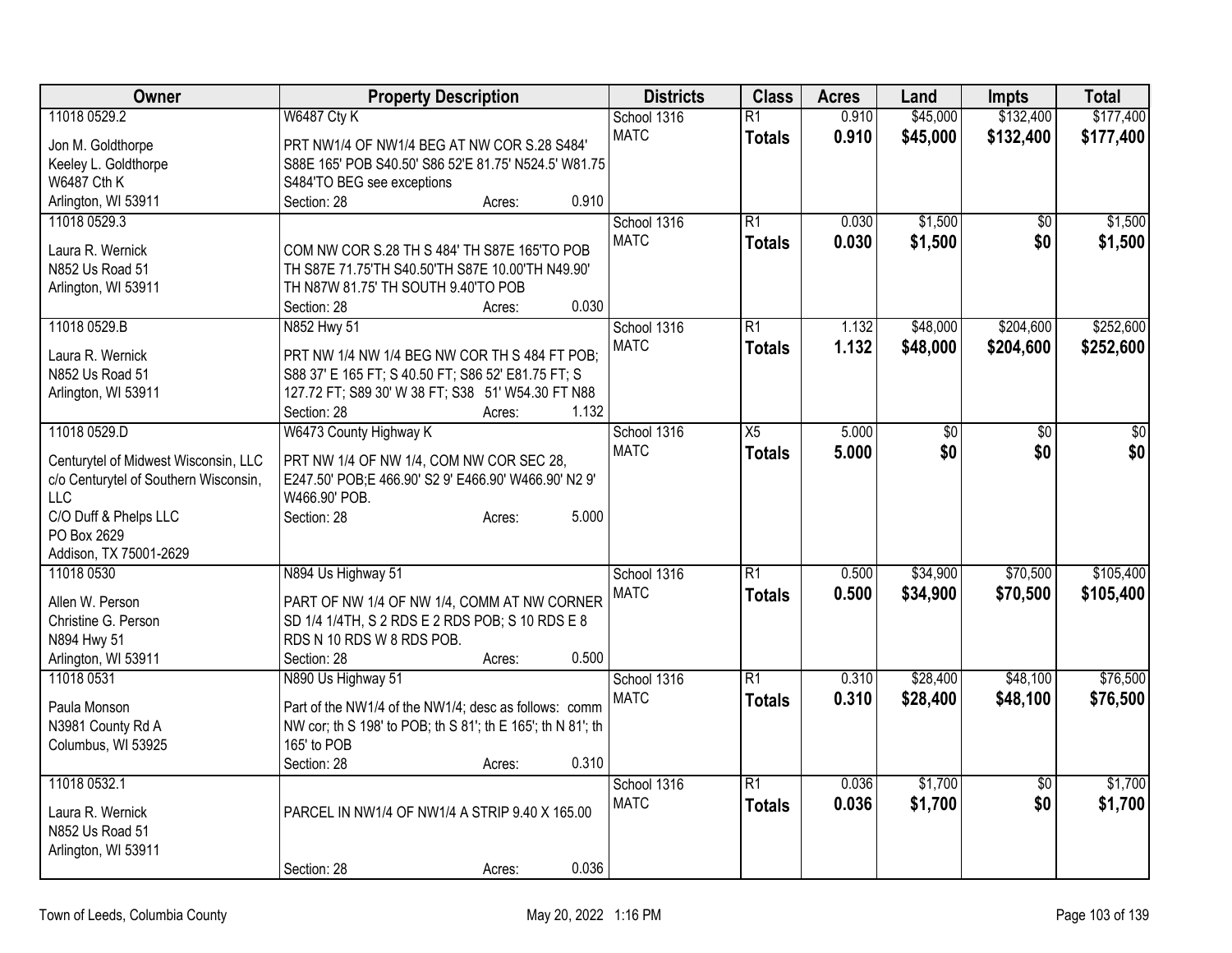| Owner | Property Description | Districts | Class | Acres | Land | Impts | Total |
|---|---|---|---|---|---|---|---|
| 11018 0529.2<br>Jon M. Goldthorpe<br>Keeley L. Goldthorpe<br>W6487 Cth K<br>Arlington, WI 53911 | W6487 Cty K<br>PRT NW1/4 OF NW1/4 BEG AT NW COR S.28 S484' S88E 165' POB S40.50' S86 52'E 81.75' N524.5' W81.75 S484'TO BEG see exceptions<br>Section: 28 Acres: 0.910 | School 1316<br>MATC | R1<br>**Totals** | 0.910<br>**0.910** | $45,000<br>**$45,000** | $132,400<br>**$132,400** | $177,400<br>**$177,400** |
| 11018 0529.3<br>Laura R. Wernick<br>N852 Us Road 51<br>Arlington, WI 53911 | COM NW COR S.28 TH S 484' TH S87E 165'TO POB TH S87E 71.75'TH S40.50'TH S87E 10.00'TH N49.90' TH N87W 81.75' TH SOUTH 9.40'TO POB<br>Section: 28 Acres: 0.030 | School 1316<br>MATC | R1<br>**Totals** | 0.030<br>**0.030** | $1,500<br>**$1,500** | $0<br>**$0** | $1,500<br>**$1,500** |
| 11018 0529.B<br>Laura R. Wernick<br>N852 Us Road 51<br>Arlington, WI 53911 | N852 Hwy 51<br>PRT NW 1/4 NW 1/4 BEG NW COR TH S 484 FT POB; S88 37' E 165 FT; S 40.50 FT; S86 52' E81.75 FT; S 127.72 FT; S89 30' W 38 FT; S38 51' W54.30 FT N88<br>Section: 28 Acres: 1.132 | School 1316<br>MATC | R1<br>**Totals** | 1.132<br>**1.132** | $48,000<br>**$48,000** | $204,600<br>**$204,600** | $252,600<br>**$252,600** |
| 11018 0529.D<br>Centurytel of Midwest Wisconsin, LLC<br>c/o Centurytel of Southern Wisconsin, LLC<br>C/O Duff & Phelps LLC<br>PO Box 2629<br>Addison, TX 75001-2629 | W6473 County Highway K<br>PRT NW 1/4 OF NW 1/4, COM NW COR SEC 28, E247.50' POB;E 466.90' S2 9' E466.90' W466.90' N2 9' W466.90' POB.<br>Section: 28 Acres: 5.000 | School 1316<br>MATC | X5<br>**Totals** | 5.000<br>**5.000** | $0<br>**$0** | $0<br>**$0** | $0<br>**$0** |
| 11018 0530<br>Allen W. Person<br>Christine G. Person<br>N894 Hwy 51<br>Arlington, WI 53911 | N894 Us Highway 51<br>PART OF NW 1/4 OF NW 1/4, COMM AT NW CORNER SD 1/4 1/4TH, S 2 RDS E 2 RDS POB; S 10 RDS E 8 RDS N 10 RDS W 8 RDS POB.<br>Section: 28 Acres: 0.500 | School 1316<br>MATC | R1<br>**Totals** | 0.500<br>**0.500** | $34,900<br>**$34,900** | $70,500<br>**$70,500** | $105,400<br>**$105,400** |
| 11018 0531<br>Paula Monson<br>N3981 County Rd A<br>Columbus, WI 53925 | N890 Us Highway 51<br>Part of the NW1/4 of the NW1/4; desc as follows: comm NW cor; th S 198' to POB; th S 81'; th E 165'; th N 81'; th 165' to POB<br>Section: 28 Acres: 0.310 | School 1316<br>MATC | R1<br>**Totals** | 0.310<br>**0.310** | $28,400<br>**$28,400** | $48,100<br>**$48,100** | $76,500<br>**$76,500** |
| 11018 0532.1<br>Laura R. Wernick<br>N852 Us Road 51<br>Arlington, WI 53911 | PARCEL IN NW1/4 OF NW1/4 A STRIP 9.40 X 165.00<br>Section: 28 Acres: 0.036 | School 1316<br>MATC | R1<br>**Totals** | 0.036<br>**0.036** | $1,700<br>**$1,700** | $0<br>**$0** | $1,700<br>**$1,700** |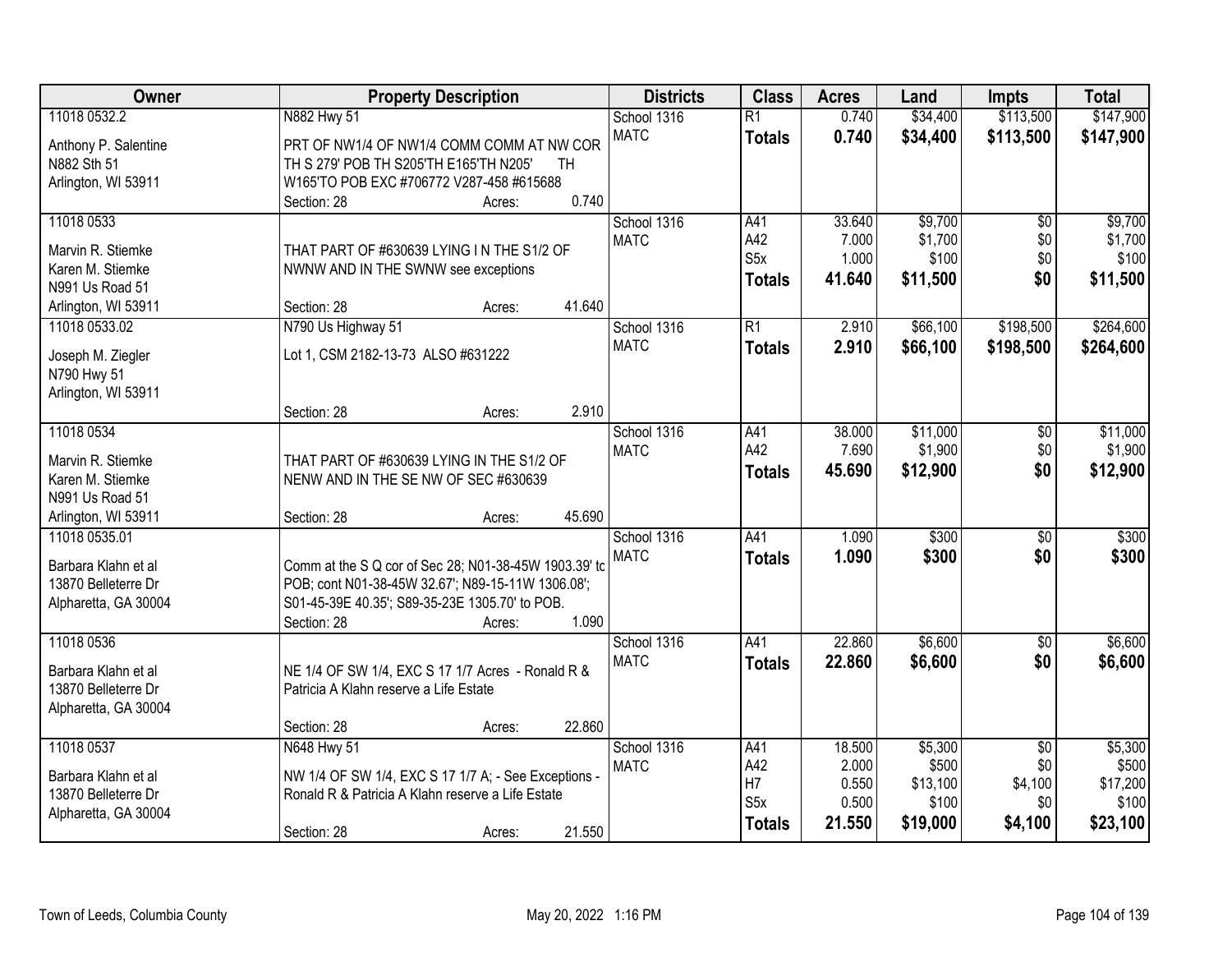| Owner | Property Description | Districts | Class | Acres | Land | Impts | Total |
|---|---|---|---|---|---|---|---|
| 11018 0532.2<br><br>Anthony P. Salentine<br>N882 Sth 51<br>Arlington, WI 53911 | N882 Hwy 51<br><br>PRT OF NW1/4 OF NW1/4 COMM COMM AT NW COR TH S 279' POB TH S205'TH E165'TH N205' TH W165'TO POB EXC #706772 V287-458 #615688<br>Section: 28 Acres: 0.740 | School 1316<br>MATC | R1<br>**Totals** | 0.740<br>**0.740** | $34,400<br>**$34,400** | $113,500<br>**$113,500** | $147,900<br>**$147,900** |
| 11018 0533<br><br>Marvin R. Stiemke<br>Karen M. Stiemke<br>N991 Us Road 51<br>Arlington, WI 53911 | THAT PART OF #630639 LYING I N THE S1/2 OF NWNW AND IN THE SWNW see exceptions<br>Section: 28 Acres: 41.640 | School 1316<br>MATC | A41<br>A42<br>S5x<br>**Totals** | 33.640<br>7.000<br>1.000<br>**41.640** | $9,700<br>$1,700<br>$100<br>**$11,500** | $0<br>$0<br>$0<br>**$0** | $9,700<br>$1,700<br>$100<br>**$11,500** |
| 11018 0533.02<br><br>Joseph M. Ziegler<br>N790 Hwy 51<br>Arlington, WI 53911 | N790 Us Highway 51<br><br>Lot 1, CSM 2182-13-73 ALSO #631222<br>Section: 28 Acres: 2.910 | School 1316<br>MATC | R1<br>**Totals** | 2.910<br>**2.910** | $66,100<br>**$66,100** | $198,500<br>**$198,500** | $264,600<br>**$264,600** |
| 11018 0534<br><br>Marvin R. Stiemke<br>Karen M. Stiemke<br>N991 Us Road 51<br>Arlington, WI 53911 | THAT PART OF #630639 LYING IN THE S1/2 OF NENW AND IN THE SE NW OF SEC #630639<br>Section: 28 Acres: 45.690 | School 1316<br>MATC | A41<br>A42<br>**Totals** | 38.000<br>7.690<br>**45.690** | $11,000<br>$1,900<br>**$12,900** | $0<br>$0<br>**$0** | $11,000<br>$1,900<br>**$12,900** |
| 11018 0535.01<br><br>Barbara Klahn et al<br>13870 Belleterre Dr<br>Alpharetta, GA 30004 | Comm at the S Q cor of Sec 28; N01-38-45W 1903.39' to POB; cont N01-38-45W 32.67'; N89-15-11W 1306.08'; S01-45-39E 40.35'; S89-35-23E 1305.70' to POB.<br>Section: 28 Acres: 1.090 | School 1316<br>MATC | A41<br>**Totals** | 1.090<br>**1.090** | $300<br>**$300** | $0<br>**$0** | $300<br>**$300** |
| 11018 0536<br><br>Barbara Klahn et al<br>13870 Belleterre Dr<br>Alpharetta, GA 30004 | NE 1/4 OF SW 1/4, EXC S 17 1/7 Acres - Ronald R & Patricia A Klahn reserve a Life Estate<br>Section: 28 Acres: 22.860 | School 1316<br>MATC | A41<br>**Totals** | 22.860<br>**22.860** | $6,600<br>**$6,600** | $0<br>**$0** | $6,600<br>**$6,600** |
| 11018 0537<br><br>Barbara Klahn et al<br>13870 Belleterre Dr<br>Alpharetta, GA 30004 | N648 Hwy 51<br><br>NW 1/4 OF SW 1/4, EXC S 17 1/7 A; - See Exceptions - Ronald R & Patricia A Klahn reserve a Life Estate<br>Section: 28 Acres: 21.550 | School 1316<br>MATC | A41<br>A42<br>H7<br>S5x<br>**Totals** | 18.500<br>2.000<br>0.550<br>0.500<br>**21.550** | $5,300<br>$500<br>$13,100<br>$100<br>**$19,000** | $0<br>$0<br>$4,100<br>$0<br>**$4,100** | $5,300<br>$500<br>$17,200<br>$100<br>**$23,100** |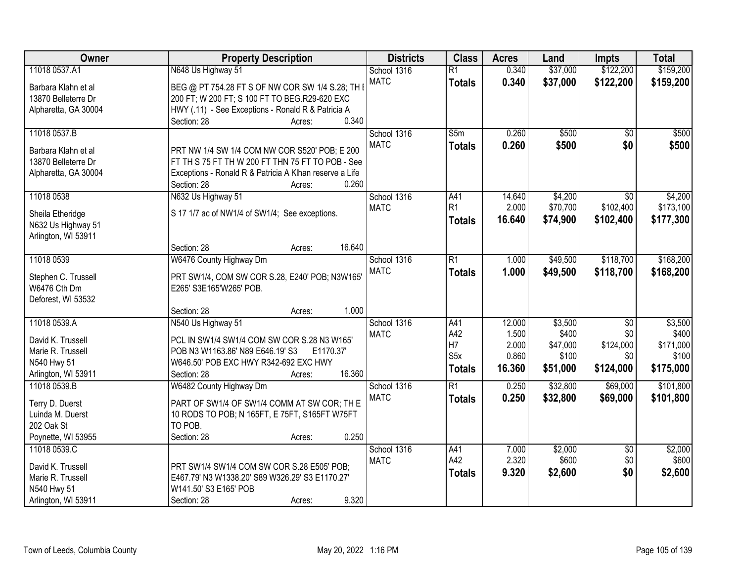| Owner | Property Description | Districts | Class | Acres | Land | Impts | Total |
|---|---|---|---|---|---|---|---|
| 11018 0537.A1<br><br>Barbara Klahn et al<br>13870 Belleterre Dr<br>Alpharetta, GA 30004 | N648 Us Highway 51<br><br>BEG @ PT 754.28 FT S OF NW COR SW 1/4 S.28; TH E 200 FT; W 200 FT; S 100 FT TO BEG.R29-620 EXC HWY (.11) - See Exceptions - Ronald R & Patricia A<br>Section: 28 Acres: 0.340 | School 1316<br>MATC | R1<br>**Totals** | 0.340<br>**0.340** | $37,000<br>**$37,000** | $122,200<br>**$122,200** | $159,200<br>**$159,200** |
| 11018 0537.B<br><br>Barbara Klahn et al<br>13870 Belleterre Dr<br>Alpharetta, GA 30004 | PRT NW 1/4 SW 1/4 COM NW COR S520' POB; E 200 FT TH S 75 FT TH W 200 FT THN 75 FT TO POB - See Exceptions - Ronald R & Patricia A Klhan reserve a Life<br>Section: 28 Acres: 0.260 | School 1316<br>MATC | S5m<br>**Totals** | 0.260<br>**0.260** | $500<br>**$500** | $0<br>**$0** | $500<br>**$500** |
| 11018 0538<br><br>Sheila Etheridge<br>N632 Us Highway 51<br>Arlington, WI 53911 | N632 Us Highway 51<br><br>S 17 1/7 ac of NW1/4 of SW1/4; See exceptions.<br><br>Section: 28 Acres: 16.640 | School 1316<br>MATC | A41<br>R1<br>**Totals** | 14.640<br>2.000<br>**16.640** | $4,200<br>$70,700<br>**$74,900** | $0<br>$102,400<br>**$102,400** | $4,200<br>$173,100<br>**$177,300** |
| 11018 0539<br><br>Stephen C. Trussell<br>W6476 Cth Dm<br>Deforest, WI 53532 | W6476 County Highway Dm<br><br>PRT SW1/4, COM SW COR S.28, E240' POB; N3W165' E265' S3E165'W265' POB.<br><br>Section: 28 Acres: 1.000 | School 1316<br>MATC | R1<br>**Totals** | 1.000<br>**1.000** | $49,500<br>**$49,500** | $118,700<br>**$118,700** | $168,200<br>**$168,200** |
| 11018 0539.A<br><br>David K. Trussell<br>Marie R. Trussell<br>N540 Hwy 51<br>Arlington, WI 53911 | N540 Us Highway 51<br><br>PCL IN SW1/4 SW1/4 COM SW COR S.28 N3 W165' POB N3 W1163.86' N89 E646.19' S3 E1170.37' W646.50' POB EXC HWY R342-692 EXC HWY<br>Section: 28 Acres: 16.360 | School 1316<br>MATC | A41<br>A42<br>H7<br>S5x<br>**Totals** | 12.000<br>1.500<br>2.000<br>0.860<br>**16.360** | $3,500<br>$400<br>$47,000<br>$100<br>**$51,000** | $0<br>$0<br>$124,000<br>$0<br>**$124,000** | $3,500<br>$400<br>$171,000<br>$100<br>**$175,000** |
| 11018 0539.B<br><br>Terry D. Duerst<br>Luinda M. Duerst<br>202 Oak St<br>Poynette, WI 53955 | W6482 County Highway Dm<br><br>PART OF SW1/4 OF SW1/4 COMM AT SW COR; TH E 10 RODS TO POB; N 165FT, E 75FT, S165FT W75FT TO POB.<br>Section: 28 Acres: 0.250 | School 1316<br>MATC | R1<br>**Totals** | 0.250<br>**0.250** | $32,800<br>**$32,800** | $69,000<br>**$69,000** | $101,800<br>**$101,800** |
| 11018 0539.C<br><br>David K. Trussell<br>Marie R. Trussell<br>N540 Hwy 51<br>Arlington, WI 53911 | PRT SW1/4 SW1/4 COM SW COR S.28 E505' POB; E467.79' N3 W1338.20' S89 W326.29' S3 E1170.27' W141.50' S3 E165' POB<br>Section: 28 Acres: 9.320 | School 1316<br>MATC | A41<br>A42<br>**Totals** | 7.000<br>2.320<br>**9.320** | $2,000<br>$600<br>**$2,600** | $0<br>$0<br>**$0** | $2,000<br>$600<br>**$2,600** |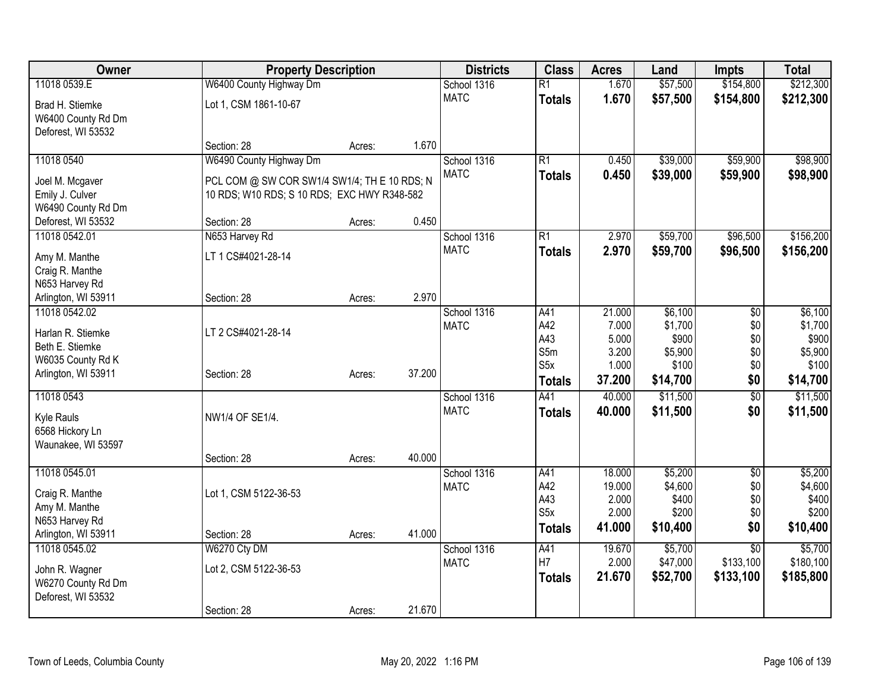| Owner | Property Description | | | Districts | Class | Acres | Land | Impts | Total |
|---|---|---|---|---|---|---|---|---|---|
| 11018 0539.E | W6400 County Highway Dm | | | School 1316 | R1 | 1.670 | $57,500 | $154,800 | $212,300 |
| Brad H. Stiemke<br>W6400 County Rd Dm<br>Deforest, WI 53532 | Lot 1, CSM 1861-10-67 | | | MATC | **Totals** | **1.670** | **$57,500** | **$154,800** | **$212,300** |
| | Section: 28 | Acres: | 1.670 | | | | | | |
| 11018 0540 | W6490 County Highway Dm | | | School 1316 | R1 | 0.450 | $39,000 | $59,900 | $98,900 |
| Joel M. Mcgaver<br>Emily J. Culver<br>W6490 County Rd Dm<br>Deforest, WI 53532 | PCL COM @ SW COR SW1/4 SW1/4; TH E 10 RDS; N 10 RDS; W10 RDS; S 10 RDS; EXC HWY R348-582 | | | MATC | **Totals** | **0.450** | **$39,000** | **$59,900** | **$98,900** |
| | Section: 28 | Acres: | 0.450 | | | | | | |
| 11018 0542.01 | N653 Harvey Rd | | | School 1316 | R1 | 2.970 | $59,700 | $96,500 | $156,200 |
| Amy M. Manthe<br>Craig R. Manthe<br>N653 Harvey Rd<br>Arlington, WI 53911 | LT 1 CS#4021-28-14 | | | MATC | **Totals** | **2.970** | **$59,700** | **$96,500** | **$156,200** |
| | Section: 28 | Acres: | 2.970 | | | | | | |
| 11018 0542.02 | | | | School 1316 | A41 | 21.000 | $6,100 | $0 | $6,100 |
| Harlan R. Stiemke<br>Beth E. Stiemke<br>W6035 County Rd K<br>Arlington, WI 53911 | LT 2 CS#4021-28-14 | | | MATC | A42 | 7.000 | $1,700 | $0 | $1,700 |
| | | | | | A43 | 5.000 | $900 | $0 | $900 |
| | | | | | S5m | 3.200 | $5,900 | $0 | $5,900 |
| | | | | | S5x | 1.000 | $100 | $0 | $100 |
| | Section: 28 | Acres: | 37.200 | | **Totals** | **37.200** | **$14,700** | **$0** | **$14,700** |
| 11018 0543 | | | | School 1316 | A41 | 40.000 | $11,500 | $0 | $11,500 |
| Kyle Rauls<br>6568 Hickory Ln<br>Waunakee, WI 53597 | NW1/4 OF SE1/4. | | | MATC | **Totals** | **40.000** | **$11,500** | **$0** | **$11,500** |
| | Section: 28 | Acres: | 40.000 | | | | | | |
| 11018 0545.01 | | | | School 1316 | A41 | 18.000 | $5,200 | $0 | $5,200 |
| Craig R. Manthe<br>Amy M. Manthe<br>N653 Harvey Rd<br>Arlington, WI 53911 | Lot 1, CSM 5122-36-53 | | | MATC | A42 | 19.000 | $4,600 | $0 | $4,600 |
| | | | | | A43 | 2.000 | $400 | $0 | $400 |
| | | | | | S5x | 2.000 | $200 | $0 | $200 |
| | Section: 28 | Acres: | 41.000 | | **Totals** | **41.000** | **$10,400** | **$0** | **$10,400** |
| 11018 0545.02 | W6270 Cty DM | | | School 1316 | A41 | 19.670 | $5,700 | $0 | $5,700 |
| John R. Wagner<br>W6270 County Rd Dm<br>Deforest, WI 53532 | Lot 2, CSM 5122-36-53 | | | MATC | H7 | 2.000 | $47,000 | $133,100 | $180,100 |
| | | | | | **Totals** | **21.670** | **$52,700** | **$133,100** | **$185,800** |
| | Section: 28 | Acres: | 21.670 | | | | | | |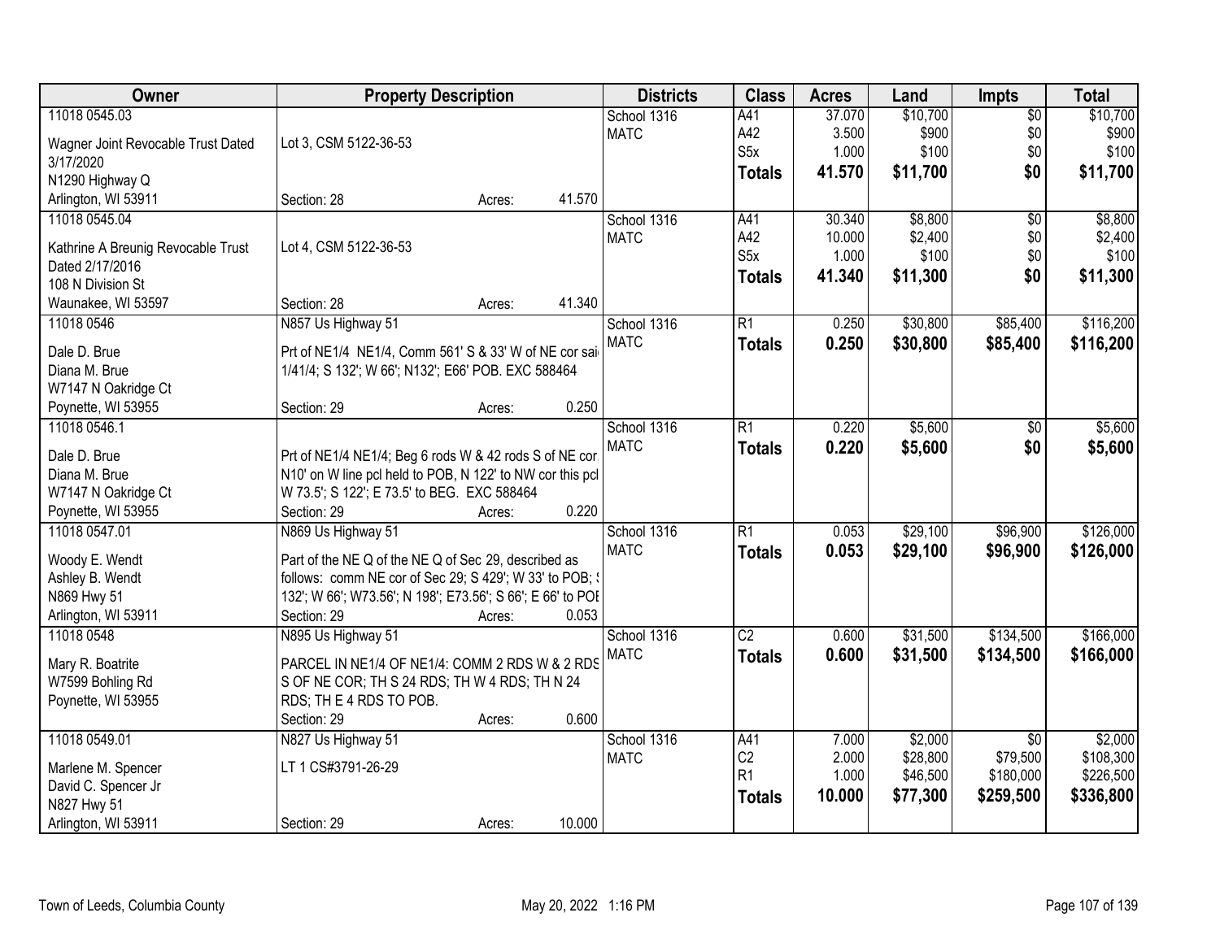| Owner | Property Description | Districts | Class | Acres | Land | Impts | Total |
|---|---|---|---|---|---|---|---|
| 11018 0545.03<br>Wagner Joint Revocable Trust Dated 3/17/2020<br>N1290 Highway Q<br>Arlington, WI 53911 | Lot 3, CSM 5122-36-53<br>Section: 28 Acres: 41.570 | School 1316<br>MATC | A41<br>A42<br>S5x<br>**Totals** | 37.070<br>3.500<br>1.000<br>**41.570** | $10,700<br>$900<br>$100<br>**$11,700** | $0<br>$0<br>$0<br>**$0** | $10,700<br>$900<br>$100<br>**$11,700** |
| 11018 0545.04<br>Kathrine A Breunig Revocable Trust Dated 2/17/2016<br>108 N Division St<br>Waunakee, WI 53597 | Lot 4, CSM 5122-36-53<br>Section: 28 Acres: 41.340 | School 1316<br>MATC | A41<br>A42<br>S5x<br>**Totals** | 30.340<br>10.000<br>1.000<br>**41.340** | $8,800<br>$2,400<br>$100<br>**$11,300** | $0<br>$0<br>$0<br>**$0** | $8,800<br>$2,400<br>$100<br>**$11,300** |
| 11018 0546<br>Dale D. Brue<br>Diana M. Brue<br>W7147 N Oakridge Ct<br>Poynette, WI 53955 | N857 Us Highway 51<br>Prt of NE1/4 NE1/4, Comm 561' S & 33' W of NE cor sai 1/41/4; S 132'; W 66'; N132'; E66' POB. EXC 588464<br>Section: 29 Acres: 0.250 | School 1316<br>MATC | R1<br>**Totals** | 0.250<br>**0.250** | $30,800<br>**$30,800** | $85,400<br>**$85,400** | $116,200<br>**$116,200** |
| 11018 0546.1<br>Dale D. Brue<br>Diana M. Brue<br>W7147 N Oakridge Ct<br>Poynette, WI 53955 | Prt of NE1/4 NE1/4; Beg 6 rods W & 42 rods S of NE cor N10' on W line pcl held to POB, N 122' to NW cor this pcl W 73.5'; S 122'; E 73.5' to BEG. EXC 588464<br>Section: 29 Acres: 0.220 | School 1316<br>MATC | R1<br>**Totals** | 0.220<br>**0.220** | $5,600<br>**$5,600** | $0<br>**$0** | $5,600<br>**$5,600** |
| 11018 0547.01<br>Woody E. Wendt<br>Ashley B. Wendt<br>N869 Hwy 51<br>Arlington, WI 53911 | N869 Us Highway 51<br>Part of the NE Q of the NE Q of Sec 29, described as follows: comm NE cor of Sec 29; S 429'; W 33' to POB; S 132'; W 66'; W73.56'; N 198'; E73.56'; S 66'; E 66' to POB<br>Section: 29 Acres: 0.053 | School 1316<br>MATC | R1<br>**Totals** | 0.053<br>**0.053** | $29,100<br>**$29,100** | $96,900<br>**$96,900** | $126,000<br>**$126,000** |
| 11018 0548<br>Mary R. Boatrite<br>W7599 Bohling Rd<br>Poynette, WI 53955 | N895 Us Highway 51<br>PARCEL IN NE1/4 OF NE1/4: COMM 2 RDS W & 2 RDS S OF NE COR; TH S 24 RDS; TH W 4 RDS; TH N 24 RDS; TH E 4 RDS TO POB.<br>Section: 29 Acres: 0.600 | School 1316<br>MATC | C2<br>**Totals** | 0.600<br>**0.600** | $31,500<br>**$31,500** | $134,500<br>**$134,500** | $166,000<br>**$166,000** |
| 11018 0549.01<br>Marlene M. Spencer<br>David C. Spencer Jr<br>N827 Hwy 51<br>Arlington, WI 53911 | N827 Us Highway 51<br>LT 1 CS#3791-26-29<br>Section: 29 Acres: 10.000 | School 1316<br>MATC | A41<br>C2<br>R1<br>**Totals** | 7.000<br>2.000<br>1.000<br>**10.000** | $2,000<br>$28,800<br>$46,500<br>**$77,300** | $0<br>$79,500<br>$180,000<br>**$259,500** | $2,000<br>$108,300<br>$226,500<br>**$336,800** |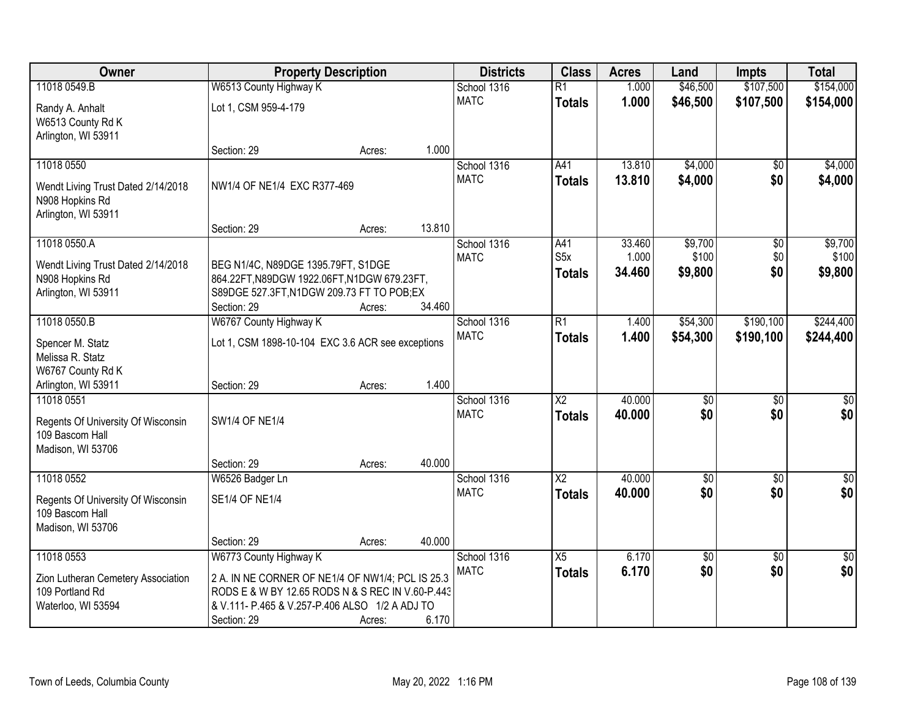| Owner | Property Description | | | Districts | Class | Acres | Land | Impts | Total |
|---|---|---|---|---|---|---|---|---|---|
| 11018 0549.B | W6513 County Highway K | | | School 1316 | R1 | 1.000 | $46,500 | $107,500 | $154,000 |
| Randy A. Anhalt<br>W6513 County Rd K<br>Arlington, WI 53911 | Lot 1, CSM 959-4-179 | | | MATC | **Totals** | **1.000** | **$46,500** | **$107,500** | **$154,000** |
| | Section: 29 | Acres: | 1.000 | | | | | | |
| 11018 0550 | | | | School 1316 | A41 | 13.810 | $4,000 | $0 | $4,000 |
| Wendt Living Trust Dated 2/14/2018<br>N908 Hopkins Rd<br>Arlington, WI 53911 | NW1/4 OF NE1/4 EXC R377-469 | | | MATC | **Totals** | **13.810** | **$4,000** | **$0** | **$4,000** |
| | Section: 29 | Acres: | 13.810 | | | | | | |
| 11018 0550.A | | | | School 1316 | A41<br>S5x | 33.460<br>1.000 | $9,700<br>$100 | $0<br>$0 | $9,700<br>$100 |
| Wendt Living Trust Dated 2/14/2018<br>N908 Hopkins Rd<br>Arlington, WI 53911 | BEG N1/4C, N89DGE 1395.79FT, S1DGE 864.22FT,N89DGW 1922.06FT,N1DGW 679.23FT, S89DGE 527.3FT,N1DGW 209.73 FT TO POB;EX | | | MATC | **Totals** | **34.460** | **$9,800** | **$0** | **$9,800** |
| | Section: 29 | Acres: | 34.460 | | | | | | |
| 11018 0550.B | W6767 County Highway K | | | School 1316 | R1 | 1.400 | $54,300 | $190,100 | $244,400 |
| Spencer M. Statz<br>Melissa R. Statz<br>W6767 County Rd K<br>Arlington, WI 53911 | Lot 1, CSM 1898-10-104 EXC 3.6 ACR see exceptions | | | MATC | **Totals** | **1.400** | **$54,300** | **$190,100** | **$244,400** |
| | Section: 29 | Acres: | 1.400 | | | | | | |
| 11018 0551 | | | | School 1316 | X2 | 40.000 | $0 | $0 | $0 |
| Regents Of University Of Wisconsin<br>109 Bascom Hall<br>Madison, WI 53706 | SW1/4 OF NE1/4 | | | MATC | **Totals** | **40.000** | **$0** | **$0** | **$0** |
| | Section: 29 | Acres: | 40.000 | | | | | | |
| 11018 0552 | W6526 Badger Ln | | | School 1316 | X2 | 40.000 | $0 | $0 | $0 |
| Regents Of University Of Wisconsin<br>109 Bascom Hall<br>Madison, WI 53706 | SE1/4 OF NE1/4 | | | MATC | **Totals** | **40.000** | **$0** | **$0** | **$0** |
| | Section: 29 | Acres: | 40.000 | | | | | | |
| 11018 0553 | W6773 County Highway K | | | School 1316 | X5 | 6.170 | $0 | $0 | $0 |
| Zion Lutheran Cemetery Association<br>109 Portland Rd<br>Waterloo, WI 53594 | 2 A. IN NE CORNER OF NE1/4 OF NW1/4; PCL IS 25.3 RODS E & W BY 12.65 RODS N & S REC IN V.60-P.443 & V.111- P.465 & V.257-P.406 ALSO 1/2 A ADJ TO | | | MATC | **Totals** | **6.170** | **$0** | **$0** | **$0** |
| | Section: 29 | Acres: | 6.170 | | | | | | |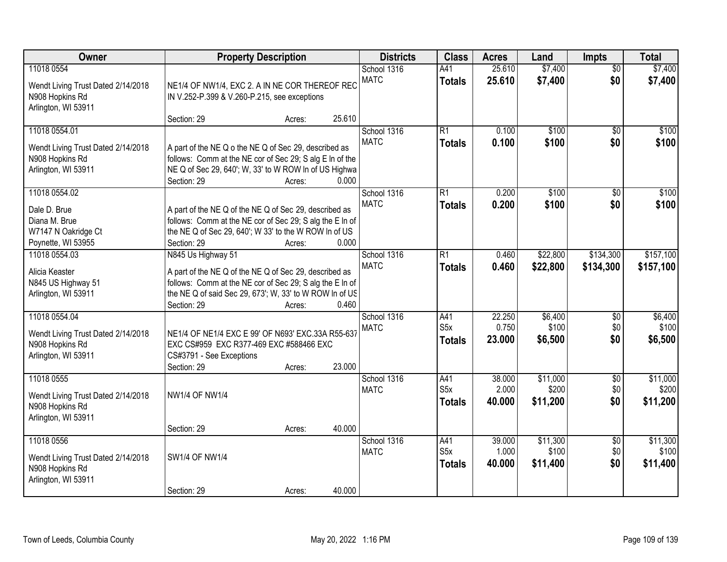| Owner | Property Description | Districts | Class | Acres | Land | Impts | Total |
|---|---|---|---|---|---|---|---|
| 11018 0554<br>Wendt Living Trust Dated 2/14/2018<br>N908 Hopkins Rd<br>Arlington, WI 53911 | NE1/4 OF NW1/4, EXC 2. A IN NE COR THEREOF REC IN V.252-P.399 & V.260-P.215, see exceptions<br>Section: 29 Acres: 25.610 | School 1316<br>MATC | A41<br>**Totals** | 25.610<br>**25.610** | $7,400<br>**$7,400** | $0<br>**$0** | $7,400<br>**$7,400** |
| 11018 0554.01<br>Wendt Living Trust Dated 2/14/2018<br>N908 Hopkins Rd<br>Arlington, WI 53911 | A part of the NE Q o the NE Q of Sec 29, described as follows: Comm at the NE cor of Sec 29; S alg E ln of the NE Q of Sec 29, 640'; W, 33' to W ROW ln of US Highwa<br>Section: 29 Acres: 0.000 | School 1316<br>MATC | R1<br>**Totals** | 0.100<br>**0.100** | $100<br>**$100** | $0<br>**$0** | $100<br>**$100** |
| 11018 0554.02<br>Dale D. Brue<br>Diana M. Brue<br>W7147 N Oakridge Ct<br>Poynette, WI 53955 | A part of the NE Q of the NE Q of Sec 29, described as follows: Comm at the NE cor of Sec 29; S alg the E ln of the NE Q of Sec 29, 640'; W 33' to the W ROW ln of US<br>Section: 29 Acres: 0.000 | School 1316<br>MATC | R1<br>**Totals** | 0.200<br>**0.200** | $100<br>**$100** | $0<br>**$0** | $100<br>**$100** |
| 11018 0554.03<br>Alicia Keaster<br>N845 US Highway 51<br>Arlington, WI 53911 | N845 Us Highway 51<br>A part of the NE Q of the NE Q of Sec 29, described as follows: Comm at the NE cor of Sec 29; S alg the E ln of the NE Q of said Sec 29, 673'; W, 33' to W ROW ln of US<br>Section: 29 Acres: 0.460 | School 1316<br>MATC | R1<br>**Totals** | 0.460<br>**0.460** | $22,800<br>**$22,800** | $134,300<br>**$134,300** | $157,100<br>**$157,100** |
| 11018 0554.04<br>Wendt Living Trust Dated 2/14/2018<br>N908 Hopkins Rd<br>Arlington, WI 53911 | NE1/4 OF NE1/4 EXC E 99' OF N693' EXC.33A R55-637 EXC CS#959 EXC R377-469 EXC #588466 EXC CS#3791 - See Exceptions<br>Section: 29 Acres: 23.000 | School 1316<br>MATC | A41<br>S5x<br>**Totals** | 22.250<br>0.750<br>**23.000** | $6,400<br>$100<br>**$6,500** | $0<br>$0<br>**$0** | $6,400<br>$100<br>**$6,500** |
| 11018 0555<br>Wendt Living Trust Dated 2/14/2018<br>N908 Hopkins Rd<br>Arlington, WI 53911 | NW1/4 OF NW1/4<br>Section: 29 Acres: 40.000 | School 1316<br>MATC | A41<br>S5x<br>**Totals** | 38.000<br>2.000<br>**40.000** | $11,000<br>$200<br>**$11,200** | $0<br>$0<br>**$0** | $11,000<br>$200<br>**$11,200** |
| 11018 0556<br>Wendt Living Trust Dated 2/14/2018<br>N908 Hopkins Rd<br>Arlington, WI 53911 | SW1/4 OF NW1/4<br>Section: 29 Acres: 40.000 | School 1316<br>MATC | A41<br>S5x<br>**Totals** | 39.000<br>1.000<br>**40.000** | $11,300<br>$100<br>**$11,400** | $0<br>$0<br>**$0** | $11,300<br>$100<br>**$11,400** |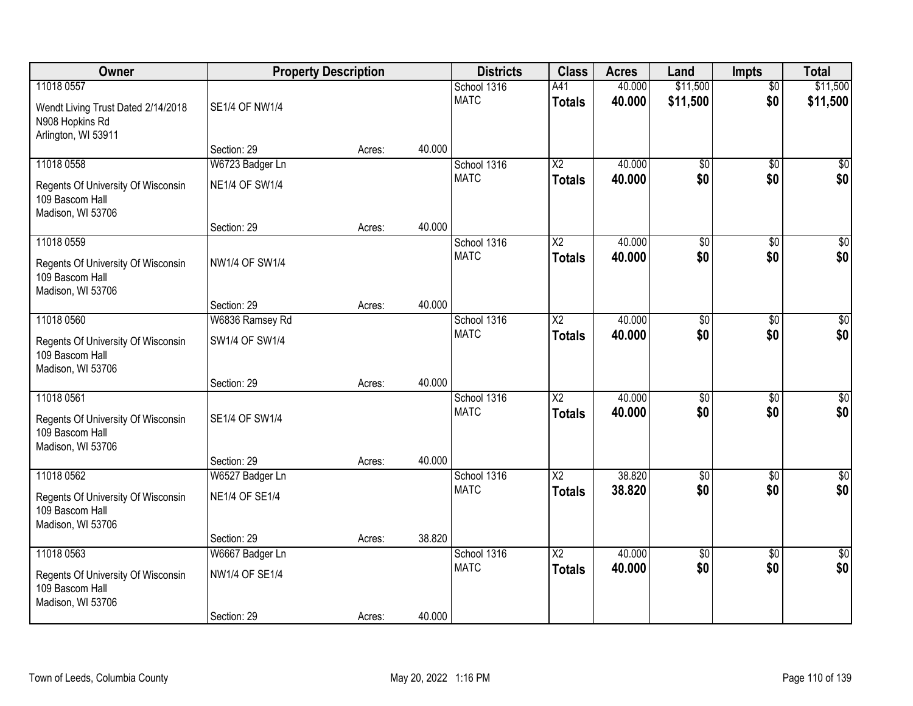| Owner | Property Description | | | Districts | Class | Acres | Land | Impts | Total |
|---|---|---|---|---|---|---|---|---|---|
| 11018 0557 | | | | School 1316 | A41 | 40.000 | $11,500 | $0 | $11,500 |
| Wendt Living Trust Dated 2/14/2018 N908 Hopkins Rd Arlington, WI 53911 | SE1/4 OF NW1/4 | | | MATC | **Totals** | **40.000** | **$11,500** | **$0** | **$11,500** |
| | Section: 29 | Acres: | 40.000 | | | | | | |
| 11018 0558 | W6723 Badger Ln | | | School 1316 | X2 | 40.000 | $0 | $0 | $0 |
| Regents Of University Of Wisconsin 109 Bascom Hall Madison, WI 53706 | NE1/4 OF SW1/4 | | | MATC | **Totals** | **40.000** | **$0** | **$0** | **$0** |
| | Section: 29 | Acres: | 40.000 | | | | | | |
| 11018 0559 | | | | School 1316 | X2 | 40.000 | $0 | $0 | $0 |
| Regents Of University Of Wisconsin 109 Bascom Hall Madison, WI 53706 | NW1/4 OF SW1/4 | | | MATC | **Totals** | **40.000** | **$0** | **$0** | **$0** |
| | Section: 29 | Acres: | 40.000 | | | | | | |
| 11018 0560 | W6836 Ramsey Rd | | | School 1316 | X2 | 40.000 | $0 | $0 | $0 |
| Regents Of University Of Wisconsin 109 Bascom Hall Madison, WI 53706 | SW1/4 OF SW1/4 | | | MATC | **Totals** | **40.000** | **$0** | **$0** | **$0** |
| | Section: 29 | Acres: | 40.000 | | | | | | |
| 11018 0561 | | | | School 1316 | X2 | 40.000 | $0 | $0 | $0 |
| Regents Of University Of Wisconsin 109 Bascom Hall Madison, WI 53706 | SE1/4 OF SW1/4 | | | MATC | **Totals** | **40.000** | **$0** | **$0** | **$0** |
| | Section: 29 | Acres: | 40.000 | | | | | | |
| 11018 0562 | W6527 Badger Ln | | | School 1316 | X2 | 38.820 | $0 | $0 | $0 |
| Regents Of University Of Wisconsin 109 Bascom Hall Madison, WI 53706 | NE1/4 OF SE1/4 | | | MATC | **Totals** | **38.820** | **$0** | **$0** | **$0** |
| | Section: 29 | Acres: | 38.820 | | | | | | |
| 11018 0563 | W6667 Badger Ln | | | School 1316 | X2 | 40.000 | $0 | $0 | $0 |
| Regents Of University Of Wisconsin 109 Bascom Hall Madison, WI 53706 | NW1/4 OF SE1/4 | | | MATC | **Totals** | **40.000** | **$0** | **$0** | **$0** |
| | Section: 29 | Acres: | 40.000 | | | | | | |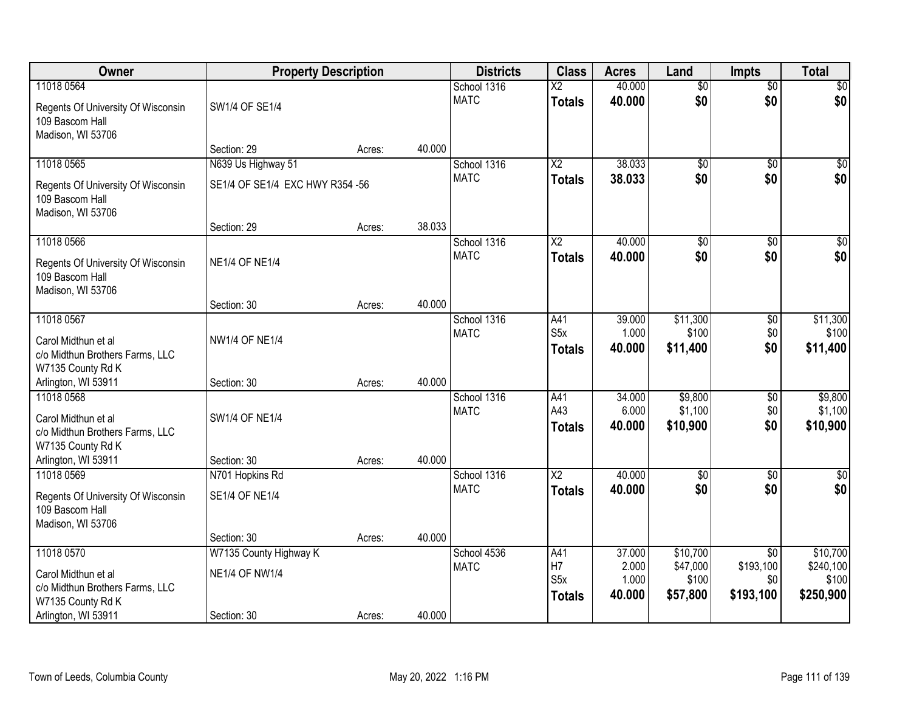| Owner | Property Description | | | Districts | Class | Acres | Land | Impts | Total |
|---|---|---|---|---|---|---|---|---|---|
| 11018 0564<br>Regents Of University Of Wisconsin<br>109 Bascom Hall<br>Madison, WI 53706 | SW1/4 OF SE1/4<br><br>Section: 29 | Acres: | 40.000 | School 1316<br>MATC | X2<br>**Totals** | 40.000<br>**40.000** | $0<br>**$0** | $0<br>**$0** | $0<br>**$0** |
| 11018 0565<br>Regents Of University Of Wisconsin<br>109 Bascom Hall<br>Madison, WI 53706 | N639 Us Highway 51<br>SE1/4 OF SE1/4 EXC HWY R354 -56<br><br>Section: 29 | Acres: | 38.033 | School 1316<br>MATC | X2<br>**Totals** | 38.033<br>**38.033** | $0<br>**$0** | $0<br>**$0** | $0<br>**$0** |
| 11018 0566<br>Regents Of University Of Wisconsin<br>109 Bascom Hall<br>Madison, WI 53706 | NE1/4 OF NE1/4<br><br>Section: 30 | Acres: | 40.000 | School 1316<br>MATC | X2<br>**Totals** | 40.000<br>**40.000** | $0<br>**$0** | $0<br>**$0** | $0<br>**$0** |
| 11018 0567<br>Carol Midthun et al<br>c/o Midthun Brothers Farms, LLC<br>W7135 County Rd K<br>Arlington, WI 53911 | NW1/4 OF NE1/4<br><br>Section: 30 | Acres: | 40.000 | School 1316<br>MATC | A41<br>S5x<br>**Totals** | 39.000<br>1.000<br>**40.000** | $11,300<br>$100<br>**$11,400** | $0<br>$0<br>**$0** | $11,300<br>$100<br>**$11,400** |
| 11018 0568<br>Carol Midthun et al<br>c/o Midthun Brothers Farms, LLC<br>W7135 County Rd K<br>Arlington, WI 53911 | SW1/4 OF NE1/4<br><br>Section: 30 | Acres: | 40.000 | School 1316<br>MATC | A41<br>A43<br>**Totals** | 34.000<br>6.000<br>**40.000** | $9,800<br>$1,100<br>**$10,900** | $0<br>$0<br>**$0** | $9,800<br>$1,100<br>**$10,900** |
| 11018 0569<br>Regents Of University Of Wisconsin<br>109 Bascom Hall<br>Madison, WI 53706 | N701 Hopkins Rd<br>SE1/4 OF NE1/4<br><br>Section: 30 | Acres: | 40.000 | School 1316<br>MATC | X2<br>**Totals** | 40.000<br>**40.000** | $0<br>**$0** | $0<br>**$0** | $0<br>**$0** |
| 11018 0570<br>Carol Midthun et al<br>c/o Midthun Brothers Farms, LLC<br>W7135 County Rd K<br>Arlington, WI 53911 | W7135 County Highway K<br>NE1/4 OF NW1/4<br><br>Section: 30 | Acres: | 40.000 | School 4536<br>MATC | A41<br>H7<br>S5x<br>**Totals** | 37.000<br>2.000<br>1.000<br>**40.000** | $10,700<br>$47,000<br>$100<br>**$57,800** | $0<br>$193,100<br>$0<br>**$193,100** | $10,700<br>$240,100<br>$100<br>**$250,900** |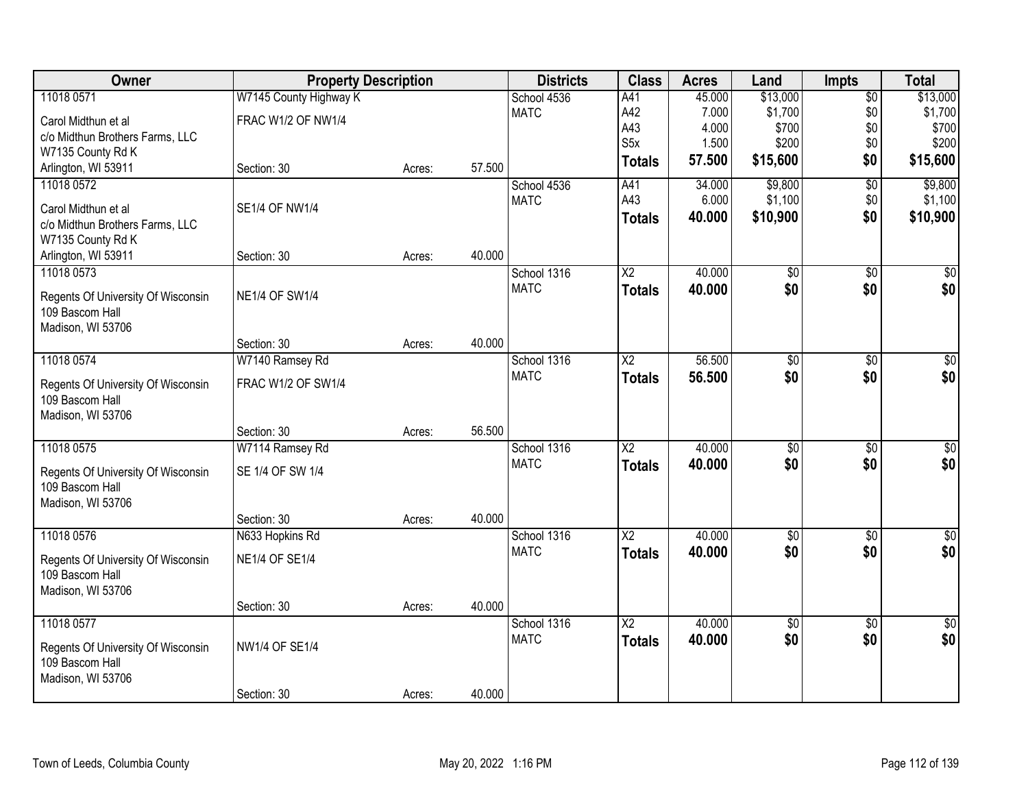| Owner | Property Description | | | Districts | Class | Acres | Land | Impts | Total |
|---|---|---|---|---|---|---|---|---|---|
| 11018 0571 | W7145 County Highway K | | | School 4536 | A41 | 45.000 | $13,000 | $0 | $13,000 |
| Carol Midthun et al | FRAC W1/2 OF NW1/4 | | | MATC | A42 | 7.000 | $1,700 | $0 | $1,700 |
| c/o Midthun Brothers Farms, LLC | | | | | A43 | 4.000 | $700 | $0 | $700 |
| W7135 County Rd K | | | | | S5x | 1.500 | $200 | $0 | $200 |
| Arlington, WI 53911 | Section: 30 | Acres: | 57.500 | | **Totals** | **57.500** | **$15,600** | **$0** | **$15,600** |
| 11018 0572 | | | | School 4536 | A41 | 34.000 | $9,800 | $0 | $9,800 |
| Carol Midthun et al | SE1/4 OF NW1/4 | | | MATC | A43 | 6.000 | $1,100 | $0 | $1,100 |
| c/o Midthun Brothers Farms, LLC | | | | | **Totals** | **40.000** | **$10,900** | **$0** | **$10,900** |
| W7135 County Rd K | | | | | | | | | |
| Arlington, WI 53911 | Section: 30 | Acres: | 40.000 | | | | | | |
| 11018 0573 | | | | School 1316 | X2 | 40.000 | $0 | $0 | $0 |
| Regents Of University Of Wisconsin | NE1/4 OF SW1/4 | | | MATC | **Totals** | **40.000** | **$0** | **$0** | **$0** |
| 109 Bascom Hall | | | | | | | | | |
| Madison, WI 53706 | | | | | | | | | |
| | Section: 30 | Acres: | 40.000 | | | | | | |
| 11018 0574 | W7140 Ramsey Rd | | | School 1316 | X2 | 56.500 | $0 | $0 | $0 |
| Regents Of University Of Wisconsin | FRAC W1/2 OF SW1/4 | | | MATC | **Totals** | **56.500** | **$0** | **$0** | **$0** |
| 109 Bascom Hall | | | | | | | | | |
| Madison, WI 53706 | | | | | | | | | |
| | Section: 30 | Acres: | 56.500 | | | | | | |
| 11018 0575 | W7114 Ramsey Rd | | | School 1316 | X2 | 40.000 | $0 | $0 | $0 |
| Regents Of University Of Wisconsin | SE 1/4 OF SW 1/4 | | | MATC | **Totals** | **40.000** | **$0** | **$0** | **$0** |
| 109 Bascom Hall | | | | | | | | | |
| Madison, WI 53706 | | | | | | | | | |
| | Section: 30 | Acres: | 40.000 | | | | | | |
| 11018 0576 | N633 Hopkins Rd | | | School 1316 | X2 | 40.000 | $0 | $0 | $0 |
| Regents Of University Of Wisconsin | NE1/4 OF SE1/4 | | | MATC | **Totals** | **40.000** | **$0** | **$0** | **$0** |
| 109 Bascom Hall | | | | | | | | | |
| Madison, WI 53706 | | | | | | | | | |
| | Section: 30 | Acres: | 40.000 | | | | | | |
| 11018 0577 | | | | School 1316 | X2 | 40.000 | $0 | $0 | $0 |
| Regents Of University Of Wisconsin | NW1/4 OF SE1/4 | | | MATC | **Totals** | **40.000** | **$0** | **$0** | **$0** |
| 109 Bascom Hall | | | | | | | | | |
| Madison, WI 53706 | | | | | | | | | |
| | Section: 30 | Acres: | 40.000 | | | | | | |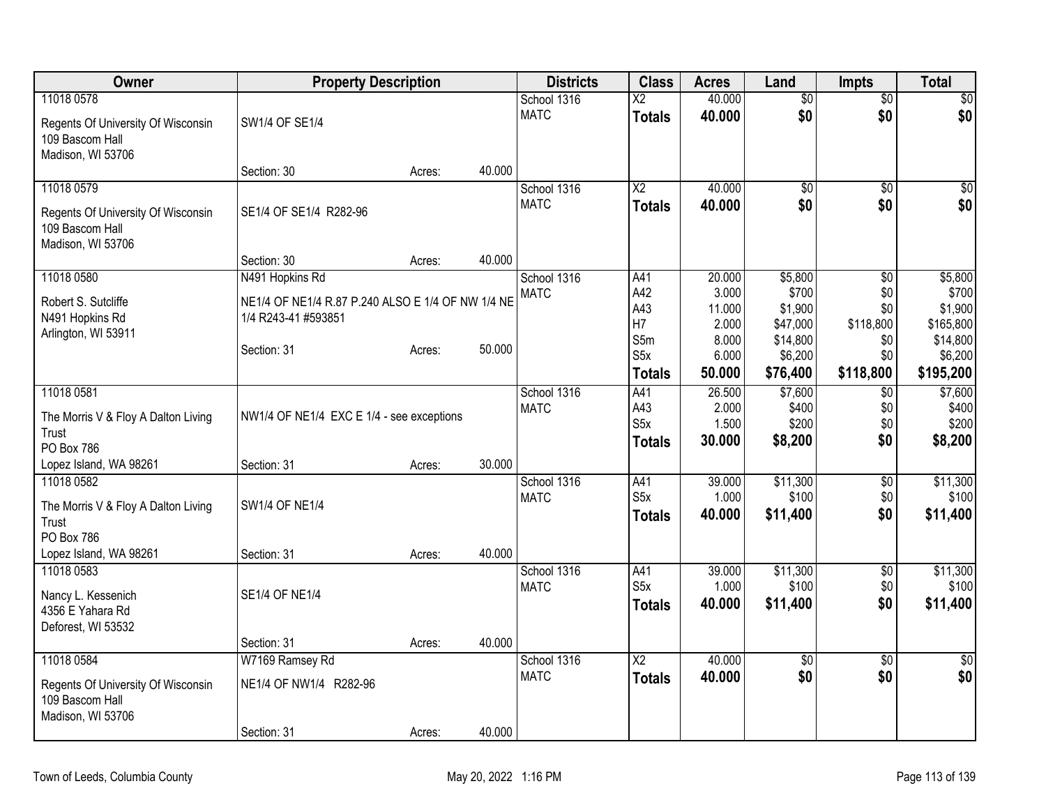| Owner | Property Description | | | Districts | Class | Acres | Land | Impts | Total |
|---|---|---|---|---|---|---|---|---|---|
| 11018 0578<br>Regents Of University Of Wisconsin<br>109 Bascom Hall<br>Madison, WI 53706 | SW1/4 OF SE1/4<br><br>Section: 30 | Acres: | 40.000 | School 1316<br>MATC | X2<br>**Totals** | 40.000<br>**40.000** | $0<br>**$0** | $0<br>**$0** | $0<br>**$0** |
| 11018 0579<br>Regents Of University Of Wisconsin<br>109 Bascom Hall<br>Madison, WI 53706 | SE1/4 OF SE1/4 R282-96<br><br>Section: 30 | Acres: | 40.000 | School 1316<br>MATC | X2<br>**Totals** | 40.000<br>**40.000** | $0<br>**$0** | $0<br>**$0** | $0<br>**$0** |
| 11018 0580<br>Robert S. Sutcliffe<br>N491 Hopkins Rd<br>Arlington, WI 53911 | N491 Hopkins Rd<br>NE1/4 OF NE1/4 R.87 P.240 ALSO E 1/4 OF NW 1/4 NE 1/4 R243-41 #593851<br><br>Section: 31 | Acres: | 50.000 | School 1316<br>MATC | A41<br>A42<br>A43<br>H7<br>S5m<br>S5x<br>**Totals** | 20.000<br>3.000<br>11.000<br>2.000<br>8.000<br>6.000<br>**50.000** | $5,800<br>$700<br>$1,900<br>$47,000<br>$14,800<br>$6,200<br>**$76,400** | $0<br>$0<br>$0<br>$118,800<br>$0<br>$0<br>**$118,800** | $5,800<br>$700<br>$1,900<br>$165,800<br>$14,800<br>$6,200<br>**$195,200** |
| 11018 0581<br>The Morris V & Floy A Dalton Living Trust<br>PO Box 786<br>Lopez Island, WA 98261 | NW1/4 OF NE1/4 EXC E 1/4 - see exceptions<br><br>Section: 31 | Acres: | 30.000 | School 1316<br>MATC | A41<br>A43<br>S5x<br>**Totals** | 26.500<br>2.000<br>1.500<br>**30.000** | $7,600<br>$400<br>$200<br>**$8,200** | $0<br>$0<br>$0<br>**$0** | $7,600<br>$400<br>$200<br>**$8,200** |
| 11018 0582<br>The Morris V & Floy A Dalton Living Trust<br>PO Box 786<br>Lopez Island, WA 98261 | SW1/4 OF NE1/4<br><br>Section: 31 | Acres: | 40.000 | School 1316<br>MATC | A41<br>S5x<br>**Totals** | 39.000<br>1.000<br>**40.000** | $11,300<br>$100<br>**$11,400** | $0<br>$0<br>**$0** | $11,300<br>$100<br>**$11,400** |
| 11018 0583<br>Nancy L. Kessenich<br>4356 E Yahara Rd<br>Deforest, WI 53532 | SE1/4 OF NE1/4<br><br>Section: 31 | Acres: | 40.000 | School 1316<br>MATC | A41<br>S5x<br>**Totals** | 39.000<br>1.000<br>**40.000** | $11,300<br>$100<br>**$11,400** | $0<br>$0<br>**$0** | $11,300<br>$100<br>**$11,400** |
| 11018 0584<br>Regents Of University Of Wisconsin<br>109 Bascom Hall<br>Madison, WI 53706 | W7169 Ramsey Rd<br>NE1/4 OF NW1/4 R282-96<br><br>Section: 31 | Acres: | 40.000 | School 1316<br>MATC | X2<br>**Totals** | 40.000<br>**40.000** | $0<br>**$0** | $0<br>**$0** | $0<br>**$0** |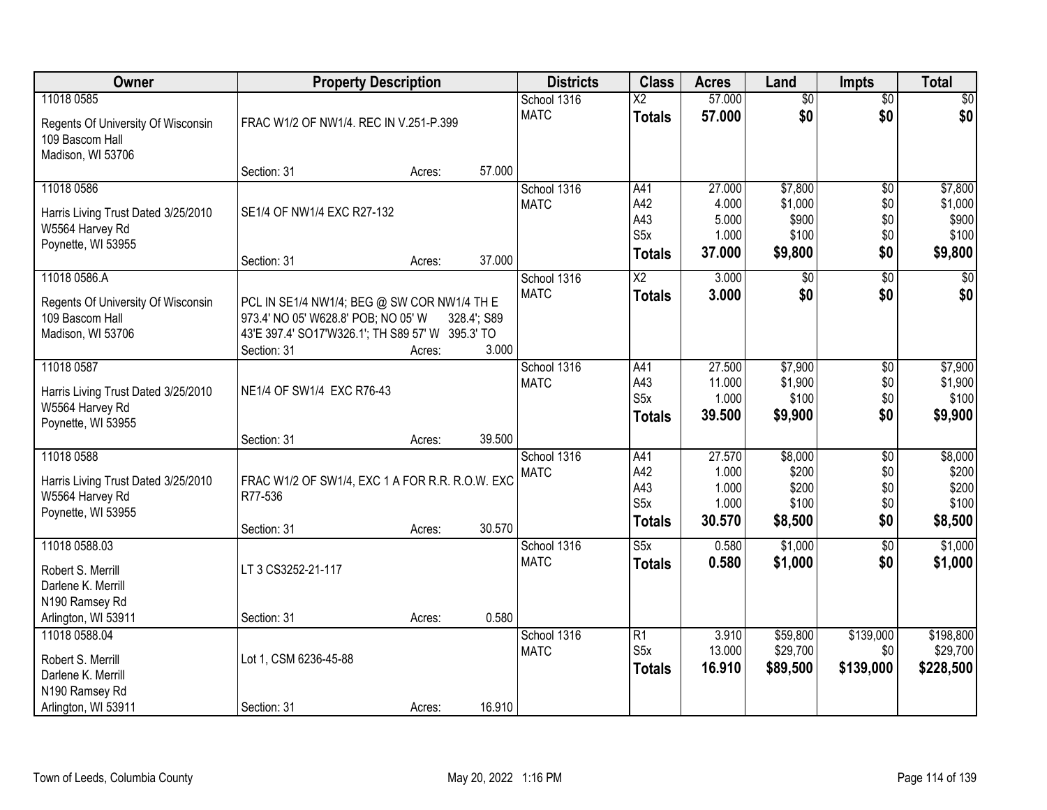| Owner | Property Description | Districts | Class | Acres | Land | Impts | Total |
|---|---|---|---|---|---|---|---|
| 11018 0585<br>Regents Of University Of Wisconsin<br>109 Bascom Hall<br>Madison, WI 53706 | FRAC W1/2 OF NW1/4. REC IN V.251-P.399<br>Section: 31 Acres: 57.000 | School 1316<br>MATC | X2<br>**Totals** | 57.000<br>**57.000** | $0<br>**$0** | $0<br>**$0** | $0<br>**$0** |
| 11018 0586<br>Harris Living Trust Dated 3/25/2010<br>W5564 Harvey Rd<br>Poynette, WI 53955 | SE1/4 OF NW1/4 EXC R27-132<br>Section: 31 Acres: 37.000 | School 1316<br>MATC | A41<br>A42<br>A43<br>S5x<br>**Totals** | 27.000<br>4.000<br>5.000<br>1.000<br>**37.000** | $7,800<br>$1,000<br>$900<br>$100<br>**$9,800** | $0<br>$0<br>$0<br>$0<br>**$0** | $7,800<br>$1,000<br>$900<br>$100<br>**$9,800** |
| 11018 0586.A<br>Regents Of University Of Wisconsin<br>109 Bascom Hall<br>Madison, WI 53706 | PCL IN SE1/4 NW1/4; BEG @ SW COR NW1/4 TH E 973.4' NO 05' W628.8' POB; NO 05' W 328.4'; S89 43'E 397.4' SO17'W326.1'; TH S89 57' W 395.3' TO<br>Section: 31 Acres: 3.000 | School 1316<br>MATC | X2<br>**Totals** | 3.000<br>**3.000** | $0<br>**$0** | $0<br>**$0** | $0<br>**$0** |
| 11018 0587<br>Harris Living Trust Dated 3/25/2010<br>W5564 Harvey Rd<br>Poynette, WI 53955 | NE1/4 OF SW1/4 EXC R76-43<br>Section: 31 Acres: 39.500 | School 1316<br>MATC | A41<br>A43<br>S5x<br>**Totals** | 27.500<br>11.000<br>1.000<br>**39.500** | $7,900<br>$1,900<br>$100<br>**$9,900** | $0<br>$0<br>$0<br>**$0** | $7,900<br>$1,900<br>$100<br>**$9,900** |
| 11018 0588<br>Harris Living Trust Dated 3/25/2010<br>W5564 Harvey Rd<br>Poynette, WI 53955 | FRAC W1/2 OF SW1/4, EXC 1 A FOR R.R. R.O.W. EXC R77-536<br>Section: 31 Acres: 30.570 | School 1316<br>MATC | A41<br>A42<br>A43<br>S5x<br>**Totals** | 27.570<br>1.000<br>1.000<br>1.000<br>**30.570** | $8,000<br>$200<br>$200<br>$100<br>**$8,500** | $0<br>$0<br>$0<br>$0<br>**$0** | $8,000<br>$200<br>$200<br>$100<br>**$8,500** |
| 11018 0588.03<br>Robert S. Merrill<br>Darlene K. Merrill<br>N190 Ramsey Rd<br>Arlington, WI 53911 | LT 3 CS3252-21-117<br>Section: 31 Acres: 0.580 | School 1316<br>MATC | S5x<br>**Totals** | 0.580<br>**0.580** | $1,000<br>**$1,000** | $0<br>**$0** | $1,000<br>**$1,000** |
| 11018 0588.04<br>Robert S. Merrill<br>Darlene K. Merrill<br>N190 Ramsey Rd<br>Arlington, WI 53911 | Lot 1, CSM 6236-45-88<br>Section: 31 Acres: 16.910 | School 1316<br>MATC | R1<br>S5x<br>**Totals** | 3.910<br>13.000<br>**16.910** | $59,800<br>$29,700<br>**$89,500** | $139,000<br>$0<br>**$139,000** | $198,800<br>$29,700<br>**$228,500** |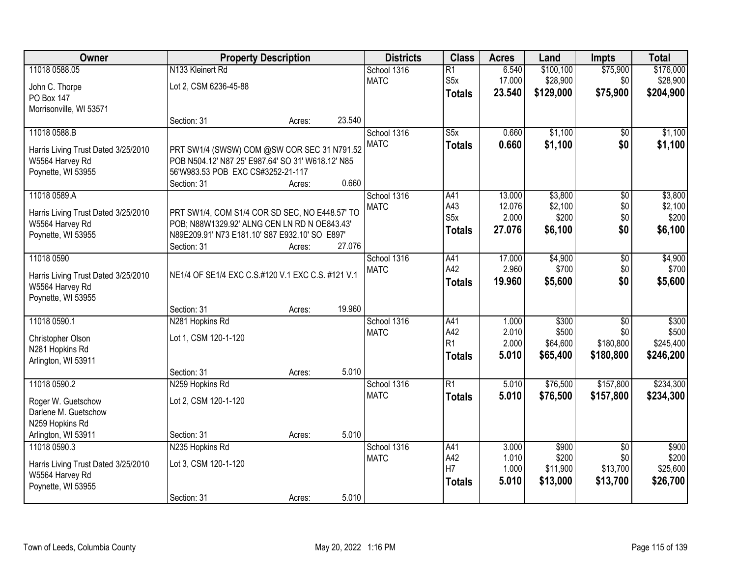| Owner | Property Description | Districts | Class | Acres | Land | Impts | Total |
|---|---|---|---|---|---|---|---|
| 11018 0588.05<br>John C. Thorpe<br>PO Box 147<br>Morrisonville, WI 53571 | N133 Kleinert Rd<br>Lot 2, CSM 6236-45-88<br>Section: 31 Acres: 23.540 | School 1316<br>MATC | R1<br>S5x<br>**Totals** | 6.540<br>17.000<br>**23.540** | $100,100<br>$28,900<br>**$129,000** | $75,900<br>$0<br>**$75,900** | $176,000<br>$28,900<br>**$204,900** |
| 11018 0588.B<br>Harris Living Trust Dated 3/25/2010<br>W5564 Harvey Rd<br>Poynette, WI 53955 | PRT SW1/4 (SWSW) COM @SW COR SEC 31 N791.52 POB N504.12' N87 25' E987.64' SO 31' W618.12' N85 56'W983.53 POB EXC CS#3252-21-117<br>Section: 31 Acres: 0.660 | School 1316<br>MATC | S5x<br>**Totals** | 0.660<br>**0.660** | $1,100<br>**$1,100** | $0<br>**$0** | $1,100<br>**$1,100** |
| 11018 0589.A<br>Harris Living Trust Dated 3/25/2010<br>W5564 Harvey Rd<br>Poynette, WI 53955 | PRT SW1/4, COM S1/4 COR SD SEC, NO E448.57' TO POB; N88W1329.92' ALNG CEN LN RD N OE843.43' N89E209.91' N73 E181.10' S87 E932.10' SO E897'<br>Section: 31 Acres: 27.076 | School 1316<br>MATC | A41<br>A43<br>S5x<br>**Totals** | 13.000<br>12.076<br>2.000<br>**27.076** | $3,800<br>$2,100<br>$200<br>**$6,100** | $0<br>$0<br>$0<br>**$0** | $3,800<br>$2,100<br>$200<br>**$6,100** |
| 11018 0590<br>Harris Living Trust Dated 3/25/2010<br>W5564 Harvey Rd<br>Poynette, WI 53955 | NE1/4 OF SE1/4 EXC C.S.#120 V.1 EXC C.S. #121 V.1<br>Section: 31 Acres: 19.960 | School 1316<br>MATC | A41<br>A42<br>**Totals** | 17.000<br>2.960<br>**19.960** | $4,900<br>$700<br>**$5,600** | $0<br>$0<br>**$0** | $4,900<br>$700<br>**$5,600** |
| 11018 0590.1<br>Christopher Olson<br>N281 Hopkins Rd<br>Arlington, WI 53911 | N281 Hopkins Rd<br>Lot 1, CSM 120-1-120<br>Section: 31 Acres: 5.010 | School 1316<br>MATC | A41<br>A42<br>R1<br>**Totals** | 1.000<br>2.010<br>2.000<br>**5.010** | $300<br>$500<br>$64,600<br>**$65,400** | $0<br>$0<br>$180,800<br>**$180,800** | $300<br>$500<br>$245,400<br>**$246,200** |
| 11018 0590.2<br>Roger W. Guetschow<br>Darlene M. Guetschow<br>N259 Hopkins Rd<br>Arlington, WI 53911 | N259 Hopkins Rd<br>Lot 2, CSM 120-1-120<br>Section: 31 Acres: 5.010 | School 1316<br>MATC | R1<br>**Totals** | 5.010<br>**5.010** | $76,500<br>**$76,500** | $157,800<br>**$157,800** | $234,300<br>**$234,300** |
| 11018 0590.3<br>Harris Living Trust Dated 3/25/2010<br>W5564 Harvey Rd<br>Poynette, WI 53955 | N235 Hopkins Rd<br>Lot 3, CSM 120-1-120<br>Section: 31 Acres: 5.010 | School 1316<br>MATC | A41<br>A42<br>H7<br>**Totals** | 3.000<br>1.010<br>1.000<br>**5.010** | $900<br>$200<br>$11,900<br>**$13,000** | $0<br>$0<br>$13,700<br>**$13,700** | $900<br>$200<br>$25,600<br>**$26,700** |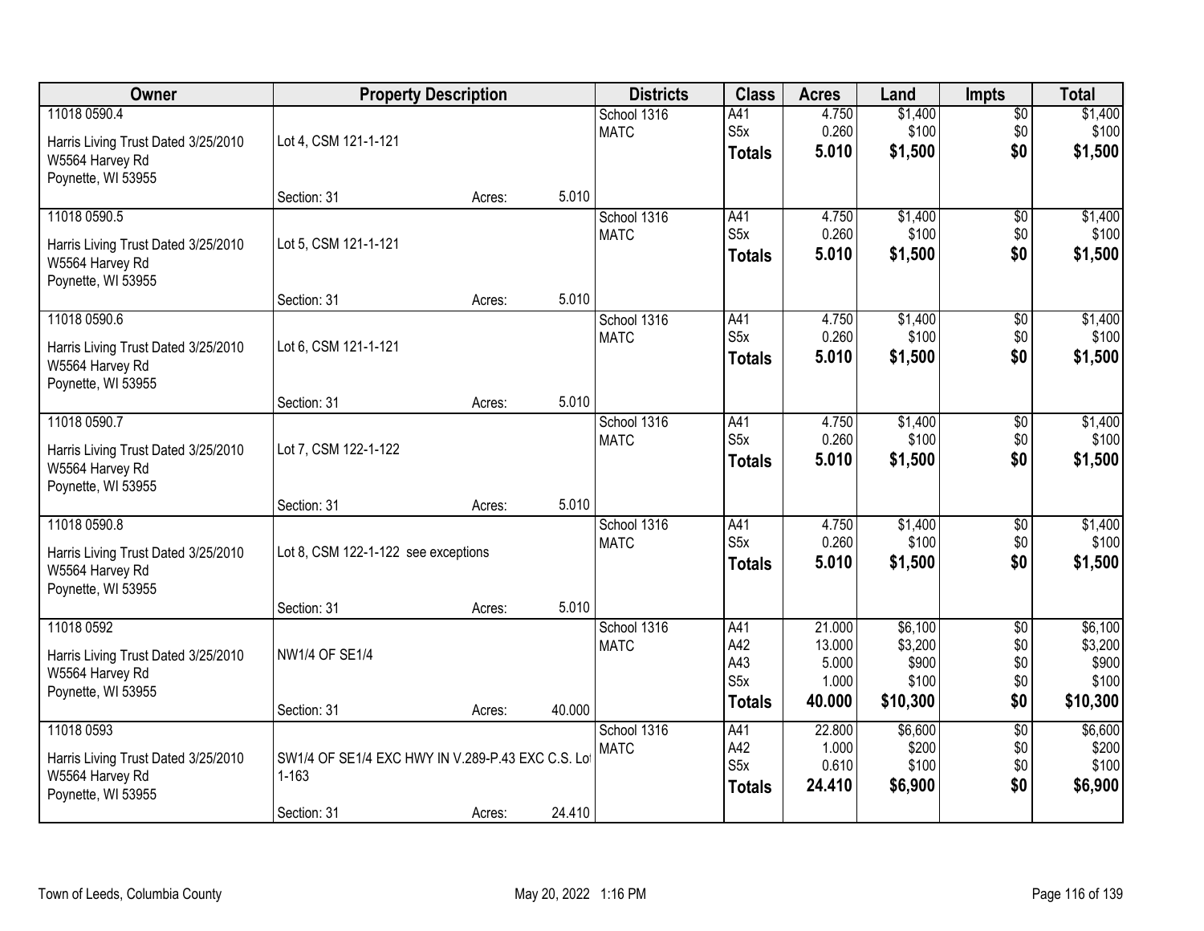| Owner | Property Description | | | Districts | Class | Acres | Land | Impts | Total |
|---|---|---|---|---|---|---|---|---|---|
| 11018 0590.4 | | | | School 1316 | A41 | 4.750 | $1,400 | $0 | $1,400 |
| Harris Living Trust Dated 3/25/2010 | Lot 4, CSM 121-1-121 | | | MATC | S5x | 0.260 | $100 | $0 | $100 |
| W5564 Harvey Rd | | | | | **Totals** | **5.010** | **$1,500** | **$0** | **$1,500** |
| Poynette, WI 53955 | | | | | | | | | |
| | Section: 31 | Acres: | 5.010 | | | | | | |
| 11018 0590.5 | | | | School 1316 | A41 | 4.750 | $1,400 | $0 | $1,400 |
| Harris Living Trust Dated 3/25/2010 | Lot 5, CSM 121-1-121 | | | MATC | S5x | 0.260 | $100 | $0 | $100 |
| W5564 Harvey Rd | | | | | **Totals** | **5.010** | **$1,500** | **$0** | **$1,500** |
| Poynette, WI 53955 | | | | | | | | | |
| | Section: 31 | Acres: | 5.010 | | | | | | |
| 11018 0590.6 | | | | School 1316 | A41 | 4.750 | $1,400 | $0 | $1,400 |
| Harris Living Trust Dated 3/25/2010 | Lot 6, CSM 121-1-121 | | | MATC | S5x | 0.260 | $100 | $0 | $100 |
| W5564 Harvey Rd | | | | | **Totals** | **5.010** | **$1,500** | **$0** | **$1,500** |
| Poynette, WI 53955 | | | | | | | | | |
| | Section: 31 | Acres: | 5.010 | | | | | | |
| 11018 0590.7 | | | | School 1316 | A41 | 4.750 | $1,400 | $0 | $1,400 |
| Harris Living Trust Dated 3/25/2010 | Lot 7, CSM 122-1-122 | | | MATC | S5x | 0.260 | $100 | $0 | $100 |
| W5564 Harvey Rd | | | | | **Totals** | **5.010** | **$1,500** | **$0** | **$1,500** |
| Poynette, WI 53955 | | | | | | | | | |
| | Section: 31 | Acres: | 5.010 | | | | | | |
| 11018 0590.8 | | | | School 1316 | A41 | 4.750 | $1,400 | $0 | $1,400 |
| Harris Living Trust Dated 3/25/2010 | Lot 8, CSM 122-1-122 see exceptions | | | MATC | S5x | 0.260 | $100 | $0 | $100 |
| W5564 Harvey Rd | | | | | **Totals** | **5.010** | **$1,500** | **$0** | **$1,500** |
| Poynette, WI 53955 | | | | | | | | | |
| | Section: 31 | Acres: | 5.010 | | | | | | |
| 11018 0592 | | | | School 1316 | A41 | 21.000 | $6,100 | $0 | $6,100 |
| Harris Living Trust Dated 3/25/2010 | NW1/4 OF SE1/4 | | | MATC | A42 | 13.000 | $3,200 | $0 | $3,200 |
| W5564 Harvey Rd | | | | | A43 | 5.000 | $900 | $0 | $900 |
| Poynette, WI 53955 | | | | | S5x | 1.000 | $100 | $0 | $100 |
| | Section: 31 | Acres: | 40.000 | | **Totals** | **40.000** | **$10,300** | **$0** | **$10,300** |
| 11018 0593 | | | | School 1316 | A41 | 22.800 | $6,600 | $0 | $6,600 |
| Harris Living Trust Dated 3/25/2010 | SW1/4 OF SE1/4 EXC HWY IN V.289-P.43 EXC C.S. Lot 1-163 | | | MATC | A42 | 1.000 | $200 | $0 | $200 |
| W5564 Harvey Rd | | | | | S5x | 0.610 | $100 | $0 | $100 |
| Poynette, WI 53955 | | | | | **Totals** | **24.410** | **$6,900** | **$0** | **$6,900** |
| | Section: 31 | Acres: | 24.410 | | | | | | |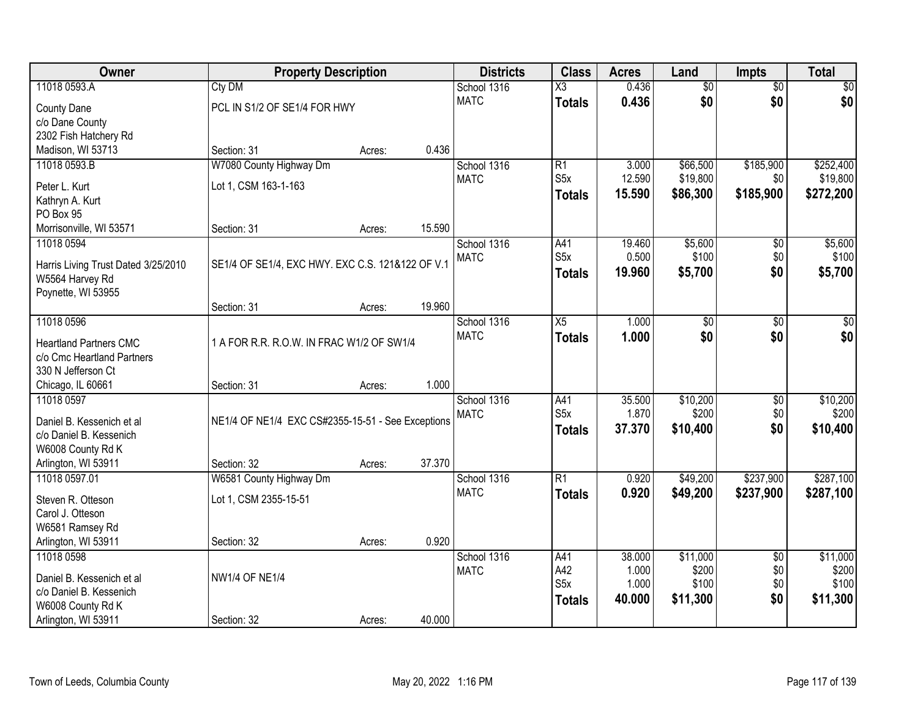| Owner | Property Description | | | Districts | Class | Acres | Land | Impts | Total |
|---|---|---|---|---|---|---|---|---|---|
| 11018 0593.A | Cty DM | | | School 1316 | X3 | 0.436 | $0 | $0 | $0 |
| County Dane | PCL IN S1/2 OF SE1/4 FOR HWY | | | MATC | **Totals** | **0.436** | **$0** | **$0** | **$0** |
| c/o Dane County | | | | | | | | | |
| 2302 Fish Hatchery Rd | | | | | | | | | |
| Madison, WI 53713 | Section: 31 | Acres: | 0.436 | | | | | | |
| 11018 0593.B | W7080 County Highway Dm | | | School 1316 | R1 | 3.000 | $66,500 | $185,900 | $252,400 |
| Peter L. Kurt | Lot 1, CSM 163-1-163 | | | MATC | S5x | 12.590 | $19,800 | $0 | $19,800 |
| Kathryn A. Kurt | | | | | **Totals** | **15.590** | **$86,300** | **$185,900** | **$272,200** |
| PO Box 95 | | | | | | | | | |
| Morrisonville, WI 53571 | Section: 31 | Acres: | 15.590 | | | | | | |
| 11018 0594 | | | | School 1316 | A41 | 19.460 | $5,600 | $0 | $5,600 |
| Harris Living Trust Dated 3/25/2010 | SE1/4 OF SE1/4, EXC HWY. EXC C.S. 121&122 OF V.1 | | | MATC | S5x | 0.500 | $100 | $0 | $100 |
| W5564 Harvey Rd | | | | | **Totals** | **19.960** | **$5,700** | **$0** | **$5,700** |
| Poynette, WI 53955 | | | | | | | | | |
| | Section: 31 | Acres: | 19.960 | | | | | | |
| 11018 0596 | | | | School 1316 | X5 | 1.000 | $0 | $0 | $0 |
| Heartland Partners CMC | 1 A FOR R.R. R.O.W. IN FRAC W1/2 OF SW1/4 | | | MATC | **Totals** | **1.000** | **$0** | **$0** | **$0** |
| c/o Cmc Heartland Partners | | | | | | | | | |
| 330 N Jefferson Ct | | | | | | | | | |
| Chicago, IL 60661 | Section: 31 | Acres: | 1.000 | | | | | | |
| 11018 0597 | | | | School 1316 | A41 | 35.500 | $10,200 | $0 | $10,200 |
| Daniel B. Kessenich et al | NE1/4 OF NE1/4 EXC CS#2355-15-51 - See Exceptions | | | MATC | S5x | 1.870 | $200 | $0 | $200 |
| c/o Daniel B. Kessenich | | | | | **Totals** | **37.370** | **$10,400** | **$0** | **$10,400** |
| W6008 County Rd K | | | | | | | | | |
| Arlington, WI 53911 | Section: 32 | Acres: | 37.370 | | | | | | |
| 11018 0597.01 | W6581 County Highway Dm | | | School 1316 | R1 | 0.920 | $49,200 | $237,900 | $287,100 |
| Steven R. Otteson | Lot 1, CSM 2355-15-51 | | | MATC | **Totals** | **0.920** | **$49,200** | **$237,900** | **$287,100** |
| Carol J. Otteson | | | | | | | | | |
| W6581 Ramsey Rd | | | | | | | | | |
| Arlington, WI 53911 | Section: 32 | Acres: | 0.920 | | | | | | |
| 11018 0598 | | | | School 1316 | A41 | 38.000 | $11,000 | $0 | $11,000 |
| Daniel B. Kessenich et al | NW1/4 OF NE1/4 | | | MATC | A42 | 1.000 | $200 | $0 | $200 |
| c/o Daniel B. Kessenich | | | | | S5x | 1.000 | $100 | $0 | $100 |
| W6008 County Rd K | | | | | **Totals** | **40.000** | **$11,300** | **$0** | **$11,300** |
| Arlington, WI 53911 | Section: 32 | Acres: | 40.000 | | | | | | |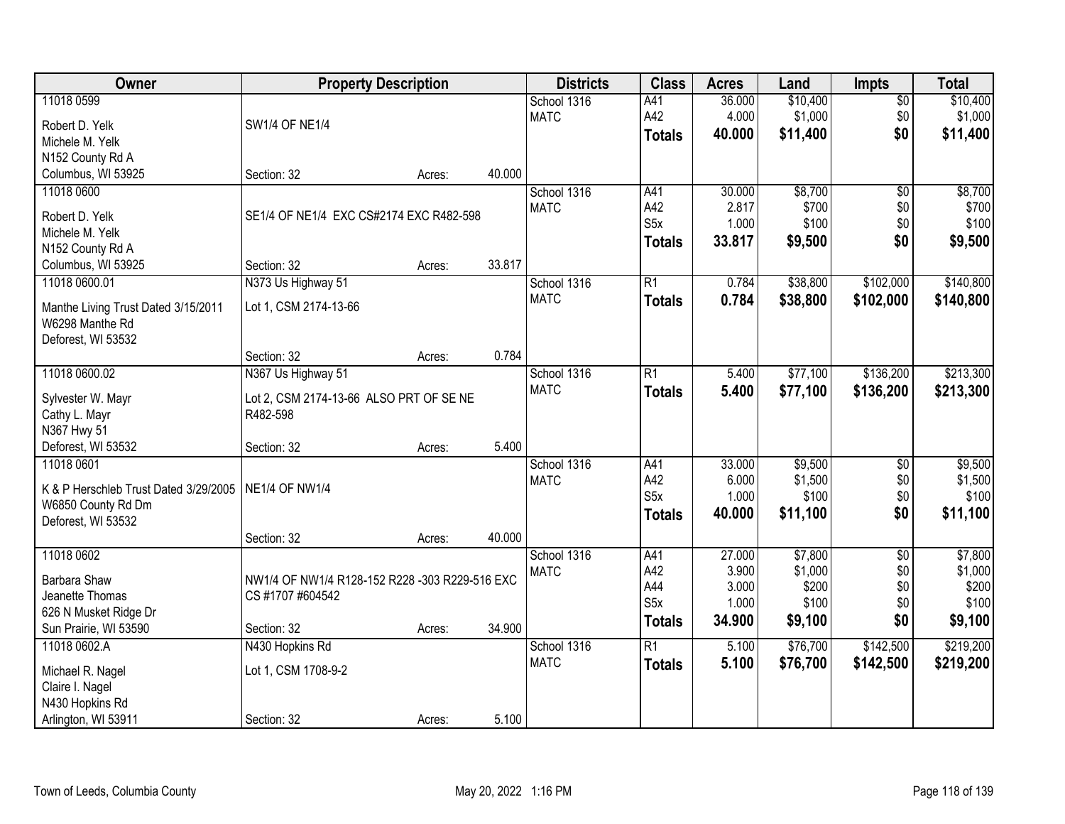| Owner | Property Description | | | Districts | Class | Acres | Land | Impts | Total |
|---|---|---|---|---|---|---|---|---|---|
| 11018 0599 | | | | School 1316 | A41 | 36.000 | $10,400 | $0 | $10,400 |
| Robert D. Yelk | SW1/4 OF NE1/4 | | | MATC | A42 | 4.000 | $1,000 | $0 | $1,000 |
| Michele M. Yelk | | | | | **Totals** | **40.000** | **$11,400** | **$0** | **$11,400** |
| N152 County Rd A | | | | | | | | | |
| Columbus, WI 53925 | Section: 32 | Acres: | 40.000 | | | | | | |
| 11018 0600 | | | | School 1316 | A41 | 30.000 | $8,700 | $0 | $8,700 |
| Robert D. Yelk | SE1/4 OF NE1/4 EXC CS#2174 EXC R482-598 | | | MATC | A42 | 2.817 | $700 | $0 | $700 |
| Michele M. Yelk | | | | | S5x | 1.000 | $100 | $0 | $100 |
| N152 County Rd A | | | | | **Totals** | **33.817** | **$9,500** | **$0** | **$9,500** |
| Columbus, WI 53925 | Section: 32 | Acres: | 33.817 | | | | | | |
| 11018 0600.01 | N373 Us Highway 51 | | | School 1316 | R1 | 0.784 | $38,800 | $102,000 | $140,800 |
| Manthe Living Trust Dated 3/15/2011 | Lot 1, CSM 2174-13-66 | | | MATC | **Totals** | **0.784** | **$38,800** | **$102,000** | **$140,800** |
| W6298 Manthe Rd | | | | | | | | | |
| Deforest, WI 53532 | | | | | | | | | |
| | Section: 32 | Acres: | 0.784 | | | | | | |
| 11018 0600.02 | N367 Us Highway 51 | | | School 1316 | R1 | 5.400 | $77,100 | $136,200 | $213,300 |
| Sylvester W. Mayr | Lot 2, CSM 2174-13-66 ALSO PRT OF SE NE | | | MATC | **Totals** | **5.400** | **$77,100** | **$136,200** | **$213,300** |
| Cathy L. Mayr | R482-598 | | | | | | | | |
| N367 Hwy 51 | | | | | | | | | |
| Deforest, WI 53532 | Section: 32 | Acres: | 5.400 | | | | | | |
| 11018 0601 | | | | School 1316 | A41 | 33.000 | $9,500 | $0 | $9,500 |
| K & P Herschleb Trust Dated 3/29/2005 | NE1/4 OF NW1/4 | | | MATC | A42 | 6.000 | $1,500 | $0 | $1,500 |
| W6850 County Rd Dm | | | | | S5x | 1.000 | $100 | $0 | $100 |
| Deforest, WI 53532 | | | | | **Totals** | **40.000** | **$11,100** | **$0** | **$11,100** |
| | Section: 32 | Acres: | 40.000 | | | | | | |
| 11018 0602 | | | | School 1316 | A41 | 27.000 | $7,800 | $0 | $7,800 |
| Barbara Shaw | NW1/4 OF NW1/4 R128-152 R228 -303 R229-516 EXC | | | MATC | A42 | 3.900 | $1,000 | $0 | $1,000 |
| Jeanette Thomas | CS #1707 #604542 | | | | A44 | 3.000 | $200 | $0 | $200 |
| 626 N Musket Ridge Dr | | | | | S5x | 1.000 | $100 | $0 | $100 |
| Sun Prairie, WI 53590 | Section: 32 | Acres: | 34.900 | | **Totals** | **34.900** | **$9,100** | **$0** | **$9,100** |
| 11018 0602.A | N430 Hopkins Rd | | | School 1316 | R1 | 5.100 | $76,700 | $142,500 | $219,200 |
| Michael R. Nagel | Lot 1, CSM 1708-9-2 | | | MATC | **Totals** | **5.100** | **$76,700** | **$142,500** | **$219,200** |
| Claire I. Nagel | | | | | | | | | |
| N430 Hopkins Rd | | | | | | | | | |
| Arlington, WI 53911 | Section: 32 | Acres: | 5.100 | | | | | | |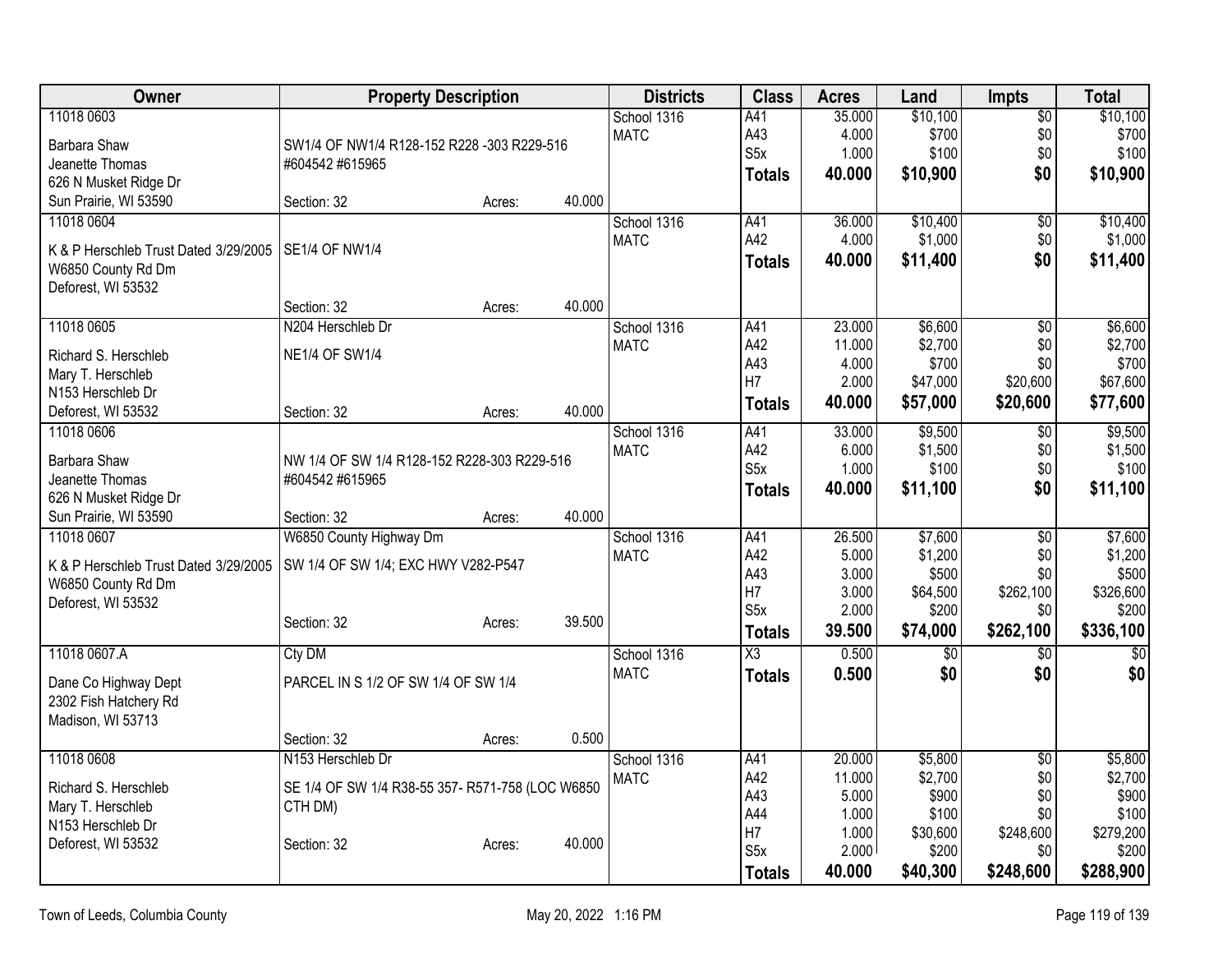| Owner | Property Description | | | Districts | Class | Acres | Land | Impts | Total |
|---|---|---|---|---|---|---|---|---|---|
| 11018 0603 | | | | School 1316 | A41 | 35.000 | $10,100 | $0 | $10,100 |
| Barbara Shaw | SW1/4 OF NW1/4 R128-152 R228 -303 R229-516 | | | MATC | A43 | 4.000 | $700 | $0 | $700 |
| Jeanette Thomas | #604542 #615965 | | | | S5x | 1.000 | $100 | $0 | $100 |
| 626 N Musket Ridge Dr | | | | | **Totals** | **40.000** | **$10,900** | **$0** | **$10,900** |
| Sun Prairie, WI 53590 | Section: 32 | Acres: | 40.000 | | | | | | |
| 11018 0604 | | | | School 1316 | A41 | 36.000 | $10,400 | $0 | $10,400 |
| K & P Herschleb Trust Dated 3/29/2005 | SE1/4 OF NW1/4 | | | MATC | A42 | 4.000 | $1,000 | $0 | $1,000 |
| W6850 County Rd Dm | | | | | **Totals** | **40.000** | **$11,400** | **$0** | **$11,400** |
| Deforest, WI 53532 | | | | | | | | | |
| | Section: 32 | Acres: | 40.000 | | | | | | |
| 11018 0605 | N204 Herschleb Dr | | | School 1316 | A41 | 23.000 | $6,600 | $0 | $6,600 |
| Richard S. Herschleb | NE1/4 OF SW1/4 | | | MATC | A42 | 11.000 | $2,700 | $0 | $2,700 |
| Mary T. Herschleb | | | | | A43 | 4.000 | $700 | $0 | $700 |
| N153 Herschleb Dr | | | | | H7 | 2.000 | $47,000 | $20,600 | $67,600 |
| Deforest, WI 53532 | Section: 32 | Acres: | 40.000 | | **Totals** | **40.000** | **$57,000** | **$20,600** | **$77,600** |
| 11018 0606 | | | | School 1316 | A41 | 33.000 | $9,500 | $0 | $9,500 |
| Barbara Shaw | NW 1/4 OF SW 1/4 R128-152 R228-303 R229-516 | | | MATC | A42 | 6.000 | $1,500 | $0 | $1,500 |
| Jeanette Thomas | #604542 #615965 | | | | S5x | 1.000 | $100 | $0 | $100 |
| 626 N Musket Ridge Dr | | | | | **Totals** | **40.000** | **$11,100** | **$0** | **$11,100** |
| Sun Prairie, WI 53590 | Section: 32 | Acres: | 40.000 | | | | | | |
| 11018 0607 | W6850 County Highway Dm | | | School 1316 | A41 | 26.500 | $7,600 | $0 | $7,600 |
| K & P Herschleb Trust Dated 3/29/2005 | SW 1/4 OF SW 1/4; EXC HWY V282-P547 | | | MATC | A42 | 5.000 | $1,200 | $0 | $1,200 |
| W6850 County Rd Dm | | | | | A43 | 3.000 | $500 | $0 | $500 |
| Deforest, WI 53532 | | | | | H7 | 3.000 | $64,500 | $262,100 | $326,600 |
| | Section: 32 | Acres: | 39.500 | | S5x | 2.000 | $200 | $0 | $200 |
| | | | | | **Totals** | **39.500** | **$74,000** | **$262,100** | **$336,100** |
| 11018 0607.A | Cty DM | | | School 1316 | X3 | 0.500 | $0 | $0 | $0 |
| Dane Co Highway Dept | PARCEL IN S 1/2 OF SW 1/4 OF SW 1/4 | | | MATC | **Totals** | **0.500** | **$0** | **$0** | **$0** |
| 2302 Fish Hatchery Rd | | | | | | | | | |
| Madison, WI 53713 | | | | | | | | | |
| | Section: 32 | Acres: | 0.500 | | | | | | |
| 11018 0608 | N153 Herschleb Dr | | | School 1316 | A41 | 20.000 | $5,800 | $0 | $5,800 |
| Richard S. Herschleb | SE 1/4 OF SW 1/4 R38-55 357- R571-758 (LOC W6850 | | | MATC | A42 | 11.000 | $2,700 | $0 | $2,700 |
| Mary T. Herschleb | CTH DM) | | | | A43 | 5.000 | $900 | $0 | $900 |
| N153 Herschleb Dr | | | | | A44 | 1.000 | $100 | $0 | $100 |
| Deforest, WI 53532 | Section: 32 | Acres: | 40.000 | | H7 | 1.000 | $30,600 | $248,600 | $279,200 |
| | | | | | S5x | 2.000 | $200 | $0 | $200 |
| | | | | | **Totals** | **40.000** | **$40,300** | **$248,600** | **$288,900** |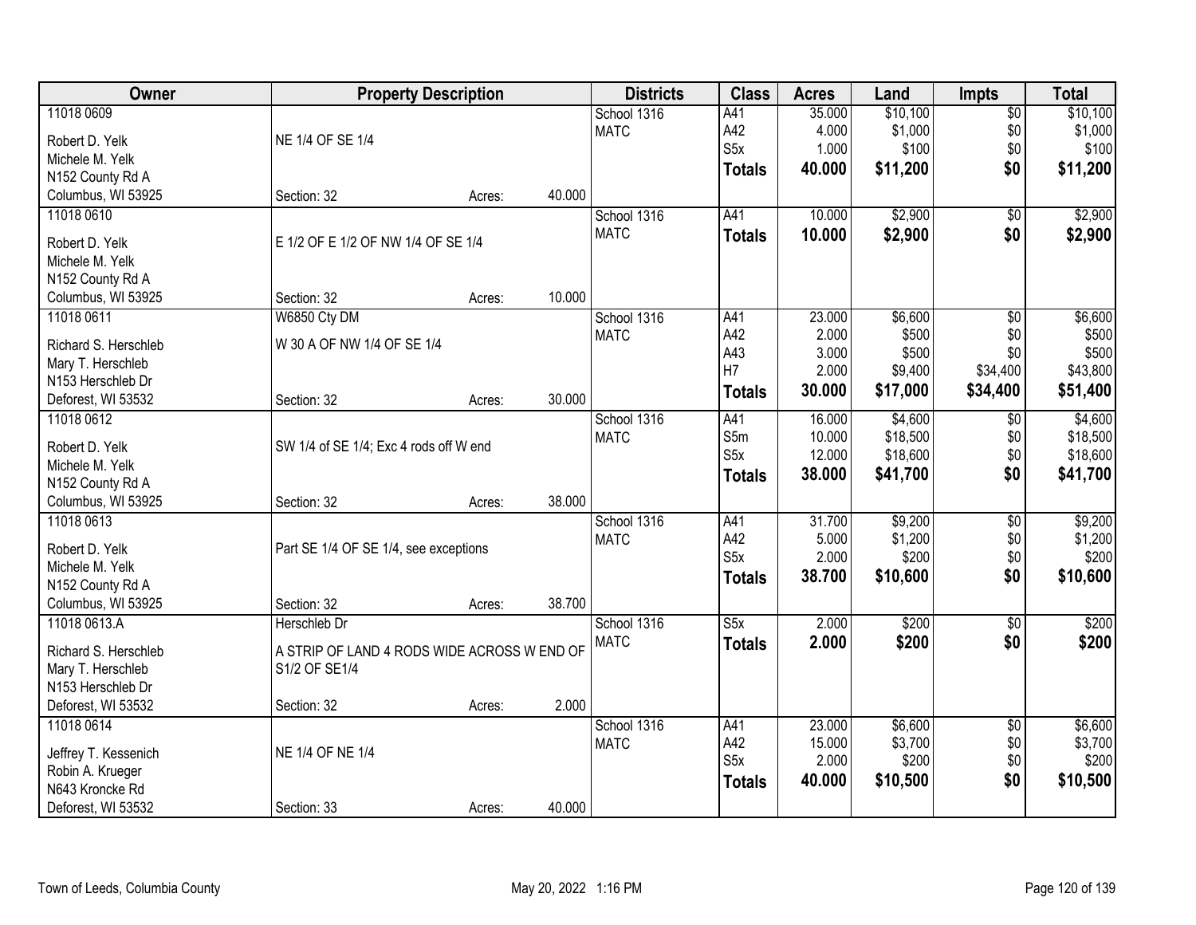| Owner | Property Description | | | Districts | Class | Acres | Land | Impts | Total |
|---|---|---|---|---|---|---|---|---|---|
| 11018 0609 | | | | School 1316 | A41 | 35.000 | $10,100 | $0 | $10,100 |
| Robert D. Yelk | NE 1/4 OF SE 1/4 | | | MATC | A42 | 4.000 | $1,000 | $0 | $1,000 |
| Michele M. Yelk | | | | | S5x | 1.000 | $100 | $0 | $100 |
| N152 County Rd A | | | | | **Totals** | **40.000** | **$11,200** | **$0** | **$11,200** |
| Columbus, WI 53925 | Section: 32 | Acres: | 40.000 | | | | | | |
| 11018 0610 | | | | School 1316 | A41 | 10.000 | $2,900 | $0 | $2,900 |
| Robert D. Yelk | E 1/2 OF E 1/2 OF NW 1/4 OF SE 1/4 | | | MATC | **Totals** | **10.000** | **$2,900** | **$0** | **$2,900** |
| Michele M. Yelk | | | | | | | | | |
| N152 County Rd A | | | | | | | | | |
| Columbus, WI 53925 | Section: 32 | Acres: | 10.000 | | | | | | |
| 11018 0611 | W6850 Cty DM | | | School 1316 | A41 | 23.000 | $6,600 | $0 | $6,600 |
| Richard S. Herschleb | W 30 A OF NW 1/4 OF SE 1/4 | | | MATC | A42 | 2.000 | $500 | $0 | $500 |
| Mary T. Herschleb | | | | | A43 | 3.000 | $500 | $0 | $500 |
| N153 Herschleb Dr | | | | | H7 | 2.000 | $9,400 | $34,400 | $43,800 |
| Deforest, WI 53532 | Section: 32 | Acres: | 30.000 | | **Totals** | **30.000** | **$17,000** | **$34,400** | **$51,400** |
| 11018 0612 | | | | School 1316 | A41 | 16.000 | $4,600 | $0 | $4,600 |
| Robert D. Yelk | SW 1/4 of SE 1/4; Exc 4 rods off W end | | | MATC | S5m | 10.000 | $18,500 | $0 | $18,500 |
| Michele M. Yelk | | | | | S5x | 12.000 | $18,600 | $0 | $18,600 |
| N152 County Rd A | | | | | **Totals** | **38.000** | **$41,700** | **$0** | **$41,700** |
| Columbus, WI 53925 | Section: 32 | Acres: | 38.000 | | | | | | |
| 11018 0613 | | | | School 1316 | A41 | 31.700 | $9,200 | $0 | $9,200 |
| Robert D. Yelk | Part SE 1/4 OF SE 1/4, see exceptions | | | MATC | A42 | 5.000 | $1,200 | $0 | $1,200 |
| Michele M. Yelk | | | | | S5x | 2.000 | $200 | $0 | $200 |
| N152 County Rd A | | | | | **Totals** | **38.700** | **$10,600** | **$0** | **$10,600** |
| Columbus, WI 53925 | Section: 32 | Acres: | 38.700 | | | | | | |
| 11018 0613.A | Herschleb Dr | | | School 1316 | S5x | 2.000 | $200 | $0 | $200 |
| Richard S. Herschleb | A STRIP OF LAND 4 RODS WIDE ACROSS W END OF S1/2 OF SE1/4 | | | MATC | **Totals** | **2.000** | **$200** | **$0** | **$200** |
| Mary T. Herschleb | | | | | | | | | |
| N153 Herschleb Dr | | | | | | | | | |
| Deforest, WI 53532 | Section: 32 | Acres: | 2.000 | | | | | | |
| 11018 0614 | | | | School 1316 | A41 | 23.000 | $6,600 | $0 | $6,600 |
| Jeffrey T. Kessenich | NE 1/4 OF NE 1/4 | | | MATC | A42 | 15.000 | $3,700 | $0 | $3,700 |
| Robin A. Krueger | | | | | S5x | 2.000 | $200 | $0 | $200 |
| N643 Kroncke Rd | | | | | **Totals** | **40.000** | **$10,500** | **$0** | **$10,500** |
| Deforest, WI 53532 | Section: 33 | Acres: | 40.000 | | | | | | |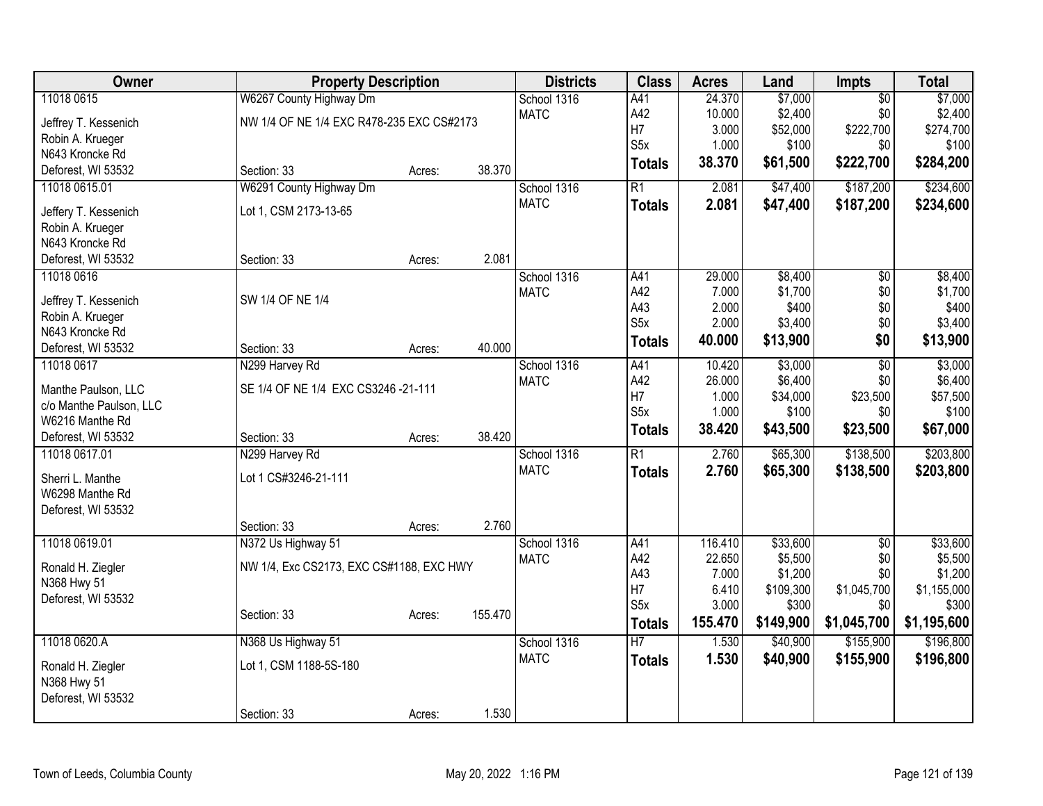| Owner | Property Description | | | Districts | Class | Acres | Land | Impts | Total |
|---|---|---|---|---|---|---|---|---|---|
| 11018 0615 | W6267 County Highway Dm | | | School 1316 | A41 | 24.370 | $7,000 | $0 | $7,000 |
| Jeffrey T. Kessenich | NW 1/4 OF NE 1/4 EXC R478-235 EXC CS#2173 | | | MATC | A42 | 10.000 | $2,400 | $0 | $2,400 |
| Robin A. Krueger | | | | | H7 | 3.000 | $52,000 | $222,700 | $274,700 |
| N643 Kroncke Rd | | | | | S5x | 1.000 | $100 | $0 | $100 |
| Deforest, WI 53532 | Section: 33 | Acres: | 38.370 | | **Totals** | **38.370** | **$61,500** | **$222,700** | **$284,200** |
| 11018 0615.01 | W6291 County Highway Dm | | | School 1316 | R1 | 2.081 | $47,400 | $187,200 | $234,600 |
| Jeffery T. Kessenich | Lot 1, CSM 2173-13-65 | | | MATC | **Totals** | **2.081** | **$47,400** | **$187,200** | **$234,600** |
| Robin A. Krueger | | | | | | | | | |
| N643 Kroncke Rd | | | | | | | | | |
| Deforest, WI 53532 | Section: 33 | Acres: | 2.081 | | | | | | |
| 11018 0616 | | | | School 1316 | A41 | 29.000 | $8,400 | $0 | $8,400 |
| Jeffrey T. Kessenich | SW 1/4 OF NE 1/4 | | | MATC | A42 | 7.000 | $1,700 | $0 | $1,700 |
| Robin A. Krueger | | | | | A43 | 2.000 | $400 | $0 | $400 |
| N643 Kroncke Rd | | | | | S5x | 2.000 | $3,400 | $0 | $3,400 |
| Deforest, WI 53532 | Section: 33 | Acres: | 40.000 | | **Totals** | **40.000** | **$13,900** | **$0** | **$13,900** |
| 11018 0617 | N299 Harvey Rd | | | School 1316 | A41 | 10.420 | $3,000 | $0 | $3,000 |
| Manthe Paulson, LLC | SE 1/4 OF NE 1/4 EXC CS3246 -21-111 | | | MATC | A42 | 26.000 | $6,400 | $0 | $6,400 |
| c/o Manthe Paulson, LLC | | | | | H7 | 1.000 | $34,000 | $23,500 | $57,500 |
| W6216 Manthe Rd | | | | | S5x | 1.000 | $100 | $0 | $100 |
| Deforest, WI 53532 | Section: 33 | Acres: | 38.420 | | **Totals** | **38.420** | **$43,500** | **$23,500** | **$67,000** |
| 11018 0617.01 | N299 Harvey Rd | | | School 1316 | R1 | 2.760 | $65,300 | $138,500 | $203,800 |
| Sherri L. Manthe | Lot 1 CS#3246-21-111 | | | MATC | **Totals** | **2.760** | **$65,300** | **$138,500** | **$203,800** |
| W6298 Manthe Rd | | | | | | | | | |
| Deforest, WI 53532 | | | | | | | | | |
| | Section: 33 | Acres: | 2.760 | | | | | | |
| 11018 0619.01 | N372 Us Highway 51 | | | School 1316 | A41 | 116.410 | $33,600 | $0 | $33,600 |
| Ronald H. Ziegler | NW 1/4, Exc CS2173, EXC CS#1188, EXC HWY | | | MATC | A42 | 22.650 | $5,500 | $0 | $5,500 |
| N368 Hwy 51 | | | | | A43 | 7.000 | $1,200 | $0 | $1,200 |
| Deforest, WI 53532 | | | | | H7 | 6.410 | $109,300 | $1,045,700 | $1,155,000 |
| | Section: 33 | Acres: | 155.470 | | S5x | 3.000 | $300 | $0 | $300 |
| | | | | | **Totals** | **155.470** | **$149,900** | **$1,045,700** | **$1,195,600** |
| 11018 0620.A | N368 Us Highway 51 | | | School 1316 | H7 | 1.530 | $40,900 | $155,900 | $196,800 |
| Ronald H. Ziegler | Lot 1, CSM 1188-5S-180 | | | MATC | **Totals** | **1.530** | **$40,900** | **$155,900** | **$196,800** |
| N368 Hwy 51 | | | | | | | | | |
| Deforest, WI 53532 | | | | | | | | | |
| | Section: 33 | Acres: | 1.530 | | | | | | |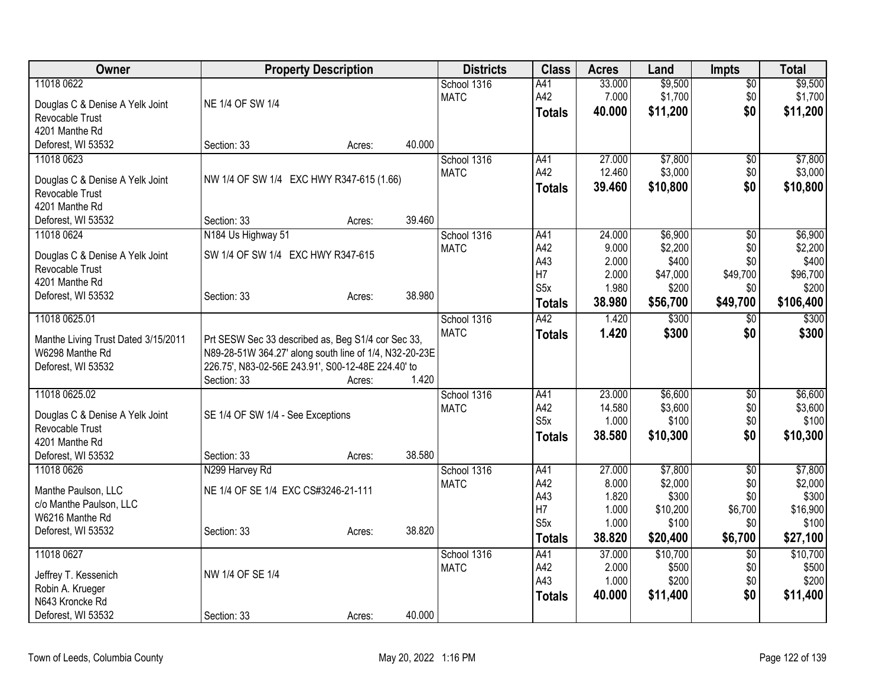| Owner | Property Description | Districts | Class | Acres | Land | Impts | Total |
|---|---|---|---|---|---|---|---|
| 11018 0622<br><br>Douglas C & Denise A Yelk Joint Revocable Trust<br>4201 Manthe Rd<br>Deforest, WI 53532 | NE 1/4 OF SW 1/4<br><br>Section: 33 Acres: 40.000 | School 1316<br>MATC | A41<br>A42<br>**Totals** | 33.000<br>7.000<br>**40.000** | $9,500<br>$1,700<br>**$11,200** | $0<br>$0<br>**$0** | $9,500<br>$1,700<br>**$11,200** |
| 11018 0623<br><br>Douglas C & Denise A Yelk Joint Revocable Trust<br>4201 Manthe Rd<br>Deforest, WI 53532 | NW 1/4 OF SW 1/4 EXC HWY R347-615 (1.66)<br><br>Section: 33 Acres: 39.460 | School 1316<br>MATC | A41<br>A42<br>**Totals** | 27.000<br>12.460<br>**39.460** | $7,800<br>$3,000<br>**$10,800** | $0<br>$0<br>**$0** | $7,800<br>$3,000<br>**$10,800** |
| 11018 0624<br><br>Douglas C & Denise A Yelk Joint Revocable Trust<br>4201 Manthe Rd<br>Deforest, WI 53532 | N184 Us Highway 51<br>SW 1/4 OF SW 1/4 EXC HWY R347-615<br><br>Section: 33 Acres: 38.980 | School 1316<br>MATC | A41<br>A42<br>A43<br>H7<br>S5x<br>**Totals** | 24.000<br>9.000<br>2.000<br>2.000<br>1.980<br>**38.980** | $6,900<br>$2,200<br>$400<br>$47,000<br>$200<br>**$56,700** | $0<br>$0<br>$0<br>$49,700<br>$0<br>**$49,700** | $6,900<br>$2,200<br>$400<br>$96,700<br>$200<br>**$106,400** |
| 11018 0625.01<br><br>Manthe Living Trust Dated 3/15/2011<br>W6298 Manthe Rd<br>Deforest, WI 53532 | Prt SESW Sec 33 described as, Beg S1/4 cor Sec 33, N89-28-51W 364.27' along south line of 1/4, N32-20-23E 226.75', N83-02-56E 243.91', S00-12-48E 224.40' to<br>Section: 33 Acres: 1.420 | School 1316<br>MATC | A42<br>**Totals** | 1.420<br>**1.420** | $300<br>**$300** | $0<br>**$0** | $300<br>**$300** |
| 11018 0625.02<br><br>Douglas C & Denise A Yelk Joint Revocable Trust<br>4201 Manthe Rd<br>Deforest, WI 53532 | SE 1/4 OF SW 1/4 - See Exceptions<br><br>Section: 33 Acres: 38.580 | School 1316<br>MATC | A41<br>A42<br>S5x<br>**Totals** | 23.000<br>14.580<br>1.000<br>**38.580** | $6,600<br>$3,600<br>$100<br>**$10,300** | $0<br>$0<br>$0<br>**$0** | $6,600<br>$3,600<br>$100<br>**$10,300** |
| 11018 0626<br><br>Manthe Paulson, LLC<br>c/o Manthe Paulson, LLC<br>W6216 Manthe Rd<br>Deforest, WI 53532 | N299 Harvey Rd<br>NE 1/4 OF SE 1/4 EXC CS#3246-21-111<br><br>Section: 33 Acres: 38.820 | School 1316<br>MATC | A41<br>A42<br>A43<br>H7<br>S5x<br>**Totals** | 27.000<br>8.000<br>1.820<br>1.000<br>1.000<br>**38.820** | $7,800<br>$2,000<br>$300<br>$10,200<br>$100<br>**$20,400** | $0<br>$0<br>$0<br>$6,700<br>$0<br>**$6,700** | $7,800<br>$2,000<br>$300<br>$16,900<br>$100<br>**$27,100** |
| 11018 0627<br><br>Jeffrey T. Kessenich<br>Robin A. Krueger<br>N643 Kroncke Rd<br>Deforest, WI 53532 | NW 1/4 OF SE 1/4<br><br>Section: 33 Acres: 40.000 | School 1316<br>MATC | A41<br>A42<br>A43<br>**Totals** | 37.000<br>2.000<br>1.000<br>**40.000** | $10,700<br>$500<br>$200<br>**$11,400** | $0<br>$0<br>$0<br>**$0** | $10,700<br>$500<br>$200<br>**$11,400** |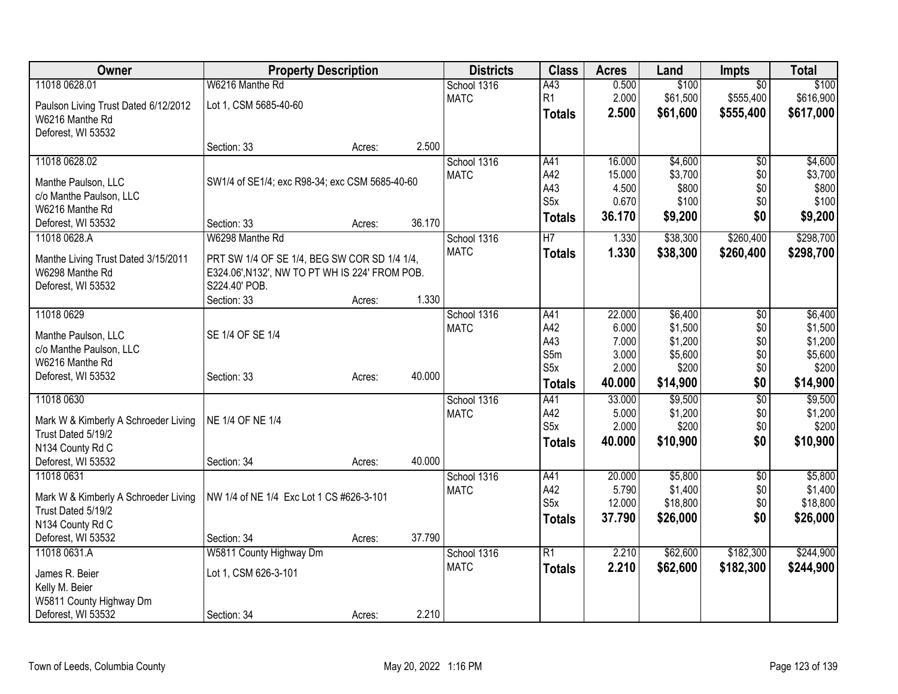| Owner | Property Description | | | Districts | Class | Acres | Land | Impts | Total |
|---|---|---|---|---|---|---|---|---|---|
| 11018 0628.01 | W6216 Manthe Rd | | | School 1316 | A43 | 0.500 | $100 | $0 | $100 |
| Paulson Living Trust Dated 6/12/2012 | Lot 1, CSM 5685-40-60 | | | MATC | R1 | 2.000 | $61,500 | $555,400 | $616,900 |
| W6216 Manthe Rd | | | | | **Totals** | **2.500** | **$61,600** | **$555,400** | **$617,000** |
| Deforest, WI 53532 | | | | | | | | | |
| | Section: 33 | Acres: | 2.500 | | | | | | |
| 11018 0628.02 | | | | School 1316 | A41 | 16.000 | $4,600 | $0 | $4,600 |
| Manthe Paulson, LLC | SW1/4 of SE1/4; exc R98-34; exc CSM 5685-40-60 | | | MATC | A42 | 15.000 | $3,700 | $0 | $3,700 |
| c/o Manthe Paulson, LLC | | | | | A43 | 4.500 | $800 | $0 | $800 |
| W6216 Manthe Rd | | | | | S5x | 0.670 | $100 | $0 | $100 |
| Deforest, WI 53532 | Section: 33 | Acres: | 36.170 | | **Totals** | **36.170** | **$9,200** | **$0** | **$9,200** |
| 11018 0628.A | W6298 Manthe Rd | | | School 1316 | H7 | 1.330 | $38,300 | $260,400 | $298,700 |
| Manthe Living Trust Dated 3/15/2011 | PRT SW 1/4 OF SE 1/4, BEG SW COR SD 1/4 1/4, | | | MATC | **Totals** | **1.330** | **$38,300** | **$260,400** | **$298,700** |
| W6298 Manthe Rd | E324.06',N132', NW TO PT WH IS 224' FROM POB. | | | | | | | | |
| Deforest, WI 53532 | S224.40' POB. | | | | | | | | |
| | Section: 33 | Acres: | 1.330 | | | | | | |
| 11018 0629 | | | | School 1316 | A41 | 22.000 | $6,400 | $0 | $6,400 |
| Manthe Paulson, LLC | SE 1/4 OF SE 1/4 | | | MATC | A42 | 6.000 | $1,500 | $0 | $1,500 |
| c/o Manthe Paulson, LLC | | | | | A43 | 7.000 | $1,200 | $0 | $1,200 |
| W6216 Manthe Rd | | | | | S5m | 3.000 | $5,600 | $0 | $5,600 |
| Deforest, WI 53532 | Section: 33 | Acres: | 40.000 | | S5x | 2.000 | $200 | $0 | $200 |
| | | | | | **Totals** | **40.000** | **$14,900** | **$0** | **$14,900** |
| 11018 0630 | | | | School 1316 | A41 | 33.000 | $9,500 | $0 | $9,500 |
| Mark W & Kimberly A Schroeder Living | NE 1/4 OF NE 1/4 | | | MATC | A42 | 5.000 | $1,200 | $0 | $1,200 |
| Trust Dated 5/19/2 | | | | | S5x | 2.000 | $200 | $0 | $200 |
| N134 County Rd C | | | | | **Totals** | **40.000** | **$10,900** | **$0** | **$10,900** |
| Deforest, WI 53532 | Section: 34 | Acres: | 40.000 | | | | | | |
| 11018 0631 | | | | School 1316 | A41 | 20.000 | $5,800 | $0 | $5,800 |
| Mark W & Kimberly A Schroeder Living | NW 1/4 of NE 1/4 Exc Lot 1 CS #626-3-101 | | | MATC | A42 | 5.790 | $1,400 | $0 | $1,400 |
| Trust Dated 5/19/2 | | | | | S5x | 12.000 | $18,800 | $0 | $18,800 |
| N134 County Rd C | | | | | **Totals** | **37.790** | **$26,000** | **$0** | **$26,000** |
| Deforest, WI 53532 | Section: 34 | Acres: | 37.790 | | | | | | |
| 11018 0631.A | W5811 County Highway Dm | | | School 1316 | R1 | 2.210 | $62,600 | $182,300 | $244,900 |
| James R. Beier | Lot 1, CSM 626-3-101 | | | MATC | **Totals** | **2.210** | **$62,600** | **$182,300** | **$244,900** |
| Kelly M. Beier | | | | | | | | | |
| W5811 County Highway Dm | | | | | | | | | |
| Deforest, WI 53532 | Section: 34 | Acres: | 2.210 | | | | | | |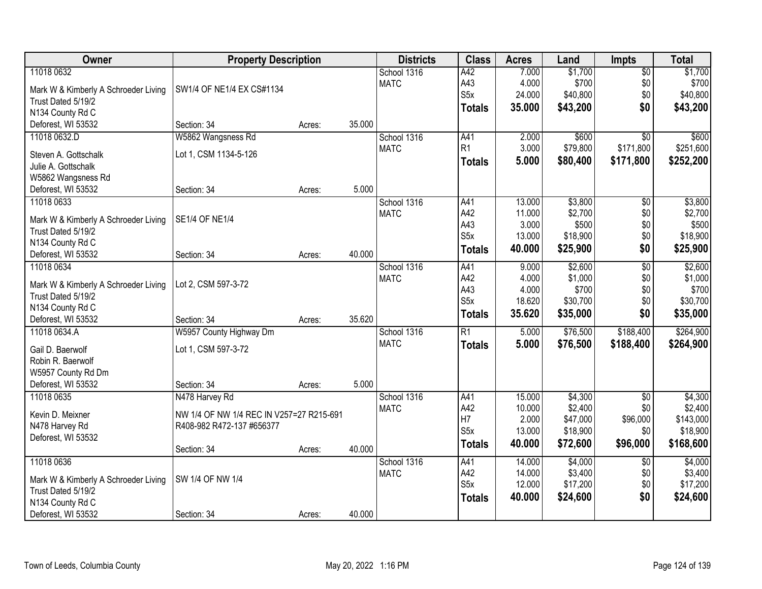| Owner | Property Description | | | Districts | Class | Acres | Land | Impts | Total |
|---|---|---|---|---|---|---|---|---|---|
| 11018 0632<br><br>Mark W & Kimberly A Schroeder Living Trust Dated 5/19/2<br>N134 County Rd C<br>Deforest, WI 53532 | SW1/4 OF NE1/4 EX CS#1134<br><br>Section: 34 | Acres: | 35.000 | School 1316<br>MATC | A42<br>A43<br>S5x<br>**Totals** | 7.000<br>4.000<br>24.000<br>**35.000** | $1,700<br>$700<br>$40,800<br>**$43,200** | $0<br>$0<br>$0<br>**$0** | $1,700<br>$700<br>$40,800<br>**$43,200** |
| 11018 0632.D<br><br>Steven A. Gottschalk<br>Julie A. Gottschalk<br>W5862 Wangsness Rd<br>Deforest, WI 53532 | W5862 Wangsness Rd<br>Lot 1, CSM 1134-5-126<br><br>Section: 34 | Acres: | 5.000 | School 1316<br>MATC | A41<br>R1<br>**Totals** | 2.000<br>3.000<br>**5.000** | $600<br>$79,800<br>**$80,400** | $0<br>$171,800<br>**$171,800** | $600<br>$251,600<br>**$252,200** |
| 11018 0633<br><br>Mark W & Kimberly A Schroeder Living Trust Dated 5/19/2<br>N134 County Rd C<br>Deforest, WI 53532 | SE1/4 OF NE1/4<br><br>Section: 34 | Acres: | 40.000 | School 1316<br>MATC | A41<br>A42<br>A43<br>S5x<br>**Totals** | 13.000<br>11.000<br>3.000<br>13.000<br>**40.000** | $3,800<br>$2,700<br>$500<br>$18,900<br>**$25,900** | $0<br>$0<br>$0<br>$0<br>**$0** | $3,800<br>$2,700<br>$500<br>$18,900<br>**$25,900** |
| 11018 0634<br><br>Mark W & Kimberly A Schroeder Living Trust Dated 5/19/2<br>N134 County Rd C<br>Deforest, WI 53532 | Lot 2, CSM 597-3-72<br><br>Section: 34 | Acres: | 35.620 | School 1316<br>MATC | A41<br>A42<br>A43<br>S5x<br>**Totals** | 9.000<br>4.000<br>4.000<br>18.620<br>**35.620** | $2,600<br>$1,000<br>$700<br>$30,700<br>**$35,000** | $0<br>$0<br>$0<br>$0<br>**$0** | $2,600<br>$1,000<br>$700<br>$30,700<br>**$35,000** |
| 11018 0634.A<br><br>Gail D. Baerwolf<br>Robin R. Baerwolf<br>W5957 County Rd Dm<br>Deforest, WI 53532 | W5957 County Highway Dm<br>Lot 1, CSM 597-3-72<br><br>Section: 34 | Acres: | 5.000 | School 1316<br>MATC | R1<br>**Totals** | 5.000<br>**5.000** | $76,500<br>**$76,500** | $188,400<br>**$188,400** | $264,900<br>**$264,900** |
| 11018 0635<br><br>Kevin D. Meixner<br>N478 Harvey Rd<br>Deforest, WI 53532 | N478 Harvey Rd<br>NW 1/4 OF NW 1/4 REC IN V257=27 R215-691 R408-982 R472-137 #656377<br><br>Section: 34 | Acres: | 40.000 | School 1316<br>MATC | A41<br>A42<br>H7<br>S5x<br>**Totals** | 15.000<br>10.000<br>2.000<br>13.000<br>**40.000** | $4,300<br>$2,400<br>$47,000<br>$18,900<br>**$72,600** | $0<br>$0<br>$96,000<br>$0<br>**$96,000** | $4,300<br>$2,400<br>$143,000<br>$18,900<br>**$168,600** |
| 11018 0636<br><br>Mark W & Kimberly A Schroeder Living Trust Dated 5/19/2<br>N134 County Rd C<br>Deforest, WI 53532 | SW 1/4 OF NW 1/4<br><br>Section: 34 | Acres: | 40.000 | School 1316<br>MATC | A41<br>A42<br>S5x<br>**Totals** | 14.000<br>14.000<br>12.000<br>**40.000** | $4,000<br>$3,400<br>$17,200<br>**$24,600** | $0<br>$0<br>$0<br>**$0** | $4,000<br>$3,400<br>$17,200<br>**$24,600** |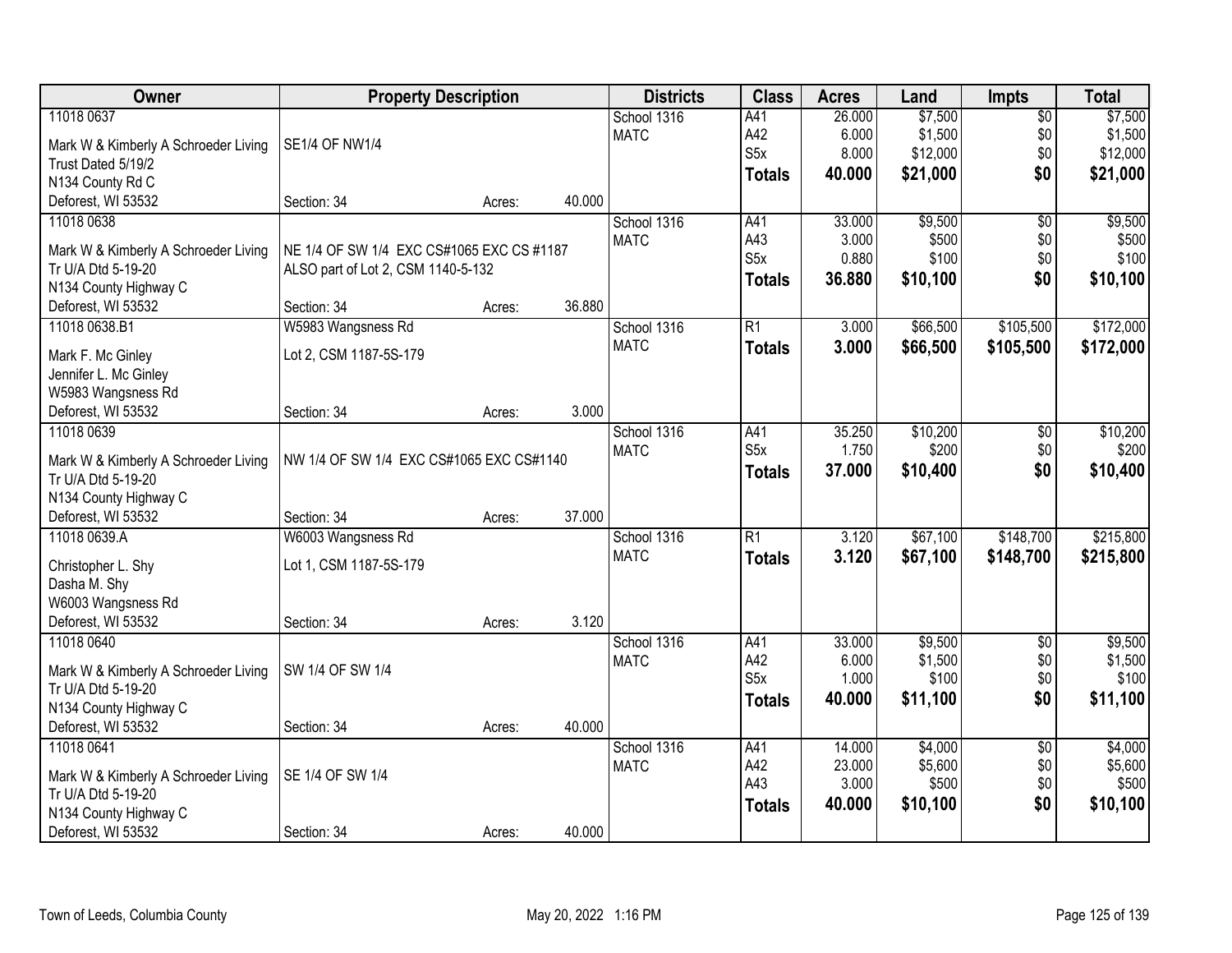| Owner | Property Description | | | Districts | Class | Acres | Land | Impts | Total |
|---|---|---|---|---|---|---|---|---|---|
| 11018 0637 | | | | School 1316 | A41 | 26.000 | $7,500 | $0 | $7,500 |
| Mark W & Kimberly A Schroeder Living | SE1/4 OF NW1/4 | | | MATC | A42 | 6.000 | $1,500 | $0 | $1,500 |
| Trust Dated 5/19/2 | | | | | S5x | 8.000 | $12,000 | $0 | $12,000 |
| N134 County Rd C | | | | | **Totals** | **40.000** | **$21,000** | **$0** | **$21,000** |
| Deforest, WI 53532 | Section: 34 | Acres: | 40.000 | | | | | | |
| 11018 0638 | | | | School 1316 | A41 | 33.000 | $9,500 | $0 | $9,500 |
| Mark W & Kimberly A Schroeder Living | NE 1/4 OF SW 1/4 EXC CS#1065 EXC CS #1187 | | | MATC | A43 | 3.000 | $500 | $0 | $500 |
| Tr U/A Dtd 5-19-20 | ALSO part of Lot 2, CSM 1140-5-132 | | | | S5x | 0.880 | $100 | $0 | $100 |
| N134 County Highway C | | | | | **Totals** | **36.880** | **$10,100** | **$0** | **$10,100** |
| Deforest, WI 53532 | Section: 34 | Acres: | 36.880 | | | | | | |
| 11018 0638.B1 | W5983 Wangsness Rd | | | School 1316 | R1 | 3.000 | $66,500 | $105,500 | $172,000 |
| Mark F. Mc Ginley | Lot 2, CSM 1187-5S-179 | | | MATC | **Totals** | **3.000** | **$66,500** | **$105,500** | **$172,000** |
| Jennifer L. Mc Ginley | | | | | | | | | |
| W5983 Wangsness Rd | | | | | | | | | |
| Deforest, WI 53532 | Section: 34 | Acres: | 3.000 | | | | | | |
| 11018 0639 | | | | School 1316 | A41 | 35.250 | $10,200 | $0 | $10,200 |
| Mark W & Kimberly A Schroeder Living | NW 1/4 OF SW 1/4 EXC CS#1065 EXC CS#1140 | | | MATC | S5x | 1.750 | $200 | $0 | $200 |
| Tr U/A Dtd 5-19-20 | | | | | **Totals** | **37.000** | **$10,400** | **$0** | **$10,400** |
| N134 County Highway C | | | | | | | | | |
| Deforest, WI 53532 | Section: 34 | Acres: | 37.000 | | | | | | |
| 11018 0639.A | W6003 Wangsness Rd | | | School 1316 | R1 | 3.120 | $67,100 | $148,700 | $215,800 |
| Christopher L. Shy | Lot 1, CSM 1187-5S-179 | | | MATC | **Totals** | **3.120** | **$67,100** | **$148,700** | **$215,800** |
| Dasha M. Shy | | | | | | | | | |
| W6003 Wangsness Rd | | | | | | | | | |
| Deforest, WI 53532 | Section: 34 | Acres: | 3.120 | | | | | | |
| 11018 0640 | | | | School 1316 | A41 | 33.000 | $9,500 | $0 | $9,500 |
| Mark W & Kimberly A Schroeder Living | SW 1/4 OF SW 1/4 | | | MATC | A42 | 6.000 | $1,500 | $0 | $1,500 |
| Tr U/A Dtd 5-19-20 | | | | | S5x | 1.000 | $100 | $0 | $100 |
| N134 County Highway C | | | | | **Totals** | **40.000** | **$11,100** | **$0** | **$11,100** |
| Deforest, WI 53532 | Section: 34 | Acres: | 40.000 | | | | | | |
| 11018 0641 | | | | School 1316 | A41 | 14.000 | $4,000 | $0 | $4,000 |
| Mark W & Kimberly A Schroeder Living | SE 1/4 OF SW 1/4 | | | MATC | A42 | 23.000 | $5,600 | $0 | $5,600 |
| Tr U/A Dtd 5-19-20 | | | | | A43 | 3.000 | $500 | $0 | $500 |
| N134 County Highway C | | | | | **Totals** | **40.000** | **$10,100** | **$0** | **$10,100** |
| Deforest, WI 53532 | Section: 34 | Acres: | 40.000 | | | | | | |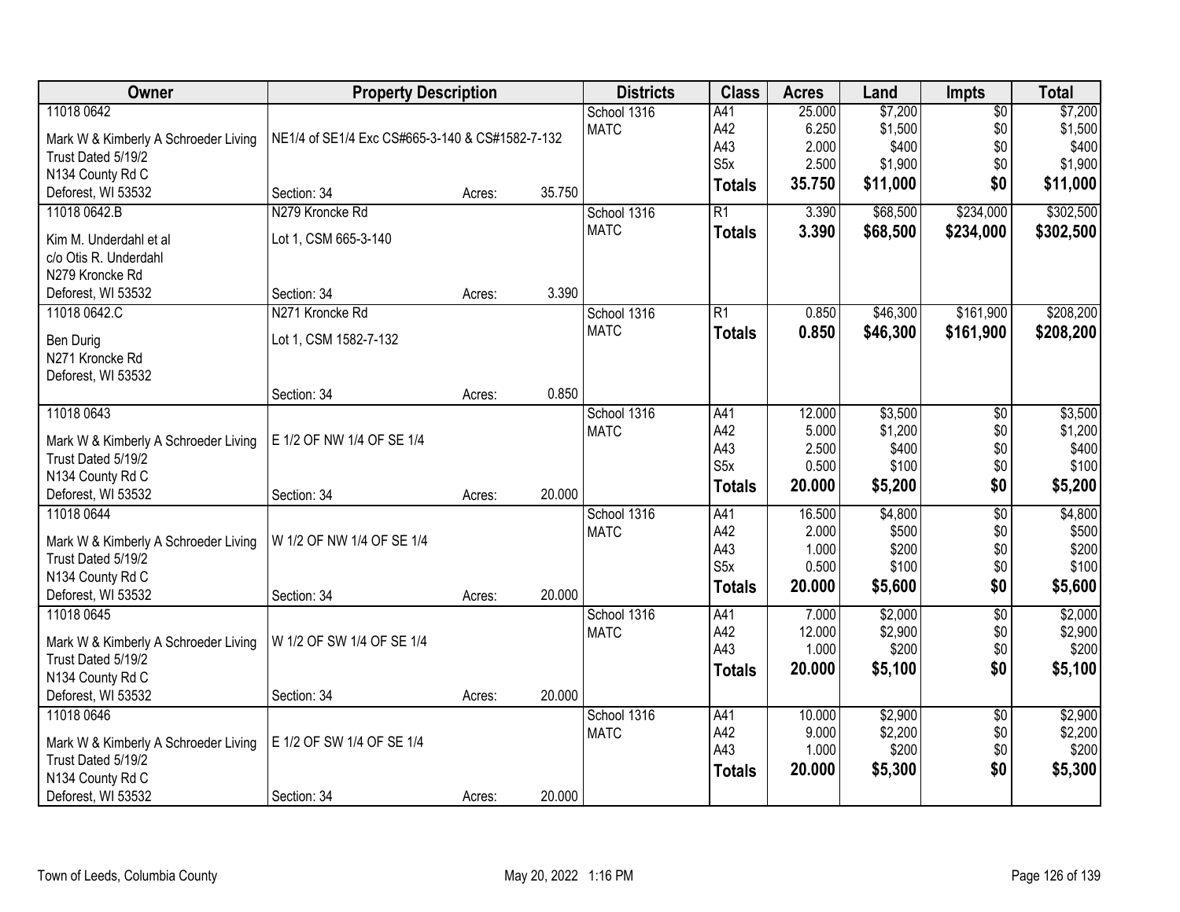| Owner | Property Description | | | Districts | Class | Acres | Land | Impts | Total |
|---|---|---|---|---|---|---|---|---|---|
| 11018 0642 | | | | School 1316 | A41 | 25.000 | $7,200 | $0 | $7,200 |
| Mark W & Kimberly A Schroeder Living | NE1/4 of SE1/4 Exc CS#665-3-140 & CS#1582-7-132 | | | MATC | A42 | 6.250 | $1,500 | $0 | $1,500 |
| Trust Dated 5/19/2 | | | | | A43 | 2.000 | $400 | $0 | $400 |
| N134 County Rd C | | | | | S5x | 2.500 | $1,900 | $0 | $1,900 |
| Deforest, WI 53532 | Section: 34 | Acres: | 35.750 | | **Totals** | **35.750** | **$11,000** | **$0** | **$11,000** |
| 11018 0642.B | N279 Kroncke Rd | | | School 1316 | R1 | 3.390 | $68,500 | $234,000 | $302,500 |
| Kim M. Underdahl et al | Lot 1, CSM 665-3-140 | | | MATC | **Totals** | **3.390** | **$68,500** | **$234,000** | **$302,500** |
| c/o Otis R. Underdahl | | | | | | | | | |
| N279 Kroncke Rd | | | | | | | | | |
| Deforest, WI 53532 | Section: 34 | Acres: | 3.390 | | | | | | |
| 11018 0642.C | N271 Kroncke Rd | | | School 1316 | R1 | 0.850 | $46,300 | $161,900 | $208,200 |
| Ben Durig | Lot 1, CSM 1582-7-132 | | | MATC | **Totals** | **0.850** | **$46,300** | **$161,900** | **$208,200** |
| N271 Kroncke Rd | | | | | | | | | |
| Deforest, WI 53532 | | | | | | | | | |
| | Section: 34 | Acres: | 0.850 | | | | | | |
| 11018 0643 | | | | School 1316 | A41 | 12.000 | $3,500 | $0 | $3,500 |
| Mark W & Kimberly A Schroeder Living | E 1/2 OF NW 1/4 OF SE 1/4 | | | MATC | A42 | 5.000 | $1,200 | $0 | $1,200 |
| Trust Dated 5/19/2 | | | | | A43 | 2.500 | $400 | $0 | $400 |
| N134 County Rd C | | | | | S5x | 0.500 | $100 | $0 | $100 |
| Deforest, WI 53532 | Section: 34 | Acres: | 20.000 | | **Totals** | **20.000** | **$5,200** | **$0** | **$5,200** |
| 11018 0644 | | | | School 1316 | A41 | 16.500 | $4,800 | $0 | $4,800 |
| Mark W & Kimberly A Schroeder Living | W 1/2 OF NW 1/4 OF SE 1/4 | | | MATC | A42 | 2.000 | $500 | $0 | $500 |
| Trust Dated 5/19/2 | | | | | A43 | 1.000 | $200 | $0 | $200 |
| N134 County Rd C | | | | | S5x | 0.500 | $100 | $0 | $100 |
| Deforest, WI 53532 | Section: 34 | Acres: | 20.000 | | **Totals** | **20.000** | **$5,600** | **$0** | **$5,600** |
| 11018 0645 | | | | School 1316 | A41 | 7.000 | $2,000 | $0 | $2,000 |
| Mark W & Kimberly A Schroeder Living | W 1/2 OF SW 1/4 OF SE 1/4 | | | MATC | A42 | 12.000 | $2,900 | $0 | $2,900 |
| Trust Dated 5/19/2 | | | | | A43 | 1.000 | $200 | $0 | $200 |
| N134 County Rd C | | | | | **Totals** | **20.000** | **$5,100** | **$0** | **$5,100** |
| Deforest, WI 53532 | Section: 34 | Acres: | 20.000 | | | | | | |
| 11018 0646 | | | | School 1316 | A41 | 10.000 | $2,900 | $0 | $2,900 |
| Mark W & Kimberly A Schroeder Living | E 1/2 OF SW 1/4 OF SE 1/4 | | | MATC | A42 | 9.000 | $2,200 | $0 | $2,200 |
| Trust Dated 5/19/2 | | | | | A43 | 1.000 | $200 | $0 | $200 |
| N134 County Rd C | | | | | **Totals** | **20.000** | **$5,300** | **$0** | **$5,300** |
| Deforest, WI 53532 | Section: 34 | Acres: | 20.000 | | | | | | |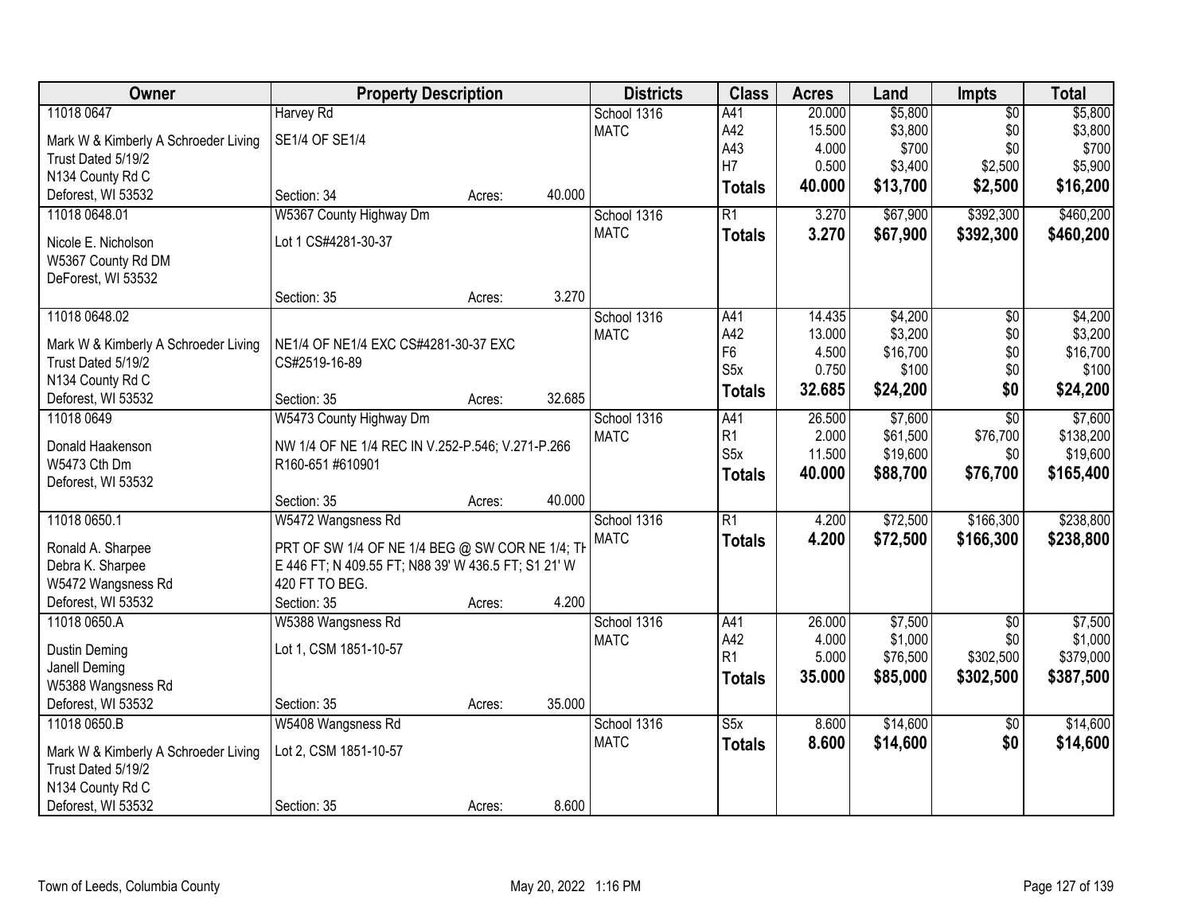| Owner | Property Description | Districts | Class | Acres | Land | Impts | Total |
|---|---|---|---|---|---|---|---|
| 11018 0647<br>Mark W & Kimberly A Schroeder Living Trust Dated 5/19/2<br>N134 County Rd C<br>Deforest, WI 53532 | Harvey Rd<br>SE1/4 OF SE1/4<br>Section: 34 Acres: 40.000 | School 1316<br>MATC | A41<br>A42<br>A43<br>H7<br>**Totals** | 20.000<br>15.500<br>4.000<br>0.500<br>**40.000** | $5,800<br>$3,800<br>$700<br>$3,400<br>**$13,700** | $0<br>$0<br>$0<br>$2,500<br>**$2,500** | $5,800<br>$3,800<br>$700<br>$5,900<br>**$16,200** |
| 11018 0648.01<br>Nicole E. Nicholson<br>W5367 County Rd DM<br>DeForest, WI 53532 | W5367 County Highway Dm<br>Lot 1 CS#4281-30-37<br>Section: 35 Acres: 3.270 | School 1316<br>MATC | R1<br>**Totals** | 3.270<br>**3.270** | $67,900<br>**$67,900** | $392,300<br>**$392,300** | $460,200<br>**$460,200** |
| 11018 0648.02<br>Mark W & Kimberly A Schroeder Living Trust Dated 5/19/2<br>N134 County Rd C<br>Deforest, WI 53532 | NE1/4 OF NE1/4 EXC CS#4281-30-37 EXC CS#2519-16-89<br>Section: 35 Acres: 32.685 | School 1316<br>MATC | A41<br>A42<br>F6<br>S5x<br>**Totals** | 14.435<br>13.000<br>4.500<br>0.750<br>**32.685** | $4,200<br>$3,200<br>$16,700<br>$100<br>**$24,200** | $0<br>$0<br>$0<br>$0<br>**$0** | $4,200<br>$3,200<br>$16,700<br>$100<br>**$24,200** |
| 11018 0649<br>Donald Haakenson<br>W5473 Cth Dm<br>Deforest, WI 53532 | W5473 County Highway Dm<br>NW 1/4 OF NE 1/4 REC IN V.252-P.546; V.271-P.266 R160-651 #610901<br>Section: 35 Acres: 40.000 | School 1316<br>MATC | A41<br>R1<br>S5x<br>**Totals** | 26.500<br>2.000<br>11.500<br>**40.000** | $7,600<br>$61,500<br>$19,600<br>**$88,700** | $0<br>$76,700<br>$0<br>**$76,700** | $7,600<br>$138,200<br>$19,600<br>**$165,400** |
| 11018 0650.1<br>Ronald A. Sharpee<br>Debra K. Sharpee<br>W5472 Wangsness Rd<br>Deforest, WI 53532 | W5472 Wangsness Rd<br>PRT OF SW 1/4 OF NE 1/4 BEG @ SW COR NE 1/4; TH E 446 FT; N 409.55 FT; N88 39' W 436.5 FT; S1 21' W 420 FT TO BEG.<br>Section: 35 Acres: 4.200 | School 1316<br>MATC | R1<br>**Totals** | 4.200<br>**4.200** | $72,500<br>**$72,500** | $166,300<br>**$166,300** | $238,800<br>**$238,800** |
| 11018 0650.A<br>Dustin Deming<br>Janell Deming<br>W5388 Wangsness Rd<br>Deforest, WI 53532 | W5388 Wangsness Rd<br>Lot 1, CSM 1851-10-57<br>Section: 35 Acres: 35.000 | School 1316<br>MATC | A41<br>A42<br>R1<br>**Totals** | 26.000<br>4.000<br>5.000<br>**35.000** | $7,500<br>$1,000<br>$76,500<br>**$85,000** | $0<br>$0<br>$302,500<br>**$302,500** | $7,500<br>$1,000<br>$379,000<br>**$387,500** |
| 11018 0650.B<br>Mark W & Kimberly A Schroeder Living Trust Dated 5/19/2<br>N134 County Rd C<br>Deforest, WI 53532 | W5408 Wangsness Rd<br>Lot 2, CSM 1851-10-57<br>Section: 35 Acres: 8.600 | School 1316<br>MATC | S5x<br>**Totals** | 8.600<br>**8.600** | $14,600<br>**$14,600** | $0<br>**$0** | $14,600<br>**$14,600** |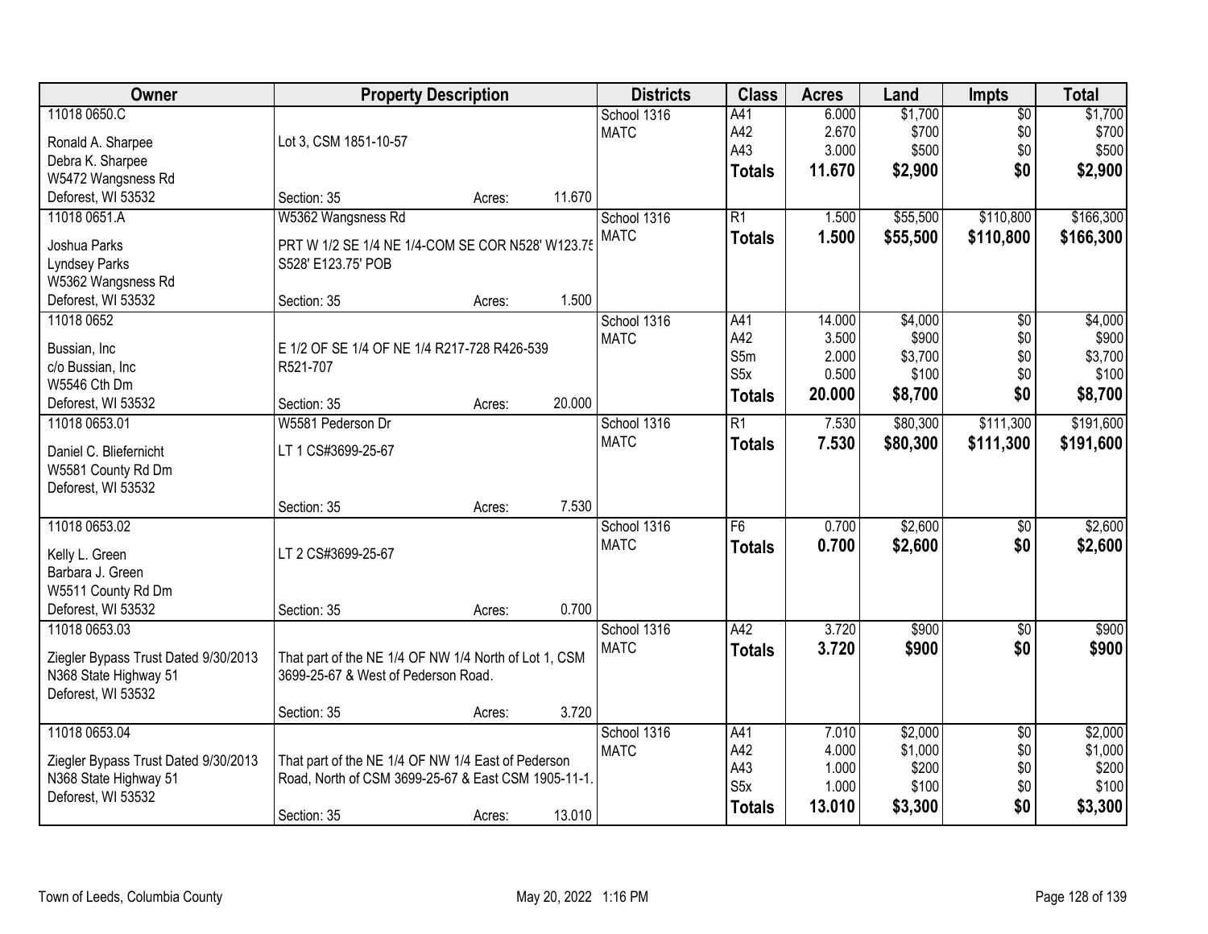| Owner | Property Description | | | Districts | Class | Acres | Land | Impts | Total |
|---|---|---|---|---|---|---|---|---|---|
| 11018 0650.C<br>Ronald A. Sharpee<br>Debra K. Sharpee<br>W5472 Wangsness Rd<br>Deforest, WI 53532 | Lot 3, CSM 1851-10-57<br>Section: 35 | Acres: | 11.670 | School 1316<br>MATC | A41<br>A42<br>A43<br>**Totals** | 6.000<br>2.670<br>3.000<br>**11.670** | $1,700<br>$700<br>$500<br>**$2,900** | $0<br>$0<br>$0<br>**$0** | $1,700<br>$700<br>$500<br>**$2,900** |
| 11018 0651.A<br>Joshua Parks<br>Lyndsey Parks<br>W5362 Wangsness Rd<br>Deforest, WI 53532 | W5362 Wangsness Rd<br>PRT W 1/2 SE 1/4 NE 1/4-COM SE COR N528' W123.75 S528' E123.75' POB<br>Section: 35 | Acres: | 1.500 | School 1316<br>MATC | R1<br>**Totals** | 1.500<br>**1.500** | $55,500<br>**$55,500** | $110,800<br>**$110,800** | $166,300<br>**$166,300** |
| 11018 0652<br>Bussian, Inc<br>c/o Bussian, Inc<br>W5546 Cth Dm<br>Deforest, WI 53532 | E 1/2 OF SE 1/4 OF NE 1/4 R217-728 R426-539 R521-707<br>Section: 35 | Acres: | 20.000 | School 1316<br>MATC | A41<br>A42<br>S5m<br>S5x<br>**Totals** | 14.000<br>3.500<br>2.000<br>0.500<br>**20.000** | $4,000<br>$900<br>$3,700<br>$100<br>**$8,700** | $0<br>$0<br>$0<br>$0<br>**$0** | $4,000<br>$900<br>$3,700<br>$100<br>**$8,700** |
| 11018 0653.01<br>Daniel C. Bliefernicht<br>W5581 County Rd Dm<br>Deforest, WI 53532 | W5581 Pederson Dr<br>LT 1 CS#3699-25-67<br>Section: 35 | Acres: | 7.530 | School 1316<br>MATC | R1<br>**Totals** | 7.530<br>**7.530** | $80,300<br>**$80,300** | $111,300<br>**$111,300** | $191,600<br>**$191,600** |
| 11018 0653.02<br>Kelly L. Green<br>Barbara J. Green<br>W5511 County Rd Dm<br>Deforest, WI 53532 | LT 2 CS#3699-25-67<br>Section: 35 | Acres: | 0.700 | School 1316<br>MATC | F6<br>**Totals** | 0.700<br>**0.700** | $2,600<br>**$2,600** | $0<br>**$0** | $2,600<br>**$2,600** |
| 11018 0653.03<br>Ziegler Bypass Trust Dated 9/30/2013<br>N368 State Highway 51<br>Deforest, WI 53532 | That part of the NE 1/4 OF NW 1/4 North of Lot 1, CSM 3699-25-67 & West of Pederson Road.<br>Section: 35 | Acres: | 3.720 | School 1316<br>MATC | A42<br>**Totals** | 3.720<br>**3.720** | $900<br>**$900** | $0<br>**$0** | $900<br>**$900** |
| 11018 0653.04<br>Ziegler Bypass Trust Dated 9/30/2013<br>N368 State Highway 51<br>Deforest, WI 53532 | That part of the NE 1/4 OF NW 1/4 East of Pederson Road, North of CSM 3699-25-67 & East CSM 1905-11-1.<br>Section: 35 | Acres: | 13.010 | School 1316<br>MATC | A41<br>A42<br>A43<br>S5x<br>**Totals** | 7.010<br>4.000<br>1.000<br>1.000<br>**13.010** | $2,000<br>$1,000<br>$200<br>$100<br>**$3,300** | $0<br>$0<br>$0<br>$0<br>**$0** | $2,000<br>$1,000<br>$200<br>$100<br>**$3,300** |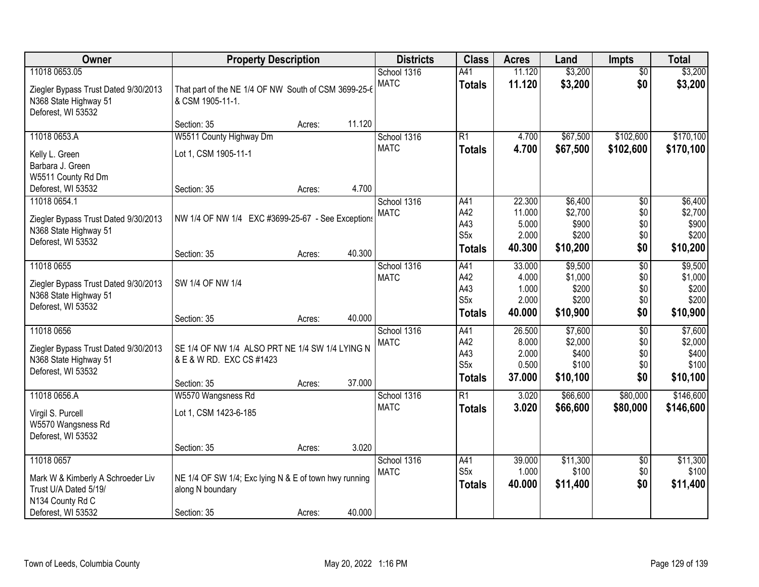| Owner | Property Description | Districts | Class | Acres | Land | Impts | Total |
|---|---|---|---|---|---|---|---|
| 11018 0653.05<br><br>Ziegler Bypass Trust Dated 9/30/2013<br>N368 State Highway 51<br>Deforest, WI 53532 | That part of the NE 1/4 OF NW South of CSM 3699-25-6 & CSM 1905-11-1.<br><br>Section: 35 Acres: 11.120 | School 1316<br>MATC | A41<br>**Totals** | 11.120<br>**11.120** | $3,200<br>**$3,200** | $0<br>**$0** | $3,200<br>**$3,200** |
| 11018 0653.A<br><br>Kelly L. Green<br>Barbara J. Green<br>W5511 County Rd Dm<br>Deforest, WI 53532 | W5511 County Highway Dm<br>Lot 1, CSM 1905-11-1<br><br>Section: 35 Acres: 4.700 | School 1316<br>MATC | R1<br>**Totals** | 4.700<br>**4.700** | $67,500<br>**$67,500** | $102,600<br>**$102,600** | $170,100<br>**$170,100** |
| 11018 0654.1<br><br>Ziegler Bypass Trust Dated 9/30/2013<br>N368 State Highway 51<br>Deforest, WI 53532 | NW 1/4 OF NW 1/4 EXC #3699-25-67 - See Exceptions<br><br>Section: 35 Acres: 40.300 | School 1316<br>MATC | A41<br>A42<br>A43<br>S5x<br>**Totals** | 22.300<br>11.000<br>5.000<br>2.000<br>**40.300** | $6,400<br>$2,700<br>$900<br>$200<br>**$10,200** | $0<br>$0<br>$0<br>$0<br>**$0** | $6,400<br>$2,700<br>$900<br>$200<br>**$10,200** |
| 11018 0655<br><br>Ziegler Bypass Trust Dated 9/30/2013<br>N368 State Highway 51<br>Deforest, WI 53532 | SW 1/4 OF NW 1/4<br><br>Section: 35 Acres: 40.000 | School 1316<br>MATC | A41<br>A42<br>A43<br>S5x<br>**Totals** | 33.000<br>4.000<br>1.000<br>2.000<br>**40.000** | $9,500<br>$1,000<br>$200<br>$200<br>**$10,900** | $0<br>$0<br>$0<br>$0<br>**$0** | $9,500<br>$1,000<br>$200<br>$200<br>**$10,900** |
| 11018 0656<br><br>Ziegler Bypass Trust Dated 9/30/2013<br>N368 State Highway 51<br>Deforest, WI 53532 | SE 1/4 OF NW 1/4 ALSO PRT NE 1/4 SW 1/4 LYING N & E & W RD. EXC CS #1423<br><br>Section: 35 Acres: 37.000 | School 1316<br>MATC | A41<br>A42<br>A43<br>S5x<br>**Totals** | 26.500<br>8.000<br>2.000<br>0.500<br>**37.000** | $7,600<br>$2,000<br>$400<br>$100<br>**$10,100** | $0<br>$0<br>$0<br>$0<br>**$0** | $7,600<br>$2,000<br>$400<br>$100<br>**$10,100** |
| 11018 0656.A<br><br>Virgil S. Purcell<br>W5570 Wangsness Rd<br>Deforest, WI 53532 | W5570 Wangsness Rd<br>Lot 1, CSM 1423-6-185<br><br>Section: 35 Acres: 3.020 | School 1316<br>MATC | R1<br>**Totals** | 3.020<br>**3.020** | $66,600<br>**$66,600** | $80,000<br>**$80,000** | $146,600<br>**$146,600** |
| 11018 0657<br><br>Mark W & Kimberly A Schroeder Liv Trust U/A Dated 5/19/<br>N134 County Rd C<br>Deforest, WI 53532 | NE 1/4 OF SW 1/4; Exc lying N & E of town hwy running along N boundary<br><br>Section: 35 Acres: 40.000 | School 1316<br>MATC | A41<br>S5x<br>**Totals** | 39.000<br>1.000<br>**40.000** | $11,300<br>$100<br>**$11,400** | $0<br>$0<br>**$0** | $11,300<br>$100<br>**$11,400** |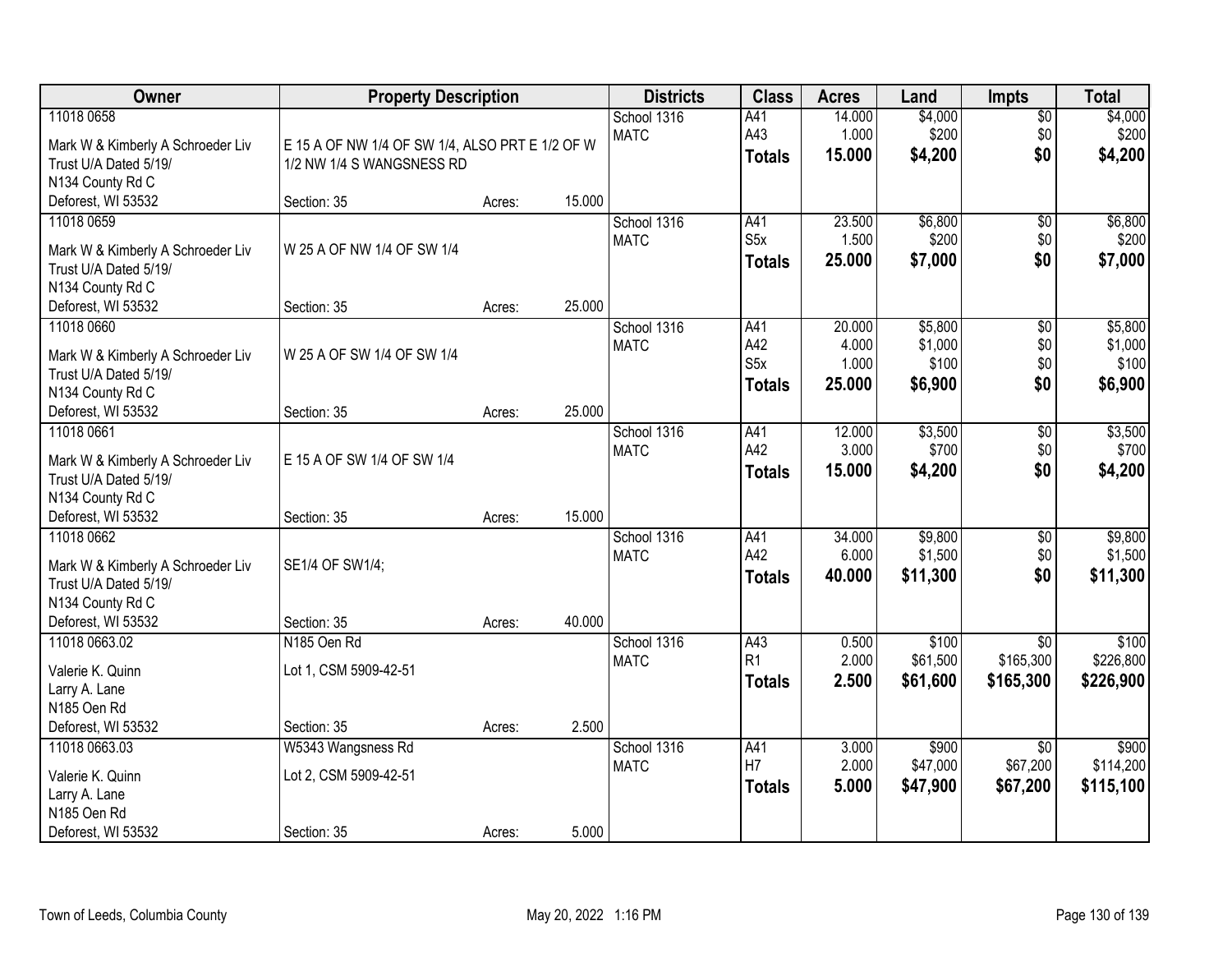| Owner | Property Description | | | Districts | Class | Acres | Land | Impts | Total |
|---|---|---|---|---|---|---|---|---|---|
| 11018 0658<br>Mark W & Kimberly A Schroeder Liv Trust U/A Dated 5/19/<br>N134 County Rd C<br>Deforest, WI 53532 | E 15 A OF NW 1/4 OF SW 1/4, ALSO PRT E 1/2 OF W 1/2 NW 1/4 S WANGSNESS RD<br>Section: 35 | Acres: | 15.000 | School 1316<br>MATC | A41<br>A43<br>**Totals** | 14.000<br>1.000<br>**15.000** | $4,000<br>$200<br>**$4,200** | $0<br>$0<br>**$0** | $4,000<br>$200<br>**$4,200** |
| 11018 0659<br>Mark W & Kimberly A Schroeder Liv Trust U/A Dated 5/19/<br>N134 County Rd C<br>Deforest, WI 53532 | W 25 A OF NW 1/4 OF SW 1/4<br>Section: 35 | Acres: | 25.000 | School 1316<br>MATC | A41<br>S5x<br>**Totals** | 23.500<br>1.500<br>**25.000** | $6,800<br>$200<br>**$7,000** | $0<br>$0<br>**$0** | $6,800<br>$200<br>**$7,000** |
| 11018 0660<br>Mark W & Kimberly A Schroeder Liv Trust U/A Dated 5/19/<br>N134 County Rd C<br>Deforest, WI 53532 | W 25 A OF SW 1/4 OF SW 1/4<br>Section: 35 | Acres: | 25.000 | School 1316<br>MATC | A41<br>A42<br>S5x<br>**Totals** | 20.000<br>4.000<br>1.000<br>**25.000** | $5,800<br>$1,000<br>$100<br>**$6,900** | $0<br>$0<br>$0<br>**$0** | $5,800<br>$1,000<br>$100<br>**$6,900** |
| 11018 0661<br>Mark W & Kimberly A Schroeder Liv Trust U/A Dated 5/19/<br>N134 County Rd C<br>Deforest, WI 53532 | E 15 A OF SW 1/4 OF SW 1/4<br>Section: 35 | Acres: | 15.000 | School 1316<br>MATC | A41<br>A42<br>**Totals** | 12.000<br>3.000<br>**15.000** | $3,500<br>$700<br>**$4,200** | $0<br>$0<br>**$0** | $3,500<br>$700<br>**$4,200** |
| 11018 0662<br>Mark W & Kimberly A Schroeder Liv Trust U/A Dated 5/19/<br>N134 County Rd C<br>Deforest, WI 53532 | SE1/4 OF SW1/4;<br>Section: 35 | Acres: | 40.000 | School 1316<br>MATC | A41<br>A42<br>**Totals** | 34.000<br>6.000<br>**40.000** | $9,800<br>$1,500<br>**$11,300** | $0<br>$0<br>**$0** | $9,800<br>$1,500<br>**$11,300** |
| 11018 0663.02<br>Valerie K. Quinn<br>Larry A. Lane<br>N185 Oen Rd<br>Deforest, WI 53532 | N185 Oen Rd<br>Lot 1, CSM 5909-42-51<br>Section: 35 | Acres: | 2.500 | School 1316<br>MATC | A43<br>R1<br>**Totals** | 0.500<br>2.000<br>**2.500** | $100<br>$61,500<br>**$61,600** | $0<br>$165,300<br>**$165,300** | $100<br>$226,800<br>**$226,900** |
| 11018 0663.03<br>Valerie K. Quinn<br>Larry A. Lane<br>N185 Oen Rd<br>Deforest, WI 53532 | W5343 Wangsness Rd<br>Lot 2, CSM 5909-42-51<br>Section: 35 | Acres: | 5.000 | School 1316<br>MATC | A41<br>H7<br>**Totals** | 3.000<br>2.000<br>**5.000** | $900<br>$47,000<br>**$47,900** | $0<br>$67,200<br>**$67,200** | $900<br>$114,200<br>**$115,100** |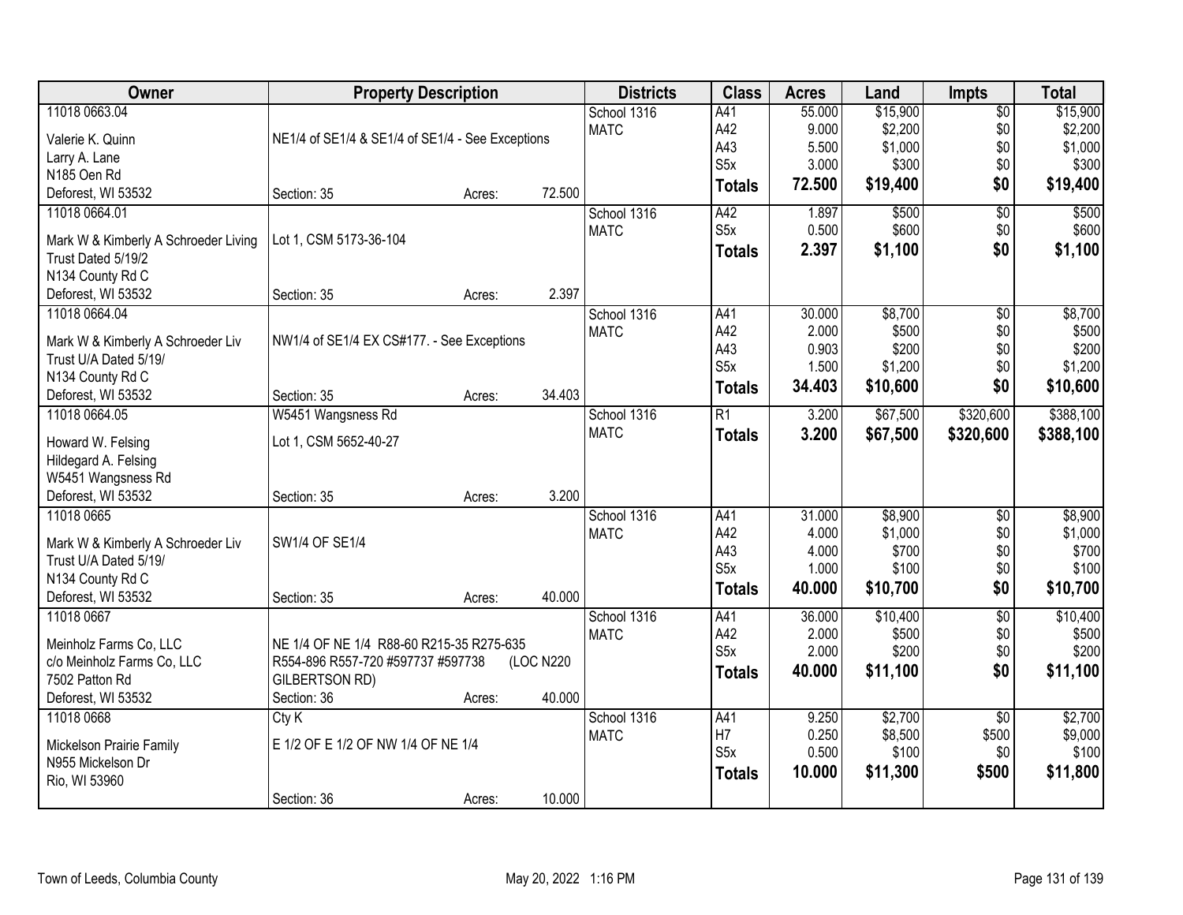| Owner | Property Description | Districts | Class | Acres | Land | Impts | Total |
|---|---|---|---|---|---|---|---|
| 11018 0663.04<br>Valerie K. Quinn<br>Larry A. Lane<br>N185 Oen Rd<br>Deforest, WI 53532 | NE1/4 of SE1/4 & SE1/4 of SE1/4 - See Exceptions<br>Section: 35 Acres: 72.500 | School 1316<br>MATC | A41<br>A42<br>A43<br>S5x<br>**Totals** | 55.000<br>9.000<br>5.500<br>3.000<br>**72.500** | $15,900<br>$2,200<br>$1,000<br>$300<br>**$19,400** | $0<br>$0<br>$0<br>$0<br>**$0** | $15,900<br>$2,200<br>$1,000<br>$300<br>**$19,400** |
| 11018 0664.01<br>Mark W & Kimberly A Schroeder Living Trust Dated 5/19/2<br>N134 County Rd C<br>Deforest, WI 53532 | Lot 1, CSM 5173-36-104<br>Section: 35 Acres: 2.397 | School 1316<br>MATC | A42<br>S5x<br>**Totals** | 1.897<br>0.500<br>**2.397** | $500<br>$600<br>**$1,100** | $0<br>$0<br>**$0** | $500<br>$600<br>**$1,100** |
| 11018 0664.04<br>Mark W & Kimberly A Schroeder Liv Trust U/A Dated 5/19/<br>N134 County Rd C<br>Deforest, WI 53532 | NW1/4 of SE1/4 EX CS#177. - See Exceptions<br>Section: 35 Acres: 34.403 | School 1316<br>MATC | A41<br>A42<br>A43<br>S5x<br>**Totals** | 30.000<br>2.000<br>0.903<br>1.500<br>**34.403** | $8,700<br>$500<br>$200<br>$1,200<br>**$10,600** | $0<br>$0<br>$0<br>$0<br>**$0** | $8,700<br>$500<br>$200<br>$1,200<br>**$10,600** |
| 11018 0664.05<br>Howard W. Felsing<br>Hildegard A. Felsing<br>W5451 Wangsness Rd<br>Deforest, WI 53532 | W5451 Wangsness Rd<br>Lot 1, CSM 5652-40-27<br>Section: 35 Acres: 3.200 | School 1316<br>MATC | R1<br>**Totals** | 3.200<br>**3.200** | $67,500<br>**$67,500** | $320,600<br>**$320,600** | $388,100<br>**$388,100** |
| 11018 0665<br>Mark W & Kimberly A Schroeder Liv Trust U/A Dated 5/19/<br>N134 County Rd C<br>Deforest, WI 53532 | SW1/4 OF SE1/4<br>Section: 35 Acres: 40.000 | School 1316<br>MATC | A41<br>A42<br>A43<br>S5x<br>**Totals** | 31.000<br>4.000<br>4.000<br>1.000<br>**40.000** | $8,900<br>$1,000<br>$700<br>$100<br>**$10,700** | $0<br>$0<br>$0<br>$0<br>**$0** | $8,900<br>$1,000<br>$700<br>$100<br>**$10,700** |
| 11018 0667<br>Meinholz Farms Co, LLC<br>c/o Meinholz Farms Co, LLC<br>7502 Patton Rd<br>Deforest, WI 53532 | NE 1/4 OF NE 1/4 R88-60 R215-35 R275-635 R554-896 R557-720 #597737 #597738 (LOC N220 GILBERTSON RD)<br>Section: 36 Acres: 40.000 | School 1316<br>MATC | A41<br>A42<br>S5x<br>**Totals** | 36.000<br>2.000<br>2.000<br>**40.000** | $10,400<br>$500<br>$200<br>**$11,100** | $0<br>$0<br>$0<br>**$0** | $10,400<br>$500<br>$200<br>**$11,100** |
| 11018 0668<br>Mickelson Prairie Family<br>N955 Mickelson Dr<br>Rio, WI 53960 | Cty K<br>E 1/2 OF E 1/2 OF NW 1/4 OF NE 1/4<br>Section: 36 Acres: 10.000 | School 1316<br>MATC | A41<br>H7<br>S5x<br>**Totals** | 9.250<br>0.250<br>0.500<br>**10.000** | $2,700<br>$8,500<br>$100<br>**$11,300** | $0<br>$500<br>$0<br>**$500** | $2,700<br>$9,000<br>$100<br>**$11,800** |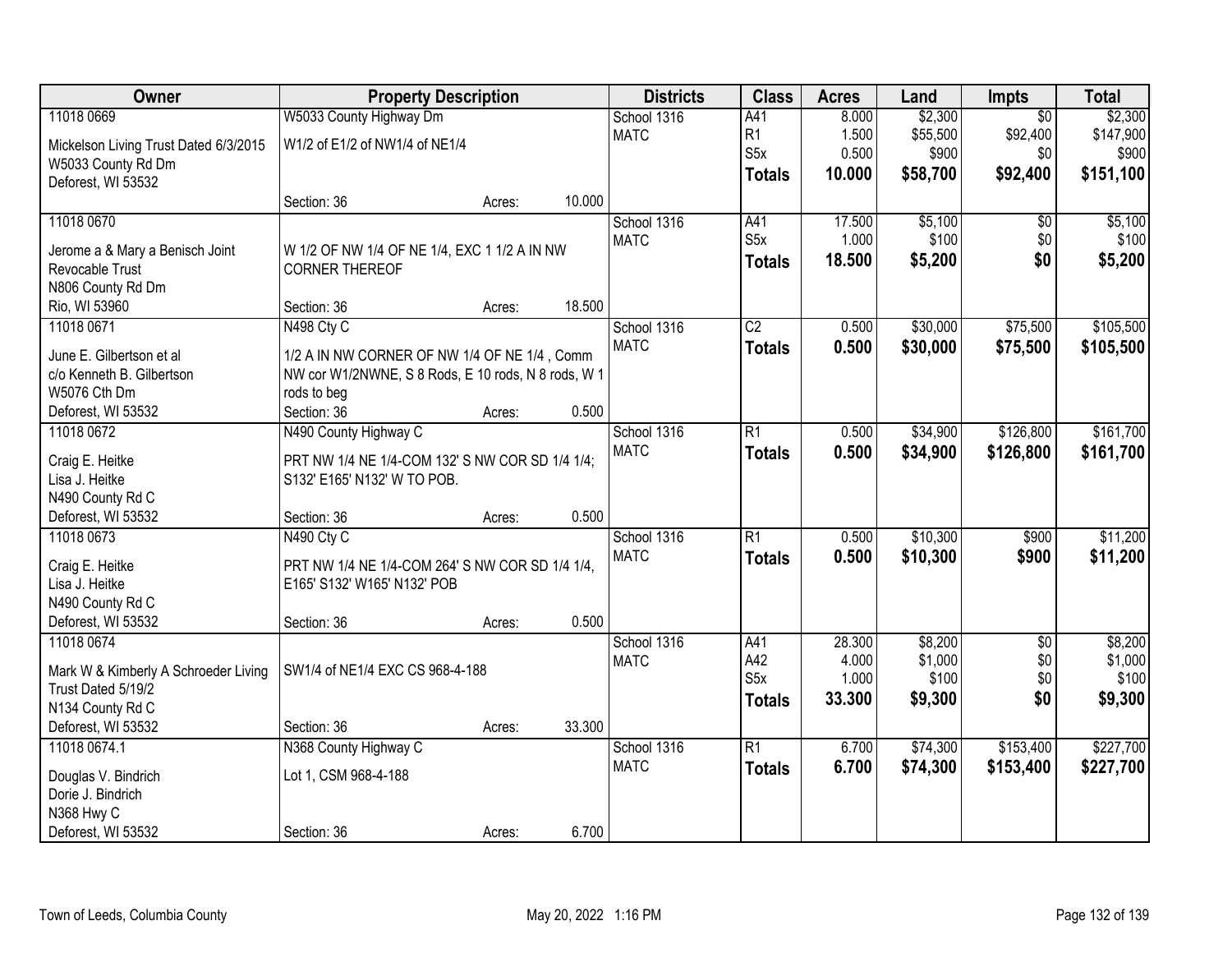| Owner | Property Description | Districts | Class | Acres | Land | Impts | Total |
|---|---|---|---|---|---|---|---|
| 11018 0669<br>Mickelson Living Trust Dated 6/3/2015<br>W5033 County Rd Dm<br>Deforest, WI 53532 | W5033 County Highway Dm<br>W1/2 of E1/2 of NW1/4 of NE1/4<br>Section: 36 Acres: 10.000 | School 1316<br>MATC | A41<br>R1<br>S5x<br>**Totals** | 8.000<br>1.500<br>0.500<br>**10.000** | $2,300<br>$55,500<br>$900<br>**$58,700** | $0<br>$92,400<br>$0<br>**$92,400** | $2,300<br>$147,900<br>$900<br>**$151,100** |
| 11018 0670<br>Jerome a & Mary a Benisch Joint Revocable Trust<br>N806 County Rd Dm<br>Rio, WI 53960 | W 1/2 OF NW 1/4 OF NE 1/4, EXC 1 1/2 A IN NW CORNER THEREOF<br>Section: 36 Acres: 18.500 | School 1316<br>MATC | A41<br>S5x<br>**Totals** | 17.500<br>1.000<br>**18.500** | $5,100<br>$100<br>**$5,200** | $0<br>$0<br>**$0** | $5,100<br>$100<br>**$5,200** |
| 11018 0671<br>June E. Gilbertson et al<br>c/o Kenneth B. Gilbertson<br>W5076 Cth Dm<br>Deforest, WI 53532 | N498 Cty C<br>1/2 A IN NW CORNER OF NW 1/4 OF NE 1/4 , Comm NW cor W1/2NWNE, S 8 Rods, E 10 rods, N 8 rods, W 1 rods to beg<br>Section: 36 Acres: 0.500 | School 1316<br>MATC | C2<br>**Totals** | 0.500<br>**0.500** | $30,000<br>**$30,000** | $75,500<br>**$75,500** | $105,500<br>**$105,500** |
| 11018 0672<br>Craig E. Heitke<br>Lisa J. Heitke<br>N490 County Rd C<br>Deforest, WI 53532 | N490 County Highway C<br>PRT NW 1/4 NE 1/4-COM 132' S NW COR SD 1/4 1/4; S132' E165' N132' W TO POB.<br>Section: 36 Acres: 0.500 | School 1316<br>MATC | R1<br>**Totals** | 0.500<br>**0.500** | $34,900<br>**$34,900** | $126,800<br>**$126,800** | $161,700<br>**$161,700** |
| 11018 0673<br>Craig E. Heitke<br>Lisa J. Heitke<br>N490 County Rd C<br>Deforest, WI 53532 | N490 Cty C<br>PRT NW 1/4 NE 1/4-COM 264' S NW COR SD 1/4 1/4, E165' S132' W165' N132' POB<br>Section: 36 Acres: 0.500 | School 1316<br>MATC | R1<br>**Totals** | 0.500<br>**0.500** | $10,300<br>**$10,300** | $900<br>**$900** | $11,200<br>**$11,200** |
| 11018 0674<br>Mark W & Kimberly A Schroeder Living Trust Dated 5/19/2<br>N134 County Rd C<br>Deforest, WI 53532 | SW1/4 of NE1/4 EXC CS 968-4-188<br>Section: 36 Acres: 33.300 | School 1316<br>MATC | A41<br>A42<br>S5x<br>**Totals** | 28.300<br>4.000<br>1.000<br>**33.300** | $8,200<br>$1,000<br>$100<br>**$9,300** | $0<br>$0<br>$0<br>**$0** | $8,200<br>$1,000<br>$100<br>**$9,300** |
| 11018 0674.1<br>Douglas V. Bindrich<br>Dorie J. Bindrich<br>N368 Hwy C<br>Deforest, WI 53532 | N368 County Highway C<br>Lot 1, CSM 968-4-188<br>Section: 36 Acres: 6.700 | School 1316<br>MATC | R1<br>**Totals** | 6.700<br>**6.700** | $74,300<br>**$74,300** | $153,400<br>**$153,400** | $227,700<br>**$227,700** |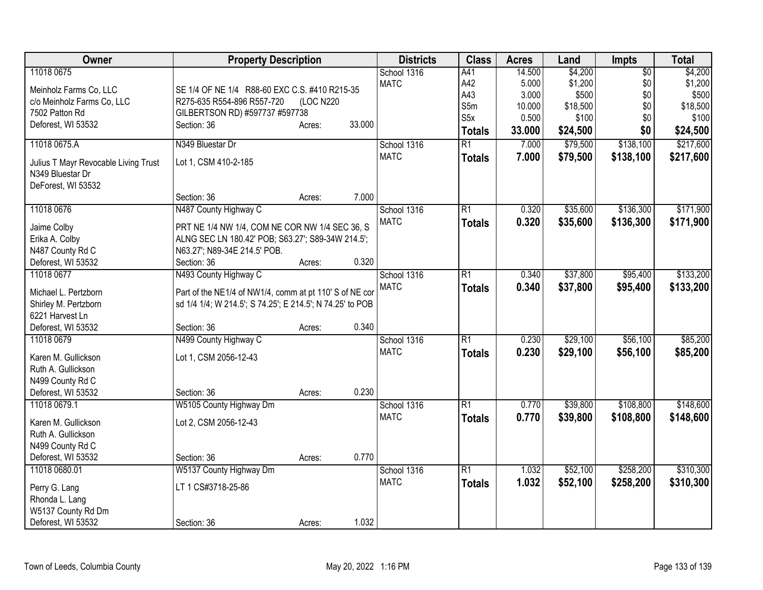| Owner | Property Description | Districts | Class | Acres | Land | Impts | Total |
|---|---|---|---|---|---|---|---|
| 11018 0675<br><br>Meinholz Farms Co, LLC<br>c/o Meinholz Farms Co, LLC<br>7502 Patton Rd<br>Deforest, WI 53532 | SE 1/4 OF NE 1/4 R88-60 EXC C.S. #410 R215-35 R275-635 R554-896 R557-720 (LOC N220 GILBERTSON RD) #597737 #597738<br>Section: 36 Acres: 33.000 | School 1316<br>MATC | A41<br>A42<br>A43<br>S5m<br>S5x<br>**Totals** | 14.500<br>5.000<br>3.000<br>10.000<br>0.500<br>**33.000** | $4,200<br>$1,200<br>$500<br>$18,500<br>$100<br>**$24,500** | $0<br>$0<br>$0<br>$0<br>$0<br>**$0** | $4,200<br>$1,200<br>$500<br>$18,500<br>$100<br>**$24,500** |
| 11018 0675.A<br><br>Julius T Mayr Revocable Living Trust<br>N349 Bluestar Dr<br>DeForest, WI 53532 | N349 Bluestar Dr<br><br>Lot 1, CSM 410-2-185<br><br>Section: 36 Acres: 7.000 | School 1316<br>MATC | R1<br>**Totals** | 7.000<br>**7.000** | $79,500<br>**$79,500** | $138,100<br>**$138,100** | $217,600<br>**$217,600** |
| 11018 0676<br><br>Jaime Colby<br>Erika A. Colby<br>N487 County Rd C<br>Deforest, WI 53532 | N487 County Highway C<br><br>PRT NE 1/4 NW 1/4, COM NE COR NW 1/4 SEC 36, S ALNG SEC LN 180.42' POB; S63.27'; S89-34W 214.5'; N63.27'; N89-34E 214.5' POB.<br>Section: 36 Acres: 0.320 | School 1316<br>MATC | R1<br>**Totals** | 0.320<br>**0.320** | $35,600<br>**$35,600** | $136,300<br>**$136,300** | $171,900<br>**$171,900** |
| 11018 0677<br><br>Michael L. Pertzborn<br>Shirley M. Pertzborn<br>6221 Harvest Ln<br>Deforest, WI 53532 | N493 County Highway C<br><br>Part of the NE1/4 of NW1/4, comm at pt 110' S of NE cor sd 1/4 1/4; W 214.5'; S 74.25'; E 214.5'; N 74.25' to POB<br><br>Section: 36 Acres: 0.340 | School 1316<br>MATC | R1<br>**Totals** | 0.340<br>**0.340** | $37,800<br>**$37,800** | $95,400<br>**$95,400** | $133,200<br>**$133,200** |
| 11018 0679<br><br>Karen M. Gullickson<br>Ruth A. Gullickson<br>N499 County Rd C<br>Deforest, WI 53532 | N499 County Highway C<br><br>Lot 1, CSM 2056-12-43<br><br>Section: 36 Acres: 0.230 | School 1316<br>MATC | R1<br>**Totals** | 0.230<br>**0.230** | $29,100<br>**$29,100** | $56,100<br>**$56,100** | $85,200<br>**$85,200** |
| 11018 0679.1<br><br>Karen M. Gullickson<br>Ruth A. Gullickson<br>N499 County Rd C<br>Deforest, WI 53532 | W5105 County Highway Dm<br><br>Lot 2, CSM 2056-12-43<br><br>Section: 36 Acres: 0.770 | School 1316<br>MATC | R1<br>**Totals** | 0.770<br>**0.770** | $39,800<br>**$39,800** | $108,800<br>**$108,800** | $148,600<br>**$148,600** |
| 11018 0680.01<br><br>Perry G. Lang<br>Rhonda L. Lang<br>W5137 County Rd Dm<br>Deforest, WI 53532 | W5137 County Highway Dm<br><br>LT 1 CS#3718-25-86<br><br>Section: 36 Acres: 1.032 | School 1316<br>MATC | R1<br>**Totals** | 1.032<br>**1.032** | $52,100<br>**$52,100** | $258,200<br>**$258,200** | $310,300<br>**$310,300** |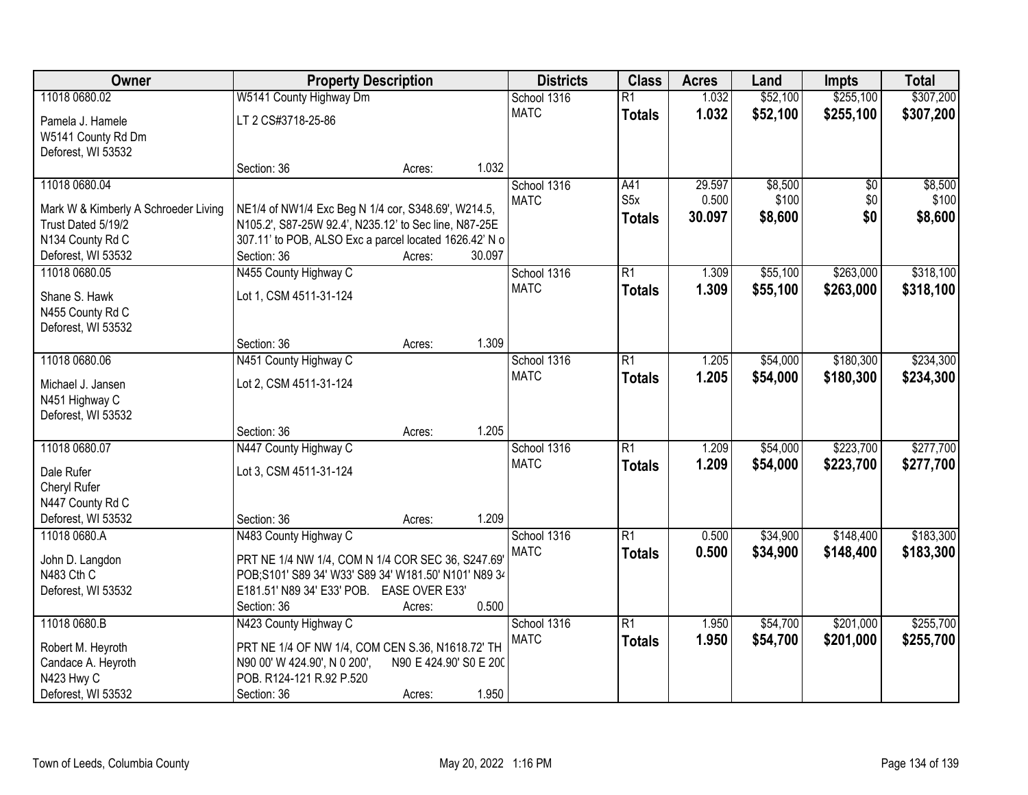| Owner | Property Description | Districts | Class | Acres | Land | Impts | Total |
|---|---|---|---|---|---|---|---|
| 11018 0680.02<br><br>Pamela J. Hamele<br>W5141 County Rd Dm<br>Deforest, WI 53532 | W5141 County Highway Dm<br><br>LT 2 CS#3718-25-86<br><br>Section: 36 Acres: 1.032 | School 1316<br>MATC | R1<br>**Totals** | 1.032<br>**1.032** | $52,100<br>**$52,100** | $255,100<br>**$255,100** | $307,200<br>**$307,200** |
| 11018 0680.04<br><br>Mark W & Kimberly A Schroeder Living Trust Dated 5/19/2<br>N134 County Rd C<br>Deforest, WI 53532 | NE1/4 of NW1/4 Exc Beg N 1/4 cor, S348.69', W214.5, N105.2', S87-25W 92.4', N235.12' to Sec line, N87-25E 307.11' to POB, ALSO Exc a parcel located 1626.42' N o<br>Section: 36 Acres: 30.097 | School 1316<br>MATC | A41<br>S5x<br>**Totals** | 29.597<br>0.500<br>**30.097** | $8,500<br>$100<br>**$8,600** | $0<br>$0<br>**$0** | $8,500<br>$100<br>**$8,600** |
| 11018 0680.05<br><br>Shane S. Hawk<br>N455 County Rd C<br>Deforest, WI 53532 | N455 County Highway C<br><br>Lot 1, CSM 4511-31-124<br><br>Section: 36 Acres: 1.309 | School 1316<br>MATC | R1<br>**Totals** | 1.309<br>**1.309** | $55,100<br>**$55,100** | $263,000<br>**$263,000** | $318,100<br>**$318,100** |
| 11018 0680.06<br><br>Michael J. Jansen<br>N451 Highway C<br>Deforest, WI 53532 | N451 County Highway C<br><br>Lot 2, CSM 4511-31-124<br><br>Section: 36 Acres: 1.205 | School 1316<br>MATC | R1<br>**Totals** | 1.205<br>**1.205** | $54,000<br>**$54,000** | $180,300<br>**$180,300** | $234,300<br>**$234,300** |
| 11018 0680.07<br><br>Dale Rufer<br>Cheryl Rufer<br>N447 County Rd C<br>Deforest, WI 53532 | N447 County Highway C<br><br>Lot 3, CSM 4511-31-124<br><br>Section: 36 Acres: 1.209 | School 1316<br>MATC | R1<br>**Totals** | 1.209<br>**1.209** | $54,000<br>**$54,000** | $223,700<br>**$223,700** | $277,700<br>**$277,700** |
| 11018 0680.A<br><br>John D. Langdon<br>N483 Cth C<br>Deforest, WI 53532 | N483 County Highway C<br><br>PRT NE 1/4 NW 1/4, COM N 1/4 COR SEC 36, S247.69' POB;S101' S89 34' W33' S89 34' W181.50' N101' N89 34 E181.51' N89 34' E33' POB. EASE OVER E33'<br>Section: 36 Acres: 0.500 | School 1316<br>MATC | R1<br>**Totals** | 0.500<br>**0.500** | $34,900<br>**$34,900** | $148,400<br>**$148,400** | $183,300<br>**$183,300** |
| 11018 0680.B<br><br>Robert M. Heyroth<br>Candace A. Heyroth<br>N423 Hwy C<br>Deforest, WI 53532 | N423 County Highway C<br><br>PRT NE 1/4 OF NW 1/4, COM CEN S.36, N1618.72' TH N90 00' W 424.90', N 0 200', N90 E 424.90' S0 E 200 POB. R124-121 R.92 P.520<br>Section: 36 Acres: 1.950 | School 1316<br>MATC | R1<br>**Totals** | 1.950<br>**1.950** | $54,700<br>**$54,700** | $201,000<br>**$201,000** | $255,700<br>**$255,700** |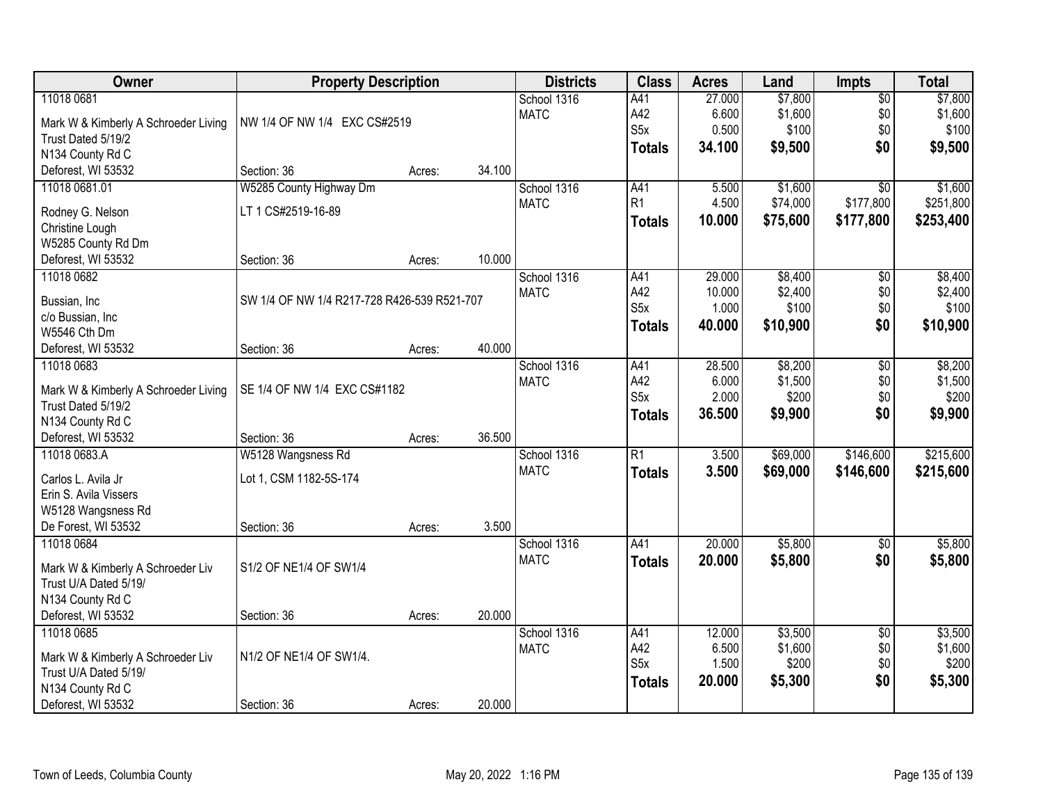| Owner | Property Description | | | Districts | Class | Acres | Land | Impts | Total |
|---|---|---|---|---|---|---|---|---|---|
| 11018 0681 | | | | School 1316 | A41 | 27.000 | $7,800 | $0 | $7,800 |
| Mark W & Kimberly A Schroeder Living | NW 1/4 OF NW 1/4 EXC CS#2519 | | | MATC | A42 | 6.600 | $1,600 | $0 | $1,600 |
| Trust Dated 5/19/2 | | | | | S5x | 0.500 | $100 | $0 | $100 |
| N134 County Rd C | | | | | **Totals** | **34.100** | **$9,500** | **$0** | **$9,500** |
| Deforest, WI 53532 | Section: 36 | Acres: | 34.100 | | | | | | |
| 11018 0681.01 | W5285 County Highway Dm | | | School 1316 | A41 | 5.500 | $1,600 | $0 | $1,600 |
| Rodney G. Nelson | LT 1 CS#2519-16-89 | | | MATC | R1 | 4.500 | $74,000 | $177,800 | $251,800 |
| Christine Lough | | | | | **Totals** | **10.000** | **$75,600** | **$177,800** | **$253,400** |
| W5285 County Rd Dm | | | | | | | | | |
| Deforest, WI 53532 | Section: 36 | Acres: | 10.000 | | | | | | |
| 11018 0682 | | | | School 1316 | A41 | 29.000 | $8,400 | $0 | $8,400 |
| Bussian, Inc | SW 1/4 OF NW 1/4 R217-728 R426-539 R521-707 | | | MATC | A42 | 10.000 | $2,400 | $0 | $2,400 |
| c/o Bussian, Inc | | | | | S5x | 1.000 | $100 | $0 | $100 |
| W5546 Cth Dm | | | | | **Totals** | **40.000** | **$10,900** | **$0** | **$10,900** |
| Deforest, WI 53532 | Section: 36 | Acres: | 40.000 | | | | | | |
| 11018 0683 | | | | School 1316 | A41 | 28.500 | $8,200 | $0 | $8,200 |
| Mark W & Kimberly A Schroeder Living | SE 1/4 OF NW 1/4 EXC CS#1182 | | | MATC | A42 | 6.000 | $1,500 | $0 | $1,500 |
| Trust Dated 5/19/2 | | | | | S5x | 2.000 | $200 | $0 | $200 |
| N134 County Rd C | | | | | **Totals** | **36.500** | **$9,900** | **$0** | **$9,900** |
| Deforest, WI 53532 | Section: 36 | Acres: | 36.500 | | | | | | |
| 11018 0683.A | W5128 Wangsness Rd | | | School 1316 | R1 | 3.500 | $69,000 | $146,600 | $215,600 |
| Carlos L. Avila Jr | Lot 1, CSM 1182-5S-174 | | | MATC | **Totals** | **3.500** | **$69,000** | **$146,600** | **$215,600** |
| Erin S. Avila Vissers | | | | | | | | | |
| W5128 Wangsness Rd | | | | | | | | | |
| De Forest, WI 53532 | Section: 36 | Acres: | 3.500 | | | | | | |
| 11018 0684 | | | | School 1316 | A41 | 20.000 | $5,800 | $0 | $5,800 |
| Mark W & Kimberly A Schroeder Liv | S1/2 OF NE1/4 OF SW1/4 | | | MATC | **Totals** | **20.000** | **$5,800** | **$0** | **$5,800** |
| Trust U/A Dated 5/19/ | | | | | | | | | |
| N134 County Rd C | | | | | | | | | |
| Deforest, WI 53532 | Section: 36 | Acres: | 20.000 | | | | | | |
| 11018 0685 | | | | School 1316 | A41 | 12.000 | $3,500 | $0 | $3,500 |
| Mark W & Kimberly A Schroeder Liv | N1/2 OF NE1/4 OF SW1/4. | | | MATC | A42 | 6.500 | $1,600 | $0 | $1,600 |
| Trust U/A Dated 5/19/ | | | | | S5x | 1.500 | $200 | $0 | $200 |
| N134 County Rd C | | | | | **Totals** | **20.000** | **$5,300** | **$0** | **$5,300** |
| Deforest, WI 53532 | Section: 36 | Acres: | 20.000 | | | | | | |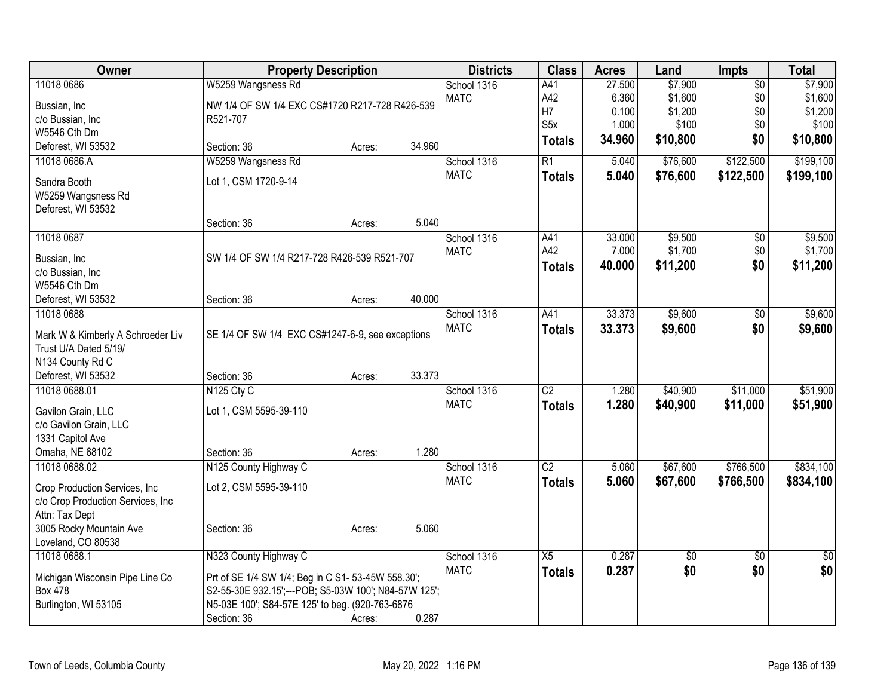| Owner | Property Description | Districts | Class | Acres | Land | Impts | Total |
|---|---|---|---|---|---|---|---|
| 11018 0686<br><br>Bussian, Inc<br>c/o Bussian, Inc<br>W5546 Cth Dm<br>Deforest, WI 53532 | W5259 Wangsness Rd<br><br>NW 1/4 OF SW 1/4 EXC CS#1720 R217-728 R426-539 R521-707<br><br>Section: 36 Acres: 34.960 | School 1316<br>MATC | A41<br>A42<br>H7<br>S5x<br>**Totals** | 27.500<br>6.360<br>0.100<br>1.000<br>**34.960** | $7,900<br>$1,600<br>$1,200<br>$100<br>**$10,800** | $0<br>$0<br>$0<br>$0<br>**$0** | $7,900<br>$1,600<br>$1,200<br>$100<br>**$10,800** |
| 11018 0686.A<br><br>Sandra Booth<br>W5259 Wangsness Rd<br>Deforest, WI 53532 | W5259 Wangsness Rd<br><br>Lot 1, CSM 1720-9-14<br><br>Section: 36 Acres: 5.040 | School 1316<br>MATC | R1<br>**Totals** | 5.040<br>**5.040** | $76,600<br>**$76,600** | $122,500<br>**$122,500** | $199,100<br>**$199,100** |
| 11018 0687<br><br>Bussian, Inc<br>c/o Bussian, Inc<br>W5546 Cth Dm<br>Deforest, WI 53532 | SW 1/4 OF SW 1/4 R217-728 R426-539 R521-707<br><br>Section: 36 Acres: 40.000 | School 1316<br>MATC | A41<br>A42<br>**Totals** | 33.000<br>7.000<br>**40.000** | $9,500<br>$1,700<br>**$11,200** | $0<br>$0<br>**$0** | $9,500<br>$1,700<br>**$11,200** |
| 11018 0688<br><br>Mark W & Kimberly A Schroeder Liv Trust U/A Dated 5/19/<br>N134 County Rd C<br>Deforest, WI 53532 | SE 1/4 OF SW 1/4 EXC CS#1247-6-9, see exceptions<br><br>Section: 36 Acres: 33.373 | School 1316<br>MATC | A41<br>**Totals** | 33.373<br>**33.373** | $9,600<br>**$9,600** | $0<br>**$0** | $9,600<br>**$9,600** |
| 11018 0688.01<br><br>Gavilon Grain, LLC<br>c/o Gavilon Grain, LLC<br>1331 Capitol Ave<br>Omaha, NE 68102 | N125 Cty C<br><br>Lot 1, CSM 5595-39-110<br><br>Section: 36 Acres: 1.280 | School 1316<br>MATC | C2<br>**Totals** | 1.280<br>**1.280** | $40,900<br>**$40,900** | $11,000<br>**$11,000** | $51,900<br>**$51,900** |
| 11018 0688.02<br><br>Crop Production Services, Inc<br>c/o Crop Production Services, Inc<br>Attn: Tax Dept<br>3005 Rocky Mountain Ave<br>Loveland, CO 80538 | N125 County Highway C<br><br>Lot 2, CSM 5595-39-110<br><br>Section: 36 Acres: 5.060 | School 1316<br>MATC | C2<br>**Totals** | 5.060<br>**5.060** | $67,600<br>**$67,600** | $766,500<br>**$766,500** | $834,100<br>**$834,100** |
| 11018 0688.1<br><br>Michigan Wisconsin Pipe Line Co<br>Box 478<br>Burlington, WI 53105 | N323 County Highway C<br><br>Prt of SE 1/4 SW 1/4; Beg in C S1- 53-45W 558.30'; S2-55-30E 932.15';---POB; S5-03W 100'; N84-57W 125'; N5-03E 100'; S84-57E 125' to beg. (920-763-6876<br>Section: 36 Acres: 0.287 | School 1316<br>MATC | X5<br>**Totals** | 0.287<br>**0.287** | $0<br>**$0** | $0<br>**$0** | $0<br>**$0** |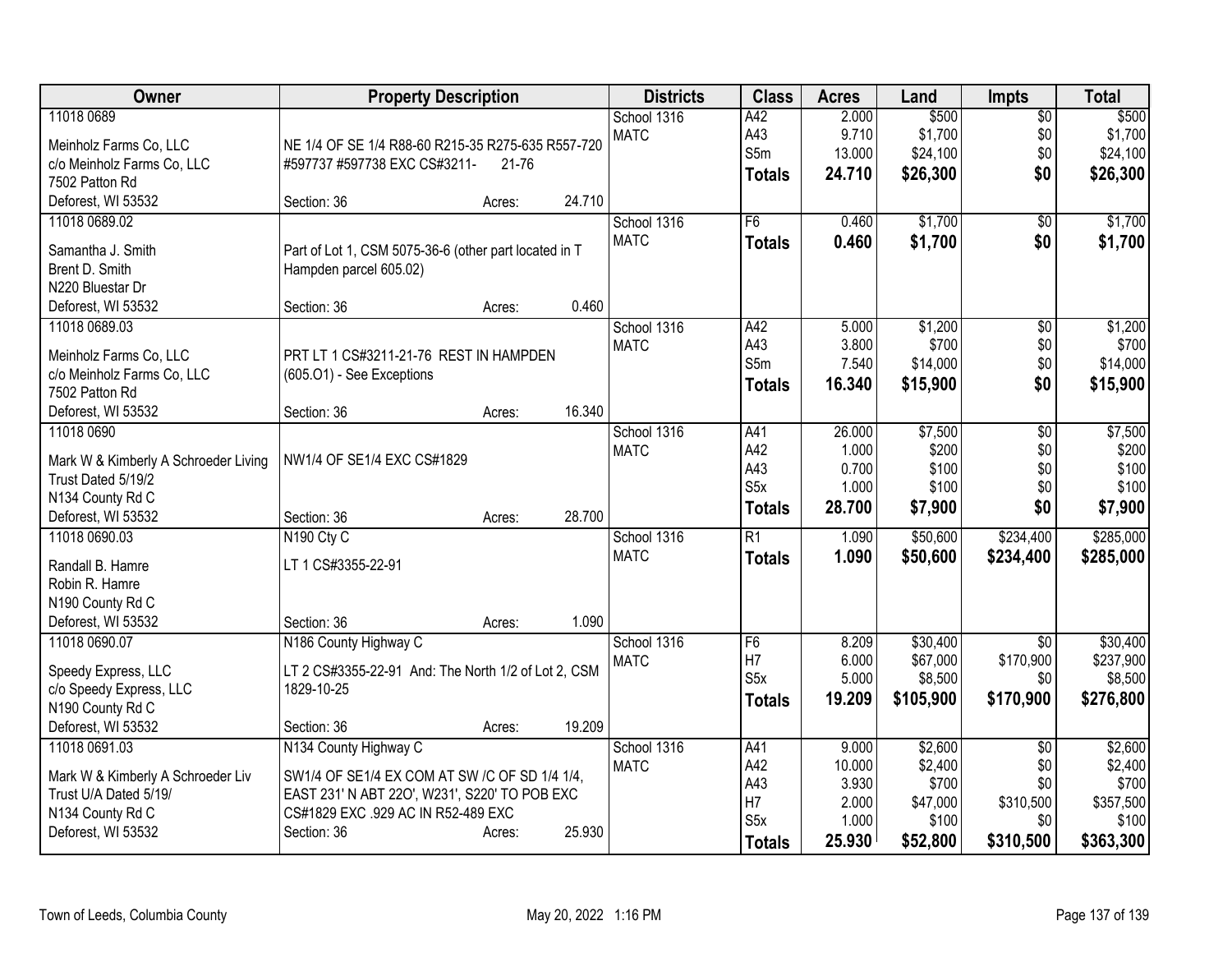| Owner | Property Description | Districts | Class | Acres | Land | Impts | Total |
|---|---|---|---|---|---|---|---|
| 11018 0689<br>Meinholz Farms Co, LLC<br>c/o Meinholz Farms Co, LLC<br>7502 Patton Rd<br>Deforest, WI 53532 | NE 1/4 OF SE 1/4 R88-60 R215-35 R275-635 R557-720 #597737 #597738 EXC CS#3211- 21-76<br>Section: 36 Acres: 24.710 | School 1316<br>MATC | A42<br>A43<br>S5m<br>**Totals** | 2.000<br>9.710<br>13.000<br>**24.710** | $500<br>$1,700<br>$24,100<br>**$26,300** | $0<br>$0<br>$0<br>**$0** | $500<br>$1,700<br>$24,100<br>**$26,300** |
| 11018 0689.02<br>Samantha J. Smith<br>Brent D. Smith<br>N220 Bluestar Dr<br>Deforest, WI 53532 | Part of Lot 1, CSM 5075-36-6 (other part located in T Hampden parcel 605.02)<br>Section: 36 Acres: 0.460 | School 1316<br>MATC | F6<br>**Totals** | 0.460<br>**0.460** | $1,700<br>**$1,700** | $0<br>**$0** | $1,700<br>**$1,700** |
| 11018 0689.03<br>Meinholz Farms Co, LLC<br>c/o Meinholz Farms Co, LLC<br>7502 Patton Rd<br>Deforest, WI 53532 | PRT LT 1 CS#3211-21-76 REST IN HAMPDEN (605.O1) - See Exceptions<br>Section: 36 Acres: 16.340 | School 1316<br>MATC | A42<br>A43<br>S5m<br>**Totals** | 5.000<br>3.800<br>7.540<br>**16.340** | $1,200<br>$700<br>$14,000<br>**$15,900** | $0<br>$0<br>$0<br>**$0** | $1,200<br>$700<br>$14,000<br>**$15,900** |
| 11018 0690<br>Mark W & Kimberly A Schroeder Living Trust Dated 5/19/2<br>N134 County Rd C<br>Deforest, WI 53532 | NW1/4 OF SE1/4 EXC CS#1829<br>Section: 36 Acres: 28.700 | School 1316<br>MATC | A41<br>A42<br>A43<br>S5x<br>**Totals** | 26.000<br>1.000<br>0.700<br>1.000<br>**28.700** | $7,500<br>$200<br>$100<br>$100<br>**$7,900** | $0<br>$0<br>$0<br>$0<br>**$0** | $7,500<br>$200<br>$100<br>$100<br>**$7,900** |
| 11018 0690.03<br>Randall B. Hamre<br>Robin R. Hamre<br>N190 County Rd C<br>Deforest, WI 53532 | N190 Cty C<br>LT 1 CS#3355-22-91<br>Section: 36 Acres: 1.090 | School 1316<br>MATC | R1<br>**Totals** | 1.090<br>**1.090** | $50,600<br>**$50,600** | $234,400<br>**$234,400** | $285,000<br>**$285,000** |
| 11018 0690.07<br>Speedy Express, LLC<br>c/o Speedy Express, LLC<br>N190 County Rd C<br>Deforest, WI 53532 | N186 County Highway C<br>LT 2 CS#3355-22-91 And: The North 1/2 of Lot 2, CSM 1829-10-25<br>Section: 36 Acres: 19.209 | School 1316<br>MATC | F6<br>H7<br>S5x<br>**Totals** | 8.209<br>6.000<br>5.000<br>**19.209** | $30,400<br>$67,000<br>$8,500<br>**$105,900** | $0<br>$170,900<br>$0<br>**$170,900** | $30,400<br>$237,900<br>$8,500<br>**$276,800** |
| 11018 0691.03<br>Mark W & Kimberly A Schroeder Liv Trust U/A Dated 5/19/<br>N134 County Rd C<br>Deforest, WI 53532 | N134 County Highway C<br>SW1/4 OF SE1/4 EX COM AT SW /C OF SD 1/4 1/4, EAST 231' N ABT 22O', W231', S220' TO POB EXC CS#1829 EXC .929 AC IN R52-489 EXC<br>Section: 36 Acres: 25.930 | School 1316<br>MATC | A41<br>A42<br>A43<br>H7<br>S5x<br>**Totals** | 9.000<br>10.000<br>3.930<br>2.000<br>1.000<br>**25.930** | $2,600<br>$2,400<br>$700<br>$47,000<br>$100<br>**$52,800** | $0<br>$0<br>$0<br>$310,500<br>$0<br>**$310,500** | $2,600<br>$2,400<br>$700<br>$357,500<br>$100<br>**$363,300** |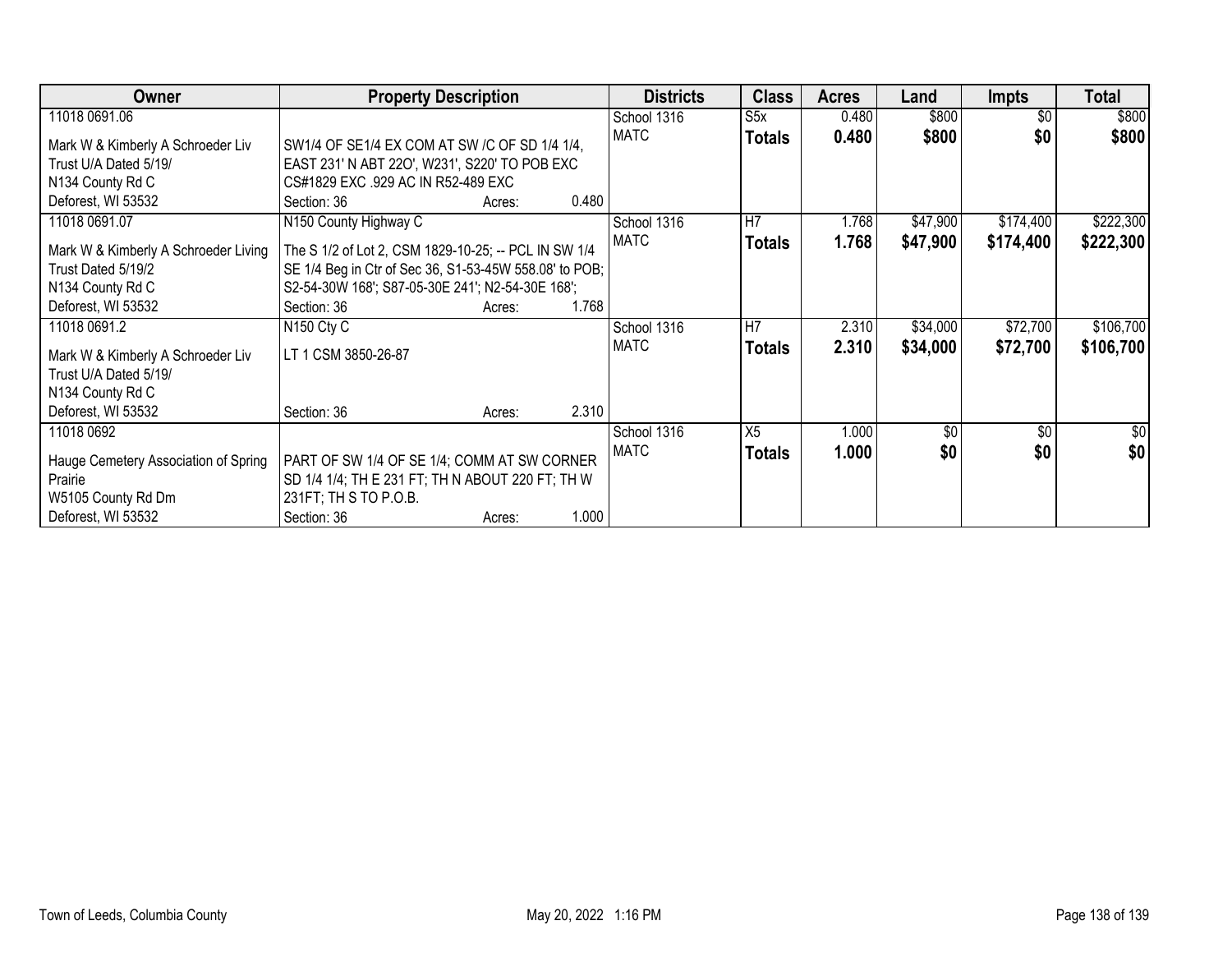| Owner | Property Description | Districts | Class | Acres | Land | Impts | Total |
|---|---|---|---|---|---|---|---|
| 11018 0691.06<br><br>Mark W & Kimberly A Schroeder Liv Trust U/A Dated 5/19/<br>N134 County Rd C<br>Deforest, WI 53532 | SW1/4 OF SE1/4 EX COM AT SW /C OF SD 1/4 1/4, EAST 231' N ABT 22O', W231', S220' TO POB EXC CS#1829 EXC .929 AC IN R52-489 EXC<br>Section: 36 Acres: 0.480 | School 1316<br>MATC | S5x<br>**Totals** | 0.480<br>**0.480** | \$800<br>**\$800** | \$0<br>**\$0** | \$800<br>**\$800** |
| 11018 0691.07<br><br>Mark W & Kimberly A Schroeder Living Trust Dated 5/19/2<br>N134 County Rd C<br>Deforest, WI 53532 | N150 County Highway C<br><br>The S 1/2 of Lot 2, CSM 1829-10-25; -- PCL IN SW 1/4 SE 1/4 Beg in Ctr of Sec 36, S1-53-45W 558.08' to POB; S2-54-30W 168'; S87-05-30E 241'; N2-54-30E 168';<br>Section: 36 Acres: 1.768 | School 1316<br>MATC | H7<br>**Totals** | 1.768<br>**1.768** | \$47,900<br>**\$47,900** | \$174,400<br>**\$174,400** | \$222,300<br>**\$222,300** |
| 11018 0691.2<br><br>Mark W & Kimberly A Schroeder Liv Trust U/A Dated 5/19/<br>N134 County Rd C<br>Deforest, WI 53532 | N150 Cty C<br><br>LT 1 CSM 3850-26-87<br><br>Section: 36 Acres: 2.310 | School 1316<br>MATC | H7<br>**Totals** | 2.310<br>**2.310** | \$34,000<br>**\$34,000** | \$72,700<br>**\$72,700** | \$106,700<br>**\$106,700** |
| 11018 0692<br><br>Hauge Cemetery Association of Spring Prairie<br>W5105 County Rd Dm<br>Deforest, WI 53532 | PART OF SW 1/4 OF SE 1/4; COMM AT SW CORNER SD 1/4 1/4; TH E 231 FT; TH N ABOUT 220 FT; TH W 231FT; TH S TO P.O.B.<br>Section: 36 Acres: 1.000 | School 1316<br>MATC | X5<br>**Totals** | 1.000<br>**1.000** | \$0<br>**\$0** | \$0<br>**\$0** | \$0<br>**\$0** |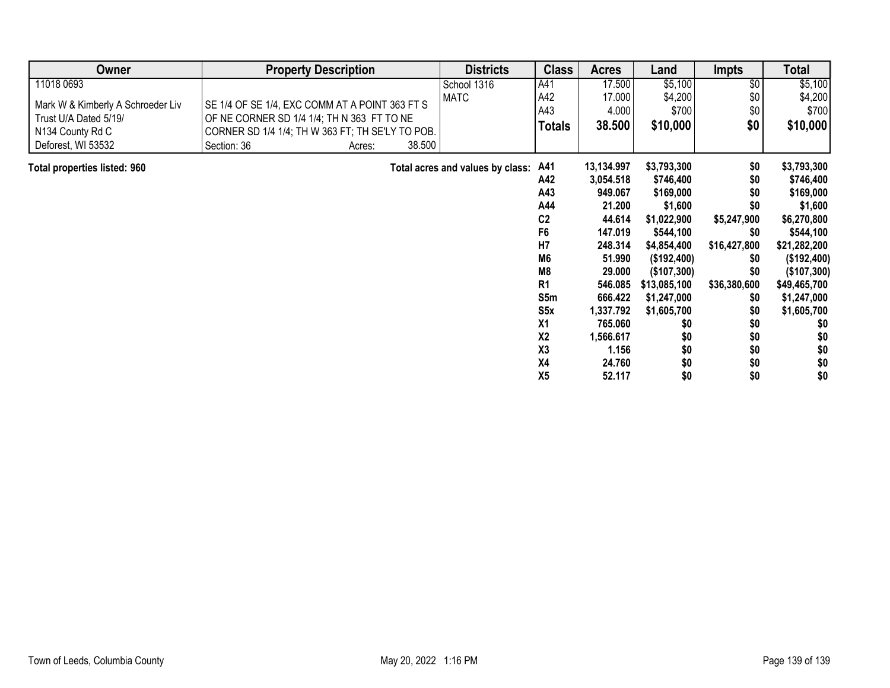| Owner | Property Description | Districts | Class | Acres | Land | Impts | Total |
|---|---|---|---|---|---|---|---|
| 11018 0693<br>Mark W & Kimberly A Schroeder Liv Trust U/A Dated 5/19/<br>N134 County Rd C<br>Deforest, WI 53532 | SE 1/4 OF SE 1/4, EXC COMM AT A POINT 363 FT S OF NE CORNER SD 1/4 1/4; TH N 363 FT TO NE CORNER SD 1/4 1/4; TH W 363 FT; TH SE'LY TO POB.<br>Section: 36 Acres: 38.500 | School 1316<br>MATC | A41 | 17.500 | $5,100 | $0 | $5,100 |
| | | | A42 | 17.000 | $4,200 | $0 | $4,200 |
| | | | A43 | 4.000 | $700 | $0 | $700 |
| | | | **Totals** | **38.500** | **$10,000** | **$0** | **$10,000** |

**Total properties listed: 960**

| | Class | Acres | Land | Impts | Total |
|---|---|---|---|---|---|
| **Total acres and values by class:** | **A41** | **13,134.997** | **$3,793,300** | **$0** | **$3,793,300** |
| | **A42** | **3,054.518** | **$746,400** | **$0** | **$746,400** |
| | **A43** | **949.067** | **$169,000** | **$0** | **$169,000** |
| | **A44** | **21.200** | **$1,600** | **$0** | **$1,600** |
| | **C2** | **44.614** | **$1,022,900** | **$5,247,900** | **$6,270,800** |
| | **F6** | **147.019** | **$544,100** | **$0** | **$544,100** |
| | **H7** | **248.314** | **$4,854,400** | **$16,427,800** | **$21,282,200** |
| | **M6** | **51.990** | **($192,400)** | **$0** | **($192,400)** |
| | **M8** | **29.000** | **($107,300)** | **$0** | **($107,300)** |
| | **R1** | **546.085** | **$13,085,100** | **$36,380,600** | **$49,465,700** |
| | **S5m** | **666.422** | **$1,247,000** | **$0** | **$1,247,000** |
| | **S5x** | **1,337.792** | **$1,605,700** | **$0** | **$1,605,700** |
| | **X1** | **765.060** | **$0** | **$0** | **$0** |
| | **X2** | **1,566.617** | **$0** | **$0** | **$0** |
| | **X3** | **1.156** | **$0** | **$0** | **$0** |
| | **X4** | **24.760** | **$0** | **$0** | **$0** |
| | **X5** | **52.117** | **$0** | **$0** | **$0** |

Town of Leeds, Columbia County May 20, 2022 1:16 PM